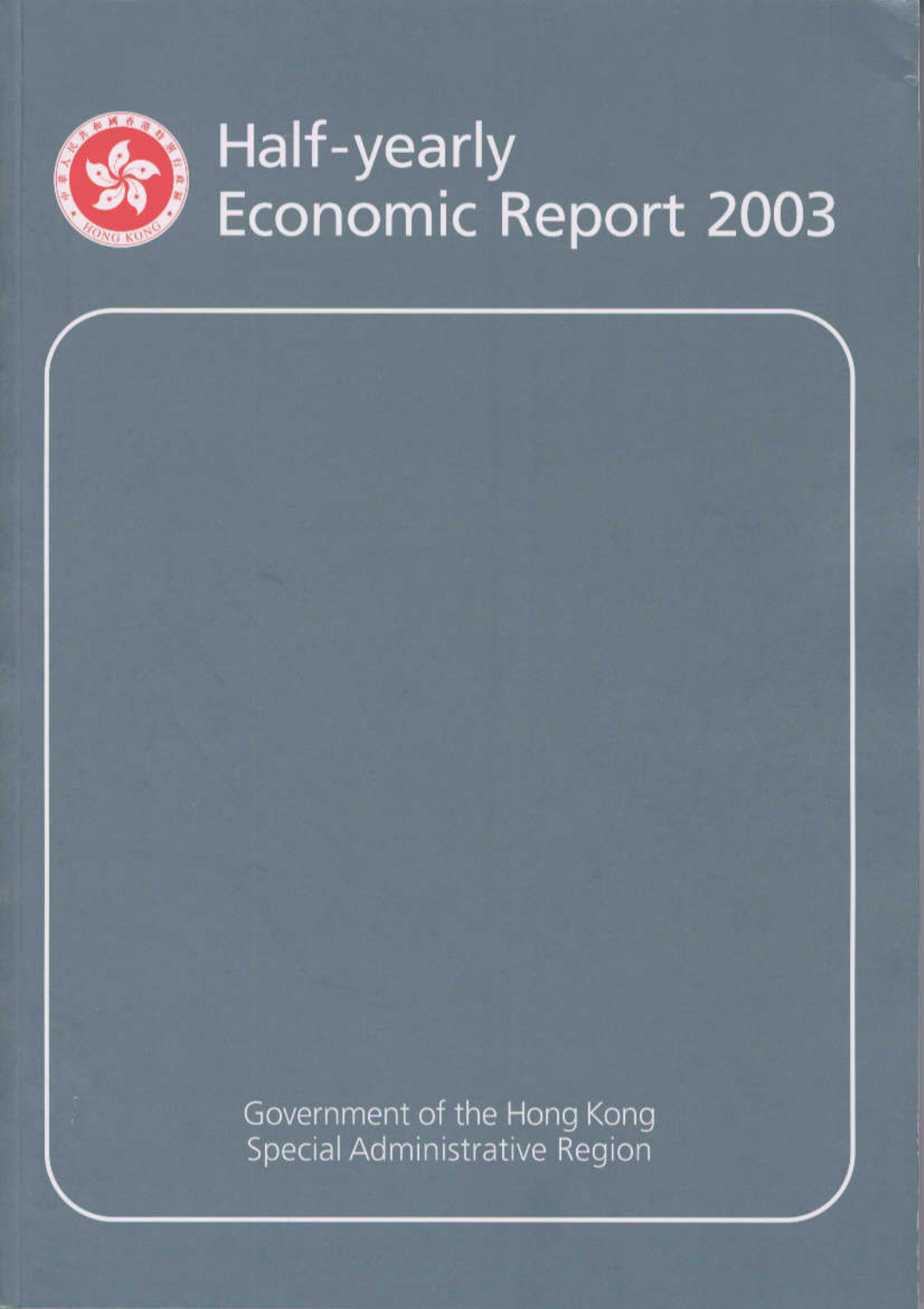# Half-yearly Economic Report 2003

Government of the Hong Kong Special Administrative Region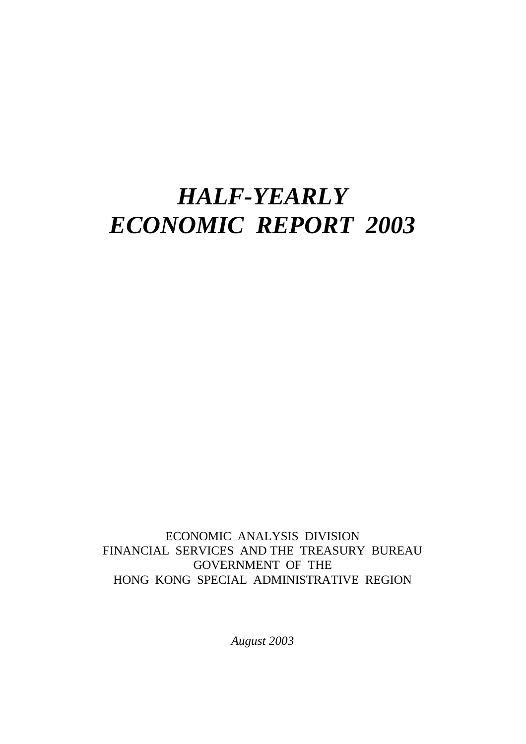# *HALF-YEARLY ECONOMIC REPORT 2003*

ECONOMIC ANALYSIS DIVISION
FINANCIAL SERVICES AND THE TREASURY BUREAU
GOVERNMENT OF THE
HONG KONG SPECIAL ADMINISTRATIVE REGION

*August 2003*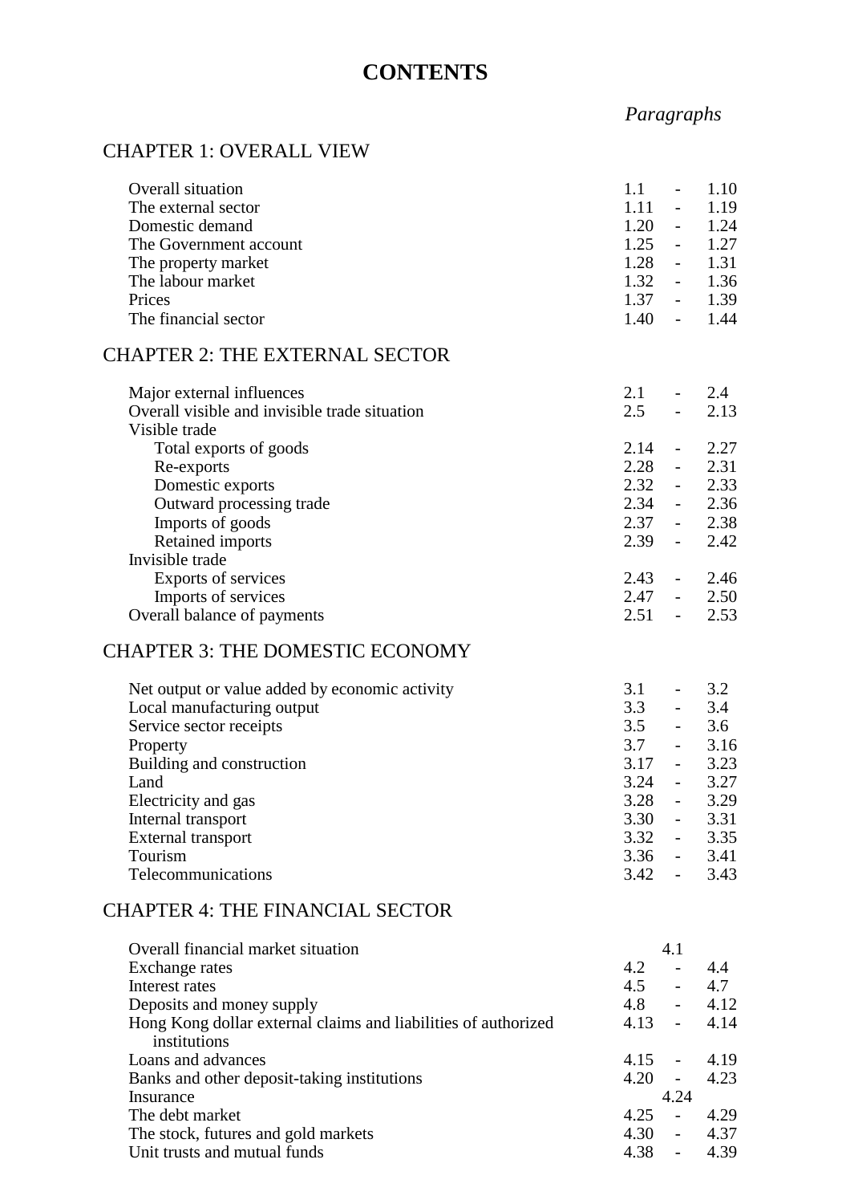# CONTENTS

| | *Paragraphs* |
|---|---|
| **CHAPTER 1: OVERALL VIEW** | |
| Overall situation | 1.1 - 1.10 |
| The external sector | 1.11 - 1.19 |
| Domestic demand | 1.20 - 1.24 |
| The Government account | 1.25 - 1.27 |
| The property market | 1.28 - 1.31 |
| The labour market | 1.32 - 1.36 |
| Prices | 1.37 - 1.39 |
| The financial sector | 1.40 - 1.44 |
| **CHAPTER 2: THE EXTERNAL SECTOR** | |
| Major external influences | 2.1 - 2.4 |
| Overall visible and invisible trade situation | 2.5 - 2.13 |
| Visible trade | |
| Total exports of goods | 2.14 - 2.27 |
| Re-exports | 2.28 - 2.31 |
| Domestic exports | 2.32 - 2.33 |
| Outward processing trade | 2.34 - 2.36 |
| Imports of goods | 2.37 - 2.38 |
| Retained imports | 2.39 - 2.42 |
| Invisible trade | |
| Exports of services | 2.43 - 2.46 |
| Imports of services | 2.47 - 2.50 |
| Overall balance of payments | 2.51 - 2.53 |
| **CHAPTER 3: THE DOMESTIC ECONOMY** | |
| Net output or value added by economic activity | 3.1 - 3.2 |
| Local manufacturing output | 3.3 - 3.4 |
| Service sector receipts | 3.5 - 3.6 |
| Property | 3.7 - 3.16 |
| Building and construction | 3.17 - 3.23 |
| Land | 3.24 - 3.27 |
| Electricity and gas | 3.28 - 3.29 |
| Internal transport | 3.30 - 3.31 |
| External transport | 3.32 - 3.35 |
| Tourism | 3.36 - 3.41 |
| Telecommunications | 3.42 - 3.43 |
| **CHAPTER 4: THE FINANCIAL SECTOR** | |
| Overall financial market situation | 4.1 |
| Exchange rates | 4.2 - 4.4 |
| Interest rates | 4.5 - 4.7 |
| Deposits and money supply | 4.8 - 4.12 |
| Hong Kong dollar external claims and liabilities of authorized institutions | 4.13 - 4.14 |
| Loans and advances | 4.15 - 4.19 |
| Banks and other deposit-taking institutions | 4.20 - 4.23 |
| Insurance | 4.24 |
| The debt market | 4.25 - 4.29 |
| The stock, futures and gold markets | 4.30 - 4.37 |
| Unit trusts and mutual funds | 4.38 - 4.39 |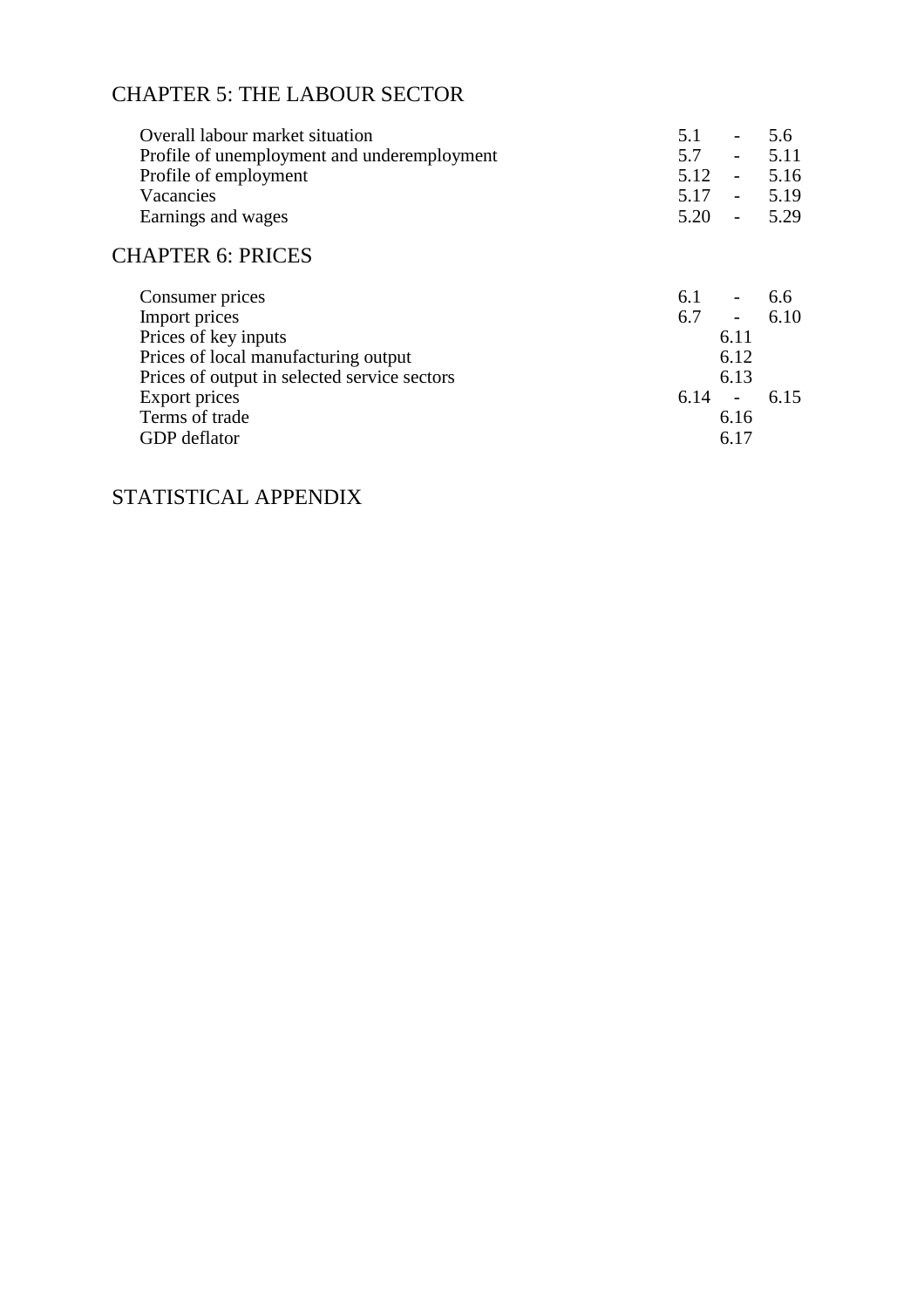## CHAPTER 5: THE LABOUR SECTOR

| | |
|---|---|
| Overall labour market situation | 5.1 - 5.6 |
| Profile of unemployment and underemployment | 5.7 - 5.11 |
| Profile of employment | 5.12 - 5.16 |
| Vacancies | 5.17 - 5.19 |
| Earnings and wages | 5.20 - 5.29 |

## CHAPTER 6: PRICES

| | |
|---|---|
| Consumer prices | 6.1 - 6.6 |
| Import prices | 6.7 - 6.10 |
| Prices of key inputs | 6.11 |
| Prices of local manufacturing output | 6.12 |
| Prices of output in selected service sectors | 6.13 |
| Export prices | 6.14 - 6.15 |
| Terms of trade | 6.16 |
| GDP deflator | 6.17 |

## STATISTICAL APPENDIX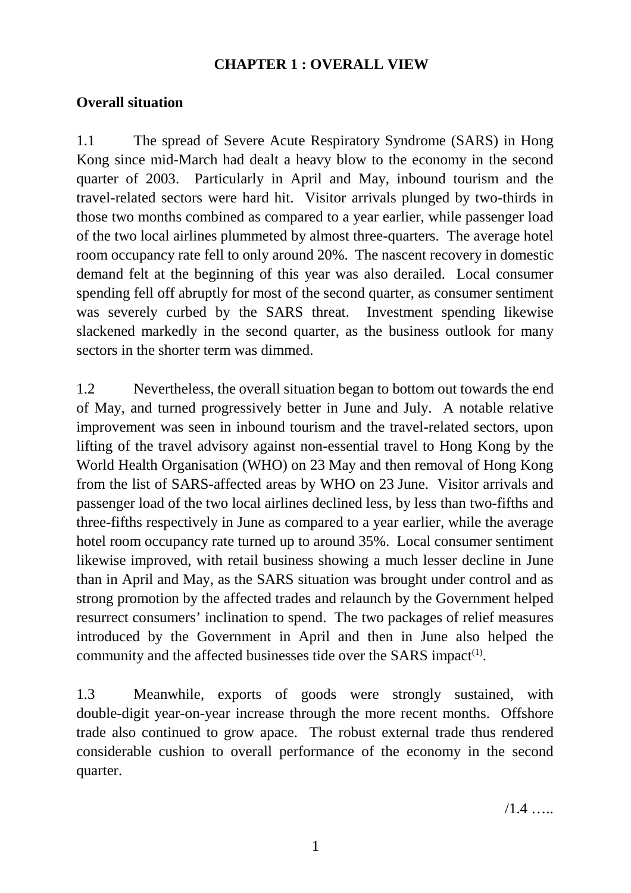# CHAPTER 1 : OVERALL VIEW

## Overall situation

1.1 The spread of Severe Acute Respiratory Syndrome (SARS) in Hong Kong since mid-March had dealt a heavy blow to the economy in the second quarter of 2003. Particularly in April and May, inbound tourism and the travel-related sectors were hard hit. Visitor arrivals plunged by two-thirds in those two months combined as compared to a year earlier, while passenger load of the two local airlines plummeted by almost three-quarters. The average hotel room occupancy rate fell to only around 20%. The nascent recovery in domestic demand felt at the beginning of this year was also derailed. Local consumer spending fell off abruptly for most of the second quarter, as consumer sentiment was severely curbed by the SARS threat. Investment spending likewise slackened markedly in the second quarter, as the business outlook for many sectors in the shorter term was dimmed.

1.2 Nevertheless, the overall situation began to bottom out towards the end of May, and turned progressively better in June and July. A notable relative improvement was seen in inbound tourism and the travel-related sectors, upon lifting of the travel advisory against non-essential travel to Hong Kong by the World Health Organisation (WHO) on 23 May and then removal of Hong Kong from the list of SARS-affected areas by WHO on 23 June. Visitor arrivals and passenger load of the two local airlines declined less, by less than two-fifths and three-fifths respectively in June as compared to a year earlier, while the average hotel room occupancy rate turned up to around 35%. Local consumer sentiment likewise improved, with retail business showing a much lesser decline in June than in April and May, as the SARS situation was brought under control and as strong promotion by the affected trades and relaunch by the Government helped resurrect consumers' inclination to spend. The two packages of relief measures introduced by the Government in April and then in June also helped the community and the affected businesses tide over the SARS impact(1).

1.3 Meanwhile, exports of goods were strongly sustained, with double-digit year-on-year increase through the more recent months. Offshore trade also continued to grow apace. The robust external trade thus rendered considerable cushion to overall performance of the economy in the second quarter.

/1.4 …..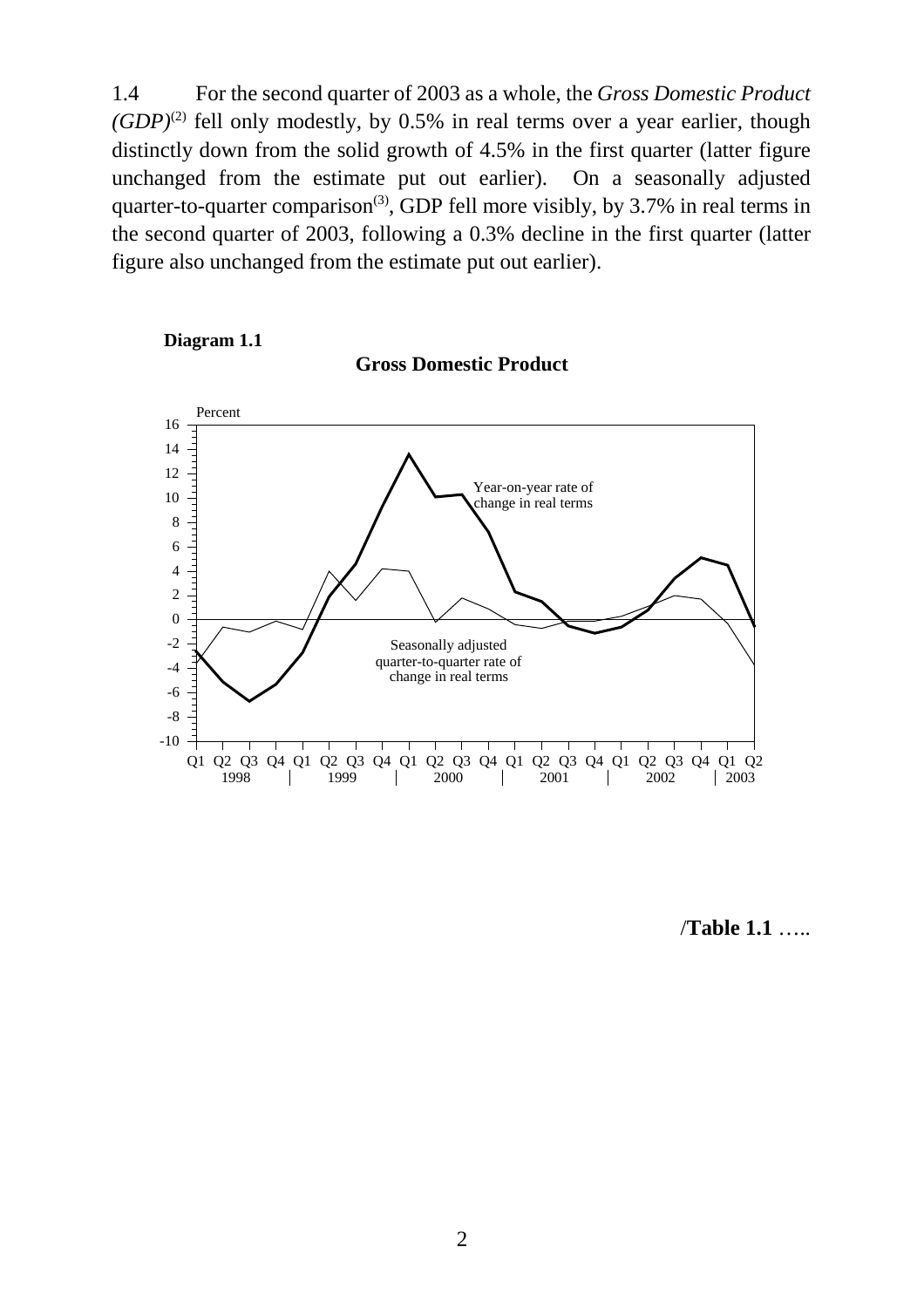1.4 For the second quarter of 2003 as a whole, the *Gross Domestic Product (GDP)*[(2)] fell only modestly, by 0.5% in real terms over a year earlier, though distinctly down from the solid growth of 4.5% in the first quarter (latter figure unchanged from the estimate put out earlier). On a seasonally adjusted quarter-to-quarter comparison[(3)], GDP fell more visibly, by 3.7% in real terms in the second quarter of 2003, following a 0.3% decline in the first quarter (latter figure also unchanged from the estimate put out earlier).

**Diagram 1.1**

**Gross Domestic Product**

Percent

Year-on-year rate of change in real terms

Seasonally adjusted quarter-to-quarter rate of change in real terms

Q1 Q2 Q3 Q4 Q1 Q2 Q3 Q4 Q1 Q2 Q3 Q4 Q1 Q2 Q3 Q4 Q1 Q2 Q3 Q4 Q1 Q2

1998 | 1999 | 2000 | 2001 | 2002 | 2003

/**Table 1.1** …..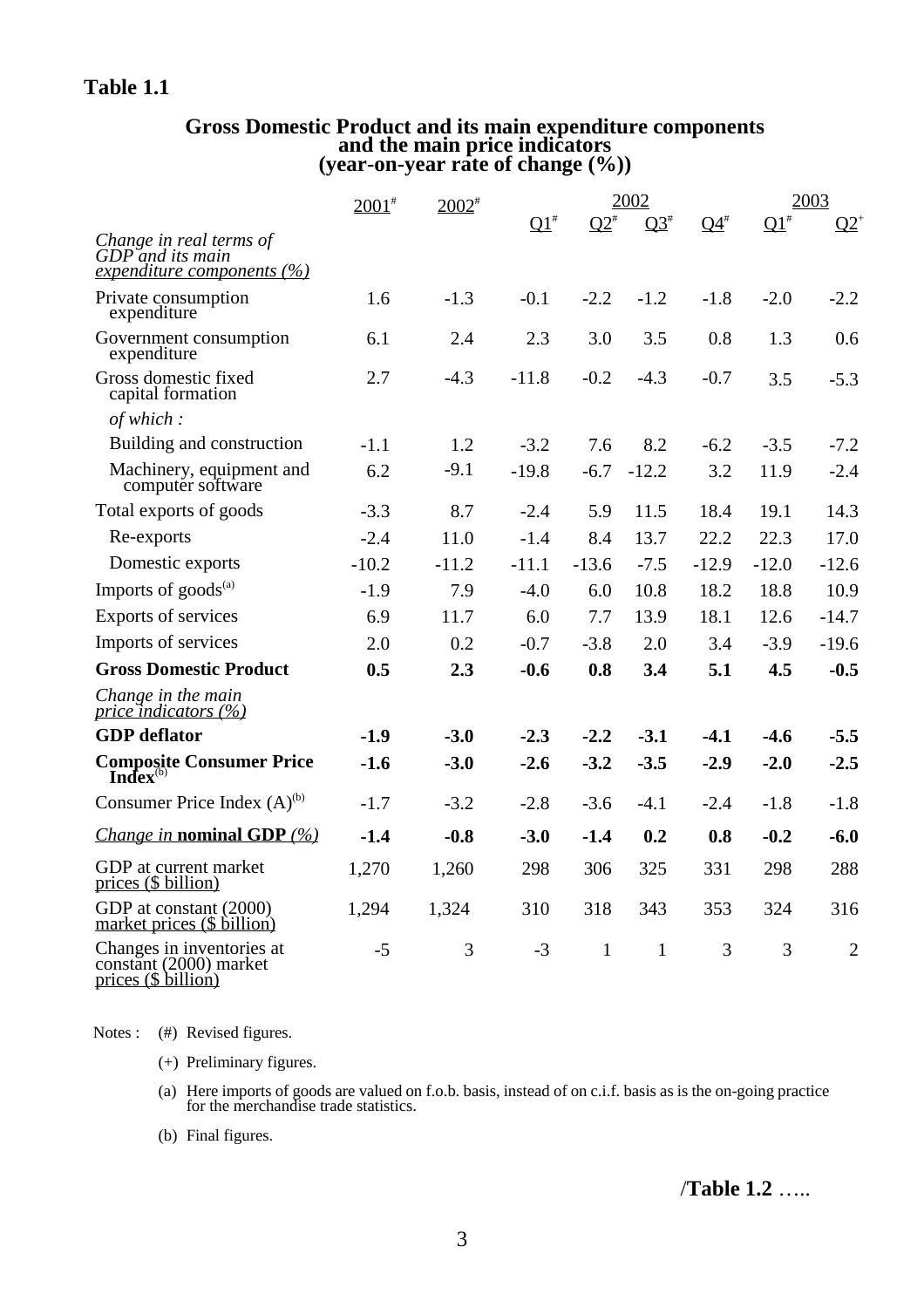**Table 1.1**

**Gross Domestic Product and its main expenditure components and the main price indicators (year-on-year rate of change (%))**

| | 2001# | 2002# | 2002 | | | | 2003 | |
|---|---|---|---|---|---|---|---|---|
| | | | Q1# | Q2# | Q3# | Q4# | Q1# | Q2+ |
| *Change in real terms of GDP and its main expenditure components (%)* | | | | | | | | |
| Private consumption expenditure | 1.6 | -1.3 | -0.1 | -2.2 | -1.2 | -1.8 | -2.0 | -2.2 |
| Government consumption expenditure | 6.1 | 2.4 | 2.3 | 3.0 | 3.5 | 0.8 | 1.3 | 0.6 |
| Gross domestic fixed capital formation | 2.7 | -4.3 | -11.8 | -0.2 | -4.3 | -0.7 | 3.5 | -5.3 |
| *of which :* | | | | | | | | |
| Building and construction | -1.1 | 1.2 | -3.2 | 7.6 | 8.2 | -6.2 | -3.5 | -7.2 |
| Machinery, equipment and computer software | 6.2 | -9.1 | -19.8 | -6.7 | -12.2 | 3.2 | 11.9 | -2.4 |
| Total exports of goods | -3.3 | 8.7 | -2.4 | 5.9 | 11.5 | 18.4 | 19.1 | 14.3 |
| Re-exports | -2.4 | 11.0 | -1.4 | 8.4 | 13.7 | 22.2 | 22.3 | 17.0 |
| Domestic exports | -10.2 | -11.2 | -11.1 | -13.6 | -7.5 | -12.9 | -12.0 | -12.6 |
| Imports of goods[(a)] | -1.9 | 7.9 | -4.0 | 6.0 | 10.8 | 18.2 | 18.8 | 10.9 |
| Exports of services | 6.9 | 11.7 | 6.0 | 7.7 | 13.9 | 18.1 | 12.6 | -14.7 |
| Imports of services | 2.0 | 0.2 | -0.7 | -3.8 | 2.0 | 3.4 | -3.9 | -19.6 |
| **Gross Domestic Product** | **0.5** | **2.3** | **-0.6** | **0.8** | **3.4** | **5.1** | **4.5** | **-0.5** |
| *Change in the main price indicators (%)* | | | | | | | | |
| **GDP deflator** | **-1.9** | **-3.0** | **-2.3** | **-2.2** | **-3.1** | **-4.1** | **-4.6** | **-5.5** |
| **Composite Consumer Price Index**[(b)] | **-1.6** | **-3.0** | **-2.6** | **-3.2** | **-3.5** | **-2.9** | **-2.0** | **-2.5** |
| Consumer Price Index (A)[(b)] | -1.7 | -3.2 | -2.8 | -3.6 | -4.1 | -2.4 | -1.8 | -1.8 |
| *Change in* **nominal GDP** *(%)* | **-1.4** | **-0.8** | **-3.0** | **-1.4** | **0.2** | **0.8** | **-0.2** | **-6.0** |
| GDP at current market prices ($ billion) | 1,270 | 1,260 | 298 | 306 | 325 | 331 | 298 | 288 |
| GDP at constant (2000) market prices ($ billion) | 1,294 | 1,324 | 310 | 318 | 343 | 353 | 324 | 316 |
| Changes in inventories at constant (2000) market prices ($ billion) | -5 | 3 | -3 | 1 | 1 | 3 | 3 | 2 |

Notes :
(#) Revised figures.

(+) Preliminary figures.

(a) Here imports of goods are valued on f.o.b. basis, instead of on c.i.f. basis as is the on-going practice for the merchandise trade statistics.

(b) Final figures.

/**Table 1.2** …..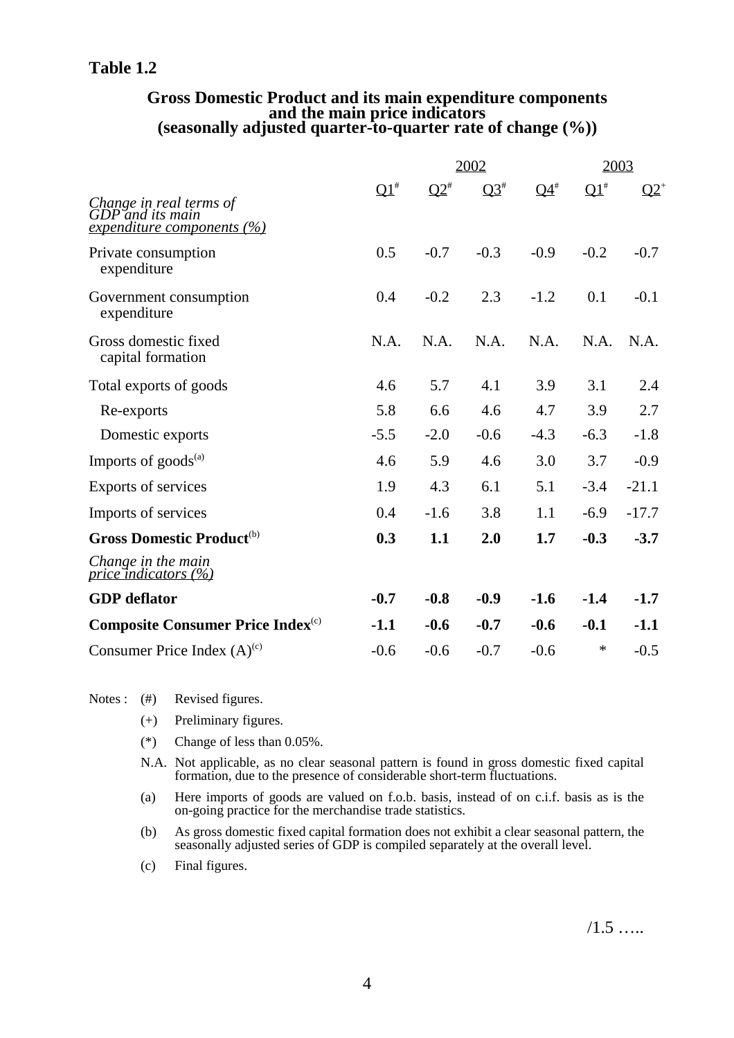**Table 1.2**

**Gross Domestic Product and its main expenditure components and the main price indicators (seasonally adjusted quarter-to-quarter rate of change (%))**

| | 2002 | | | | 2003 | |
|---|---|---|---|---|---|---|
| | Q1# | Q2# | Q3# | Q4# | Q1# | Q2+ |
| *Change in real terms of GDP and its main expenditure components (%)* | | | | | | |
| Private consumption expenditure | 0.5 | -0.7 | -0.3 | -0.9 | -0.2 | -0.7 |
| Government consumption expenditure | 0.4 | -0.2 | 2.3 | -1.2 | 0.1 | -0.1 |
| Gross domestic fixed capital formation | N.A. | N.A. | N.A. | N.A. | N.A. | N.A. |
| Total exports of goods | 4.6 | 5.7 | 4.1 | 3.9 | 3.1 | 2.4 |
| Re-exports | 5.8 | 6.6 | 4.6 | 4.7 | 3.9 | 2.7 |
| Domestic exports | -5.5 | -2.0 | -0.6 | -4.3 | -6.3 | -1.8 |
| Imports of goods(a) | 4.6 | 5.9 | 4.6 | 3.0 | 3.7 | -0.9 |
| Exports of services | 1.9 | 4.3 | 6.1 | 5.1 | -3.4 | -21.1 |
| Imports of services | 0.4 | -1.6 | 3.8 | 1.1 | -6.9 | -17.7 |
| **Gross Domestic Product(b)** | **0.3** | **1.1** | **2.0** | **1.7** | **-0.3** | **-3.7** |
| *Change in the main price indicators (%)* | | | | | | |
| **GDP deflator** | **-0.7** | **-0.8** | **-0.9** | **-1.6** | **-1.4** | **-1.7** |
| **Composite Consumer Price Index(c)** | **-1.1** | **-0.6** | **-0.7** | **-0.6** | **-0.1** | **-1.1** |
| Consumer Price Index (A)(c) | -0.6 | -0.6 | -0.7 | -0.6 | * | -0.5 |

Notes :
- (#) Revised figures.
- (+) Preliminary figures.
- (*) Change of less than 0.05%.
- N.A. Not applicable, as no clear seasonal pattern is found in gross domestic fixed capital formation, due to the presence of considerable short-term fluctuations.
- (a) Here imports of goods are valued on f.o.b. basis, instead of on c.i.f. basis as is the on-going practice for the merchandise trade statistics.
- (b) As gross domestic fixed capital formation does not exhibit a clear seasonal pattern, the seasonally adjusted series of GDP is compiled separately at the overall level.
- (c) Final figures.

/1.5 …..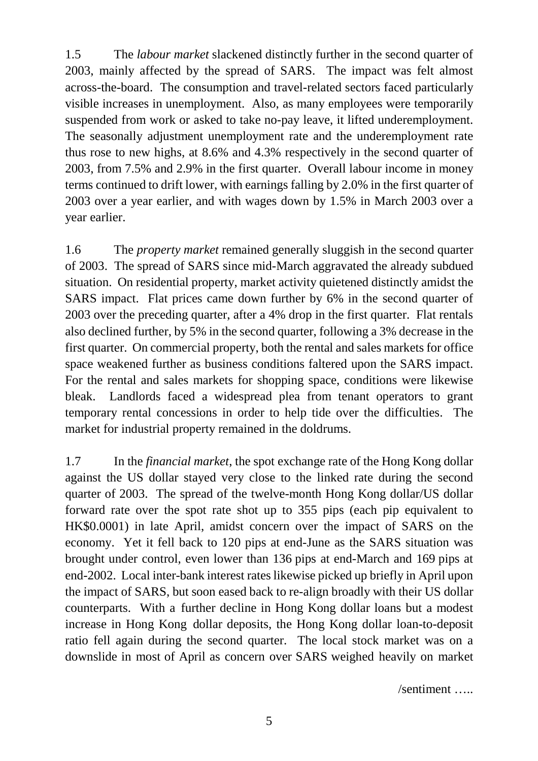1.5 The *labour market* slackened distinctly further in the second quarter of 2003, mainly affected by the spread of SARS. The impact was felt almost across-the-board. The consumption and travel-related sectors faced particularly visible increases in unemployment. Also, as many employees were temporarily suspended from work or asked to take no-pay leave, it lifted underemployment. The seasonally adjustment unemployment rate and the underemployment rate thus rose to new highs, at 8.6% and 4.3% respectively in the second quarter of 2003, from 7.5% and 2.9% in the first quarter. Overall labour income in money terms continued to drift lower, with earnings falling by 2.0% in the first quarter of 2003 over a year earlier, and with wages down by 1.5% in March 2003 over a year earlier.

1.6 The *property market* remained generally sluggish in the second quarter of 2003. The spread of SARS since mid-March aggravated the already subdued situation. On residential property, market activity quietened distinctly amidst the SARS impact. Flat prices came down further by 6% in the second quarter of 2003 over the preceding quarter, after a 4% drop in the first quarter. Flat rentals also declined further, by 5% in the second quarter, following a 3% decrease in the first quarter. On commercial property, both the rental and sales markets for office space weakened further as business conditions faltered upon the SARS impact. For the rental and sales markets for shopping space, conditions were likewise bleak. Landlords faced a widespread plea from tenant operators to grant temporary rental concessions in order to help tide over the difficulties. The market for industrial property remained in the doldrums.

1.7 In the *financial market*, the spot exchange rate of the Hong Kong dollar against the US dollar stayed very close to the linked rate during the second quarter of 2003. The spread of the twelve-month Hong Kong dollar/US dollar forward rate over the spot rate shot up to 355 pips (each pip equivalent to HK$0.0001) in late April, amidst concern over the impact of SARS on the economy. Yet it fell back to 120 pips at end-June as the SARS situation was brought under control, even lower than 136 pips at end-March and 169 pips at end-2002. Local inter-bank interest rates likewise picked up briefly in April upon the impact of SARS, but soon eased back to re-align broadly with their US dollar counterparts. With a further decline in Hong Kong dollar loans but a modest increase in Hong Kong dollar deposits, the Hong Kong dollar loan-to-deposit ratio fell again during the second quarter. The local stock market was on a downslide in most of April as concern over SARS weighed heavily on market

/sentiment …..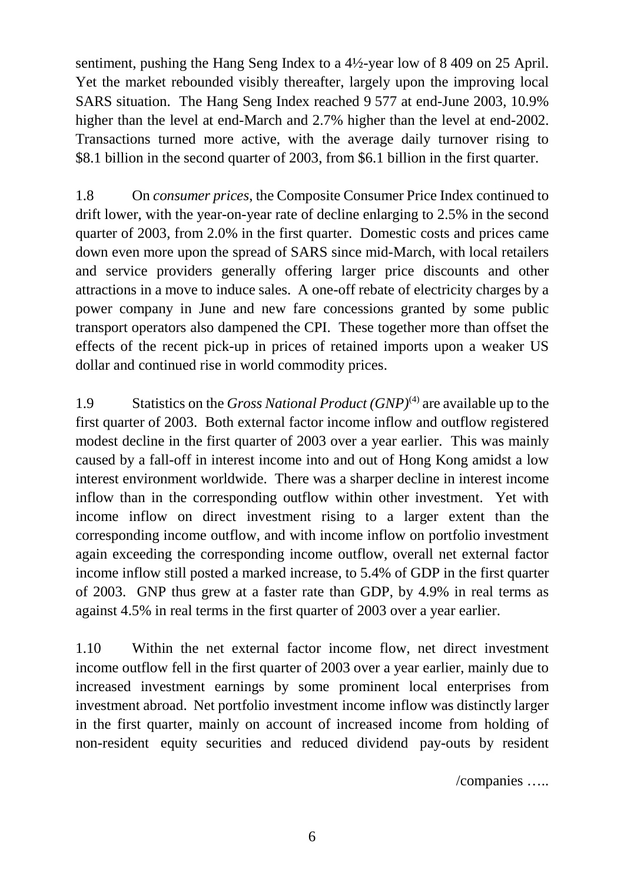sentiment, pushing the Hang Seng Index to a 4½-year low of 8 409 on 25 April. Yet the market rebounded visibly thereafter, largely upon the improving local SARS situation. The Hang Seng Index reached 9 577 at end-June 2003, 10.9% higher than the level at end-March and 2.7% higher than the level at end-2002. Transactions turned more active, with the average daily turnover rising to $8.1 billion in the second quarter of 2003, from $6.1 billion in the first quarter.

1.8 On *consumer prices*, the Composite Consumer Price Index continued to drift lower, with the year-on-year rate of decline enlarging to 2.5% in the second quarter of 2003, from 2.0% in the first quarter. Domestic costs and prices came down even more upon the spread of SARS since mid-March, with local retailers and service providers generally offering larger price discounts and other attractions in a move to induce sales. A one-off rebate of electricity charges by a power company in June and new fare concessions granted by some public transport operators also dampened the CPI. These together more than offset the effects of the recent pick-up in prices of retained imports upon a weaker US dollar and continued rise in world commodity prices.

1.9 Statistics on the *Gross National Product (GNP)*[(4)] are available up to the first quarter of 2003. Both external factor income inflow and outflow registered modest decline in the first quarter of 2003 over a year earlier. This was mainly caused by a fall-off in interest income into and out of Hong Kong amidst a low interest environment worldwide. There was a sharper decline in interest income inflow than in the corresponding outflow within other investment. Yet with income inflow on direct investment rising to a larger extent than the corresponding income outflow, and with income inflow on portfolio investment again exceeding the corresponding income outflow, overall net external factor income inflow still posted a marked increase, to 5.4% of GDP in the first quarter of 2003. GNP thus grew at a faster rate than GDP, by 4.9% in real terms as against 4.5% in real terms in the first quarter of 2003 over a year earlier.

1.10 Within the net external factor income flow, net direct investment income outflow fell in the first quarter of 2003 over a year earlier, mainly due to increased investment earnings by some prominent local enterprises from investment abroad. Net portfolio investment income inflow was distinctly larger in the first quarter, mainly on account of increased income from holding of non-resident equity securities and reduced dividend pay-outs by resident

/companies …..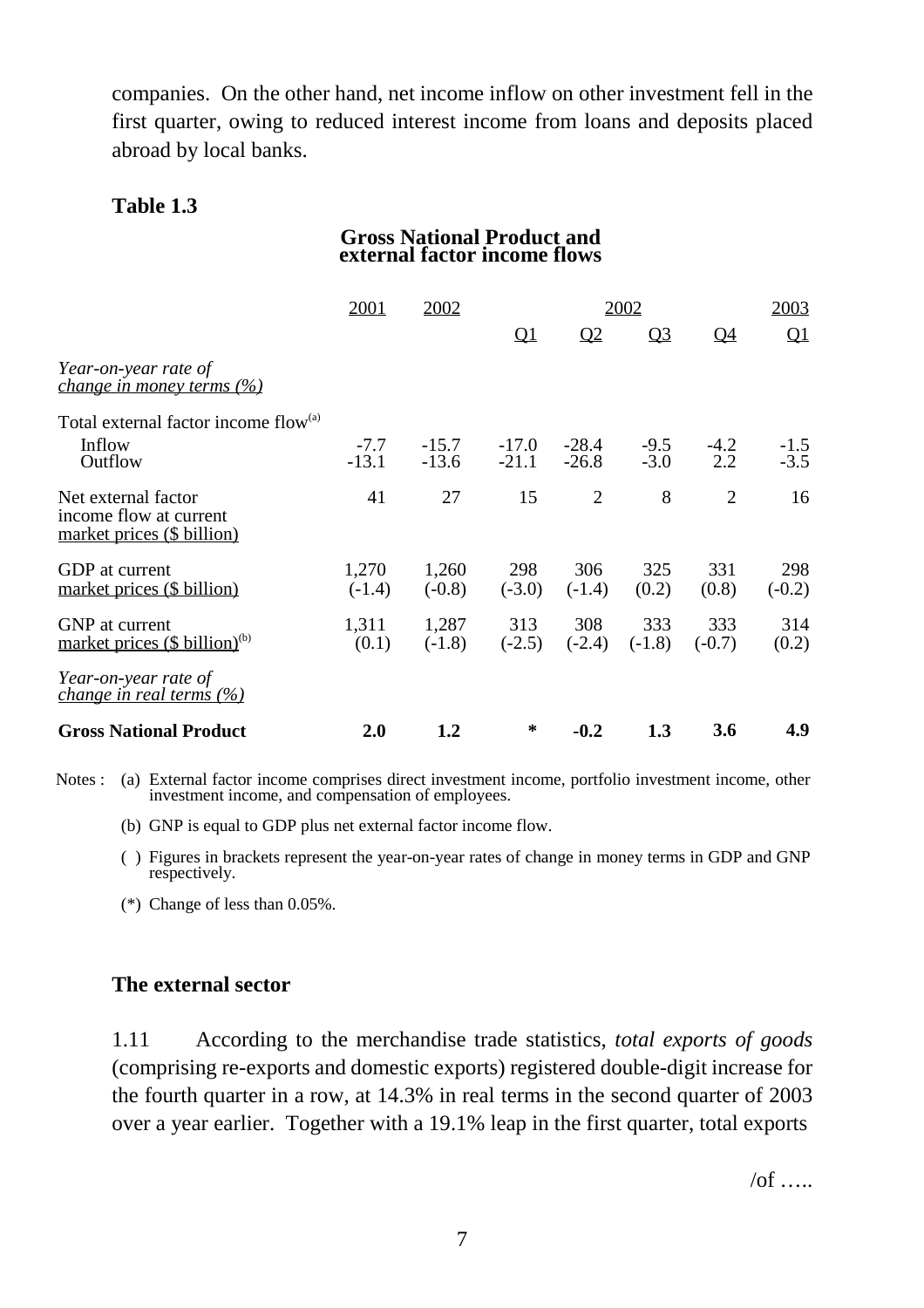companies. On the other hand, net income inflow on other investment fell in the first quarter, owing to reduced interest income from loans and deposits placed abroad by local banks.

**Table 1.3**

**Gross National Product and external factor income flows**

| | 2001 | 2002 | 2002 Q1 | 2002 Q2 | 2002 Q3 | 2002 Q4 | 2003 Q1 |
|---|---|---|---|---|---|---|---|
| *Year-on-year rate of change in money terms (%)* | | | | | | | |
| Total external factor income flow(a) | | | | | | | |
| Inflow | -7.7 | -15.7 | -17.0 | -28.4 | -9.5 | -4.2 | -1.5 |
| Outflow | -13.1 | -13.6 | -21.1 | -26.8 | -3.0 | 2.2 | -3.5 |
| Net external factor income flow at current market prices ($ billion) | 41 | 27 | 15 | 2 | 8 | 2 | 16 |
| GDP at current market prices ($ billion) | 1,270 (-1.4) | 1,260 (-0.8) | 298 (-3.0) | 306 (-1.4) | 325 (0.2) | 331 (0.8) | 298 (-0.2) |
| GNP at current market prices ($ billion)(b) | 1,311 (0.1) | 1,287 (-1.8) | 313 (-2.5) | 308 (-2.4) | 333 (-1.8) | 333 (-0.7) | 314 (0.2) |
| *Year-on-year rate of change in real terms (%)* | | | | | | | |
| **Gross National Product** | **2.0** | **1.2** | * | **-0.2** | **1.3** | **3.6** | **4.9** |

Notes : (a) External factor income comprises direct investment income, portfolio investment income, other investment income, and compensation of employees.

(b) GNP is equal to GDP plus net external factor income flow.

( ) Figures in brackets represent the year-on-year rates of change in money terms in GDP and GNP respectively.

(*) Change of less than 0.05%.

## The external sector

1.11 According to the merchandise trade statistics, *total exports of goods* (comprising re-exports and domestic exports) registered double-digit increase for the fourth quarter in a row, at 14.3% in real terms in the second quarter of 2003 over a year earlier. Together with a 19.1% leap in the first quarter, total exports

/of …..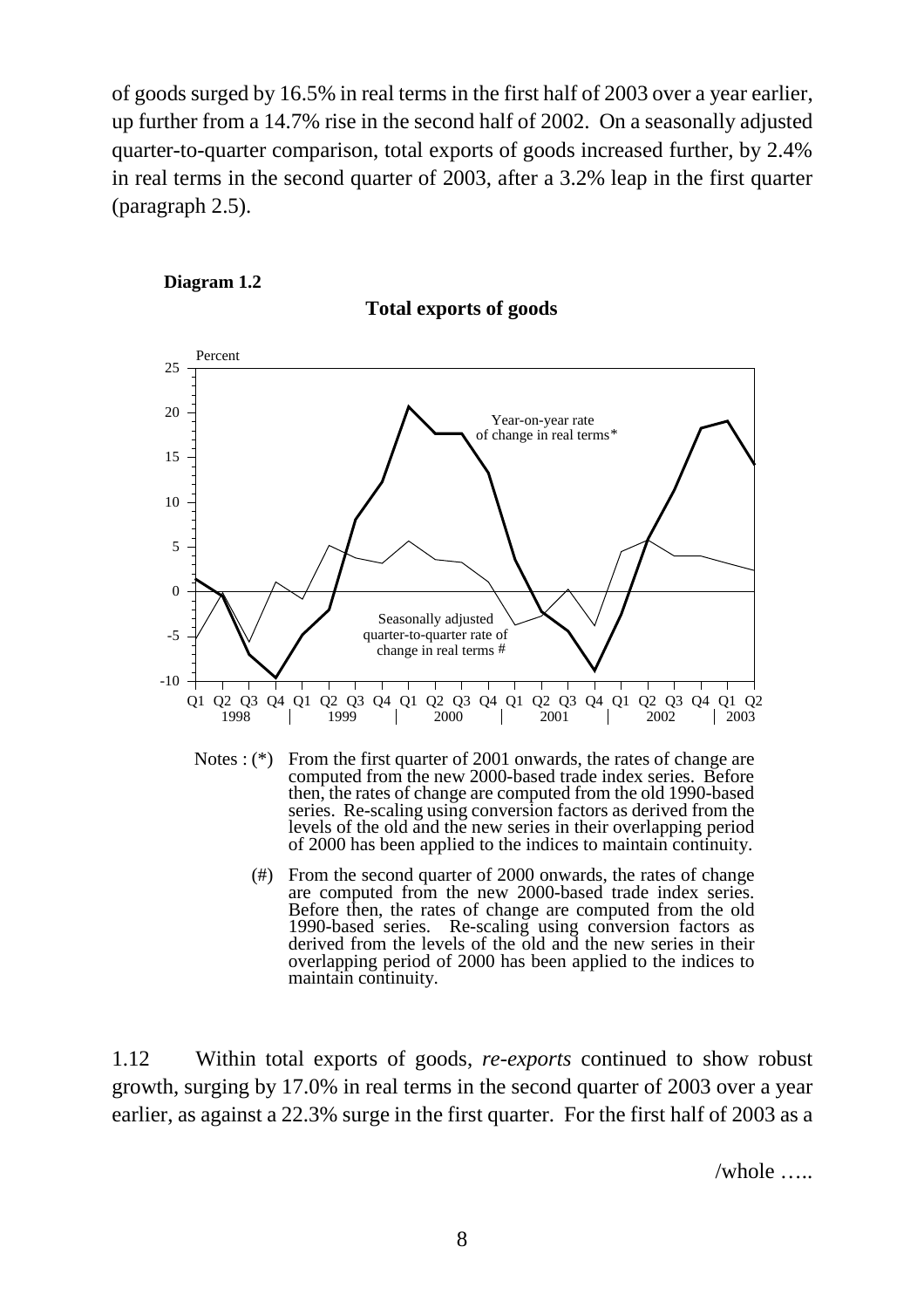of goods surged by 16.5% in real terms in the first half of 2003 over a year earlier, up further from a 14.7% rise in the second half of 2002. On a seasonally adjusted quarter-to-quarter comparison, total exports of goods increased further, by 2.4% in real terms in the second quarter of 2003, after a 3.2% leap in the first quarter (paragraph 2.5).

**Diagram 1.2**

**Total exports of goods**

Notes : (*) From the first quarter of 2001 onwards, the rates of change are computed from the new 2000-based trade index series. Before then, the rates of change are computed from the old 1990-based series. Re-scaling using conversion factors as derived from the levels of the old and the new series in their overlapping period of 2000 has been applied to the indices to maintain continuity.

(#) From the second quarter of 2000 onwards, the rates of change are computed from the new 2000-based trade index series. Before then, the rates of change are computed from the old 1990-based series. Re-scaling using conversion factors as derived from the levels of the old and the new series in their overlapping period of 2000 has been applied to the indices to maintain continuity.

1.12 Within total exports of goods, *re-exports* continued to show robust growth, surging by 17.0% in real terms in the second quarter of 2003 over a year earlier, as against a 22.3% surge in the first quarter. For the first half of 2003 as a

/whole …..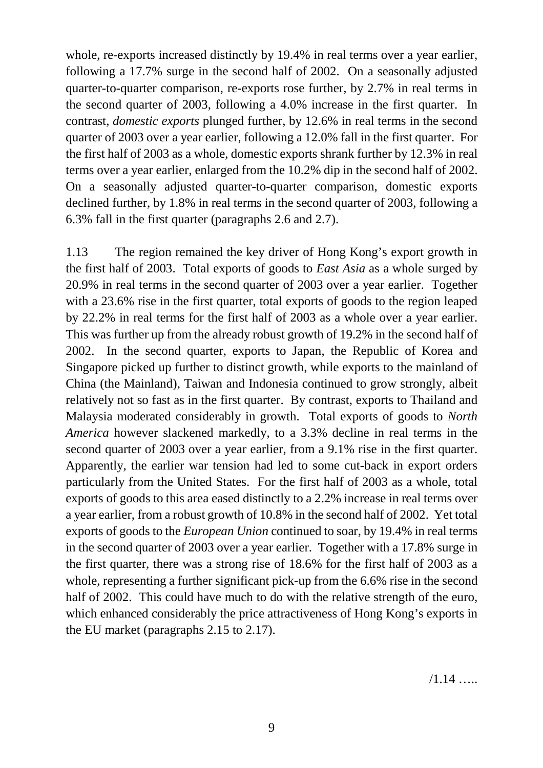whole, re-exports increased distinctly by 19.4% in real terms over a year earlier, following a 17.7% surge in the second half of 2002. On a seasonally adjusted quarter-to-quarter comparison, re-exports rose further, by 2.7% in real terms in the second quarter of 2003, following a 4.0% increase in the first quarter. In contrast, *domestic exports* plunged further, by 12.6% in real terms in the second quarter of 2003 over a year earlier, following a 12.0% fall in the first quarter. For the first half of 2003 as a whole, domestic exports shrank further by 12.3% in real terms over a year earlier, enlarged from the 10.2% dip in the second half of 2002. On a seasonally adjusted quarter-to-quarter comparison, domestic exports declined further, by 1.8% in real terms in the second quarter of 2003, following a 6.3% fall in the first quarter (paragraphs 2.6 and 2.7).

1.13 The region remained the key driver of Hong Kong's export growth in the first half of 2003. Total exports of goods to *East Asia* as a whole surged by 20.9% in real terms in the second quarter of 2003 over a year earlier. Together with a 23.6% rise in the first quarter, total exports of goods to the region leaped by 22.2% in real terms for the first half of 2003 as a whole over a year earlier. This was further up from the already robust growth of 19.2% in the second half of 2002. In the second quarter, exports to Japan, the Republic of Korea and Singapore picked up further to distinct growth, while exports to the mainland of China (the Mainland), Taiwan and Indonesia continued to grow strongly, albeit relatively not so fast as in the first quarter. By contrast, exports to Thailand and Malaysia moderated considerably in growth. Total exports of goods to *North America* however slackened markedly, to a 3.3% decline in real terms in the second quarter of 2003 over a year earlier, from a 9.1% rise in the first quarter. Apparently, the earlier war tension had led to some cut-back in export orders particularly from the United States. For the first half of 2003 as a whole, total exports of goods to this area eased distinctly to a 2.2% increase in real terms over a year earlier, from a robust growth of 10.8% in the second half of 2002. Yet total exports of goods to the *European Union* continued to soar, by 19.4% in real terms in the second quarter of 2003 over a year earlier. Together with a 17.8% surge in the first quarter, there was a strong rise of 18.6% for the first half of 2003 as a whole, representing a further significant pick-up from the 6.6% rise in the second half of 2002. This could have much to do with the relative strength of the euro, which enhanced considerably the price attractiveness of Hong Kong's exports in the EU market (paragraphs 2.15 to 2.17).

/1.14 …..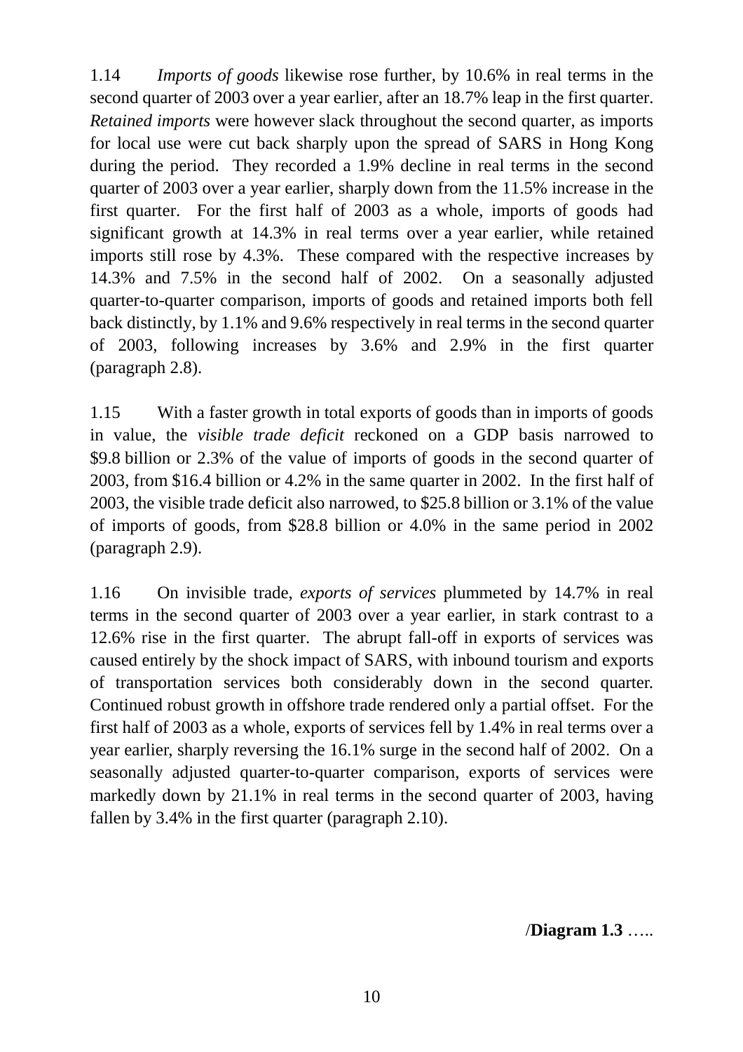1.14 *Imports of goods* likewise rose further, by 10.6% in real terms in the second quarter of 2003 over a year earlier, after an 18.7% leap in the first quarter. *Retained imports* were however slack throughout the second quarter, as imports for local use were cut back sharply upon the spread of SARS in Hong Kong during the period. They recorded a 1.9% decline in real terms in the second quarter of 2003 over a year earlier, sharply down from the 11.5% increase in the first quarter. For the first half of 2003 as a whole, imports of goods had significant growth at 14.3% in real terms over a year earlier, while retained imports still rose by 4.3%. These compared with the respective increases by 14.3% and 7.5% in the second half of 2002. On a seasonally adjusted quarter-to-quarter comparison, imports of goods and retained imports both fell back distinctly, by 1.1% and 9.6% respectively in real terms in the second quarter of 2003, following increases by 3.6% and 2.9% in the first quarter (paragraph 2.8).

1.15 With a faster growth in total exports of goods than in imports of goods in value, the *visible trade deficit* reckoned on a GDP basis narrowed to \$9.8 billion or 2.3% of the value of imports of goods in the second quarter of 2003, from \$16.4 billion or 4.2% in the same quarter in 2002. In the first half of 2003, the visible trade deficit also narrowed, to \$25.8 billion or 3.1% of the value of imports of goods, from \$28.8 billion or 4.0% in the same period in 2002 (paragraph 2.9).

1.16 On invisible trade, *exports of services* plummeted by 14.7% in real terms in the second quarter of 2003 over a year earlier, in stark contrast to a 12.6% rise in the first quarter. The abrupt fall-off in exports of services was caused entirely by the shock impact of SARS, with inbound tourism and exports of transportation services both considerably down in the second quarter. Continued robust growth in offshore trade rendered only a partial offset. For the first half of 2003 as a whole, exports of services fell by 1.4% in real terms over a year earlier, sharply reversing the 16.1% surge in the second half of 2002. On a seasonally adjusted quarter-to-quarter comparison, exports of services were markedly down by 21.1% in real terms in the second quarter of 2003, having fallen by 3.4% in the first quarter (paragraph 2.10).

/**Diagram 1.3** …..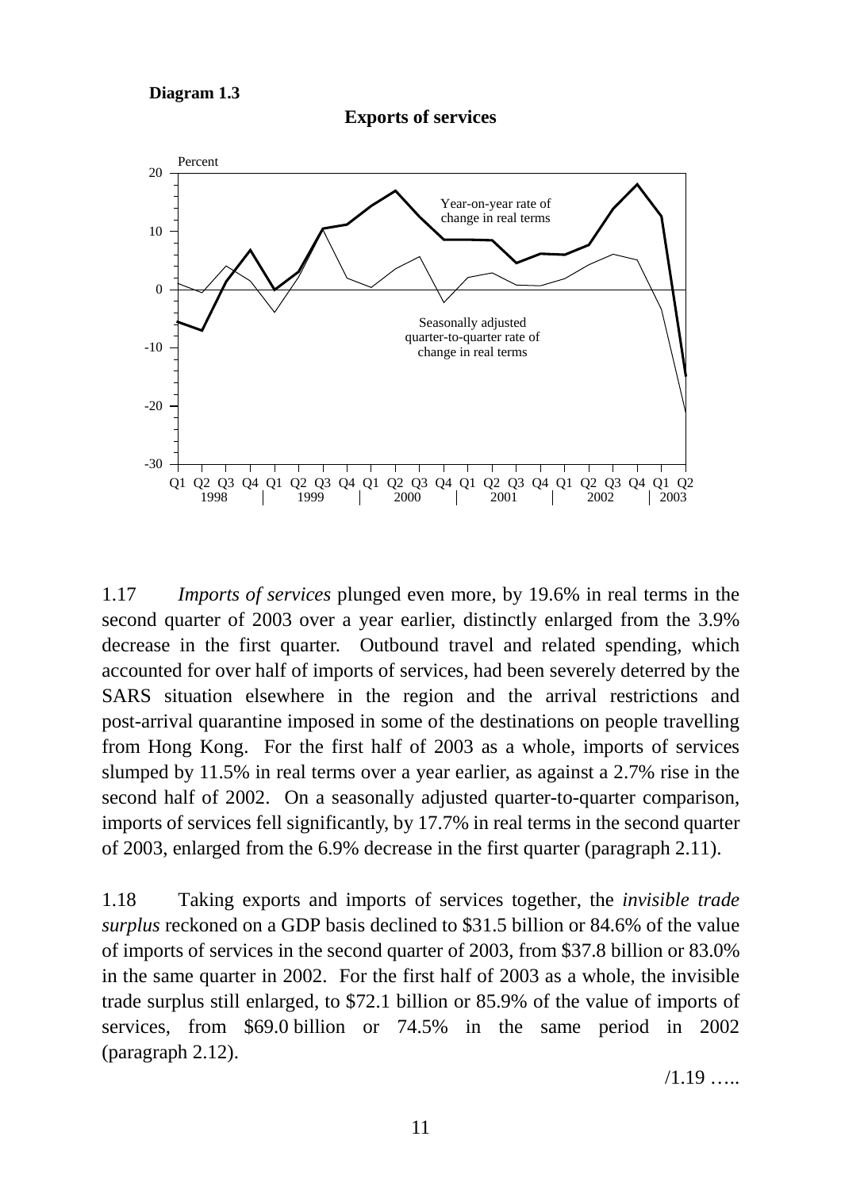**Diagram 1.3**

**Exports of services**

1.17 *Imports of services* plunged even more, by 19.6% in real terms in the second quarter of 2003 over a year earlier, distinctly enlarged from the 3.9% decrease in the first quarter. Outbound travel and related spending, which accounted for over half of imports of services, had been severely deterred by the SARS situation elsewhere in the region and the arrival restrictions and post-arrival quarantine imposed in some of the destinations on people travelling from Hong Kong. For the first half of 2003 as a whole, imports of services slumped by 11.5% in real terms over a year earlier, as against a 2.7% rise in the second half of 2002. On a seasonally adjusted quarter-to-quarter comparison, imports of services fell significantly, by 17.7% in real terms in the second quarter of 2003, enlarged from the 6.9% decrease in the first quarter (paragraph 2.11).

1.18 Taking exports and imports of services together, the *invisible trade surplus* reckoned on a GDP basis declined to $31.5 billion or 84.6% of the value of imports of services in the second quarter of 2003, from $37.8 billion or 83.0% in the same quarter in 2002. For the first half of 2003 as a whole, the invisible trade surplus still enlarged, to $72.1 billion or 85.9% of the value of imports of services, from $69.0 billion or 74.5% in the same period in 2002 (paragraph 2.12).

/1.19 …..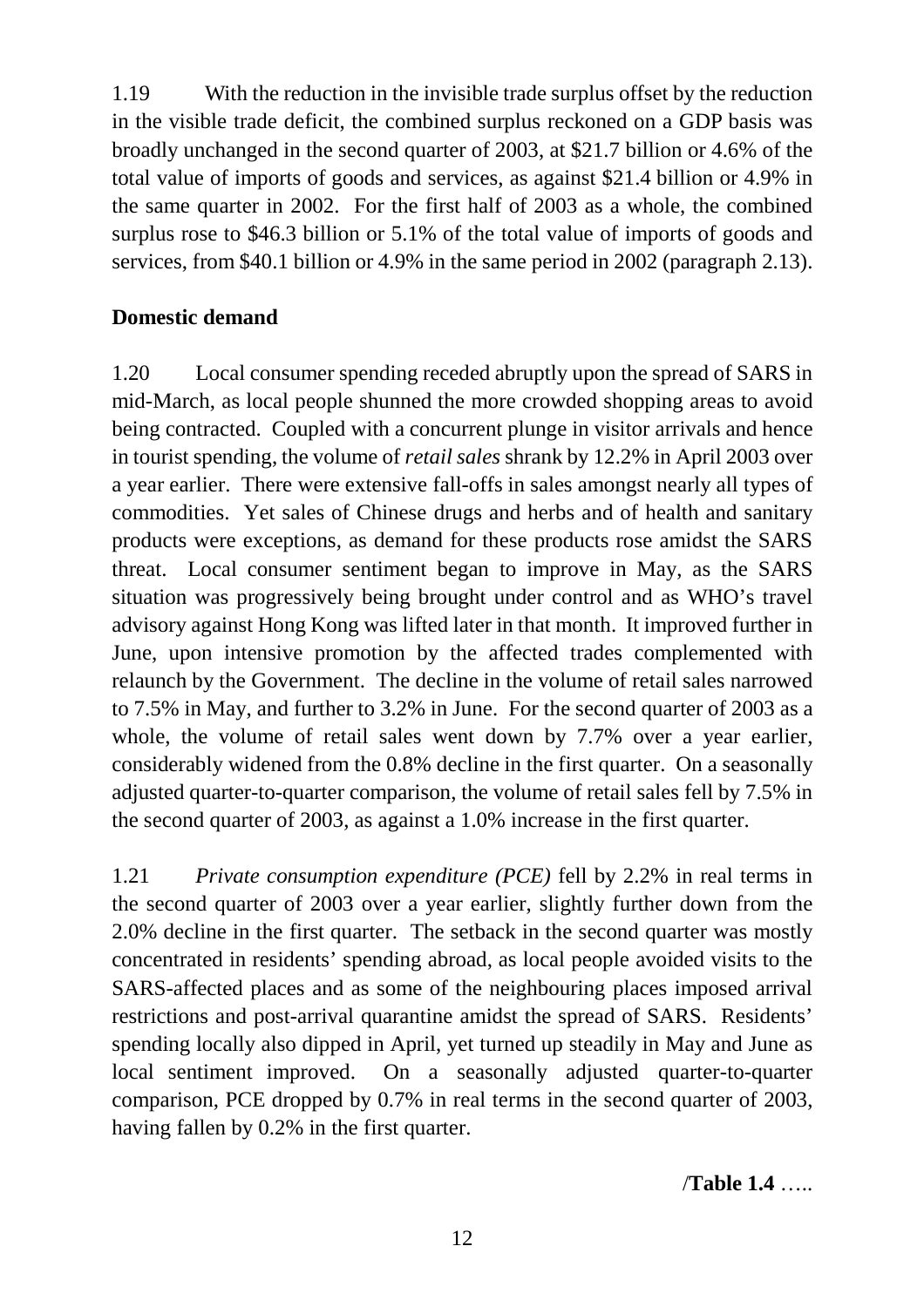1.19 With the reduction in the invisible trade surplus offset by the reduction in the visible trade deficit, the combined surplus reckoned on a GDP basis was broadly unchanged in the second quarter of 2003, at $21.7 billion or 4.6% of the total value of imports of goods and services, as against $21.4 billion or 4.9% in the same quarter in 2002. For the first half of 2003 as a whole, the combined surplus rose to $46.3 billion or 5.1% of the total value of imports of goods and services, from $40.1 billion or 4.9% in the same period in 2002 (paragraph 2.13).

**Domestic demand**

1.20 Local consumer spending receded abruptly upon the spread of SARS in mid-March, as local people shunned the more crowded shopping areas to avoid being contracted. Coupled with a concurrent plunge in visitor arrivals and hence in tourist spending, the volume of *retail sales* shrank by 12.2% in April 2003 over a year earlier. There were extensive fall-offs in sales amongst nearly all types of commodities. Yet sales of Chinese drugs and herbs and of health and sanitary products were exceptions, as demand for these products rose amidst the SARS threat. Local consumer sentiment began to improve in May, as the SARS situation was progressively being brought under control and as WHO's travel advisory against Hong Kong was lifted later in that month. It improved further in June, upon intensive promotion by the affected trades complemented with relaunch by the Government. The decline in the volume of retail sales narrowed to 7.5% in May, and further to 3.2% in June. For the second quarter of 2003 as a whole, the volume of retail sales went down by 7.7% over a year earlier, considerably widened from the 0.8% decline in the first quarter. On a seasonally adjusted quarter-to-quarter comparison, the volume of retail sales fell by 7.5% in the second quarter of 2003, as against a 1.0% increase in the first quarter.

1.21 *Private consumption expenditure (PCE)* fell by 2.2% in real terms in the second quarter of 2003 over a year earlier, slightly further down from the 2.0% decline in the first quarter. The setback in the second quarter was mostly concentrated in residents' spending abroad, as local people avoided visits to the SARS-affected places and as some of the neighbouring places imposed arrival restrictions and post-arrival quarantine amidst the spread of SARS. Residents' spending locally also dipped in April, yet turned up steadily in May and June as local sentiment improved. On a seasonally adjusted quarter-to-quarter comparison, PCE dropped by 0.7% in real terms in the second quarter of 2003, having fallen by 0.2% in the first quarter.

/**Table 1.4** …..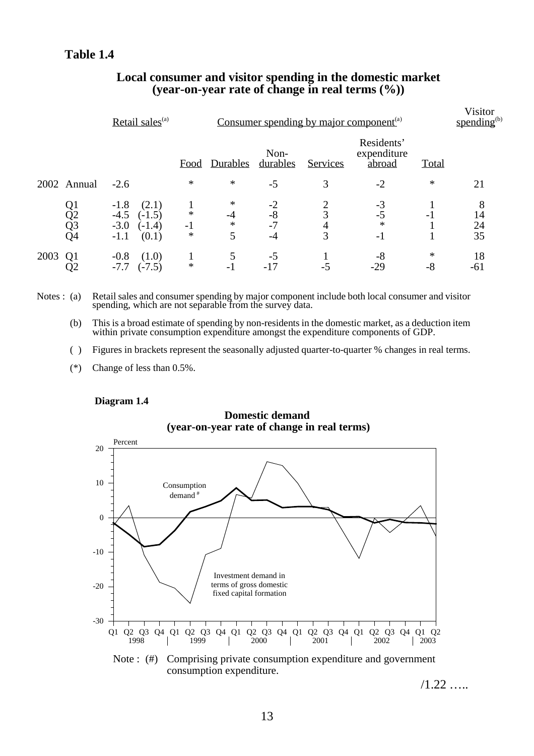**Table 1.4**

## Local consumer and visitor spending in the domestic market (year-on-year rate of change in real terms (%))

| | | Retail sales[(a)] | | Consumer spending by major component[(a)] | | | | | Visitor spending[(b)] |
|---|---|---|---|---|---|---|---|---|---|
| | | | Food | Durables | Non-durables | Services | Residents' expenditure abroad | Total | |
| 2002 | Annual | -2.6 | * | * | -5 | 3 | -2 | * | 21 |
| | Q1 | -1.8 (2.1) | 1 | * | -2 | 2 | -3 | 1 | 8 |
| | Q2 | -4.5 (-1.5) | * | -4 | -8 | 3 | -5 | -1 | 14 |
| | Q3 | -3.0 (-1.4) | -1 | * | -7 | 4 | * | 1 | 24 |
| | Q4 | -1.1 (0.1) | * | 5 | -4 | 3 | -1 | 1 | 35 |
| 2003 | Q1 | -0.8 (1.0) | 1 | 5 | -5 | 1 | -8 | * | 18 |
| | Q2 | -7.7 (-7.5) | * | -1 | -17 | -5 | -29 | -8 | -61 |

Notes : (a) Retail sales and consumer spending by major component include both local consumer and visitor spending, which are not separable from the survey data.

(b) This is a broad estimate of spending by non-residents in the domestic market, as a deduction item within private consumption expenditure amongst the expenditure components of GDP.

( ) Figures in brackets represent the seasonally adjusted quarter-to-quarter % changes in real terms.

(*) Change of less than 0.5%.

**Diagram 1.4**

**Domestic demand (year-on-year rate of change in real terms)**

Note : (#) Comprising private consumption expenditure and government consumption expenditure.

/1.22 …..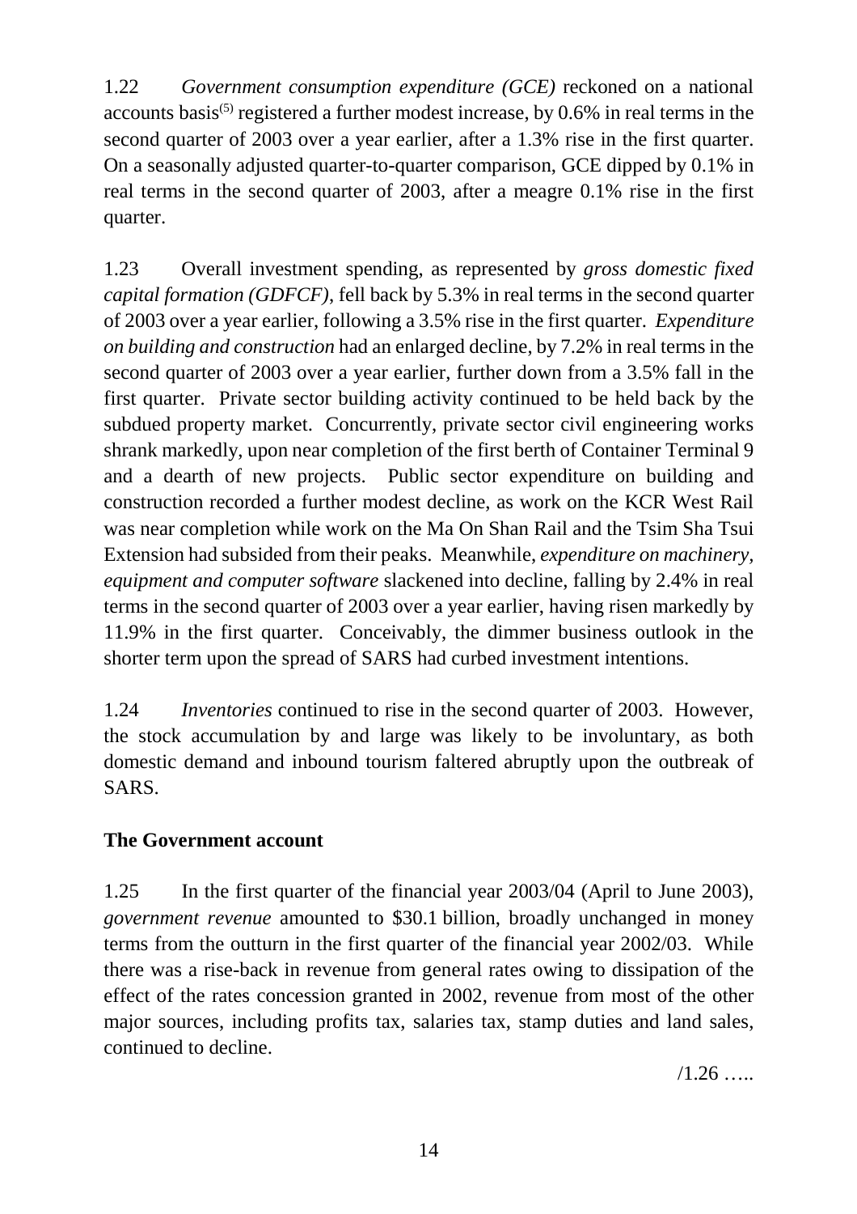1.22 *Government consumption expenditure (GCE)* reckoned on a national accounts basis[5] registered a further modest increase, by 0.6% in real terms in the second quarter of 2003 over a year earlier, after a 1.3% rise in the first quarter. On a seasonally adjusted quarter-to-quarter comparison, GCE dipped by 0.1% in real terms in the second quarter of 2003, after a meagre 0.1% rise in the first quarter.

1.23 Overall investment spending, as represented by *gross domestic fixed capital formation (GDFCF)*, fell back by 5.3% in real terms in the second quarter of 2003 over a year earlier, following a 3.5% rise in the first quarter. *Expenditure on building and construction* had an enlarged decline, by 7.2% in real terms in the second quarter of 2003 over a year earlier, further down from a 3.5% fall in the first quarter. Private sector building activity continued to be held back by the subdued property market. Concurrently, private sector civil engineering works shrank markedly, upon near completion of the first berth of Container Terminal 9 and a dearth of new projects. Public sector expenditure on building and construction recorded a further modest decline, as work on the KCR West Rail was near completion while work on the Ma On Shan Rail and the Tsim Sha Tsui Extension had subsided from their peaks. Meanwhile, *expenditure on machinery, equipment and computer software* slackened into decline, falling by 2.4% in real terms in the second quarter of 2003 over a year earlier, having risen markedly by 11.9% in the first quarter. Conceivably, the dimmer business outlook in the shorter term upon the spread of SARS had curbed investment intentions.

1.24 *Inventories* continued to rise in the second quarter of 2003. However, the stock accumulation by and large was likely to be involuntary, as both domestic demand and inbound tourism faltered abruptly upon the outbreak of SARS.

**The Government account**

1.25 In the first quarter of the financial year 2003/04 (April to June 2003), *government revenue* amounted to $30.1 billion, broadly unchanged in money terms from the outturn in the first quarter of the financial year 2002/03. While there was a rise-back in revenue from general rates owing to dissipation of the effect of the rates concession granted in 2002, revenue from most of the other major sources, including profits tax, salaries tax, stamp duties and land sales, continued to decline.

/1.26 …..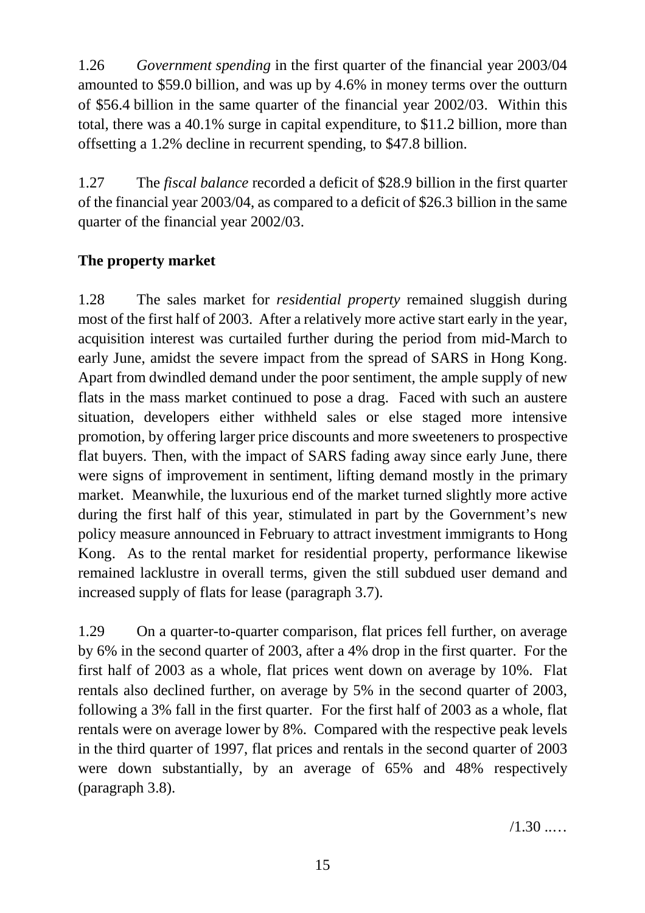1.26 *Government spending* in the first quarter of the financial year 2003/04 amounted to $59.0 billion, and was up by 4.6% in money terms over the outturn of $56.4 billion in the same quarter of the financial year 2002/03. Within this total, there was a 40.1% surge in capital expenditure, to $11.2 billion, more than offsetting a 1.2% decline in recurrent spending, to $47.8 billion.

1.27 The *fiscal balance* recorded a deficit of $28.9 billion in the first quarter of the financial year 2003/04, as compared to a deficit of $26.3 billion in the same quarter of the financial year 2002/03.

**The property market**

1.28 The sales market for *residential property* remained sluggish during most of the first half of 2003. After a relatively more active start early in the year, acquisition interest was curtailed further during the period from mid-March to early June, amidst the severe impact from the spread of SARS in Hong Kong. Apart from dwindled demand under the poor sentiment, the ample supply of new flats in the mass market continued to pose a drag. Faced with such an austere situation, developers either withheld sales or else staged more intensive promotion, by offering larger price discounts and more sweeteners to prospective flat buyers. Then, with the impact of SARS fading away since early June, there were signs of improvement in sentiment, lifting demand mostly in the primary market. Meanwhile, the luxurious end of the market turned slightly more active during the first half of this year, stimulated in part by the Government's new policy measure announced in February to attract investment immigrants to Hong Kong. As to the rental market for residential property, performance likewise remained lacklustre in overall terms, given the still subdued user demand and increased supply of flats for lease (paragraph 3.7).

1.29 On a quarter-to-quarter comparison, flat prices fell further, on average by 6% in the second quarter of 2003, after a 4% drop in the first quarter. For the first half of 2003 as a whole, flat prices went down on average by 10%. Flat rentals also declined further, on average by 5% in the second quarter of 2003, following a 3% fall in the first quarter. For the first half of 2003 as a whole, flat rentals were on average lower by 8%. Compared with the respective peak levels in the third quarter of 1997, flat prices and rentals in the second quarter of 2003 were down substantially, by an average of 65% and 48% respectively (paragraph 3.8).

/1.30 ..…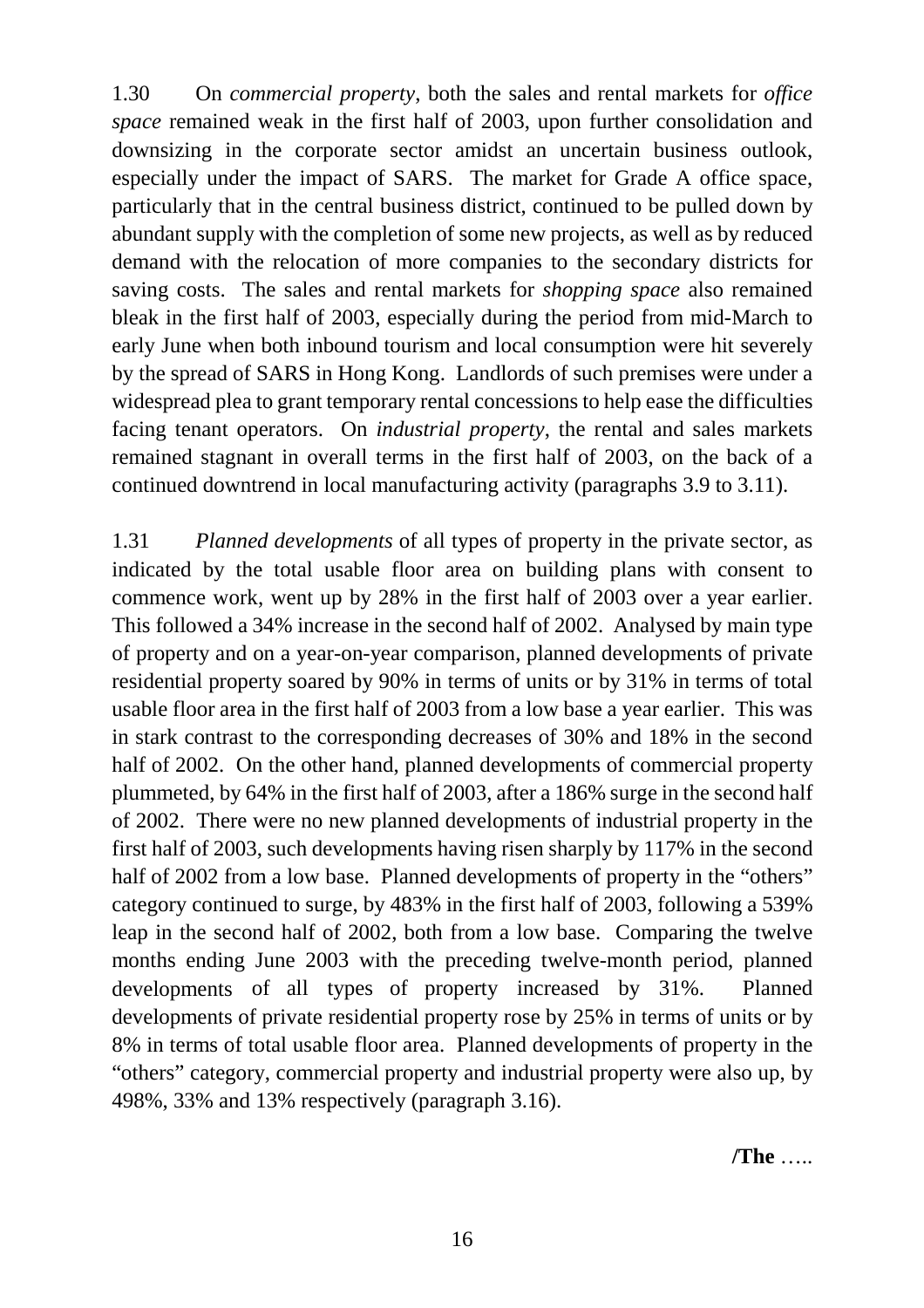1.30 On *commercial property*, both the sales and rental markets for *office space* remained weak in the first half of 2003, upon further consolidation and downsizing in the corporate sector amidst an uncertain business outlook, especially under the impact of SARS. The market for Grade A office space, particularly that in the central business district, continued to be pulled down by abundant supply with the completion of some new projects, as well as by reduced demand with the relocation of more companies to the secondary districts for saving costs. The sales and rental markets for *shopping space* also remained bleak in the first half of 2003, especially during the period from mid-March to early June when both inbound tourism and local consumption were hit severely by the spread of SARS in Hong Kong. Landlords of such premises were under a widespread plea to grant temporary rental concessions to help ease the difficulties facing tenant operators. On *industrial property*, the rental and sales markets remained stagnant in overall terms in the first half of 2003, on the back of a continued downtrend in local manufacturing activity (paragraphs 3.9 to 3.11).

1.31 *Planned developments* of all types of property in the private sector, as indicated by the total usable floor area on building plans with consent to commence work, went up by 28% in the first half of 2003 over a year earlier. This followed a 34% increase in the second half of 2002. Analysed by main type of property and on a year-on-year comparison, planned developments of private residential property soared by 90% in terms of units or by 31% in terms of total usable floor area in the first half of 2003 from a low base a year earlier. This was in stark contrast to the corresponding decreases of 30% and 18% in the second half of 2002. On the other hand, planned developments of commercial property plummeted, by 64% in the first half of 2003, after a 186% surge in the second half of 2002. There were no new planned developments of industrial property in the first half of 2003, such developments having risen sharply by 117% in the second half of 2002 from a low base. Planned developments of property in the "others" category continued to surge, by 483% in the first half of 2003, following a 539% leap in the second half of 2002, both from a low base. Comparing the twelve months ending June 2003 with the preceding twelve-month period, planned developments of all types of property increased by 31%. Planned developments of private residential property rose by 25% in terms of units or by 8% in terms of total usable floor area. Planned developments of property in the "others" category, commercial property and industrial property were also up, by 498%, 33% and 13% respectively (paragraph 3.16).

**/The** …..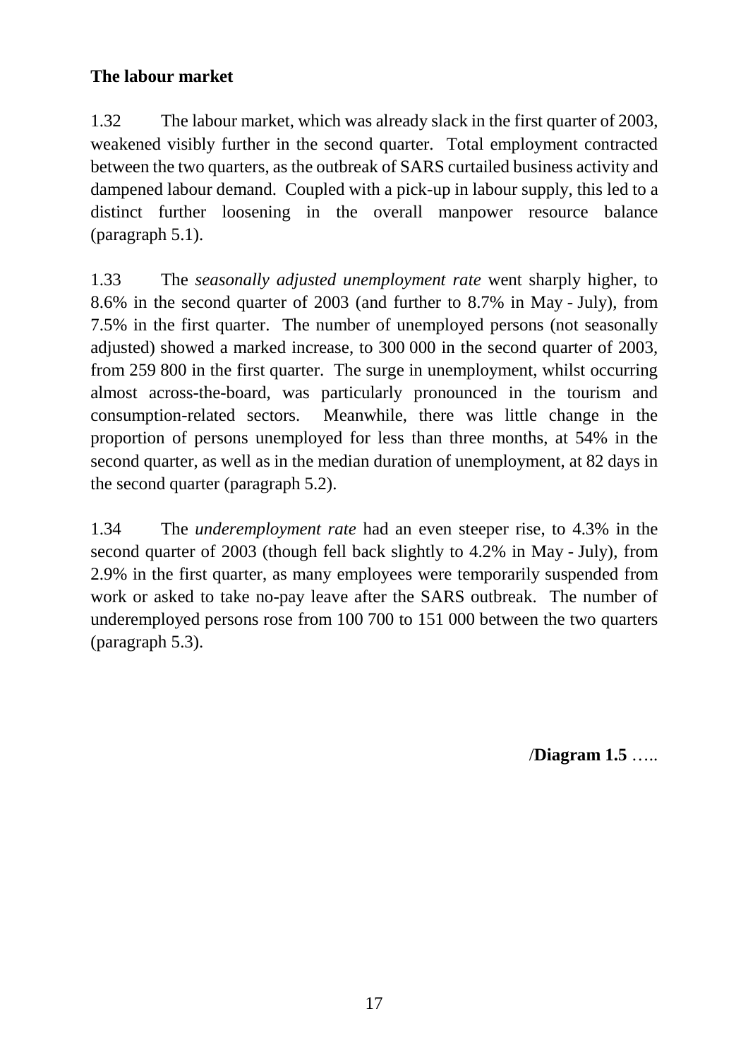## The labour market

1.32 The labour market, which was already slack in the first quarter of 2003, weakened visibly further in the second quarter. Total employment contracted between the two quarters, as the outbreak of SARS curtailed business activity and dampened labour demand. Coupled with a pick-up in labour supply, this led to a distinct further loosening in the overall manpower resource balance (paragraph 5.1).

1.33 The *seasonally adjusted unemployment rate* went sharply higher, to 8.6% in the second quarter of 2003 (and further to 8.7% in May - July), from 7.5% in the first quarter. The number of unemployed persons (not seasonally adjusted) showed a marked increase, to 300 000 in the second quarter of 2003, from 259 800 in the first quarter. The surge in unemployment, whilst occurring almost across-the-board, was particularly pronounced in the tourism and consumption-related sectors. Meanwhile, there was little change in the proportion of persons unemployed for less than three months, at 54% in the second quarter, as well as in the median duration of unemployment, at 82 days in the second quarter (paragraph 5.2).

1.34 The *underemployment rate* had an even steeper rise, to 4.3% in the second quarter of 2003 (though fell back slightly to 4.2% in May - July), from 2.9% in the first quarter, as many employees were temporarily suspended from work or asked to take no-pay leave after the SARS outbreak. The number of underemployed persons rose from 100 700 to 151 000 between the two quarters (paragraph 5.3).

/**Diagram 1.5** …..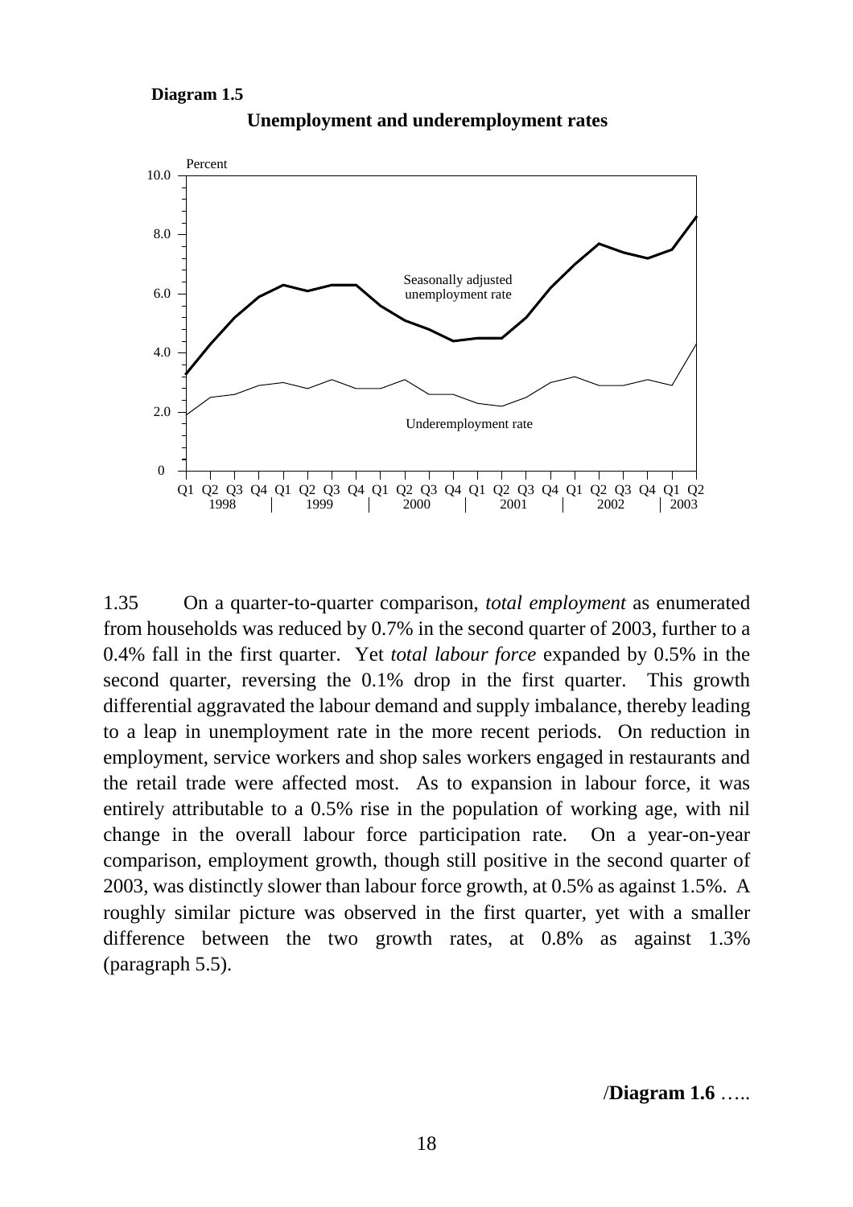**Diagram 1.5**

**Unemployment and underemployment rates**

1.35 On a quarter-to-quarter comparison, *total employment* as enumerated from households was reduced by 0.7% in the second quarter of 2003, further to a 0.4% fall in the first quarter. Yet *total labour force* expanded by 0.5% in the second quarter, reversing the 0.1% drop in the first quarter. This growth differential aggravated the labour demand and supply imbalance, thereby leading to a leap in unemployment rate in the more recent periods. On reduction in employment, service workers and shop sales workers engaged in restaurants and the retail trade were affected most. As to expansion in labour force, it was entirely attributable to a 0.5% rise in the population of working age, with nil change in the overall labour force participation rate. On a year-on-year comparison, employment growth, though still positive in the second quarter of 2003, was distinctly slower than labour force growth, at 0.5% as against 1.5%. A roughly similar picture was observed in the first quarter, yet with a smaller difference between the two growth rates, at 0.8% as against 1.3% (paragraph 5.5).

/**Diagram 1.6** …..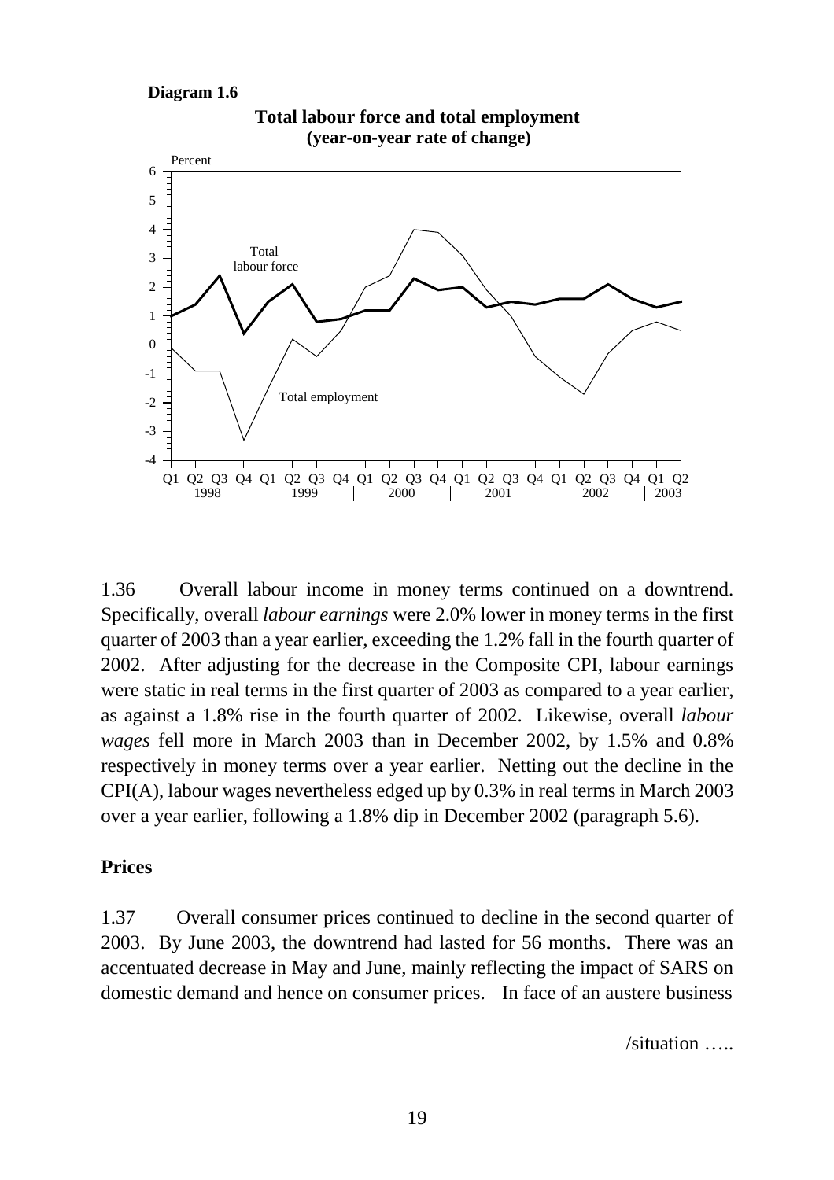**Diagram 1.6**

**Total labour force and total employment (year-on-year rate of change)**

1.36 Overall labour income in money terms continued on a downtrend. Specifically, overall *labour earnings* were 2.0% lower in money terms in the first quarter of 2003 than a year earlier, exceeding the 1.2% fall in the fourth quarter of 2002. After adjusting for the decrease in the Composite CPI, labour earnings were static in real terms in the first quarter of 2003 as compared to a year earlier, as against a 1.8% rise in the fourth quarter of 2002. Likewise, overall *labour wages* fell more in March 2003 than in December 2002, by 1.5% and 0.8% respectively in money terms over a year earlier. Netting out the decline in the CPI(A), labour wages nevertheless edged up by 0.3% in real terms in March 2003 over a year earlier, following a 1.8% dip in December 2002 (paragraph 5.6).

## Prices

1.37 Overall consumer prices continued to decline in the second quarter of 2003. By June 2003, the downtrend had lasted for 56 months. There was an accentuated decrease in May and June, mainly reflecting the impact of SARS on domestic demand and hence on consumer prices. In face of an austere business

/situation …..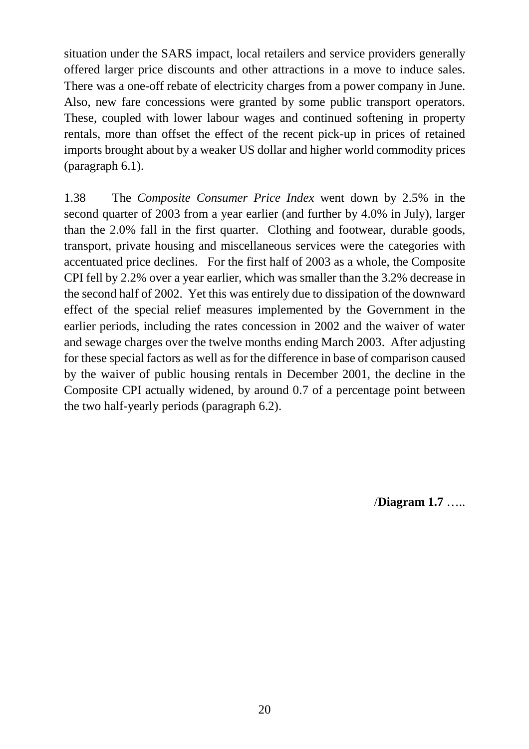situation under the SARS impact, local retailers and service providers generally offered larger price discounts and other attractions in a move to induce sales. There was a one-off rebate of electricity charges from a power company in June. Also, new fare concessions were granted by some public transport operators. These, coupled with lower labour wages and continued softening in property rentals, more than offset the effect of the recent pick-up in prices of retained imports brought about by a weaker US dollar and higher world commodity prices (paragraph 6.1).

1.38 The *Composite Consumer Price Index* went down by 2.5% in the second quarter of 2003 from a year earlier (and further by 4.0% in July), larger than the 2.0% fall in the first quarter. Clothing and footwear, durable goods, transport, private housing and miscellaneous services were the categories with accentuated price declines. For the first half of 2003 as a whole, the Composite CPI fell by 2.2% over a year earlier, which was smaller than the 3.2% decrease in the second half of 2002. Yet this was entirely due to dissipation of the downward effect of the special relief measures implemented by the Government in the earlier periods, including the rates concession in 2002 and the waiver of water and sewage charges over the twelve months ending March 2003. After adjusting for these special factors as well as for the difference in base of comparison caused by the waiver of public housing rentals in December 2001, the decline in the Composite CPI actually widened, by around 0.7 of a percentage point between the two half-yearly periods (paragraph 6.2).

/**Diagram 1.7** …..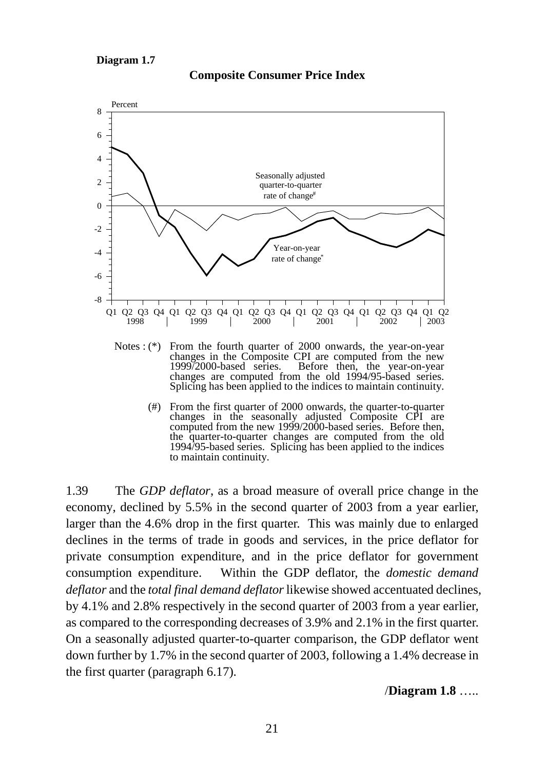**Diagram 1.7**

**Composite Consumer Price Index**

Notes : (*) From the fourth quarter of 2000 onwards, the year-on-year changes in the Composite CPI are computed from the new 1999/2000-based series. Before then, the year-on-year changes are computed from the old 1994/95-based series. Splicing has been applied to the indices to maintain continuity.

(#) From the first quarter of 2000 onwards, the quarter-to-quarter changes in the seasonally adjusted Composite CPI are computed from the new 1999/2000-based series. Before then, the quarter-to-quarter changes are computed from the old 1994/95-based series. Splicing has been applied to the indices to maintain continuity.

1.39 The *GDP deflator*, as a broad measure of overall price change in the economy, declined by 5.5% in the second quarter of 2003 from a year earlier, larger than the 4.6% drop in the first quarter. This was mainly due to enlarged declines in the terms of trade in goods and services, in the price deflator for private consumption expenditure, and in the price deflator for government consumption expenditure. Within the GDP deflator, the *domestic demand deflator* and the *total final demand deflator* likewise showed accentuated declines, by 4.1% and 2.8% respectively in the second quarter of 2003 from a year earlier, as compared to the corresponding decreases of 3.9% and 2.1% in the first quarter. On a seasonally adjusted quarter-to-quarter comparison, the GDP deflator went down further by 1.7% in the second quarter of 2003, following a 1.4% decrease in the first quarter (paragraph 6.17).

/**Diagram 1.8** …..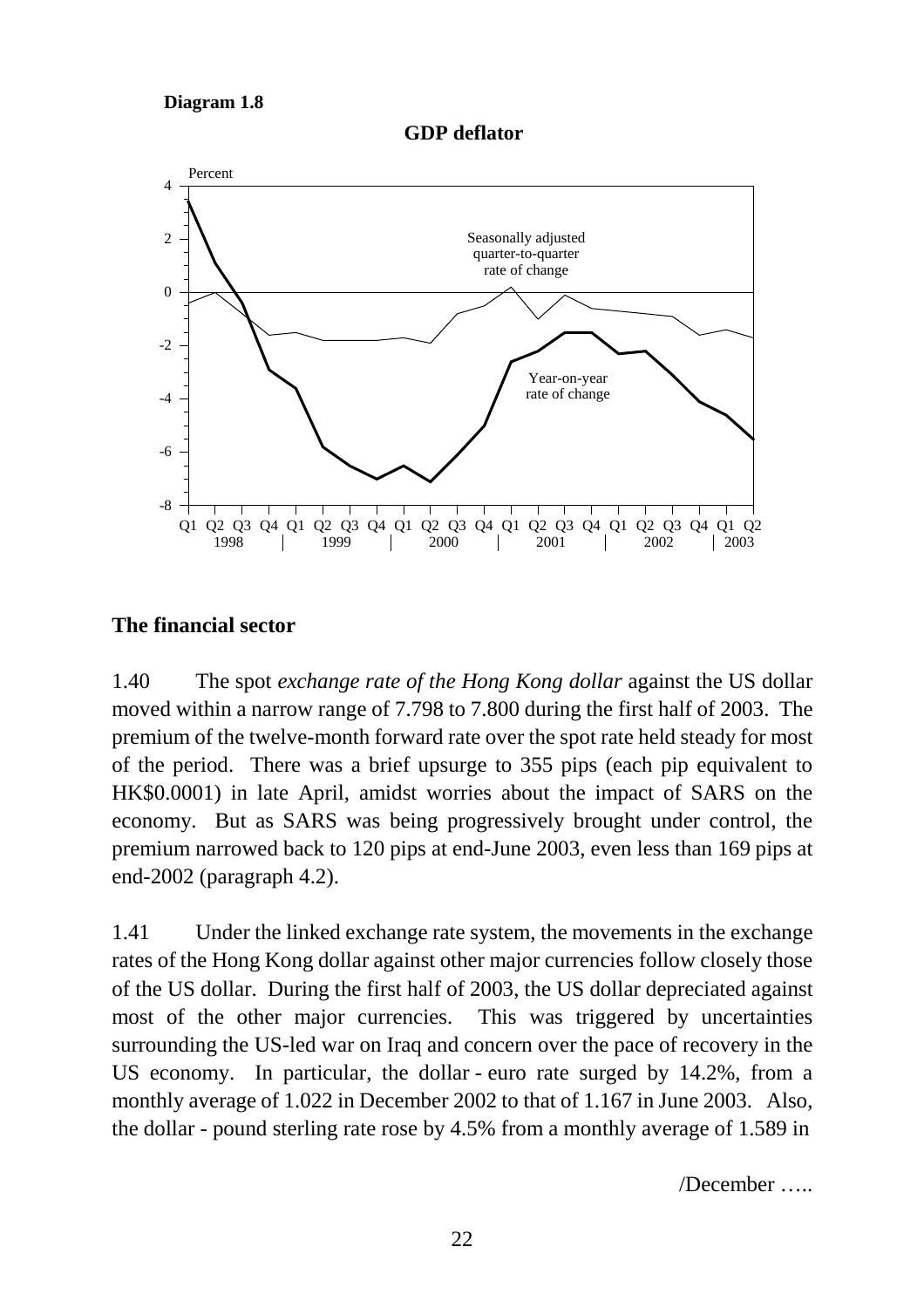**Diagram 1.8**

**GDP deflator**

## The financial sector

1.40 The spot *exchange rate of the Hong Kong dollar* against the US dollar moved within a narrow range of 7.798 to 7.800 during the first half of 2003. The premium of the twelve-month forward rate over the spot rate held steady for most of the period. There was a brief upsurge to 355 pips (each pip equivalent to HK$0.0001) in late April, amidst worries about the impact of SARS on the economy. But as SARS was being progressively brought under control, the premium narrowed back to 120 pips at end-June 2003, even less than 169 pips at end-2002 (paragraph 4.2).

1.41 Under the linked exchange rate system, the movements in the exchange rates of the Hong Kong dollar against other major currencies follow closely those of the US dollar. During the first half of 2003, the US dollar depreciated against most of the other major currencies. This was triggered by uncertainties surrounding the US-led war on Iraq and concern over the pace of recovery in the US economy. In particular, the dollar - euro rate surged by 14.2%, from a monthly average of 1.022 in December 2002 to that of 1.167 in June 2003. Also, the dollar - pound sterling rate rose by 4.5% from a monthly average of 1.589 in

/December …..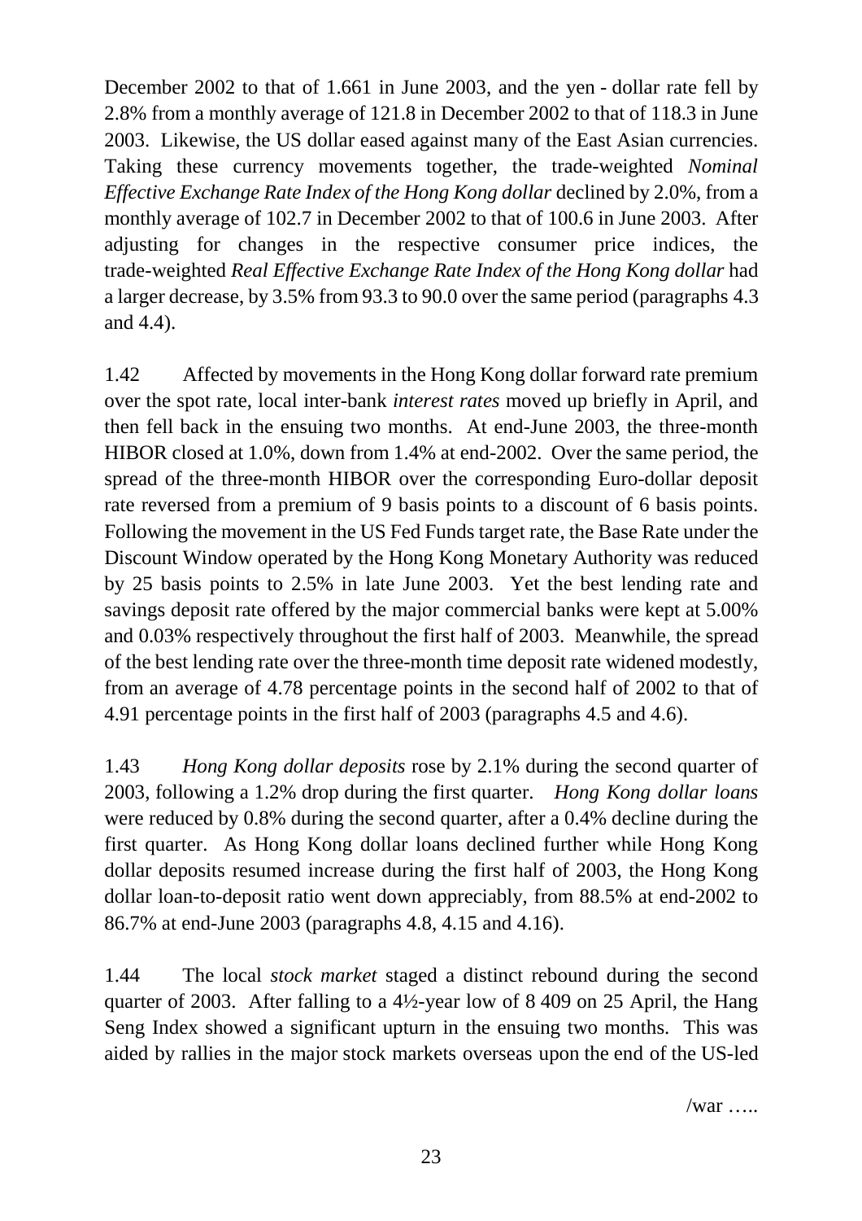December 2002 to that of 1.661 in June 2003, and the yen - dollar rate fell by 2.8% from a monthly average of 121.8 in December 2002 to that of 118.3 in June 2003. Likewise, the US dollar eased against many of the East Asian currencies. Taking these currency movements together, the trade-weighted *Nominal Effective Exchange Rate Index of the Hong Kong dollar* declined by 2.0%, from a monthly average of 102.7 in December 2002 to that of 100.6 in June 2003. After adjusting for changes in the respective consumer price indices, the trade-weighted *Real Effective Exchange Rate Index of the Hong Kong dollar* had a larger decrease, by 3.5% from 93.3 to 90.0 over the same period (paragraphs 4.3 and 4.4).

1.42 Affected by movements in the Hong Kong dollar forward rate premium over the spot rate, local inter-bank *interest rates* moved up briefly in April, and then fell back in the ensuing two months. At end-June 2003, the three-month HIBOR closed at 1.0%, down from 1.4% at end-2002. Over the same period, the spread of the three-month HIBOR over the corresponding Euro-dollar deposit rate reversed from a premium of 9 basis points to a discount of 6 basis points. Following the movement in the US Fed Funds target rate, the Base Rate under the Discount Window operated by the Hong Kong Monetary Authority was reduced by 25 basis points to 2.5% in late June 2003. Yet the best lending rate and savings deposit rate offered by the major commercial banks were kept at 5.00% and 0.03% respectively throughout the first half of 2003. Meanwhile, the spread of the best lending rate over the three-month time deposit rate widened modestly, from an average of 4.78 percentage points in the second half of 2002 to that of 4.91 percentage points in the first half of 2003 (paragraphs 4.5 and 4.6).

1.43 *Hong Kong dollar deposits* rose by 2.1% during the second quarter of 2003, following a 1.2% drop during the first quarter. *Hong Kong dollar loans* were reduced by 0.8% during the second quarter, after a 0.4% decline during the first quarter. As Hong Kong dollar loans declined further while Hong Kong dollar deposits resumed increase during the first half of 2003, the Hong Kong dollar loan-to-deposit ratio went down appreciably, from 88.5% at end-2002 to 86.7% at end-June 2003 (paragraphs 4.8, 4.15 and 4.16).

1.44 The local *stock market* staged a distinct rebound during the second quarter of 2003. After falling to a 4½-year low of 8 409 on 25 April, the Hang Seng Index showed a significant upturn in the ensuing two months. This was aided by rallies in the major stock markets overseas upon the end of the US-led

/war …..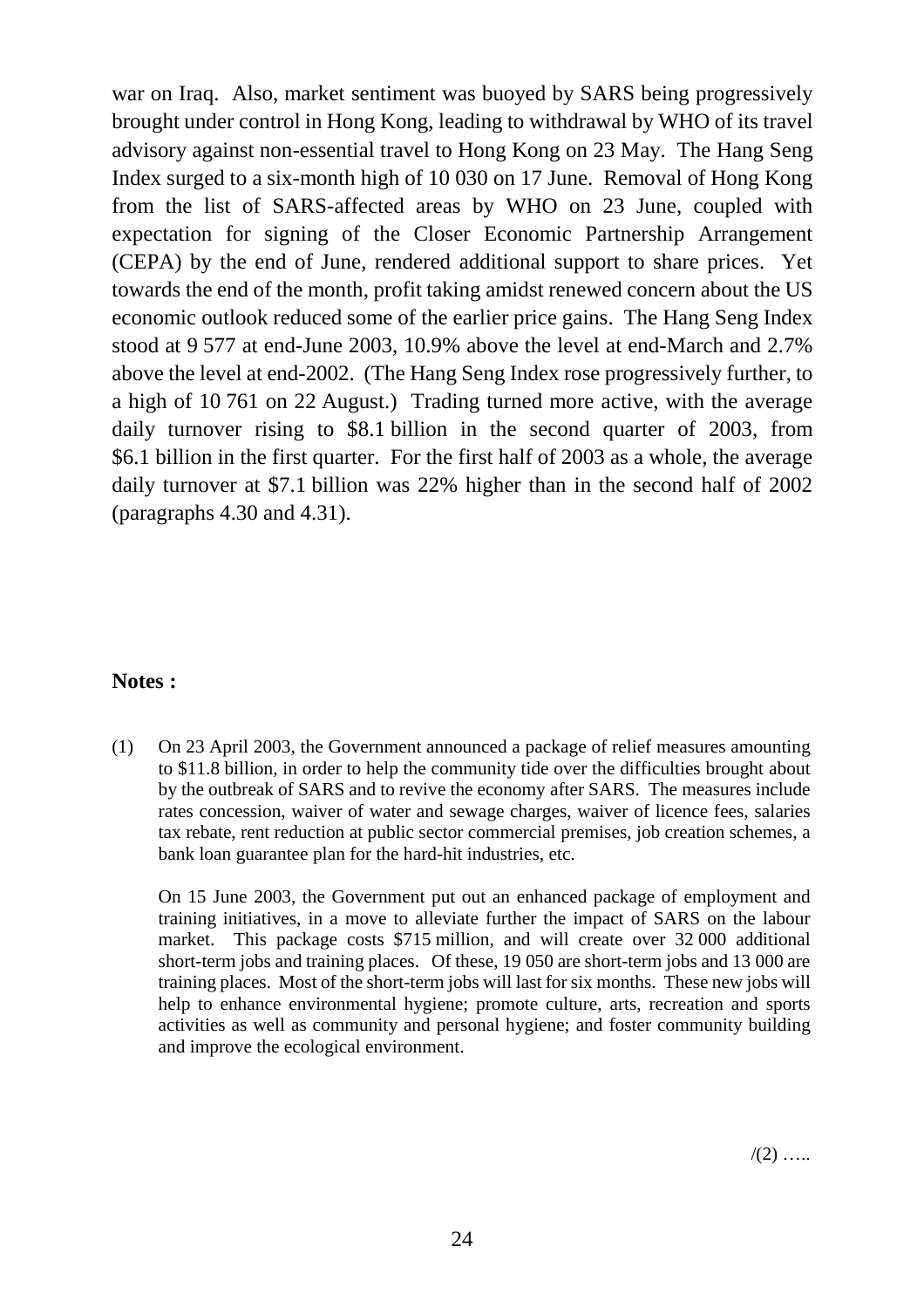war on Iraq. Also, market sentiment was buoyed by SARS being progressively brought under control in Hong Kong, leading to withdrawal by WHO of its travel advisory against non-essential travel to Hong Kong on 23 May. The Hang Seng Index surged to a six-month high of 10 030 on 17 June. Removal of Hong Kong from the list of SARS-affected areas by WHO on 23 June, coupled with expectation for signing of the Closer Economic Partnership Arrangement (CEPA) by the end of June, rendered additional support to share prices. Yet towards the end of the month, profit taking amidst renewed concern about the US economic outlook reduced some of the earlier price gains. The Hang Seng Index stood at 9 577 at end-June 2003, 10.9% above the level at end-March and 2.7% above the level at end-2002. (The Hang Seng Index rose progressively further, to a high of 10 761 on 22 August.) Trading turned more active, with the average daily turnover rising to \$8.1 billion in the second quarter of 2003, from \$6.1 billion in the first quarter. For the first half of 2003 as a whole, the average daily turnover at \$7.1 billion was 22% higher than in the second half of 2002 (paragraphs 4.30 and 4.31).

**Notes :**

(1) On 23 April 2003, the Government announced a package of relief measures amounting to \$11.8 billion, in order to help the community tide over the difficulties brought about by the outbreak of SARS and to revive the economy after SARS. The measures include rates concession, waiver of water and sewage charges, waiver of licence fees, salaries tax rebate, rent reduction at public sector commercial premises, job creation schemes, a bank loan guarantee plan for the hard-hit industries, etc.

On 15 June 2003, the Government put out an enhanced package of employment and training initiatives, in a move to alleviate further the impact of SARS on the labour market. This package costs \$715 million, and will create over 32 000 additional short-term jobs and training places. Of these, 19 050 are short-term jobs and 13 000 are training places. Most of the short-term jobs will last for six months. These new jobs will help to enhance environmental hygiene; promote culture, arts, recreation and sports activities as well as community and personal hygiene; and foster community building and improve the ecological environment.

/(2) …..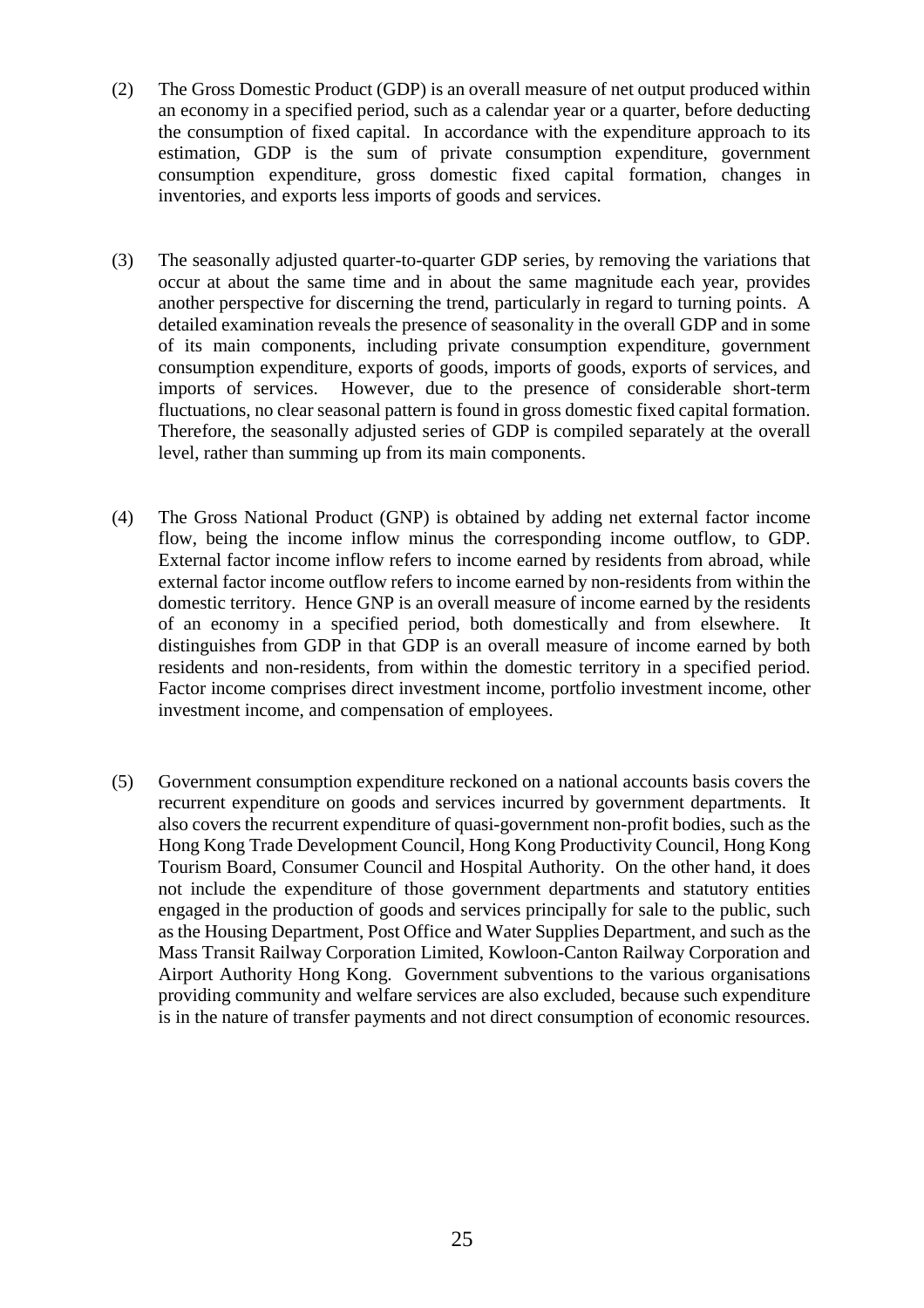(2) The Gross Domestic Product (GDP) is an overall measure of net output produced within an economy in a specified period, such as a calendar year or a quarter, before deducting the consumption of fixed capital. In accordance with the expenditure approach to its estimation, GDP is the sum of private consumption expenditure, government consumption expenditure, gross domestic fixed capital formation, changes in inventories, and exports less imports of goods and services.

(3) The seasonally adjusted quarter-to-quarter GDP series, by removing the variations that occur at about the same time and in about the same magnitude each year, provides another perspective for discerning the trend, particularly in regard to turning points. A detailed examination reveals the presence of seasonality in the overall GDP and in some of its main components, including private consumption expenditure, government consumption expenditure, exports of goods, imports of goods, exports of services, and imports of services. However, due to the presence of considerable short-term fluctuations, no clear seasonal pattern is found in gross domestic fixed capital formation. Therefore, the seasonally adjusted series of GDP is compiled separately at the overall level, rather than summing up from its main components.

(4) The Gross National Product (GNP) is obtained by adding net external factor income flow, being the income inflow minus the corresponding income outflow, to GDP. External factor income inflow refers to income earned by residents from abroad, while external factor income outflow refers to income earned by non-residents from within the domestic territory. Hence GNP is an overall measure of income earned by the residents of an economy in a specified period, both domestically and from elsewhere. It distinguishes from GDP in that GDP is an overall measure of income earned by both residents and non-residents, from within the domestic territory in a specified period. Factor income comprises direct investment income, portfolio investment income, other investment income, and compensation of employees.

(5) Government consumption expenditure reckoned on a national accounts basis covers the recurrent expenditure on goods and services incurred by government departments. It also covers the recurrent expenditure of quasi-government non-profit bodies, such as the Hong Kong Trade Development Council, Hong Kong Productivity Council, Hong Kong Tourism Board, Consumer Council and Hospital Authority. On the other hand, it does not include the expenditure of those government departments and statutory entities engaged in the production of goods and services principally for sale to the public, such as the Housing Department, Post Office and Water Supplies Department, and such as the Mass Transit Railway Corporation Limited, Kowloon-Canton Railway Corporation and Airport Authority Hong Kong. Government subventions to the various organisations providing community and welfare services are also excluded, because such expenditure is in the nature of transfer payments and not direct consumption of economic resources.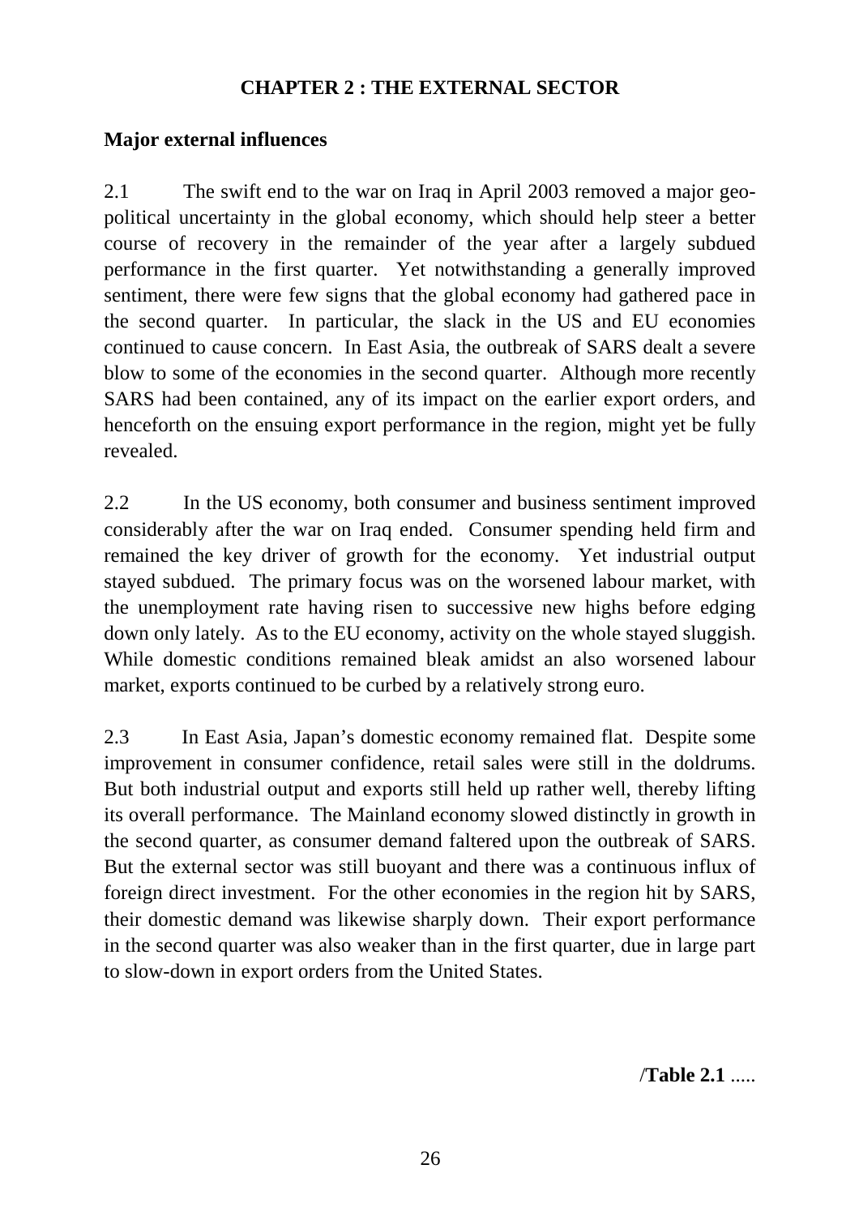# CHAPTER 2 : THE EXTERNAL SECTOR

## Major external influences

2.1 The swift end to the war on Iraq in April 2003 removed a major geo-political uncertainty in the global economy, which should help steer a better course of recovery in the remainder of the year after a largely subdued performance in the first quarter. Yet notwithstanding a generally improved sentiment, there were few signs that the global economy had gathered pace in the second quarter. In particular, the slack in the US and EU economies continued to cause concern. In East Asia, the outbreak of SARS dealt a severe blow to some of the economies in the second quarter. Although more recently SARS had been contained, any of its impact on the earlier export orders, and henceforth on the ensuing export performance in the region, might yet be fully revealed.

2.2 In the US economy, both consumer and business sentiment improved considerably after the war on Iraq ended. Consumer spending held firm and remained the key driver of growth for the economy. Yet industrial output stayed subdued. The primary focus was on the worsened labour market, with the unemployment rate having risen to successive new highs before edging down only lately. As to the EU economy, activity on the whole stayed sluggish. While domestic conditions remained bleak amidst an also worsened labour market, exports continued to be curbed by a relatively strong euro.

2.3 In East Asia, Japan's domestic economy remained flat. Despite some improvement in consumer confidence, retail sales were still in the doldrums. But both industrial output and exports still held up rather well, thereby lifting its overall performance. The Mainland economy slowed distinctly in growth in the second quarter, as consumer demand faltered upon the outbreak of SARS. But the external sector was still buoyant and there was a continuous influx of foreign direct investment. For the other economies in the region hit by SARS, their domestic demand was likewise sharply down. Their export performance in the second quarter was also weaker than in the first quarter, due in large part to slow-down in export orders from the United States.

/**Table 2.1** .....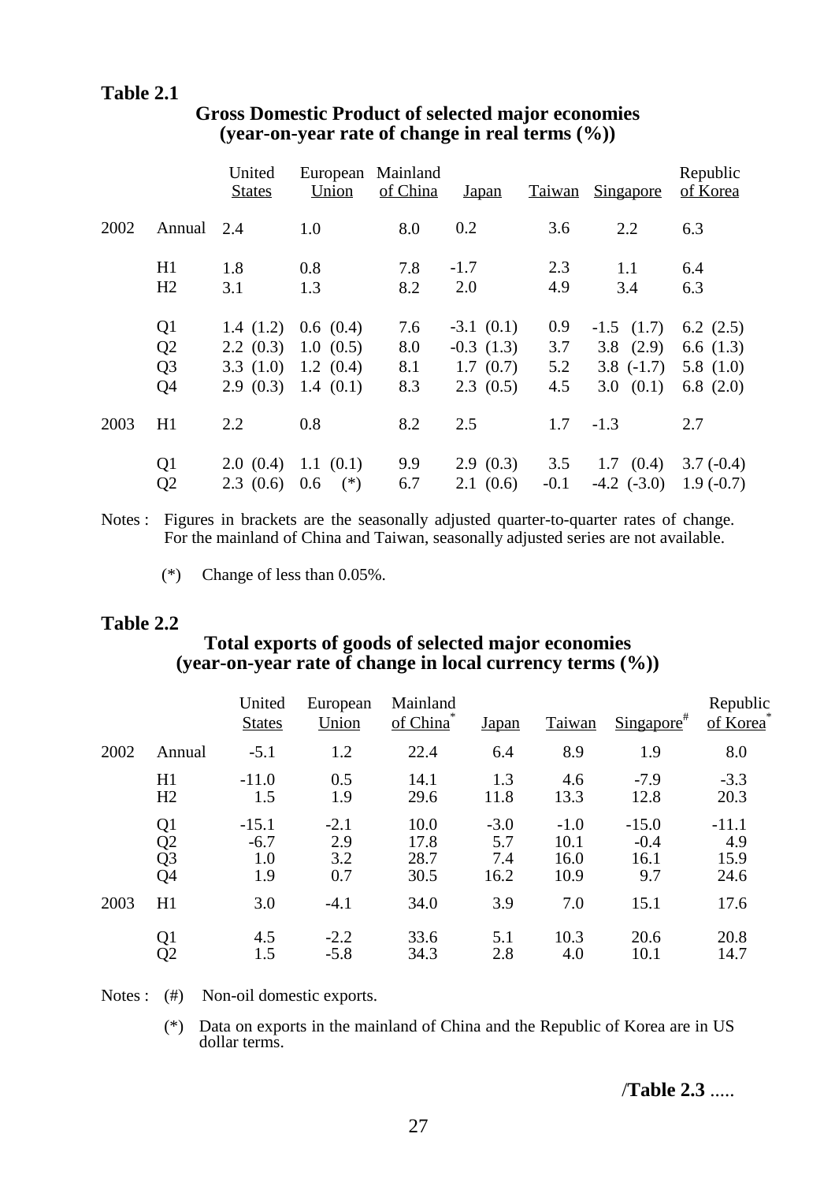**Table 2.1**

**Gross Domestic Product of selected major economies (year-on-year rate of change in real terms (%))**

| | | United States | European Union | Mainland of China | Japan | Taiwan | Singapore | Republic of Korea |
|---|---|---|---|---|---|---|---|---|
| 2002 | Annual | 2.4 | 1.0 | 8.0 | 0.2 | 3.6 | 2.2 | 6.3 |
| | H1 | 1.8 | 0.8 | 7.8 | -1.7 | 2.3 | 1.1 | 6.4 |
| | H2 | 3.1 | 1.3 | 8.2 | 2.0 | 4.9 | 3.4 | 6.3 |
| | Q1 | 1.4 (1.2) | 0.6 (0.4) | 7.6 | -3.1 (0.1) | 0.9 | -1.5 (1.7) | 6.2 (2.5) |
| | Q2 | 2.2 (0.3) | 1.0 (0.5) | 8.0 | -0.3 (1.3) | 3.7 | 3.8 (2.9) | 6.6 (1.3) |
| | Q3 | 3.3 (1.0) | 1.2 (0.4) | 8.1 | 1.7 (0.7) | 5.2 | 3.8 (-1.7) | 5.8 (1.0) |
| | Q4 | 2.9 (0.3) | 1.4 (0.1) | 8.3 | 2.3 (0.5) | 4.5 | 3.0 (0.1) | 6.8 (2.0) |
| 2003 | H1 | 2.2 | 0.8 | 8.2 | 2.5 | 1.7 | -1.3 | 2.7 |
| | Q1 | 2.0 (0.4) | 1.1 (0.1) | 9.9 | 2.9 (0.3) | 3.5 | 1.7 (0.4) | 3.7 (-0.4) |
| | Q2 | 2.3 (0.6) | 0.6 (*) | 6.7 | 2.1 (0.6) | -0.1 | -4.2 (-3.0) | 1.9 (-0.7) |

Notes : Figures in brackets are the seasonally adjusted quarter-to-quarter rates of change. For the mainland of China and Taiwan, seasonally adjusted series are not available.

(*) Change of less than 0.05%.

**Table 2.2**

**Total exports of goods of selected major economies (year-on-year rate of change in local currency terms (%))**

| | | United States | European Union | Mainland of China* | Japan | Taiwan | Singapore# | Republic of Korea* |
|---|---|---|---|---|---|---|---|---|
| 2002 | Annual | -5.1 | 1.2 | 22.4 | 6.4 | 8.9 | 1.9 | 8.0 |
| | H1 | -11.0 | 0.5 | 14.1 | 1.3 | 4.6 | -7.9 | -3.3 |
| | H2 | 1.5 | 1.9 | 29.6 | 11.8 | 13.3 | 12.8 | 20.3 |
| | Q1 | -15.1 | -2.1 | 10.0 | -3.0 | -1.0 | -15.0 | -11.1 |
| | Q2 | -6.7 | 2.9 | 17.8 | 5.7 | 10.1 | -0.4 | 4.9 |
| | Q3 | 1.0 | 3.2 | 28.7 | 7.4 | 16.0 | 16.1 | 15.9 |
| | Q4 | 1.9 | 0.7 | 30.5 | 16.2 | 10.9 | 9.7 | 24.6 |
| 2003 | H1 | 3.0 | -4.1 | 34.0 | 3.9 | 7.0 | 15.1 | 17.6 |
| | Q1 | 4.5 | -2.2 | 33.6 | 5.1 | 10.3 | 20.6 | 20.8 |
| | Q2 | 1.5 | -5.8 | 34.3 | 2.8 | 4.0 | 10.1 | 14.7 |

Notes : (#) Non-oil domestic exports.

(*) Data on exports in the mainland of China and the Republic of Korea are in US dollar terms.

/**Table 2.3** .....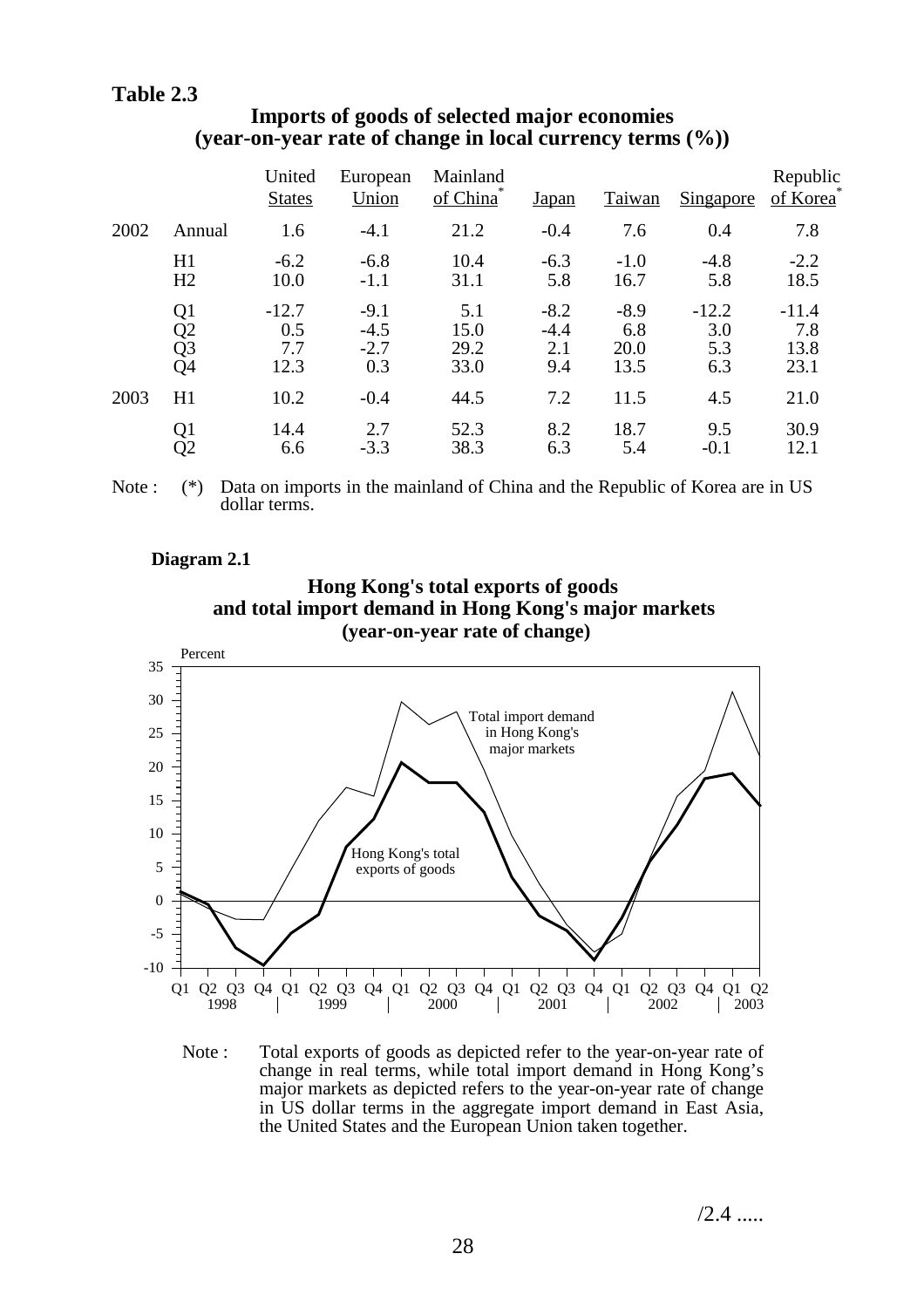**Table 2.3**

**Imports of goods of selected major economies (year-on-year rate of change in local currency terms (%))**

| | | United States | European Union | Mainland of China* | Japan | Taiwan | Singapore | Republic of Korea* |
|---|---|---|---|---|---|---|---|---|
| 2002 | Annual | 1.6 | -4.1 | 21.2 | -0.4 | 7.6 | 0.4 | 7.8 |
| | H1 | -6.2 | -6.8 | 10.4 | -6.3 | -1.0 | -4.8 | -2.2 |
| | H2 | 10.0 | -1.1 | 31.1 | 5.8 | 16.7 | 5.8 | 18.5 |
| | Q1 | -12.7 | -9.1 | 5.1 | -8.2 | -8.9 | -12.2 | -11.4 |
| | Q2 | 0.5 | -4.5 | 15.0 | -4.4 | 6.8 | 3.0 | 7.8 |
| | Q3 | 7.7 | -2.7 | 29.2 | 2.1 | 20.0 | 5.3 | 13.8 |
| | Q4 | 12.3 | 0.3 | 33.0 | 9.4 | 13.5 | 6.3 | 23.1 |
| 2003 | H1 | 10.2 | -0.4 | 44.5 | 7.2 | 11.5 | 4.5 | 21.0 |
| | Q1 | 14.4 | 2.7 | 52.3 | 8.2 | 18.7 | 9.5 | 30.9 |
| | Q2 | 6.6 | -3.3 | 38.3 | 6.3 | 5.4 | -0.1 | 12.1 |

Note : (*) Data on imports in the mainland of China and the Republic of Korea are in US dollar terms.

**Diagram 2.1**

**Hong Kong's total exports of goods and total import demand in Hong Kong's major markets (year-on-year rate of change)**

Note : Total exports of goods as depicted refer to the year-on-year rate of change in real terms, while total import demand in Hong Kong's major markets as depicted refers to the year-on-year rate of change in US dollar terms in the aggregate import demand in East Asia, the United States and the European Union taken together.

/2.4 .....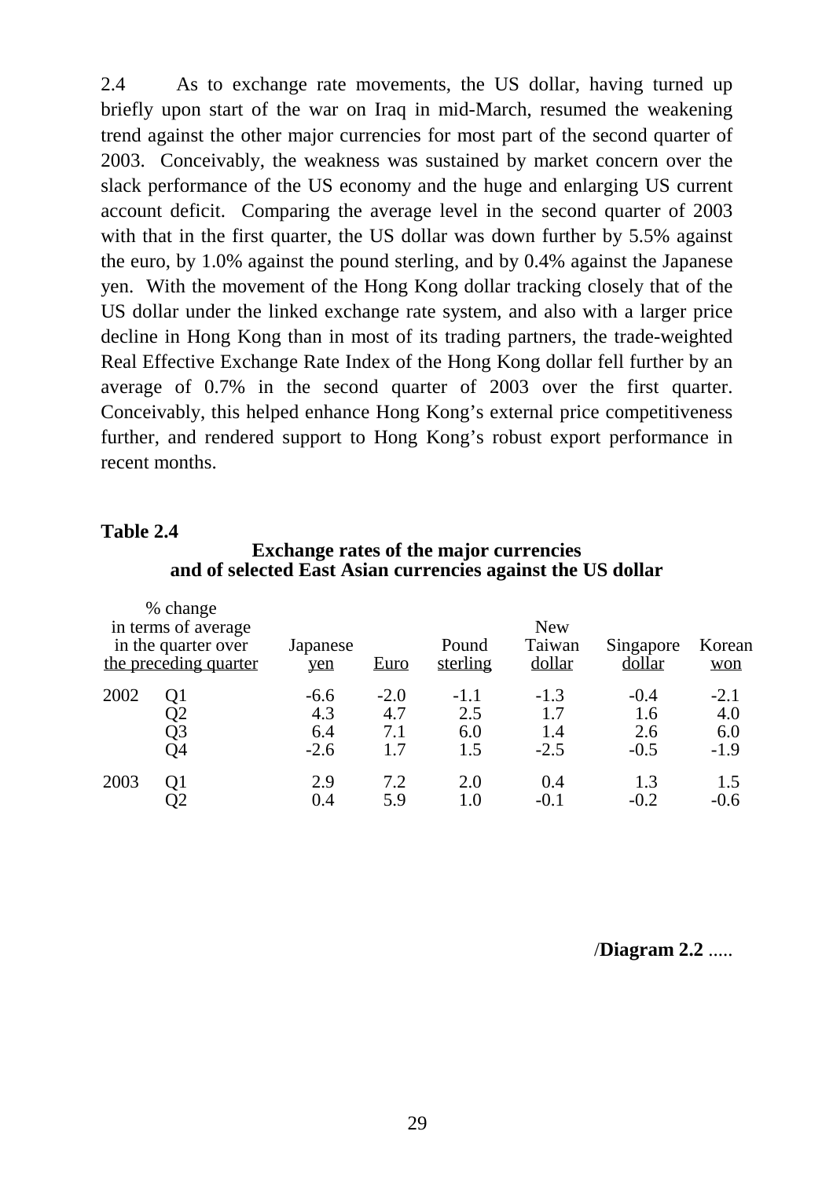2.4 As to exchange rate movements, the US dollar, having turned up briefly upon start of the war on Iraq in mid-March, resumed the weakening trend against the other major currencies for most part of the second quarter of 2003. Conceivably, the weakness was sustained by market concern over the slack performance of the US economy and the huge and enlarging US current account deficit. Comparing the average level in the second quarter of 2003 with that in the first quarter, the US dollar was down further by 5.5% against the euro, by 1.0% against the pound sterling, and by 0.4% against the Japanese yen. With the movement of the Hong Kong dollar tracking closely that of the US dollar under the linked exchange rate system, and also with a larger price decline in Hong Kong than in most of its trading partners, the trade-weighted Real Effective Exchange Rate Index of the Hong Kong dollar fell further by an average of 0.7% in the second quarter of 2003 over the first quarter. Conceivably, this helped enhance Hong Kong's external price competitiveness further, and rendered support to Hong Kong's robust export performance in recent months.

**Table 2.4**

**Exchange rates of the major currencies and of selected East Asian currencies against the US dollar**

| % change in terms of average in the quarter over the preceding quarter | | Japanese yen | Euro | Pound sterling | New Taiwan dollar | Singapore dollar | Korean won |
|---|---|---|---|---|---|---|---|
| 2002 | Q1 | -6.6 | -2.0 | -1.1 | -1.3 | -0.4 | -2.1 |
| | Q2 | 4.3 | 4.7 | 2.5 | 1.7 | 1.6 | 4.0 |
| | Q3 | 6.4 | 7.1 | 6.0 | 1.4 | 2.6 | 6.0 |
| | Q4 | -2.6 | 1.7 | 1.5 | -2.5 | -0.5 | -1.9 |
| 2003 | Q1 | 2.9 | 7.2 | 2.0 | 0.4 | 1.3 | 1.5 |
| | Q2 | 0.4 | 5.9 | 1.0 | -0.1 | -0.2 | -0.6 |

/**Diagram 2.2** .....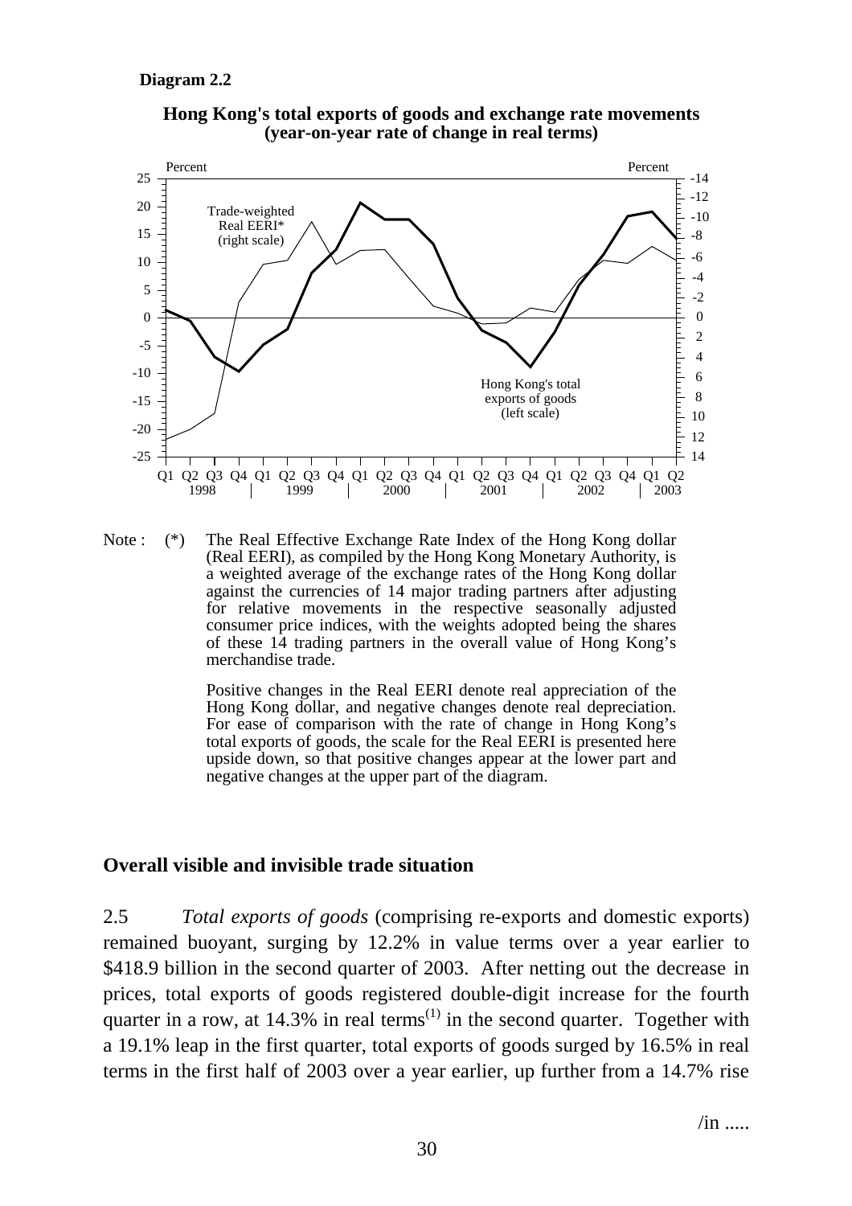**Diagram 2.2**

**Hong Kong's total exports of goods and exchange rate movements (year-on-year rate of change in real terms)**

Note : (*) The Real Effective Exchange Rate Index of the Hong Kong dollar (Real EERI), as compiled by the Hong Kong Monetary Authority, is a weighted average of the exchange rates of the Hong Kong dollar against the currencies of 14 major trading partners after adjusting for relative movements in the respective seasonally adjusted consumer price indices, with the weights adopted being the shares of these 14 trading partners in the overall value of Hong Kong's merchandise trade.

Positive changes in the Real EERI denote real appreciation of the Hong Kong dollar, and negative changes denote real depreciation. For ease of comparison with the rate of change in Hong Kong's total exports of goods, the scale for the Real EERI is presented here upside down, so that positive changes appear at the lower part and negative changes at the upper part of the diagram.

## Overall visible and invisible trade situation

2.5 *Total exports of goods* (comprising re-exports and domestic exports) remained buoyant, surging by 12.2% in value terms over a year earlier to \$418.9 billion in the second quarter of 2003. After netting out the decrease in prices, total exports of goods registered double-digit increase for the fourth quarter in a row, at 14.3% in real terms[(1)] in the second quarter. Together with a 19.1% leap in the first quarter, total exports of goods surged by 16.5% in real terms in the first half of 2003 over a year earlier, up further from a 14.7% rise

/in .....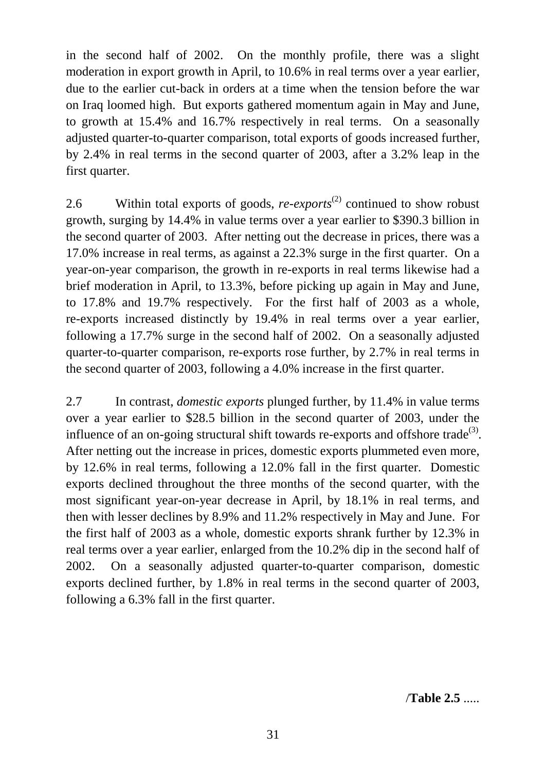in the second half of 2002. On the monthly profile, there was a slight moderation in export growth in April, to 10.6% in real terms over a year earlier, due to the earlier cut-back in orders at a time when the tension before the war on Iraq loomed high. But exports gathered momentum again in May and June, to growth at 15.4% and 16.7% respectively in real terms. On a seasonally adjusted quarter-to-quarter comparison, total exports of goods increased further, by 2.4% in real terms in the second quarter of 2003, after a 3.2% leap in the first quarter.

2.6 Within total exports of goods, *re-exports*[(2)] continued to show robust growth, surging by 14.4% in value terms over a year earlier to $390.3 billion in the second quarter of 2003. After netting out the decrease in prices, there was a 17.0% increase in real terms, as against a 22.3% surge in the first quarter. On a year-on-year comparison, the growth in re-exports in real terms likewise had a brief moderation in April, to 13.3%, before picking up again in May and June, to 17.8% and 19.7% respectively. For the first half of 2003 as a whole, re-exports increased distinctly by 19.4% in real terms over a year earlier, following a 17.7% surge in the second half of 2002. On a seasonally adjusted quarter-to-quarter comparison, re-exports rose further, by 2.7% in real terms in the second quarter of 2003, following a 4.0% increase in the first quarter.

2.7 In contrast, *domestic exports* plunged further, by 11.4% in value terms over a year earlier to $28.5 billion in the second quarter of 2003, under the influence of an on-going structural shift towards re-exports and offshore trade[(3)]. After netting out the increase in prices, domestic exports plummeted even more, by 12.6% in real terms, following a 12.0% fall in the first quarter. Domestic exports declined throughout the three months of the second quarter, with the most significant year-on-year decrease in April, by 18.1% in real terms, and then with lesser declines by 8.9% and 11.2% respectively in May and June. For the first half of 2003 as a whole, domestic exports shrank further by 12.3% in real terms over a year earlier, enlarged from the 10.2% dip in the second half of 2002. On a seasonally adjusted quarter-to-quarter comparison, domestic exports declined further, by 1.8% in real terms in the second quarter of 2003, following a 6.3% fall in the first quarter.

/**Table 2.5** .....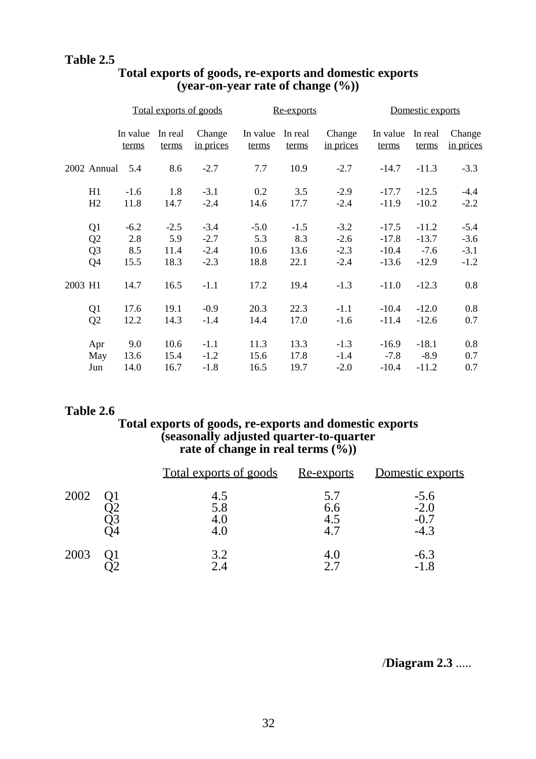**Table 2.5**

**Total exports of goods, re-exports and domestic exports (year-on-year rate of change (%))**

| | | Total exports of goods | | | Re-exports | | | Domestic exports | | |
|---|---|---|---|---|---|---|---|---|---|---|
| | | In value terms | In real terms | Change in prices | In value terms | In real terms | Change in prices | In value terms | In real terms | Change in prices |
| 2002 | Annual | 5.4 | 8.6 | -2.7 | 7.7 | 10.9 | -2.7 | -14.7 | -11.3 | -3.3 |
| | H1 | -1.6 | 1.8 | -3.1 | 0.2 | 3.5 | -2.9 | -17.7 | -12.5 | -4.4 |
| | H2 | 11.8 | 14.7 | -2.4 | 14.6 | 17.7 | -2.4 | -11.9 | -10.2 | -2.2 |
| | Q1 | -6.2 | -2.5 | -3.4 | -5.0 | -1.5 | -3.2 | -17.5 | -11.2 | -5.4 |
| | Q2 | 2.8 | 5.9 | -2.7 | 5.3 | 8.3 | -2.6 | -17.8 | -13.7 | -3.6 |
| | Q3 | 8.5 | 11.4 | -2.4 | 10.6 | 13.6 | -2.3 | -10.4 | -7.6 | -3.1 |
| | Q4 | 15.5 | 18.3 | -2.3 | 18.8 | 22.1 | -2.4 | -13.6 | -12.9 | -1.2 |
| 2003 | H1 | 14.7 | 16.5 | -1.1 | 17.2 | 19.4 | -1.3 | -11.0 | -12.3 | 0.8 |
| | Q1 | 17.6 | 19.1 | -0.9 | 20.3 | 22.3 | -1.1 | -10.4 | -12.0 | 0.8 |
| | Q2 | 12.2 | 14.3 | -1.4 | 14.4 | 17.0 | -1.6 | -11.4 | -12.6 | 0.7 |
| | Apr | 9.0 | 10.6 | -1.1 | 11.3 | 13.3 | -1.3 | -16.9 | -18.1 | 0.8 |
| | May | 13.6 | 15.4 | -1.2 | 15.6 | 17.8 | -1.4 | -7.8 | -8.9 | 0.7 |
| | Jun | 14.0 | 16.7 | -1.8 | 16.5 | 19.7 | -2.0 | -10.4 | -11.2 | 0.7 |

**Table 2.6**

**Total exports of goods, re-exports and domestic exports (seasonally adjusted quarter-to-quarter rate of change in real terms (%))**

| | | Total exports of goods | Re-exports | Domestic exports |
|---|---|---|---|---|
| 2002 | Q1 | 4.5 | 5.7 | -5.6 |
| | Q2 | 5.8 | 6.6 | -2.0 |
| | Q3 | 4.0 | 4.5 | -0.7 |
| | Q4 | 4.0 | 4.7 | -4.3 |
| 2003 | Q1 | 3.2 | 4.0 | -6.3 |
| | Q2 | 2.4 | 2.7 | -1.8 |

/**Diagram 2.3** .....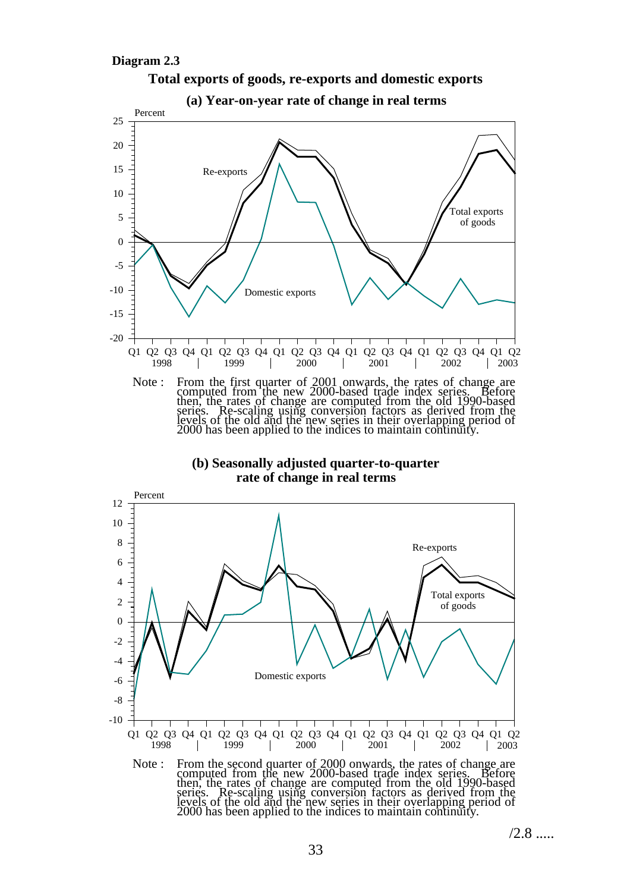**Diagram 2.3**

**Total exports of goods, re-exports and domestic exports**

**(a) Year-on-year rate of change in real terms**

Note : From the first quarter of 2001 onwards, the rates of change are computed from the new 2000-based trade index series. Before then, the rates of change are computed from the old 1990-based series. Re-scaling using conversion factors as derived from the levels of the old and the new series in their overlapping period of 2000 has been applied to the indices to maintain continuity.

**(b) Seasonally adjusted quarter-to-quarter rate of change in real terms**

Note : From the second quarter of 2000 onwards, the rates of change are computed from the new 2000-based trade index series. Before then, the rates of change are computed from the old 1990-based series. Re-scaling using conversion factors as derived from the levels of the old and the new series in their overlapping period of 2000 has been applied to the indices to maintain continuity.

/2.8 .....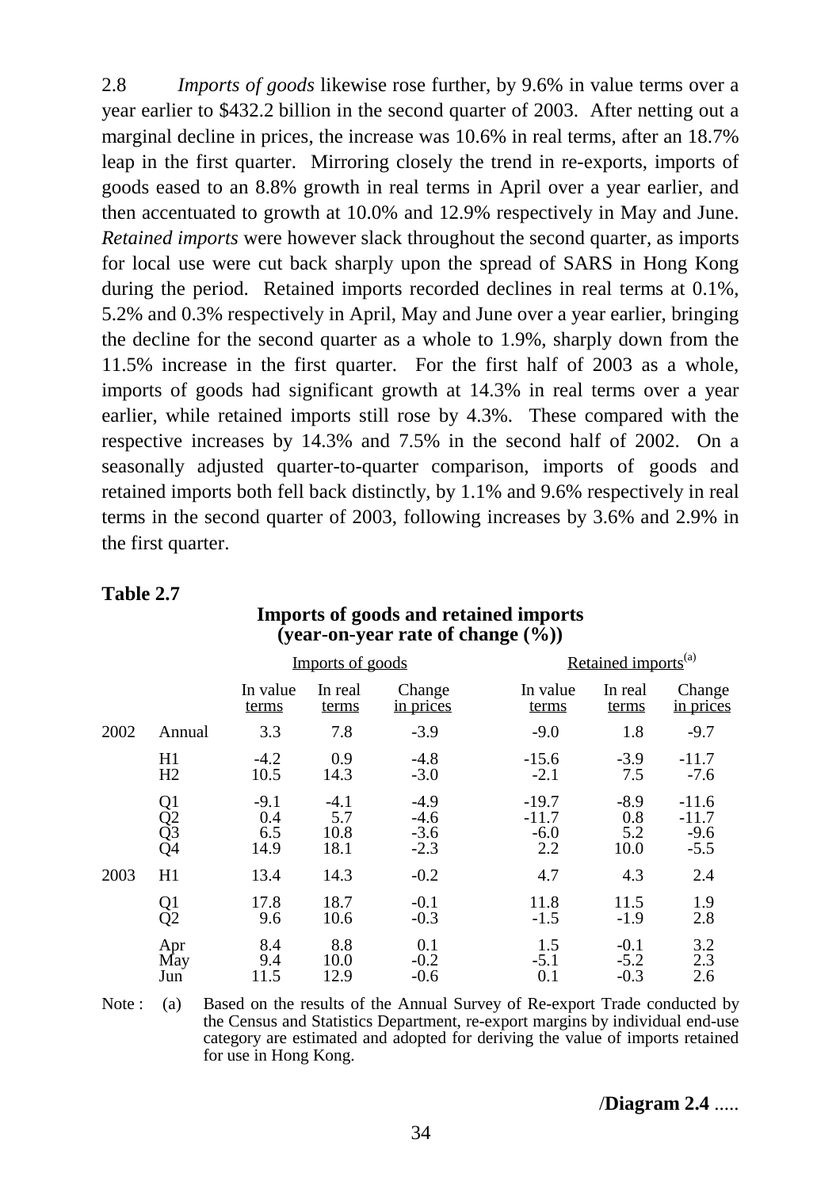2.8 *Imports of goods* likewise rose further, by 9.6% in value terms over a year earlier to $432.2 billion in the second quarter of 2003. After netting out a marginal decline in prices, the increase was 10.6% in real terms, after an 18.7% leap in the first quarter. Mirroring closely the trend in re-exports, imports of goods eased to an 8.8% growth in real terms in April over a year earlier, and then accentuated to growth at 10.0% and 12.9% respectively in May and June. *Retained imports* were however slack throughout the second quarter, as imports for local use were cut back sharply upon the spread of SARS in Hong Kong during the period. Retained imports recorded declines in real terms at 0.1%, 5.2% and 0.3% respectively in April, May and June over a year earlier, bringing the decline for the second quarter as a whole to 1.9%, sharply down from the 11.5% increase in the first quarter. For the first half of 2003 as a whole, imports of goods had significant growth at 14.3% in real terms over a year earlier, while retained imports still rose by 4.3%. These compared with the respective increases by 14.3% and 7.5% in the second half of 2002. On a seasonally adjusted quarter-to-quarter comparison, imports of goods and retained imports both fell back distinctly, by 1.1% and 9.6% respectively in real terms in the second quarter of 2003, following increases by 3.6% and 2.9% in the first quarter.

**Table 2.7**

**Imports of goods and retained imports (year-on-year rate of change (%))**

| | | Imports of goods | | | Retained imports(a) | | |
|---|---|---|---|---|---|---|---|
| | | In value terms | In real terms | Change in prices | In value terms | In real terms | Change in prices |
| 2002 | Annual | 3.3 | 7.8 | -3.9 | -9.0 | 1.8 | -9.7 |
| | H1 | -4.2 | 0.9 | -4.8 | -15.6 | -3.9 | -11.7 |
| | H2 | 10.5 | 14.3 | -3.0 | -2.1 | 7.5 | -7.6 |
| | Q1 | -9.1 | -4.1 | -4.9 | -19.7 | -8.9 | -11.6 |
| | Q2 | 0.4 | 5.7 | -4.6 | -11.7 | 0.8 | -11.7 |
| | Q3 | 6.5 | 10.8 | -3.6 | -6.0 | 5.2 | -9.6 |
| | Q4 | 14.9 | 18.1 | -2.3 | 2.2 | 10.0 | -5.5 |
| 2003 | H1 | 13.4 | 14.3 | -0.2 | 4.7 | 4.3 | 2.4 |
| | Q1 | 17.8 | 18.7 | -0.1 | 11.8 | 11.5 | 1.9 |
| | Q2 | 9.6 | 10.6 | -0.3 | -1.5 | -1.9 | 2.8 |
| | Apr | 8.4 | 8.8 | 0.1 | 1.5 | -0.1 | 3.2 |
| | May | 9.4 | 10.0 | -0.2 | -5.1 | -5.2 | 2.3 |
| | Jun | 11.5 | 12.9 | -0.6 | 0.1 | -0.3 | 2.6 |

Note : (a) Based on the results of the Annual Survey of Re-export Trade conducted by the Census and Statistics Department, re-export margins by individual end-use category are estimated and adopted for deriving the value of imports retained for use in Hong Kong.

/**Diagram 2.4** .....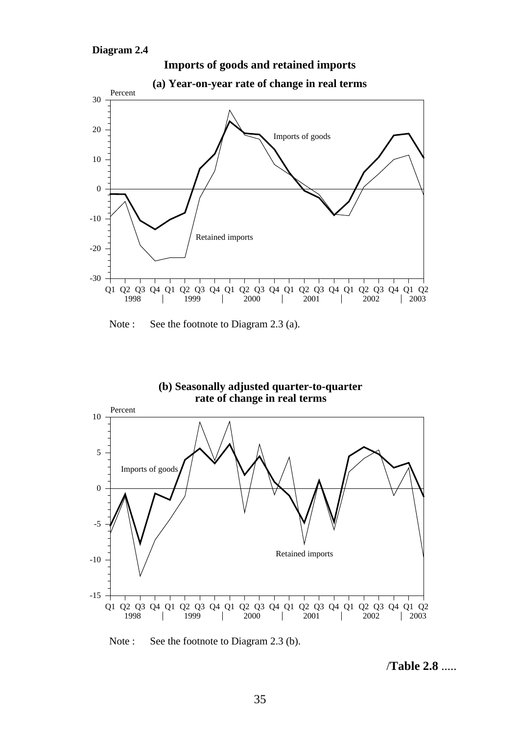**Diagram 2.4**

**Imports of goods and retained imports**

**(a) Year-on-year rate of change in real terms**

Note : See the footnote to Diagram 2.3 (a).

**(b) Seasonally adjusted quarter-to-quarter rate of change in real terms**

Note : See the footnote to Diagram 2.3 (b).

/**Table 2.8** .....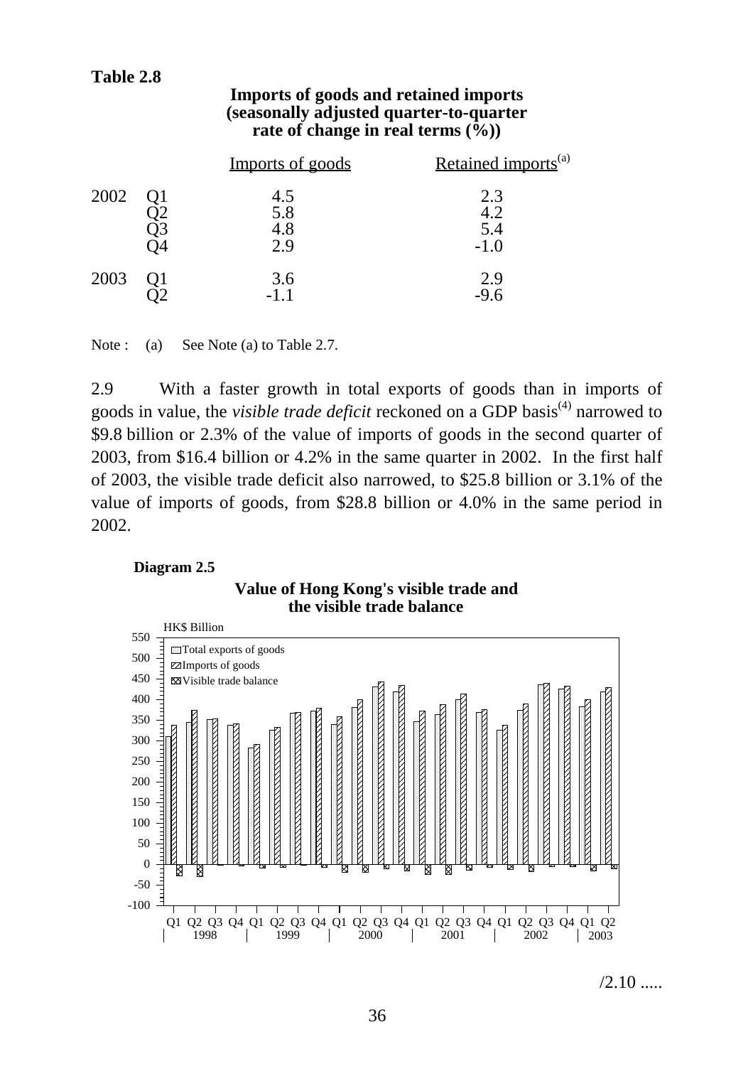**Table 2.8**

**Imports of goods and retained imports (seasonally adjusted quarter-to-quarter rate of change in real terms (%))**

| | | Imports of goods | Retained imports[(a)] |
|---|---|---|---|
| 2002 | Q1 | 4.5 | 2.3 |
| | Q2 | 5.8 | 4.2 |
| | Q3 | 4.8 | 5.4 |
| | Q4 | 2.9 | -1.0 |
| 2003 | Q1 | 3.6 | 2.9 |
| | Q2 | -1.1 | -9.6 |

Note : (a) See Note (a) to Table 2.7.

2.9 With a faster growth in total exports of goods than in imports of goods in value, the *visible trade deficit* reckoned on a GDP basis[(4)] narrowed to $9.8 billion or 2.3% of the value of imports of goods in the second quarter of 2003, from $16.4 billion or 4.2% in the same quarter in 2002. In the first half of 2003, the visible trade deficit also narrowed, to $25.8 billion or 3.1% of the value of imports of goods, from $28.8 billion or 4.0% in the same period in 2002.

**Diagram 2.5**

**Value of Hong Kong's visible trade and the visible trade balance**

/2.10 .....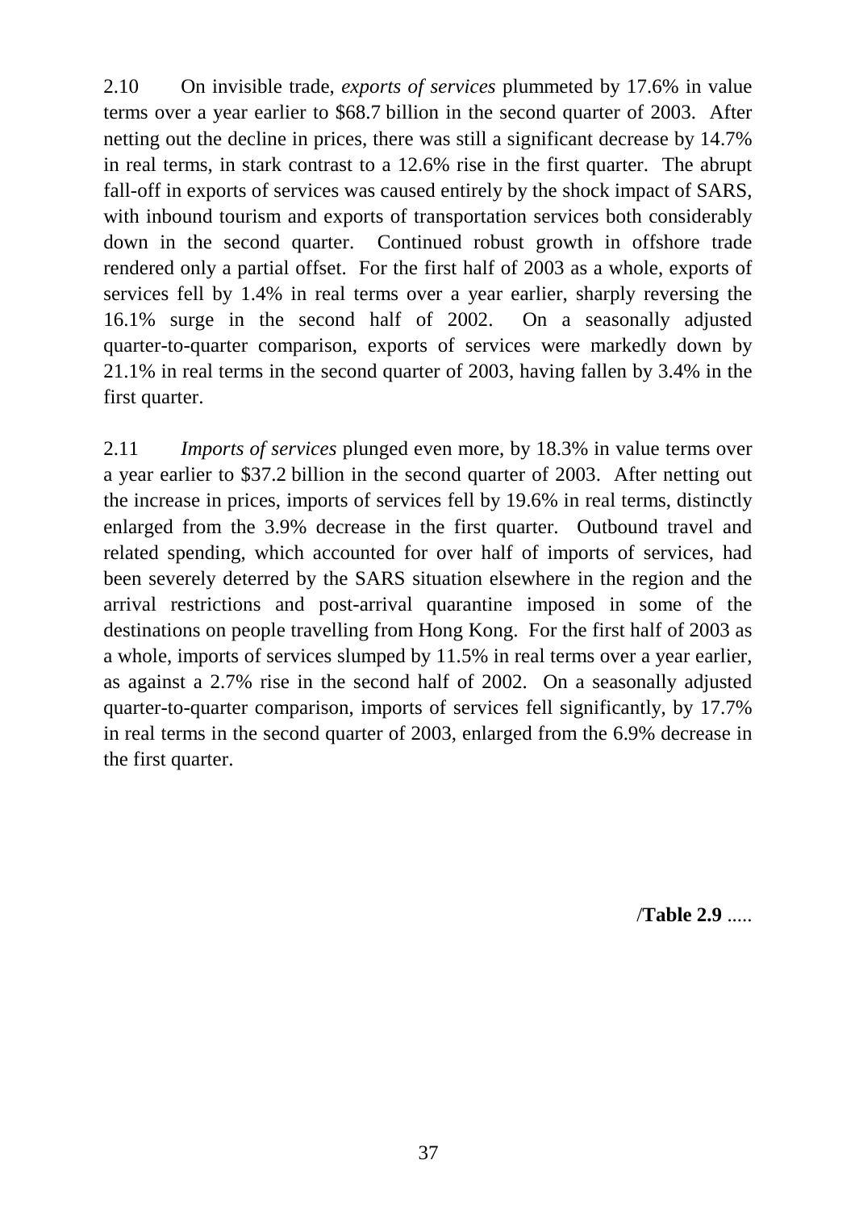2.10 On invisible trade, *exports of services* plummeted by 17.6% in value terms over a year earlier to $68.7 billion in the second quarter of 2003. After netting out the decline in prices, there was still a significant decrease by 14.7% in real terms, in stark contrast to a 12.6% rise in the first quarter. The abrupt fall-off in exports of services was caused entirely by the shock impact of SARS, with inbound tourism and exports of transportation services both considerably down in the second quarter. Continued robust growth in offshore trade rendered only a partial offset. For the first half of 2003 as a whole, exports of services fell by 1.4% in real terms over a year earlier, sharply reversing the 16.1% surge in the second half of 2002. On a seasonally adjusted quarter-to-quarter comparison, exports of services were markedly down by 21.1% in real terms in the second quarter of 2003, having fallen by 3.4% in the first quarter.

2.11 *Imports of services* plunged even more, by 18.3% in value terms over a year earlier to $37.2 billion in the second quarter of 2003. After netting out the increase in prices, imports of services fell by 19.6% in real terms, distinctly enlarged from the 3.9% decrease in the first quarter. Outbound travel and related spending, which accounted for over half of imports of services, had been severely deterred by the SARS situation elsewhere in the region and the arrival restrictions and post-arrival quarantine imposed in some of the destinations on people travelling from Hong Kong. For the first half of 2003 as a whole, imports of services slumped by 11.5% in real terms over a year earlier, as against a 2.7% rise in the second half of 2002. On a seasonally adjusted quarter-to-quarter comparison, imports of services fell significantly, by 17.7% in real terms in the second quarter of 2003, enlarged from the 6.9% decrease in the first quarter.

/**Table 2.9** .....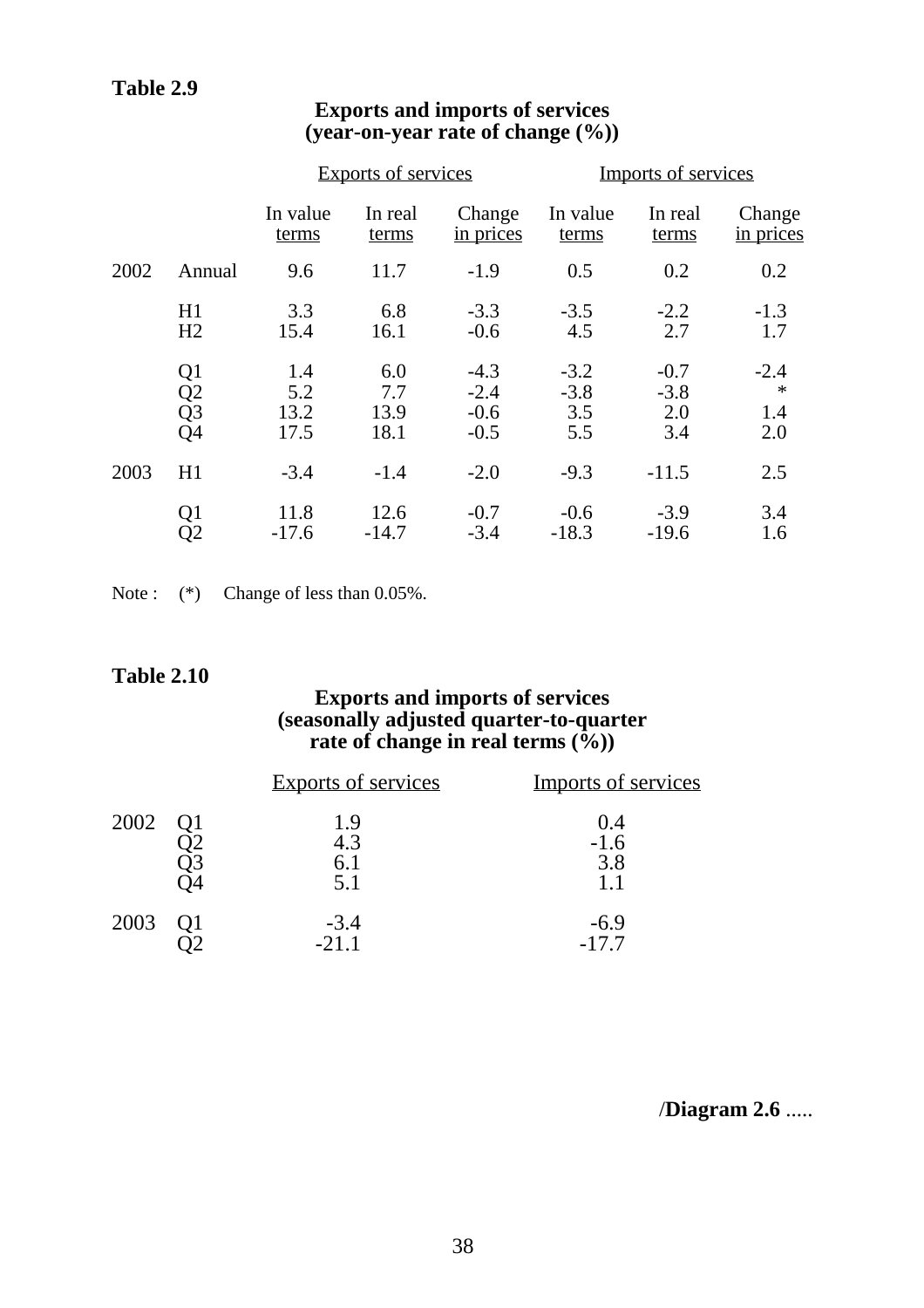**Table 2.9**

**Exports and imports of services**
**(year-on-year rate of change (%))**

| | | Exports of services | | | Imports of services | | |
|---|---|---|---|---|---|---|---|
| | | In value terms | In real terms | Change in prices | In value terms | In real terms | Change in prices |
| 2002 | Annual | 9.6 | 11.7 | -1.9 | 0.5 | 0.2 | 0.2 |
| | H1 | 3.3 | 6.8 | -3.3 | -3.5 | -2.2 | -1.3 |
| | H2 | 15.4 | 16.1 | -0.6 | 4.5 | 2.7 | 1.7 |
| | Q1 | 1.4 | 6.0 | -4.3 | -3.2 | -0.7 | -2.4 |
| | Q2 | 5.2 | 7.7 | -2.4 | -3.8 | -3.8 | * |
| | Q3 | 13.2 | 13.9 | -0.6 | 3.5 | 2.0 | 1.4 |
| | Q4 | 17.5 | 18.1 | -0.5 | 5.5 | 3.4 | 2.0 |
| 2003 | H1 | -3.4 | -1.4 | -2.0 | -9.3 | -11.5 | 2.5 |
| | Q1 | 11.8 | 12.6 | -0.7 | -0.6 | -3.9 | 3.4 |
| | Q2 | -17.6 | -14.7 | -3.4 | -18.3 | -19.6 | 1.6 |

Note : (*) Change of less than 0.05%.

**Table 2.10**

**Exports and imports of services**
**(seasonally adjusted quarter-to-quarter rate of change in real terms (%))**

| | | Exports of services | Imports of services |
|---|---|---|---|
| 2002 | Q1 | 1.9 | 0.4 |
| | Q2 | 4.3 | -1.6 |
| | Q3 | 6.1 | 3.8 |
| | Q4 | 5.1 | 1.1 |
| 2003 | Q1 | -3.4 | -6.9 |
| | Q2 | -21.1 | -17.7 |

/**Diagram 2.6** .....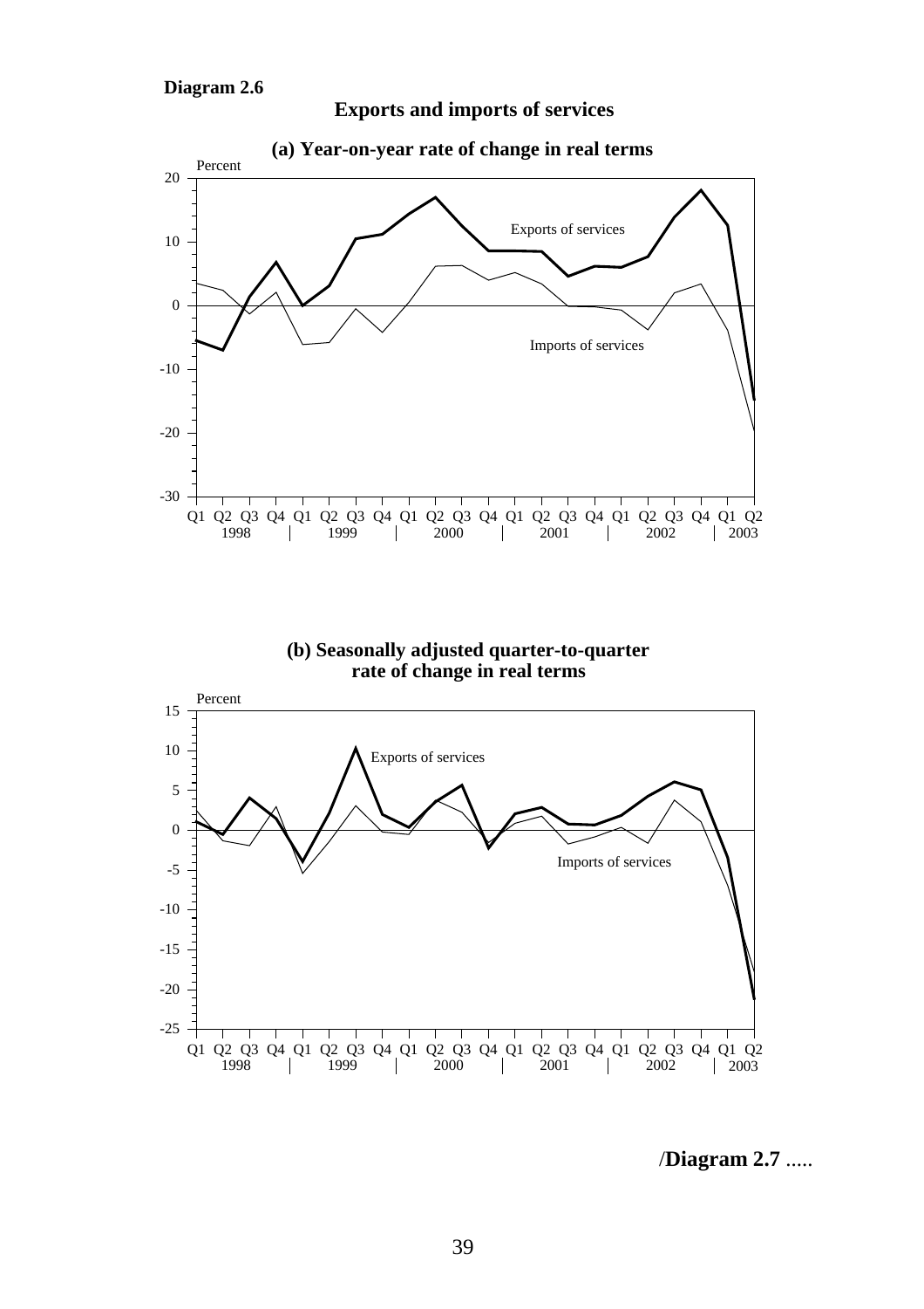**Diagram 2.6**

## Exports and imports of services

### (a) Year-on-year rate of change in real terms

Percent

Exports of services

Imports of services

Q1 Q2 Q3 Q4 Q1 Q2 Q3 Q4 Q1 Q2 Q3 Q4 Q1 Q2 Q3 Q4 Q1 Q2 Q3 Q4 Q1 Q2
1998 | 1999 | 2000 | 2001 | 2002 | 2003

### (b) Seasonally adjusted quarter-to-quarter rate of change in real terms

Percent

Exports of services

Imports of services

Q1 Q2 Q3 Q4 Q1 Q2 Q3 Q4 Q1 Q2 Q3 Q4 Q1 Q2 Q3 Q4 Q1 Q2 Q3 Q4 Q1 Q2
1998 | 1999 | 2000 | 2001 | 2002 | 2003

/**Diagram 2.7** .....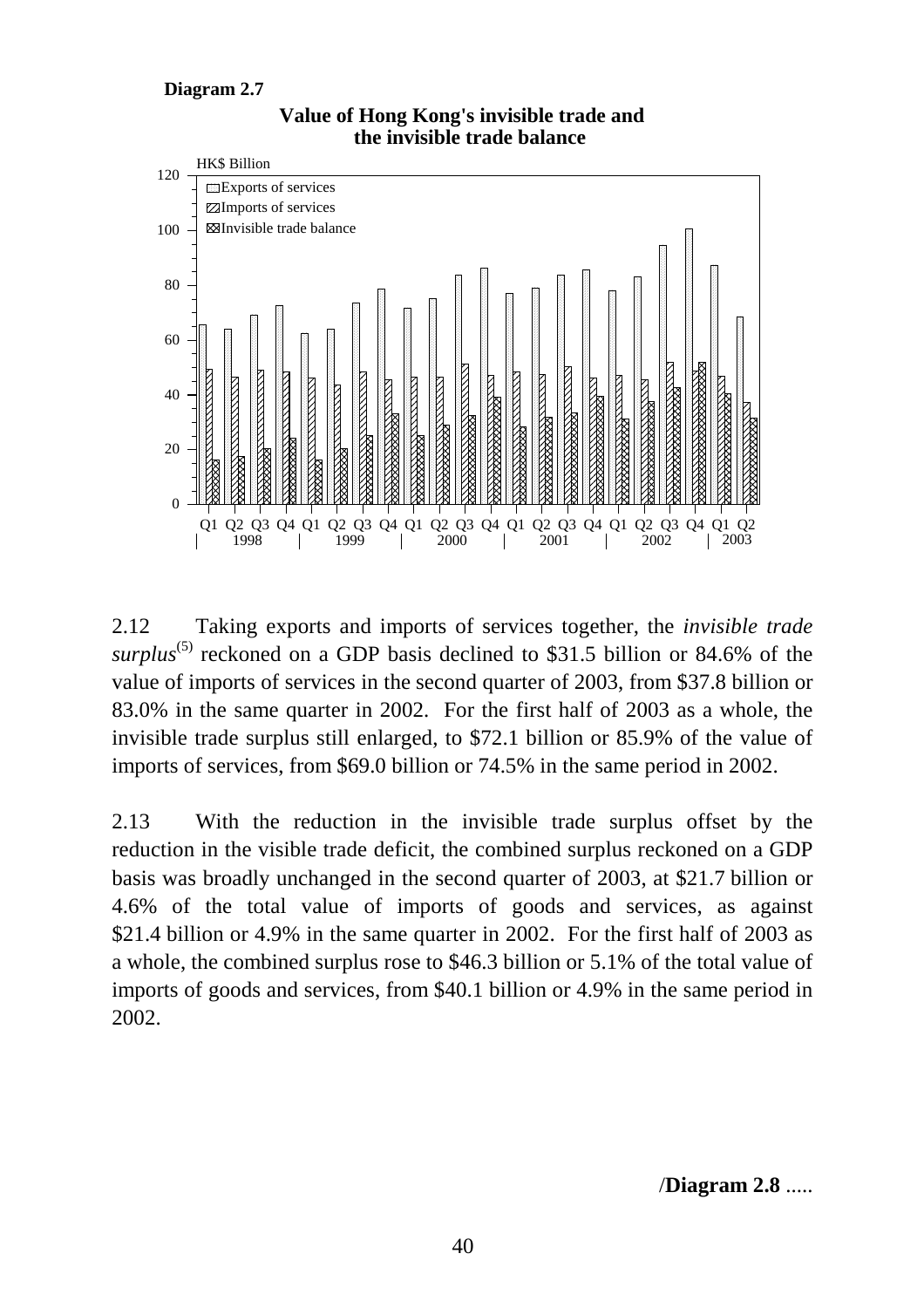**Diagram 2.7**

**Value of Hong Kong's invisible trade and the invisible trade balance**

2.12 Taking exports and imports of services together, the *invisible trade surplus*[(5)] reckoned on a GDP basis declined to \$31.5 billion or 84.6% of the value of imports of services in the second quarter of 2003, from \$37.8 billion or 83.0% in the same quarter in 2002. For the first half of 2003 as a whole, the invisible trade surplus still enlarged, to \$72.1 billion or 85.9% of the value of imports of services, from \$69.0 billion or 74.5% in the same period in 2002.

2.13 With the reduction in the invisible trade surplus offset by the reduction in the visible trade deficit, the combined surplus reckoned on a GDP basis was broadly unchanged in the second quarter of 2003, at \$21.7 billion or 4.6% of the total value of imports of goods and services, as against \$21.4 billion or 4.9% in the same quarter in 2002. For the first half of 2003 as a whole, the combined surplus rose to \$46.3 billion or 5.1% of the total value of imports of goods and services, from \$40.1 billion or 4.9% in the same period in 2002.

/**Diagram 2.8** .....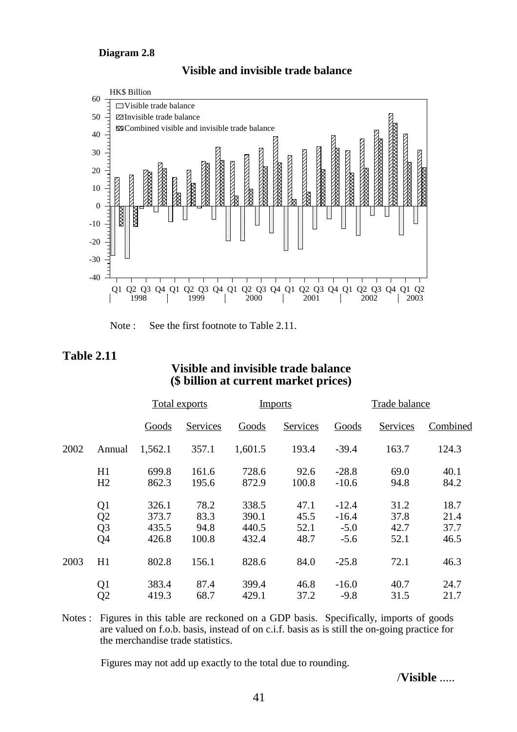**Diagram 2.8**

**Visible and invisible trade balance**

Note : See the first footnote to Table 2.11.

**Table 2.11**

**Visible and invisible trade balance**
**($ billion at current market prices)**

| | | Total exports | | Imports | | Trade balance | | |
|---|---|---|---|---|---|---|---|---|
| | | Goods | Services | Goods | Services | Goods | Services | Combined |
| 2002 | Annual | 1,562.1 | 357.1 | 1,601.5 | 193.4 | -39.4 | 163.7 | 124.3 |
| | H1 | 699.8 | 161.6 | 728.6 | 92.6 | -28.8 | 69.0 | 40.1 |
| | H2 | 862.3 | 195.6 | 872.9 | 100.8 | -10.6 | 94.8 | 84.2 |
| | Q1 | 326.1 | 78.2 | 338.5 | 47.1 | -12.4 | 31.2 | 18.7 |
| | Q2 | 373.7 | 83.3 | 390.1 | 45.5 | -16.4 | 37.8 | 21.4 |
| | Q3 | 435.5 | 94.8 | 440.5 | 52.1 | -5.0 | 42.7 | 37.7 |
| | Q4 | 426.8 | 100.8 | 432.4 | 48.7 | -5.6 | 52.1 | 46.5 |
| 2003 | H1 | 802.8 | 156.1 | 828.6 | 84.0 | -25.8 | 72.1 | 46.3 |
| | Q1 | 383.4 | 87.4 | 399.4 | 46.8 | -16.0 | 40.7 | 24.7 |
| | Q2 | 419.3 | 68.7 | 429.1 | 37.2 | -9.8 | 31.5 | 21.7 |

Notes : Figures in this table are reckoned on a GDP basis. Specifically, imports of goods are valued on f.o.b. basis, instead of on c.i.f. basis as is still the on-going practice for the merchandise trade statistics.

Figures may not add up exactly to the total due to rounding.

/**Visible** .....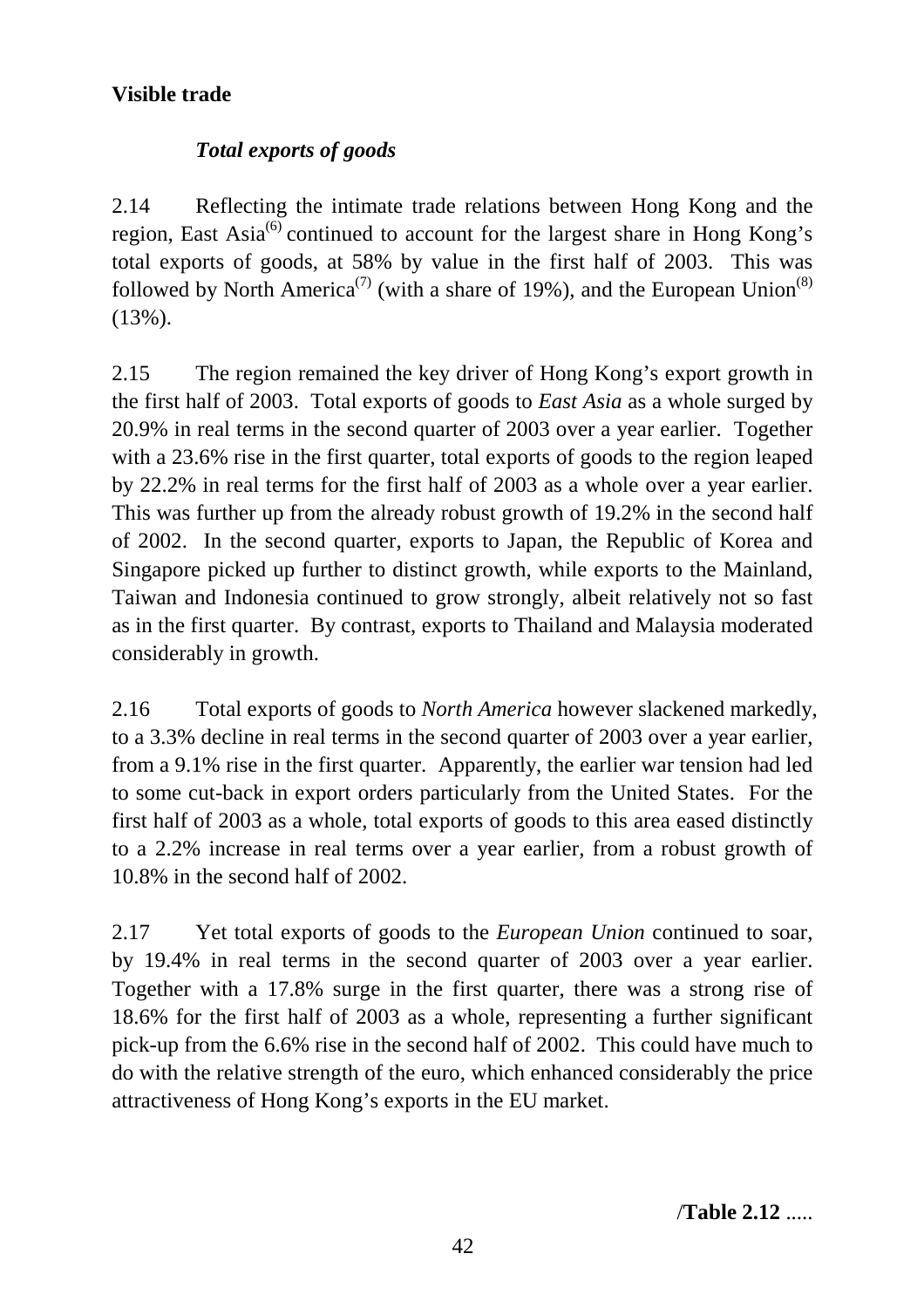## Visible trade

### *Total exports of goods*

2.14 Reflecting the intimate trade relations between Hong Kong and the region, East Asia[6] continued to account for the largest share in Hong Kong's total exports of goods, at 58% by value in the first half of 2003. This was followed by North America[7] (with a share of 19%), and the European Union[8] (13%).

2.15 The region remained the key driver of Hong Kong's export growth in the first half of 2003. Total exports of goods to *East Asia* as a whole surged by 20.9% in real terms in the second quarter of 2003 over a year earlier. Together with a 23.6% rise in the first quarter, total exports of goods to the region leaped by 22.2% in real terms for the first half of 2003 as a whole over a year earlier. This was further up from the already robust growth of 19.2% in the second half of 2002. In the second quarter, exports to Japan, the Republic of Korea and Singapore picked up further to distinct growth, while exports to the Mainland, Taiwan and Indonesia continued to grow strongly, albeit relatively not so fast as in the first quarter. By contrast, exports to Thailand and Malaysia moderated considerably in growth.

2.16 Total exports of goods to *North America* however slackened markedly, to a 3.3% decline in real terms in the second quarter of 2003 over a year earlier, from a 9.1% rise in the first quarter. Apparently, the earlier war tension had led to some cut-back in export orders particularly from the United States. For the first half of 2003 as a whole, total exports of goods to this area eased distinctly to a 2.2% increase in real terms over a year earlier, from a robust growth of 10.8% in the second half of 2002.

2.17 Yet total exports of goods to the *European Union* continued to soar, by 19.4% in real terms in the second quarter of 2003 over a year earlier. Together with a 17.8% surge in the first quarter, there was a strong rise of 18.6% for the first half of 2003 as a whole, representing a further significant pick-up from the 6.6% rise in the second half of 2002. This could have much to do with the relative strength of the euro, which enhanced considerably the price attractiveness of Hong Kong's exports in the EU market.

/**Table 2.12** .....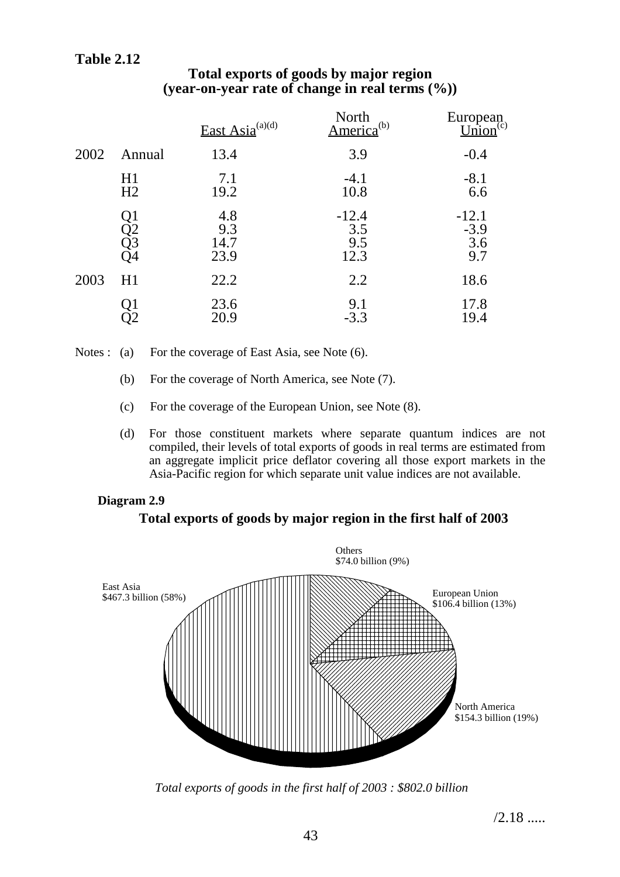**Table 2.12**

**Total exports of goods by major region (year-on-year rate of change in real terms (%))**

| | | East Asia[(a)(d)] | North America[(b)] | European Union[(c)] |
|---|---|---|---|---|
| 2002 | Annual | 13.4 | 3.9 | -0.4 |
| | H1 | 7.1 | -4.1 | -8.1 |
| | H2 | 19.2 | 10.8 | 6.6 |
| | Q1 | 4.8 | -12.4 | -12.1 |
| | Q2 | 9.3 | 3.5 | -3.9 |
| | Q3 | 14.7 | 9.5 | 3.6 |
| | Q4 | 23.9 | 12.3 | 9.7 |
| 2003 | H1 | 22.2 | 2.2 | 18.6 |
| | Q1 | 23.6 | 9.1 | 17.8 |
| | Q2 | 20.9 | -3.3 | 19.4 |

Notes : (a) For the coverage of East Asia, see Note (6).

(b) For the coverage of North America, see Note (7).

(c) For the coverage of the European Union, see Note (8).

(d) For those constituent markets where separate quantum indices are not compiled, their levels of total exports of goods in real terms are estimated from an aggregate implicit price deflator covering all those export markets in the Asia-Pacific region for which separate unit value indices are not available.

**Diagram 2.9**

**Total exports of goods by major region in the first half of 2003**

Others $74.0 billion (9%)

European Union $106.4 billion (13%)

North America $154.3 billion (19%)

East Asia $467.3 billion (58%)

*Total exports of goods in the first half of 2003 : $802.0 billion*

/2.18 .....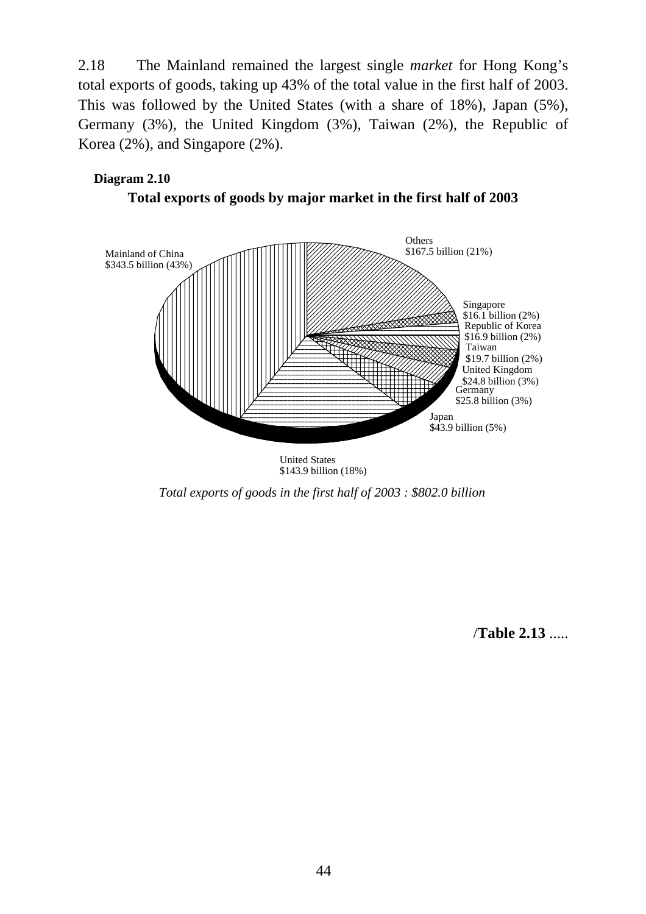2.18 The Mainland remained the largest single *market* for Hong Kong's total exports of goods, taking up 43% of the total value in the first half of 2003. This was followed by the United States (with a share of 18%), Japan (5%), Germany (3%), the United Kingdom (3%), Taiwan (2%), the Republic of Korea (2%), and Singapore (2%).

**Diagram 2.10**

**Total exports of goods by major market in the first half of 2003**

Mainland of China
$343.5 billion (43%)

Others
$167.5 billion (21%)

Singapore
$16.1 billion (2%)

Republic of Korea
$16.9 billion (2%)

Taiwan
$19.7 billion (2%)

United Kingdom
$24.8 billion (3%)

Germany
$25.8 billion (3%)

Japan
$43.9 billion (5%)

United States
$143.9 billion (18%)

*Total exports of goods in the first half of 2003 : $802.0 billion*

/**Table 2.13** .....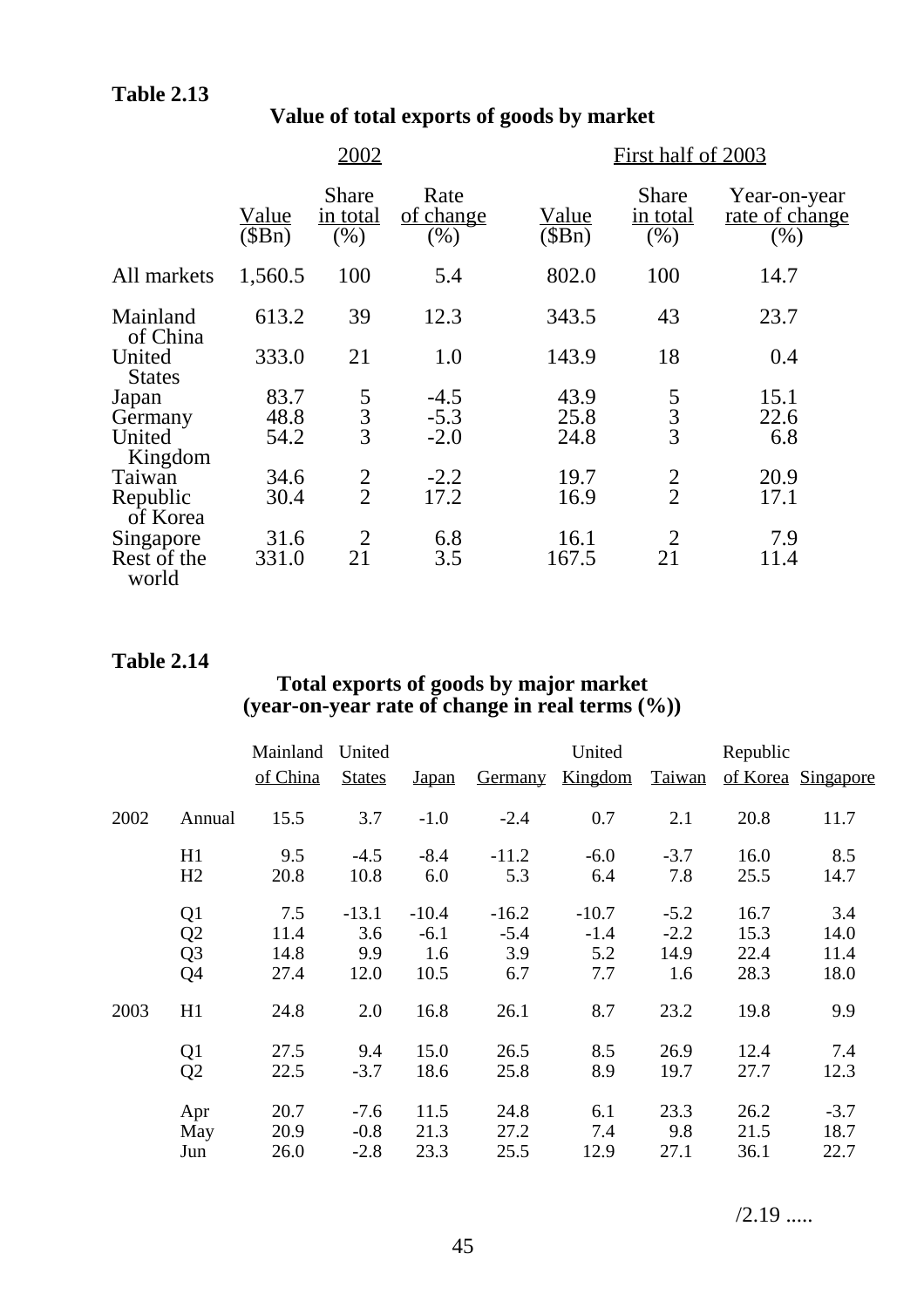**Table 2.13**

**Value of total exports of goods by market**

| | 2002 | | | First half of 2003 | | |
|---|---|---|---|---|---|---|
| | Value ($Bn) | Share in total (%) | Rate of change (%) | Value ($Bn) | Share in total (%) | Year-on-year rate of change (%) |
| All markets | 1,560.5 | 100 | 5.4 | 802.0 | 100 | 14.7 |
| Mainland of China | 613.2 | 39 | 12.3 | 343.5 | 43 | 23.7 |
| United States | 333.0 | 21 | 1.0 | 143.9 | 18 | 0.4 |
| Japan | 83.7 | 5 | -4.5 | 43.9 | 5 | 15.1 |
| Germany | 48.8 | 3 | -5.3 | 25.8 | 3 | 22.6 |
| United Kingdom | 54.2 | 3 | -2.0 | 24.8 | 3 | 6.8 |
| Taiwan | 34.6 | 2 | -2.2 | 19.7 | 2 | 20.9 |
| Republic of Korea | 30.4 | 2 | 17.2 | 16.9 | 2 | 17.1 |
| Singapore | 31.6 | 2 | 6.8 | 16.1 | 2 | 7.9 |
| Rest of the world | 331.0 | 21 | 3.5 | 167.5 | 21 | 11.4 |

**Table 2.14**

**Total exports of goods by major market (year-on-year rate of change in real terms (%))**

| | | Mainland of China | United States | Japan | Germany | United Kingdom | Taiwan | Republic of Korea | Singapore |
|---|---|---|---|---|---|---|---|---|---|
| 2002 | Annual | 15.5 | 3.7 | -1.0 | -2.4 | 0.7 | 2.1 | 20.8 | 11.7 |
| | H1 | 9.5 | -4.5 | -8.4 | -11.2 | -6.0 | -3.7 | 16.0 | 8.5 |
| | H2 | 20.8 | 10.8 | 6.0 | 5.3 | 6.4 | 7.8 | 25.5 | 14.7 |
| | Q1 | 7.5 | -13.1 | -10.4 | -16.2 | -10.7 | -5.2 | 16.7 | 3.4 |
| | Q2 | 11.4 | 3.6 | -6.1 | -5.4 | -1.4 | -2.2 | 15.3 | 14.0 |
| | Q3 | 14.8 | 9.9 | 1.6 | 3.9 | 5.2 | 14.9 | 22.4 | 11.4 |
| | Q4 | 27.4 | 12.0 | 10.5 | 6.7 | 7.7 | 1.6 | 28.3 | 18.0 |
| 2003 | H1 | 24.8 | 2.0 | 16.8 | 26.1 | 8.7 | 23.2 | 19.8 | 9.9 |
| | Q1 | 27.5 | 9.4 | 15.0 | 26.5 | 8.5 | 26.9 | 12.4 | 7.4 |
| | Q2 | 22.5 | -3.7 | 18.6 | 25.8 | 8.9 | 19.7 | 27.7 | 12.3 |
| | Apr | 20.7 | -7.6 | 11.5 | 24.8 | 6.1 | 23.3 | 26.2 | -3.7 |
| | May | 20.9 | -0.8 | 21.3 | 27.2 | 7.4 | 9.8 | 21.5 | 18.7 |
| | Jun | 26.0 | -2.8 | 23.3 | 25.5 | 12.9 | 27.1 | 36.1 | 22.7 |

/2.19 .....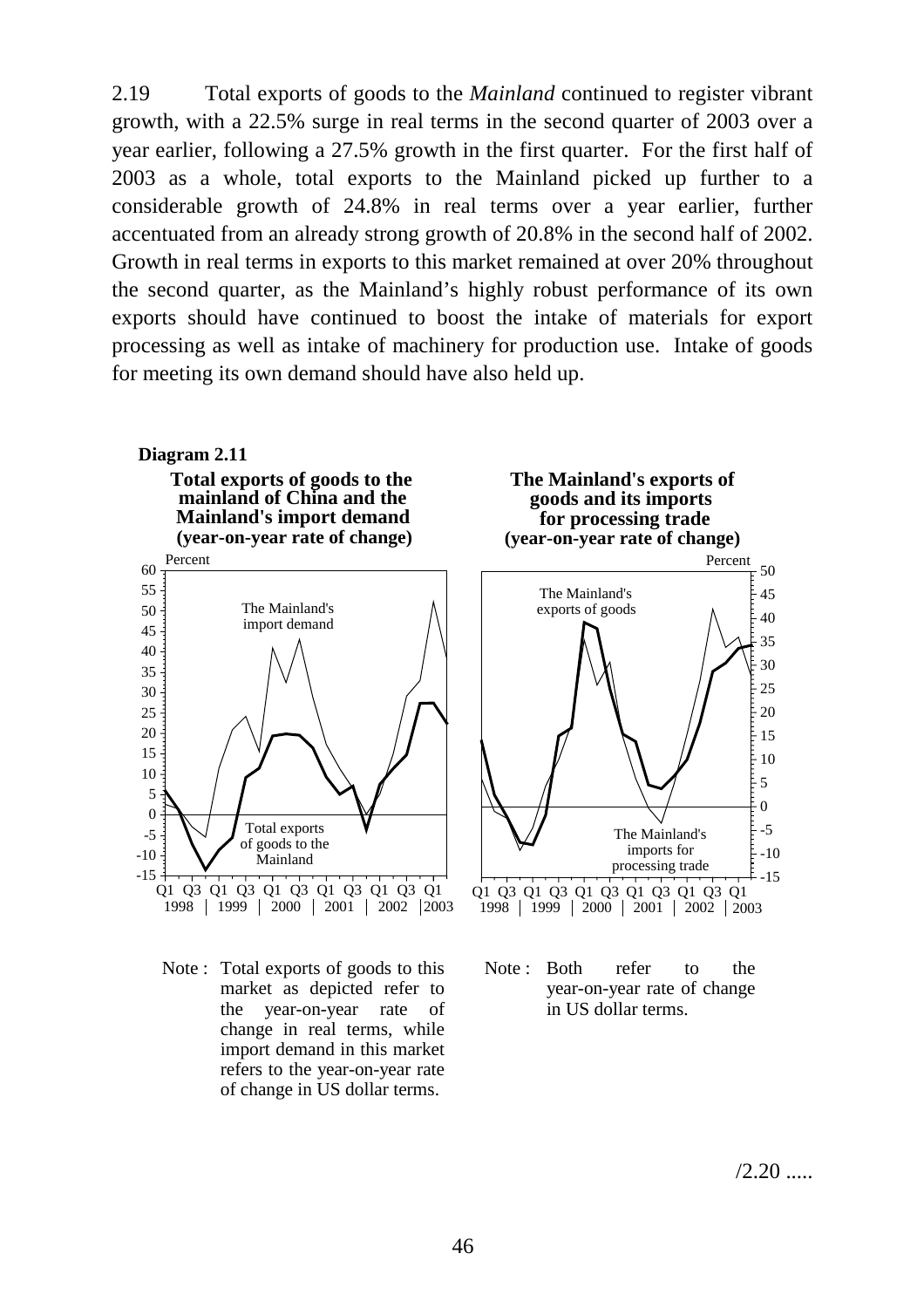2.19 Total exports of goods to the *Mainland* continued to register vibrant growth, with a 22.5% surge in real terms in the second quarter of 2003 over a year earlier, following a 27.5% growth in the first quarter. For the first half of 2003 as a whole, total exports to the Mainland picked up further to a considerable growth of 24.8% in real terms over a year earlier, further accentuated from an already strong growth of 20.8% in the second half of 2002. Growth in real terms in exports to this market remained at over 20% throughout the second quarter, as the Mainland's highly robust performance of its own exports should have continued to boost the intake of materials for export processing as well as intake of machinery for production use. Intake of goods for meeting its own demand should have also held up.

**Diagram 2.11**

**Total exports of goods to the mainland of China and the Mainland's import demand (year-on-year rate of change)**

Note : Total exports of goods to this market as depicted refer to the year-on-year rate of change in real terms, while import demand in this market refers to the year-on-year rate of change in US dollar terms.

**The Mainland's exports of goods and its imports for processing trade (year-on-year rate of change)**

Note : Both refer to the year-on-year rate of change in US dollar terms.

/2.20 .....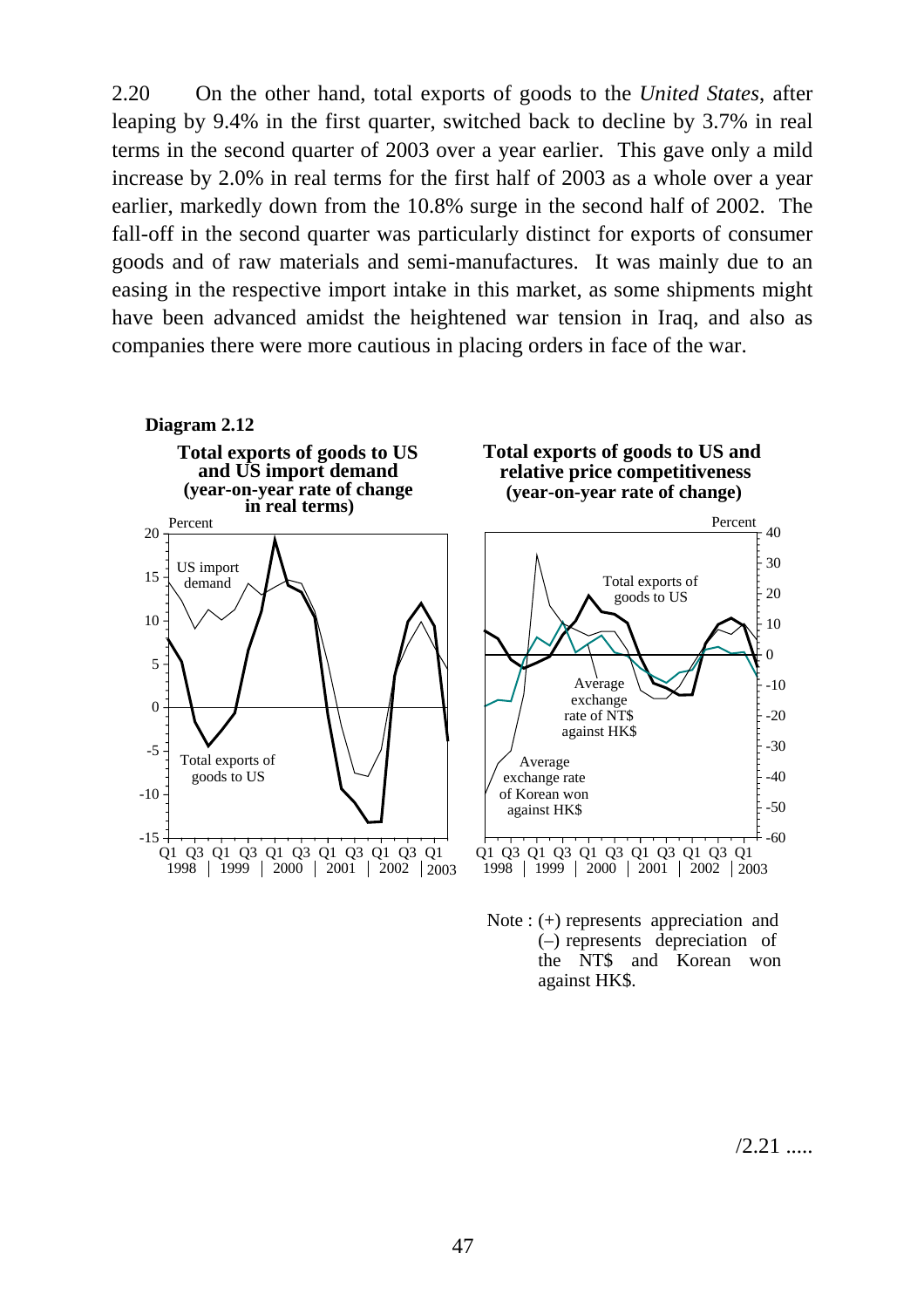2.20 On the other hand, total exports of goods to the *United States*, after leaping by 9.4% in the first quarter, switched back to decline by 3.7% in real terms in the second quarter of 2003 over a year earlier. This gave only a mild increase by 2.0% in real terms for the first half of 2003 as a whole over a year earlier, markedly down from the 10.8% surge in the second half of 2002. The fall-off in the second quarter was particularly distinct for exports of consumer goods and of raw materials and semi-manufactures. It was mainly due to an easing in the respective import intake in this market, as some shipments might have been advanced amidst the heightened war tension in Iraq, and also as companies there were more cautious in placing orders in face of the war.

**Diagram 2.12**

**Total exports of goods to US and US import demand (year-on-year rate of change in real terms)**

**Total exports of goods to US and relative price competitiveness (year-on-year rate of change)**

Note : (+) represents appreciation and (–) represents depreciation of the NT$ and Korean won against HK$.

/2.21 .....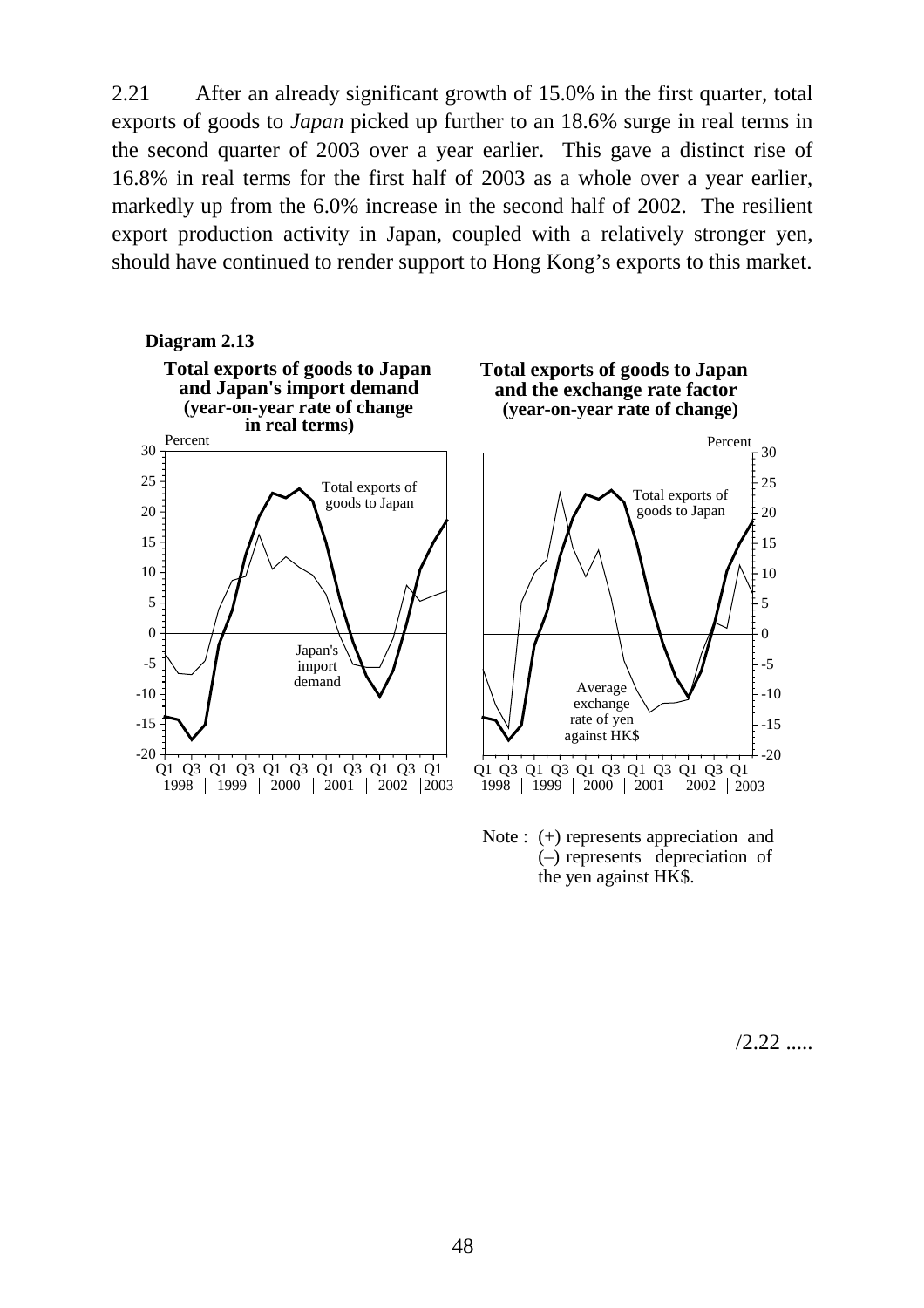2.21 After an already significant growth of 15.0% in the first quarter, total exports of goods to *Japan* picked up further to an 18.6% surge in real terms in the second quarter of 2003 over a year earlier. This gave a distinct rise of 16.8% in real terms for the first half of 2003 as a whole over a year earlier, markedly up from the 6.0% increase in the second half of 2002. The resilient export production activity in Japan, coupled with a relatively stronger yen, should have continued to render support to Hong Kong's exports to this market.

**Diagram 2.13**

**Total exports of goods to Japan and Japan's import demand (year-on-year rate of change in real terms)**

**Total exports of goods to Japan and the exchange rate factor (year-on-year rate of change)**

Note : (+) represents appreciation and (–) represents depreciation of the yen against HK$.

/2.22 .....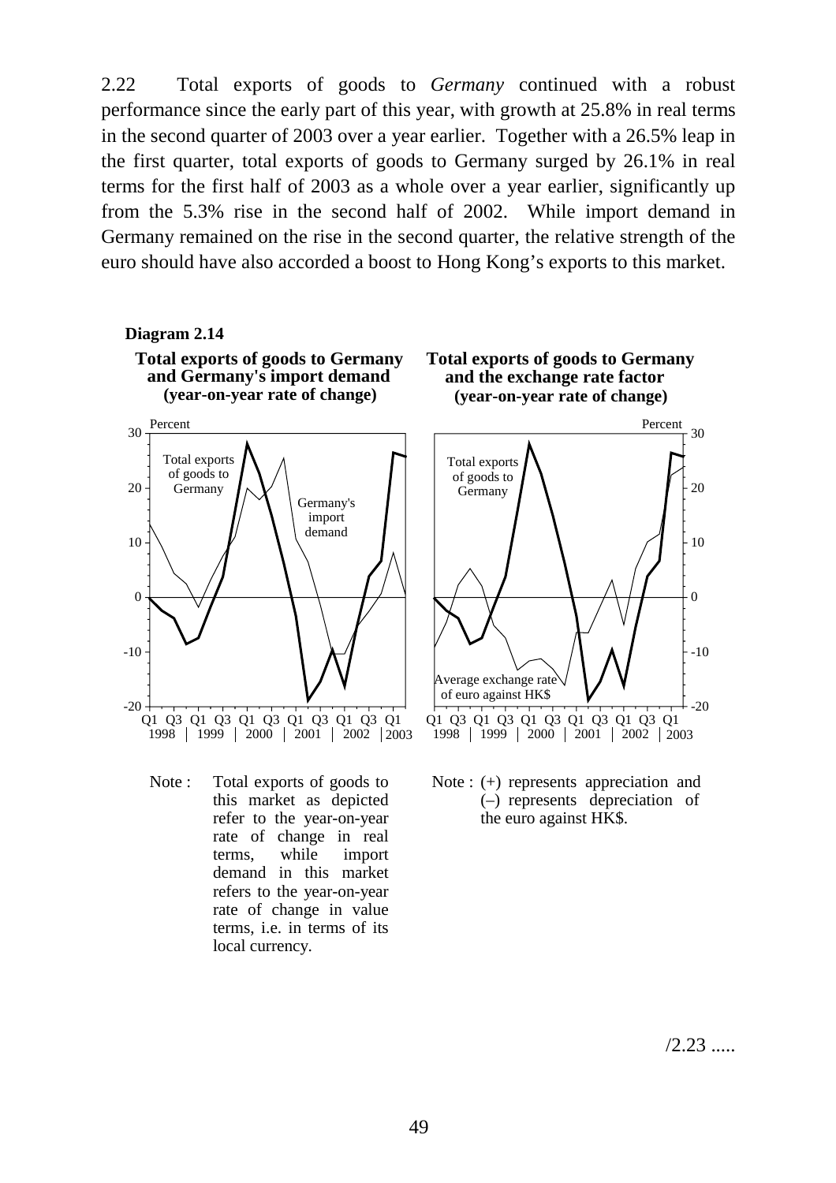2.22 Total exports of goods to *Germany* continued with a robust performance since the early part of this year, with growth at 25.8% in real terms in the second quarter of 2003 over a year earlier. Together with a 26.5% leap in the first quarter, total exports of goods to Germany surged by 26.1% in real terms for the first half of 2003 as a whole over a year earlier, significantly up from the 5.3% rise in the second half of 2002. While import demand in Germany remained on the rise in the second quarter, the relative strength of the euro should have also accorded a boost to Hong Kong's exports to this market.

**Diagram 2.14**

**Total exports of goods to Germany and Germany's import demand (year-on-year rate of change)**

**Total exports of goods to Germany and the exchange rate factor (year-on-year rate of change)**

Note : Total exports of goods to this market as depicted refer to the year-on-year rate of change in real terms, while import demand in this market refers to the year-on-year rate of change in value terms, i.e. in terms of its local currency.

Note : (+) represents appreciation and (–) represents depreciation of the euro against HK$.

/2.23 .....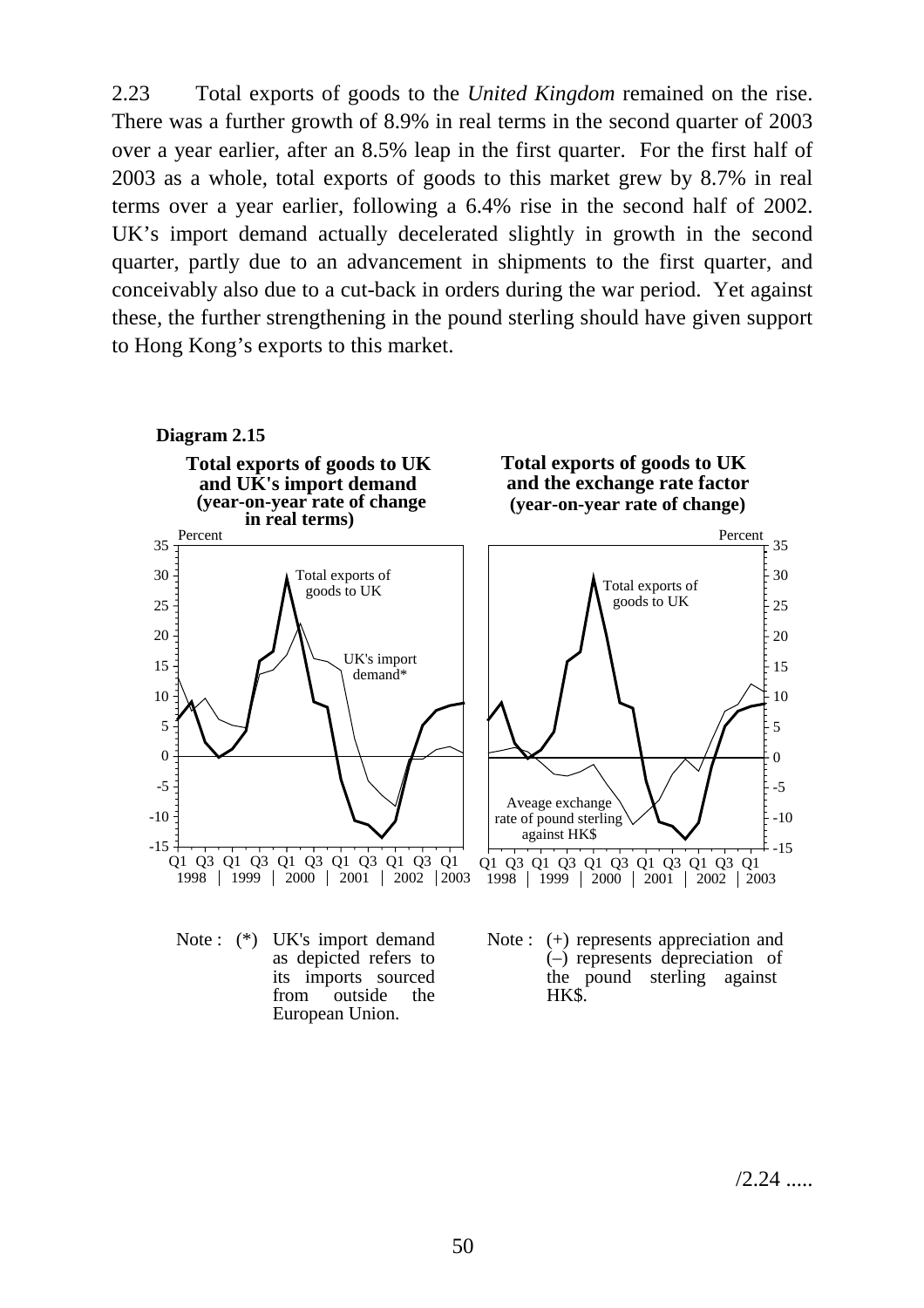2.23 Total exports of goods to the *United Kingdom* remained on the rise. There was a further growth of 8.9% in real terms in the second quarter of 2003 over a year earlier, after an 8.5% leap in the first quarter. For the first half of 2003 as a whole, total exports of goods to this market grew by 8.7% in real terms over a year earlier, following a 6.4% rise in the second half of 2002. UK's import demand actually decelerated slightly in growth in the second quarter, partly due to an advancement in shipments to the first quarter, and conceivably also due to a cut-back in orders during the war period. Yet against these, the further strengthening in the pound sterling should have given support to Hong Kong's exports to this market.

**Diagram 2.15**

**Total exports of goods to UK and UK's import demand (year-on-year rate of change in real terms)**

**Total exports of goods to UK and the exchange rate factor (year-on-year rate of change)**

Note : (*) UK's import demand as depicted refers to its imports sourced from outside the European Union.

Note : (+) represents appreciation and (–) represents depreciation of the pound sterling against HK$.

/2.24 .....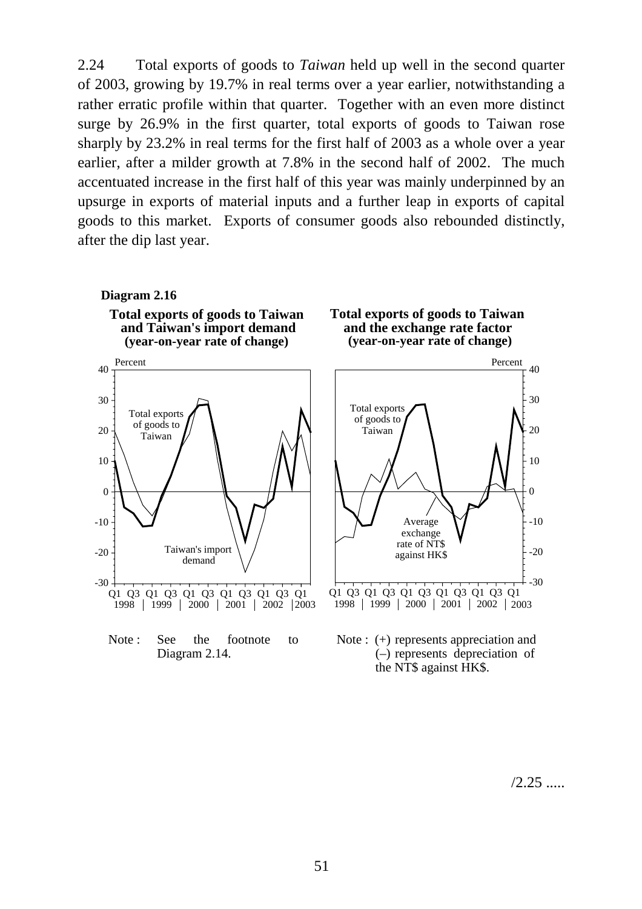2.24 Total exports of goods to *Taiwan* held up well in the second quarter of 2003, growing by 19.7% in real terms over a year earlier, notwithstanding a rather erratic profile within that quarter. Together with an even more distinct surge by 26.9% in the first quarter, total exports of goods to Taiwan rose sharply by 23.2% in real terms for the first half of 2003 as a whole over a year earlier, after a milder growth at 7.8% in the second half of 2002. The much accentuated increase in the first half of this year was mainly underpinned by an upsurge in exports of material inputs and a further leap in exports of capital goods to this market. Exports of consumer goods also rebounded distinctly, after the dip last year.

**Diagram 2.16**

**Total exports of goods to Taiwan and Taiwan's import demand (year-on-year rate of change)**

**Total exports of goods to Taiwan and the exchange rate factor (year-on-year rate of change)**

Note : See the footnote to Diagram 2.14.

Note : (+) represents appreciation and (–) represents depreciation of the NT$ against HK$.

/2.25 .....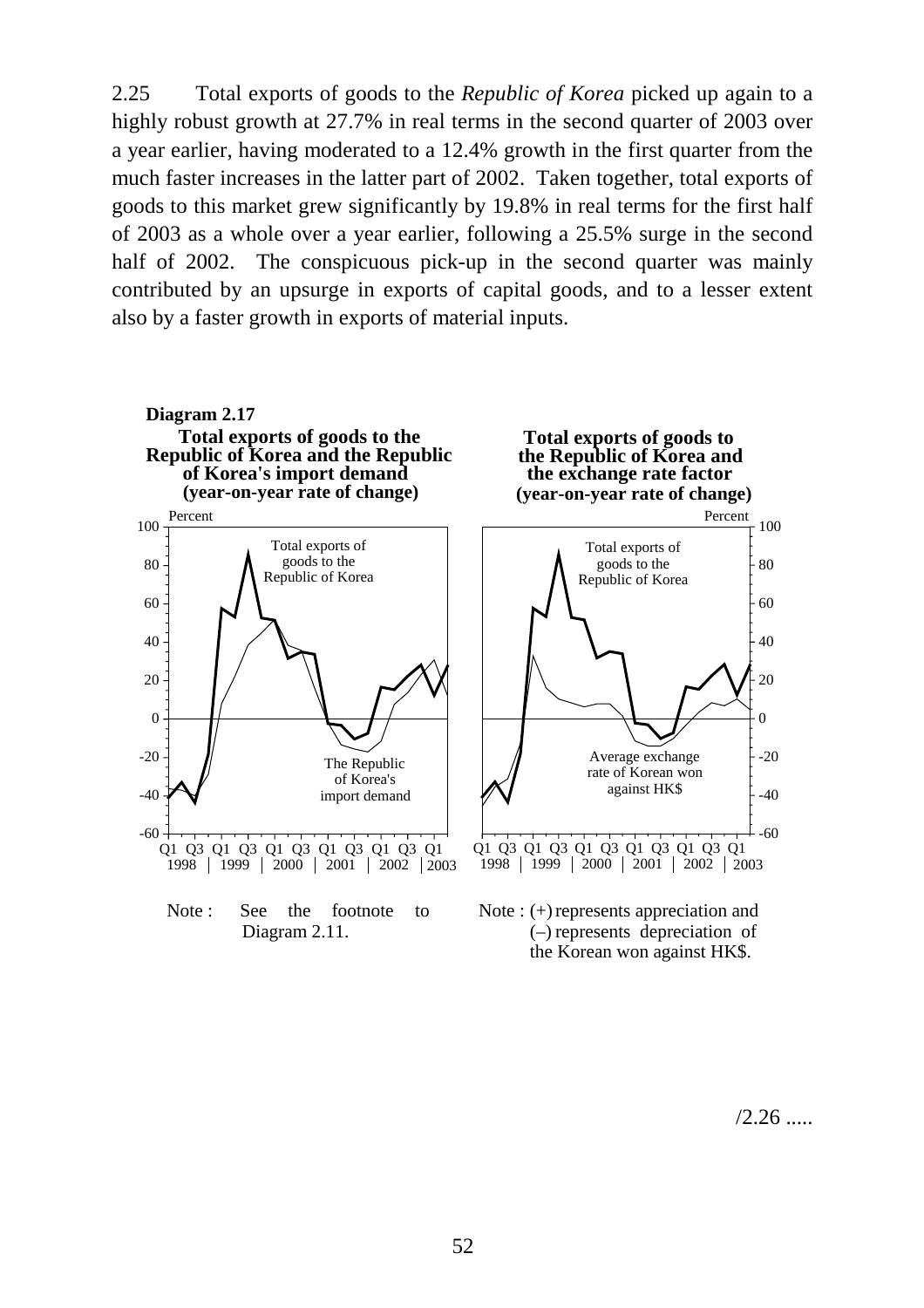2.25 Total exports of goods to the *Republic of Korea* picked up again to a highly robust growth at 27.7% in real terms in the second quarter of 2003 over a year earlier, having moderated to a 12.4% growth in the first quarter from the much faster increases in the latter part of 2002. Taken together, total exports of goods to this market grew significantly by 19.8% in real terms for the first half of 2003 as a whole over a year earlier, following a 25.5% surge in the second half of 2002. The conspicuous pick-up in the second quarter was mainly contributed by an upsurge in exports of capital goods, and to a lesser extent also by a faster growth in exports of material inputs.

**Diagram 2.17**

**Total exports of goods to the Republic of Korea and the Republic of Korea's import demand (year-on-year rate of change)**

**Total exports of goods to the Republic of Korea and the exchange rate factor (year-on-year rate of change)**

Note : See the footnote to Diagram 2.11.

Note : (+) represents appreciation and (–) represents depreciation of the Korean won against HK$.

/2.26 .....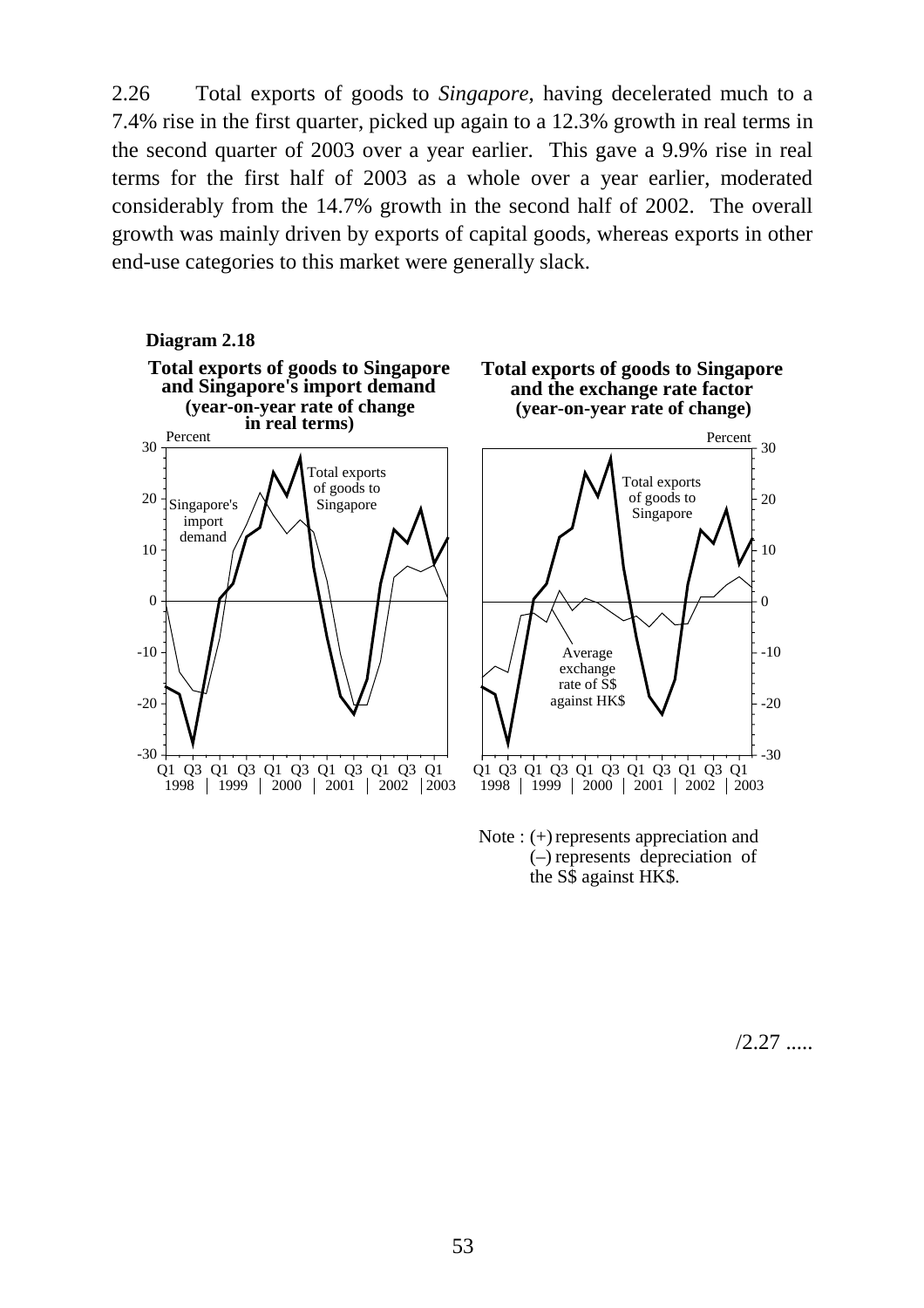2.26 Total exports of goods to *Singapore*, having decelerated much to a 7.4% rise in the first quarter, picked up again to a 12.3% growth in real terms in the second quarter of 2003 over a year earlier. This gave a 9.9% rise in real terms for the first half of 2003 as a whole over a year earlier, moderated considerably from the 14.7% growth in the second half of 2002. The overall growth was mainly driven by exports of capital goods, whereas exports in other end-use categories to this market were generally slack.

**Diagram 2.18**

**Total exports of goods to Singapore and Singapore's import demand (year-on-year rate of change in real terms)**

**Total exports of goods to Singapore and the exchange rate factor (year-on-year rate of change)**

Note : (+) represents appreciation and (–) represents depreciation of the S$ against HK$.

/2.27 .....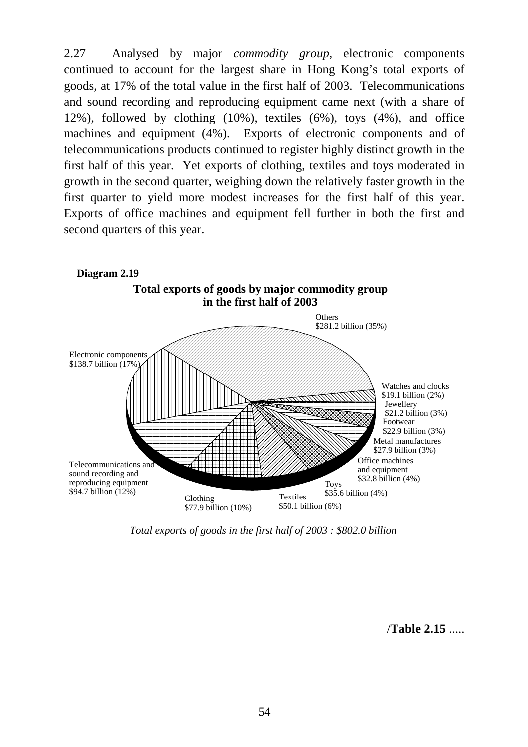2.27 Analysed by major *commodity group*, electronic components continued to account for the largest share in Hong Kong's total exports of goods, at 17% of the total value in the first half of 2003. Telecommunications and sound recording and reproducing equipment came next (with a share of 12%), followed by clothing (10%), textiles (6%), toys (4%), and office machines and equipment (4%). Exports of electronic components and of telecommunications products continued to register highly distinct growth in the first half of this year. Yet exports of clothing, textiles and toys moderated in growth in the second quarter, weighing down the relatively faster growth in the first quarter to yield more modest increases for the first half of this year. Exports of office machines and equipment fell further in both the first and second quarters of this year.

**Diagram 2.19**

**Total exports of goods by major commodity group in the first half of 2003**

Others $281.2 billion (35%)

Electronic components $138.7 billion (17%)

Watches and clocks $19.1 billion (2%)

Jewellery $21.2 billion (3%)

Footwear $22.9 billion (3%)

Metal manufactures $27.9 billion (3%)

Office machines and equipment $32.8 billion (4%)

Toys $35.6 billion (4%)

Textiles $50.1 billion (6%)

Clothing $77.9 billion (10%)

Telecommunications and sound recording and reproducing equipment $94.7 billion (12%)

*Total exports of goods in the first half of 2003 : $802.0 billion*

/**Table 2.15** .....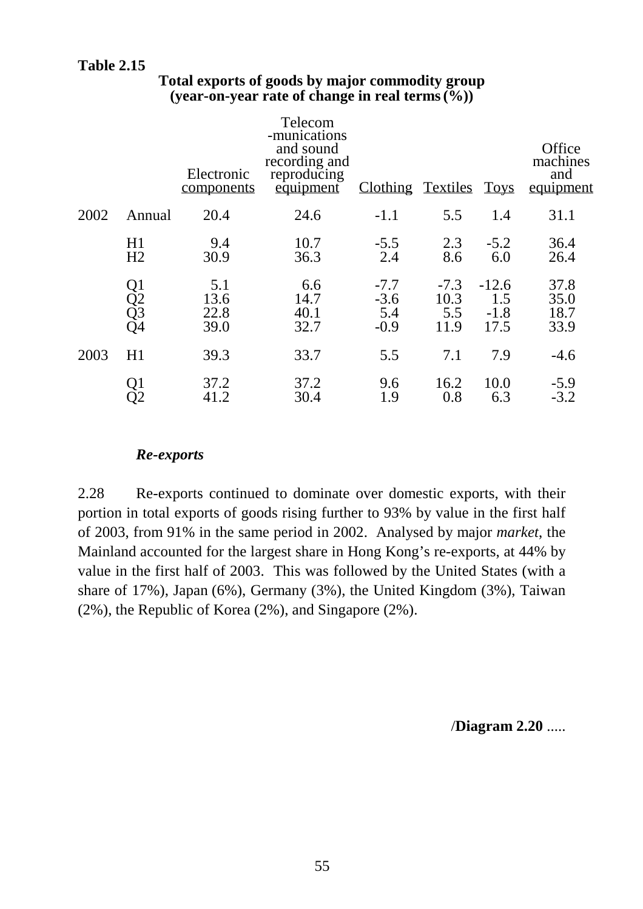**Table 2.15**

**Total exports of goods by major commodity group (year-on-year rate of change in real terms (%))**

| | | Electronic components | Telecom -munications and sound recording and reproducing equipment | Clothing | Textiles | Toys | Office machines and equipment |
|---|---|---|---|---|---|---|---|
| 2002 | Annual | 20.4 | 24.6 | -1.1 | 5.5 | 1.4 | 31.1 |
| | H1 | 9.4 | 10.7 | -5.5 | 2.3 | -5.2 | 36.4 |
| | H2 | 30.9 | 36.3 | 2.4 | 8.6 | 6.0 | 26.4 |
| | Q1 | 5.1 | 6.6 | -7.7 | -7.3 | -12.6 | 37.8 |
| | Q2 | 13.6 | 14.7 | -3.6 | 10.3 | 1.5 | 35.0 |
| | Q3 | 22.8 | 40.1 | 5.4 | 5.5 | -1.8 | 18.7 |
| | Q4 | 39.0 | 32.7 | -0.9 | 11.9 | 17.5 | 33.9 |
| 2003 | H1 | 39.3 | 33.7 | 5.5 | 7.1 | 7.9 | -4.6 |
| | Q1 | 37.2 | 37.2 | 9.6 | 16.2 | 10.0 | -5.9 |
| | Q2 | 41.2 | 30.4 | 1.9 | 0.8 | 6.3 | -3.2 |

***Re-exports***

2.28 Re-exports continued to dominate over domestic exports, with their portion in total exports of goods rising further to 93% by value in the first half of 2003, from 91% in the same period in 2002. Analysed by major *market*, the Mainland accounted for the largest share in Hong Kong's re-exports, at 44% by value in the first half of 2003. This was followed by the United States (with a share of 17%), Japan (6%), Germany (3%), the United Kingdom (3%), Taiwan (2%), the Republic of Korea (2%), and Singapore (2%).

/**Diagram 2.20** .....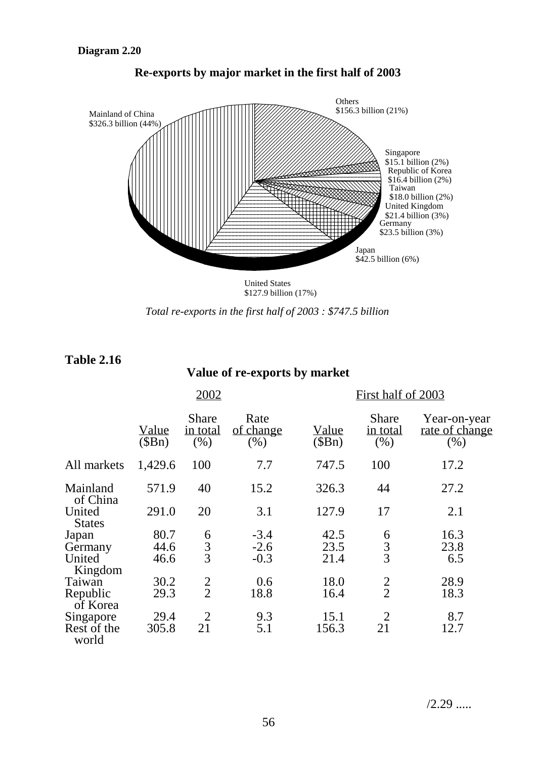**Diagram 2.20**

**Re-exports by major market in the first half of 2003**

Mainland of China
$326.3 billion (44%)

Others
$156.3 billion (21%)

Singapore
$15.1 billion (2%)

Republic of Korea
$16.4 billion (2%)

Taiwan
$18.0 billion (2%)

United Kingdom
$21.4 billion (3%)

Germany
$23.5 billion (3%)

Japan
$42.5 billion (6%)

United States
$127.9 billion (17%)

*Total re-exports in the first half of 2003 : $747.5 billion*

**Table 2.16**

**Value of re-exports by market**

| | 2002 | | | First half of 2003 | | |
|---|---|---|---|---|---|---|
| | Value ($Bn) | Share in total (%) | Rate of change (%) | Value ($Bn) | Share in total (%) | Year-on-year rate of change (%) |
| All markets | 1,429.6 | 100 | 7.7 | 747.5 | 100 | 17.2 |
| Mainland of China | 571.9 | 40 | 15.2 | 326.3 | 44 | 27.2 |
| United States | 291.0 | 20 | 3.1 | 127.9 | 17 | 2.1 |
| Japan | 80.7 | 6 | -3.4 | 42.5 | 6 | 16.3 |
| Germany | 44.6 | 3 | -2.6 | 23.5 | 3 | 23.8 |
| United Kingdom | 46.6 | 3 | -0.3 | 21.4 | 3 | 6.5 |
| Taiwan | 30.2 | 2 | 0.6 | 18.0 | 2 | 28.9 |
| Republic of Korea | 29.3 | 2 | 18.8 | 16.4 | 2 | 18.3 |
| Singapore | 29.4 | 2 | 9.3 | 15.1 | 2 | 8.7 |
| Rest of the world | 305.8 | 21 | 5.1 | 156.3 | 21 | 12.7 |

/2.29 .....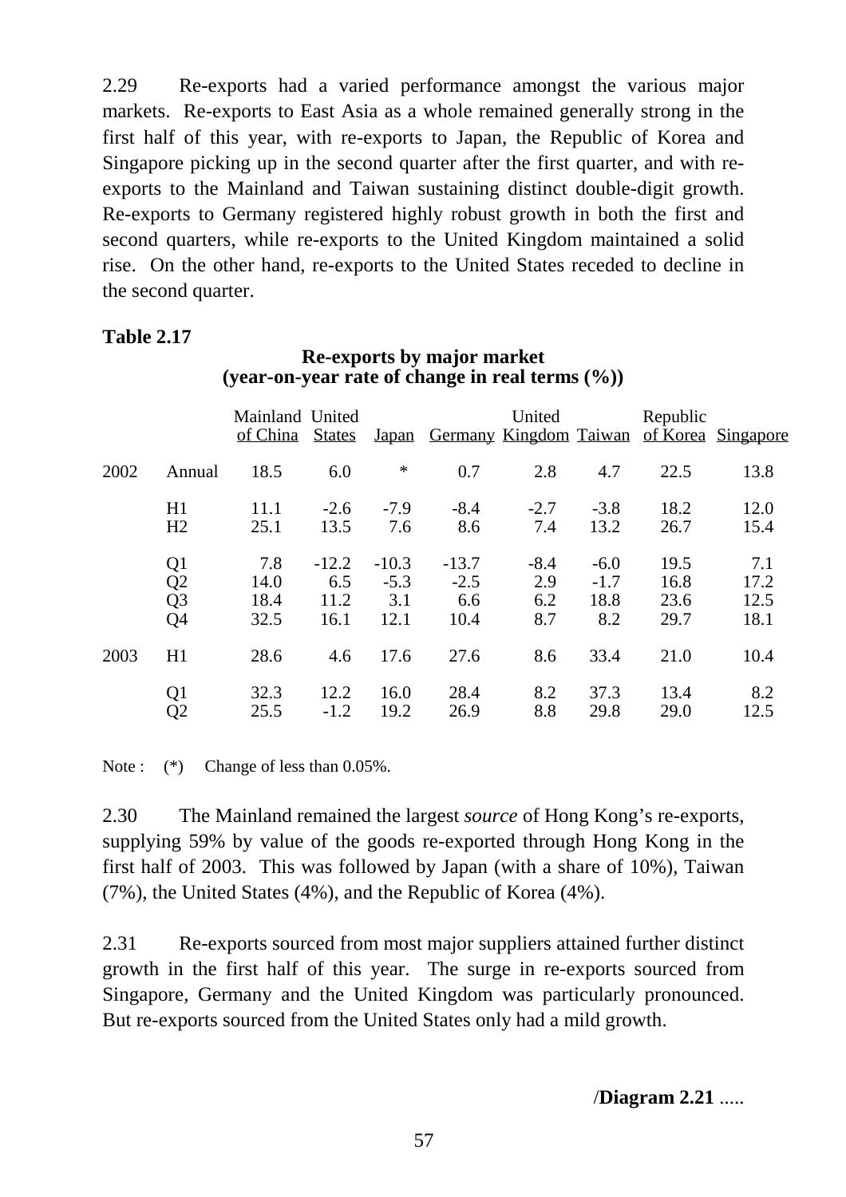2.29 Re-exports had a varied performance amongst the various major markets. Re-exports to East Asia as a whole remained generally strong in the first half of this year, with re-exports to Japan, the Republic of Korea and Singapore picking up in the second quarter after the first quarter, and with re-exports to the Mainland and Taiwan sustaining distinct double-digit growth. Re-exports to Germany registered highly robust growth in both the first and second quarters, while re-exports to the United Kingdom maintained a solid rise. On the other hand, re-exports to the United States receded to decline in the second quarter.

**Table 2.17**

**Re-exports by major market (year-on-year rate of change in real terms (%))**

| | | Mainland of China | United States | Japan | Germany | United Kingdom | Taiwan | Republic of Korea | Singapore |
|---|---|---|---|---|---|---|---|---|---|
| 2002 | Annual | 18.5 | 6.0 | * | 0.7 | 2.8 | 4.7 | 22.5 | 13.8 |
| | H1 | 11.1 | -2.6 | -7.9 | -8.4 | -2.7 | -3.8 | 18.2 | 12.0 |
| | H2 | 25.1 | 13.5 | 7.6 | 8.6 | 7.4 | 13.2 | 26.7 | 15.4 |
| | Q1 | 7.8 | -12.2 | -10.3 | -13.7 | -8.4 | -6.0 | 19.5 | 7.1 |
| | Q2 | 14.0 | 6.5 | -5.3 | -2.5 | 2.9 | -1.7 | 16.8 | 17.2 |
| | Q3 | 18.4 | 11.2 | 3.1 | 6.6 | 6.2 | 18.8 | 23.6 | 12.5 |
| | Q4 | 32.5 | 16.1 | 12.1 | 10.4 | 8.7 | 8.2 | 29.7 | 18.1 |
| 2003 | H1 | 28.6 | 4.6 | 17.6 | 27.6 | 8.6 | 33.4 | 21.0 | 10.4 |
| | Q1 | 32.3 | 12.2 | 16.0 | 28.4 | 8.2 | 37.3 | 13.4 | 8.2 |
| | Q2 | 25.5 | -1.2 | 19.2 | 26.9 | 8.8 | 29.8 | 29.0 | 12.5 |

Note : (*) Change of less than 0.05%.

2.30 The Mainland remained the largest *source* of Hong Kong's re-exports, supplying 59% by value of the goods re-exported through Hong Kong in the first half of 2003. This was followed by Japan (with a share of 10%), Taiwan (7%), the United States (4%), and the Republic of Korea (4%).

2.31 Re-exports sourced from most major suppliers attained further distinct growth in the first half of this year. The surge in re-exports sourced from Singapore, Germany and the United Kingdom was particularly pronounced. But re-exports sourced from the United States only had a mild growth.

/**Diagram 2.21** .....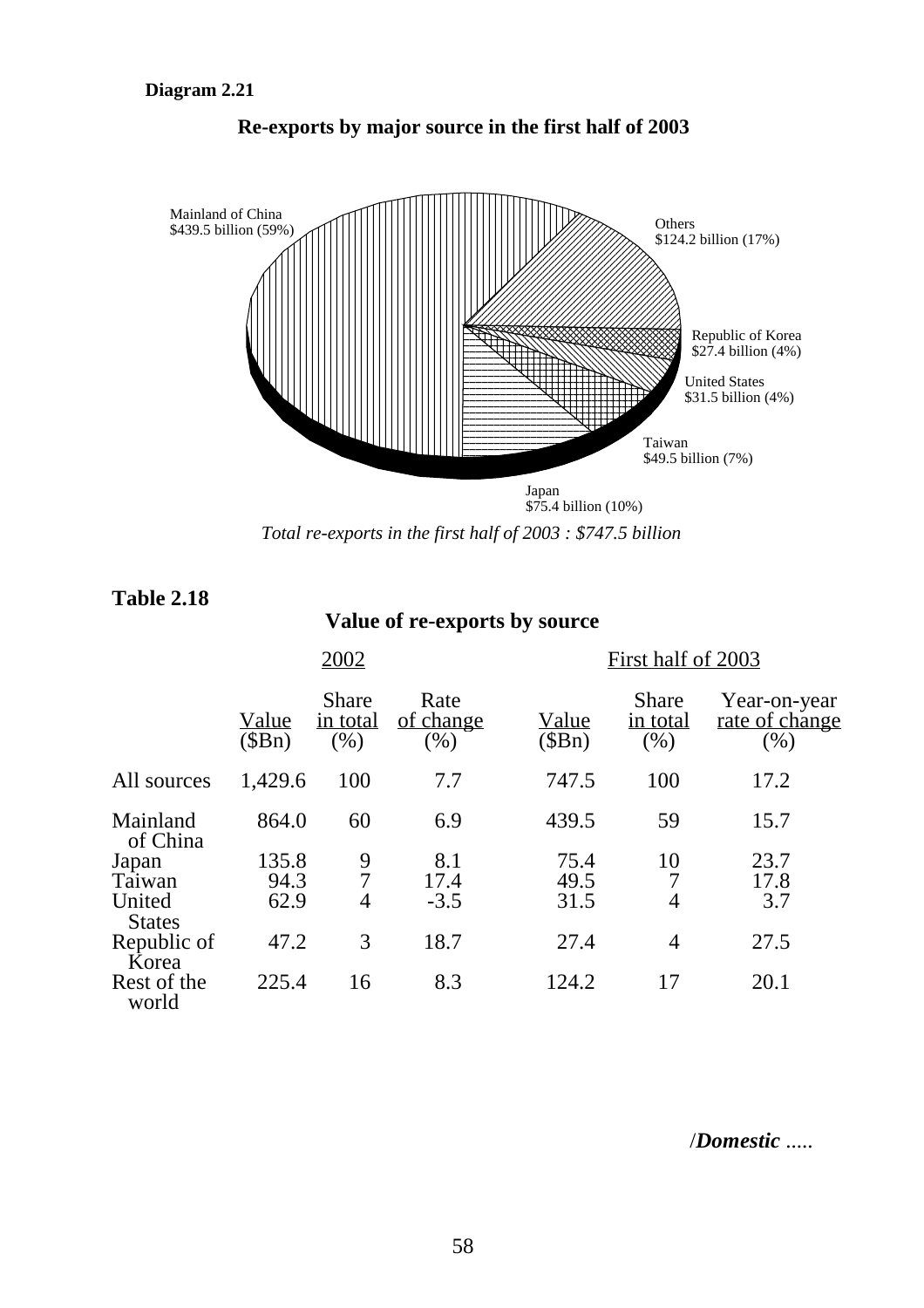**Diagram 2.21**

**Re-exports by major source in the first half of 2003**

Mainland of China
$439.5 billion (59%)

Others
$124.2 billion (17%)

Republic of Korea
$27.4 billion (4%)

United States
$31.5 billion (4%)

Taiwan
$49.5 billion (7%)

Japan
$75.4 billion (10%)

*Total re-exports in the first half of 2003 : $747.5 billion*

**Table 2.18**

**Value of re-exports by source**

| | 2002 | | | First half of 2003 | | |
|---|---|---|---|---|---|---|
| | Value ($Bn) | Share in total (%) | Rate of change (%) | Value ($Bn) | Share in total (%) | Year-on-year rate of change (%) |
| All sources | 1,429.6 | 100 | 7.7 | 747.5 | 100 | 17.2 |
| Mainland of China | 864.0 | 60 | 6.9 | 439.5 | 59 | 15.7 |
| Japan | 135.8 | 9 | 8.1 | 75.4 | 10 | 23.7 |
| Taiwan | 94.3 | 7 | 17.4 | 49.5 | 7 | 17.8 |
| United States | 62.9 | 4 | -3.5 | 31.5 | 4 | 3.7 |
| Republic of Korea | 47.2 | 3 | 18.7 | 27.4 | 4 | 27.5 |
| Rest of the world | 225.4 | 16 | 8.3 | 124.2 | 17 | 20.1 |

/*Domestic* .....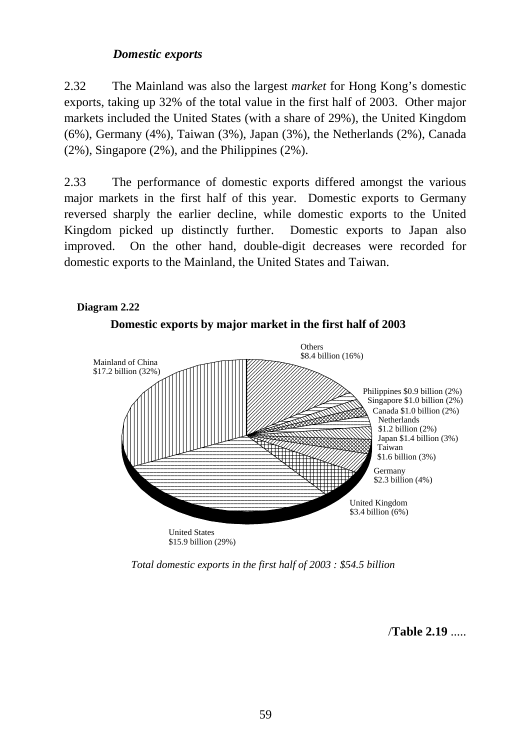### *Domestic exports*

2.32 The Mainland was also the largest *market* for Hong Kong's domestic exports, taking up 32% of the total value in the first half of 2003. Other major markets included the United States (with a share of 29%), the United Kingdom (6%), Germany (4%), Taiwan (3%), Japan (3%), the Netherlands (2%), Canada (2%), Singapore (2%), and the Philippines (2%).

2.33 The performance of domestic exports differed amongst the various major markets in the first half of this year. Domestic exports to Germany reversed sharply the earlier decline, while domestic exports to the United Kingdom picked up distinctly further. Domestic exports to Japan also improved. On the other hand, double-digit decreases were recorded for domestic exports to the Mainland, the United States and Taiwan.

**Diagram 2.22**

**Domestic exports by major market in the first half of 2003**

Mainland of China $17.2 billion (32%)

Others $8.4 billion (16%)

Philippines $0.9 billion (2%)

Singapore $1.0 billion (2%)

Canada $1.0 billion (2%)

Netherlands $1.2 billion (2%)

Japan $1.4 billion (3%)

Taiwan $1.6 billion (3%)

Germany $2.3 billion (4%)

United Kingdom $3.4 billion (6%)

United States $15.9 billion (29%)

*Total domestic exports in the first half of 2003 : $54.5 billion*

/**Table 2.19** .....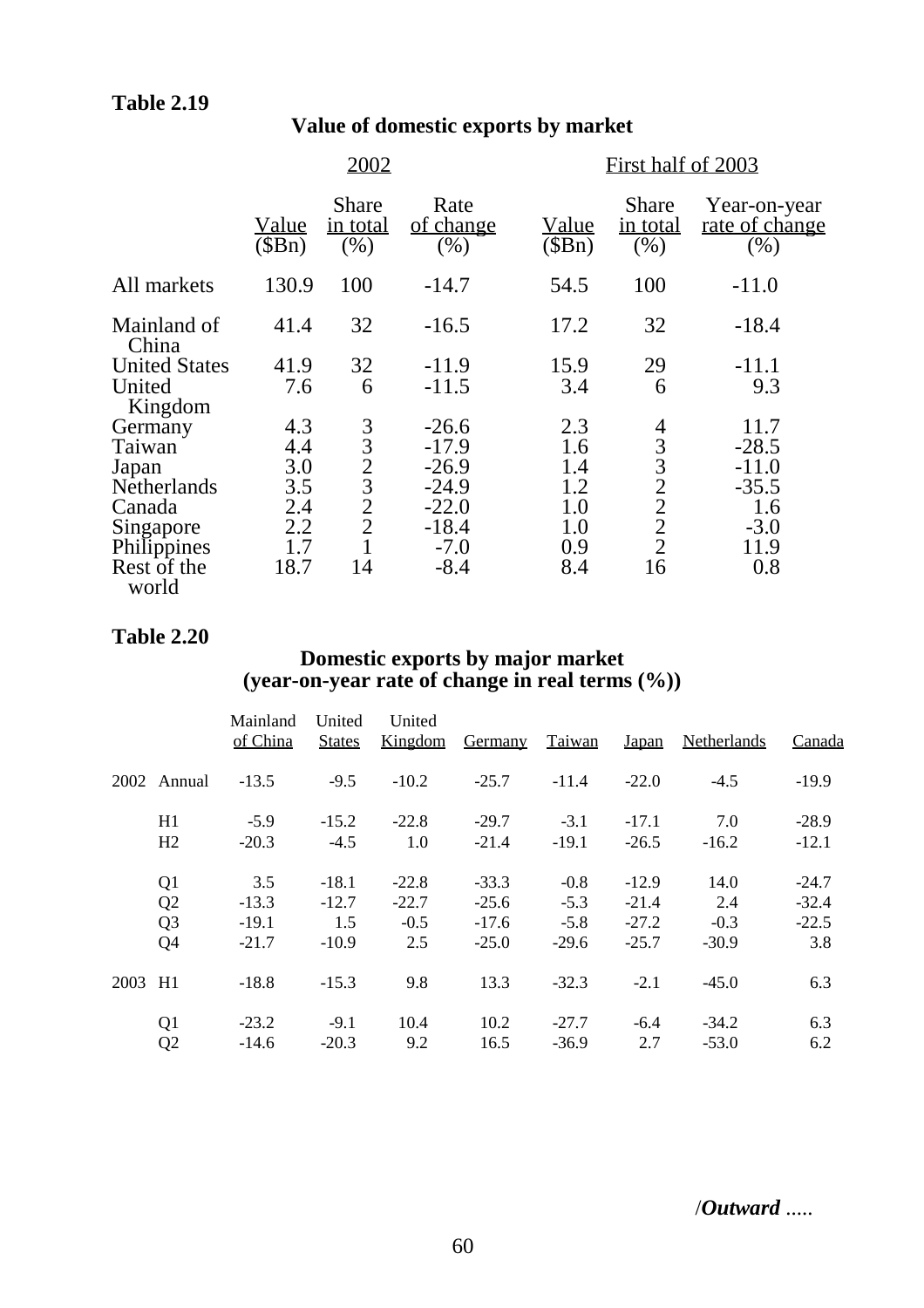**Table 2.19**

**Value of domestic exports by market**

| | 2002 | | | First half of 2003 | | |
|---|---|---|---|---|---|---|
| | Value ($Bn) | Share in total (%) | Rate of change (%) | Value ($Bn) | Share in total (%) | Year-on-year rate of change (%) |
| All markets | 130.9 | 100 | -14.7 | 54.5 | 100 | -11.0 |
| Mainland of China | 41.4 | 32 | -16.5 | 17.2 | 32 | -18.4 |
| United States | 41.9 | 32 | -11.9 | 15.9 | 29 | -11.1 |
| United Kingdom | 7.6 | 6 | -11.5 | 3.4 | 6 | 9.3 |
| Germany | 4.3 | 3 | -26.6 | 2.3 | 4 | 11.7 |
| Taiwan | 4.4 | 3 | -17.9 | 1.6 | 3 | -28.5 |
| Japan | 3.0 | 2 | -26.9 | 1.4 | 3 | -11.0 |
| Netherlands | 3.5 | 3 | -24.9 | 1.2 | 2 | -35.5 |
| Canada | 2.4 | 2 | -22.0 | 1.0 | 2 | 1.6 |
| Singapore | 2.2 | 2 | -18.4 | 1.0 | 2 | -3.0 |
| Philippines | 1.7 | 1 | -7.0 | 0.9 | 2 | 11.9 |
| Rest of the world | 18.7 | 14 | -8.4 | 8.4 | 16 | 0.8 |

**Table 2.20**

**Domestic exports by major market (year-on-year rate of change in real terms (%))**

| | | Mainland of China | United States | United Kingdom | Germany | Taiwan | Japan | Netherlands | Canada |
|---|---|---|---|---|---|---|---|---|---|
| 2002 | Annual | -13.5 | -9.5 | -10.2 | -25.7 | -11.4 | -22.0 | -4.5 | -19.9 |
| | H1 | -5.9 | -15.2 | -22.8 | -29.7 | -3.1 | -17.1 | 7.0 | -28.9 |
| | H2 | -20.3 | -4.5 | 1.0 | -21.4 | -19.1 | -26.5 | -16.2 | -12.1 |
| | Q1 | 3.5 | -18.1 | -22.8 | -33.3 | -0.8 | -12.9 | 14.0 | -24.7 |
| | Q2 | -13.3 | -12.7 | -22.7 | -25.6 | -5.3 | -21.4 | 2.4 | -32.4 |
| | Q3 | -19.1 | 1.5 | -0.5 | -17.6 | -5.8 | -27.2 | -0.3 | -22.5 |
| | Q4 | -21.7 | -10.9 | 2.5 | -25.0 | -29.6 | -25.7 | -30.9 | 3.8 |
| 2003 | H1 | -18.8 | -15.3 | 9.8 | 13.3 | -32.3 | -2.1 | -45.0 | 6.3 |
| | Q1 | -23.2 | -9.1 | 10.4 | 10.2 | -27.7 | -6.4 | -34.2 | 6.3 |
| | Q2 | -14.6 | -20.3 | 9.2 | 16.5 | -36.9 | 2.7 | -53.0 | 6.2 |

/*Outward* .....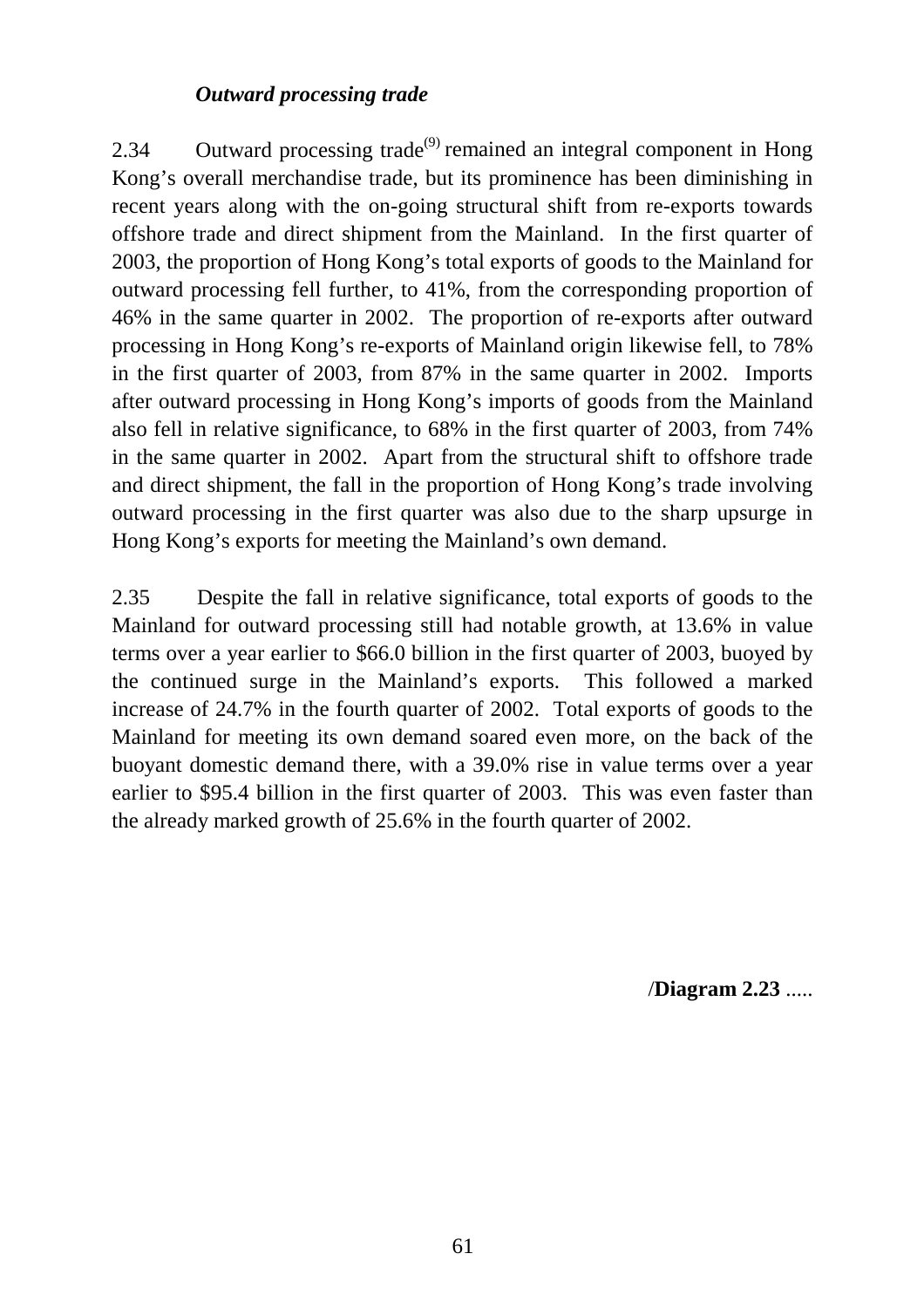### *Outward processing trade*

2.34 Outward processing trade[9] remained an integral component in Hong Kong's overall merchandise trade, but its prominence has been diminishing in recent years along with the on-going structural shift from re-exports towards offshore trade and direct shipment from the Mainland. In the first quarter of 2003, the proportion of Hong Kong's total exports of goods to the Mainland for outward processing fell further, to 41%, from the corresponding proportion of 46% in the same quarter in 2002. The proportion of re-exports after outward processing in Hong Kong's re-exports of Mainland origin likewise fell, to 78% in the first quarter of 2003, from 87% in the same quarter in 2002. Imports after outward processing in Hong Kong's imports of goods from the Mainland also fell in relative significance, to 68% in the first quarter of 2003, from 74% in the same quarter in 2002. Apart from the structural shift to offshore trade and direct shipment, the fall in the proportion of Hong Kong's trade involving outward processing in the first quarter was also due to the sharp upsurge in Hong Kong's exports for meeting the Mainland's own demand.

2.35 Despite the fall in relative significance, total exports of goods to the Mainland for outward processing still had notable growth, at 13.6% in value terms over a year earlier to $66.0 billion in the first quarter of 2003, buoyed by the continued surge in the Mainland's exports. This followed a marked increase of 24.7% in the fourth quarter of 2002. Total exports of goods to the Mainland for meeting its own demand soared even more, on the back of the buoyant domestic demand there, with a 39.0% rise in value terms over a year earlier to $95.4 billion in the first quarter of 2003. This was even faster than the already marked growth of 25.6% in the fourth quarter of 2002.

/**Diagram 2.23** .....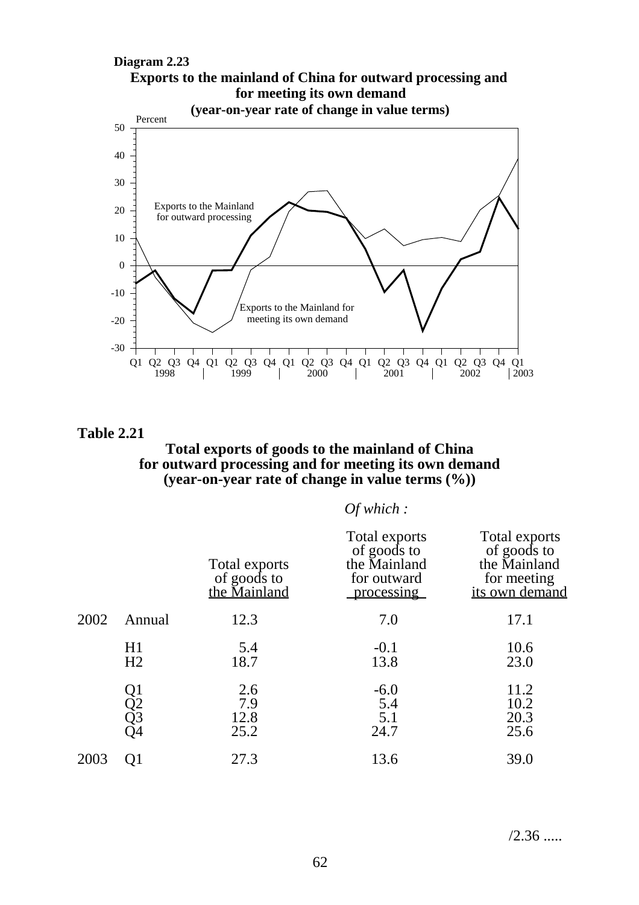**Diagram 2.23**

**Exports to the mainland of China for outward processing and for meeting its own demand (year-on-year rate of change in value terms)**

**Table 2.21**

**Total exports of goods to the mainland of China for outward processing and for meeting its own demand (year-on-year rate of change in value terms (%))**

| | | Total exports of goods to the Mainland | *Of which :* Total exports of goods to the Mainland for outward processing | Total exports of goods to the Mainland for meeting its own demand |
|---|---|---|---|---|
| 2002 | Annual | 12.3 | 7.0 | 17.1 |
| | H1 | 5.4 | -0.1 | 10.6 |
| | H2 | 18.7 | 13.8 | 23.0 |
| | Q1 | 2.6 | -6.0 | 11.2 |
| | Q2 | 7.9 | 5.4 | 10.2 |
| | Q3 | 12.8 | 5.1 | 20.3 |
| | Q4 | 25.2 | 24.7 | 25.6 |
| 2003 | Q1 | 27.3 | 13.6 | 39.0 |

/2.36 .....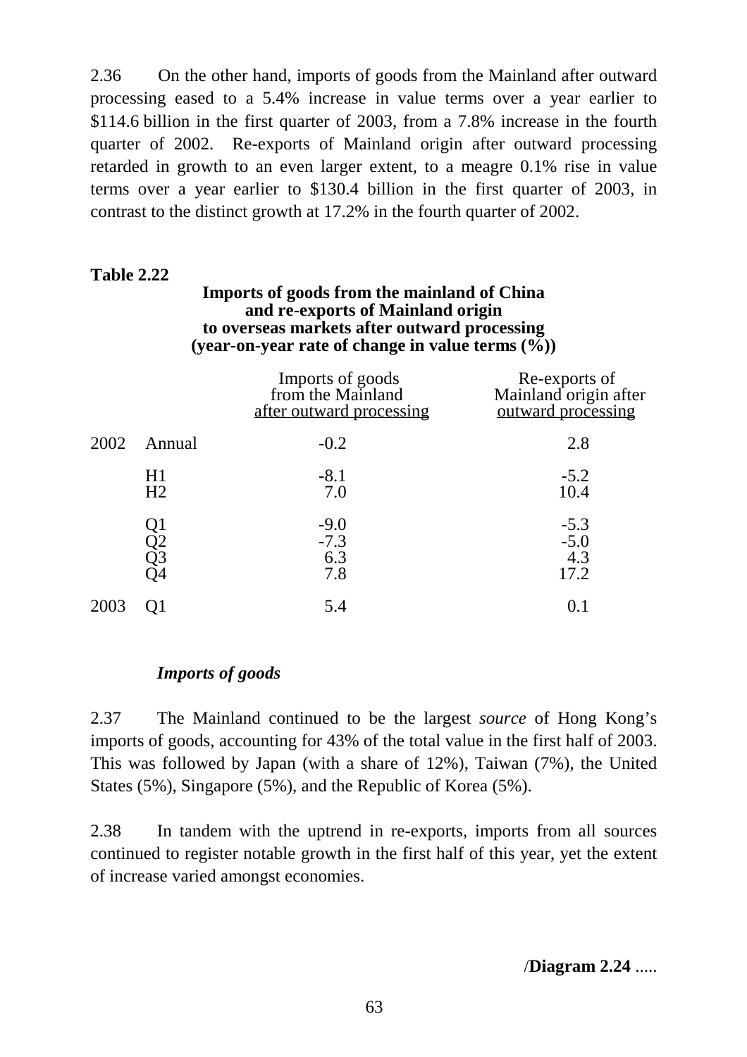2.36 On the other hand, imports of goods from the Mainland after outward processing eased to a 5.4% increase in value terms over a year earlier to $114.6 billion in the first quarter of 2003, from a 7.8% increase in the fourth quarter of 2002. Re-exports of Mainland origin after outward processing retarded in growth to an even larger extent, to a meagre 0.1% rise in value terms over a year earlier to $130.4 billion in the first quarter of 2003, in contrast to the distinct growth at 17.2% in the fourth quarter of 2002.

**Table 2.22**

**Imports of goods from the mainland of China and re-exports of Mainland origin to overseas markets after outward processing (year-on-year rate of change in value terms (%))**

| | | Imports of goods from the Mainland after outward processing | Re-exports of Mainland origin after outward processing |
|---|---|---|---|
| 2002 | Annual | -0.2 | 2.8 |
| | H1 | -8.1 | -5.2 |
| | H2 | 7.0 | 10.4 |
| | Q1 | -9.0 | -5.3 |
| | Q2 | -7.3 | -5.0 |
| | Q3 | 6.3 | 4.3 |
| | Q4 | 7.8 | 17.2 |
| 2003 | Q1 | 5.4 | 0.1 |

***Imports of goods***

2.37 The Mainland continued to be the largest *source* of Hong Kong's imports of goods, accounting for 43% of the total value in the first half of 2003. This was followed by Japan (with a share of 12%), Taiwan (7%), the United States (5%), Singapore (5%), and the Republic of Korea (5%).

2.38 In tandem with the uptrend in re-exports, imports from all sources continued to register notable growth in the first half of this year, yet the extent of increase varied amongst economies.

/**Diagram 2.24** .....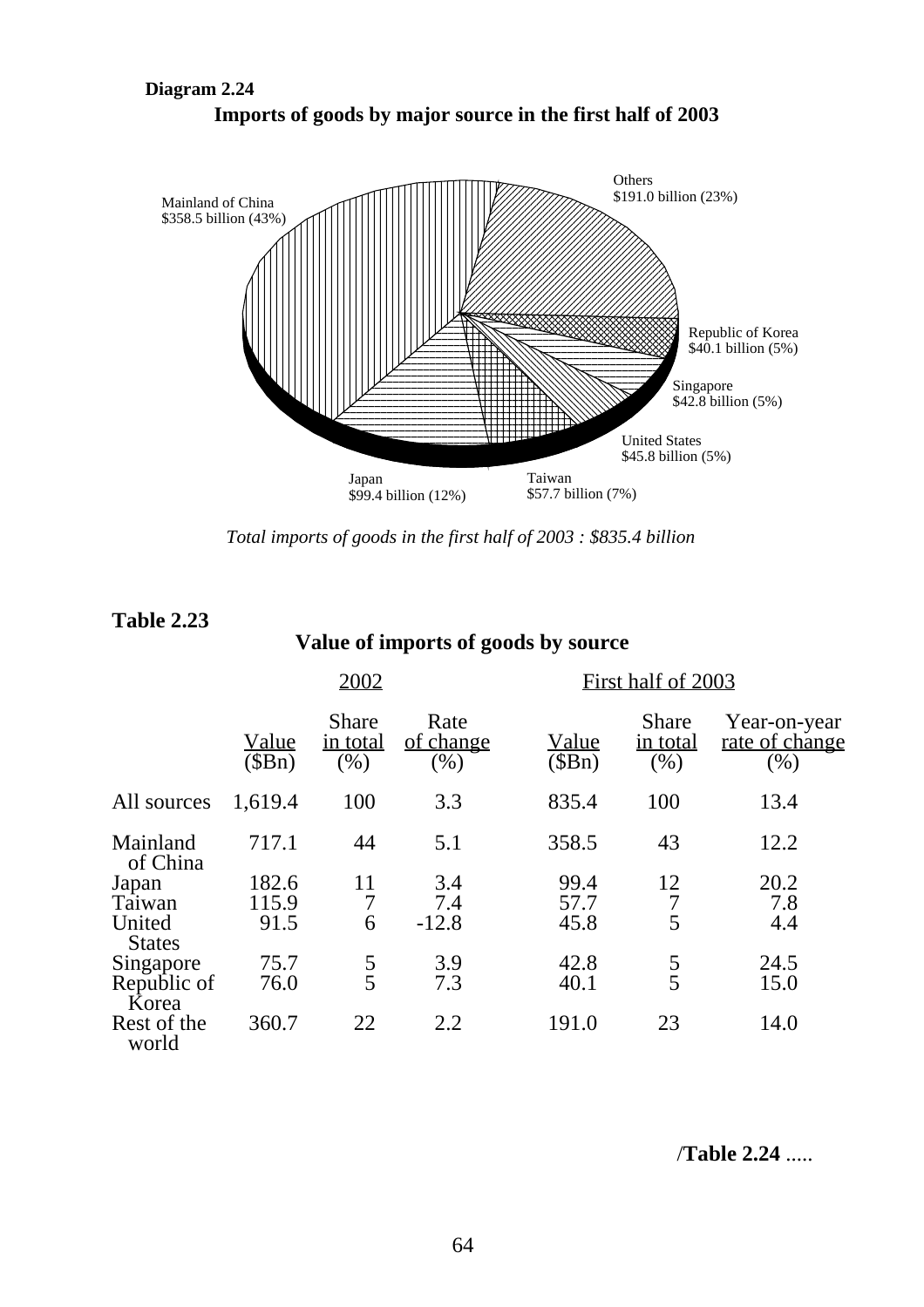**Diagram 2.24**

**Imports of goods by major source in the first half of 2003**

Mainland of China $358.5 billion (43%)

Others $191.0 billion (23%)

Republic of Korea $40.1 billion (5%)

Singapore $42.8 billion (5%)

United States $45.8 billion (5%)

Taiwan $57.7 billion (7%)

Japan $99.4 billion (12%)

*Total imports of goods in the first half of 2003 : $835.4 billion*

**Table 2.23**

**Value of imports of goods by source**

| | 2002 | | | First half of 2003 | | |
|---|---|---|---|---|---|---|
| | Value ($Bn) | Share in total (%) | Rate of change (%) | Value ($Bn) | Share in total (%) | Year-on-year rate of change (%) |
| All sources | 1,619.4 | 100 | 3.3 | 835.4 | 100 | 13.4 |
| Mainland of China | 717.1 | 44 | 5.1 | 358.5 | 43 | 12.2 |
| Japan | 182.6 | 11 | 3.4 | 99.4 | 12 | 20.2 |
| Taiwan | 115.9 | 7 | 7.4 | 57.7 | 7 | 7.8 |
| United States | 91.5 | 6 | -12.8 | 45.8 | 5 | 4.4 |
| Singapore | 75.7 | 5 | 3.9 | 42.8 | 5 | 24.5 |
| Republic of Korea | 76.0 | 5 | 7.3 | 40.1 | 5 | 15.0 |
| Rest of the world | 360.7 | 22 | 2.2 | 191.0 | 23 | 14.0 |

/**Table 2.24** .....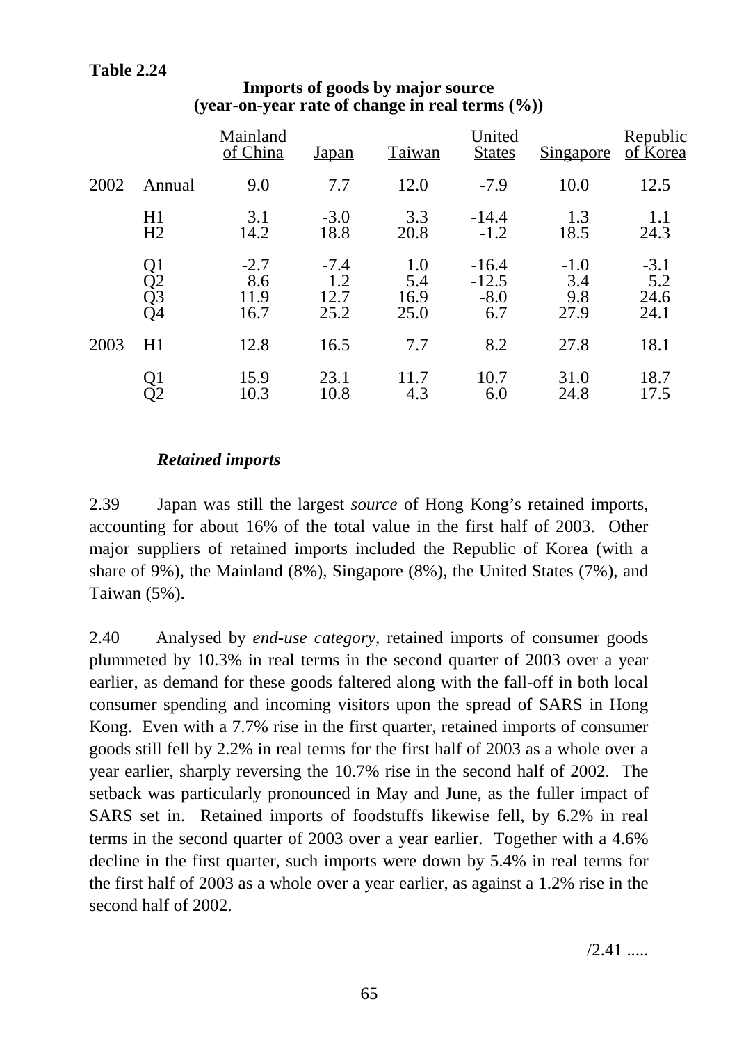**Table 2.24**

**Imports of goods by major source**
**(year-on-year rate of change in real terms (%))**

| | | Mainland of China | Japan | Taiwan | United States | Singapore | Republic of Korea |
|---|---|---|---|---|---|---|---|
| 2002 | Annual | 9.0 | 7.7 | 12.0 | -7.9 | 10.0 | 12.5 |
| | H1 | 3.1 | -3.0 | 3.3 | -14.4 | 1.3 | 1.1 |
| | H2 | 14.2 | 18.8 | 20.8 | -1.2 | 18.5 | 24.3 |
| | Q1 | -2.7 | -7.4 | 1.0 | -16.4 | -1.0 | -3.1 |
| | Q2 | 8.6 | 1.2 | 5.4 | -12.5 | 3.4 | 5.2 |
| | Q3 | 11.9 | 12.7 | 16.9 | -8.0 | 9.8 | 24.6 |
| | Q4 | 16.7 | 25.2 | 25.0 | 6.7 | 27.9 | 24.1 |
| 2003 | H1 | 12.8 | 16.5 | 7.7 | 8.2 | 27.8 | 18.1 |
| | Q1 | 15.9 | 23.1 | 11.7 | 10.7 | 31.0 | 18.7 |
| | Q2 | 10.3 | 10.8 | 4.3 | 6.0 | 24.8 | 17.5 |

***Retained imports***

2.39 Japan was still the largest *source* of Hong Kong's retained imports, accounting for about 16% of the total value in the first half of 2003. Other major suppliers of retained imports included the Republic of Korea (with a share of 9%), the Mainland (8%), Singapore (8%), the United States (7%), and Taiwan (5%).

2.40 Analysed by *end-use category*, retained imports of consumer goods plummeted by 10.3% in real terms in the second quarter of 2003 over a year earlier, as demand for these goods faltered along with the fall-off in both local consumer spending and incoming visitors upon the spread of SARS in Hong Kong. Even with a 7.7% rise in the first quarter, retained imports of consumer goods still fell by 2.2% in real terms for the first half of 2003 as a whole over a year earlier, sharply reversing the 10.7% rise in the second half of 2002. The setback was particularly pronounced in May and June, as the fuller impact of SARS set in. Retained imports of foodstuffs likewise fell, by 6.2% in real terms in the second quarter of 2003 over a year earlier. Together with a 4.6% decline in the first quarter, such imports were down by 5.4% in real terms for the first half of 2003 as a whole over a year earlier, as against a 1.2% rise in the second half of 2002.

/2.41 .....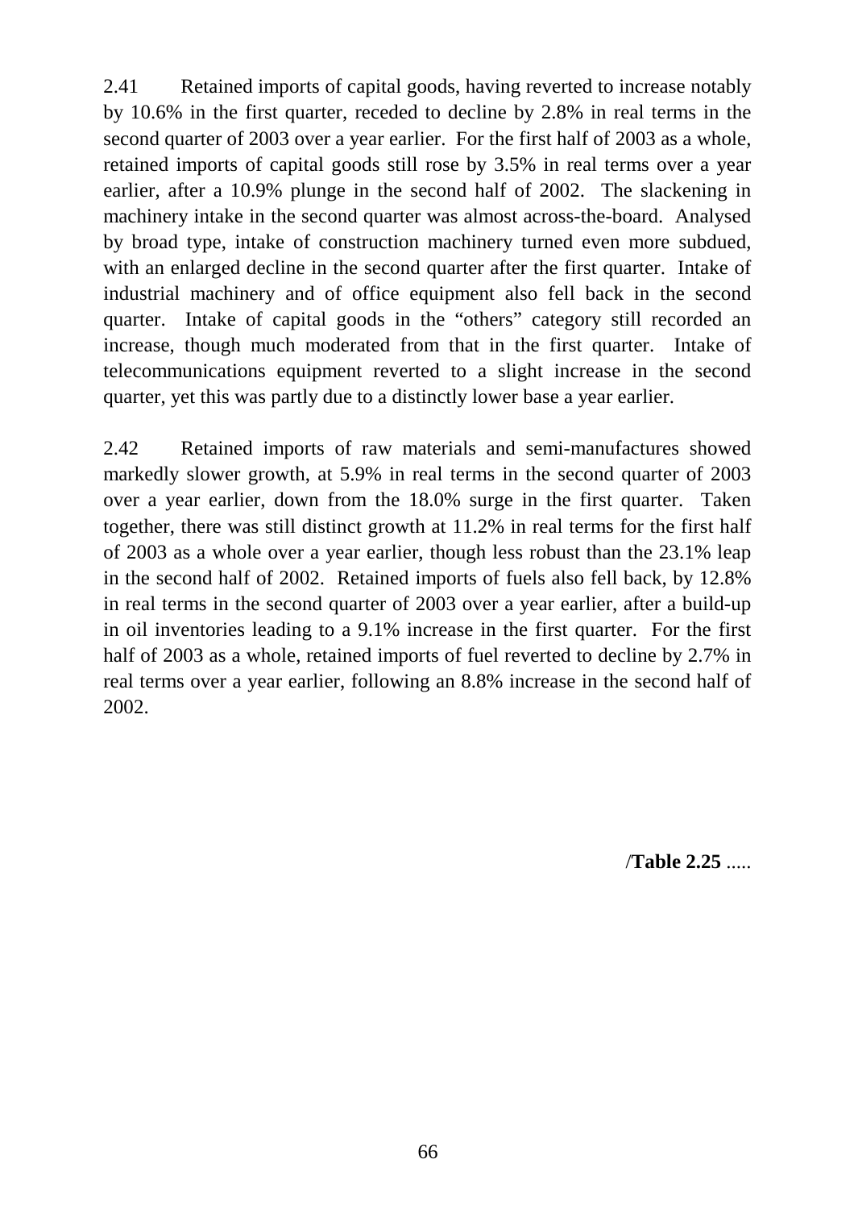2.41 Retained imports of capital goods, having reverted to increase notably by 10.6% in the first quarter, receded to decline by 2.8% in real terms in the second quarter of 2003 over a year earlier. For the first half of 2003 as a whole, retained imports of capital goods still rose by 3.5% in real terms over a year earlier, after a 10.9% plunge in the second half of 2002. The slackening in machinery intake in the second quarter was almost across-the-board. Analysed by broad type, intake of construction machinery turned even more subdued, with an enlarged decline in the second quarter after the first quarter. Intake of industrial machinery and of office equipment also fell back in the second quarter. Intake of capital goods in the "others" category still recorded an increase, though much moderated from that in the first quarter. Intake of telecommunications equipment reverted to a slight increase in the second quarter, yet this was partly due to a distinctly lower base a year earlier.

2.42 Retained imports of raw materials and semi-manufactures showed markedly slower growth, at 5.9% in real terms in the second quarter of 2003 over a year earlier, down from the 18.0% surge in the first quarter. Taken together, there was still distinct growth at 11.2% in real terms for the first half of 2003 as a whole over a year earlier, though less robust than the 23.1% leap in the second half of 2002. Retained imports of fuels also fell back, by 12.8% in real terms in the second quarter of 2003 over a year earlier, after a build-up in oil inventories leading to a 9.1% increase in the first quarter. For the first half of 2003 as a whole, retained imports of fuel reverted to decline by 2.7% in real terms over a year earlier, following an 8.8% increase in the second half of 2002.

/**Table 2.25** .....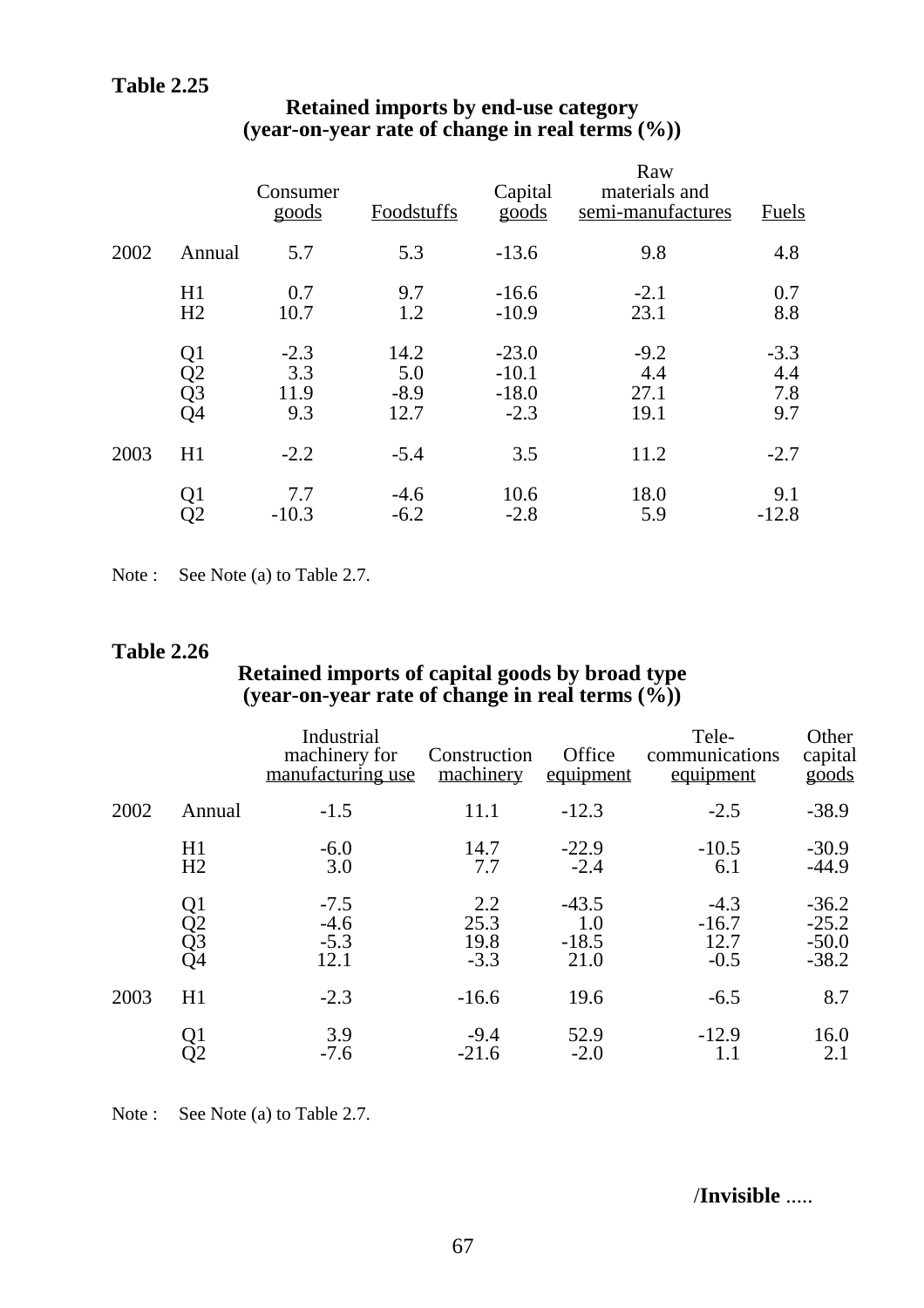**Table 2.25**

**Retained imports by end-use category**
**(year-on-year rate of change in real terms (%))**

| | | Consumer goods | Foodstuffs | Capital goods | Raw materials and semi-manufactures | Fuels |
|---|---|---|---|---|---|---|
| 2002 | Annual | 5.7 | 5.3 | -13.6 | 9.8 | 4.8 |
| | H1 | 0.7 | 9.7 | -16.6 | -2.1 | 0.7 |
| | H2 | 10.7 | 1.2 | -10.9 | 23.1 | 8.8 |
| | Q1 | -2.3 | 14.2 | -23.0 | -9.2 | -3.3 |
| | Q2 | 3.3 | 5.0 | -10.1 | 4.4 | 4.4 |
| | Q3 | 11.9 | -8.9 | -18.0 | 27.1 | 7.8 |
| | Q4 | 9.3 | 12.7 | -2.3 | 19.1 | 9.7 |
| 2003 | H1 | -2.2 | -5.4 | 3.5 | 11.2 | -2.7 |
| | Q1 | 7.7 | -4.6 | 10.6 | 18.0 | 9.1 |
| | Q2 | -10.3 | -6.2 | -2.8 | 5.9 | -12.8 |

Note : See Note (a) to Table 2.7.

**Table 2.26**

**Retained imports of capital goods by broad type**
**(year-on-year rate of change in real terms (%))**

| | | Industrial machinery for manufacturing use | Construction machinery | Office equipment | Tele-communications equipment | Other capital goods |
|---|---|---|---|---|---|---|
| 2002 | Annual | -1.5 | 11.1 | -12.3 | -2.5 | -38.9 |
| | H1 | -6.0 | 14.7 | -22.9 | -10.5 | -30.9 |
| | H2 | 3.0 | 7.7 | -2.4 | 6.1 | -44.9 |
| | Q1 | -7.5 | 2.2 | -43.5 | -4.3 | -36.2 |
| | Q2 | -4.6 | 25.3 | 1.0 | -16.7 | -25.2 |
| | Q3 | -5.3 | 19.8 | -18.5 | 12.7 | -50.0 |
| | Q4 | 12.1 | -3.3 | 21.0 | -0.5 | -38.2 |
| 2003 | H1 | -2.3 | -16.6 | 19.6 | -6.5 | 8.7 |
| | Q1 | 3.9 | -9.4 | 52.9 | -12.9 | 16.0 |
| | Q2 | -7.6 | -21.6 | -2.0 | 1.1 | 2.1 |

Note : See Note (a) to Table 2.7.

/**Invisible** .....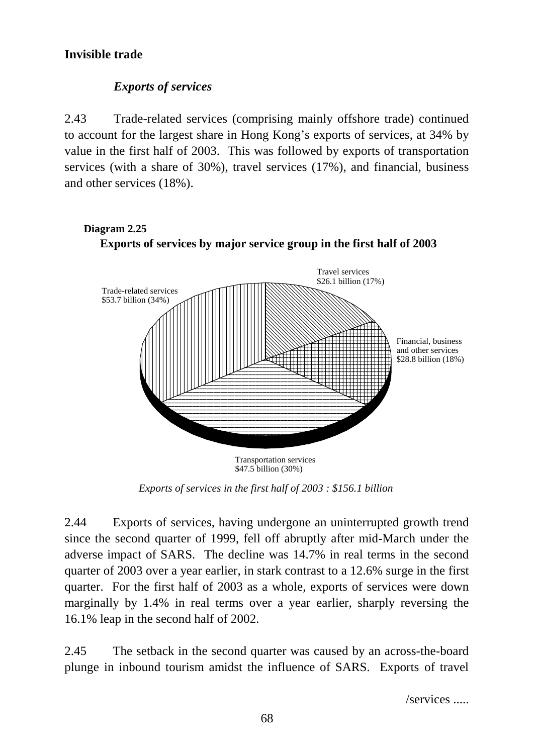## Invisible trade

### *Exports of services*

2.43 Trade-related services (comprising mainly offshore trade) continued to account for the largest share in Hong Kong's exports of services, at 34% by value in the first half of 2003. This was followed by exports of transportation services (with a share of 30%), travel services (17%), and financial, business and other services (18%).

**Diagram 2.25**

**Exports of services by major service group in the first half of 2003**

Travel services
$26.1 billion (17%)

Trade-related services
$53.7 billion (34%)

Financial, business and other services
$28.8 billion (18%)

Transportation services
$47.5 billion (30%)

*Exports of services in the first half of 2003 : $156.1 billion*

2.44 Exports of services, having undergone an uninterrupted growth trend since the second quarter of 1999, fell off abruptly after mid-March under the adverse impact of SARS. The decline was 14.7% in real terms in the second quarter of 2003 over a year earlier, in stark contrast to a 12.6% surge in the first quarter. For the first half of 2003 as a whole, exports of services were down marginally by 1.4% in real terms over a year earlier, sharply reversing the 16.1% leap in the second half of 2002.

2.45 The setback in the second quarter was caused by an across-the-board plunge in inbound tourism amidst the influence of SARS. Exports of travel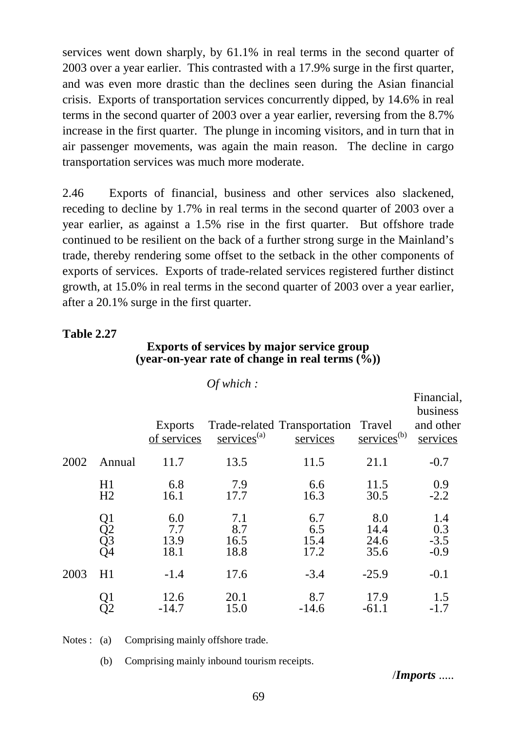services went down sharply, by 61.1% in real terms in the second quarter of 2003 over a year earlier. This contrasted with a 17.9% surge in the first quarter, and was even more drastic than the declines seen during the Asian financial crisis. Exports of transportation services concurrently dipped, by 14.6% in real terms in the second quarter of 2003 over a year earlier, reversing from the 8.7% increase in the first quarter. The plunge in incoming visitors, and in turn that in air passenger movements, was again the main reason. The decline in cargo transportation services was much more moderate.

2.46 Exports of financial, business and other services also slackened, receding to decline by 1.7% in real terms in the second quarter of 2003 over a year earlier, as against a 1.5% rise in the first quarter. But offshore trade continued to be resilient on the back of a further strong surge in the Mainland's trade, thereby rendering some offset to the setback in the other components of exports of services. Exports of trade-related services registered further distinct growth, at 15.0% in real terms in the second quarter of 2003 over a year earlier, after a 20.1% surge in the first quarter.

**Table 2.27**

**Exports of services by major service group**
**(year-on-year rate of change in real terms (%))**

| | | | *Of which :* | | | |
|---|---|---|---|---|---|---|
| | | Exports of services | Trade-related services[(a)] | Transportation services | Travel services[(b)] | Financial, business and other services |
| 2002 | Annual | 11.7 | 13.5 | 11.5 | 21.1 | -0.7 |
| | H1 | 6.8 | 7.9 | 6.6 | 11.5 | 0.9 |
| | H2 | 16.1 | 17.7 | 16.3 | 30.5 | -2.2 |
| | Q1 | 6.0 | 7.1 | 6.7 | 8.0 | 1.4 |
| | Q2 | 7.7 | 8.7 | 6.5 | 14.4 | 0.3 |
| | Q3 | 13.9 | 16.5 | 15.4 | 24.6 | -3.5 |
| | Q4 | 18.1 | 18.8 | 17.2 | 35.6 | -0.9 |
| 2003 | H1 | -1.4 | 17.6 | -3.4 | -25.9 | -0.1 |
| | Q1 | 12.6 | 20.1 | 8.7 | 17.9 | 1.5 |
| | Q2 | -14.7 | 15.0 | -14.6 | -61.1 | -1.7 |

Notes : (a) Comprising mainly offshore trade.

(b) Comprising mainly inbound tourism receipts.

/*Imports* .....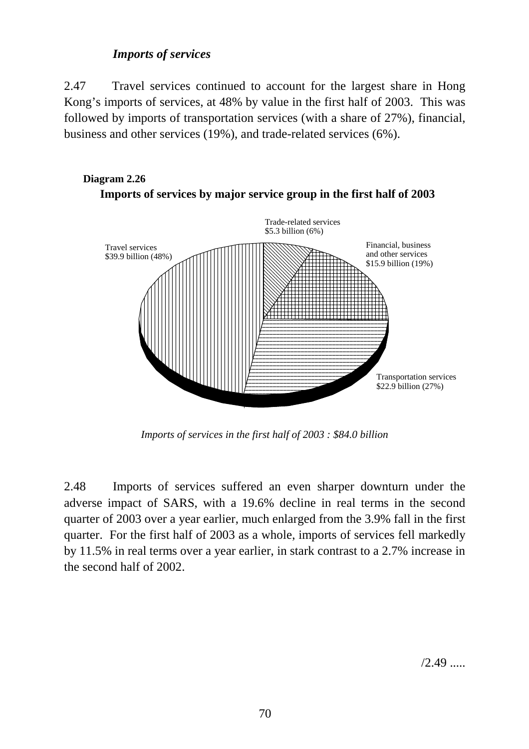### *Imports of services*

2.47 Travel services continued to account for the largest share in Hong Kong's imports of services, at 48% by value in the first half of 2003. This was followed by imports of transportation services (with a share of 27%), financial, business and other services (19%), and trade-related services (6%).

**Diagram 2.26**

**Imports of services by major service group in the first half of 2003**

Trade-related services
$5.3 billion (6%)

Financial, business and other services
$15.9 billion (19%)

Transportation services
$22.9 billion (27%)

Travel services
$39.9 billion (48%)

*Imports of services in the first half of 2003 : $84.0 billion*

2.48 Imports of services suffered an even sharper downturn under the adverse impact of SARS, with a 19.6% decline in real terms in the second quarter of 2003 over a year earlier, much enlarged from the 3.9% fall in the first quarter. For the first half of 2003 as a whole, imports of services fell markedly by 11.5% in real terms over a year earlier, in stark contrast to a 2.7% increase in the second half of 2002.

/2.49 .....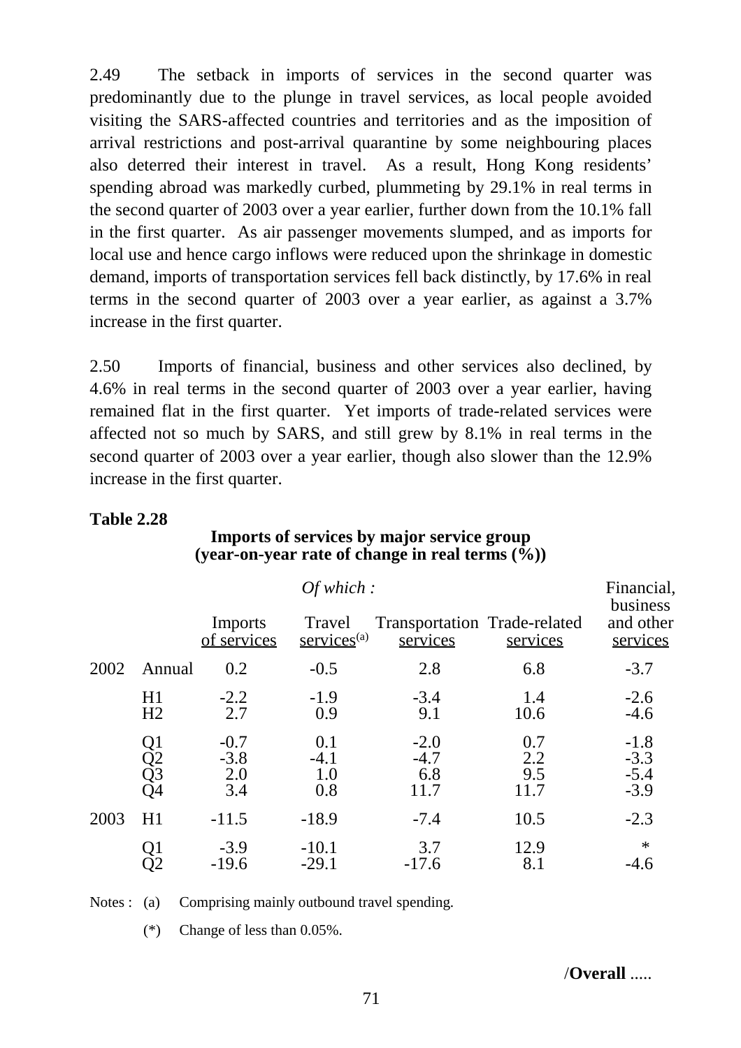2.49 The setback in imports of services in the second quarter was predominantly due to the plunge in travel services, as local people avoided visiting the SARS-affected countries and territories and as the imposition of arrival restrictions and post-arrival quarantine by some neighbouring places also deterred their interest in travel. As a result, Hong Kong residents' spending abroad was markedly curbed, plummeting by 29.1% in real terms in the second quarter of 2003 over a year earlier, further down from the 10.1% fall in the first quarter. As air passenger movements slumped, and as imports for local use and hence cargo inflows were reduced upon the shrinkage in domestic demand, imports of transportation services fell back distinctly, by 17.6% in real terms in the second quarter of 2003 over a year earlier, as against a 3.7% increase in the first quarter.

2.50 Imports of financial, business and other services also declined, by 4.6% in real terms in the second quarter of 2003 over a year earlier, having remained flat in the first quarter. Yet imports of trade-related services were affected not so much by SARS, and still grew by 8.1% in real terms in the second quarter of 2003 over a year earlier, though also slower than the 12.9% increase in the first quarter.

**Table 2.28**

**Imports of services by major service group**
**(year-on-year rate of change in real terms (%))**

| | | | *Of which :* | | | |
|---|---|---|---|---|---|---|
| | | Imports of services | Travel services[(a)] | Transportation services | Trade-related services | Financial, business and other services |
| 2002 | Annual | 0.2 | -0.5 | 2.8 | 6.8 | -3.7 |
| | H1 | -2.2 | -1.9 | -3.4 | 1.4 | -2.6 |
| | H2 | 2.7 | 0.9 | 9.1 | 10.6 | -4.6 |
| | Q1 | -0.7 | 0.1 | -2.0 | 0.7 | -1.8 |
| | Q2 | -3.8 | -4.1 | -4.7 | 2.2 | -3.3 |
| | Q3 | 2.0 | 1.0 | 6.8 | 9.5 | -5.4 |
| | Q4 | 3.4 | 0.8 | 11.7 | 11.7 | -3.9 |
| 2003 | H1 | -11.5 | -18.9 | -7.4 | 10.5 | -2.3 |
| | Q1 | -3.9 | -10.1 | 3.7 | 12.9 | * |
| | Q2 | -19.6 | -29.1 | -17.6 | 8.1 | -4.6 |

Notes : (a) Comprising mainly outbound travel spending.

(*) Change of less than 0.05%.

/**Overall** .....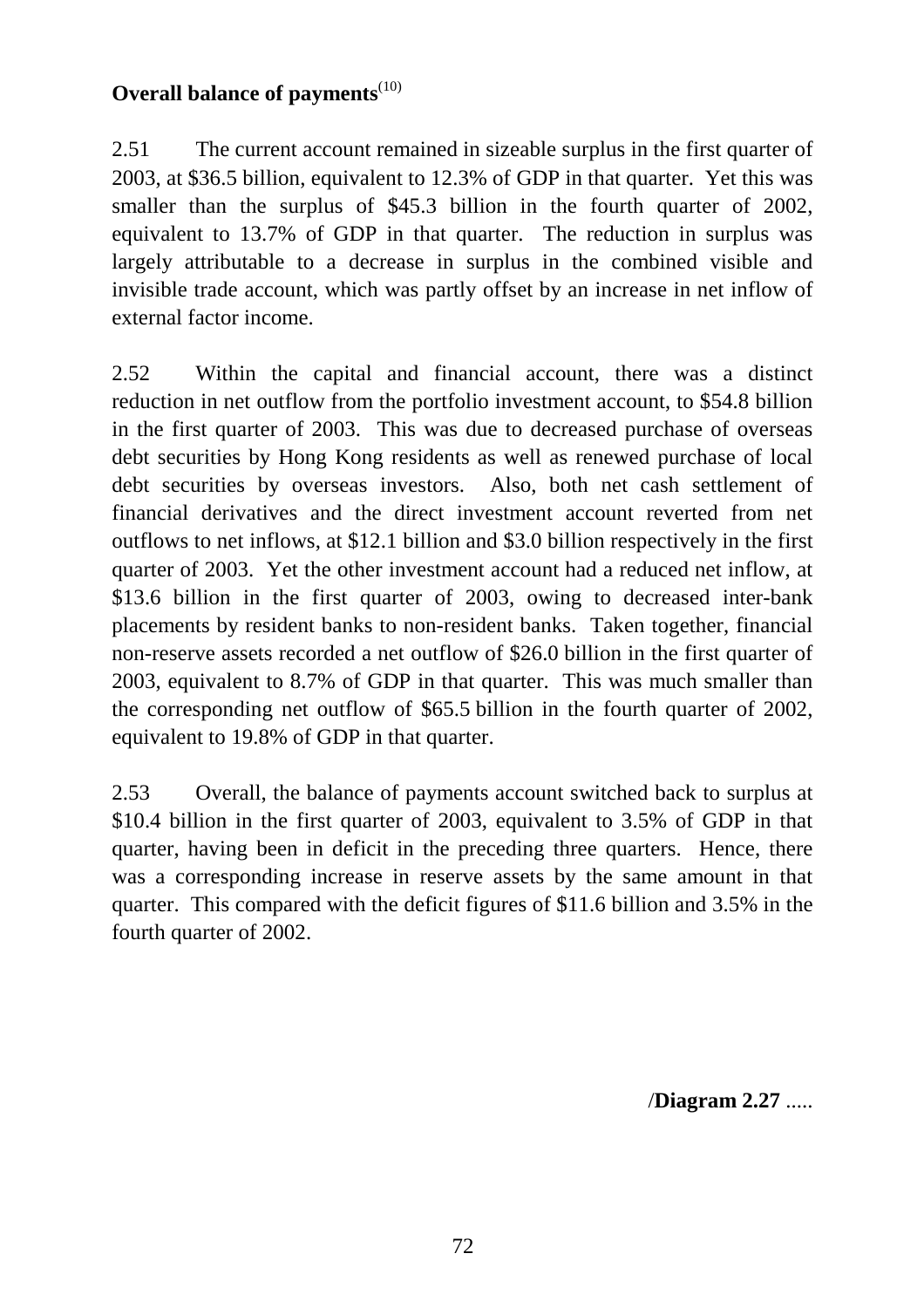**Overall balance of payments**[10]

2.51 The current account remained in sizeable surplus in the first quarter of 2003, at \$36.5 billion, equivalent to 12.3% of GDP in that quarter. Yet this was smaller than the surplus of \$45.3 billion in the fourth quarter of 2002, equivalent to 13.7% of GDP in that quarter. The reduction in surplus was largely attributable to a decrease in surplus in the combined visible and invisible trade account, which was partly offset by an increase in net inflow of external factor income.

2.52 Within the capital and financial account, there was a distinct reduction in net outflow from the portfolio investment account, to \$54.8 billion in the first quarter of 2003. This was due to decreased purchase of overseas debt securities by Hong Kong residents as well as renewed purchase of local debt securities by overseas investors. Also, both net cash settlement of financial derivatives and the direct investment account reverted from net outflows to net inflows, at \$12.1 billion and \$3.0 billion respectively in the first quarter of 2003. Yet the other investment account had a reduced net inflow, at \$13.6 billion in the first quarter of 2003, owing to decreased inter-bank placements by resident banks to non-resident banks. Taken together, financial non-reserve assets recorded a net outflow of \$26.0 billion in the first quarter of 2003, equivalent to 8.7% of GDP in that quarter. This was much smaller than the corresponding net outflow of \$65.5 billion in the fourth quarter of 2002, equivalent to 19.8% of GDP in that quarter.

2.53 Overall, the balance of payments account switched back to surplus at \$10.4 billion in the first quarter of 2003, equivalent to 3.5% of GDP in that quarter, having been in deficit in the preceding three quarters. Hence, there was a corresponding increase in reserve assets by the same amount in that quarter. This compared with the deficit figures of \$11.6 billion and 3.5% in the fourth quarter of 2002.

/**Diagram 2.27** .....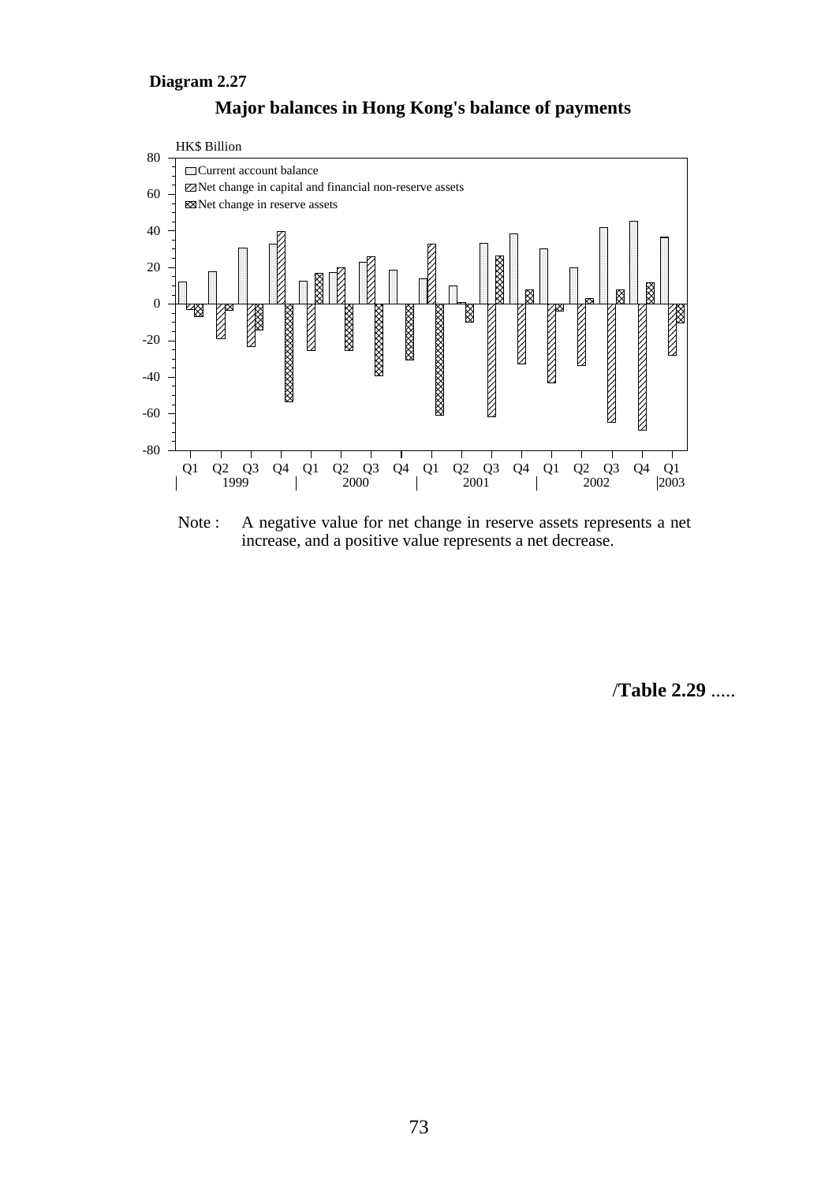**Diagram 2.27**

**Major balances in Hong Kong's balance of payments**

Note : A negative value for net change in reserve assets represents a net increase, and a positive value represents a net decrease.

/**Table 2.29** .....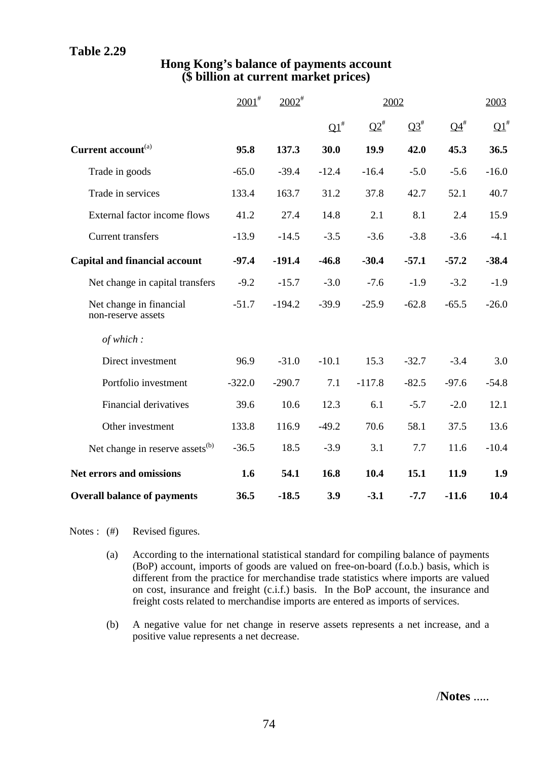**Table 2.29**

## Hong Kong's balance of payments account
## ($ billion at current market prices)

| | 2001# | 2002# | 2002 | | | | 2003 |
|---|---|---|---|---|---|---|---|
| | | | Q1# | Q2# | Q3# | Q4# | Q1# |
| **Current account**[(a)] | **95.8** | **137.3** | **30.0** | **19.9** | **42.0** | **45.3** | **36.5** |
| Trade in goods | -65.0 | -39.4 | -12.4 | -16.4 | -5.0 | -5.6 | -16.0 |
| Trade in services | 133.4 | 163.7 | 31.2 | 37.8 | 42.7 | 52.1 | 40.7 |
| External factor income flows | 41.2 | 27.4 | 14.8 | 2.1 | 8.1 | 2.4 | 15.9 |
| Current transfers | -13.9 | -14.5 | -3.5 | -3.6 | -3.8 | -3.6 | -4.1 |
| **Capital and financial account** | **-97.4** | **-191.4** | **-46.8** | **-30.4** | **-57.1** | **-57.2** | **-38.4** |
| Net change in capital transfers | -9.2 | -15.7 | -3.0 | -7.6 | -1.9 | -3.2 | -1.9 |
| Net change in financial non-reserve assets | -51.7 | -194.2 | -39.9 | -25.9 | -62.8 | -65.5 | -26.0 |
| *of which :* | | | | | | | |
| Direct investment | 96.9 | -31.0 | -10.1 | 15.3 | -32.7 | -3.4 | 3.0 |
| Portfolio investment | -322.0 | -290.7 | 7.1 | -117.8 | -82.5 | -97.6 | -54.8 |
| Financial derivatives | 39.6 | 10.6 | 12.3 | 6.1 | -5.7 | -2.0 | 12.1 |
| Other investment | 133.8 | 116.9 | -49.2 | 70.6 | 58.1 | 37.5 | 13.6 |
| Net change in reserve assets[(b)] | -36.5 | 18.5 | -3.9 | 3.1 | 7.7 | 11.6 | -10.4 |
| **Net errors and omissions** | **1.6** | **54.1** | **16.8** | **10.4** | **15.1** | **11.9** | **1.9** |
| **Overall balance of payments** | **36.5** | **-18.5** | **3.9** | **-3.1** | **-7.7** | **-11.6** | **10.4** |

Notes : (#) Revised figures.

(a) According to the international statistical standard for compiling balance of payments (BoP) account, imports of goods are valued on free-on-board (f.o.b.) basis, which is different from the practice for merchandise trade statistics where imports are valued on cost, insurance and freight (c.i.f.) basis. In the BoP account, the insurance and freight costs related to merchandise imports are entered as imports of services.

(b) A negative value for net change in reserve assets represents a net increase, and a positive value represents a net decrease.

/**Notes** .....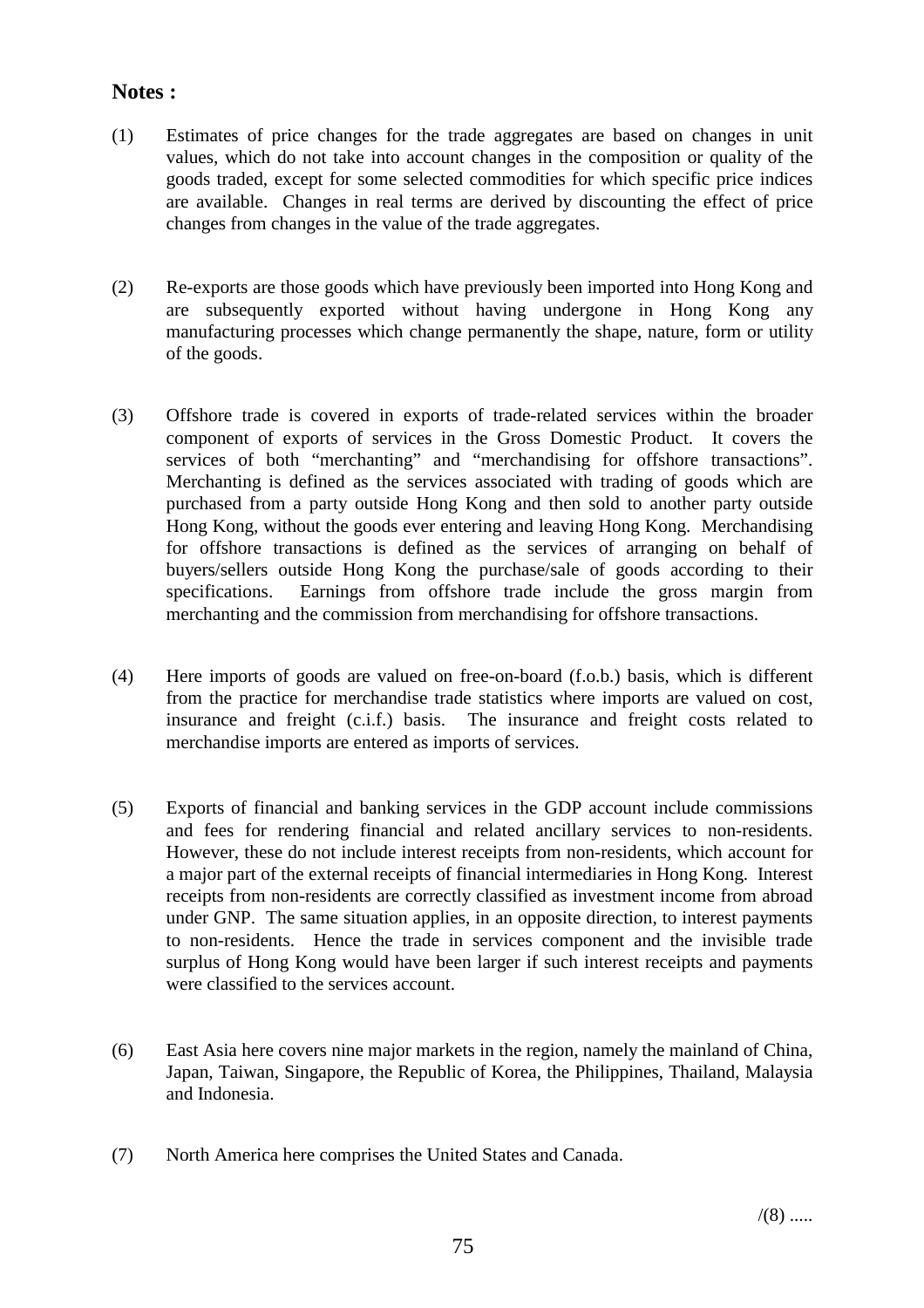**Notes :**

(1) Estimates of price changes for the trade aggregates are based on changes in unit values, which do not take into account changes in the composition or quality of the goods traded, except for some selected commodities for which specific price indices are available. Changes in real terms are derived by discounting the effect of price changes from changes in the value of the trade aggregates.

(2) Re-exports are those goods which have previously been imported into Hong Kong and are subsequently exported without having undergone in Hong Kong any manufacturing processes which change permanently the shape, nature, form or utility of the goods.

(3) Offshore trade is covered in exports of trade-related services within the broader component of exports of services in the Gross Domestic Product. It covers the services of both "merchanting" and "merchandising for offshore transactions". Merchanting is defined as the services associated with trading of goods which are purchased from a party outside Hong Kong and then sold to another party outside Hong Kong, without the goods ever entering and leaving Hong Kong. Merchandising for offshore transactions is defined as the services of arranging on behalf of buyers/sellers outside Hong Kong the purchase/sale of goods according to their specifications. Earnings from offshore trade include the gross margin from merchanting and the commission from merchandising for offshore transactions.

(4) Here imports of goods are valued on free-on-board (f.o.b.) basis, which is different from the practice for merchandise trade statistics where imports are valued on cost, insurance and freight (c.i.f.) basis. The insurance and freight costs related to merchandise imports are entered as imports of services.

(5) Exports of financial and banking services in the GDP account include commissions and fees for rendering financial and related ancillary services to non-residents. However, these do not include interest receipts from non-residents, which account for a major part of the external receipts of financial intermediaries in Hong Kong. Interest receipts from non-residents are correctly classified as investment income from abroad under GNP. The same situation applies, in an opposite direction, to interest payments to non-residents. Hence the trade in services component and the invisible trade surplus of Hong Kong would have been larger if such interest receipts and payments were classified to the services account.

(6) East Asia here covers nine major markets in the region, namely the mainland of China, Japan, Taiwan, Singapore, the Republic of Korea, the Philippines, Thailand, Malaysia and Indonesia.

(7) North America here comprises the United States and Canada.

/(8) .....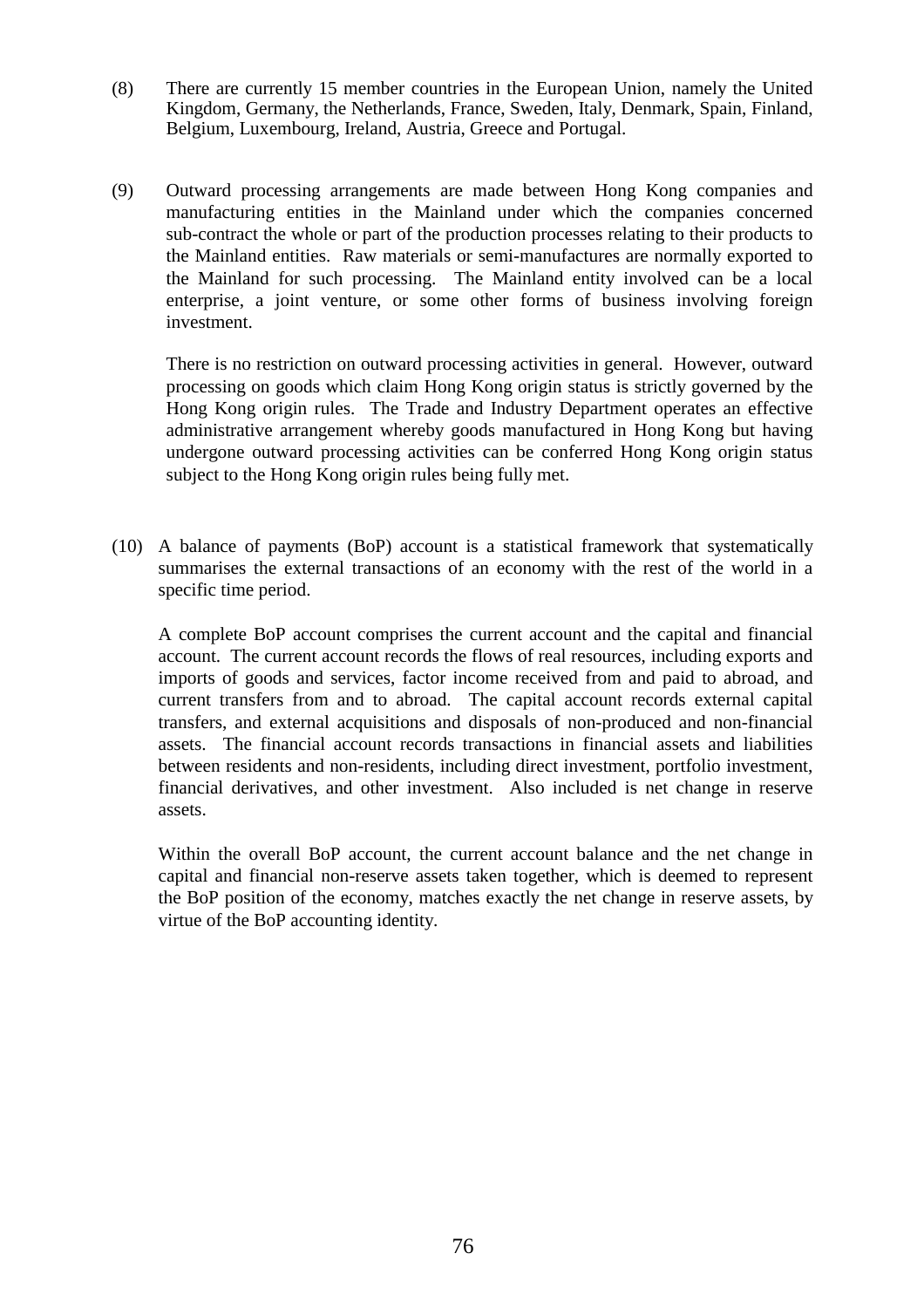(8) There are currently 15 member countries in the European Union, namely the United Kingdom, Germany, the Netherlands, France, Sweden, Italy, Denmark, Spain, Finland, Belgium, Luxembourg, Ireland, Austria, Greece and Portugal.

(9) Outward processing arrangements are made between Hong Kong companies and manufacturing entities in the Mainland under which the companies concerned sub-contract the whole or part of the production processes relating to their products to the Mainland entities. Raw materials or semi-manufactures are normally exported to the Mainland for such processing. The Mainland entity involved can be a local enterprise, a joint venture, or some other forms of business involving foreign investment.

There is no restriction on outward processing activities in general. However, outward processing on goods which claim Hong Kong origin status is strictly governed by the Hong Kong origin rules. The Trade and Industry Department operates an effective administrative arrangement whereby goods manufactured in Hong Kong but having undergone outward processing activities can be conferred Hong Kong origin status subject to the Hong Kong origin rules being fully met.

(10) A balance of payments (BoP) account is a statistical framework that systematically summarises the external transactions of an economy with the rest of the world in a specific time period.

A complete BoP account comprises the current account and the capital and financial account. The current account records the flows of real resources, including exports and imports of goods and services, factor income received from and paid to abroad, and current transfers from and to abroad. The capital account records external capital transfers, and external acquisitions and disposals of non-produced and non-financial assets. The financial account records transactions in financial assets and liabilities between residents and non-residents, including direct investment, portfolio investment, financial derivatives, and other investment. Also included is net change in reserve assets.

Within the overall BoP account, the current account balance and the net change in capital and financial non-reserve assets taken together, which is deemed to represent the BoP position of the economy, matches exactly the net change in reserve assets, by virtue of the BoP accounting identity.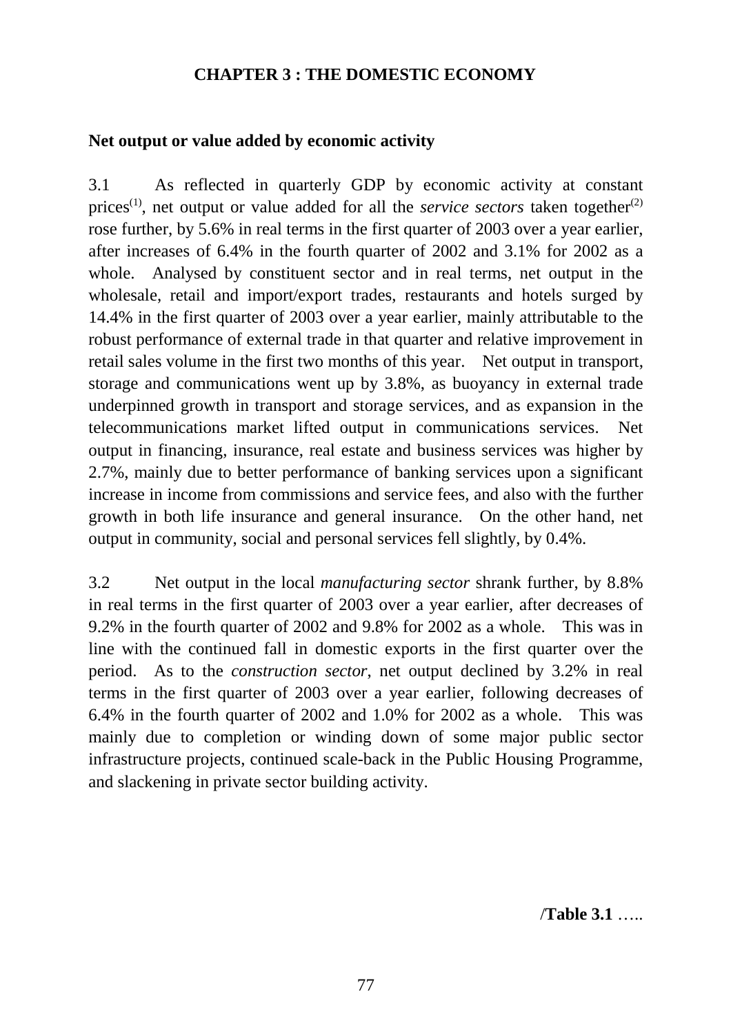# CHAPTER 3 : THE DOMESTIC ECONOMY

## Net output or value added by economic activity

3.1 As reflected in quarterly GDP by economic activity at constant prices[(1)], net output or value added for all the *service sectors* taken together[(2)] rose further, by 5.6% in real terms in the first quarter of 2003 over a year earlier, after increases of 6.4% in the fourth quarter of 2002 and 3.1% for 2002 as a whole. Analysed by constituent sector and in real terms, net output in the wholesale, retail and import/export trades, restaurants and hotels surged by 14.4% in the first quarter of 2003 over a year earlier, mainly attributable to the robust performance of external trade in that quarter and relative improvement in retail sales volume in the first two months of this year. Net output in transport, storage and communications went up by 3.8%, as buoyancy in external trade underpinned growth in transport and storage services, and as expansion in the telecommunications market lifted output in communications services. Net output in financing, insurance, real estate and business services was higher by 2.7%, mainly due to better performance of banking services upon a significant increase in income from commissions and service fees, and also with the further growth in both life insurance and general insurance. On the other hand, net output in community, social and personal services fell slightly, by 0.4%.

3.2 Net output in the local *manufacturing sector* shrank further, by 8.8% in real terms in the first quarter of 2003 over a year earlier, after decreases of 9.2% in the fourth quarter of 2002 and 9.8% for 2002 as a whole. This was in line with the continued fall in domestic exports in the first quarter over the period. As to the *construction sector*, net output declined by 3.2% in real terms in the first quarter of 2003 over a year earlier, following decreases of 6.4% in the fourth quarter of 2002 and 1.0% for 2002 as a whole. This was mainly due to completion or winding down of some major public sector infrastructure projects, continued scale-back in the Public Housing Programme, and slackening in private sector building activity.

/**Table 3.1** …..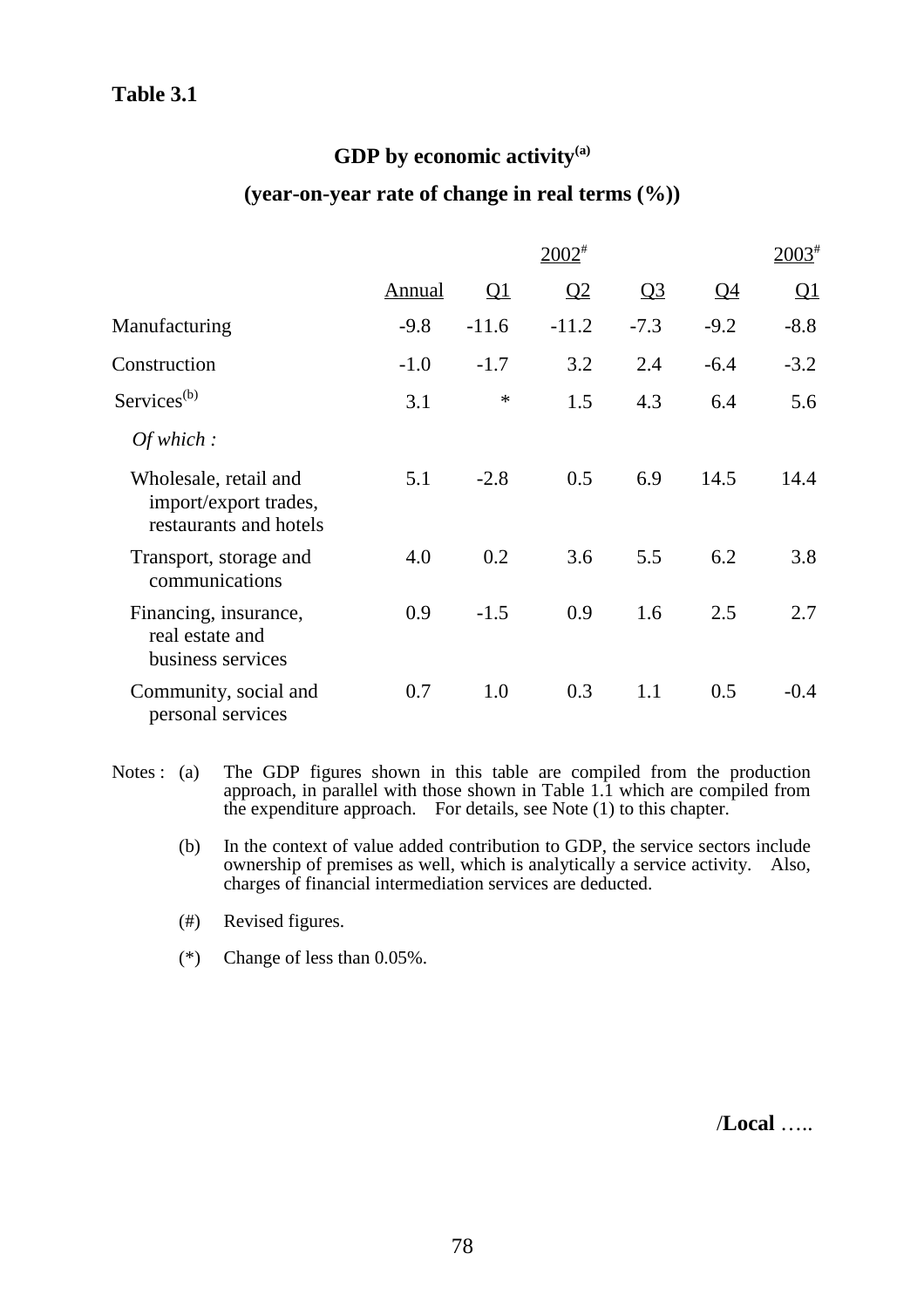**Table 3.1**

## GDP by economic activity[(a)]

## (year-on-year rate of change in real terms (%))

| | 2002# | | | | | 2003# |
|---|---|---|---|---|---|---|
| | Annual | Q1 | Q2 | Q3 | Q4 | Q1 |
| Manufacturing | -9.8 | -11.6 | -11.2 | -7.3 | -9.2 | -8.8 |
| Construction | -1.0 | -1.7 | 3.2 | 2.4 | -6.4 | -3.2 |
| Services[(b)] | 3.1 | * | 1.5 | 4.3 | 6.4 | 5.6 |
| *Of which :* | | | | | | |
| Wholesale, retail and import/export trades, restaurants and hotels | 5.1 | -2.8 | 0.5 | 6.9 | 14.5 | 14.4 |
| Transport, storage and communications | 4.0 | 0.2 | 3.6 | 5.5 | 6.2 | 3.8 |
| Financing, insurance, real estate and business services | 0.9 | -1.5 | 0.9 | 1.6 | 2.5 | 2.7 |
| Community, social and personal services | 0.7 | 1.0 | 0.3 | 1.1 | 0.5 | -0.4 |

Notes :
(a) The GDP figures shown in this table are compiled from the production approach, in parallel with those shown in Table 1.1 which are compiled from the expenditure approach. For details, see Note (1) to this chapter.

(b) In the context of value added contribution to GDP, the service sectors include ownership of premises as well, which is analytically a service activity. Also, charges of financial intermediation services are deducted.

(#) Revised figures.

(*) Change of less than 0.05%.

/**Local** …..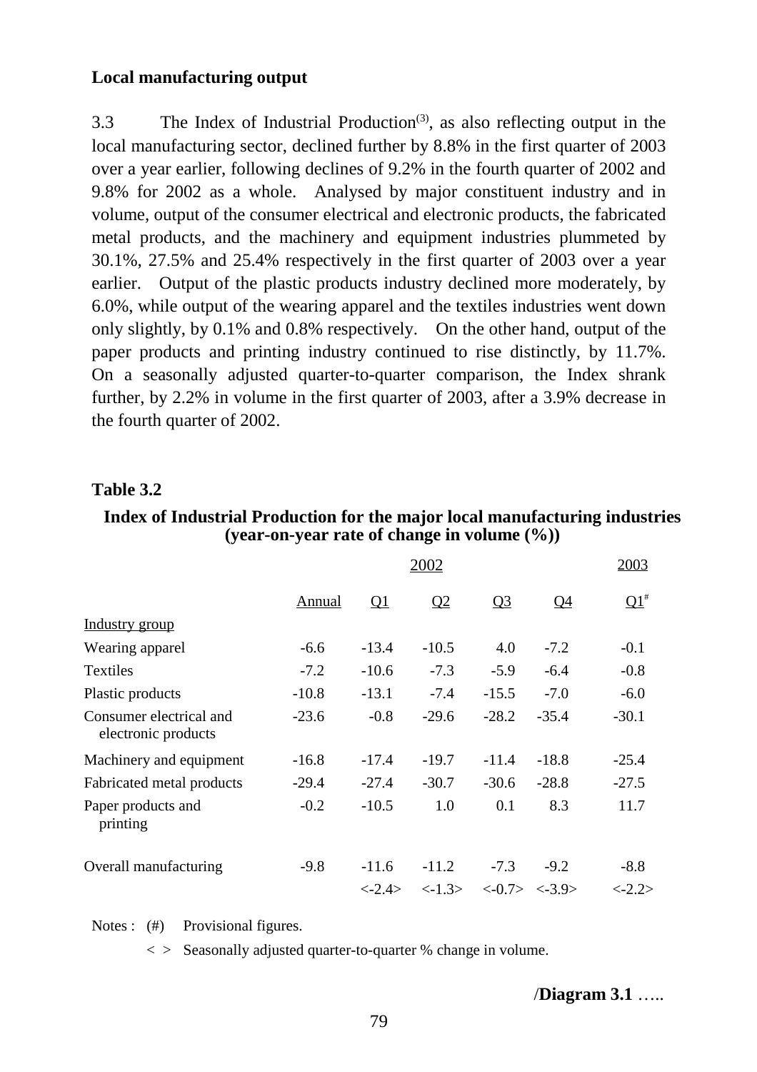**Local manufacturing output**

3.3 The Index of Industrial Production[3], as also reflecting output in the local manufacturing sector, declined further by 8.8% in the first quarter of 2003 over a year earlier, following declines of 9.2% in the fourth quarter of 2002 and 9.8% for 2002 as a whole. Analysed by major constituent industry and in volume, output of the consumer electrical and electronic products, the fabricated metal products, and the machinery and equipment industries plummeted by 30.1%, 27.5% and 25.4% respectively in the first quarter of 2003 over a year earlier. Output of the plastic products industry declined more moderately, by 6.0%, while output of the wearing apparel and the textiles industries went down only slightly, by 0.1% and 0.8% respectively. On the other hand, output of the paper products and printing industry continued to rise distinctly, by 11.7%. On a seasonally adjusted quarter-to-quarter comparison, the Index shrank further, by 2.2% in volume in the first quarter of 2003, after a 3.9% decrease in the fourth quarter of 2002.

**Table 3.2**

**Index of Industrial Production for the major local manufacturing industries (year-on-year rate of change in volume (%))**

| | 2002 | | | | | 2003 |
|---|---|---|---|---|---|---|
| | Annual | Q1 | Q2 | Q3 | Q4 | Q1[#] |
| Industry group | | | | | | |
| Wearing apparel | -6.6 | -13.4 | -10.5 | 4.0 | -7.2 | -0.1 |
| Textiles | -7.2 | -10.6 | -7.3 | -5.9 | -6.4 | -0.8 |
| Plastic products | -10.8 | -13.1 | -7.4 | -15.5 | -7.0 | -6.0 |
| Consumer electrical and electronic products | -23.6 | -0.8 | -29.6 | -28.2 | -35.4 | -30.1 |
| Machinery and equipment | -16.8 | -17.4 | -19.7 | -11.4 | -18.8 | -25.4 |
| Fabricated metal products | -29.4 | -27.4 | -30.7 | -30.6 | -28.8 | -27.5 |
| Paper products and printing | -0.2 | -10.5 | 1.0 | 0.1 | 8.3 | 11.7 |
| Overall manufacturing | -9.8 | -11.6 | -11.2 | -7.3 | -9.2 | -8.8 |
| | | <-2.4> | <-1.3> | <-0.7> | <-3.9> | <-2.2> |

Notes : (#) Provisional figures.

< > Seasonally adjusted quarter-to-quarter % change in volume.

/**Diagram 3.1** …..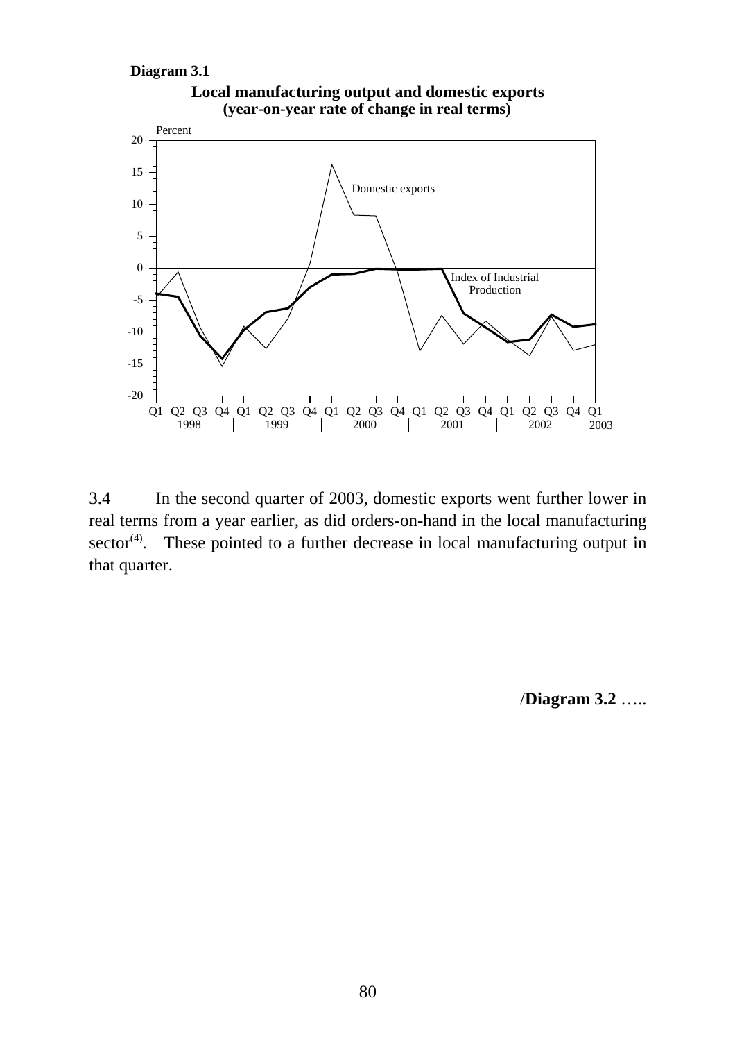**Diagram 3.1**

**Local manufacturing output and domestic exports (year-on-year rate of change in real terms)**

3.4 In the second quarter of 2003, domestic exports went further lower in real terms from a year earlier, as did orders-on-hand in the local manufacturing sector[(4)]. These pointed to a further decrease in local manufacturing output in that quarter.

/**Diagram 3.2** …..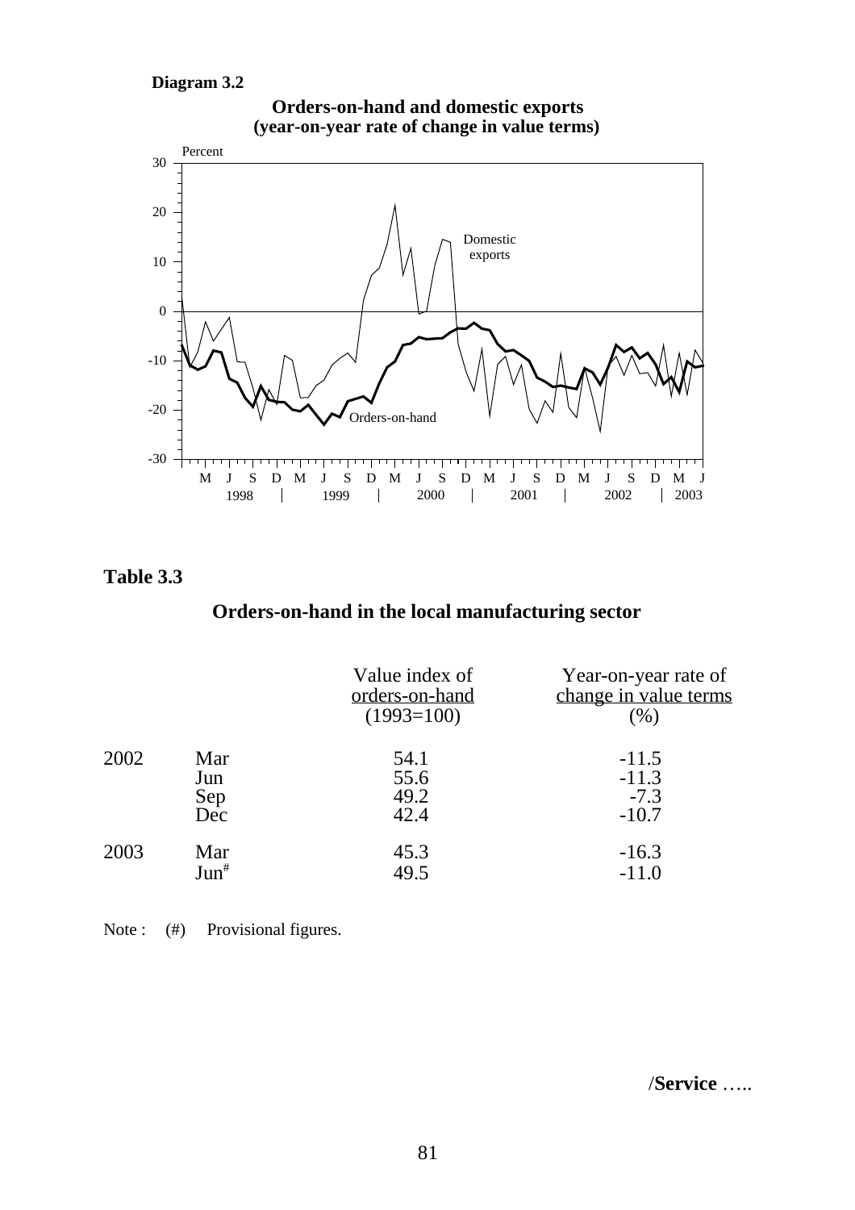**Diagram 3.2**

**Orders-on-hand and domestic exports (year-on-year rate of change in value terms)**

## Table 3.3

### Orders-on-hand in the local manufacturing sector

| | | Value index of orders-on-hand (1993=100) | Year-on-year rate of change in value terms (%) |
|---|---|---|---|
| 2002 | Mar | 54.1 | -11.5 |
| | Jun | 55.6 | -11.3 |
| | Sep | 49.2 | -7.3 |
| | Dec | 42.4 | -10.7 |
| 2003 | Mar | 45.3 | -16.3 |
| | Jun# | 49.5 | -11.0 |

Note : (#) Provisional figures.

/**Service** …..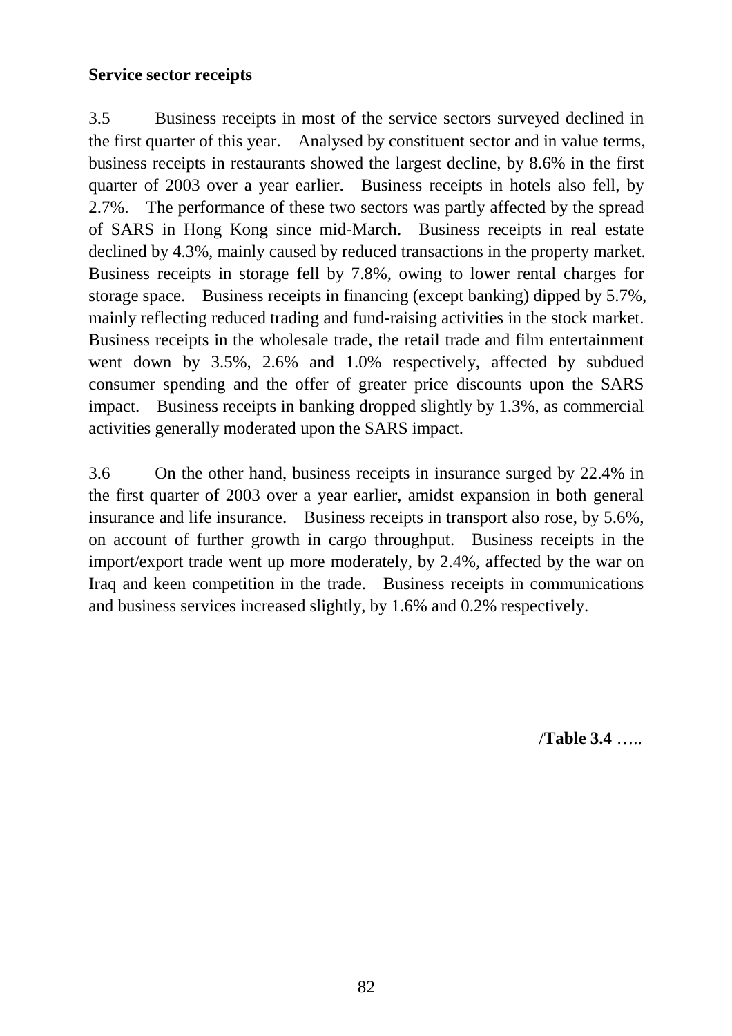**Service sector receipts**

3.5 Business receipts in most of the service sectors surveyed declined in the first quarter of this year. Analysed by constituent sector and in value terms, business receipts in restaurants showed the largest decline, by 8.6% in the first quarter of 2003 over a year earlier. Business receipts in hotels also fell, by 2.7%. The performance of these two sectors was partly affected by the spread of SARS in Hong Kong since mid-March. Business receipts in real estate declined by 4.3%, mainly caused by reduced transactions in the property market. Business receipts in storage fell by 7.8%, owing to lower rental charges for storage space. Business receipts in financing (except banking) dipped by 5.7%, mainly reflecting reduced trading and fund-raising activities in the stock market. Business receipts in the wholesale trade, the retail trade and film entertainment went down by 3.5%, 2.6% and 1.0% respectively, affected by subdued consumer spending and the offer of greater price discounts upon the SARS impact. Business receipts in banking dropped slightly by 1.3%, as commercial activities generally moderated upon the SARS impact.

3.6 On the other hand, business receipts in insurance surged by 22.4% in the first quarter of 2003 over a year earlier, amidst expansion in both general insurance and life insurance. Business receipts in transport also rose, by 5.6%, on account of further growth in cargo throughput. Business receipts in the import/export trade went up more moderately, by 2.4%, affected by the war on Iraq and keen competition in the trade. Business receipts in communications and business services increased slightly, by 1.6% and 0.2% respectively.

/**Table 3.4** …..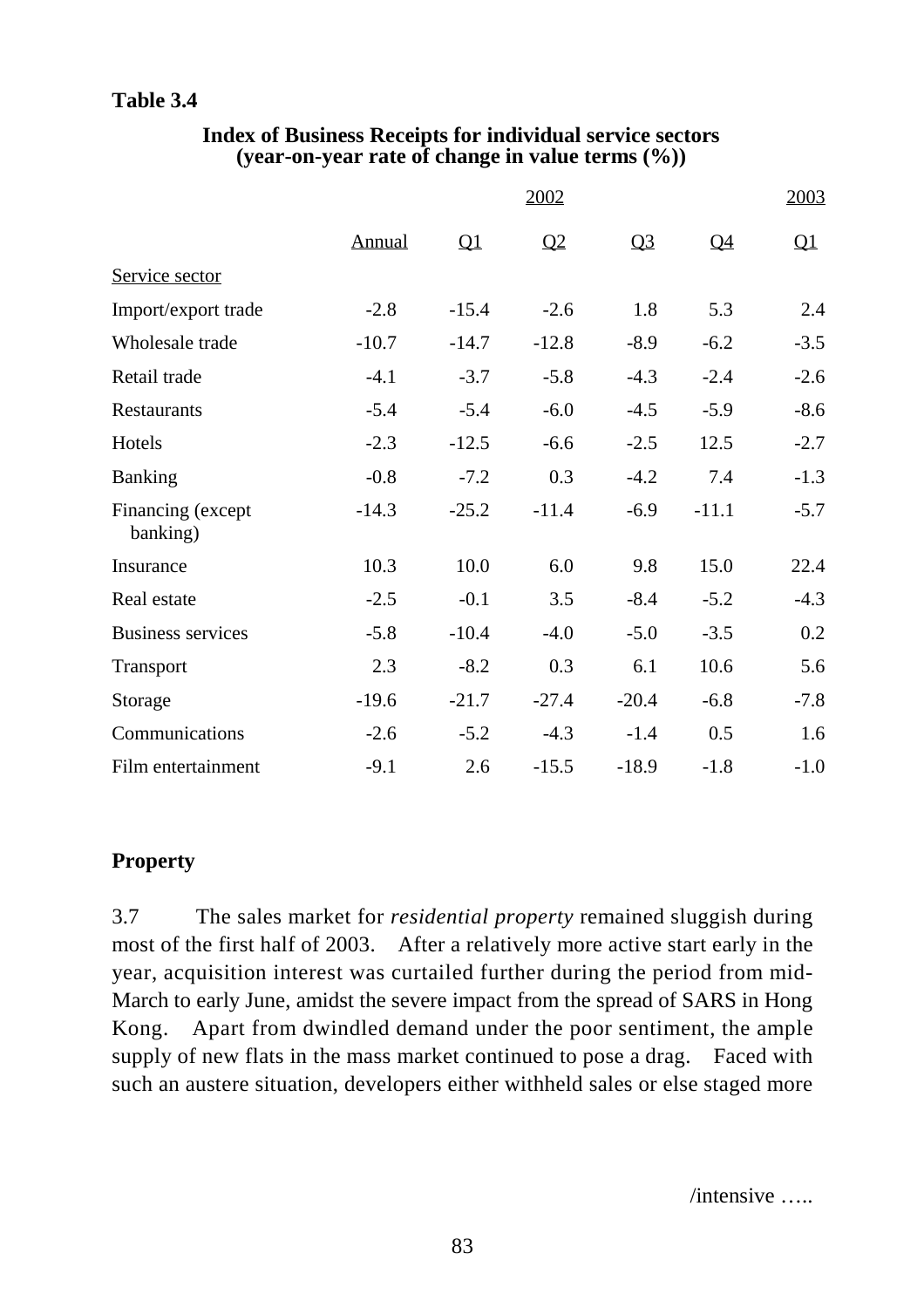**Table 3.4**

**Index of Business Receipts for individual service sectors (year-on-year rate of change in value terms (%))**

| | 2002 | | | | | 2003 |
|---|---|---|---|---|---|---|
| | Annual | Q1 | Q2 | Q3 | Q4 | Q1 |
| Service sector | | | | | | |
| Import/export trade | -2.8 | -15.4 | -2.6 | 1.8 | 5.3 | 2.4 |
| Wholesale trade | -10.7 | -14.7 | -12.8 | -8.9 | -6.2 | -3.5 |
| Retail trade | -4.1 | -3.7 | -5.8 | -4.3 | -2.4 | -2.6 |
| Restaurants | -5.4 | -5.4 | -6.0 | -4.5 | -5.9 | -8.6 |
| Hotels | -2.3 | -12.5 | -6.6 | -2.5 | 12.5 | -2.7 |
| Banking | -0.8 | -7.2 | 0.3 | -4.2 | 7.4 | -1.3 |
| Financing (except banking) | -14.3 | -25.2 | -11.4 | -6.9 | -11.1 | -5.7 |
| Insurance | 10.3 | 10.0 | 6.0 | 9.8 | 15.0 | 22.4 |
| Real estate | -2.5 | -0.1 | 3.5 | -8.4 | -5.2 | -4.3 |
| Business services | -5.8 | -10.4 | -4.0 | -5.0 | -3.5 | 0.2 |
| Transport | 2.3 | -8.2 | 0.3 | 6.1 | 10.6 | 5.6 |
| Storage | -19.6 | -21.7 | -27.4 | -20.4 | -6.8 | -7.8 |
| Communications | -2.6 | -5.2 | -4.3 | -1.4 | 0.5 | 1.6 |
| Film entertainment | -9.1 | 2.6 | -15.5 | -18.9 | -1.8 | -1.0 |

## Property

3.7 The sales market for *residential property* remained sluggish during most of the first half of 2003. After a relatively more active start early in the year, acquisition interest was curtailed further during the period from mid-March to early June, amidst the severe impact from the spread of SARS in Hong Kong. Apart from dwindled demand under the poor sentiment, the ample supply of new flats in the mass market continued to pose a drag. Faced with such an austere situation, developers either withheld sales or else staged more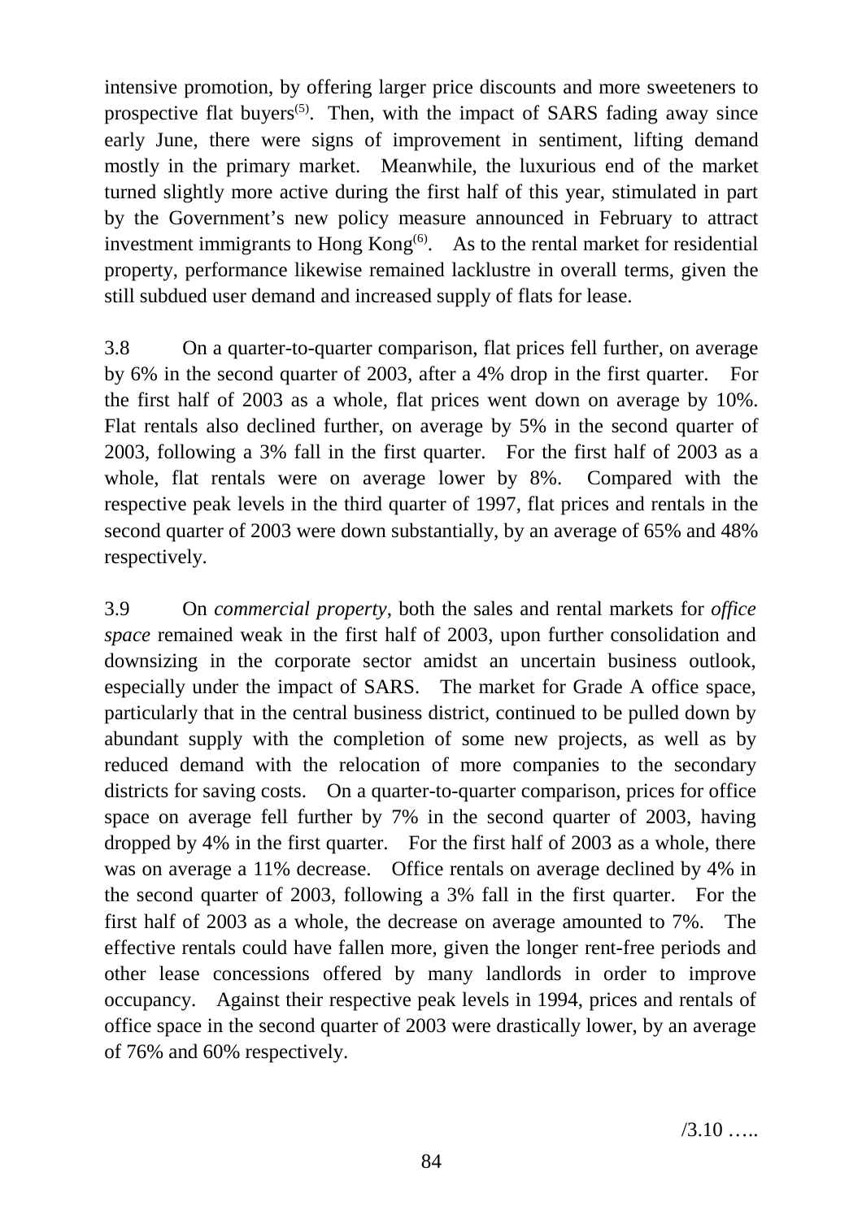intensive promotion, by offering larger price discounts and more sweeteners to prospective flat buyers[5]. Then, with the impact of SARS fading away since early June, there were signs of improvement in sentiment, lifting demand mostly in the primary market. Meanwhile, the luxurious end of the market turned slightly more active during the first half of this year, stimulated in part by the Government's new policy measure announced in February to attract investment immigrants to Hong Kong[6]. As to the rental market for residential property, performance likewise remained lacklustre in overall terms, given the still subdued user demand and increased supply of flats for lease.

3.8 On a quarter-to-quarter comparison, flat prices fell further, on average by 6% in the second quarter of 2003, after a 4% drop in the first quarter. For the first half of 2003 as a whole, flat prices went down on average by 10%. Flat rentals also declined further, on average by 5% in the second quarter of 2003, following a 3% fall in the first quarter. For the first half of 2003 as a whole, flat rentals were on average lower by 8%. Compared with the respective peak levels in the third quarter of 1997, flat prices and rentals in the second quarter of 2003 were down substantially, by an average of 65% and 48% respectively.

3.9 On *commercial property*, both the sales and rental markets for *office space* remained weak in the first half of 2003, upon further consolidation and downsizing in the corporate sector amidst an uncertain business outlook, especially under the impact of SARS. The market for Grade A office space, particularly that in the central business district, continued to be pulled down by abundant supply with the completion of some new projects, as well as by reduced demand with the relocation of more companies to the secondary districts for saving costs. On a quarter-to-quarter comparison, prices for office space on average fell further by 7% in the second quarter of 2003, having dropped by 4% in the first quarter. For the first half of 2003 as a whole, there was on average a 11% decrease. Office rentals on average declined by 4% in the second quarter of 2003, following a 3% fall in the first quarter. For the first half of 2003 as a whole, the decrease on average amounted to 7%. The effective rentals could have fallen more, given the longer rent-free periods and other lease concessions offered by many landlords in order to improve occupancy. Against their respective peak levels in 1994, prices and rentals of office space in the second quarter of 2003 were drastically lower, by an average of 76% and 60% respectively.

/3.10 …..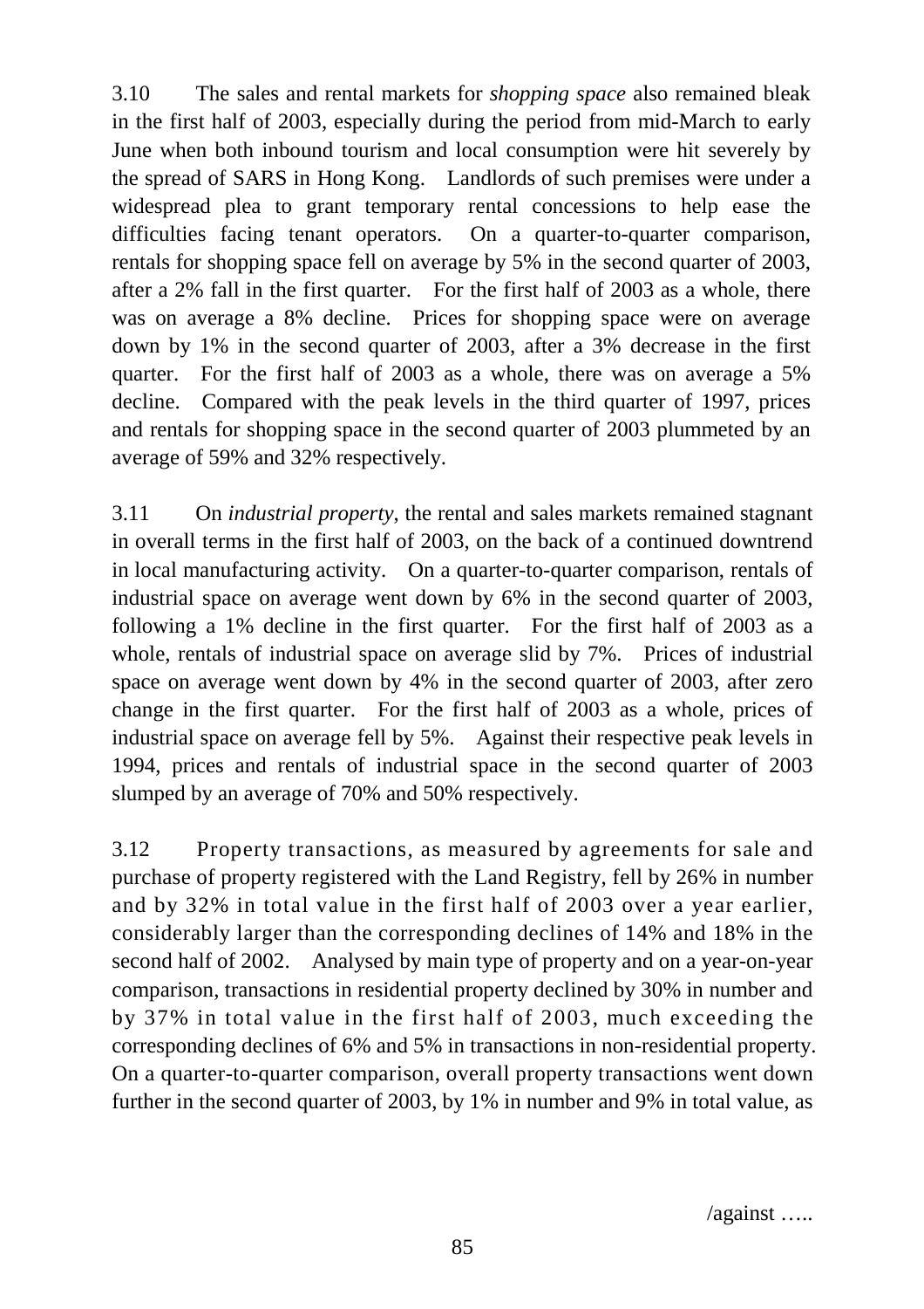3.10 The sales and rental markets for *shopping space* also remained bleak in the first half of 2003, especially during the period from mid-March to early June when both inbound tourism and local consumption were hit severely by the spread of SARS in Hong Kong. Landlords of such premises were under a widespread plea to grant temporary rental concessions to help ease the difficulties facing tenant operators. On a quarter-to-quarter comparison, rentals for shopping space fell on average by 5% in the second quarter of 2003, after a 2% fall in the first quarter. For the first half of 2003 as a whole, there was on average a 8% decline. Prices for shopping space were on average down by 1% in the second quarter of 2003, after a 3% decrease in the first quarter. For the first half of 2003 as a whole, there was on average a 5% decline. Compared with the peak levels in the third quarter of 1997, prices and rentals for shopping space in the second quarter of 2003 plummeted by an average of 59% and 32% respectively.

3.11 On *industrial property*, the rental and sales markets remained stagnant in overall terms in the first half of 2003, on the back of a continued downtrend in local manufacturing activity. On a quarter-to-quarter comparison, rentals of industrial space on average went down by 6% in the second quarter of 2003, following a 1% decline in the first quarter. For the first half of 2003 as a whole, rentals of industrial space on average slid by 7%. Prices of industrial space on average went down by 4% in the second quarter of 2003, after zero change in the first quarter. For the first half of 2003 as a whole, prices of industrial space on average fell by 5%. Against their respective peak levels in 1994, prices and rentals of industrial space in the second quarter of 2003 slumped by an average of 70% and 50% respectively.

3.12 Property transactions, as measured by agreements for sale and purchase of property registered with the Land Registry, fell by 26% in number and by 32% in total value in the first half of 2003 over a year earlier, considerably larger than the corresponding declines of 14% and 18% in the second half of 2002. Analysed by main type of property and on a year-on-year comparison, transactions in residential property declined by 30% in number and by 37% in total value in the first half of 2003, much exceeding the corresponding declines of 6% and 5% in transactions in non-residential property. On a quarter-to-quarter comparison, overall property transactions went down further in the second quarter of 2003, by 1% in number and 9% in total value, as

/against …..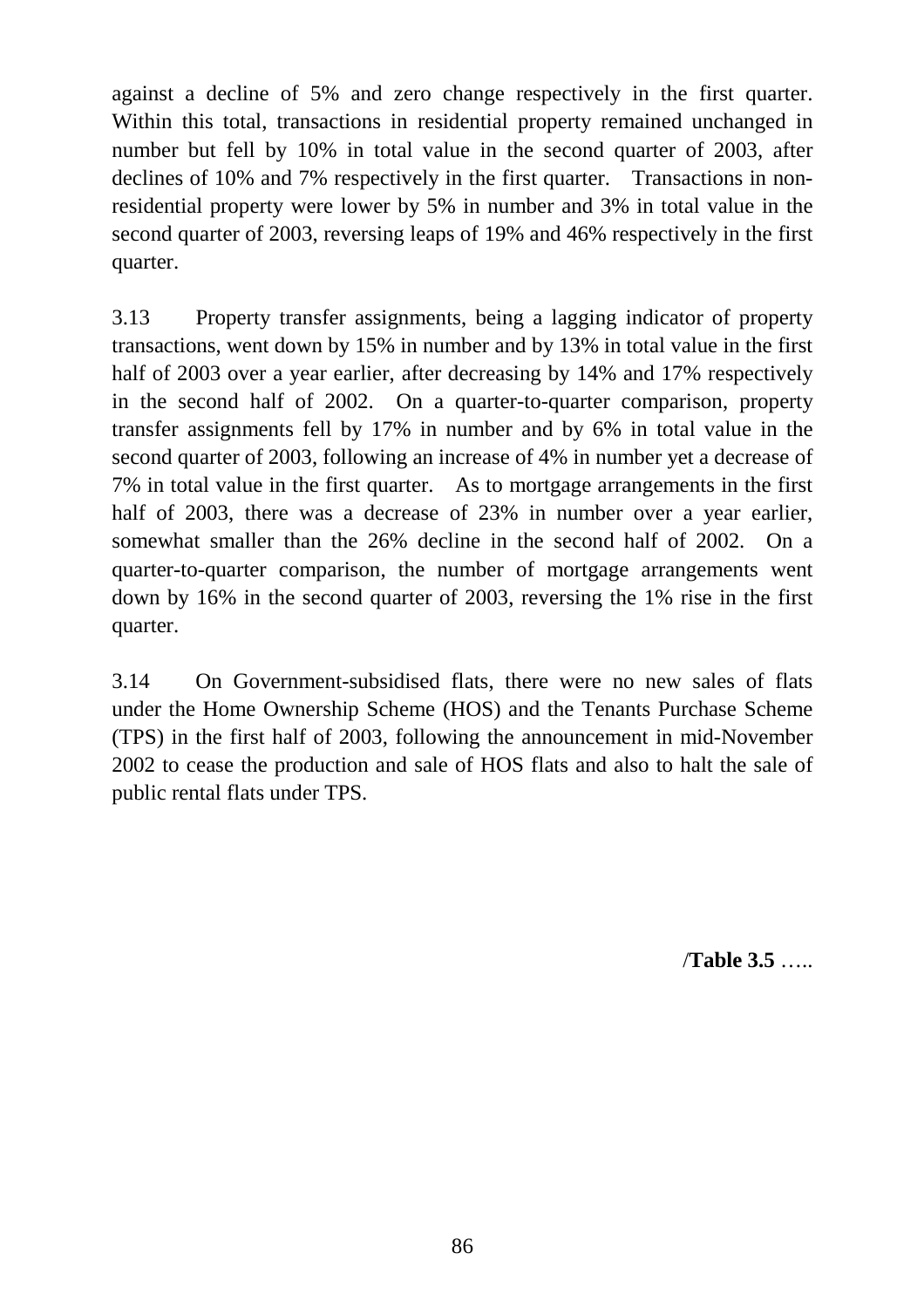against a decline of 5% and zero change respectively in the first quarter. Within this total, transactions in residential property remained unchanged in number but fell by 10% in total value in the second quarter of 2003, after declines of 10% and 7% respectively in the first quarter. Transactions in non-residential property were lower by 5% in number and 3% in total value in the second quarter of 2003, reversing leaps of 19% and 46% respectively in the first quarter.

3.13 Property transfer assignments, being a lagging indicator of property transactions, went down by 15% in number and by 13% in total value in the first half of 2003 over a year earlier, after decreasing by 14% and 17% respectively in the second half of 2002. On a quarter-to-quarter comparison, property transfer assignments fell by 17% in number and by 6% in total value in the second quarter of 2003, following an increase of 4% in number yet a decrease of 7% in total value in the first quarter. As to mortgage arrangements in the first half of 2003, there was a decrease of 23% in number over a year earlier, somewhat smaller than the 26% decline in the second half of 2002. On a quarter-to-quarter comparison, the number of mortgage arrangements went down by 16% in the second quarter of 2003, reversing the 1% rise in the first quarter.

3.14 On Government-subsidised flats, there were no new sales of flats under the Home Ownership Scheme (HOS) and the Tenants Purchase Scheme (TPS) in the first half of 2003, following the announcement in mid-November 2002 to cease the production and sale of HOS flats and also to halt the sale of public rental flats under TPS.

/**Table 3.5** …..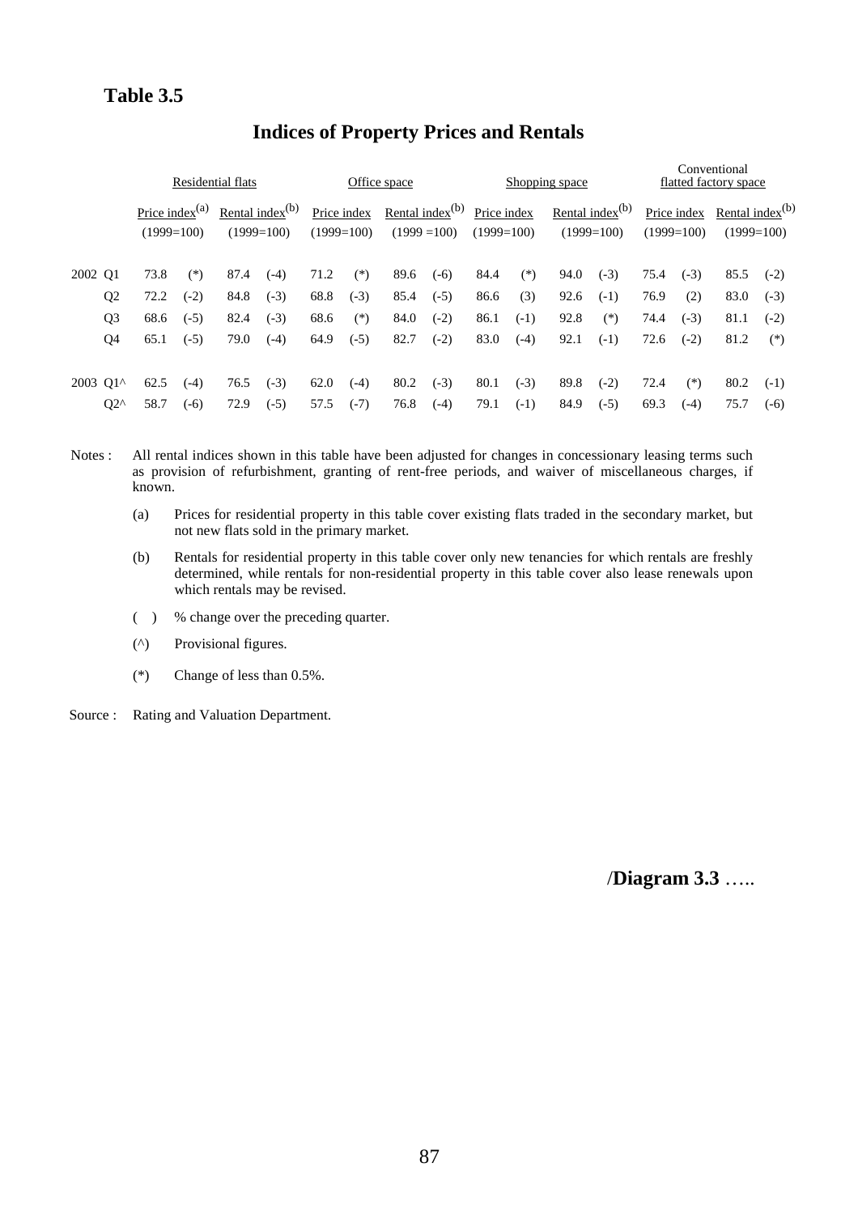## Table 3.5

### Indices of Property Prices and Rentals

| | | Residential flats | | | | Office space | | | | Shopping space | | | | Conventional flatted factory space | | | |
|---|---|---|---|---|---|---|---|---|---|---|---|---|---|---|---|---|---|
| | | Price index[(a)] (1999=100) | | Rental index[(b)] (1999=100) | | Price index (1999=100) | | Rental index[(b)] (1999 =100) | | Price index (1999=100) | | Rental index[(b)] (1999=100) | | Price index (1999=100) | | Rental index[(b)] (1999=100) | |
| 2002 | Q1 | 73.8 | (*) | 87.4 | (-4) | 71.2 | (*) | 89.6 | (-6) | 84.4 | (*) | 94.0 | (-3) | 75.4 | (-3) | 85.5 | (-2) |
| | Q2 | 72.2 | (-2) | 84.8 | (-3) | 68.8 | (-3) | 85.4 | (-5) | 86.6 | (3) | 92.6 | (-1) | 76.9 | (2) | 83.0 | (-3) |
| | Q3 | 68.6 | (-5) | 82.4 | (-3) | 68.6 | (*) | 84.0 | (-2) | 86.1 | (-1) | 92.8 | (*) | 74.4 | (-3) | 81.1 | (-2) |
| | Q4 | 65.1 | (-5) | 79.0 | (-4) | 64.9 | (-5) | 82.7 | (-2) | 83.0 | (-4) | 92.1 | (-1) | 72.6 | (-2) | 81.2 | (*) |
| 2003 | Q1^ | 62.5 | (-4) | 76.5 | (-3) | 62.0 | (-4) | 80.2 | (-3) | 80.1 | (-3) | 89.8 | (-2) | 72.4 | (*) | 80.2 | (-1) |
| | Q2^ | 58.7 | (-6) | 72.9 | (-5) | 57.5 | (-7) | 76.8 | (-4) | 79.1 | (-1) | 84.9 | (-5) | 69.3 | (-4) | 75.7 | (-6) |

Notes : All rental indices shown in this table have been adjusted for changes in concessionary leasing terms such as provision of refurbishment, granting of rent-free periods, and waiver of miscellaneous charges, if known.

(a) Prices for residential property in this table cover existing flats traded in the secondary market, but not new flats sold in the primary market.

(b) Rentals for residential property in this table cover only new tenancies for which rentals are freshly determined, while rentals for non-residential property in this table cover also lease renewals upon which rentals may be revised.

( ) % change over the preceding quarter.

(^) Provisional figures.

(*) Change of less than 0.5%.

Source : Rating and Valuation Department.

/**Diagram 3.3** …..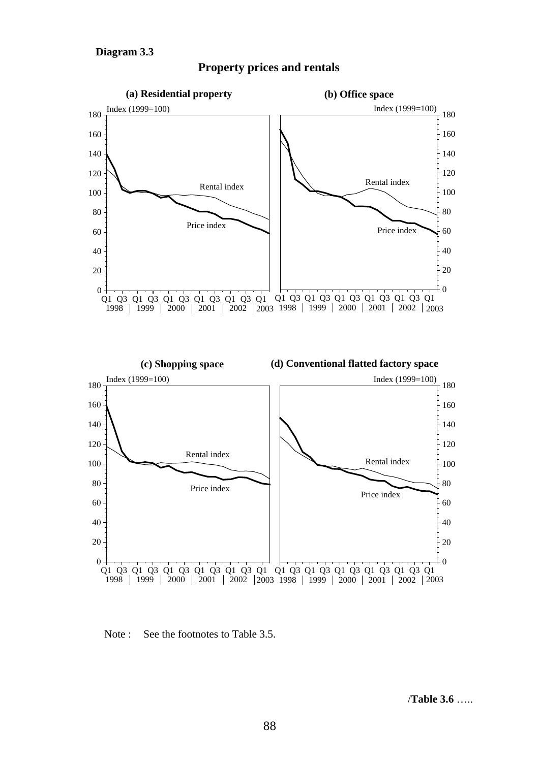**Diagram 3.3**

## Property prices and rentals

**(a) Residential property**

**(b) Office space**

**(c) Shopping space**

**(d) Conventional flatted factory space**

Note : See the footnotes to Table 3.5.

/**Table 3.6** …..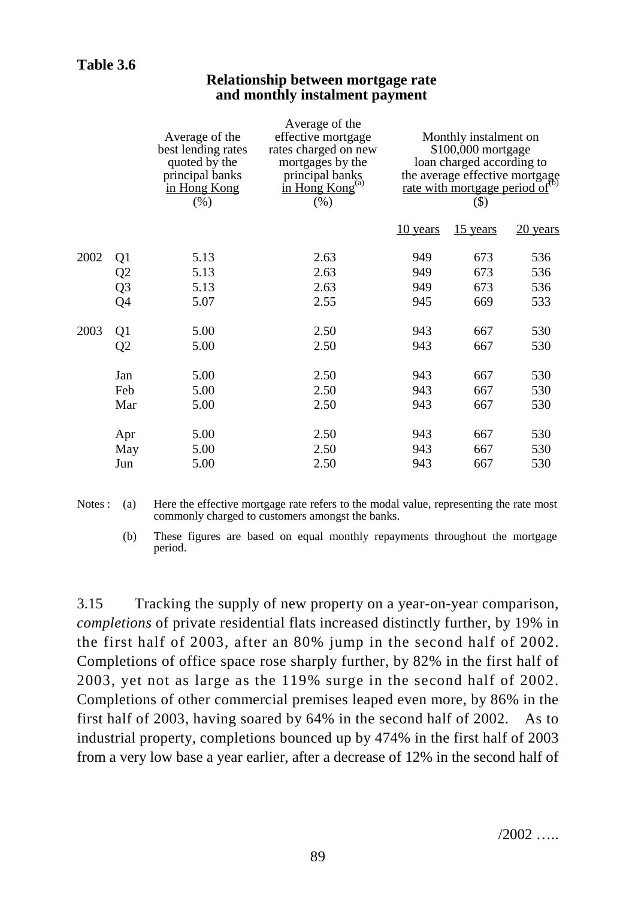**Table 3.6**

**Relationship between mortgage rate and monthly instalment payment**

| | | Average of the best lending rates quoted by the principal banks in Hong Kong (%) | Average of the effective mortgage rates charged on new mortgages by the principal banks in Hong Kong[(a)] (%) | Monthly instalment on \$100,000 mortgage loan charged according to the average effective mortgage rate with mortgage period of[(b)] (\$) | | |
|---|---|---|---|---|---|---|
| | | | | 10 years | 15 years | 20 years |
| 2002 | Q1 | 5.13 | 2.63 | 949 | 673 | 536 |
| | Q2 | 5.13 | 2.63 | 949 | 673 | 536 |
| | Q3 | 5.13 | 2.63 | 949 | 673 | 536 |
| | Q4 | 5.07 | 2.55 | 945 | 669 | 533 |
| 2003 | Q1 | 5.00 | 2.50 | 943 | 667 | 530 |
| | Q2 | 5.00 | 2.50 | 943 | 667 | 530 |
| | Jan | 5.00 | 2.50 | 943 | 667 | 530 |
| | Feb | 5.00 | 2.50 | 943 | 667 | 530 |
| | Mar | 5.00 | 2.50 | 943 | 667 | 530 |
| | Apr | 5.00 | 2.50 | 943 | 667 | 530 |
| | May | 5.00 | 2.50 | 943 | 667 | 530 |
| | Jun | 5.00 | 2.50 | 943 | 667 | 530 |

Notes : (a) Here the effective mortgage rate refers to the modal value, representing the rate most commonly charged to customers amongst the banks.

(b) These figures are based on equal monthly repayments throughout the mortgage period.

3.15 Tracking the supply of new property on a year-on-year comparison, *completions* of private residential flats increased distinctly further, by 19% in the first half of 2003, after an 80% jump in the second half of 2002. Completions of office space rose sharply further, by 82% in the first half of 2003, yet not as large as the 119% surge in the second half of 2002. Completions of other commercial premises leaped even more, by 86% in the first half of 2003, having soared by 64% in the second half of 2002. As to industrial property, completions bounced up by 474% in the first half of 2003 from a very low base a year earlier, after a decrease of 12% in the second half of

/2002 …..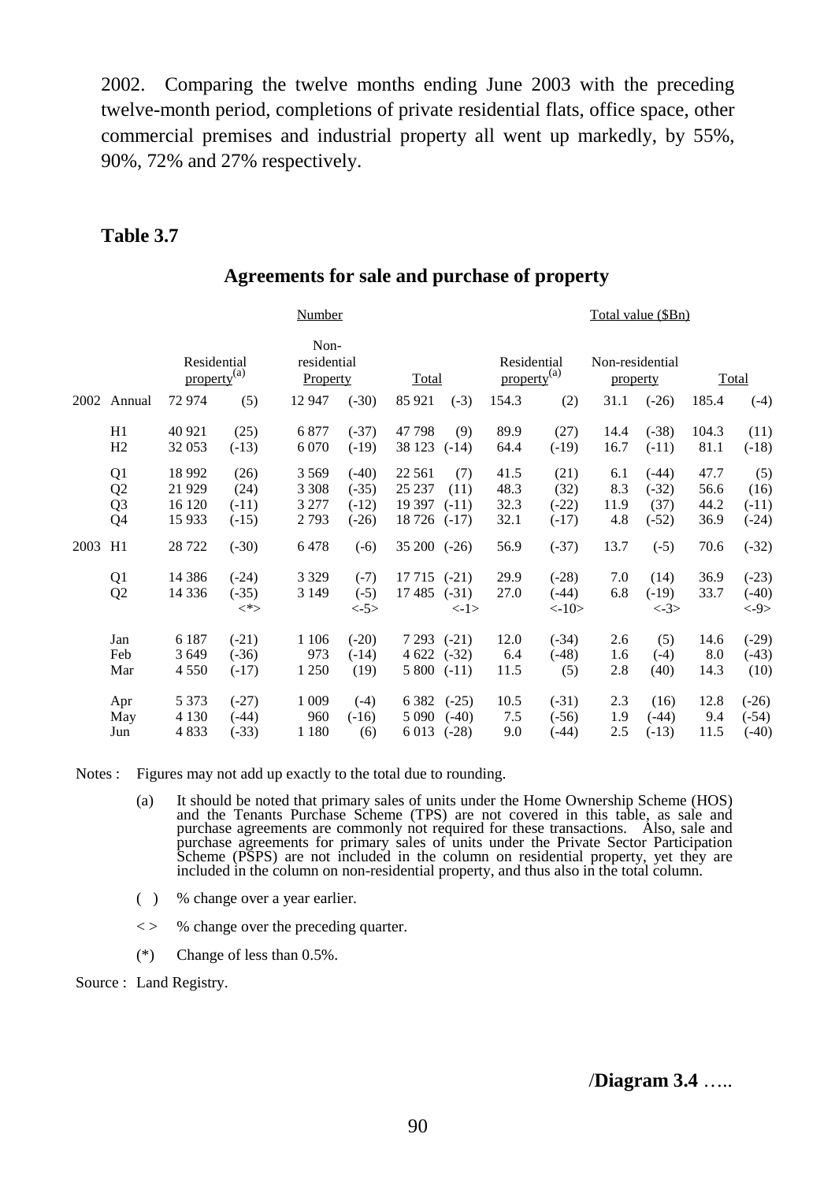2002. Comparing the twelve months ending June 2003 with the preceding twelve-month period, completions of private residential flats, office space, other commercial premises and industrial property all went up markedly, by 55%, 90%, 72% and 27% respectively.

**Table 3.7**

## Agreements for sale and purchase of property

| | | Number | | | | | | Total value ($Bn) | | | | | |
|---|---|---|---|---|---|---|---|---|---|---|---|---|---|
| | | Residential property[(a)] | | Non-residential Property | | Total | | Residential property[(a)] | | Non-residential property | | Total | |
| 2002 | Annual | 72 974 | (5) | 12 947 | (-30) | 85 921 | (-3) | 154.3 | (2) | 31.1 | (-26) | 185.4 | (-4) |
| | H1 | 40 921 | (25) | 6 877 | (-37) | 47 798 | (9) | 89.9 | (27) | 14.4 | (-38) | 104.3 | (11) |
| | H2 | 32 053 | (-13) | 6 070 | (-19) | 38 123 | (-14) | 64.4 | (-19) | 16.7 | (-11) | 81.1 | (-18) |
| | Q1 | 18 992 | (26) | 3 569 | (-40) | 22 561 | (7) | 41.5 | (21) | 6.1 | (-44) | 47.7 | (5) |
| | Q2 | 21 929 | (24) | 3 308 | (-35) | 25 237 | (11) | 48.3 | (32) | 8.3 | (-32) | 56.6 | (16) |
| | Q3 | 16 120 | (-11) | 3 277 | (-12) | 19 397 | (-11) | 32.3 | (-22) | 11.9 | (37) | 44.2 | (-11) |
| | Q4 | 15 933 | (-15) | 2 793 | (-26) | 18 726 | (-17) | 32.1 | (-17) | 4.8 | (-52) | 36.9 | (-24) |
| 2003 | H1 | 28 722 | (-30) | 6 478 | (-6) | 35 200 | (-26) | 56.9 | (-37) | 13.7 | (-5) | 70.6 | (-32) |
| | Q1 | 14 386 | (-24) | 3 329 | (-7) | 17 715 | (-21) | 29.9 | (-28) | 7.0 | (14) | 36.9 | (-23) |
| | Q2 | 14 336 | (-35) <*> | 3 149 | (-5) <-5> | 17 485 | (-31) <-1> | 27.0 | (-44) <-10> | 6.8 | (-19) <-3> | 33.7 | (-40) <-9> |
| | Jan | 6 187 | (-21) | 1 106 | (-20) | 7 293 | (-21) | 12.0 | (-34) | 2.6 | (5) | 14.6 | (-29) |
| | Feb | 3 649 | (-36) | 973 | (-14) | 4 622 | (-32) | 6.4 | (-48) | 1.6 | (-4) | 8.0 | (-43) |
| | Mar | 4 550 | (-17) | 1 250 | (19) | 5 800 | (-11) | 11.5 | (5) | 2.8 | (40) | 14.3 | (10) |
| | Apr | 5 373 | (-27) | 1 009 | (-4) | 6 382 | (-25) | 10.5 | (-31) | 2.3 | (16) | 12.8 | (-26) |
| | May | 4 130 | (-44) | 960 | (-16) | 5 090 | (-40) | 7.5 | (-56) | 1.9 | (-44) | 9.4 | (-54) |
| | Jun | 4 833 | (-33) | 1 180 | (6) | 6 013 | (-28) | 9.0 | (-44) | 2.5 | (-13) | 11.5 | (-40) |

Notes : Figures may not add up exactly to the total due to rounding.

(a) It should be noted that primary sales of units under the Home Ownership Scheme (HOS) and the Tenants Purchase Scheme (TPS) are not covered in this table, as sale and purchase agreements are commonly not required for these transactions. Also, sale and purchase agreements for primary sales of units under the Private Sector Participation Scheme (PSPS) are not included in the column on residential property, yet they are included in the column on non-residential property, and thus also in the total column.

( ) % change over a year earlier.

< > % change over the preceding quarter.

(*) Change of less than 0.5%.

Source : Land Registry.

/**Diagram 3.4** …..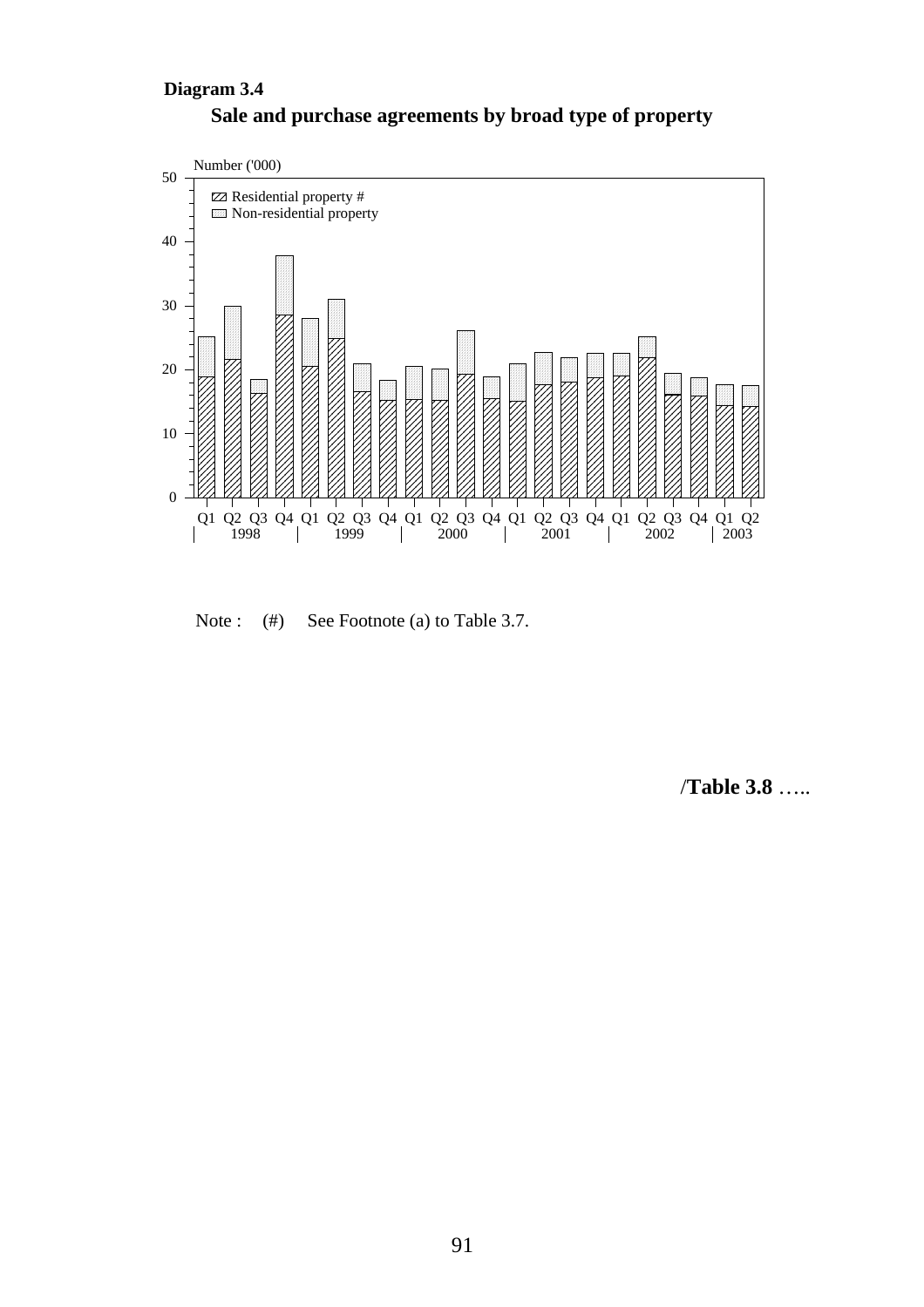**Diagram 3.4**

**Sale and purchase agreements by broad type of property**

Number ('000)

Residential property #
Non-residential property

Q1 Q2 Q3 Q4 Q1 Q2 Q3 Q4 Q1 Q2 Q3 Q4 Q1 Q2 Q3 Q4 Q1 Q2 Q3 Q4 Q1 Q2
1998 1999 2000 2001 2002 2003

Note : (#) See Footnote (a) to Table 3.7.

**/Table 3.8** …..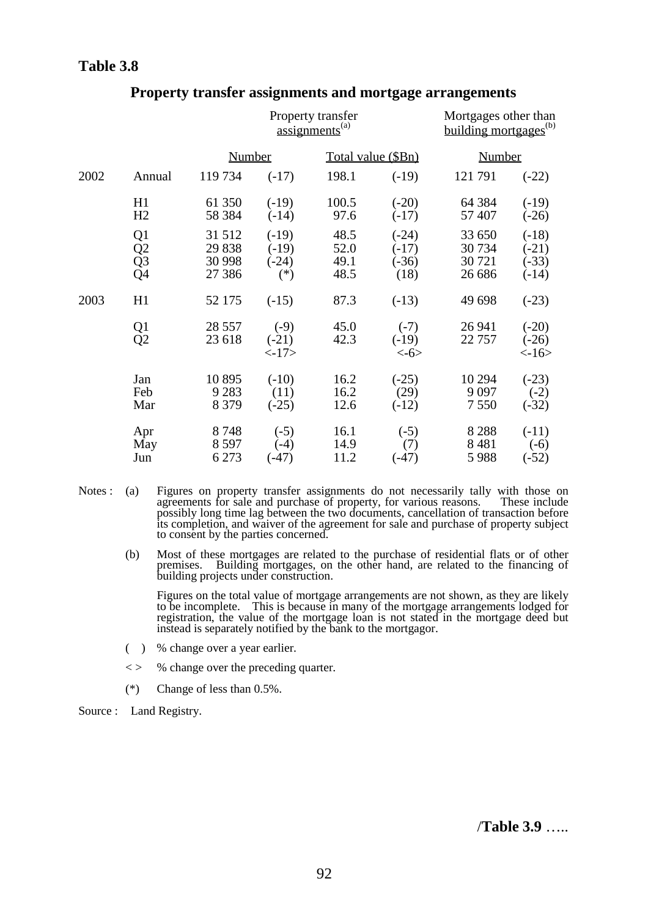**Table 3.8**

## Property transfer assignments and mortgage arrangements

| | | Property transfer assignments[(a)] | | | | Mortgages other than building mortgages[(b)] | |
|---|---|---|---|---|---|---|---|
| | | Number | | Total value ($Bn) | | Number | |
| 2002 | Annual | 119 734 | (-17) | 198.1 | (-19) | 121 791 | (-22) |
| | H1 | 61 350 | (-19) | 100.5 | (-20) | 64 384 | (-19) |
| | H2 | 58 384 | (-14) | 97.6 | (-17) | 57 407 | (-26) |
| | Q1 | 31 512 | (-19) | 48.5 | (-24) | 33 650 | (-18) |
| | Q2 | 29 838 | (-19) | 52.0 | (-17) | 30 734 | (-21) |
| | Q3 | 30 998 | (-24) | 49.1 | (-36) | 30 721 | (-33) |
| | Q4 | 27 386 | (*) | 48.5 | (18) | 26 686 | (-14) |
| 2003 | H1 | 52 175 | (-15) | 87.3 | (-13) | 49 698 | (-23) |
| | Q1 | 28 557 | (-9) | 45.0 | (-7) | 26 941 | (-20) |
| | Q2 | 23 618 | (-21) <-17> | 42.3 | (-19) <-6> | 22 757 | (-26) <-16> |
| | Jan | 10 895 | (-10) | 16.2 | (-25) | 10 294 | (-23) |
| | Feb | 9 283 | (11) | 16.2 | (29) | 9 097 | (-2) |
| | Mar | 8 379 | (-25) | 12.6 | (-12) | 7 550 | (-32) |
| | Apr | 8 748 | (-5) | 16.1 | (-5) | 8 288 | (-11) |
| | May | 8 597 | (-4) | 14.9 | (7) | 8 481 | (-6) |
| | Jun | 6 273 | (-47) | 11.2 | (-47) | 5 988 | (-52) |

Notes :

(a) Figures on property transfer assignments do not necessarily tally with those on agreements for sale and purchase of property, for various reasons. These include possibly long time lag between the two documents, cancellation of transaction before its completion, and waiver of the agreement for sale and purchase of property subject to consent by the parties concerned.

(b) Most of these mortgages are related to the purchase of residential flats or of other premises. Building mortgages, on the other hand, are related to the financing of building projects under construction.

Figures on the total value of mortgage arrangements are not shown, as they are likely to be incomplete. This is because in many of the mortgage arrangements lodged for registration, the value of the mortgage loan is not stated in the mortgage deed but instead is separately notified by the bank to the mortgagor.

( ) % change over a year earlier.

< > % change over the preceding quarter.

(*) Change of less than 0.5%.

Source : Land Registry.

/**Table 3.9** …..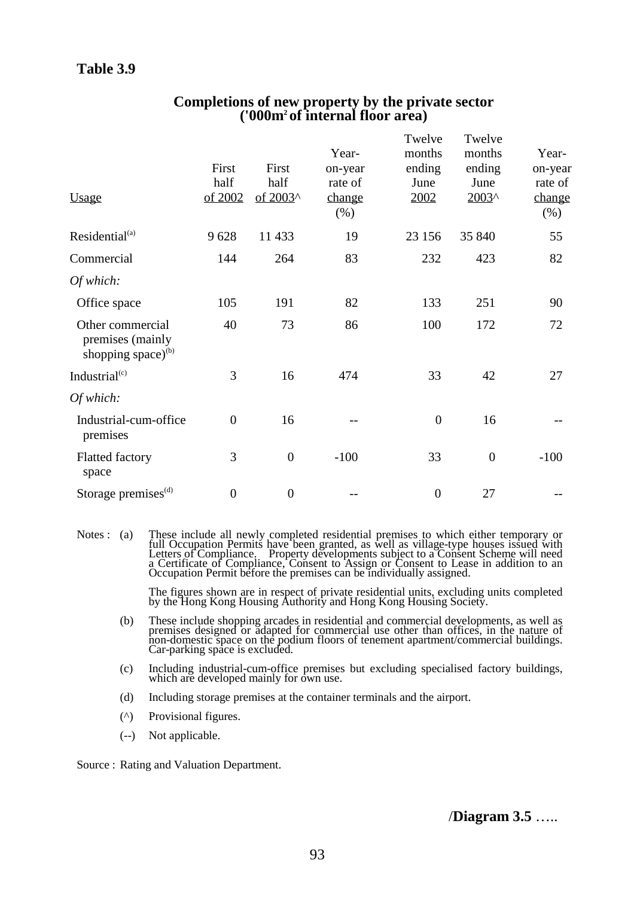**Table 3.9**

**Completions of new property by the private sector ('000m² of internal floor area)**

| Usage | First half of 2002 | First half of 2003^ | Year-on-year rate of change (%) | Twelve months ending June 2002 | Twelve months ending June 2003^ | Year-on-year rate of change (%) |
|---|---|---|---|---|---|---|
| Residential[(a)] | 9 628 | 11 433 | 19 | 23 156 | 35 840 | 55 |
| Commercial | 144 | 264 | 83 | 232 | 423 | 82 |
| *Of which:* | | | | | | |
| Office space | 105 | 191 | 82 | 133 | 251 | 90 |
| Other commercial premises (mainly shopping space)[(b)] | 40 | 73 | 86 | 100 | 172 | 72 |
| Industrial[(c)] | 3 | 16 | 474 | 33 | 42 | 27 |
| *Of which:* | | | | | | |
| Industrial-cum-office premises | 0 | 16 | -- | 0 | 16 | -- |
| Flatted factory space | 3 | 0 | -100 | 33 | 0 | -100 |
| Storage premises[(d)] | 0 | 0 | -- | 0 | 27 | -- |

Notes : (a) These include all newly completed residential premises to which either temporary or full Occupation Permits have been granted, as well as village-type houses issued with Letters of Compliance. Property developments subject to a Consent Scheme will need a Certificate of Compliance, Consent to Assign or Consent to Lease in addition to an Occupation Permit before the premises can be individually assigned.

The figures shown are in respect of private residential units, excluding units completed by the Hong Kong Housing Authority and Hong Kong Housing Society.

(b) These include shopping arcades in residential and commercial developments, as well as premises designed or adapted for commercial use other than offices, in the nature of non-domestic space on the podium floors of tenement apartment/commercial buildings. Car-parking space is excluded.

(c) Including industrial-cum-office premises but excluding specialised factory buildings, which are developed mainly for own use.

(d) Including storage premises at the container terminals and the airport.

(^) Provisional figures.

(--) Not applicable.

Source : Rating and Valuation Department.

/**Diagram 3.5** …..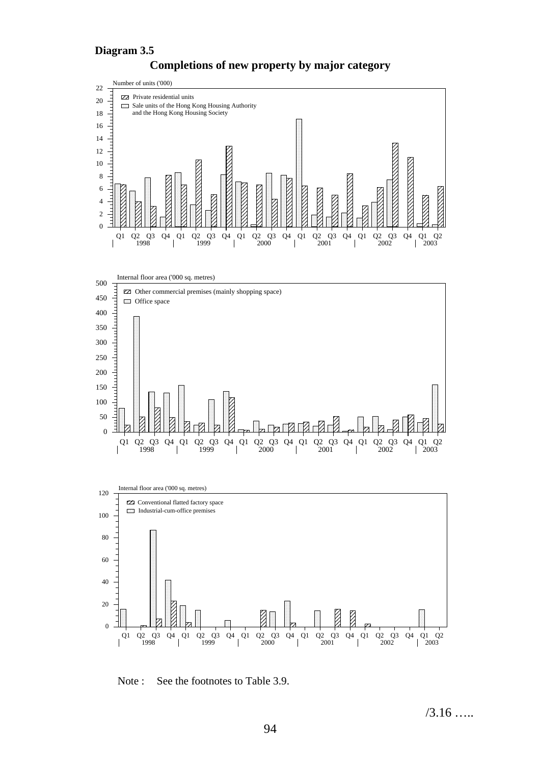**Diagram 3.5**

**Completions of new property by major category**

Number of units ('000)

- Private residential units
- Sale units of the Hong Kong Housing Authority and the Hong Kong Housing Society

Internal floor area ('000 sq. metres)

- Other commercial premises (mainly shopping space)
- Office space

Internal floor area ('000 sq. metres)

- Conventional flatted factory space
- Industrial-cum-office premises

Note : See the footnotes to Table 3.9.

/3.16 …..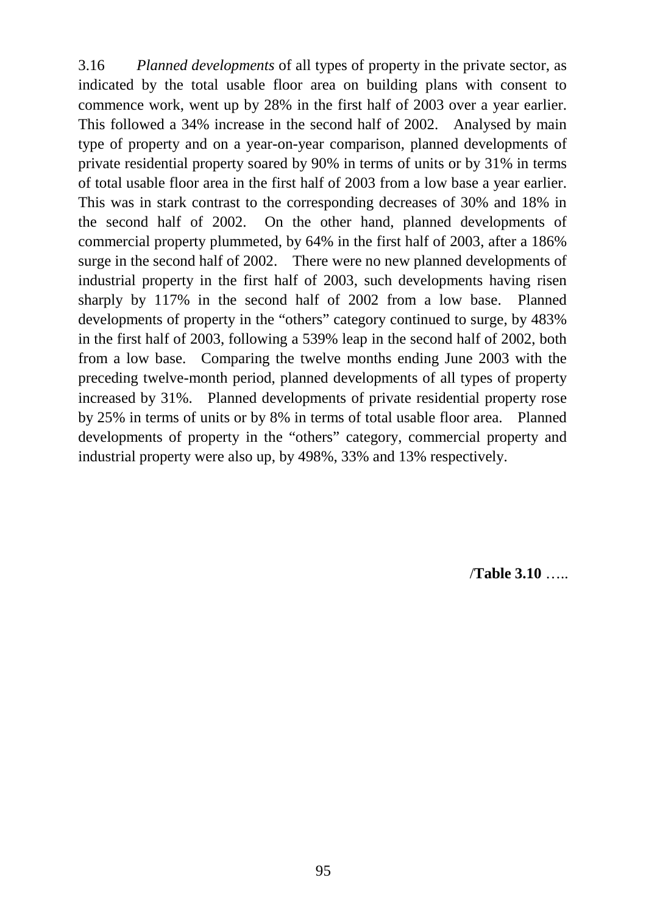3.16 *Planned developments* of all types of property in the private sector, as indicated by the total usable floor area on building plans with consent to commence work, went up by 28% in the first half of 2003 over a year earlier. This followed a 34% increase in the second half of 2002. Analysed by main type of property and on a year-on-year comparison, planned developments of private residential property soared by 90% in terms of units or by 31% in terms of total usable floor area in the first half of 2003 from a low base a year earlier. This was in stark contrast to the corresponding decreases of 30% and 18% in the second half of 2002. On the other hand, planned developments of commercial property plummeted, by 64% in the first half of 2003, after a 186% surge in the second half of 2002. There were no new planned developments of industrial property in the first half of 2003, such developments having risen sharply by 117% in the second half of 2002 from a low base. Planned developments of property in the "others" category continued to surge, by 483% in the first half of 2003, following a 539% leap in the second half of 2002, both from a low base. Comparing the twelve months ending June 2003 with the preceding twelve-month period, planned developments of all types of property increased by 31%. Planned developments of private residential property rose by 25% in terms of units or by 8% in terms of total usable floor area. Planned developments of property in the "others" category, commercial property and industrial property were also up, by 498%, 33% and 13% respectively.

/**Table 3.10** …..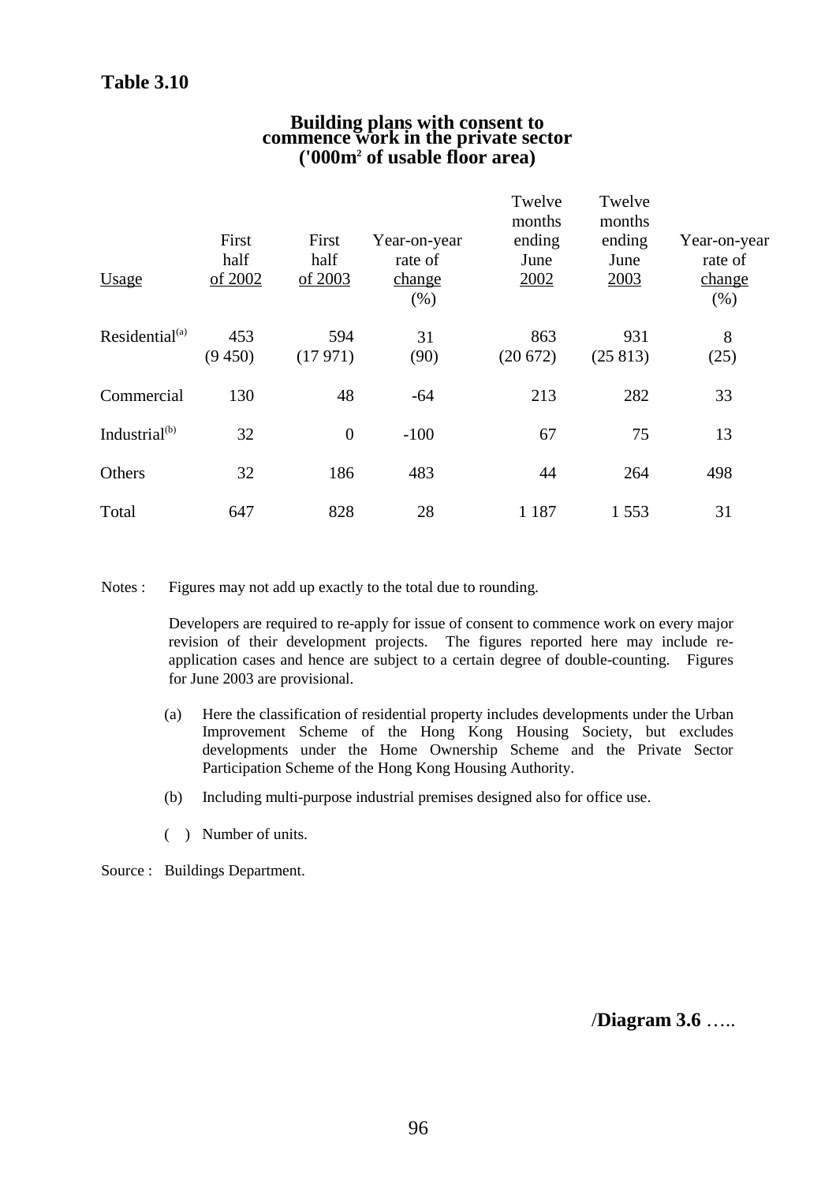**Table 3.10**

**Building plans with consent to commence work in the private sector ('000m$^2$ of usable floor area)**

| Usage | First half of 2002 | First half of 2003 | Year-on-year rate of change (%) | Twelve months ending June 2002 | Twelve months ending June 2003 | Year-on-year rate of change (%) |
|---|---|---|---|---|---|---|
| Residential[(a)] | 453 (9 450) | 594 (17 971) | 31 (90) | 863 (20 672) | 931 (25 813) | 8 (25) |
| Commercial | 130 | 48 | -64 | 213 | 282 | 33 |
| Industrial[(b)] | 32 | 0 | -100 | 67 | 75 | 13 |
| Others | 32 | 186 | 483 | 44 | 264 | 498 |
| Total | 647 | 828 | 28 | 1 187 | 1 553 | 31 |

Notes : Figures may not add up exactly to the total due to rounding.

Developers are required to re-apply for issue of consent to commence work on every major revision of their development projects. The figures reported here may include re-application cases and hence are subject to a certain degree of double-counting. Figures for June 2003 are provisional.

(a) Here the classification of residential property includes developments under the Urban Improvement Scheme of the Hong Kong Housing Society, but excludes developments under the Home Ownership Scheme and the Private Sector Participation Scheme of the Hong Kong Housing Authority.

(b) Including multi-purpose industrial premises designed also for office use.

( ) Number of units.

Source : Buildings Department.

/**Diagram 3.6** …..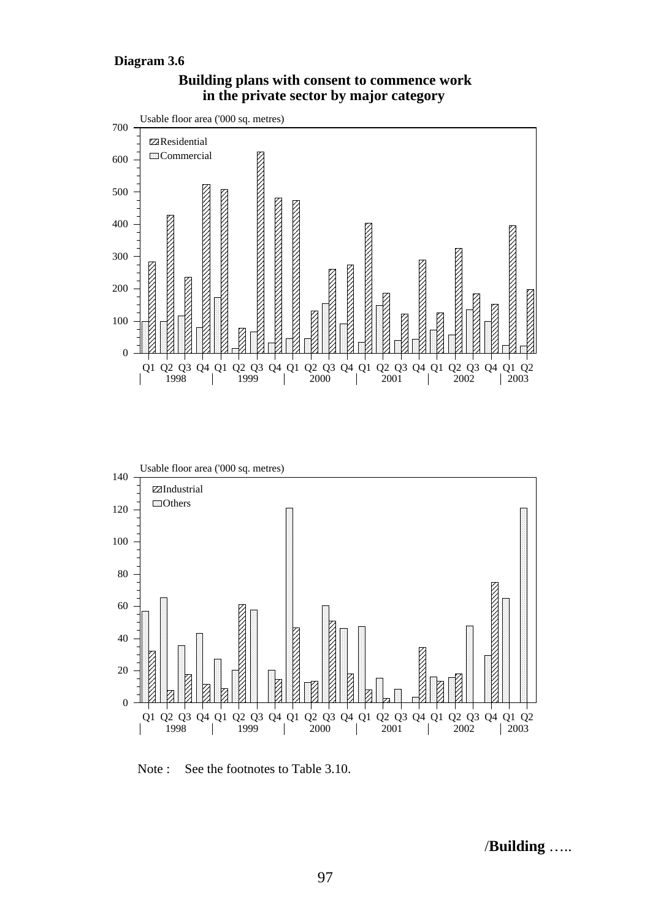**Diagram 3.6**

**Building plans with consent to commence work in the private sector by major category**

Usable floor area ('000 sq. metres)

Residential
Commercial

Q1 Q2 Q3 Q4 Q1 Q2 Q3 Q4 Q1 Q2 Q3 Q4 Q1 Q2 Q3 Q4 Q1 Q2 Q3 Q4 Q1 Q2
1998 1999 2000 2001 2002 2003

Usable floor area ('000 sq. metres)

Industrial
Others

Q1 Q2 Q3 Q4 Q1 Q2 Q3 Q4 Q1 Q2 Q3 Q4 Q1 Q2 Q3 Q4 Q1 Q2 Q3 Q4 Q1 Q2
1998 1999 2000 2001 2002 2003

Note : See the footnotes to Table 3.10.

/**Building** …..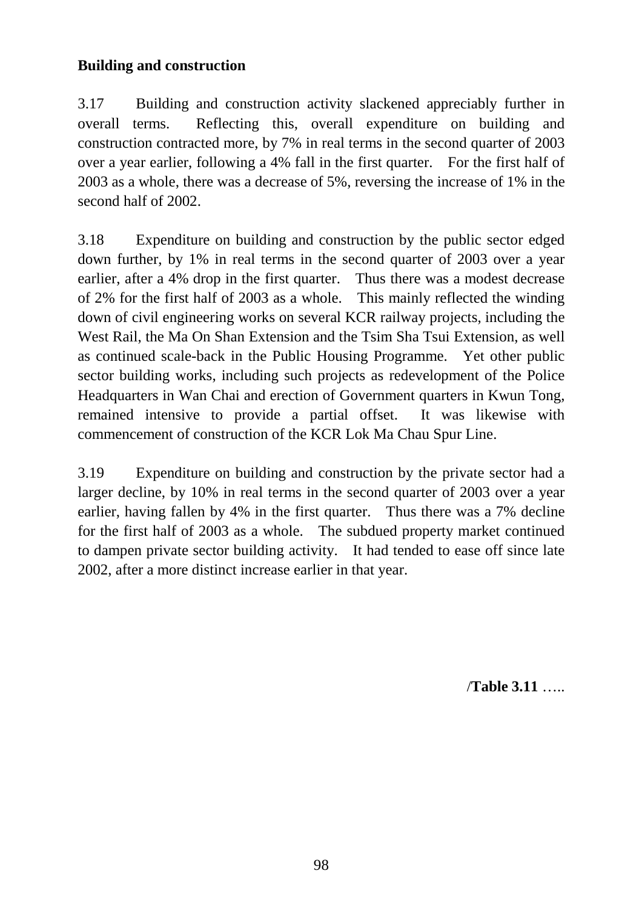**Building and construction**

3.17 Building and construction activity slackened appreciably further in overall terms. Reflecting this, overall expenditure on building and construction contracted more, by 7% in real terms in the second quarter of 2003 over a year earlier, following a 4% fall in the first quarter. For the first half of 2003 as a whole, there was a decrease of 5%, reversing the increase of 1% in the second half of 2002.

3.18 Expenditure on building and construction by the public sector edged down further, by 1% in real terms in the second quarter of 2003 over a year earlier, after a 4% drop in the first quarter. Thus there was a modest decrease of 2% for the first half of 2003 as a whole. This mainly reflected the winding down of civil engineering works on several KCR railway projects, including the West Rail, the Ma On Shan Extension and the Tsim Sha Tsui Extension, as well as continued scale-back in the Public Housing Programme. Yet other public sector building works, including such projects as redevelopment of the Police Headquarters in Wan Chai and erection of Government quarters in Kwun Tong, remained intensive to provide a partial offset. It was likewise with commencement of construction of the KCR Lok Ma Chau Spur Line.

3.19 Expenditure on building and construction by the private sector had a larger decline, by 10% in real terms in the second quarter of 2003 over a year earlier, having fallen by 4% in the first quarter. Thus there was a 7% decline for the first half of 2003 as a whole. The subdued property market continued to dampen private sector building activity. It had tended to ease off since late 2002, after a more distinct increase earlier in that year.

/**Table 3.11** …..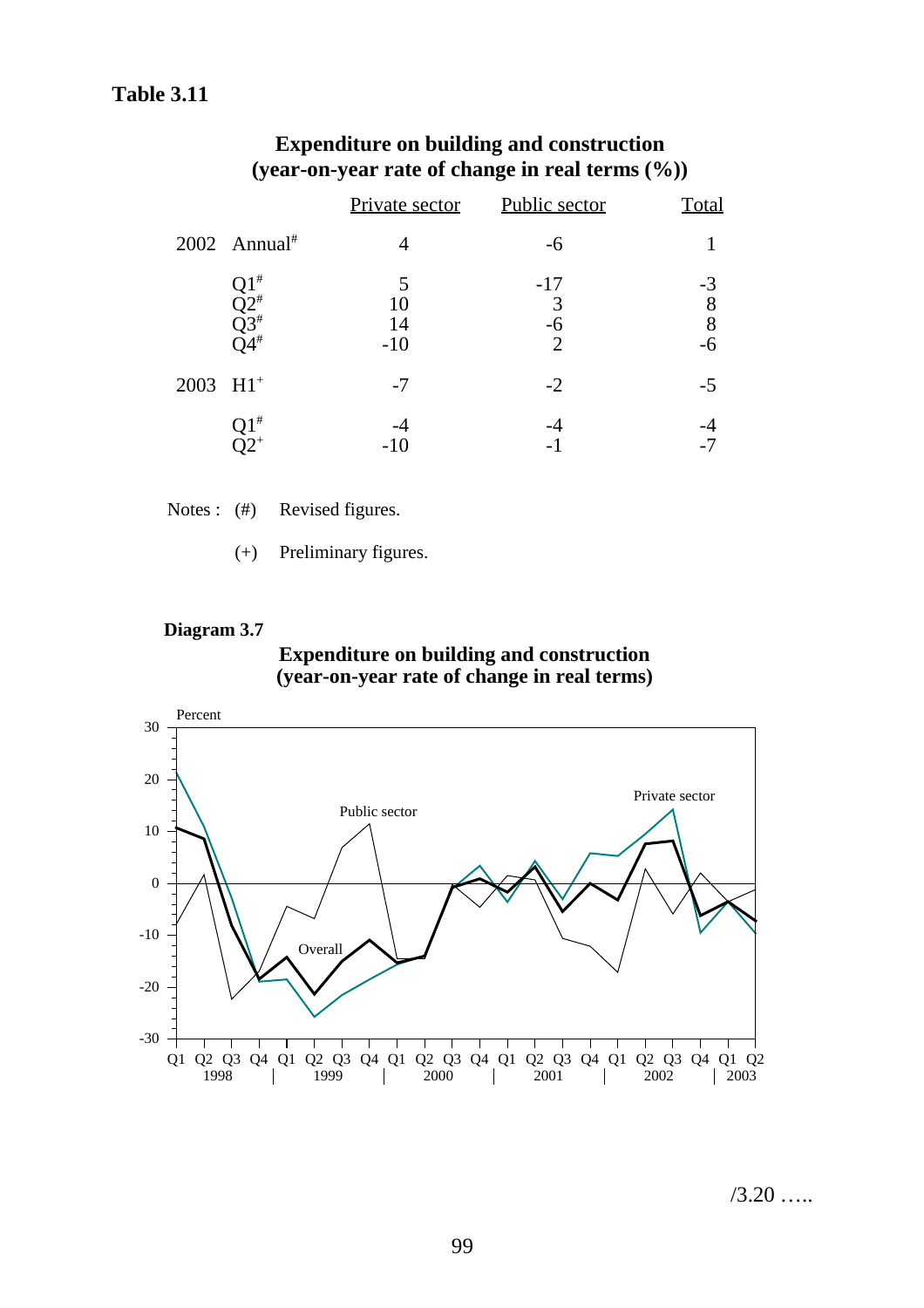**Table 3.11**

**Expenditure on building and construction (year-on-year rate of change in real terms (%))**

| | | Private sector | Public sector | Total |
|---|---|---|---|---|
| 2002 | Annual# | 4 | -6 | 1 |
| | Q1# | 5 | -17 | -3 |
| | Q2# | 10 | 3 | 8 |
| | Q3# | 14 | -6 | 8 |
| | Q4# | -10 | 2 | -6 |
| 2003 | H1+ | -7 | -2 | -5 |
| | Q1# | -4 | -4 | -4 |
| | Q2+ | -10 | -1 | -7 |

Notes : (#) Revised figures.

(+) Preliminary figures.

**Diagram 3.7**

**Expenditure on building and construction (year-on-year rate of change in real terms)**

/3.20 …..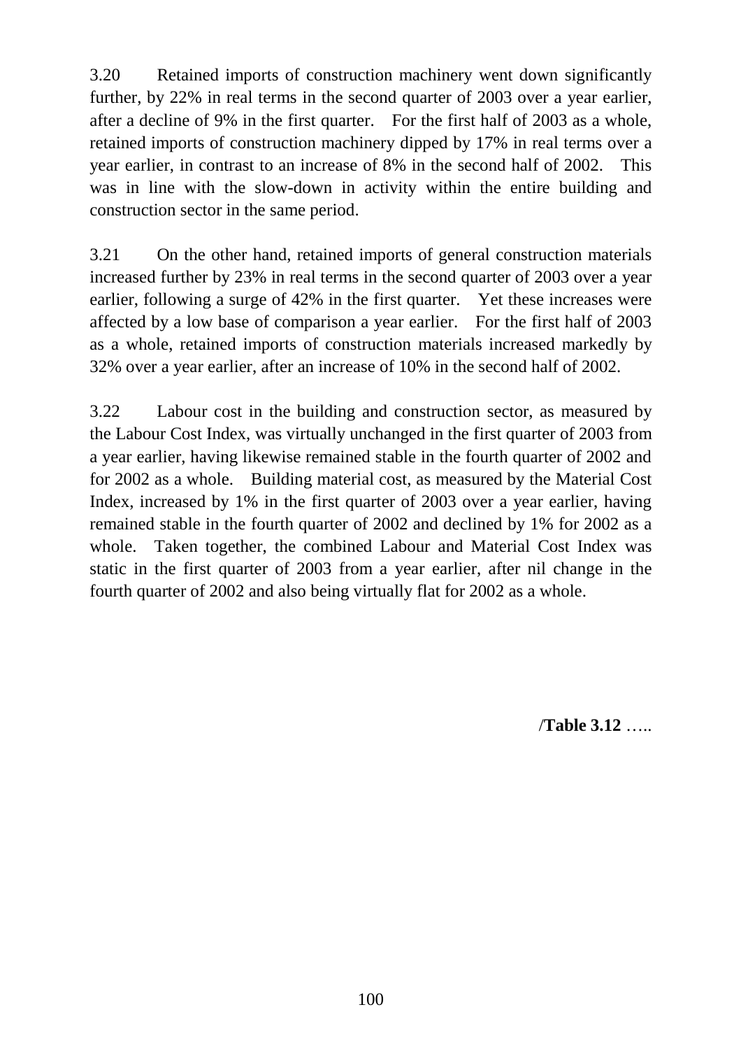3.20 Retained imports of construction machinery went down significantly further, by 22% in real terms in the second quarter of 2003 over a year earlier, after a decline of 9% in the first quarter. For the first half of 2003 as a whole, retained imports of construction machinery dipped by 17% in real terms over a year earlier, in contrast to an increase of 8% in the second half of 2002. This was in line with the slow-down in activity within the entire building and construction sector in the same period.

3.21 On the other hand, retained imports of general construction materials increased further by 23% in real terms in the second quarter of 2003 over a year earlier, following a surge of 42% in the first quarter. Yet these increases were affected by a low base of comparison a year earlier. For the first half of 2003 as a whole, retained imports of construction materials increased markedly by 32% over a year earlier, after an increase of 10% in the second half of 2002.

3.22 Labour cost in the building and construction sector, as measured by the Labour Cost Index, was virtually unchanged in the first quarter of 2003 from a year earlier, having likewise remained stable in the fourth quarter of 2002 and for 2002 as a whole. Building material cost, as measured by the Material Cost Index, increased by 1% in the first quarter of 2003 over a year earlier, having remained stable in the fourth quarter of 2002 and declined by 1% for 2002 as a whole. Taken together, the combined Labour and Material Cost Index was static in the first quarter of 2003 from a year earlier, after nil change in the fourth quarter of 2002 and also being virtually flat for 2002 as a whole.

/**Table 3.12** …..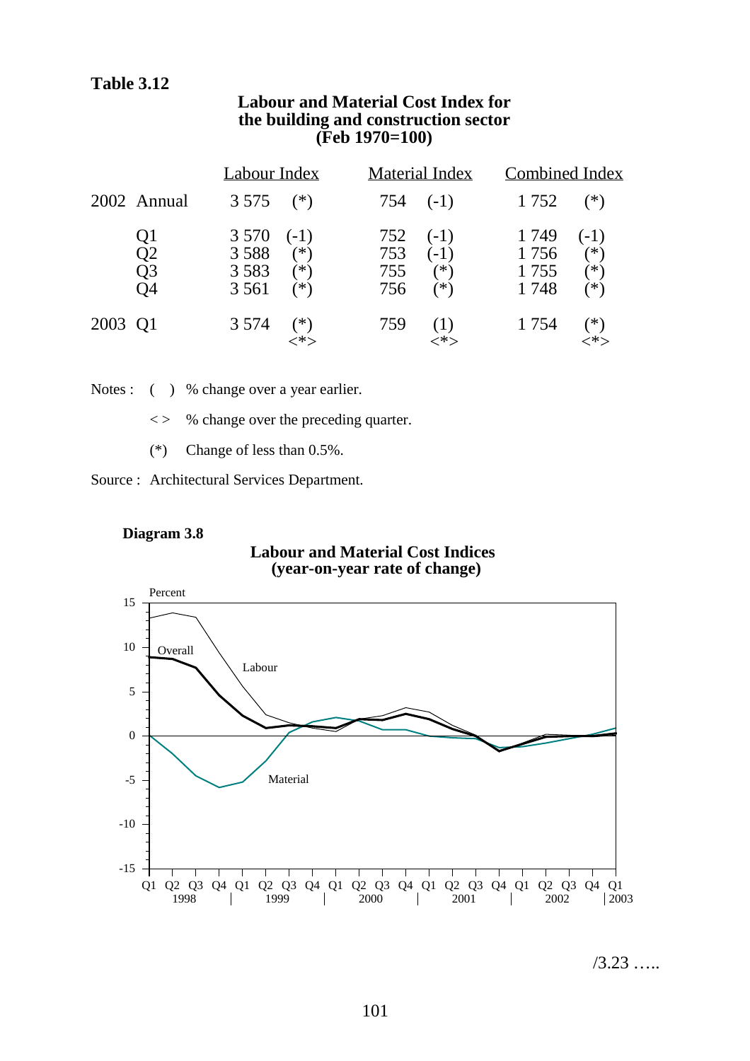**Table 3.12**

**Labour and Material Cost Index for the building and construction sector (Feb 1970=100)**

| | | Labour Index | | Material Index | | Combined Index | |
|---|---|---|---|---|---|---|---|
| 2002 | Annual | 3 575 | (*) | 754 | (-1) | 1 752 | (*) |
| | Q1 | 3 570 | (-1) | 752 | (-1) | 1 749 | (-1) |
| | Q2 | 3 588 | (*) | 753 | (-1) | 1 756 | (*) |
| | Q3 | 3 583 | (*) | 755 | (*) | 1 755 | (*) |
| | Q4 | 3 561 | (*) | 756 | (*) | 1 748 | (*) |
| 2003 | Q1 | 3 574 | (*) <*> | 759 | (1) <*> | 1 754 | (*) <*> |

Notes : ( ) % change over a year earlier.

< > % change over the preceding quarter.

(*) Change of less than 0.5%.

Source : Architectural Services Department.

**Diagram 3.8**

**Labour and Material Cost Indices (year-on-year rate of change)**

/3.23 …..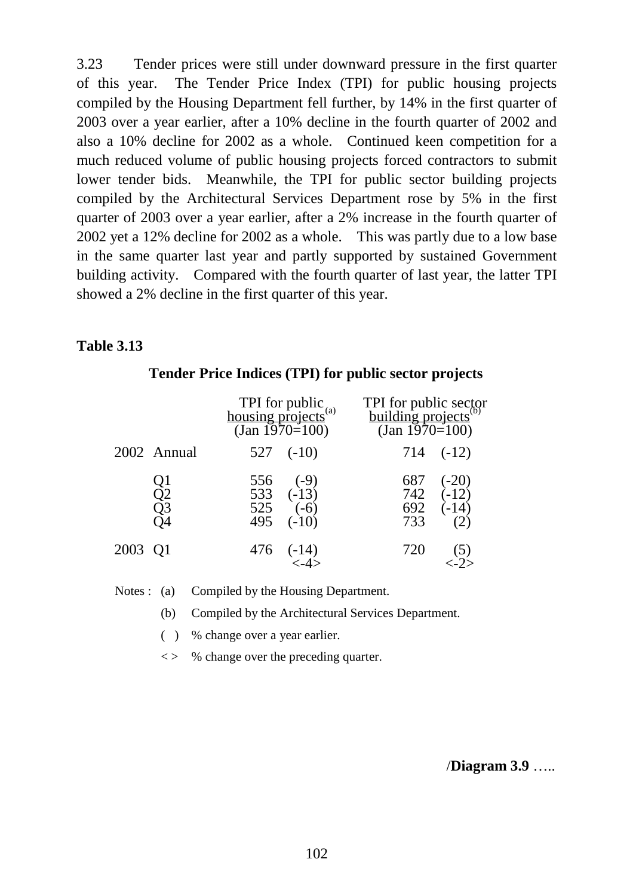3.23 Tender prices were still under downward pressure in the first quarter of this year. The Tender Price Index (TPI) for public housing projects compiled by the Housing Department fell further, by 14% in the first quarter of 2003 over a year earlier, after a 10% decline in the fourth quarter of 2002 and also a 10% decline for 2002 as a whole. Continued keen competition for a much reduced volume of public housing projects forced contractors to submit lower tender bids. Meanwhile, the TPI for public sector building projects compiled by the Architectural Services Department rose by 5% in the first quarter of 2003 over a year earlier, after a 2% increase in the fourth quarter of 2002 yet a 12% decline for 2002 as a whole. This was partly due to a low base in the same quarter last year and partly supported by sustained Government building activity. Compared with the fourth quarter of last year, the latter TPI showed a 2% decline in the first quarter of this year.

**Table 3.13**

**Tender Price Indices (TPI) for public sector projects**

| | | TPI for public housing projects[(a)] (Jan 1970=100) | | TPI for public sector building projects[(b)] (Jan 1970=100) | |
|---|---|---|---|---|---|
| 2002 | Annual | 527 | (-10) | 714 | (-12) |
| | Q1 | 556 | (-9) | 687 | (-20) |
| | Q2 | 533 | (-13) | 742 | (-12) |
| | Q3 | 525 | (-6) | 692 | (-14) |
| | Q4 | 495 | (-10) | 733 | (2) |
| 2003 | Q1 | 476 | (-14) <-4> | 720 | (5) <-2> |

Notes : (a) Compiled by the Housing Department.

(b) Compiled by the Architectural Services Department.

( ) % change over a year earlier.

< > % change over the preceding quarter.

/**Diagram 3.9** …..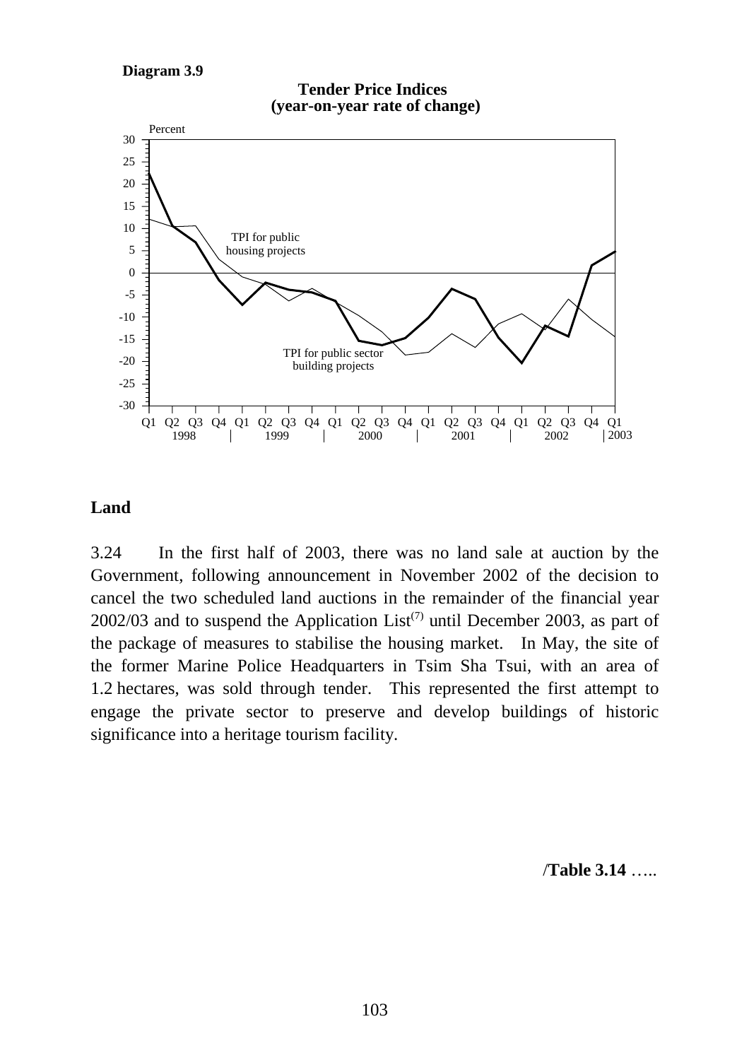**Diagram 3.9**

**Tender Price Indices (year-on-year rate of change)**

Percent

TPI for public housing projects

TPI for public sector building projects

## Land

3.24 In the first half of 2003, there was no land sale at auction by the Government, following announcement in November 2002 of the decision to cancel the two scheduled land auctions in the remainder of the financial year 2002/03 and to suspend the Application List(7) until December 2003, as part of the package of measures to stabilise the housing market. In May, the site of the former Marine Police Headquarters in Tsim Sha Tsui, with an area of 1.2 hectares, was sold through tender. This represented the first attempt to engage the private sector to preserve and develop buildings of historic significance into a heritage tourism facility.

/**Table 3.14** …..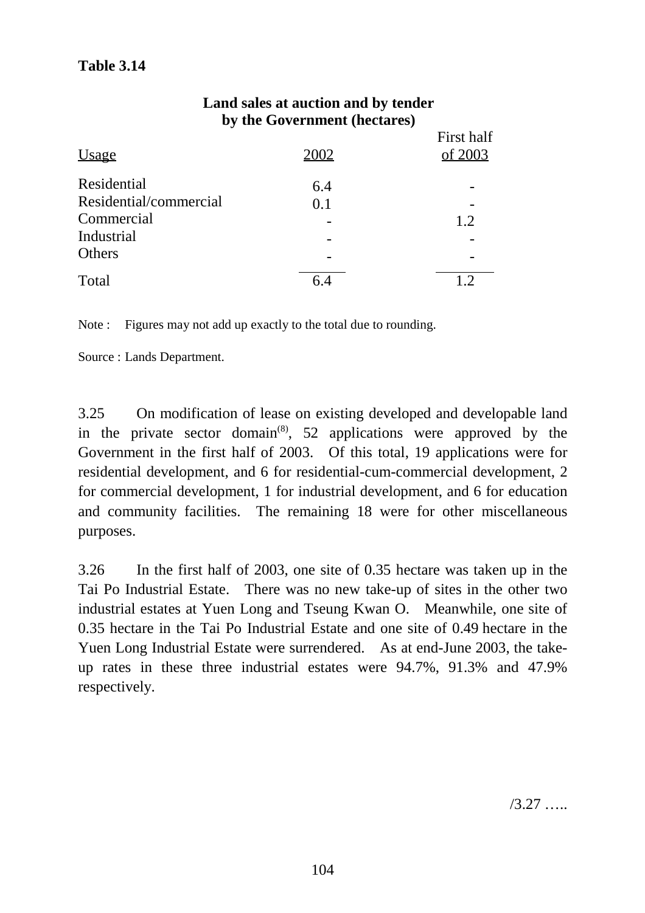**Table 3.14**

**Land sales at auction and by tender by the Government (hectares)**

| Usage | 2002 | First half of 2003 |
|---|---|---|
| Residential | 6.4 | - |
| Residential/commercial | 0.1 | - |
| Commercial | - | 1.2 |
| Industrial | - | - |
| Others | - | - |
| Total | 6.4 | 1.2 |

Note : Figures may not add up exactly to the total due to rounding.

Source : Lands Department.

3.25 On modification of lease on existing developed and developable land in the private sector domain[(8)], 52 applications were approved by the Government in the first half of 2003. Of this total, 19 applications were for residential development, and 6 for residential-cum-commercial development, 2 for commercial development, 1 for industrial development, and 6 for education and community facilities. The remaining 18 were for other miscellaneous purposes.

3.26 In the first half of 2003, one site of 0.35 hectare was taken up in the Tai Po Industrial Estate. There was no new take-up of sites in the other two industrial estates at Yuen Long and Tseung Kwan O. Meanwhile, one site of 0.35 hectare in the Tai Po Industrial Estate and one site of 0.49 hectare in the Yuen Long Industrial Estate were surrendered. As at end-June 2003, the take-up rates in these three industrial estates were 94.7%, 91.3% and 47.9% respectively.

/3.27 …..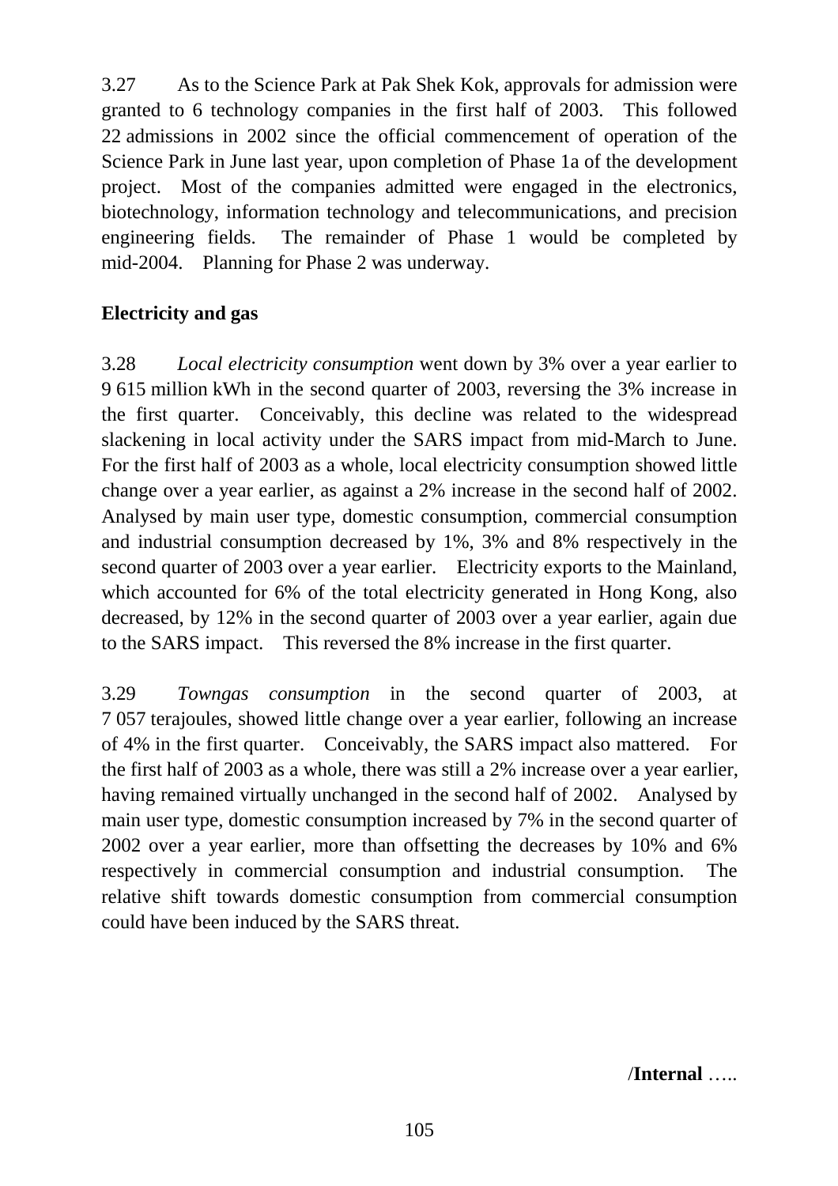3.27 As to the Science Park at Pak Shek Kok, approvals for admission were granted to 6 technology companies in the first half of 2003. This followed 22 admissions in 2002 since the official commencement of operation of the Science Park in June last year, upon completion of Phase 1a of the development project. Most of the companies admitted were engaged in the electronics, biotechnology, information technology and telecommunications, and precision engineering fields. The remainder of Phase 1 would be completed by mid-2004. Planning for Phase 2 was underway.

**Electricity and gas**

3.28 *Local electricity consumption* went down by 3% over a year earlier to 9 615 million kWh in the second quarter of 2003, reversing the 3% increase in the first quarter. Conceivably, this decline was related to the widespread slackening in local activity under the SARS impact from mid-March to June. For the first half of 2003 as a whole, local electricity consumption showed little change over a year earlier, as against a 2% increase in the second half of 2002. Analysed by main user type, domestic consumption, commercial consumption and industrial consumption decreased by 1%, 3% and 8% respectively in the second quarter of 2003 over a year earlier. Electricity exports to the Mainland, which accounted for 6% of the total electricity generated in Hong Kong, also decreased, by 12% in the second quarter of 2003 over a year earlier, again due to the SARS impact. This reversed the 8% increase in the first quarter.

3.29 *Towngas consumption* in the second quarter of 2003, at 7 057 terajoules, showed little change over a year earlier, following an increase of 4% in the first quarter. Conceivably, the SARS impact also mattered. For the first half of 2003 as a whole, there was still a 2% increase over a year earlier, having remained virtually unchanged in the second half of 2002. Analysed by main user type, domestic consumption increased by 7% in the second quarter of 2002 over a year earlier, more than offsetting the decreases by 10% and 6% respectively in commercial consumption and industrial consumption. The relative shift towards domestic consumption from commercial consumption could have been induced by the SARS threat.

/**Internal** …..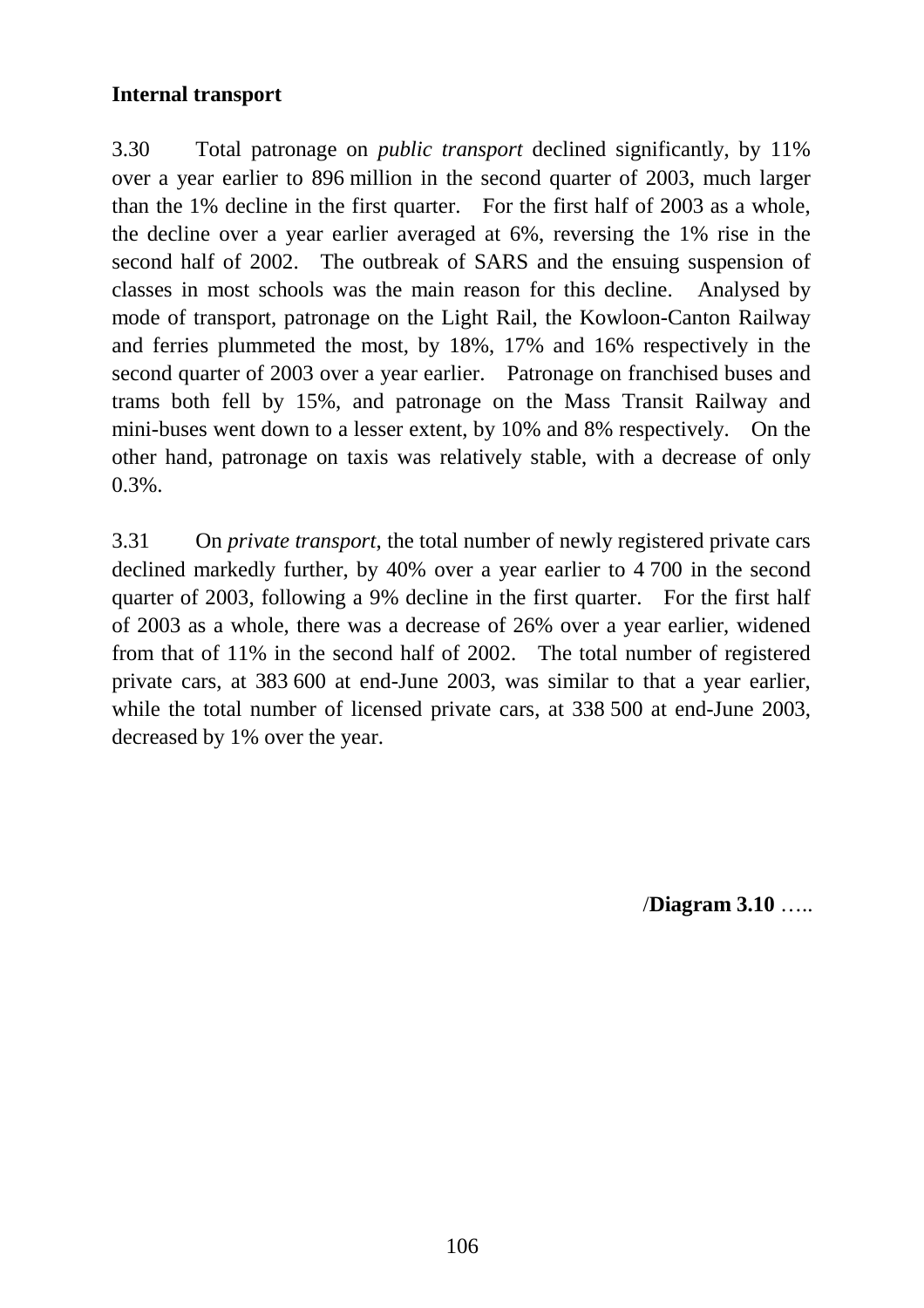**Internal transport**

3.30 Total patronage on *public transport* declined significantly, by 11% over a year earlier to 896 million in the second quarter of 2003, much larger than the 1% decline in the first quarter. For the first half of 2003 as a whole, the decline over a year earlier averaged at 6%, reversing the 1% rise in the second half of 2002. The outbreak of SARS and the ensuing suspension of classes in most schools was the main reason for this decline. Analysed by mode of transport, patronage on the Light Rail, the Kowloon-Canton Railway and ferries plummeted the most, by 18%, 17% and 16% respectively in the second quarter of 2003 over a year earlier. Patronage on franchised buses and trams both fell by 15%, and patronage on the Mass Transit Railway and mini-buses went down to a lesser extent, by 10% and 8% respectively. On the other hand, patronage on taxis was relatively stable, with a decrease of only 0.3%.

3.31 On *private transport*, the total number of newly registered private cars declined markedly further, by 40% over a year earlier to 4 700 in the second quarter of 2003, following a 9% decline in the first quarter. For the first half of 2003 as a whole, there was a decrease of 26% over a year earlier, widened from that of 11% in the second half of 2002. The total number of registered private cars, at 383 600 at end-June 2003, was similar to that a year earlier, while the total number of licensed private cars, at 338 500 at end-June 2003, decreased by 1% over the year.

/**Diagram 3.10** …..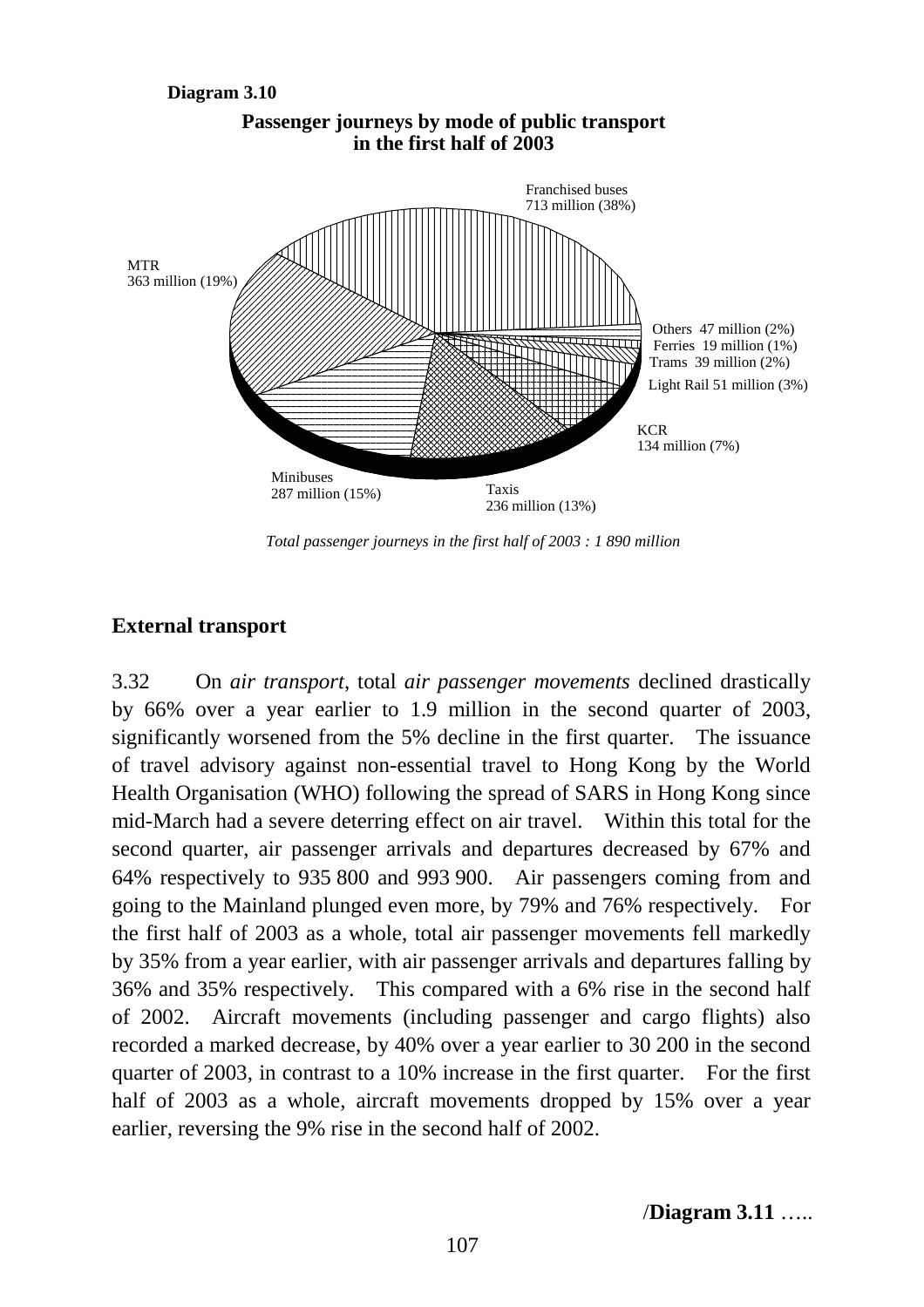**Diagram 3.10**

**Passenger journeys by mode of public transport in the first half of 2003**

Franchised buses 713 million (38%)

MTR 363 million (19%)

Others 47 million (2%)

Ferries 19 million (1%)

Trams 39 million (2%)

Light Rail 51 million (3%)

KCR 134 million (7%)

Minibuses 287 million (15%)

Taxis 236 million (13%)

*Total passenger journeys in the first half of 2003 : 1 890 million*

## External transport

3.32 On *air transport*, total *air passenger movements* declined drastically by 66% over a year earlier to 1.9 million in the second quarter of 2003, significantly worsened from the 5% decline in the first quarter. The issuance of travel advisory against non-essential travel to Hong Kong by the World Health Organisation (WHO) following the spread of SARS in Hong Kong since mid-March had a severe deterring effect on air travel. Within this total for the second quarter, air passenger arrivals and departures decreased by 67% and 64% respectively to 935 800 and 993 900. Air passengers coming from and going to the Mainland plunged even more, by 79% and 76% respectively. For the first half of 2003 as a whole, total air passenger movements fell markedly by 35% from a year earlier, with air passenger arrivals and departures falling by 36% and 35% respectively. This compared with a 6% rise in the second half of 2002. Aircraft movements (including passenger and cargo flights) also recorded a marked decrease, by 40% over a year earlier to 30 200 in the second quarter of 2003, in contrast to a 10% increase in the first quarter. For the first half of 2003 as a whole, aircraft movements dropped by 15% over a year earlier, reversing the 9% rise in the second half of 2002.

/**Diagram 3.11** …..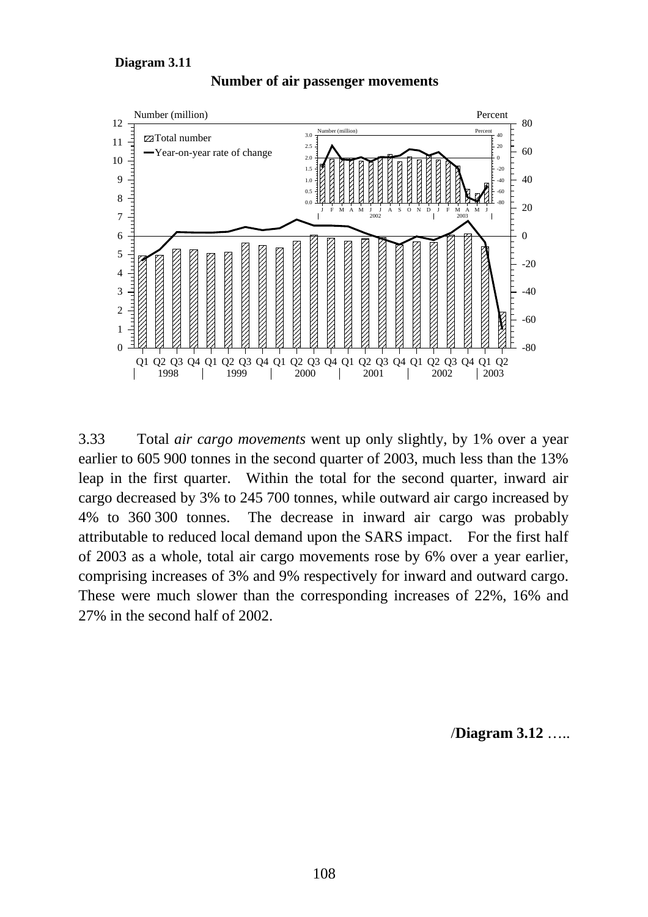**Diagram 3.11**

**Number of air passenger movements**

3.33 Total *air cargo movements* went up only slightly, by 1% over a year earlier to 605 900 tonnes in the second quarter of 2003, much less than the 13% leap in the first quarter. Within the total for the second quarter, inward air cargo decreased by 3% to 245 700 tonnes, while outward air cargo increased by 4% to 360 300 tonnes. The decrease in inward air cargo was probably attributable to reduced local demand upon the SARS impact. For the first half of 2003 as a whole, total air cargo movements rose by 6% over a year earlier, comprising increases of 3% and 9% respectively for inward and outward cargo. These were much slower than the corresponding increases of 22%, 16% and 27% in the second half of 2002.

/**Diagram 3.12** …..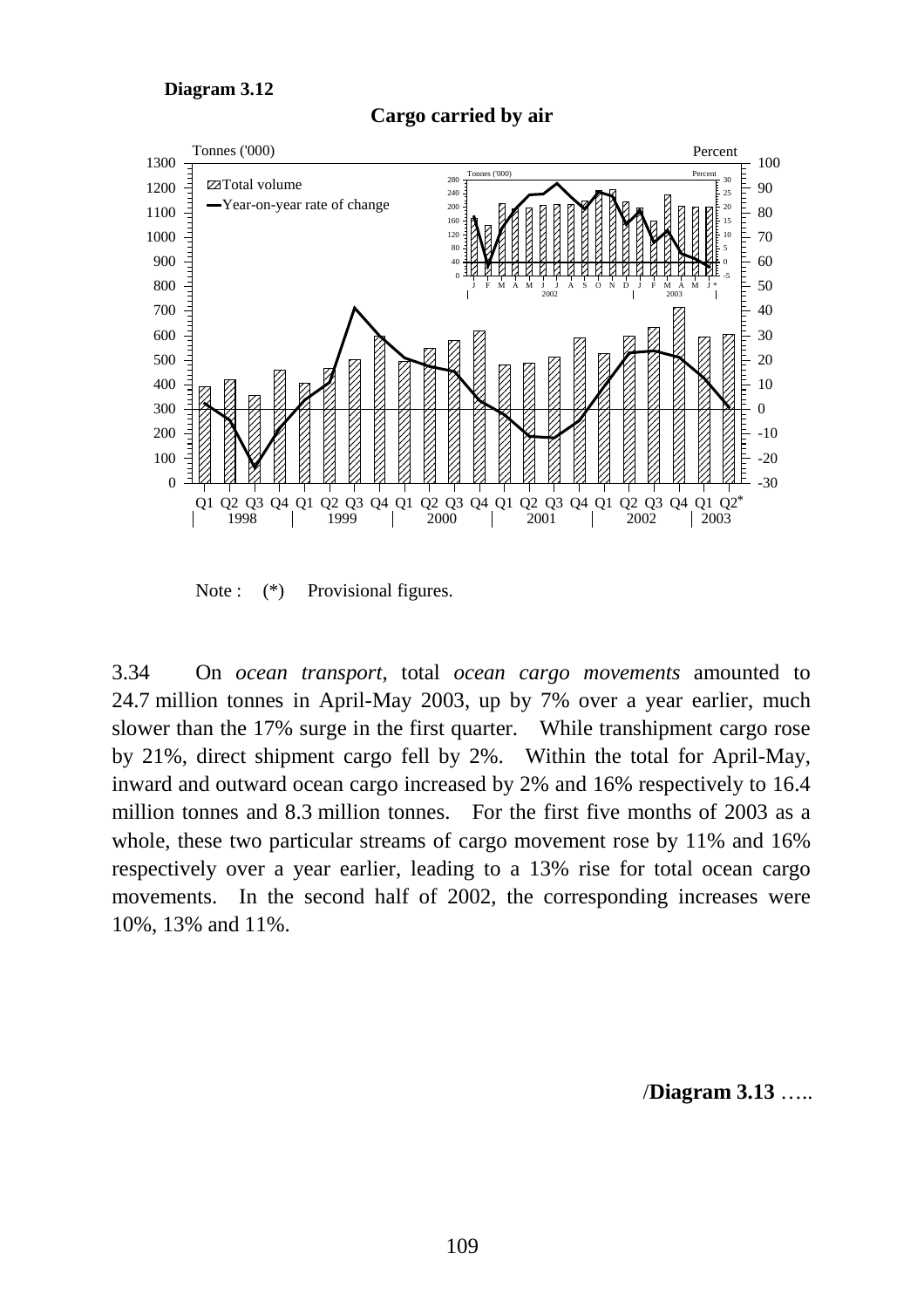**Diagram 3.12**

**Cargo carried by air**

Note : (*) Provisional figures.

3.34 On *ocean transport*, total *ocean cargo movements* amounted to 24.7 million tonnes in April-May 2003, up by 7% over a year earlier, much slower than the 17% surge in the first quarter. While transhipment cargo rose by 21%, direct shipment cargo fell by 2%. Within the total for April-May, inward and outward ocean cargo increased by 2% and 16% respectively to 16.4 million tonnes and 8.3 million tonnes. For the first five months of 2003 as a whole, these two particular streams of cargo movement rose by 11% and 16% respectively over a year earlier, leading to a 13% rise for total ocean cargo movements. In the second half of 2002, the corresponding increases were 10%, 13% and 11%.

/**Diagram 3.13** …..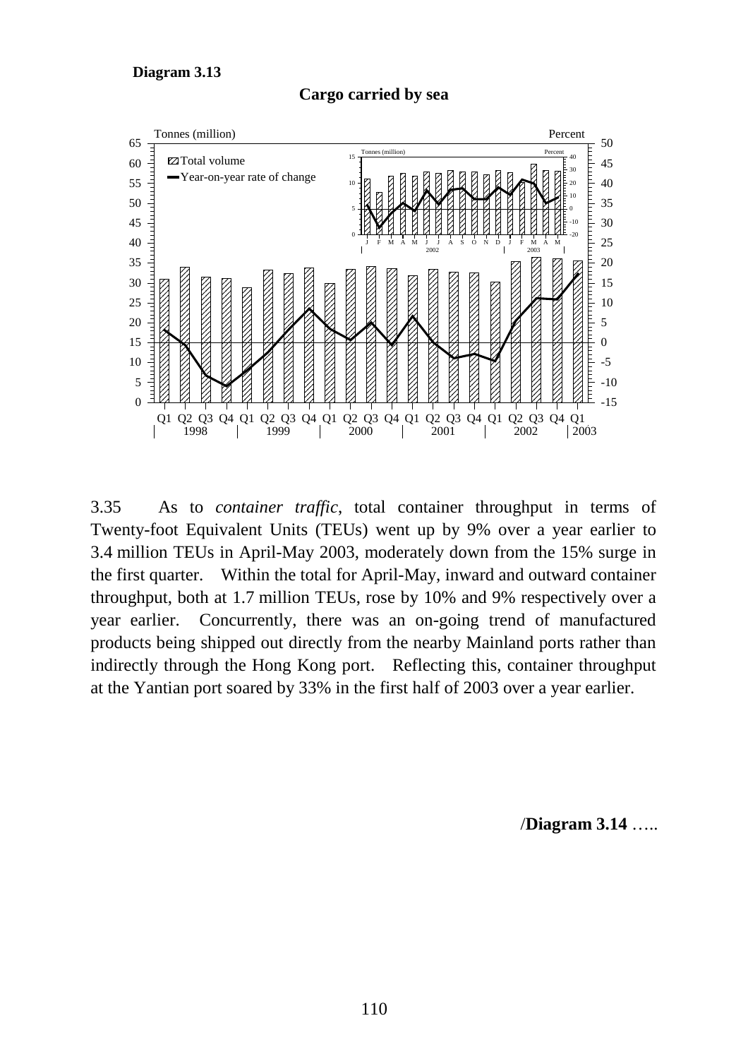**Diagram 3.13**

**Cargo carried by sea**

3.35 As to *container traffic*, total container throughput in terms of Twenty-foot Equivalent Units (TEUs) went up by 9% over a year earlier to 3.4 million TEUs in April-May 2003, moderately down from the 15% surge in the first quarter. Within the total for April-May, inward and outward container throughput, both at 1.7 million TEUs, rose by 10% and 9% respectively over a year earlier. Concurrently, there was an on-going trend of manufactured products being shipped out directly from the nearby Mainland ports rather than indirectly through the Hong Kong port. Reflecting this, container throughput at the Yantian port soared by 33% in the first half of 2003 over a year earlier.

/**Diagram 3.14** …..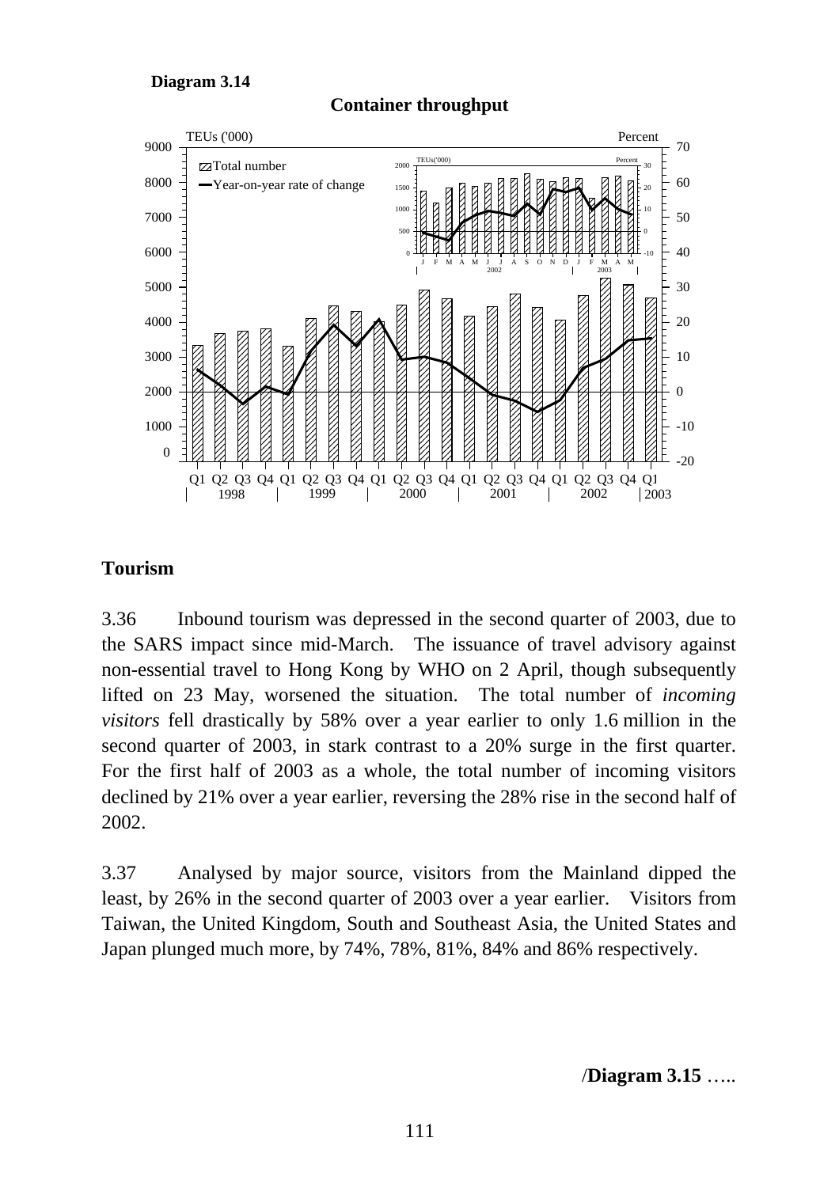**Diagram 3.14**

**Container throughput**

## Tourism

3.36 Inbound tourism was depressed in the second quarter of 2003, due to the SARS impact since mid-March. The issuance of travel advisory against non-essential travel to Hong Kong by WHO on 2 April, though subsequently lifted on 23 May, worsened the situation. The total number of *incoming visitors* fell drastically by 58% over a year earlier to only 1.6 million in the second quarter of 2003, in stark contrast to a 20% surge in the first quarter. For the first half of 2003 as a whole, the total number of incoming visitors declined by 21% over a year earlier, reversing the 28% rise in the second half of 2002.

3.37 Analysed by major source, visitors from the Mainland dipped the least, by 26% in the second quarter of 2003 over a year earlier. Visitors from Taiwan, the United Kingdom, South and Southeast Asia, the United States and Japan plunged much more, by 74%, 78%, 81%, 84% and 86% respectively.

/**Diagram 3.15** …..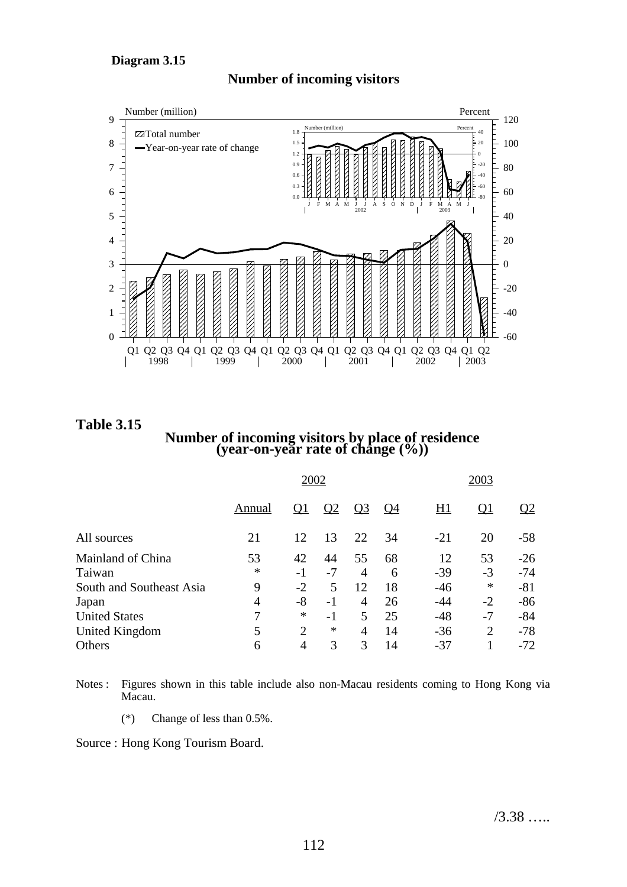**Diagram 3.15**

**Number of incoming visitors**

**Table 3.15**

**Number of incoming visitors by place of residence (year-on-year rate of change (%))**

| | 2002 | | | | | 2003 | | |
|---|---|---|---|---|---|---|---|---|
| | Annual | Q1 | Q2 | Q3 | Q4 | H1 | Q1 | Q2 |
| All sources | 21 | 12 | 13 | 22 | 34 | -21 | 20 | -58 |
| Mainland of China | 53 | 42 | 44 | 55 | 68 | 12 | 53 | -26 |
| Taiwan | * | -1 | -7 | 4 | 6 | -39 | -3 | -74 |
| South and Southeast Asia | 9 | -2 | 5 | 12 | 18 | -46 | * | -81 |
| Japan | 4 | -8 | -1 | 4 | 26 | -44 | -2 | -86 |
| United States | 7 | * | -1 | 5 | 25 | -48 | -7 | -84 |
| United Kingdom | 5 | 2 | * | 4 | 14 | -36 | 2 | -78 |
| Others | 6 | 4 | 3 | 3 | 14 | -37 | 1 | -72 |

Notes : Figures shown in this table include also non-Macau residents coming to Hong Kong via Macau.

(*) Change of less than 0.5%.

Source : Hong Kong Tourism Board.

/3.38 …..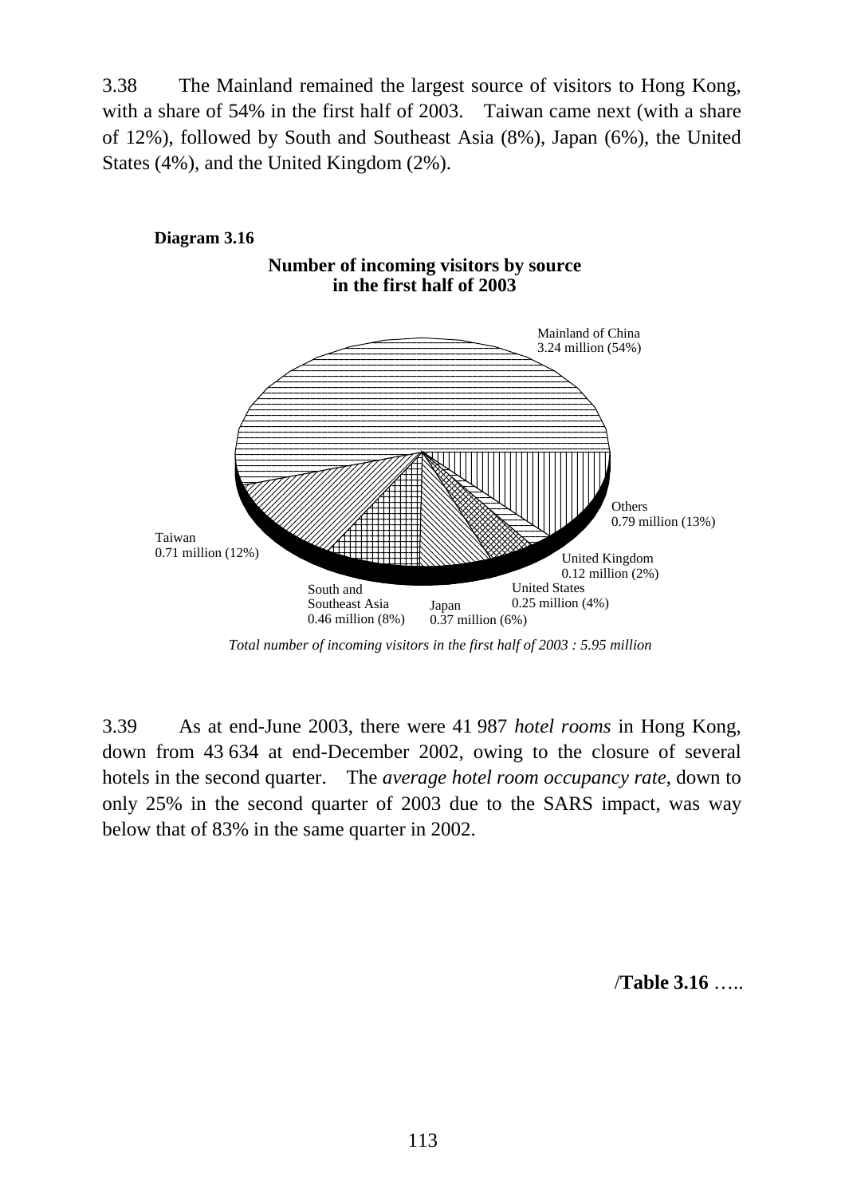3.38 The Mainland remained the largest source of visitors to Hong Kong, with a share of 54% in the first half of 2003. Taiwan came next (with a share of 12%), followed by South and Southeast Asia (8%), Japan (6%), the United States (4%), and the United Kingdom (2%).

**Diagram 3.16**

**Number of incoming visitors by source in the first half of 2003**

Mainland of China 3.24 million (54%)

Others 0.79 million (13%)

United Kingdom 0.12 million (2%)

United States 0.25 million (4%)

Japan 0.37 million (6%)

South and Southeast Asia 0.46 million (8%)

Taiwan 0.71 million (12%)

*Total number of incoming visitors in the first half of 2003 : 5.95 million*

3.39 As at end-June 2003, there were 41 987 *hotel rooms* in Hong Kong, down from 43 634 at end-December 2002, owing to the closure of several hotels in the second quarter. The *average hotel room occupancy rate*, down to only 25% in the second quarter of 2003 due to the SARS impact, was way below that of 83% in the same quarter in 2002.

/**Table 3.16** …..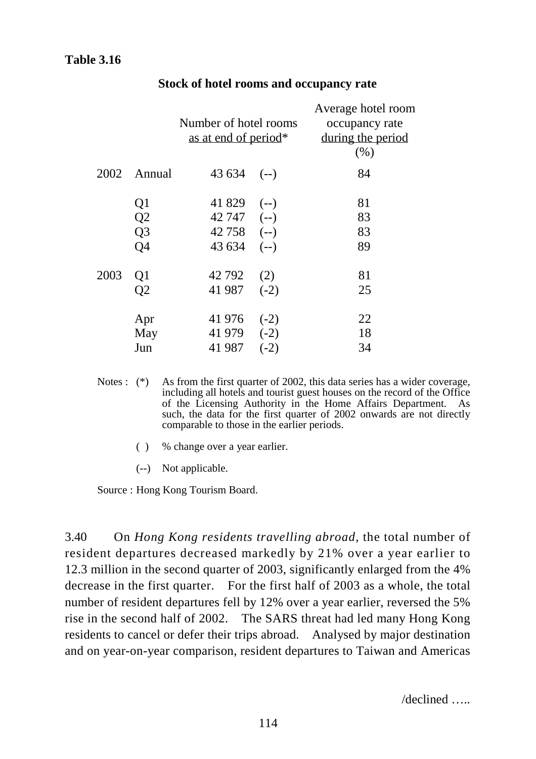**Table 3.16**

**Stock of hotel rooms and occupancy rate**

| | | Number of hotel rooms as at end of period* | | Average hotel room occupancy rate during the period (%) |
|---|---|---|---|---|
| 2002 | Annual | 43 634 | (--) | 84 |
| | Q1 | 41 829 | (--) | 81 |
| | Q2 | 42 747 | (--) | 83 |
| | Q3 | 42 758 | (--) | 83 |
| | Q4 | 43 634 | (--) | 89 |
| 2003 | Q1 | 42 792 | (2) | 81 |
| | Q2 | 41 987 | (-2) | 25 |
| | Apr | 41 976 | (-2) | 22 |
| | May | 41 979 | (-2) | 18 |
| | Jun | 41 987 | (-2) | 34 |

Notes : (*) As from the first quarter of 2002, this data series has a wider coverage, including all hotels and tourist guest houses on the record of the Office of the Licensing Authority in the Home Affairs Department. As such, the data for the first quarter of 2002 onwards are not directly comparable to those in the earlier periods.

( ) % change over a year earlier.

(--) Not applicable.

Source : Hong Kong Tourism Board.

3.40 On *Hong Kong residents travelling abroad*, the total number of resident departures decreased markedly by 21% over a year earlier to 12.3 million in the second quarter of 2003, significantly enlarged from the 4% decrease in the first quarter. For the first half of 2003 as a whole, the total number of resident departures fell by 12% over a year earlier, reversed the 5% rise in the second half of 2002. The SARS threat had led many Hong Kong residents to cancel or defer their trips abroad. Analysed by major destination and on year-on-year comparison, resident departures to Taiwan and Americas

/declined …..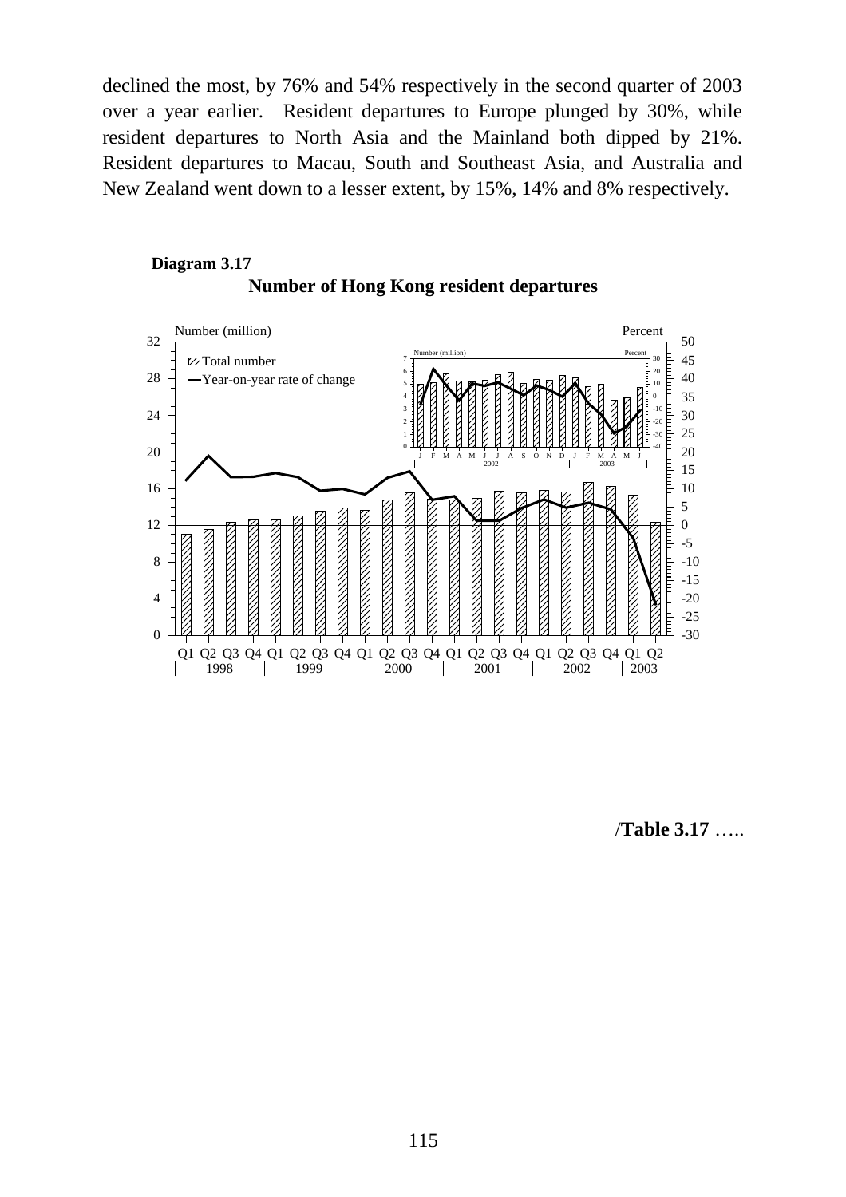declined the most, by 76% and 54% respectively in the second quarter of 2003 over a year earlier. Resident departures to Europe plunged by 30%, while resident departures to North Asia and the Mainland both dipped by 21%. Resident departures to Macau, South and Southeast Asia, and Australia and New Zealand went down to a lesser extent, by 15%, 14% and 8% respectively.

**Diagram 3.17**

**Number of Hong Kong resident departures**

/**Table 3.17** …..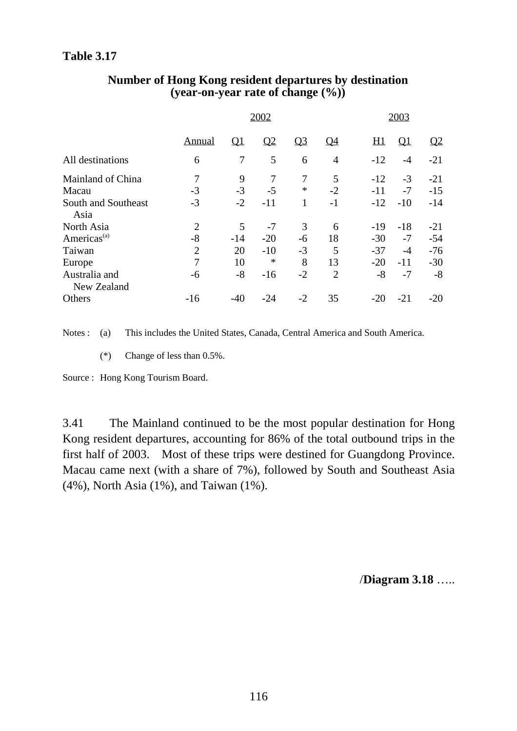**Table 3.17**

**Number of Hong Kong resident departures by destination (year-on-year rate of change (%))**

| | 2002 | | | | | 2003 | | |
|---|---|---|---|---|---|---|---|---|
| | Annual | Q1 | Q2 | Q3 | Q4 | H1 | Q1 | Q2 |
| All destinations | 6 | 7 | 5 | 6 | 4 | -12 | -4 | -21 |
| Mainland of China | 7 | 9 | 7 | 7 | 5 | -12 | -3 | -21 |
| Macau | -3 | -3 | -5 | * | -2 | -11 | -7 | -15 |
| South and Southeast Asia | -3 | -2 | -11 | 1 | -1 | -12 | -10 | -14 |
| North Asia | 2 | 5 | -7 | 3 | 6 | -19 | -18 | -21 |
| Americas[(a)] | -8 | -14 | -20 | -6 | 18 | -30 | -7 | -54 |
| Taiwan | 2 | 20 | -10 | -3 | 5 | -37 | -4 | -76 |
| Europe | 7 | 10 | * | 8 | 13 | -20 | -11 | -30 |
| Australia and New Zealand | -6 | -8 | -16 | -2 | 2 | -8 | -7 | -8 |
| Others | -16 | -40 | -24 | -2 | 35 | -20 | -21 | -20 |

Notes : (a) This includes the United States, Canada, Central America and South America.

(*) Change of less than 0.5%.

Source : Hong Kong Tourism Board.

3.41 The Mainland continued to be the most popular destination for Hong Kong resident departures, accounting for 86% of the total outbound trips in the first half of 2003. Most of these trips were destined for Guangdong Province. Macau came next (with a share of 7%), followed by South and Southeast Asia (4%), North Asia (1%), and Taiwan (1%).

/**Diagram 3.18** …..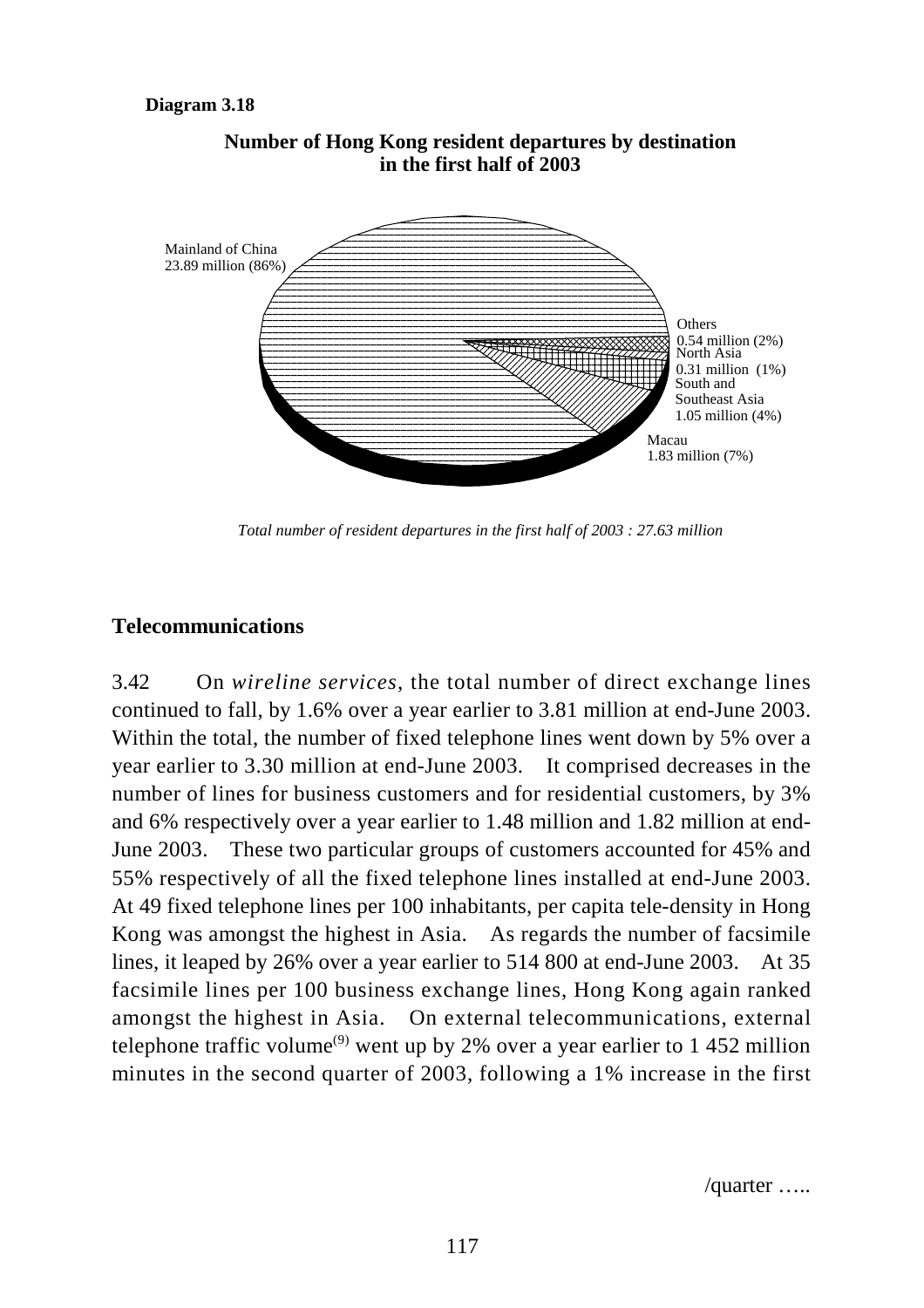**Diagram 3.18**

**Number of Hong Kong resident departures by destination in the first half of 2003**

Mainland of China 23.89 million (86%)

Others 0.54 million (2%)

North Asia 0.31 million (1%)

South and Southeast Asia 1.05 million (4%)

Macau 1.83 million (7%)

*Total number of resident departures in the first half of 2003 : 27.63 million*

## Telecommunications

3.42 On *wireline services*, the total number of direct exchange lines continued to fall, by 1.6% over a year earlier to 3.81 million at end-June 2003. Within the total, the number of fixed telephone lines went down by 5% over a year earlier to 3.30 million at end-June 2003. It comprised decreases in the number of lines for business customers and for residential customers, by 3% and 6% respectively over a year earlier to 1.48 million and 1.82 million at end-June 2003. These two particular groups of customers accounted for 45% and 55% respectively of all the fixed telephone lines installed at end-June 2003. At 49 fixed telephone lines per 100 inhabitants, per capita tele-density in Hong Kong was amongst the highest in Asia. As regards the number of facsimile lines, it leaped by 26% over a year earlier to 514 800 at end-June 2003. At 35 facsimile lines per 100 business exchange lines, Hong Kong again ranked amongst the highest in Asia. On external telecommunications, external telephone traffic volume[9] went up by 2% over a year earlier to 1 452 million minutes in the second quarter of 2003, following a 1% increase in the first

/quarter …..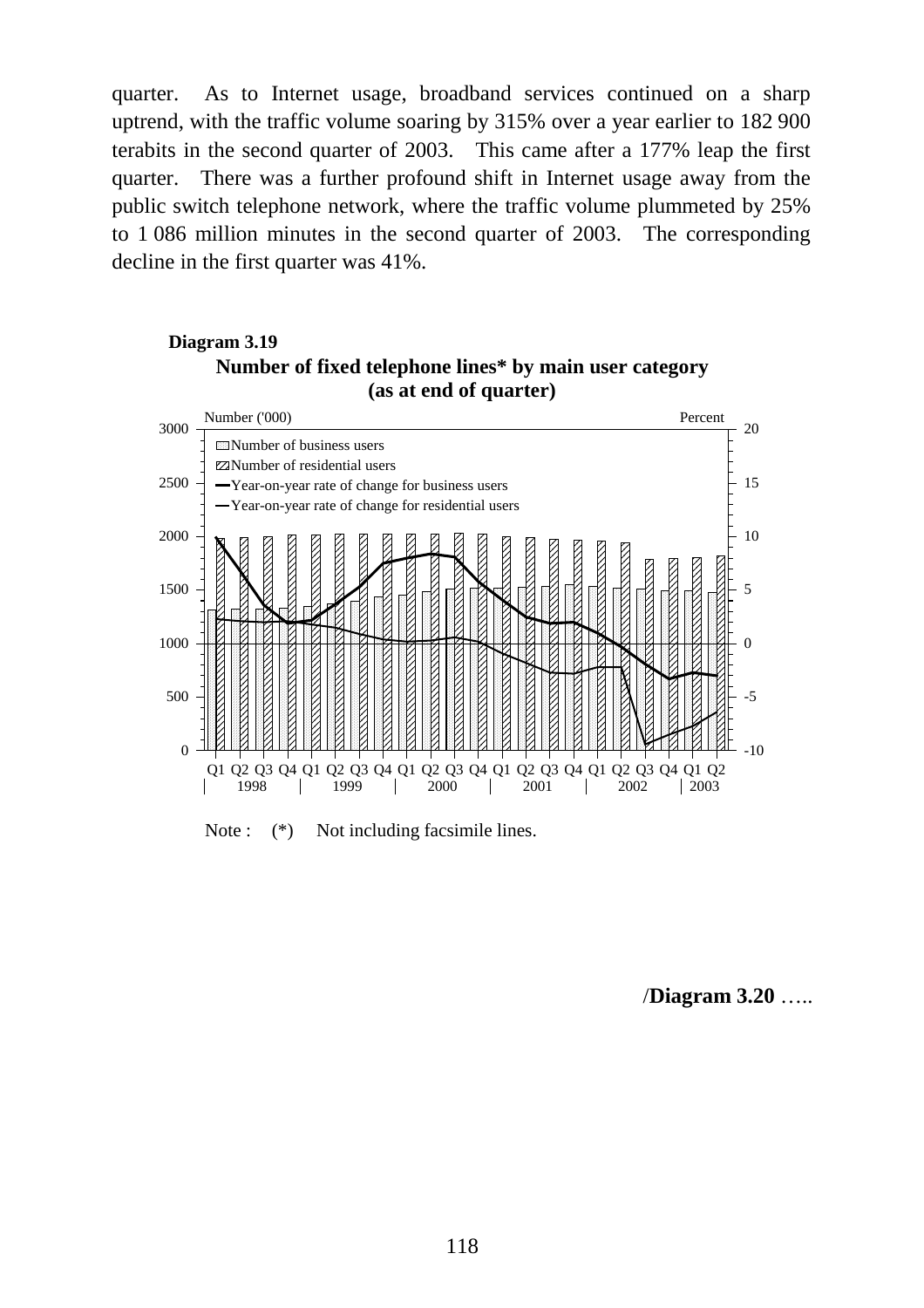quarter. As to Internet usage, broadband services continued on a sharp uptrend, with the traffic volume soaring by 315% over a year earlier to 182 900 terabits in the second quarter of 2003. This came after a 177% leap the first quarter. There was a further profound shift in Internet usage away from the public switch telephone network, where the traffic volume plummeted by 25% to 1 086 million minutes in the second quarter of 2003. The corresponding decline in the first quarter was 41%.

**Diagram 3.19**

**Number of fixed telephone lines* by main user category (as at end of quarter)**

Note : (*) Not including facsimile lines.

/**Diagram 3.20** …..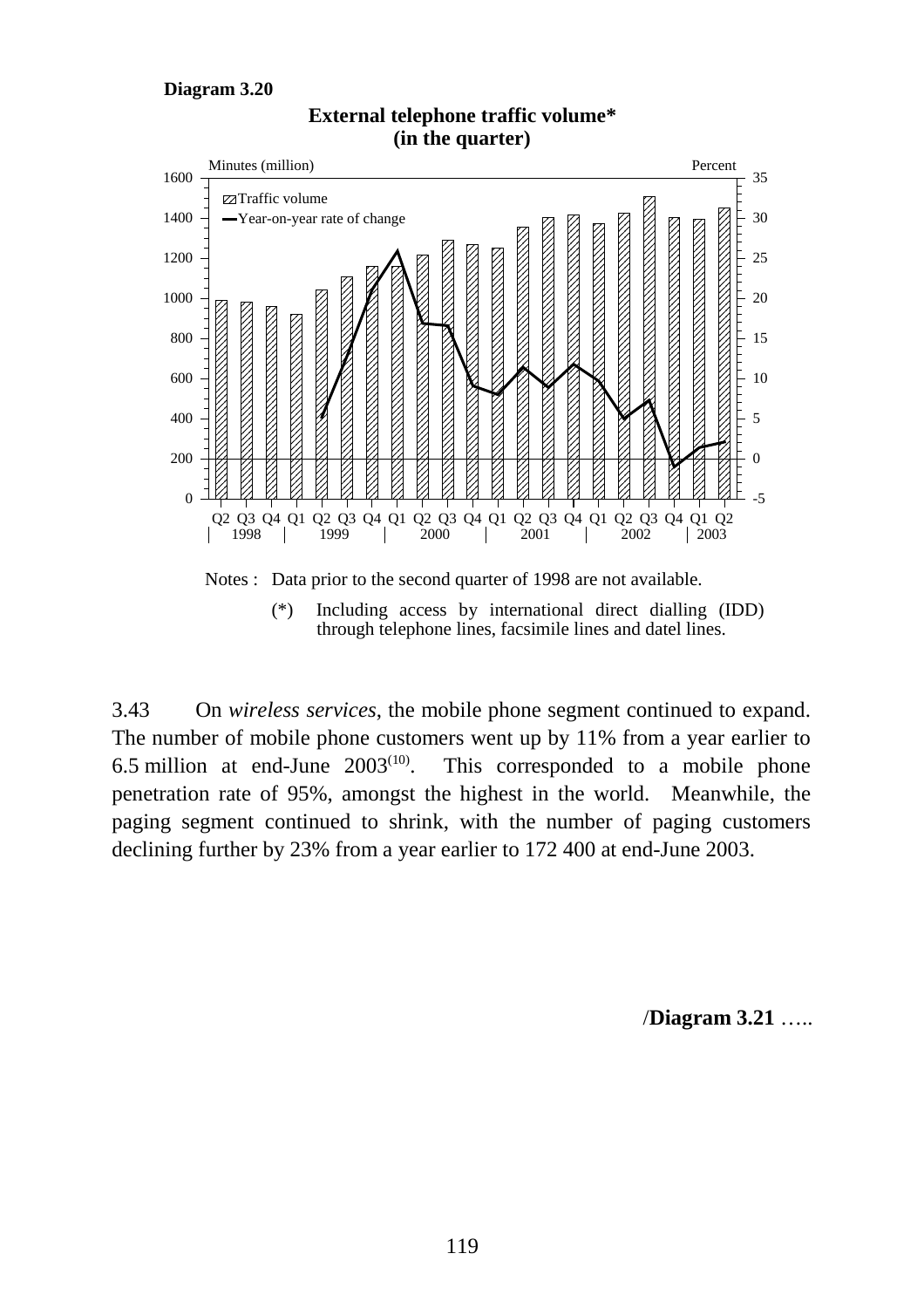**Diagram 3.20**

**External telephone traffic volume***
**(in the quarter)**

Notes : Data prior to the second quarter of 1998 are not available.

(*) Including access by international direct dialling (IDD) through telephone lines, facsimile lines and datel lines.

3.43 On *wireless services*, the mobile phone segment continued to expand. The number of mobile phone customers went up by 11% from a year earlier to 6.5 million at end-June 2003[(10)]. This corresponded to a mobile phone penetration rate of 95%, amongst the highest in the world. Meanwhile, the paging segment continued to shrink, with the number of paging customers declining further by 23% from a year earlier to 172 400 at end-June 2003.

/**Diagram 3.21** …..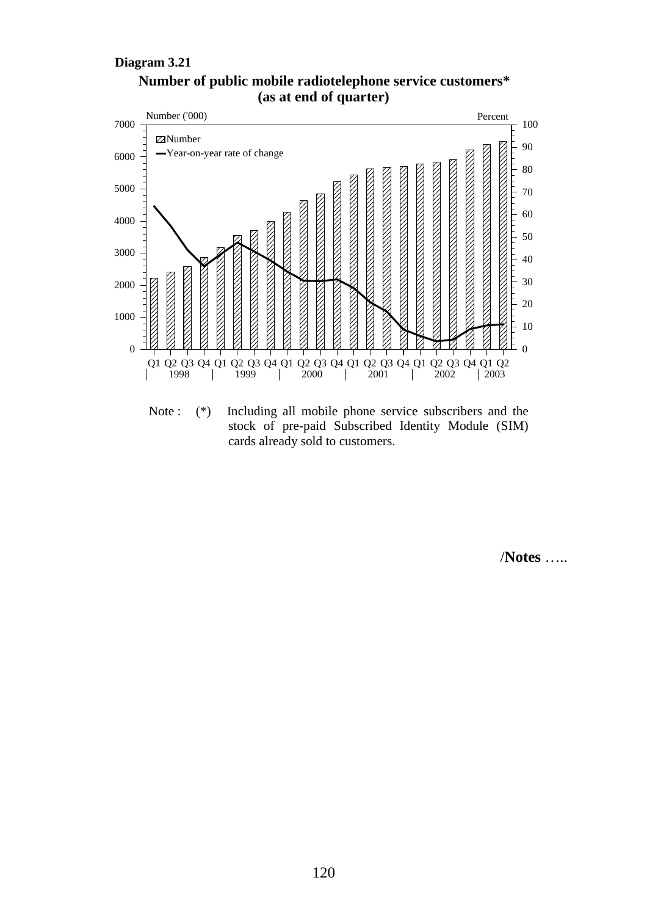**Diagram 3.21**

**Number of public mobile radiotelephone service customers***
**(as at end of quarter)**

Number ('000)

Percent

Number

Year-on-year rate of change

Q1 Q2 Q3 Q4 Q1 Q2 Q3 Q4 Q1 Q2 Q3 Q4 Q1 Q2 Q3 Q4 Q1 Q2 Q3 Q4 Q1 Q2

1998 1999 2000 2001 2002 2003

Note : (*) Including all mobile phone service subscribers and the stock of pre-paid Subscribed Identity Module (SIM) cards already sold to customers.

/**Notes** …..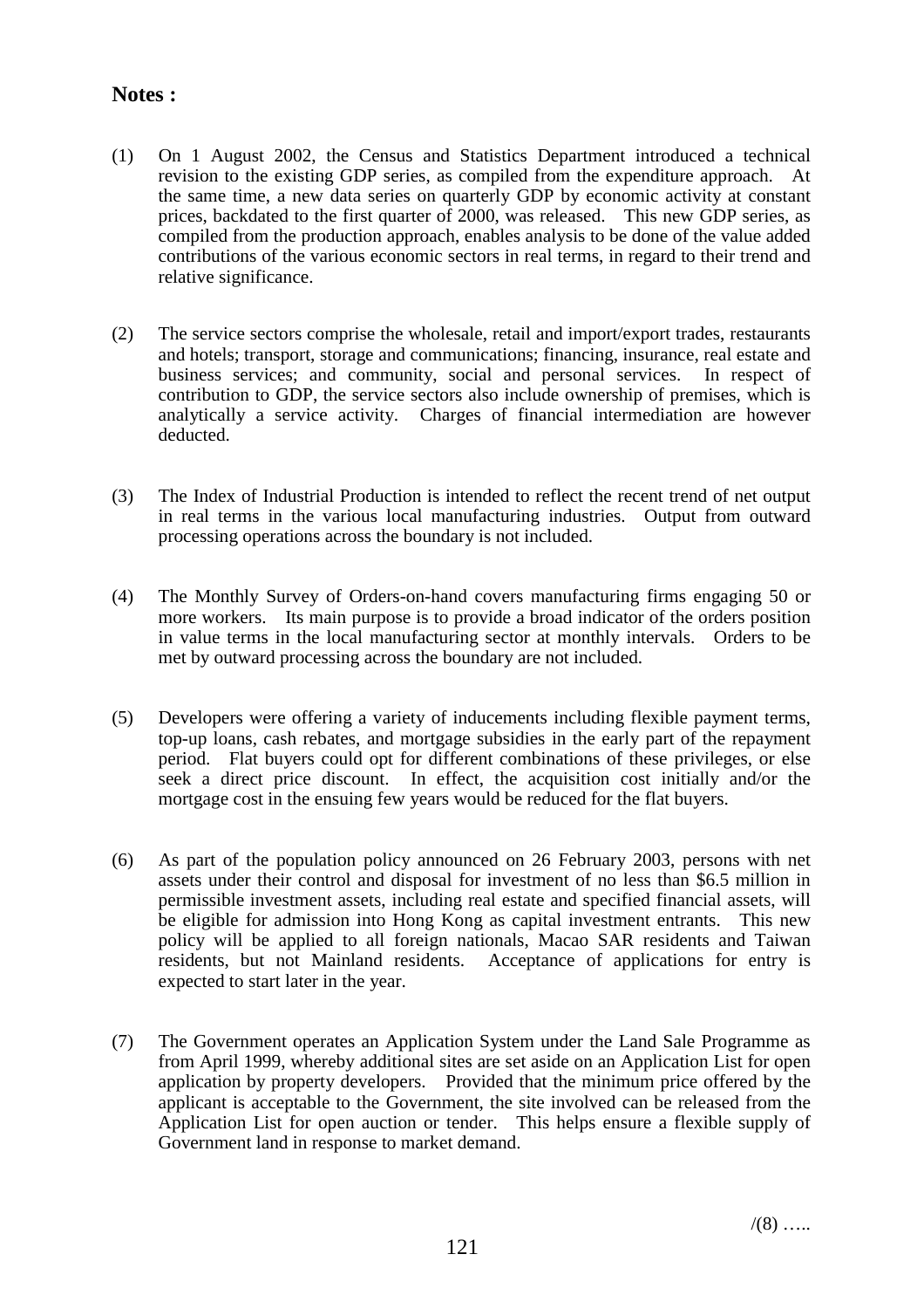## Notes :

(1) On 1 August 2002, the Census and Statistics Department introduced a technical revision to the existing GDP series, as compiled from the expenditure approach. At the same time, a new data series on quarterly GDP by economic activity at constant prices, backdated to the first quarter of 2000, was released. This new GDP series, as compiled from the production approach, enables analysis to be done of the value added contributions of the various economic sectors in real terms, in regard to their trend and relative significance.

(2) The service sectors comprise the wholesale, retail and import/export trades, restaurants and hotels; transport, storage and communications; financing, insurance, real estate and business services; and community, social and personal services. In respect of contribution to GDP, the service sectors also include ownership of premises, which is analytically a service activity. Charges of financial intermediation are however deducted.

(3) The Index of Industrial Production is intended to reflect the recent trend of net output in real terms in the various local manufacturing industries. Output from outward processing operations across the boundary is not included.

(4) The Monthly Survey of Orders-on-hand covers manufacturing firms engaging 50 or more workers. Its main purpose is to provide a broad indicator of the orders position in value terms in the local manufacturing sector at monthly intervals. Orders to be met by outward processing across the boundary are not included.

(5) Developers were offering a variety of inducements including flexible payment terms, top-up loans, cash rebates, and mortgage subsidies in the early part of the repayment period. Flat buyers could opt for different combinations of these privileges, or else seek a direct price discount. In effect, the acquisition cost initially and/or the mortgage cost in the ensuing few years would be reduced for the flat buyers.

(6) As part of the population policy announced on 26 February 2003, persons with net assets under their control and disposal for investment of no less than $6.5 million in permissible investment assets, including real estate and specified financial assets, will be eligible for admission into Hong Kong as capital investment entrants. This new policy will be applied to all foreign nationals, Macao SAR residents and Taiwan residents, but not Mainland residents. Acceptance of applications for entry is expected to start later in the year.

(7) The Government operates an Application System under the Land Sale Programme as from April 1999, whereby additional sites are set aside on an Application List for open application by property developers. Provided that the minimum price offered by the applicant is acceptable to the Government, the site involved can be released from the Application List for open auction or tender. This helps ensure a flexible supply of Government land in response to market demand.

/(8) …..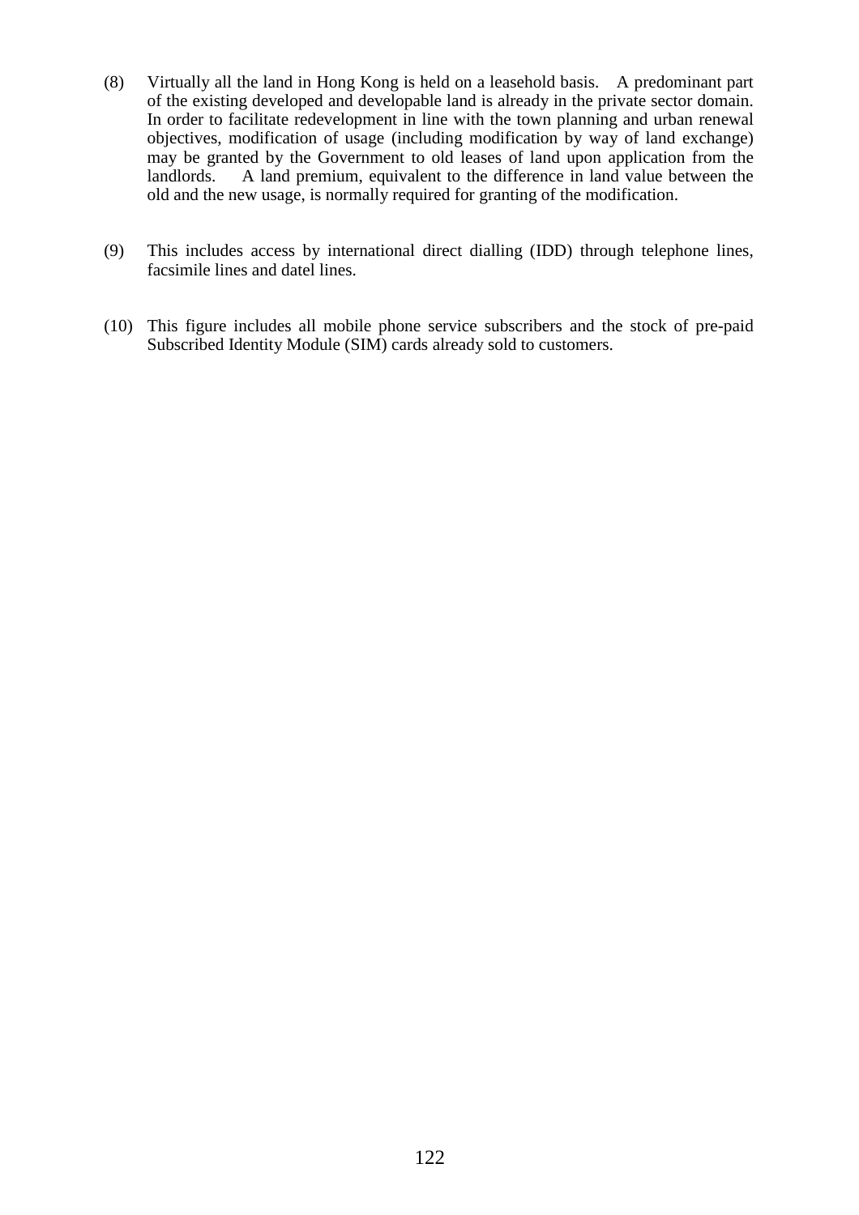(8) Virtually all the land in Hong Kong is held on a leasehold basis. A predominant part of the existing developed and developable land is already in the private sector domain. In order to facilitate redevelopment in line with the town planning and urban renewal objectives, modification of usage (including modification by way of land exchange) may be granted by the Government to old leases of land upon application from the landlords. A land premium, equivalent to the difference in land value between the old and the new usage, is normally required for granting of the modification.

(9) This includes access by international direct dialling (IDD) through telephone lines, facsimile lines and datel lines.

(10) This figure includes all mobile phone service subscribers and the stock of pre-paid Subscribed Identity Module (SIM) cards already sold to customers.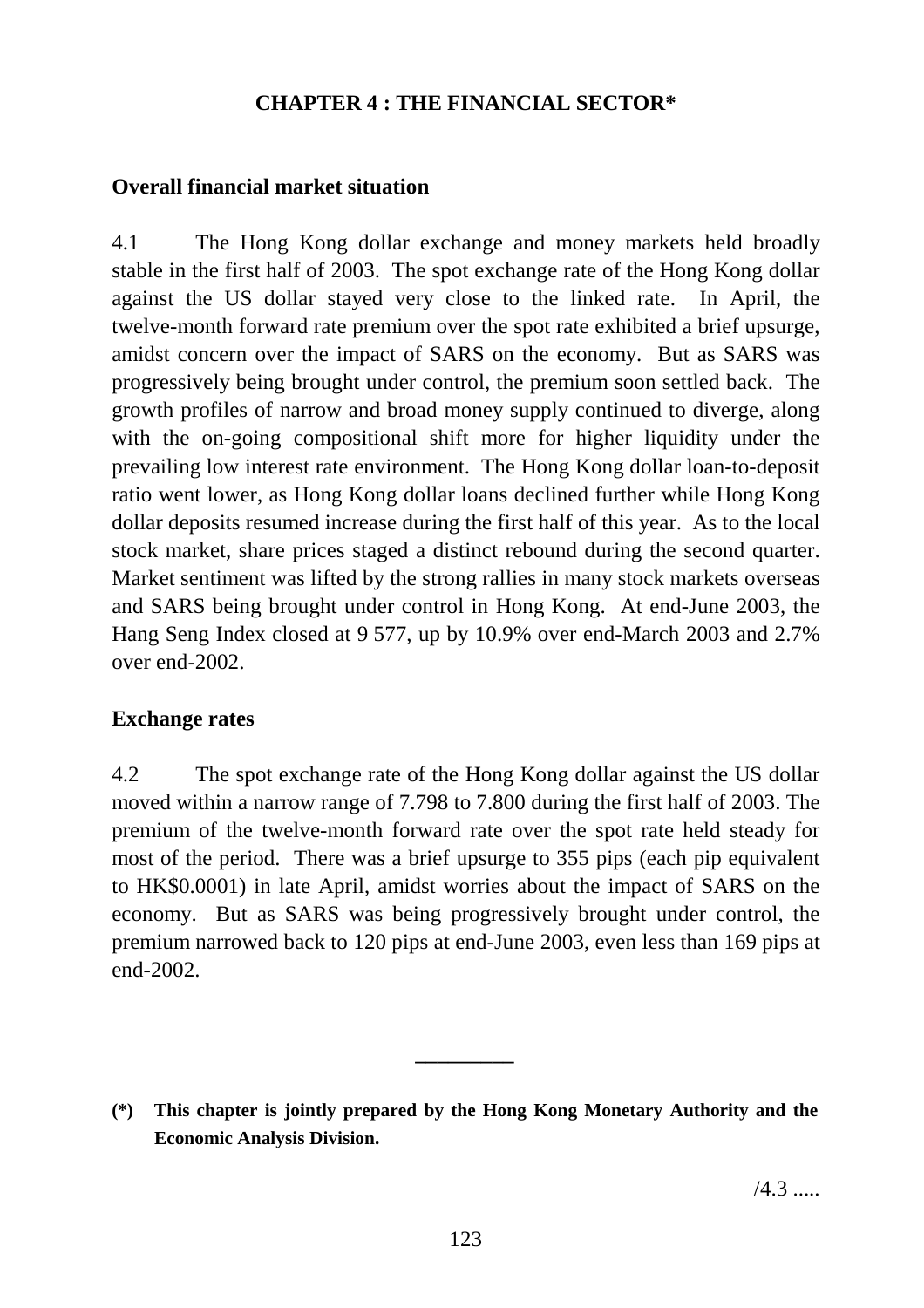# CHAPTER 4 : THE FINANCIAL SECTOR*

## Overall financial market situation

4.1 The Hong Kong dollar exchange and money markets held broadly stable in the first half of 2003. The spot exchange rate of the Hong Kong dollar against the US dollar stayed very close to the linked rate. In April, the twelve-month forward rate premium over the spot rate exhibited a brief upsurge, amidst concern over the impact of SARS on the economy. But as SARS was progressively being brought under control, the premium soon settled back. The growth profiles of narrow and broad money supply continued to diverge, along with the on-going compositional shift more for higher liquidity under the prevailing low interest rate environment. The Hong Kong dollar loan-to-deposit ratio went lower, as Hong Kong dollar loans declined further while Hong Kong dollar deposits resumed increase during the first half of this year. As to the local stock market, share prices staged a distinct rebound during the second quarter. Market sentiment was lifted by the strong rallies in many stock markets overseas and SARS being brought under control in Hong Kong. At end-June 2003, the Hang Seng Index closed at 9 577, up by 10.9% over end-March 2003 and 2.7% over end-2002.

## Exchange rates

4.2 The spot exchange rate of the Hong Kong dollar against the US dollar moved within a narrow range of 7.798 to 7.800 during the first half of 2003. The premium of the twelve-month forward rate over the spot rate held steady for most of the period. There was a brief upsurge to 355 pips (each pip equivalent to HK$0.0001) in late April, amidst worries about the impact of SARS on the economy. But as SARS was being progressively brought under control, the premium narrowed back to 120 pips at end-June 2003, even less than 169 pips at end-2002.

---

**(*) This chapter is jointly prepared by the Hong Kong Monetary Authority and the Economic Analysis Division.**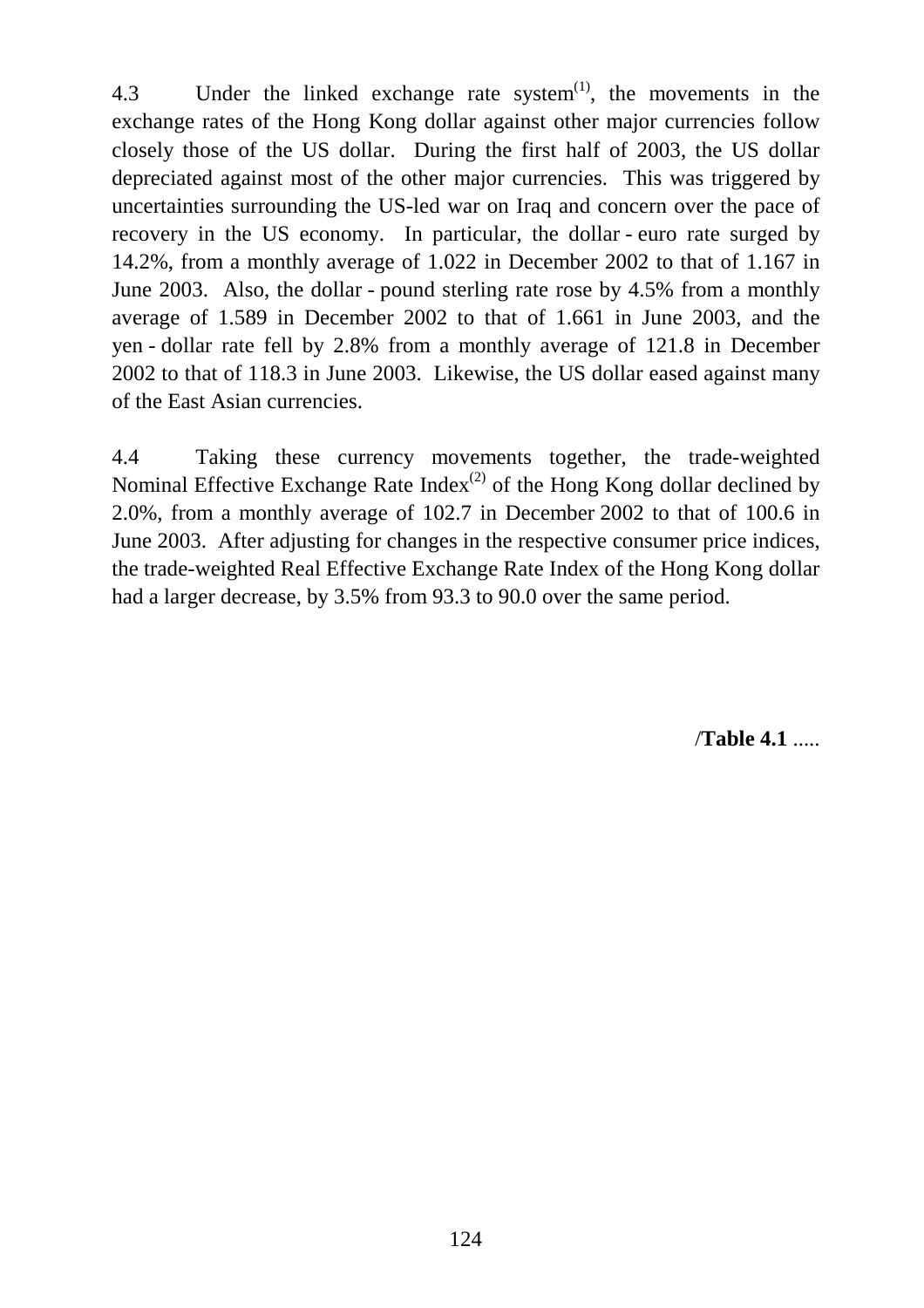4.3 Under the linked exchange rate system[(1)], the movements in the exchange rates of the Hong Kong dollar against other major currencies follow closely those of the US dollar. During the first half of 2003, the US dollar depreciated against most of the other major currencies. This was triggered by uncertainties surrounding the US-led war on Iraq and concern over the pace of recovery in the US economy. In particular, the dollar - euro rate surged by 14.2%, from a monthly average of 1.022 in December 2002 to that of 1.167 in June 2003. Also, the dollar - pound sterling rate rose by 4.5% from a monthly average of 1.589 in December 2002 to that of 1.661 in June 2003, and the yen - dollar rate fell by 2.8% from a monthly average of 121.8 in December 2002 to that of 118.3 in June 2003. Likewise, the US dollar eased against many of the East Asian currencies.

4.4 Taking these currency movements together, the trade-weighted Nominal Effective Exchange Rate Index[(2)] of the Hong Kong dollar declined by 2.0%, from a monthly average of 102.7 in December 2002 to that of 100.6 in June 2003. After adjusting for changes in the respective consumer price indices, the trade-weighted Real Effective Exchange Rate Index of the Hong Kong dollar had a larger decrease, by 3.5% from 93.3 to 90.0 over the same period.

/**Table 4.1** .....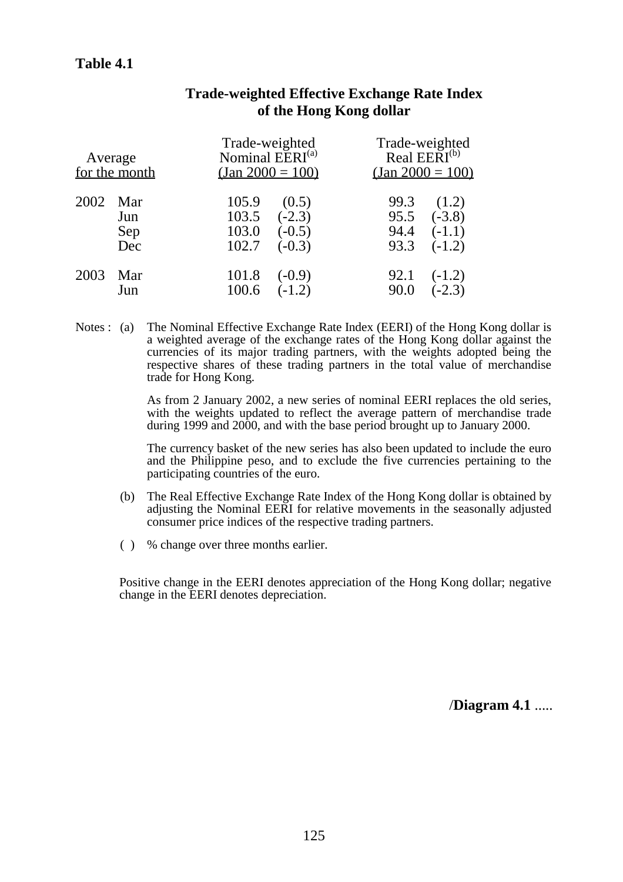**Table 4.1**

## Trade-weighted Effective Exchange Rate Index of the Hong Kong dollar

| Average for the month | | Trade-weighted Nominal EERI[(a)] (Jan 2000 = 100) | | Trade-weighted Real EERI[(b)] (Jan 2000 = 100) | |
|---|---|---|---|---|---|
| 2002 | Mar | 105.9 | (0.5) | 99.3 | (1.2) |
| | Jun | 103.5 | (-2.3) | 95.5 | (-3.8) |
| | Sep | 103.0 | (-0.5) | 94.4 | (-1.1) |
| | Dec | 102.7 | (-0.3) | 93.3 | (-1.2) |
| 2003 | Mar | 101.8 | (-0.9) | 92.1 | (-1.2) |
| | Jun | 100.6 | (-1.2) | 90.0 | (-2.3) |

Notes : (a) The Nominal Effective Exchange Rate Index (EERI) of the Hong Kong dollar is a weighted average of the exchange rates of the Hong Kong dollar against the currencies of its major trading partners, with the weights adopted being the respective shares of these trading partners in the total value of merchandise trade for Hong Kong.

As from 2 January 2002, a new series of nominal EERI replaces the old series, with the weights updated to reflect the average pattern of merchandise trade during 1999 and 2000, and with the base period brought up to January 2000.

The currency basket of the new series has also been updated to include the euro and the Philippine peso, and to exclude the five currencies pertaining to the participating countries of the euro.

(b) The Real Effective Exchange Rate Index of the Hong Kong dollar is obtained by adjusting the Nominal EERI for relative movements in the seasonally adjusted consumer price indices of the respective trading partners.

( ) % change over three months earlier.

Positive change in the EERI denotes appreciation of the Hong Kong dollar; negative change in the EERI denotes depreciation.

/**Diagram 4.1** .....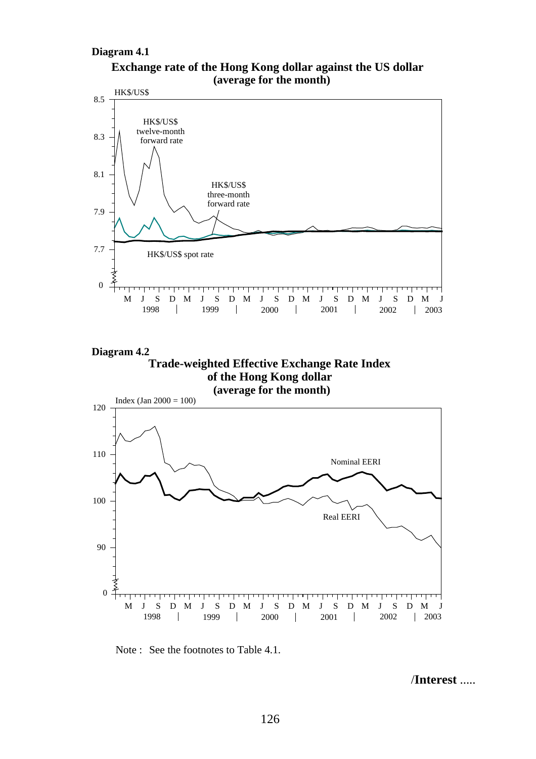**Diagram 4.1**

**Exchange rate of the Hong Kong dollar against the US dollar (average for the month)**

HK$/US$

HK$/US$ twelve-month forward rate

HK$/US$ three-month forward rate

HK$/US$ spot rate

**Diagram 4.2**

**Trade-weighted Effective Exchange Rate Index of the Hong Kong dollar (average for the month)**

Index (Jan 2000 = 100)

Nominal EERI

Real EERI

Note : See the footnotes to Table 4.1.

/**Interest** .....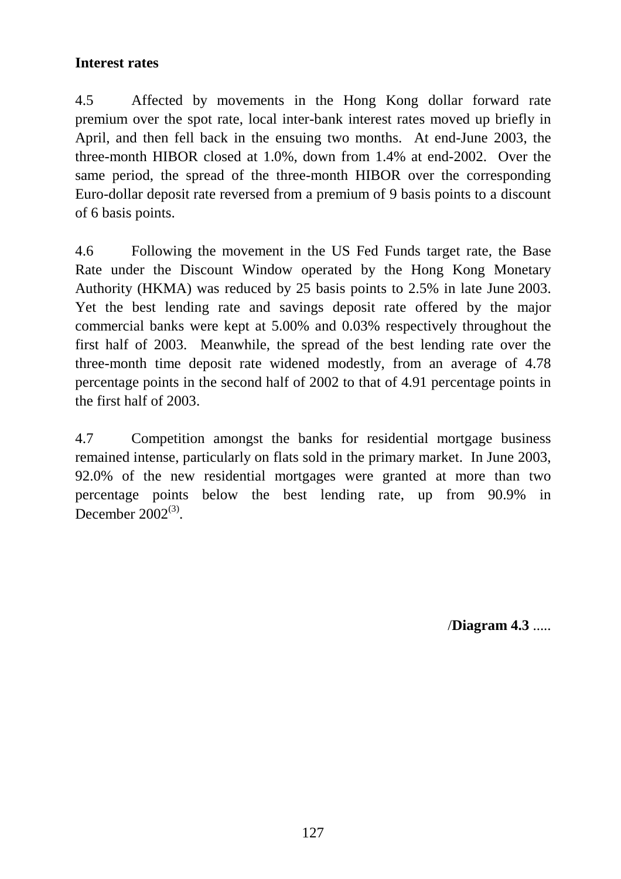**Interest rates**

4.5 Affected by movements in the Hong Kong dollar forward rate premium over the spot rate, local inter-bank interest rates moved up briefly in April, and then fell back in the ensuing two months. At end-June 2003, the three-month HIBOR closed at 1.0%, down from 1.4% at end-2002. Over the same period, the spread of the three-month HIBOR over the corresponding Euro-dollar deposit rate reversed from a premium of 9 basis points to a discount of 6 basis points.

4.6 Following the movement in the US Fed Funds target rate, the Base Rate under the Discount Window operated by the Hong Kong Monetary Authority (HKMA) was reduced by 25 basis points to 2.5% in late June 2003. Yet the best lending rate and savings deposit rate offered by the major commercial banks were kept at 5.00% and 0.03% respectively throughout the first half of 2003. Meanwhile, the spread of the best lending rate over the three-month time deposit rate widened modestly, from an average of 4.78 percentage points in the second half of 2002 to that of 4.91 percentage points in the first half of 2003.

4.7 Competition amongst the banks for residential mortgage business remained intense, particularly on flats sold in the primary market. In June 2003, 92.0% of the new residential mortgages were granted at more than two percentage points below the best lending rate, up from 90.9% in December 2002[(3)].

/**Diagram 4.3** .....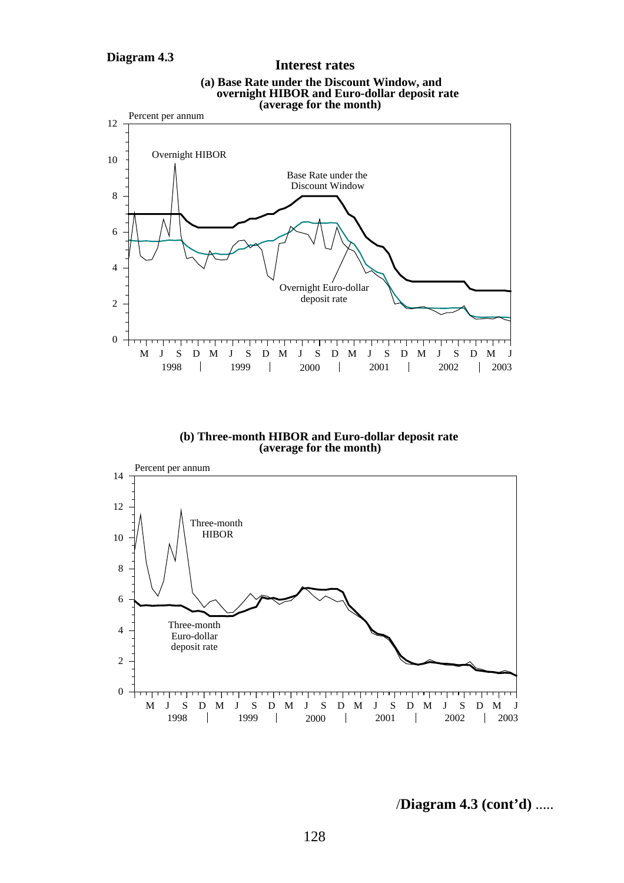**Diagram 4.3**

## Interest rates

**(a) Base Rate under the Discount Window, and overnight HIBOR and Euro-dollar deposit rate (average for the month)**

**(b) Three-month HIBOR and Euro-dollar deposit rate (average for the month)**

/**Diagram 4.3 (cont'd)** .....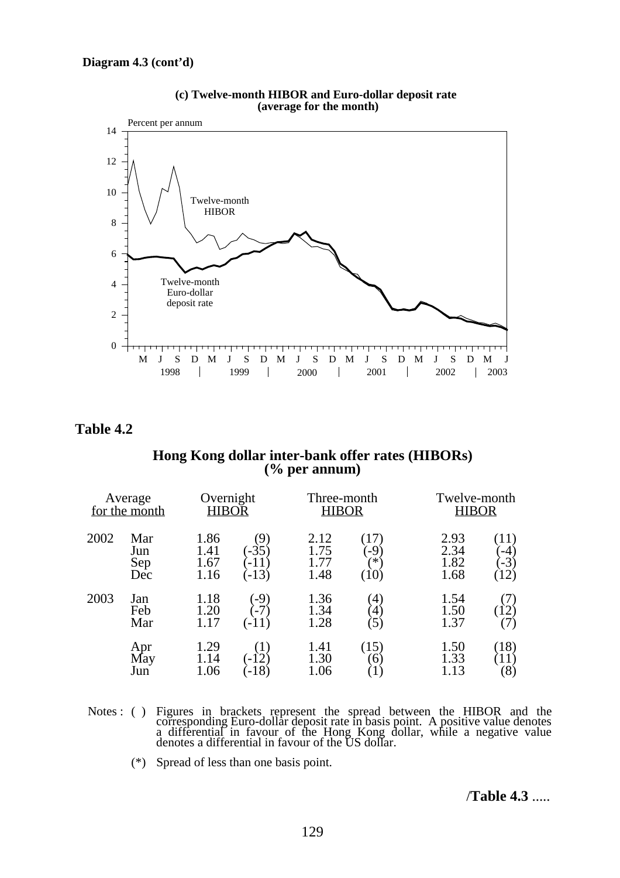**Diagram 4.3 (cont'd)**

**(c) Twelve-month HIBOR and Euro-dollar deposit rate (average for the month)**

**Table 4.2**

**Hong Kong dollar inter-bank offer rates (HIBORs) (% per annum)**

| Average for the month | | Overnight HIBOR | | Three-month HIBOR | | Twelve-month HIBOR | |
|---|---|---|---|---|---|---|---|
| 2002 | Mar | 1.86 | (9) | 2.12 | (17) | 2.93 | (11) |
| | Jun | 1.41 | (-35) | 1.75 | (-9) | 2.34 | (-4) |
| | Sep | 1.67 | (-11) | 1.77 | (*) | 1.82 | (-3) |
| | Dec | 1.16 | (-13) | 1.48 | (10) | 1.68 | (12) |
| 2003 | Jan | 1.18 | (-9) | 1.36 | (4) | 1.54 | (7) |
| | Feb | 1.20 | (-7) | 1.34 | (4) | 1.50 | (12) |
| | Mar | 1.17 | (-11) | 1.28 | (5) | 1.37 | (7) |
| | Apr | 1.29 | (1) | 1.41 | (15) | 1.50 | (18) |
| | May | 1.14 | (-12) | 1.30 | (6) | 1.33 | (11) |
| | Jun | 1.06 | (-18) | 1.06 | (1) | 1.13 | (8) |

Notes : ( ) Figures in brackets represent the spread between the HIBOR and the corresponding Euro-dollar deposit rate in basis point. A positive value denotes a differential in favour of the Hong Kong dollar, while a negative value denotes a differential in favour of the US dollar.

(*) Spread of less than one basis point.

/**Table 4.3** .....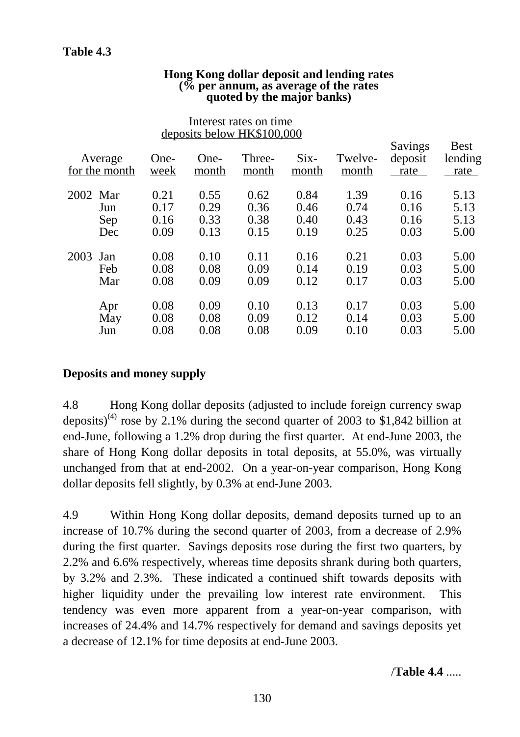**Table 4.3**

**Hong Kong dollar deposit and lending rates (% per annum, as average of the rates quoted by the major banks)**

| Average for the month | | Interest rates on time deposits below HK$100,000 | | | | | Savings deposit rate | Best lending rate |
|---|---|---|---|---|---|---|---|---|
| | | One-week | One-month | Three-month | Six-month | Twelve-month | | |
| 2002 | Mar | 0.21 | 0.55 | 0.62 | 0.84 | 1.39 | 0.16 | 5.13 |
| | Jun | 0.17 | 0.29 | 0.36 | 0.46 | 0.74 | 0.16 | 5.13 |
| | Sep | 0.16 | 0.33 | 0.38 | 0.40 | 0.43 | 0.16 | 5.13 |
| | Dec | 0.09 | 0.13 | 0.15 | 0.19 | 0.25 | 0.03 | 5.00 |
| 2003 | Jan | 0.08 | 0.10 | 0.11 | 0.16 | 0.21 | 0.03 | 5.00 |
| | Feb | 0.08 | 0.08 | 0.09 | 0.14 | 0.19 | 0.03 | 5.00 |
| | Mar | 0.08 | 0.09 | 0.09 | 0.12 | 0.17 | 0.03 | 5.00 |
| | Apr | 0.08 | 0.09 | 0.10 | 0.13 | 0.17 | 0.03 | 5.00 |
| | May | 0.08 | 0.08 | 0.09 | 0.12 | 0.14 | 0.03 | 5.00 |
| | Jun | 0.08 | 0.08 | 0.08 | 0.09 | 0.10 | 0.03 | 5.00 |

**Deposits and money supply**

4.8 Hong Kong dollar deposits (adjusted to include foreign currency swap deposits)[4] rose by 2.1% during the second quarter of 2003 to $1,842 billion at end-June, following a 1.2% drop during the first quarter. At end-June 2003, the share of Hong Kong dollar deposits in total deposits, at 55.0%, was virtually unchanged from that at end-2002. On a year-on-year comparison, Hong Kong dollar deposits fell slightly, by 0.3% at end-June 2003.

4.9 Within Hong Kong dollar deposits, demand deposits turned up to an increase of 10.7% during the second quarter of 2003, from a decrease of 2.9% during the first quarter. Savings deposits rose during the first two quarters, by 2.2% and 6.6% respectively, whereas time deposits shrank during both quarters, by 3.2% and 2.3%. These indicated a continued shift towards deposits with higher liquidity under the prevailing low interest rate environment. This tendency was even more apparent from a year-on-year comparison, with increases of 24.4% and 14.7% respectively for demand and savings deposits yet a decrease of 12.1% for time deposits at end-June 2003.

/**Table 4.4** .....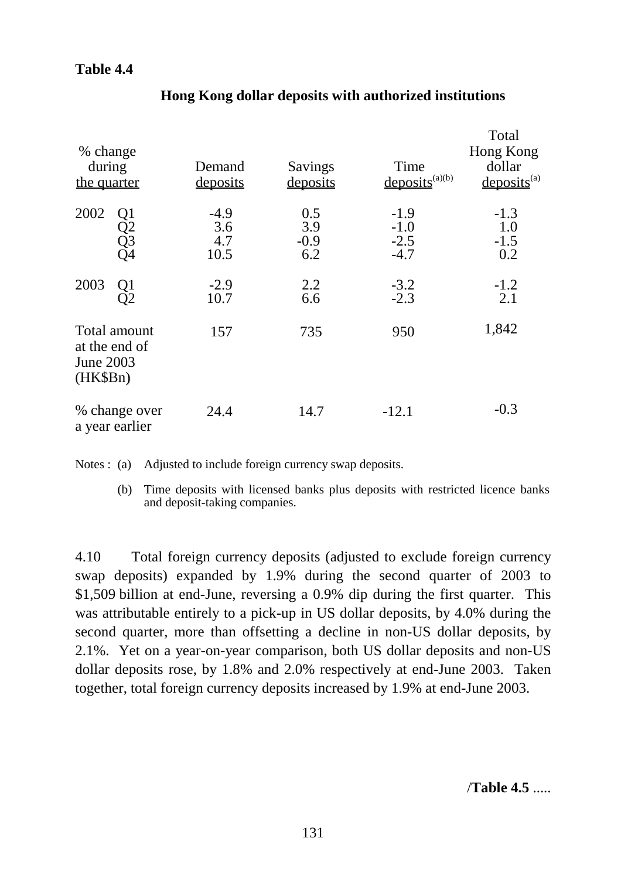**Table 4.4**

**Hong Kong dollar deposits with authorized institutions**

| % change during the quarter | | Demand deposits | Savings deposits | Time deposits[(a)(b)] | Total Hong Kong dollar deposits[(a)] |
|---|---|---|---|---|---|
| 2002 | Q1 | -4.9 | 0.5 | -1.9 | -1.3 |
| | Q2 | 3.6 | 3.9 | -1.0 | 1.0 |
| | Q3 | 4.7 | -0.9 | -2.5 | -1.5 |
| | Q4 | 10.5 | 6.2 | -4.7 | 0.2 |
| 2003 | Q1 | -2.9 | 2.2 | -3.2 | -1.2 |
| | Q2 | 10.7 | 6.6 | -2.3 | 2.1 |
| Total amount at the end of June 2003 (HK$Bn) | | 157 | 735 | 950 | 1,842 |
| % change over a year earlier | | 24.4 | 14.7 | -12.1 | -0.3 |

Notes : (a) Adjusted to include foreign currency swap deposits.

(b) Time deposits with licensed banks plus deposits with restricted licence banks and deposit-taking companies.

4.10 Total foreign currency deposits (adjusted to exclude foreign currency swap deposits) expanded by 1.9% during the second quarter of 2003 to $1,509 billion at end-June, reversing a 0.9% dip during the first quarter. This was attributable entirely to a pick-up in US dollar deposits, by 4.0% during the second quarter, more than offsetting a decline in non-US dollar deposits, by 2.1%. Yet on a year-on-year comparison, both US dollar deposits and non-US dollar deposits rose, by 1.8% and 2.0% respectively at end-June 2003. Taken together, total foreign currency deposits increased by 1.9% at end-June 2003.

/**Table 4.5** .....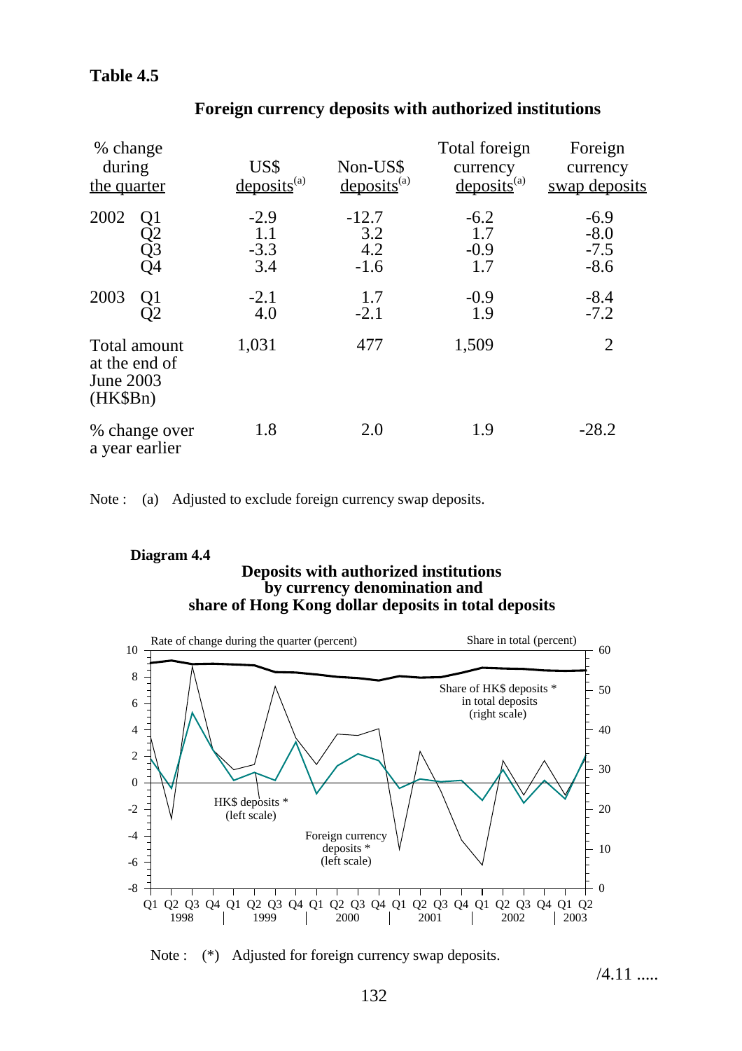**Table 4.5**

**Foreign currency deposits with authorized institutions**

| % change during the quarter | | US$ deposits[(a)] | Non-US$ deposits[(a)] | Total foreign currency deposits[(a)] | Foreign currency swap deposits |
|---|---|---|---|---|---|
| 2002 | Q1 | -2.9 | -12.7 | -6.2 | -6.9 |
| | Q2 | 1.1 | 3.2 | 1.7 | -8.0 |
| | Q3 | -3.3 | 4.2 | -0.9 | -7.5 |
| | Q4 | 3.4 | -1.6 | 1.7 | -8.6 |
| 2003 | Q1 | -2.1 | 1.7 | -0.9 | -8.4 |
| | Q2 | 4.0 | -2.1 | 1.9 | -7.2 |
| Total amount at the end of June 2003 (HK$Bn) | | 1,031 | 477 | 1,509 | 2 |
| % change over a year earlier | | 1.8 | 2.0 | 1.9 | -28.2 |

Note : (a) Adjusted to exclude foreign currency swap deposits.

**Diagram 4.4**

**Deposits with authorized institutions by currency denomination and share of Hong Kong dollar deposits in total deposits**

Note : (*) Adjusted for foreign currency swap deposits.

/4.11 .....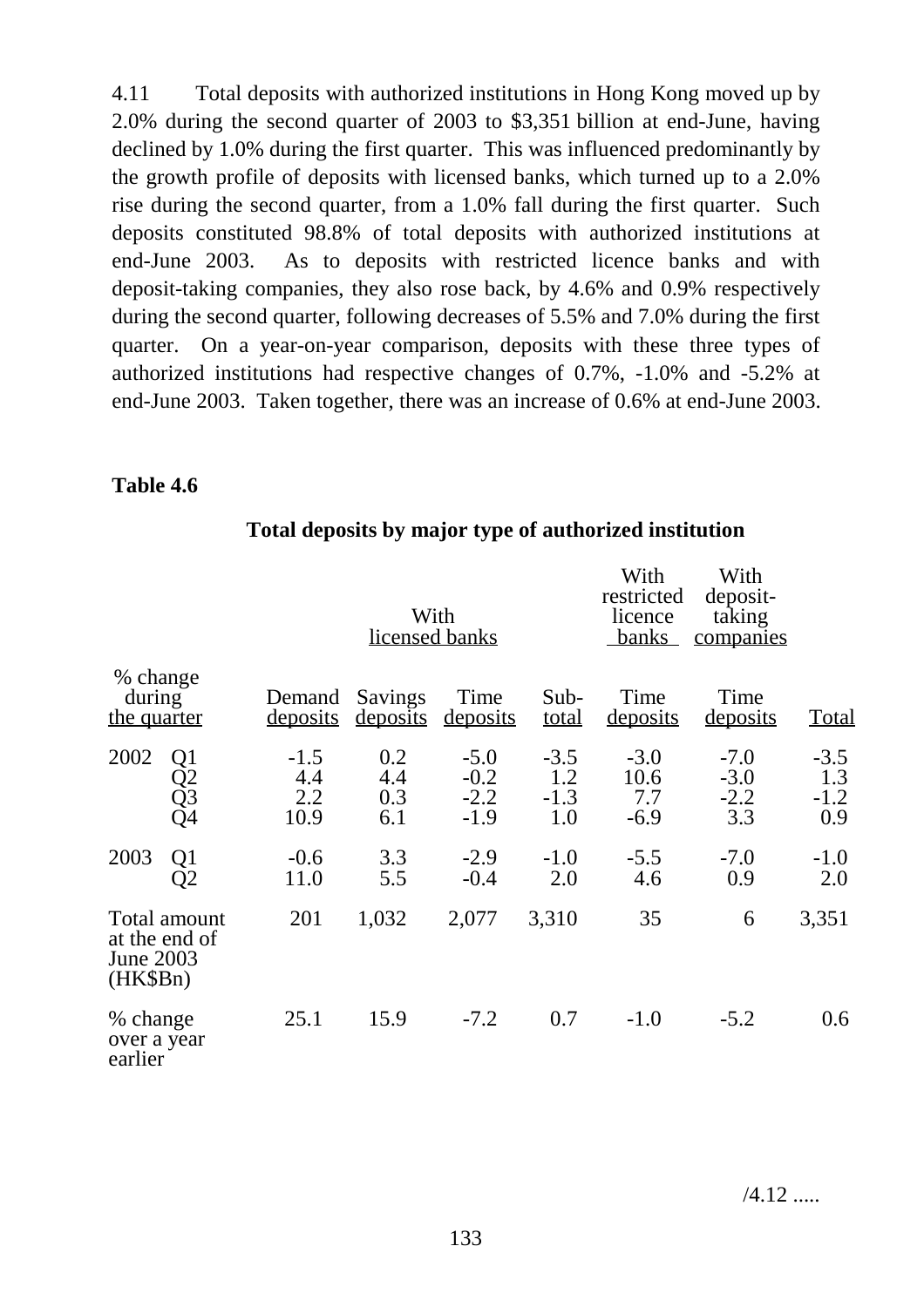4.11 Total deposits with authorized institutions in Hong Kong moved up by 2.0% during the second quarter of 2003 to $3,351 billion at end-June, having declined by 1.0% during the first quarter. This was influenced predominantly by the growth profile of deposits with licensed banks, which turned up to a 2.0% rise during the second quarter, from a 1.0% fall during the first quarter. Such deposits constituted 98.8% of total deposits with authorized institutions at end-June 2003. As to deposits with restricted licence banks and with deposit-taking companies, they also rose back, by 4.6% and 0.9% respectively during the second quarter, following decreases of 5.5% and 7.0% during the first quarter. On a year-on-year comparison, deposits with these three types of authorized institutions had respective changes of 0.7%, -1.0% and -5.2% at end-June 2003. Taken together, there was an increase of 0.6% at end-June 2003.

**Table 4.6**

**Total deposits by major type of authorized institution**

| | | With licensed banks | | | | With restricted licence banks | With deposit-taking companies | |
|---|---|---|---|---|---|---|---|---|
| % change during the quarter | | Demand deposits | Savings deposits | Time deposits | Sub-total | Time deposits | Time deposits | Total |
| 2002 | Q1 | -1.5 | 0.2 | -5.0 | -3.5 | -3.0 | -7.0 | -3.5 |
| | Q2 | 4.4 | 4.4 | -0.2 | 1.2 | 10.6 | -3.0 | 1.3 |
| | Q3 | 2.2 | 0.3 | -2.2 | -1.3 | 7.7 | -2.2 | -1.2 |
| | Q4 | 10.9 | 6.1 | -1.9 | 1.0 | -6.9 | 3.3 | 0.9 |
| 2003 | Q1 | -0.6 | 3.3 | -2.9 | -1.0 | -5.5 | -7.0 | -1.0 |
| | Q2 | 11.0 | 5.5 | -0.4 | 2.0 | 4.6 | 0.9 | 2.0 |
| Total amount at the end of June 2003 (HK$Bn) | | 201 | 1,032 | 2,077 | 3,310 | 35 | 6 | 3,351 |
| % change over a year earlier | | 25.1 | 15.9 | -7.2 | 0.7 | -1.0 | -5.2 | 0.6 |

/4.12 .....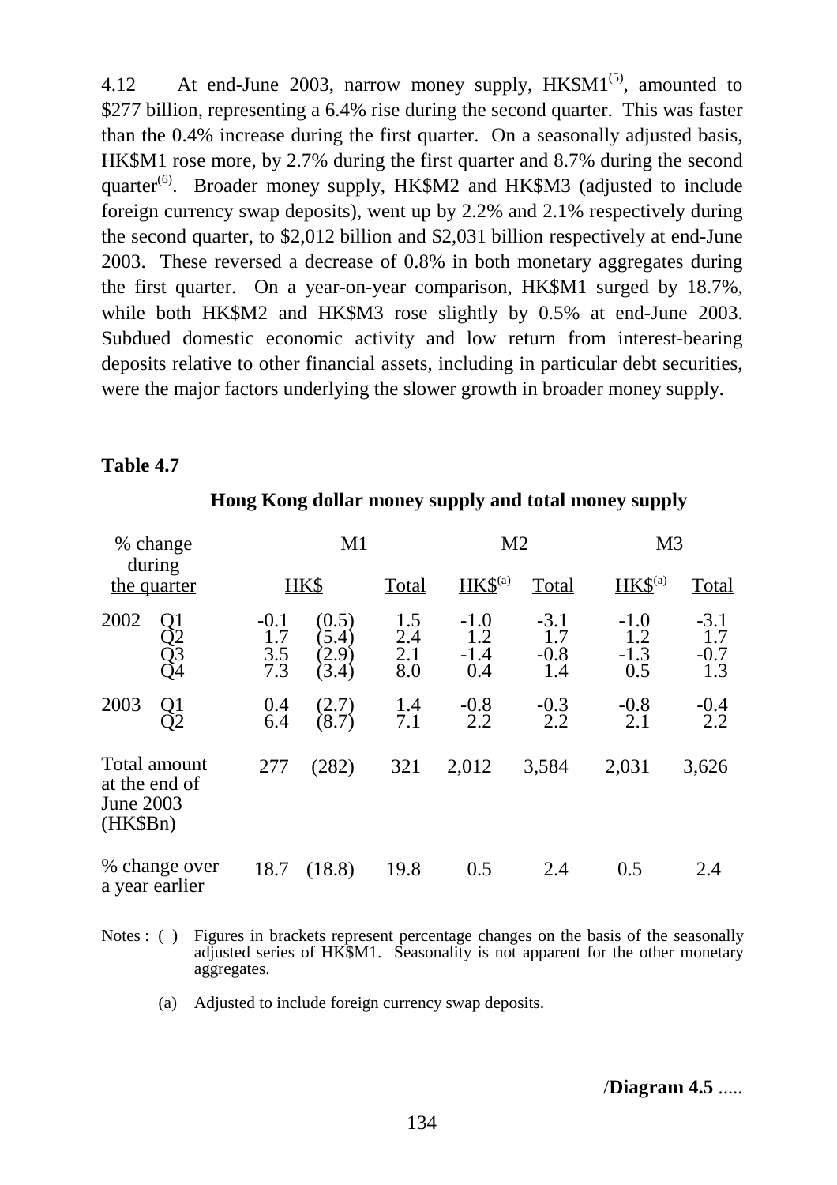4.12 At end-June 2003, narrow money supply, HK$M1[(5)], amounted to $277 billion, representing a 6.4% rise during the second quarter. This was faster than the 0.4% increase during the first quarter. On a seasonally adjusted basis, HK$M1 rose more, by 2.7% during the first quarter and 8.7% during the second quarter[(6)]. Broader money supply, HK$M2 and HK$M3 (adjusted to include foreign currency swap deposits), went up by 2.2% and 2.1% respectively during the second quarter, to $2,012 billion and $2,031 billion respectively at end-June 2003. These reversed a decrease of 0.8% in both monetary aggregates during the first quarter. On a year-on-year comparison, HK$M1 surged by 18.7%, while both HK$M2 and HK$M3 rose slightly by 0.5% at end-June 2003. Subdued domestic economic activity and low return from interest-bearing deposits relative to other financial assets, including in particular debt securities, were the major factors underlying the slower growth in broader money supply.

**Table 4.7**

**Hong Kong dollar money supply and total money supply**

| % change during the quarter | | M1 | | | M2 | | M3 | |
|---|---|---|---|---|---|---|---|---|
| | | HK$ | | Total | HK$[(a)] | Total | HK$[(a)] | Total |
| 2002 | Q1 | -0.1 | (0.5) | 1.5 | -1.0 | -3.1 | -1.0 | -3.1 |
| | Q2 | 1.7 | (5.4) | 2.4 | 1.2 | 1.7 | 1.2 | 1.7 |
| | Q3 | 3.5 | (2.9) | 2.1 | -1.4 | -0.8 | -1.3 | -0.7 |
| | Q4 | 7.3 | (3.4) | 8.0 | 0.4 | 1.4 | 0.5 | 1.3 |
| 2003 | Q1 | 0.4 | (2.7) | 1.4 | -0.8 | -0.3 | -0.8 | -0.4 |
| | Q2 | 6.4 | (8.7) | 7.1 | 2.2 | 2.2 | 2.1 | 2.2 |
| Total amount at the end of June 2003 (HK$Bn) | | 277 | (282) | 321 | 2,012 | 3,584 | 2,031 | 3,626 |
| % change over a year earlier | | 18.7 | (18.8) | 19.8 | 0.5 | 2.4 | 0.5 | 2.4 |

Notes : ( ) Figures in brackets represent percentage changes on the basis of the seasonally adjusted series of HK$M1. Seasonality is not apparent for the other monetary aggregates.

(a) Adjusted to include foreign currency swap deposits.

/**Diagram 4.5** .....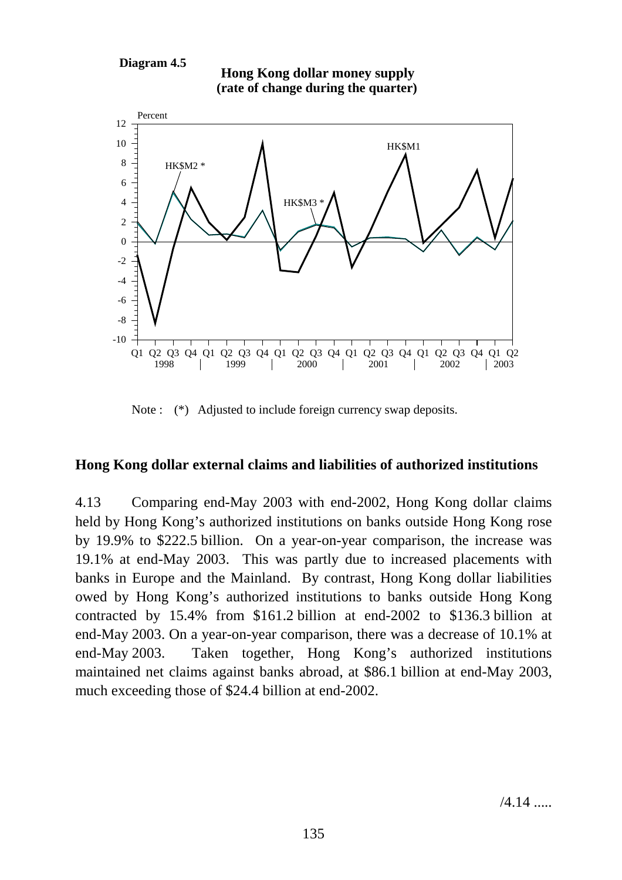**Diagram 4.5**

**Hong Kong dollar money supply (rate of change during the quarter)**

Note : (*) Adjusted to include foreign currency swap deposits.

### Hong Kong dollar external claims and liabilities of authorized institutions

4.13 Comparing end-May 2003 with end-2002, Hong Kong dollar claims held by Hong Kong's authorized institutions on banks outside Hong Kong rose by 19.9% to $222.5 billion. On a year-on-year comparison, the increase was 19.1% at end-May 2003. This was partly due to increased placements with banks in Europe and the Mainland. By contrast, Hong Kong dollar liabilities owed by Hong Kong's authorized institutions to banks outside Hong Kong contracted by 15.4% from $161.2 billion at end-2002 to $136.3 billion at end-May 2003. On a year-on-year comparison, there was a decrease of 10.1% at end-May 2003. Taken together, Hong Kong's authorized institutions maintained net claims against banks abroad, at $86.1 billion at end-May 2003, much exceeding those of $24.4 billion at end-2002.

/4.14 .....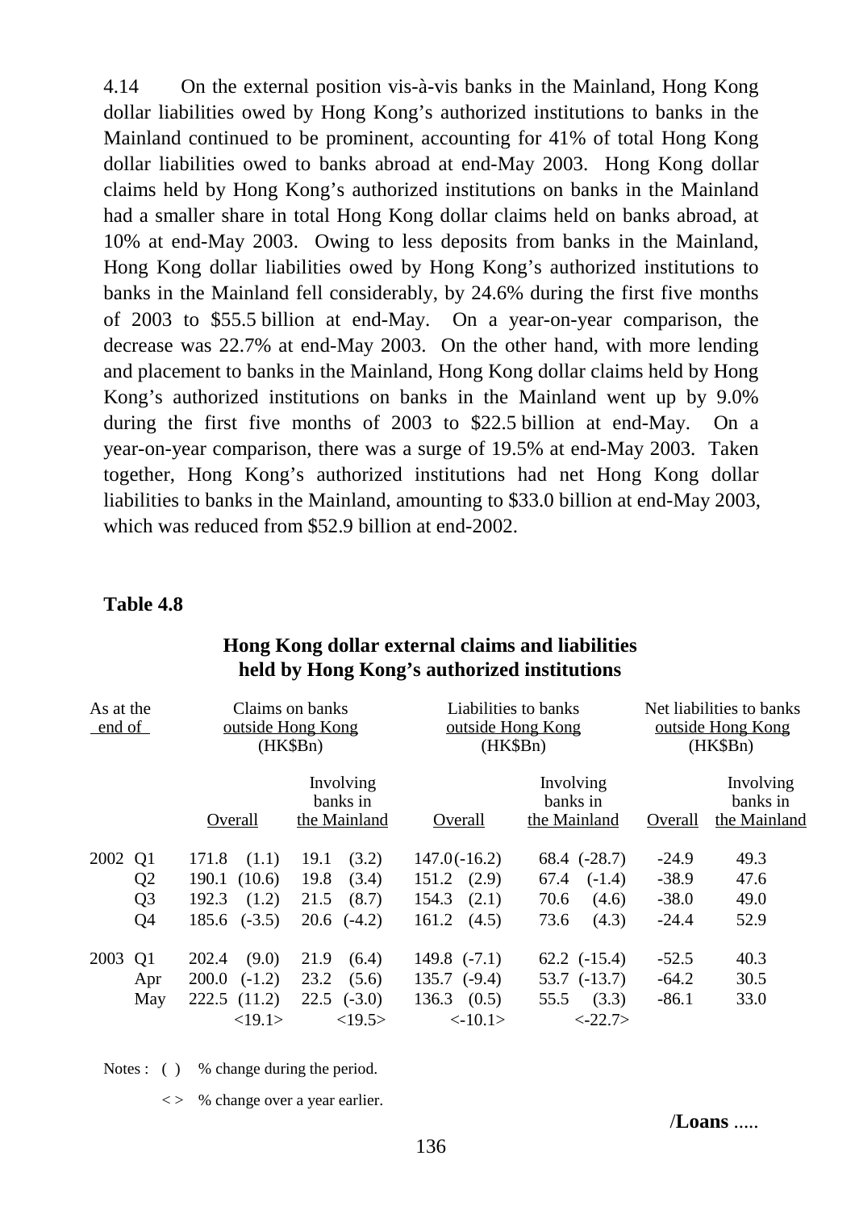4.14 On the external position vis-à-vis banks in the Mainland, Hong Kong dollar liabilities owed by Hong Kong's authorized institutions to banks in the Mainland continued to be prominent, accounting for 41% of total Hong Kong dollar liabilities owed to banks abroad at end-May 2003. Hong Kong dollar claims held by Hong Kong's authorized institutions on banks in the Mainland had a smaller share in total Hong Kong dollar claims held on banks abroad, at 10% at end-May 2003. Owing to less deposits from banks in the Mainland, Hong Kong dollar liabilities owed by Hong Kong's authorized institutions to banks in the Mainland fell considerably, by 24.6% during the first five months of 2003 to $55.5 billion at end-May. On a year-on-year comparison, the decrease was 22.7% at end-May 2003. On the other hand, with more lending and placement to banks in the Mainland, Hong Kong dollar claims held by Hong Kong's authorized institutions on banks in the Mainland went up by 9.0% during the first five months of 2003 to $22.5 billion at end-May. On a year-on-year comparison, there was a surge of 19.5% at end-May 2003. Taken together, Hong Kong's authorized institutions had net Hong Kong dollar liabilities to banks in the Mainland, amounting to $33.0 billion at end-May 2003, which was reduced from $52.9 billion at end-2002.

**Table 4.8**

**Hong Kong dollar external claims and liabilities held by Hong Kong's authorized institutions**

| As at the end of | | Claims on banks outside Hong Kong (HK$Bn) | | Liabilities to banks outside Hong Kong (HK$Bn) | | Net liabilities to banks outside Hong Kong (HK$Bn) | |
|---|---|---|---|---|---|---|---|
| | | Overall | Involving banks in the Mainland | Overall | Involving banks in the Mainland | Overall | Involving banks in the Mainland |
| 2002 | Q1 | 171.8 (1.1) | 19.1 (3.2) | 147.0 (-16.2) | 68.4 (-28.7) | -24.9 | 49.3 |
| | Q2 | 190.1 (10.6) | 19.8 (3.4) | 151.2 (2.9) | 67.4 (-1.4) | -38.9 | 47.6 |
| | Q3 | 192.3 (1.2) | 21.5 (8.7) | 154.3 (2.1) | 70.6 (4.6) | -38.0 | 49.0 |
| | Q4 | 185.6 (-3.5) | 20.6 (-4.2) | 161.2 (4.5) | 73.6 (4.3) | -24.4 | 52.9 |
| 2003 | Q1 | 202.4 (9.0) | 21.9 (6.4) | 149.8 (-7.1) | 62.2 (-15.4) | -52.5 | 40.3 |
| | Apr | 200.0 (-1.2) | 23.2 (5.6) | 135.7 (-9.4) | 53.7 (-13.7) | -64.2 | 30.5 |
| | May | 222.5 (11.2) | 22.5 (-3.0) | 136.3 (0.5) | 55.5 (3.3) | -86.1 | 33.0 |
| | | <19.1> | <19.5> | <-10.1> | <-22.7> | | |

Notes : ( ) % change during the period.

< > % change over a year earlier.

/**Loans** .....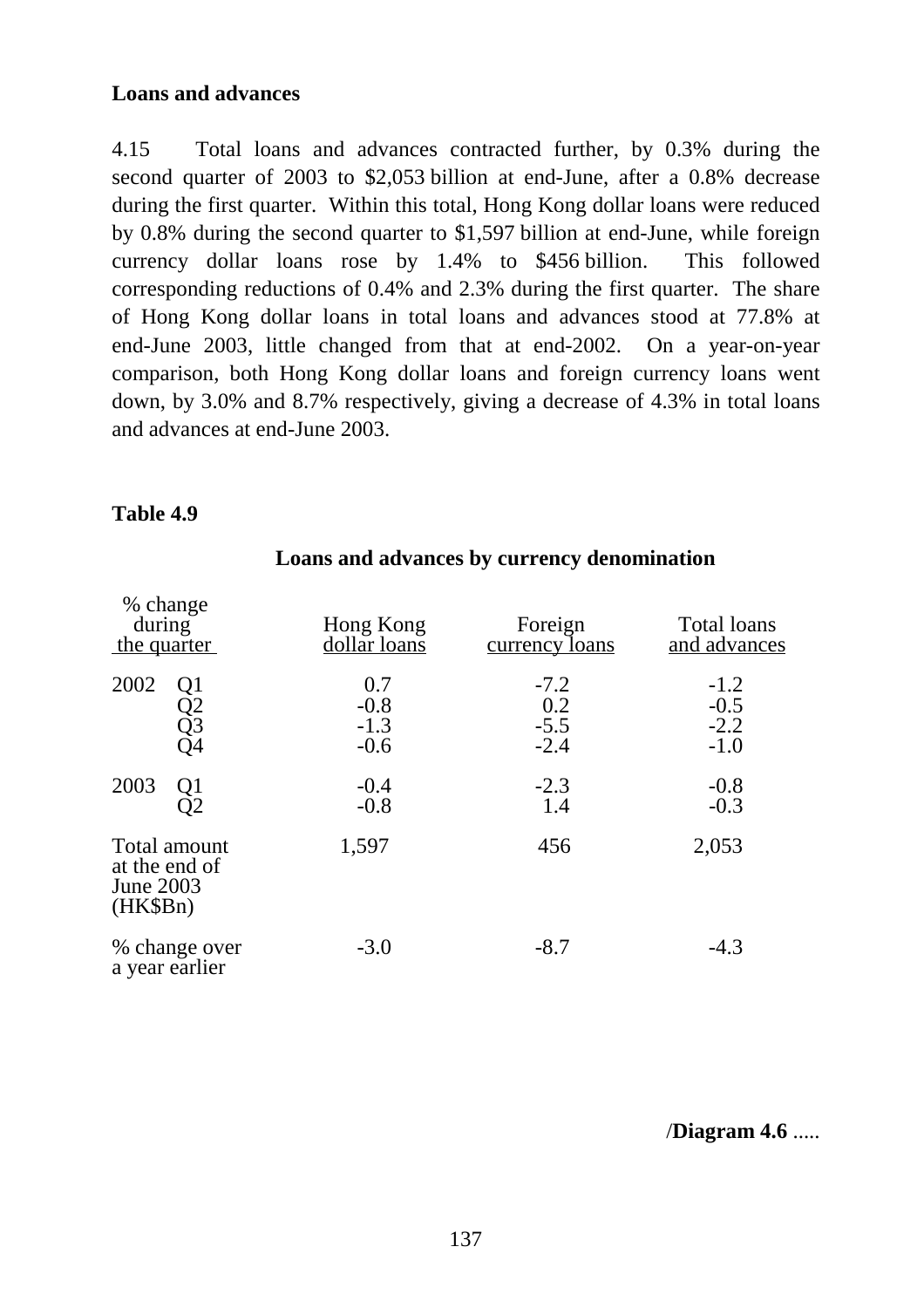**Loans and advances**

4.15 Total loans and advances contracted further, by 0.3% during the second quarter of 2003 to $2,053 billion at end-June, after a 0.8% decrease during the first quarter. Within this total, Hong Kong dollar loans were reduced by 0.8% during the second quarter to $1,597 billion at end-June, while foreign currency dollar loans rose by 1.4% to $456 billion. This followed corresponding reductions of 0.4% and 2.3% during the first quarter. The share of Hong Kong dollar loans in total loans and advances stood at 77.8% at end-June 2003, little changed from that at end-2002. On a year-on-year comparison, both Hong Kong dollar loans and foreign currency loans went down, by 3.0% and 8.7% respectively, giving a decrease of 4.3% in total loans and advances at end-June 2003.

**Table 4.9**

**Loans and advances by currency denomination**

| % change during the quarter | | Hong Kong dollar loans | Foreign currency loans | Total loans and advances |
|---|---|---|---|---|
| 2002 | Q1 | 0.7 | -7.2 | -1.2 |
| | Q2 | -0.8 | 0.2 | -0.5 |
| | Q3 | -1.3 | -5.5 | -2.2 |
| | Q4 | -0.6 | -2.4 | -1.0 |
| 2003 | Q1 | -0.4 | -2.3 | -0.8 |
| | Q2 | -0.8 | 1.4 | -0.3 |
| Total amount at the end of June 2003 (HK$Bn) | | 1,597 | 456 | 2,053 |
| % change over a year earlier | | -3.0 | -8.7 | -4.3 |

/**Diagram 4.6** .....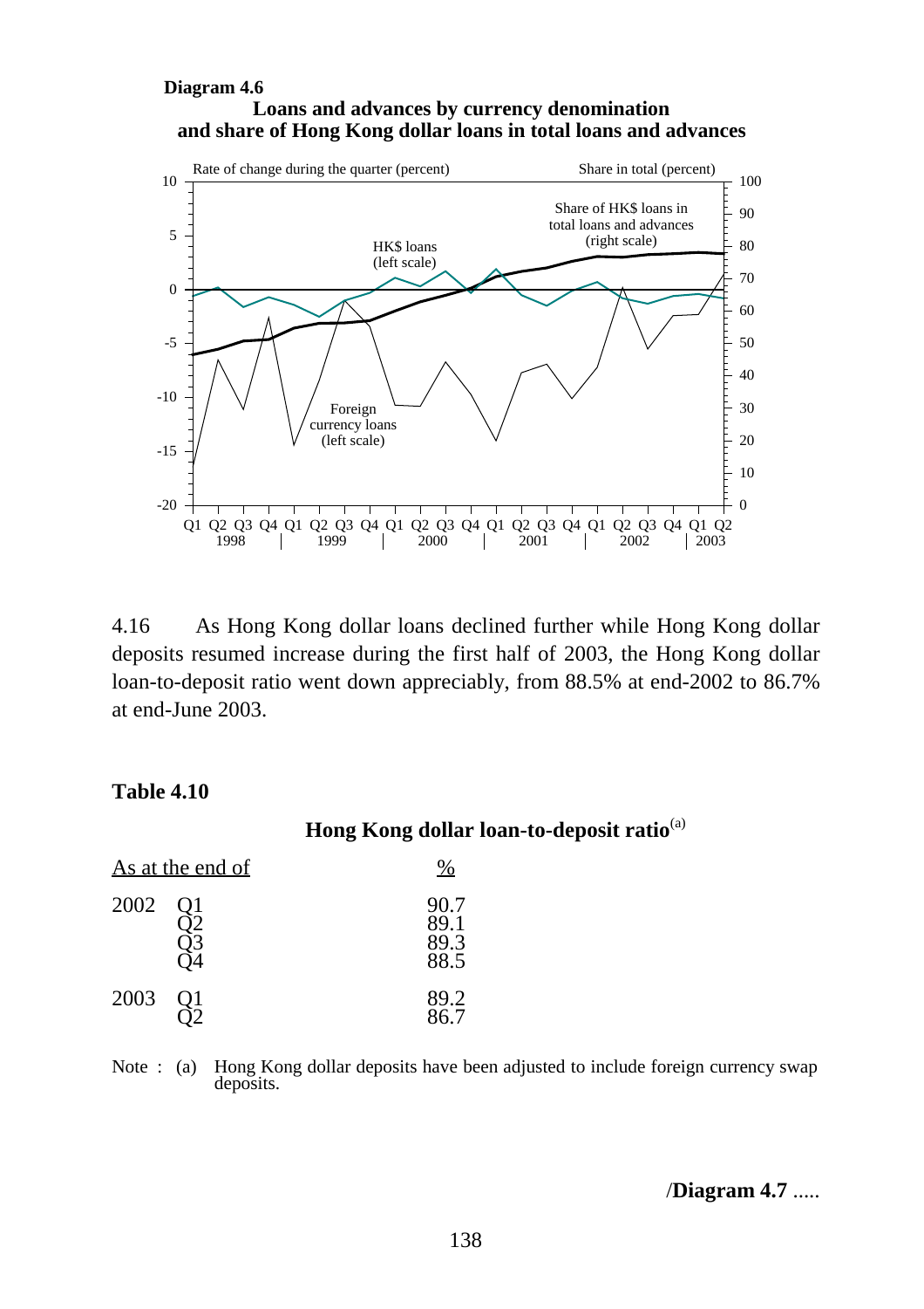**Diagram 4.6**

**Loans and advances by currency denomination and share of Hong Kong dollar loans in total loans and advances**

4.16 As Hong Kong dollar loans declined further while Hong Kong dollar deposits resumed increase during the first half of 2003, the Hong Kong dollar loan-to-deposit ratio went down appreciably, from 88.5% at end-2002 to 86.7% at end-June 2003.

**Table 4.10**

**Hong Kong dollar loan-to-deposit ratio**[(a)]

| As at the end of | | % |
|---|---|---|
| 2002 | Q1 | 90.7 |
| | Q2 | 89.1 |
| | Q3 | 89.3 |
| | Q4 | 88.5 |
| 2003 | Q1 | 89.2 |
| | Q2 | 86.7 |

Note : (a) Hong Kong dollar deposits have been adjusted to include foreign currency swap deposits.

/**Diagram 4.7** .....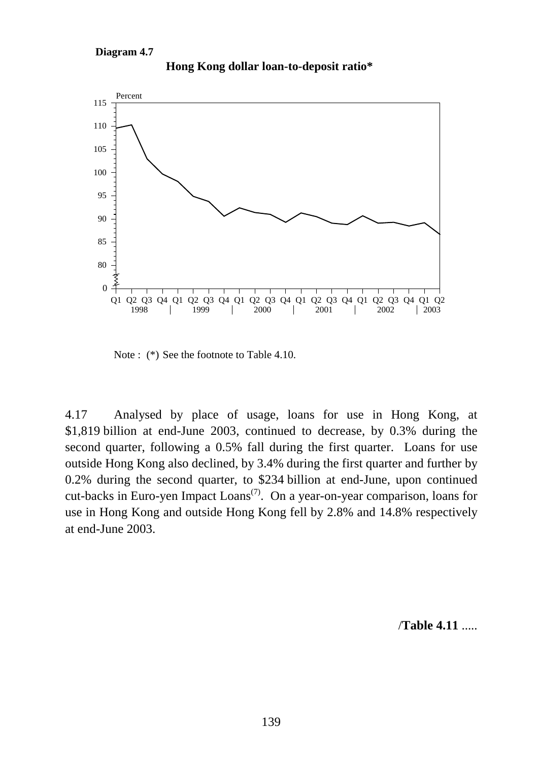**Diagram 4.7**

**Hong Kong dollar loan-to-deposit ratio***

Note : (*) See the footnote to Table 4.10.

4.17 Analysed by place of usage, loans for use in Hong Kong, at $1,819 billion at end-June 2003, continued to decrease, by 0.3% during the second quarter, following a 0.5% fall during the first quarter. Loans for use outside Hong Kong also declined, by 3.4% during the first quarter and further by 0.2% during the second quarter, to $234 billion at end-June, upon continued cut-backs in Euro-yen Impact Loans[7]. On a year-on-year comparison, loans for use in Hong Kong and outside Hong Kong fell by 2.8% and 14.8% respectively at end-June 2003.

/**Table 4.11** .....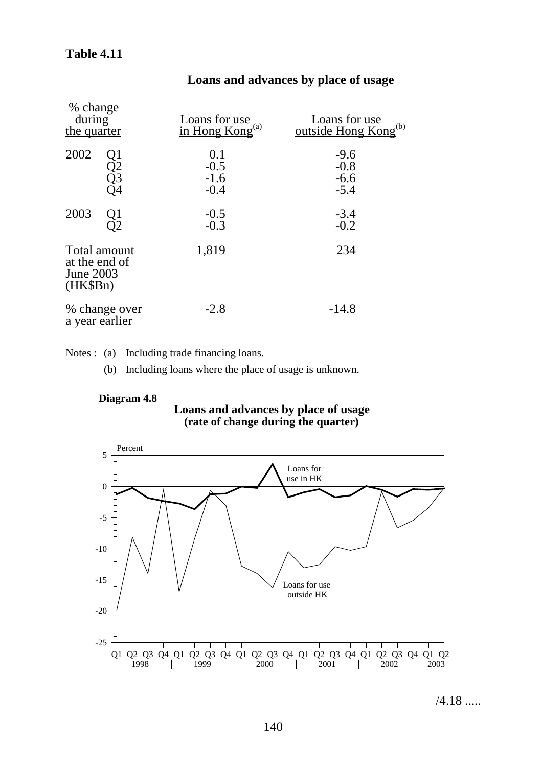**Table 4.11**

## Loans and advances by place of usage

| % change during the quarter | | Loans for use in Hong Kong[(a)] | Loans for use outside Hong Kong[(b)] |
|---|---|---|---|
| 2002 | Q1 | 0.1 | -9.6 |
| | Q2 | -0.5 | -0.8 |
| | Q3 | -1.6 | -6.6 |
| | Q4 | -0.4 | -5.4 |
| 2003 | Q1 | -0.5 | -3.4 |
| | Q2 | -0.3 | -0.2 |
| Total amount at the end of June 2003 (HK$Bn) | | 1,819 | 234 |
| % change over a year earlier | | -2.8 | -14.8 |

Notes : (a) Including trade financing loans.

(b) Including loans where the place of usage is unknown.

**Diagram 4.8**

**Loans and advances by place of usage (rate of change during the quarter)**

/4.18 .....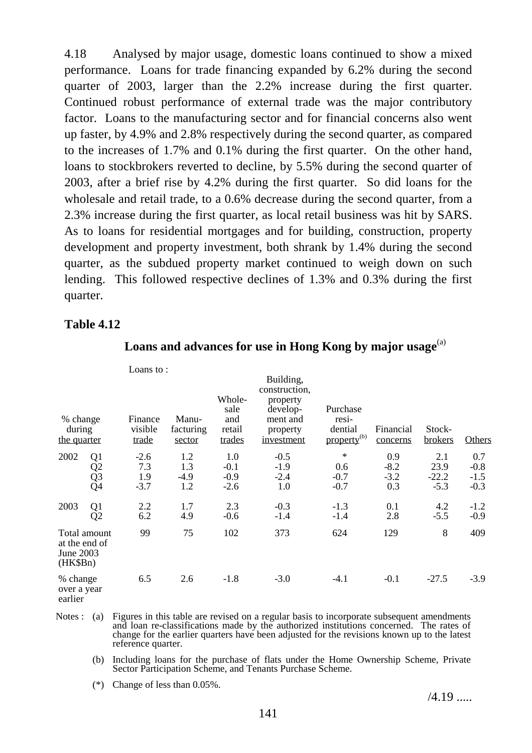4.18 Analysed by major usage, domestic loans continued to show a mixed performance. Loans for trade financing expanded by 6.2% during the second quarter of 2003, larger than the 2.2% increase during the first quarter. Continued robust performance of external trade was the major contributory factor. Loans to the manufacturing sector and for financial concerns also went up faster, by 4.9% and 2.8% respectively during the second quarter, as compared to the increases of 1.7% and 0.1% during the first quarter. On the other hand, loans to stockbrokers reverted to decline, by 5.5% during the second quarter of 2003, after a brief rise by 4.2% during the first quarter. So did loans for the wholesale and retail trade, to a 0.6% decrease during the second quarter, from a 2.3% increase during the first quarter, as local retail business was hit by SARS. As to loans for residential mortgages and for building, construction, property development and property investment, both shrank by 1.4% during the second quarter, as the subdued property market continued to weigh down on such lending. This followed respective declines of 1.3% and 0.3% during the first quarter.

**Table 4.12**

**Loans and advances for use in Hong Kong by major usage**[(a)]

| % change during the quarter | | Loans to : Finance visible trade | Manu-facturing sector | Whole-sale and retail trades | Building, construction, property develop-ment and property investment | Purchase resi-dential property[(b)] | Financial concerns | Stock-brokers | Others |
|---|---|---|---|---|---|---|---|---|---|
| 2002 | Q1 | -2.6 | 1.2 | 1.0 | -0.5 | * | 0.9 | 2.1 | 0.7 |
| | Q2 | 7.3 | 1.3 | -0.1 | -1.9 | 0.6 | -8.2 | 23.9 | -0.8 |
| | Q3 | 1.9 | -4.9 | -0.9 | -2.4 | -0.7 | -3.2 | -22.2 | -1.5 |
| | Q4 | -3.7 | 1.2 | -2.6 | 1.0 | -0.7 | 0.3 | -5.3 | -0.3 |
| 2003 | Q1 | 2.2 | 1.7 | 2.3 | -0.3 | -1.3 | 0.1 | 4.2 | -1.2 |
| | Q2 | 6.2 | 4.9 | -0.6 | -1.4 | -1.4 | 2.8 | -5.5 | -0.9 |
| Total amount at the end of June 2003 (HK$Bn) | | 99 | 75 | 102 | 373 | 624 | 129 | 8 | 409 |
| % change over a year earlier | | 6.5 | 2.6 | -1.8 | -3.0 | -4.1 | -0.1 | -27.5 | -3.9 |

Notes : (a) Figures in this table are revised on a regular basis to incorporate subsequent amendments and loan re-classifications made by the authorized institutions concerned. The rates of change for the earlier quarters have been adjusted for the revisions known up to the latest reference quarter.

(b) Including loans for the purchase of flats under the Home Ownership Scheme, Private Sector Participation Scheme, and Tenants Purchase Scheme.

(*) Change of less than 0.05%.

/4.19 .....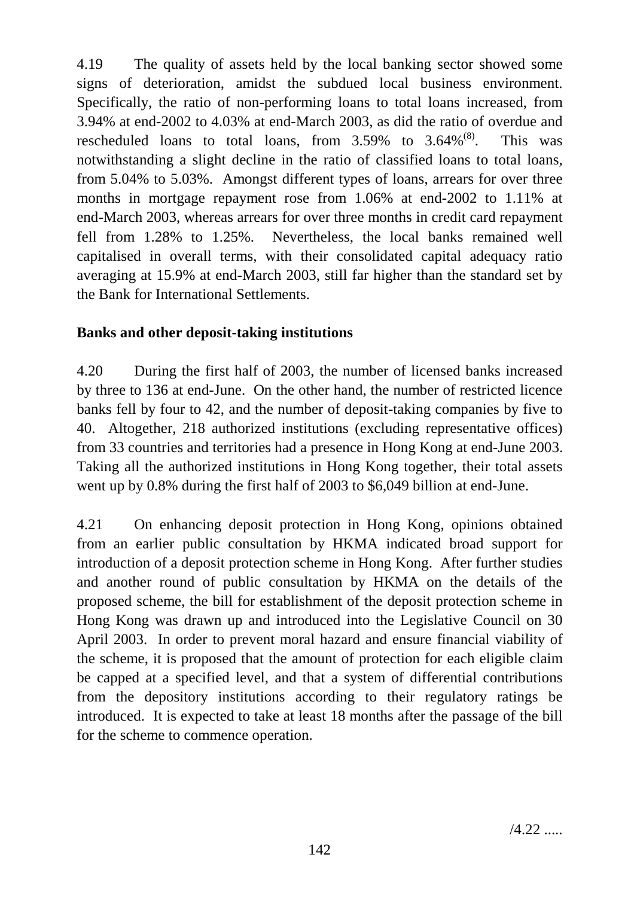4.19 The quality of assets held by the local banking sector showed some signs of deterioration, amidst the subdued local business environment. Specifically, the ratio of non-performing loans to total loans increased, from 3.94% at end-2002 to 4.03% at end-March 2003, as did the ratio of overdue and rescheduled loans to total loans, from 3.59% to 3.64%[(8)]. This was notwithstanding a slight decline in the ratio of classified loans to total loans, from 5.04% to 5.03%. Amongst different types of loans, arrears for over three months in mortgage repayment rose from 1.06% at end-2002 to 1.11% at end-March 2003, whereas arrears for over three months in credit card repayment fell from 1.28% to 1.25%. Nevertheless, the local banks remained well capitalised in overall terms, with their consolidated capital adequacy ratio averaging at 15.9% at end-March 2003, still far higher than the standard set by the Bank for International Settlements.

**Banks and other deposit-taking institutions**

4.20 During the first half of 2003, the number of licensed banks increased by three to 136 at end-June. On the other hand, the number of restricted licence banks fell by four to 42, and the number of deposit-taking companies by five to 40. Altogether, 218 authorized institutions (excluding representative offices) from 33 countries and territories had a presence in Hong Kong at end-June 2003. Taking all the authorized institutions in Hong Kong together, their total assets went up by 0.8% during the first half of 2003 to $6,049 billion at end-June.

4.21 On enhancing deposit protection in Hong Kong, opinions obtained from an earlier public consultation by HKMA indicated broad support for introduction of a deposit protection scheme in Hong Kong. After further studies and another round of public consultation by HKMA on the details of the proposed scheme, the bill for establishment of the deposit protection scheme in Hong Kong was drawn up and introduced into the Legislative Council on 30 April 2003. In order to prevent moral hazard and ensure financial viability of the scheme, it is proposed that the amount of protection for each eligible claim be capped at a specified level, and that a system of differential contributions from the depository institutions according to their regulatory ratings be introduced. It is expected to take at least 18 months after the passage of the bill for the scheme to commence operation.

/4.22 .....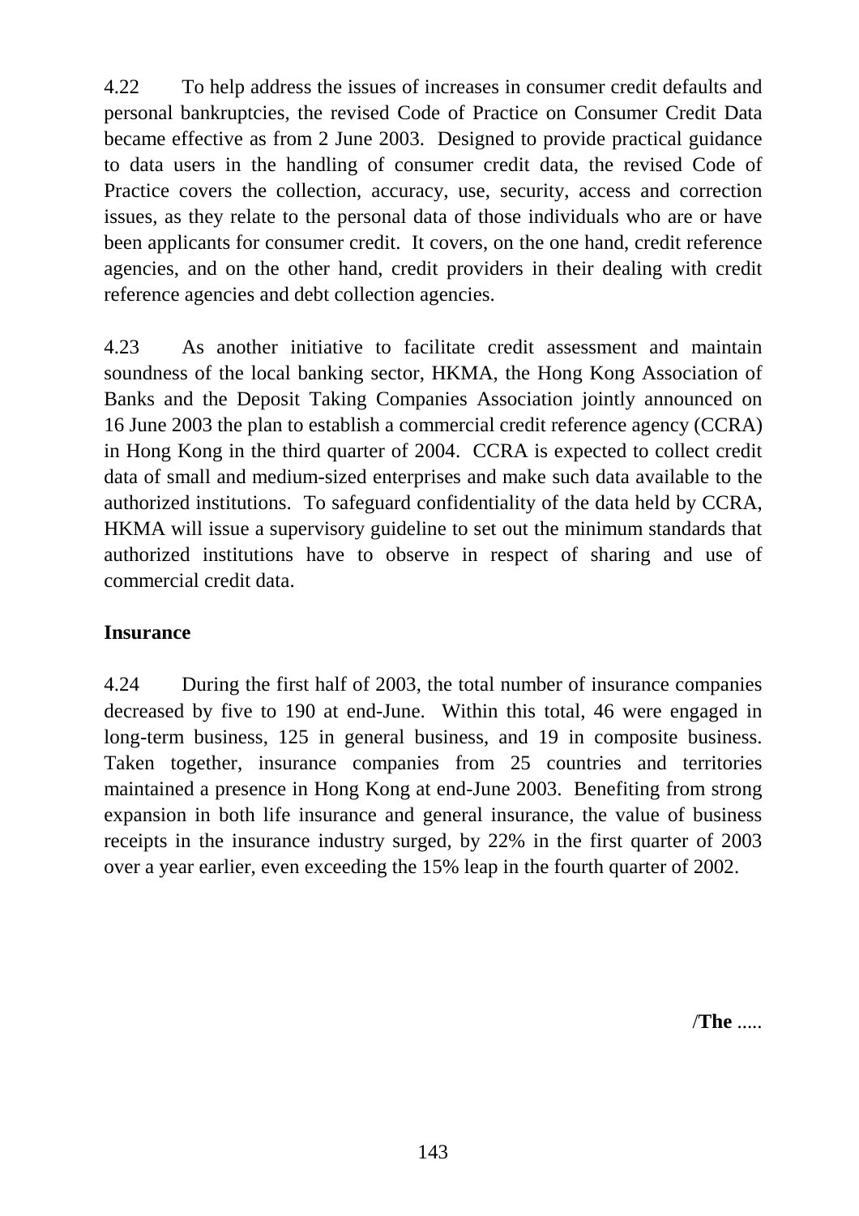4.22 To help address the issues of increases in consumer credit defaults and personal bankruptcies, the revised Code of Practice on Consumer Credit Data became effective as from 2 June 2003. Designed to provide practical guidance to data users in the handling of consumer credit data, the revised Code of Practice covers the collection, accuracy, use, security, access and correction issues, as they relate to the personal data of those individuals who are or have been applicants for consumer credit. It covers, on the one hand, credit reference agencies, and on the other hand, credit providers in their dealing with credit reference agencies and debt collection agencies.

4.23 As another initiative to facilitate credit assessment and maintain soundness of the local banking sector, HKMA, the Hong Kong Association of Banks and the Deposit Taking Companies Association jointly announced on 16 June 2003 the plan to establish a commercial credit reference agency (CCRA) in Hong Kong in the third quarter of 2004. CCRA is expected to collect credit data of small and medium-sized enterprises and make such data available to the authorized institutions. To safeguard confidentiality of the data held by CCRA, HKMA will issue a supervisory guideline to set out the minimum standards that authorized institutions have to observe in respect of sharing and use of commercial credit data.

**Insurance**

4.24 During the first half of 2003, the total number of insurance companies decreased by five to 190 at end-June. Within this total, 46 were engaged in long-term business, 125 in general business, and 19 in composite business. Taken together, insurance companies from 25 countries and territories maintained a presence in Hong Kong at end-June 2003. Benefiting from strong expansion in both life insurance and general insurance, the value of business receipts in the insurance industry surged, by 22% in the first quarter of 2003 over a year earlier, even exceeding the 15% leap in the fourth quarter of 2002.

**/The** .....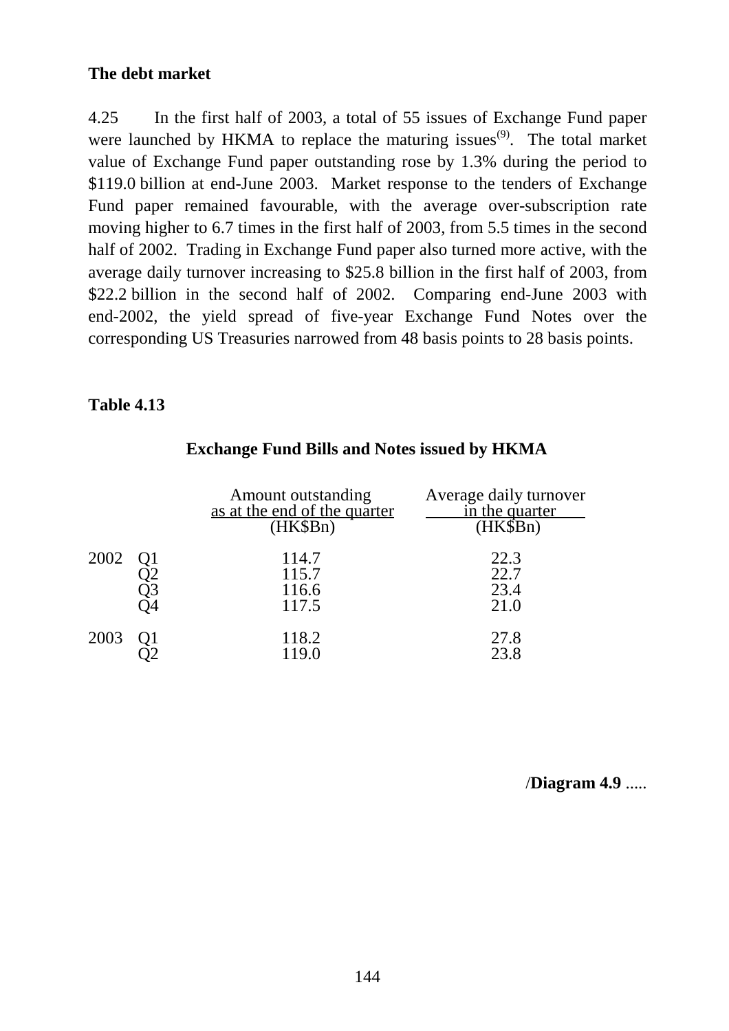**The debt market**

4.25 In the first half of 2003, a total of 55 issues of Exchange Fund paper were launched by HKMA to replace the maturing issues[(9)]. The total market value of Exchange Fund paper outstanding rose by 1.3% during the period to \$119.0 billion at end-June 2003. Market response to the tenders of Exchange Fund paper remained favourable, with the average over-subscription rate moving higher to 6.7 times in the first half of 2003, from 5.5 times in the second half of 2002. Trading in Exchange Fund paper also turned more active, with the average daily turnover increasing to \$25.8 billion in the first half of 2003, from \$22.2 billion in the second half of 2002. Comparing end-June 2003 with end-2002, the yield spread of five-year Exchange Fund Notes over the corresponding US Treasuries narrowed from 48 basis points to 28 basis points.

**Table 4.13**

**Exchange Fund Bills and Notes issued by HKMA**

| | | Amount outstanding as at the end of the quarter (HK\$Bn) | Average daily turnover in the quarter (HK\$Bn) |
|---|---|---|---|
| 2002 | Q1 | 114.7 | 22.3 |
| | Q2 | 115.7 | 22.7 |
| | Q3 | 116.6 | 23.4 |
| | Q4 | 117.5 | 21.0 |
| 2003 | Q1 | 118.2 | 27.8 |
| | Q2 | 119.0 | 23.8 |

/**Diagram 4.9** .....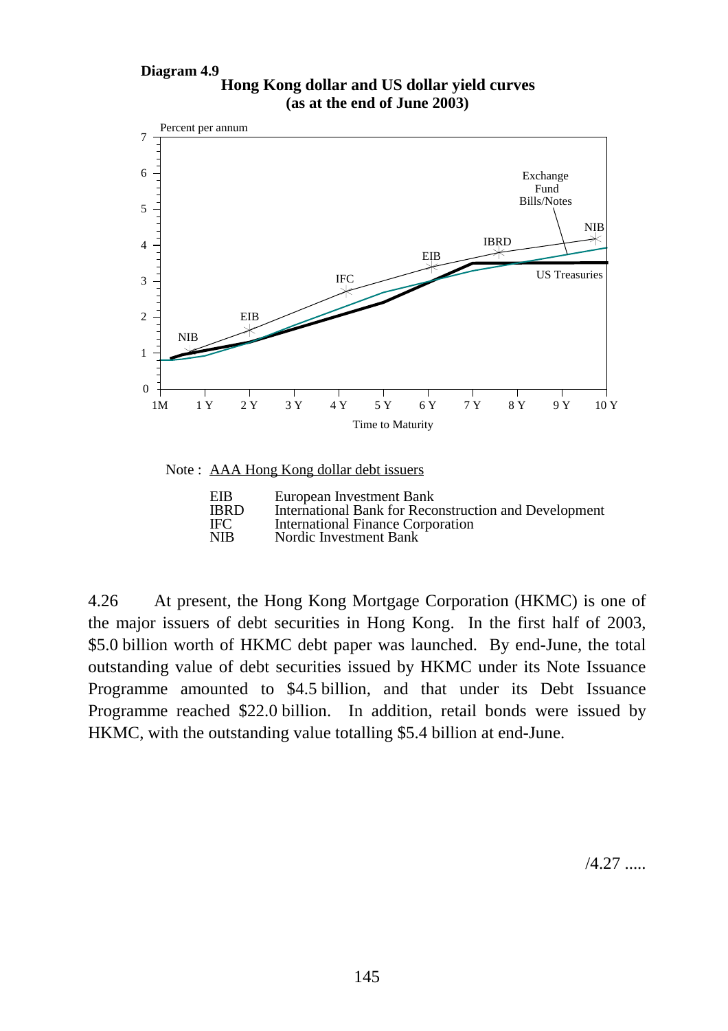**Diagram 4.9**

**Hong Kong dollar and US dollar yield curves (as at the end of June 2003)**

Note : AAA Hong Kong dollar debt issuers

| | |
|---|---|
| EIB | European Investment Bank |
| IBRD | International Bank for Reconstruction and Development |
| IFC | International Finance Corporation |
| NIB | Nordic Investment Bank |

4.26 At present, the Hong Kong Mortgage Corporation (HKMC) is one of the major issuers of debt securities in Hong Kong. In the first half of 2003, $5.0 billion worth of HKMC debt paper was launched. By end-June, the total outstanding value of debt securities issued by HKMC under its Note Issuance Programme amounted to $4.5 billion, and that under its Debt Issuance Programme reached $22.0 billion. In addition, retail bonds were issued by HKMC, with the outstanding value totalling $5.4 billion at end-June.

/4.27 .....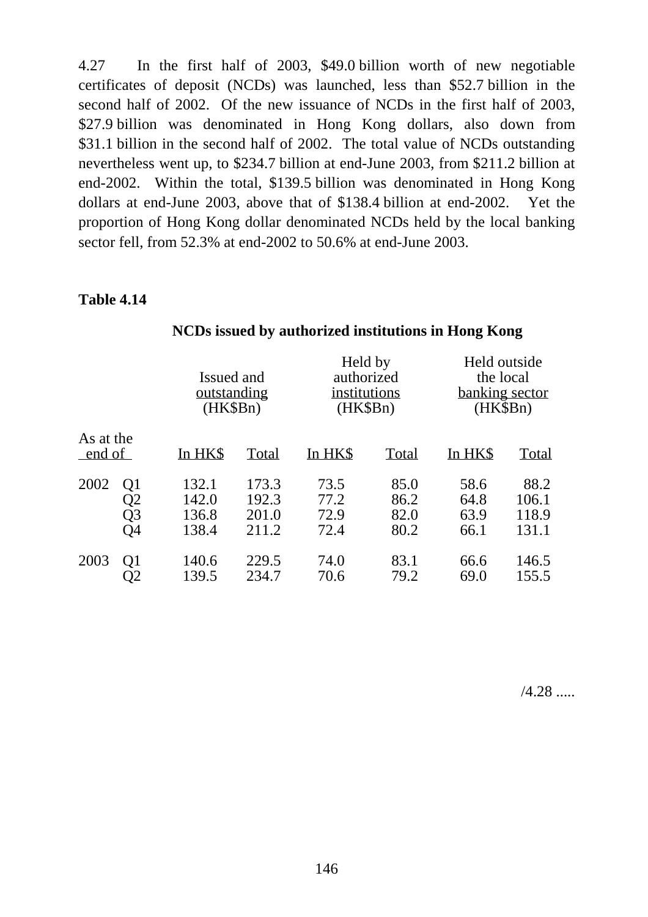4.27 In the first half of 2003, $49.0 billion worth of new negotiable certificates of deposit (NCDs) was launched, less than $52.7 billion in the second half of 2002. Of the new issuance of NCDs in the first half of 2003, $27.9 billion was denominated in Hong Kong dollars, also down from $31.1 billion in the second half of 2002. The total value of NCDs outstanding nevertheless went up, to $234.7 billion at end-June 2003, from $211.2 billion at end-2002. Within the total, $139.5 billion was denominated in Hong Kong dollars at end-June 2003, above that of $138.4 billion at end-2002. Yet the proportion of Hong Kong dollar denominated NCDs held by the local banking sector fell, from 52.3% at end-2002 to 50.6% at end-June 2003.

**Table 4.14**

**NCDs issued by authorized institutions in Hong Kong**

| | | Issued and outstanding (HK$Bn) | | Held by authorized institutions (HK$Bn) | | Held outside the local banking sector (HK$Bn) | |
|---|---|---|---|---|---|---|---|
| As at the end of | | In HK$ | Total | In HK$ | Total | In HK$ | Total |
| 2002 | Q1 | 132.1 | 173.3 | 73.5 | 85.0 | 58.6 | 88.2 |
| | Q2 | 142.0 | 192.3 | 77.2 | 86.2 | 64.8 | 106.1 |
| | Q3 | 136.8 | 201.0 | 72.9 | 82.0 | 63.9 | 118.9 |
| | Q4 | 138.4 | 211.2 | 72.4 | 80.2 | 66.1 | 131.1 |
| 2003 | Q1 | 140.6 | 229.5 | 74.0 | 83.1 | 66.6 | 146.5 |
| | Q2 | 139.5 | 234.7 | 70.6 | 79.2 | 69.0 | 155.5 |

/4.28 .....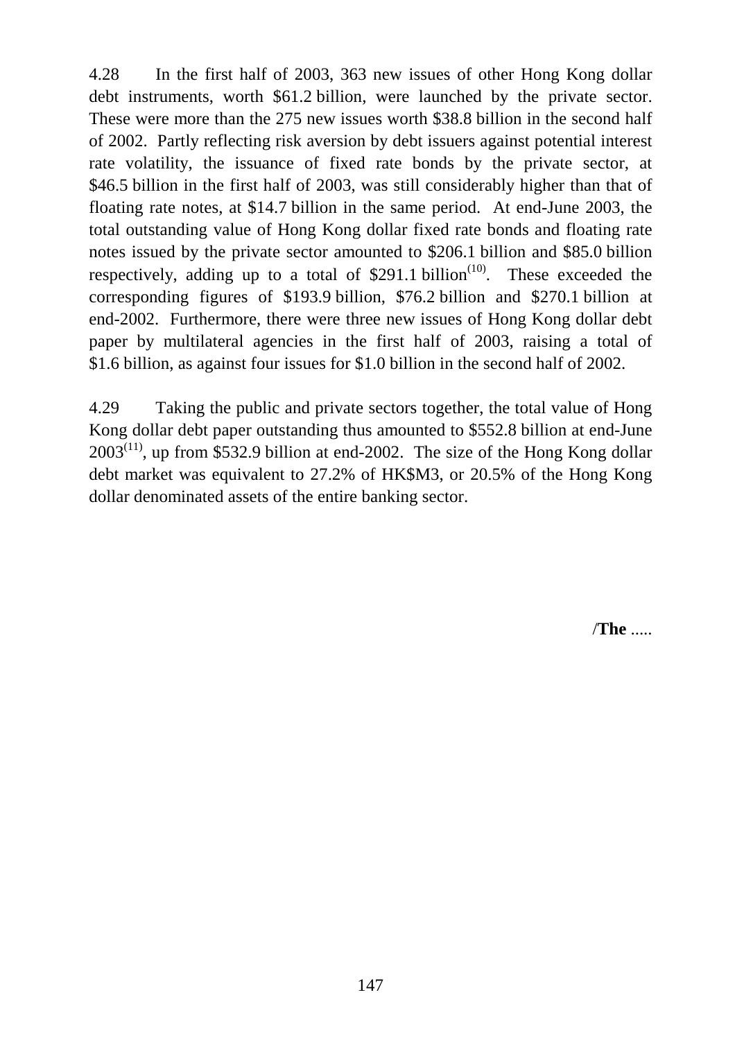4.28 In the first half of 2003, 363 new issues of other Hong Kong dollar debt instruments, worth $61.2 billion, were launched by the private sector. These were more than the 275 new issues worth $38.8 billion in the second half of 2002. Partly reflecting risk aversion by debt issuers against potential interest rate volatility, the issuance of fixed rate bonds by the private sector, at $46.5 billion in the first half of 2003, was still considerably higher than that of floating rate notes, at $14.7 billion in the same period. At end-June 2003, the total outstanding value of Hong Kong dollar fixed rate bonds and floating rate notes issued by the private sector amounted to $206.1 billion and $85.0 billion respectively, adding up to a total of $291.1 billion(10). These exceeded the corresponding figures of $193.9 billion, $76.2 billion and $270.1 billion at end-2002. Furthermore, there were three new issues of Hong Kong dollar debt paper by multilateral agencies in the first half of 2003, raising a total of $1.6 billion, as against four issues for $1.0 billion in the second half of 2002.

4.29 Taking the public and private sectors together, the total value of Hong Kong dollar debt paper outstanding thus amounted to $552.8 billion at end-June 2003(11), up from $532.9 billion at end-2002. The size of the Hong Kong dollar debt market was equivalent to 27.2% of HK$M3, or 20.5% of the Hong Kong dollar denominated assets of the entire banking sector.

/**The** .....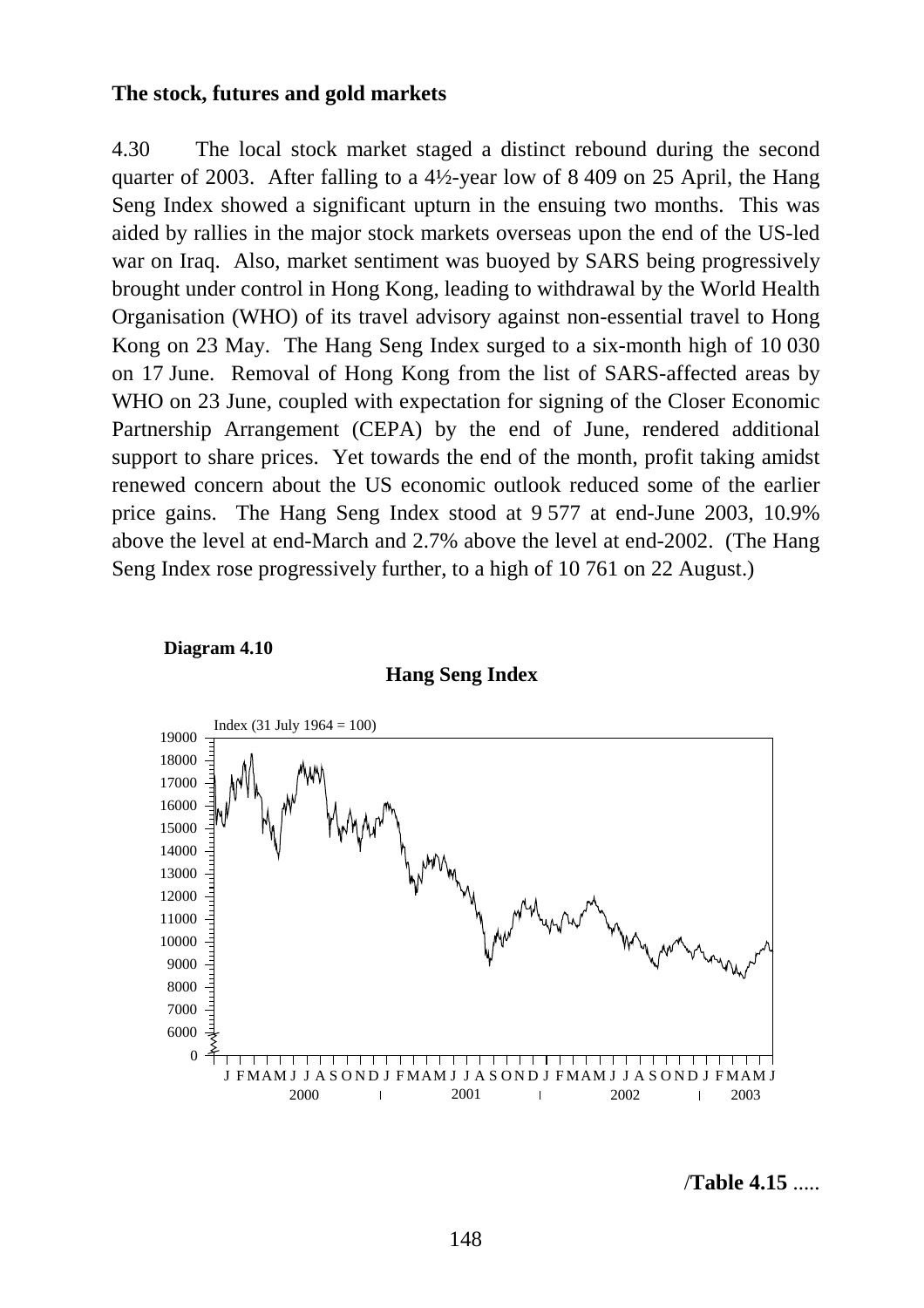**The stock, futures and gold markets**

4.30 The local stock market staged a distinct rebound during the second quarter of 2003. After falling to a 4½-year low of 8 409 on 25 April, the Hang Seng Index showed a significant upturn in the ensuing two months. This was aided by rallies in the major stock markets overseas upon the end of the US-led war on Iraq. Also, market sentiment was buoyed by SARS being progressively brought under control in Hong Kong, leading to withdrawal by the World Health Organisation (WHO) of its travel advisory against non-essential travel to Hong Kong on 23 May. The Hang Seng Index surged to a six-month high of 10 030 on 17 June. Removal of Hong Kong from the list of SARS-affected areas by WHO on 23 June, coupled with expectation for signing of the Closer Economic Partnership Arrangement (CEPA) by the end of June, rendered additional support to share prices. Yet towards the end of the month, profit taking amidst renewed concern about the US economic outlook reduced some of the earlier price gains. The Hang Seng Index stood at 9 577 at end-June 2003, 10.9% above the level at end-March and 2.7% above the level at end-2002. (The Hang Seng Index rose progressively further, to a high of 10 761 on 22 August.)

**Diagram 4.10**

**Hang Seng Index**

/**Table 4.15** .....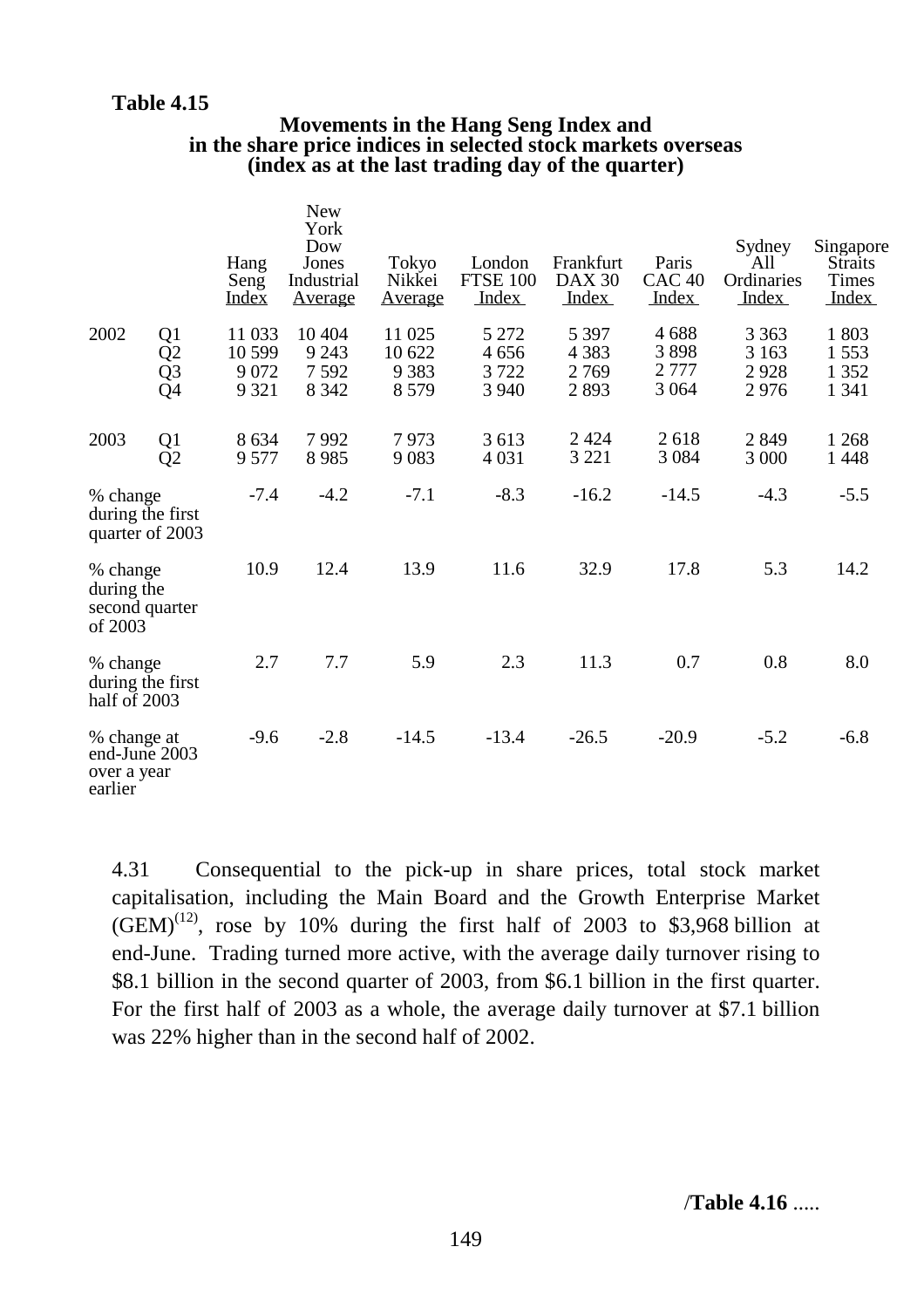**Table 4.15**

**Movements in the Hang Seng Index and in the share price indices in selected stock markets overseas (index as at the last trading day of the quarter)**

| | | Hang Seng Index | New York Dow Jones Industrial Average | Tokyo Nikkei Average | London FTSE 100 Index | Frankfurt DAX 30 Index | Paris CAC 40 Index | Sydney All Ordinaries Index | Singapore Straits Times Index |
|---|---|---|---|---|---|---|---|---|---|
| 2002 | Q1 | 11 033 | 10 404 | 11 025 | 5 272 | 5 397 | 4 688 | 3 363 | 1 803 |
| | Q2 | 10 599 | 9 243 | 10 622 | 4 656 | 4 383 | 3 898 | 3 163 | 1 553 |
| | Q3 | 9 072 | 7 592 | 9 383 | 3 722 | 2 769 | 2 777 | 2 928 | 1 352 |
| | Q4 | 9 321 | 8 342 | 8 579 | 3 940 | 2 893 | 3 064 | 2 976 | 1 341 |
| 2003 | Q1 | 8 634 | 7 992 | 7 973 | 3 613 | 2 424 | 2 618 | 2 849 | 1 268 |
| | Q2 | 9 577 | 8 985 | 9 083 | 4 031 | 3 221 | 3 084 | 3 000 | 1 448 |
| % change during the first quarter of 2003 | | -7.4 | -4.2 | -7.1 | -8.3 | -16.2 | -14.5 | -4.3 | -5.5 |
| % change during the second quarter of 2003 | | 10.9 | 12.4 | 13.9 | 11.6 | 32.9 | 17.8 | 5.3 | 14.2 |
| % change during the first half of 2003 | | 2.7 | 7.7 | 5.9 | 2.3 | 11.3 | 0.7 | 0.8 | 8.0 |
| % change at end-June 2003 over a year earlier | | -9.6 | -2.8 | -14.5 | -13.4 | -26.5 | -20.9 | -5.2 | -6.8 |

4.31 Consequential to the pick-up in share prices, total stock market capitalisation, including the Main Board and the Growth Enterprise Market (GEM)[12], rose by 10% during the first half of 2003 to $3,968 billion at end-June. Trading turned more active, with the average daily turnover rising to $8.1 billion in the second quarter of 2003, from $6.1 billion in the first quarter. For the first half of 2003 as a whole, the average daily turnover at $7.1 billion was 22% higher than in the second half of 2002.

/**Table 4.16** .....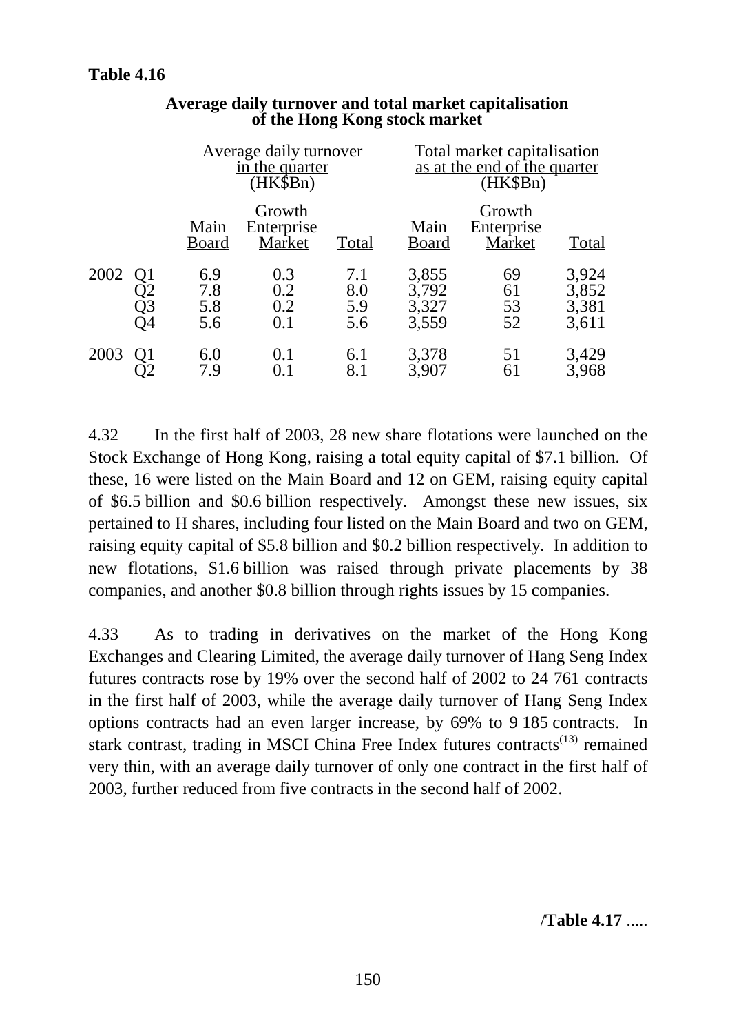**Table 4.16**

**Average daily turnover and total market capitalisation of the Hong Kong stock market**

| | | Average daily turnover in the quarter (HK$Bn) | | | Total market capitalisation as at the end of the quarter (HK$Bn) | | |
|---|---|---|---|---|---|---|---|
| | | Main Board | Growth Enterprise Market | Total | Main Board | Growth Enterprise Market | Total |
| 2002 | Q1 | 6.9 | 0.3 | 7.1 | 3,855 | 69 | 3,924 |
| | Q2 | 7.8 | 0.2 | 8.0 | 3,792 | 61 | 3,852 |
| | Q3 | 5.8 | 0.2 | 5.9 | 3,327 | 53 | 3,381 |
| | Q4 | 5.6 | 0.1 | 5.6 | 3,559 | 52 | 3,611 |
| 2003 | Q1 | 6.0 | 0.1 | 6.1 | 3,378 | 51 | 3,429 |
| | Q2 | 7.9 | 0.1 | 8.1 | 3,907 | 61 | 3,968 |

4.32 In the first half of 2003, 28 new share flotations were launched on the Stock Exchange of Hong Kong, raising a total equity capital of $7.1 billion. Of these, 16 were listed on the Main Board and 12 on GEM, raising equity capital of $6.5 billion and $0.6 billion respectively. Amongst these new issues, six pertained to H shares, including four listed on the Main Board and two on GEM, raising equity capital of $5.8 billion and $0.2 billion respectively. In addition to new flotations, $1.6 billion was raised through private placements by 38 companies, and another $0.8 billion through rights issues by 15 companies.

4.33 As to trading in derivatives on the market of the Hong Kong Exchanges and Clearing Limited, the average daily turnover of Hang Seng Index futures contracts rose by 19% over the second half of 2002 to 24 761 contracts in the first half of 2003, while the average daily turnover of Hang Seng Index options contracts had an even larger increase, by 69% to 9 185 contracts. In stark contrast, trading in MSCI China Free Index futures contracts(13) remained very thin, with an average daily turnover of only one contract in the first half of 2003, further reduced from five contracts in the second half of 2002.

/**Table 4.17** .....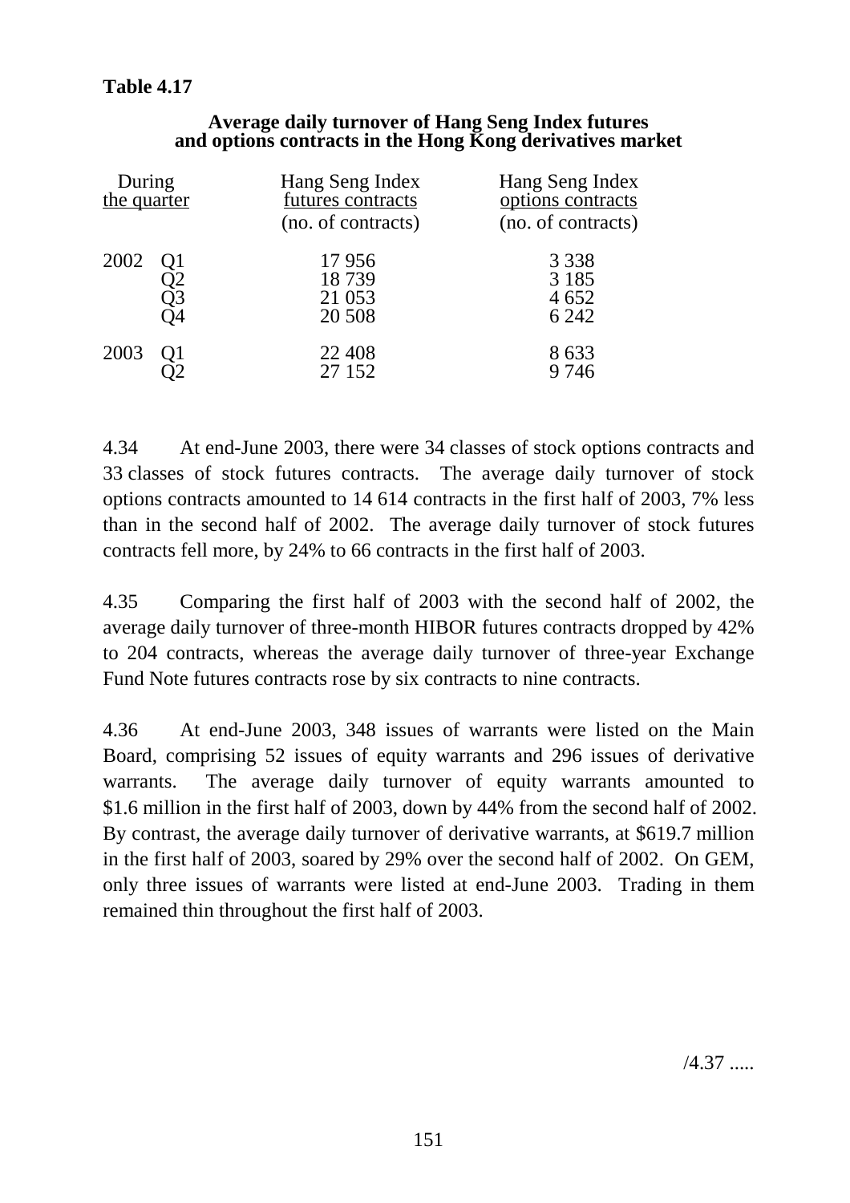**Table 4.17**

**Average daily turnover of Hang Seng Index futures and options contracts in the Hong Kong derivatives market**

| During the quarter | | Hang Seng Index futures contracts (no. of contracts) | Hang Seng Index options contracts (no. of contracts) |
|---|---|---|---|
| 2002 | Q1 | 17 956 | 3 338 |
| | Q2 | 18 739 | 3 185 |
| | Q3 | 21 053 | 4 652 |
| | Q4 | 20 508 | 6 242 |
| 2003 | Q1 | 22 408 | 8 633 |
| | Q2 | 27 152 | 9 746 |

4.34 At end-June 2003, there were 34 classes of stock options contracts and 33 classes of stock futures contracts. The average daily turnover of stock options contracts amounted to 14 614 contracts in the first half of 2003, 7% less than in the second half of 2002. The average daily turnover of stock futures contracts fell more, by 24% to 66 contracts in the first half of 2003.

4.35 Comparing the first half of 2003 with the second half of 2002, the average daily turnover of three-month HIBOR futures contracts dropped by 42% to 204 contracts, whereas the average daily turnover of three-year Exchange Fund Note futures contracts rose by six contracts to nine contracts.

4.36 At end-June 2003, 348 issues of warrants were listed on the Main Board, comprising 52 issues of equity warrants and 296 issues of derivative warrants. The average daily turnover of equity warrants amounted to $1.6 million in the first half of 2003, down by 44% from the second half of 2002. By contrast, the average daily turnover of derivative warrants, at $619.7 million in the first half of 2003, soared by 29% over the second half of 2002. On GEM, only three issues of warrants were listed at end-June 2003. Trading in them remained thin throughout the first half of 2003.

/4.37 .....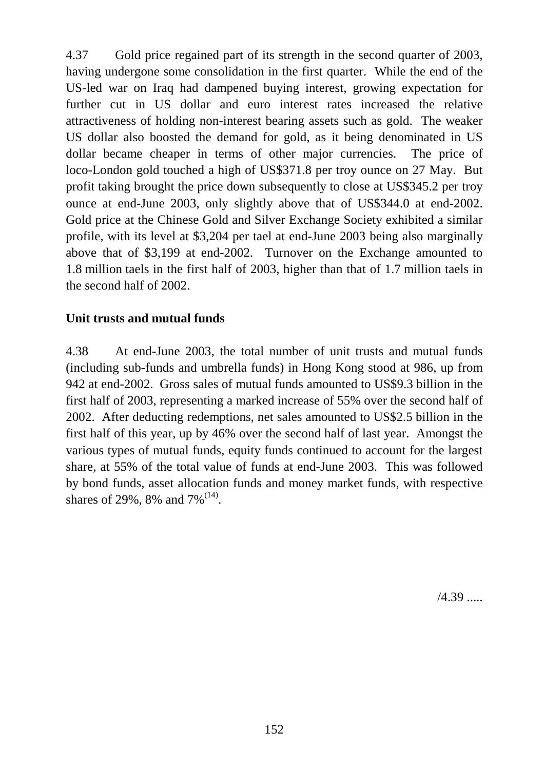4.37 Gold price regained part of its strength in the second quarter of 2003, having undergone some consolidation in the first quarter. While the end of the US-led war on Iraq had dampened buying interest, growing expectation for further cut in US dollar and euro interest rates increased the relative attractiveness of holding non-interest bearing assets such as gold. The weaker US dollar also boosted the demand for gold, as it being denominated in US dollar became cheaper in terms of other major currencies. The price of loco-London gold touched a high of US$371.8 per troy ounce on 27 May. But profit taking brought the price down subsequently to close at US$345.2 per troy ounce at end-June 2003, only slightly above that of US$344.0 at end-2002. Gold price at the Chinese Gold and Silver Exchange Society exhibited a similar profile, with its level at $3,204 per tael at end-June 2003 being also marginally above that of $3,199 at end-2002. Turnover on the Exchange amounted to 1.8 million taels in the first half of 2003, higher than that of 1.7 million taels in the second half of 2002.

**Unit trusts and mutual funds**

4.38 At end-June 2003, the total number of unit trusts and mutual funds (including sub-funds and umbrella funds) in Hong Kong stood at 986, up from 942 at end-2002. Gross sales of mutual funds amounted to US$9.3 billion in the first half of 2003, representing a marked increase of 55% over the second half of 2002. After deducting redemptions, net sales amounted to US$2.5 billion in the first half of this year, up by 46% over the second half of last year. Amongst the various types of mutual funds, equity funds continued to account for the largest share, at 55% of the total value of funds at end-June 2003. This was followed by bond funds, asset allocation funds and money market funds, with respective shares of 29%, 8% and 7%[(14)].

/4.39 .....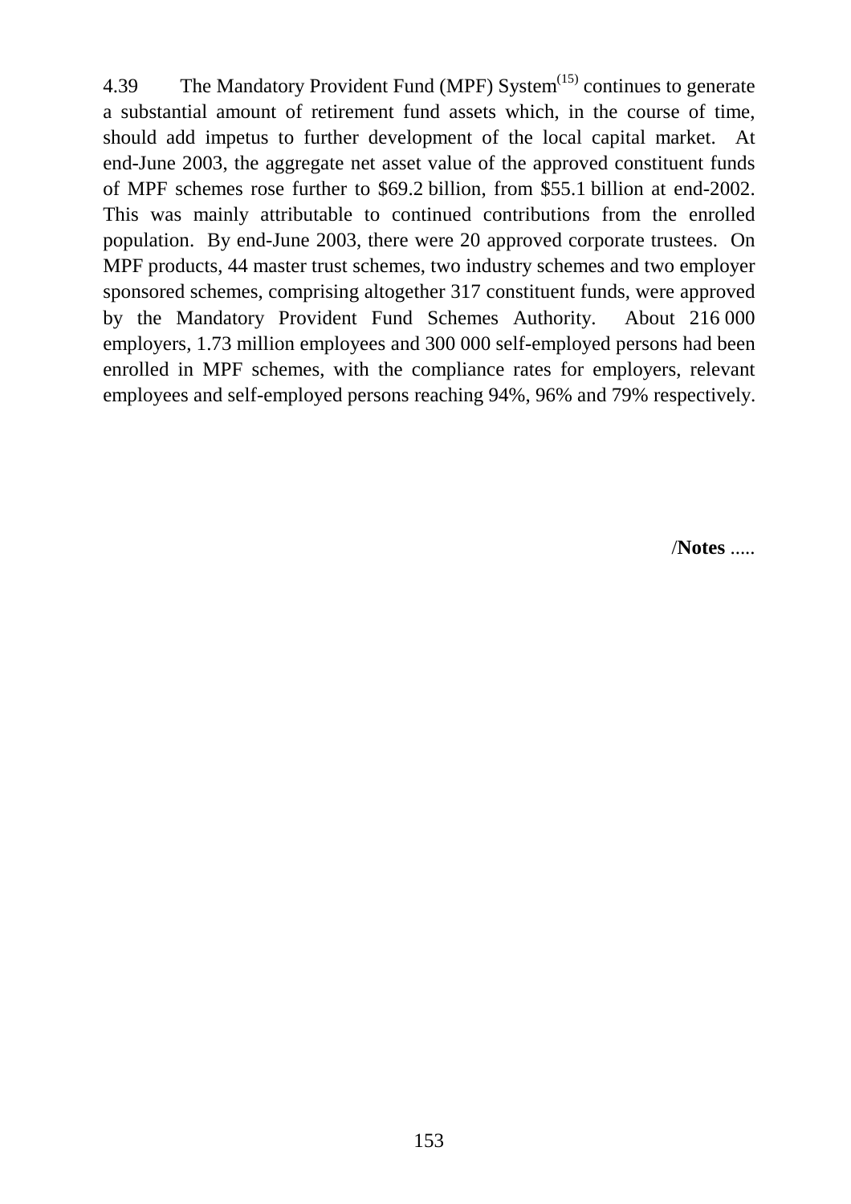4.39 The Mandatory Provident Fund (MPF) System[15] continues to generate a substantial amount of retirement fund assets which, in the course of time, should add impetus to further development of the local capital market. At end-June 2003, the aggregate net asset value of the approved constituent funds of MPF schemes rose further to $69.2 billion, from $55.1 billion at end-2002. This was mainly attributable to continued contributions from the enrolled population. By end-June 2003, there were 20 approved corporate trustees. On MPF products, 44 master trust schemes, two industry schemes and two employer sponsored schemes, comprising altogether 317 constituent funds, were approved by the Mandatory Provident Fund Schemes Authority. About 216 000 employers, 1.73 million employees and 300 000 self-employed persons had been enrolled in MPF schemes, with the compliance rates for employers, relevant employees and self-employed persons reaching 94%, 96% and 79% respectively.

/**Notes** .....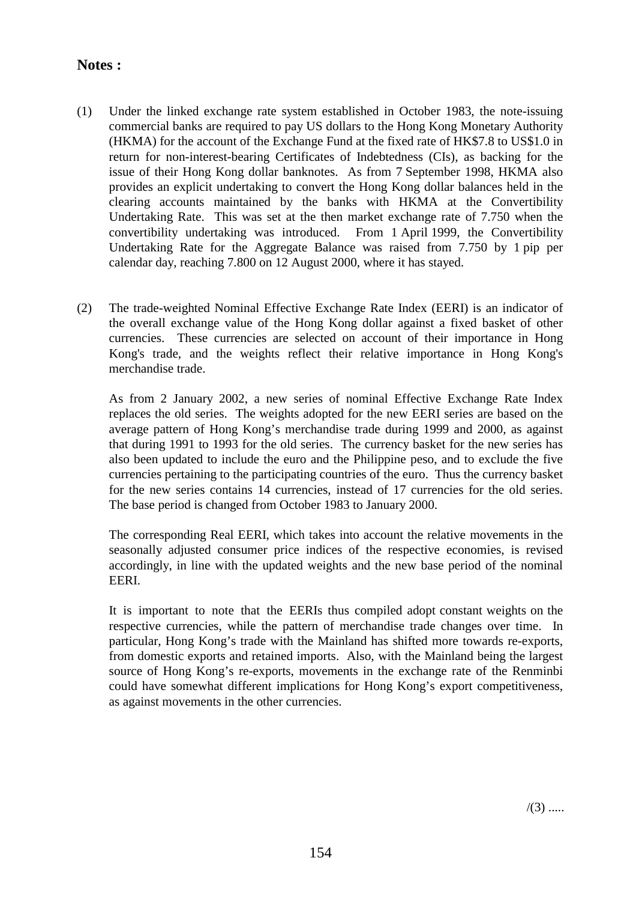**Notes :**

(1) Under the linked exchange rate system established in October 1983, the note-issuing commercial banks are required to pay US dollars to the Hong Kong Monetary Authority (HKMA) for the account of the Exchange Fund at the fixed rate of HK$7.8 to US$1.0 in return for non-interest-bearing Certificates of Indebtedness (CIs), as backing for the issue of their Hong Kong dollar banknotes. As from 7 September 1998, HKMA also provides an explicit undertaking to convert the Hong Kong dollar balances held in the clearing accounts maintained by the banks with HKMA at the Convertibility Undertaking Rate. This was set at the then market exchange rate of 7.750 when the convertibility undertaking was introduced. From 1 April 1999, the Convertibility Undertaking Rate for the Aggregate Balance was raised from 7.750 by 1 pip per calendar day, reaching 7.800 on 12 August 2000, where it has stayed.

(2) The trade-weighted Nominal Effective Exchange Rate Index (EERI) is an indicator of the overall exchange value of the Hong Kong dollar against a fixed basket of other currencies. These currencies are selected on account of their importance in Hong Kong's trade, and the weights reflect their relative importance in Hong Kong's merchandise trade.

As from 2 January 2002, a new series of nominal Effective Exchange Rate Index replaces the old series. The weights adopted for the new EERI series are based on the average pattern of Hong Kong's merchandise trade during 1999 and 2000, as against that during 1991 to 1993 for the old series. The currency basket for the new series has also been updated to include the euro and the Philippine peso, and to exclude the five currencies pertaining to the participating countries of the euro. Thus the currency basket for the new series contains 14 currencies, instead of 17 currencies for the old series. The base period is changed from October 1983 to January 2000.

The corresponding Real EERI, which takes into account the relative movements in the seasonally adjusted consumer price indices of the respective economies, is revised accordingly, in line with the updated weights and the new base period of the nominal EERI.

It is important to note that the EERIs thus compiled adopt constant weights on the respective currencies, while the pattern of merchandise trade changes over time. In particular, Hong Kong's trade with the Mainland has shifted more towards re-exports, from domestic exports and retained imports. Also, with the Mainland being the largest source of Hong Kong's re-exports, movements in the exchange rate of the Renminbi could have somewhat different implications for Hong Kong's export competitiveness, as against movements in the other currencies.

/(3) .....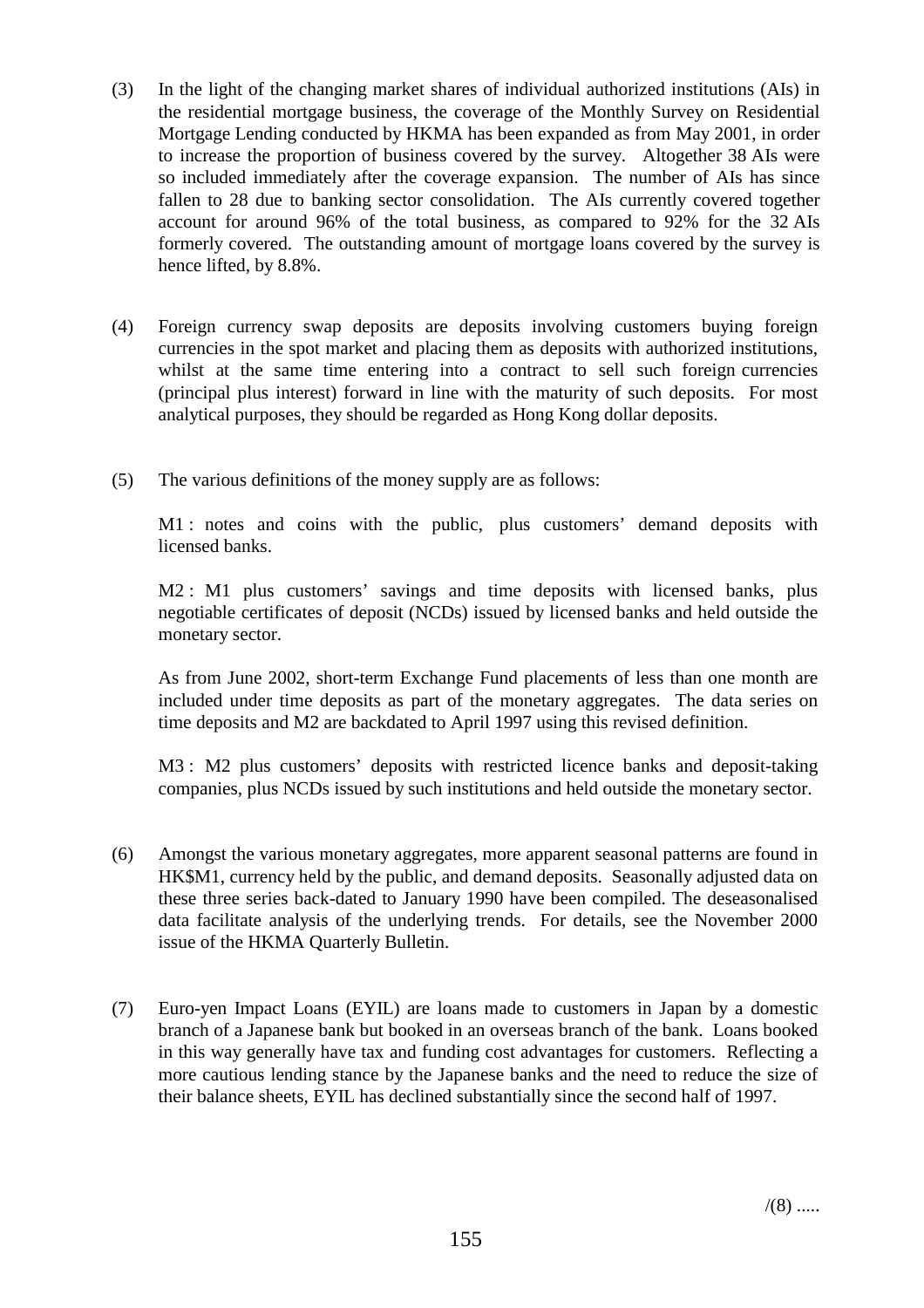(3) In the light of the changing market shares of individual authorized institutions (AIs) in the residential mortgage business, the coverage of the Monthly Survey on Residential Mortgage Lending conducted by HKMA has been expanded as from May 2001, in order to increase the proportion of business covered by the survey. Altogether 38 AIs were so included immediately after the coverage expansion. The number of AIs has since fallen to 28 due to banking sector consolidation. The AIs currently covered together account for around 96% of the total business, as compared to 92% for the 32 AIs formerly covered. The outstanding amount of mortgage loans covered by the survey is hence lifted, by 8.8%.

(4) Foreign currency swap deposits are deposits involving customers buying foreign currencies in the spot market and placing them as deposits with authorized institutions, whilst at the same time entering into a contract to sell such foreign currencies (principal plus interest) forward in line with the maturity of such deposits. For most analytical purposes, they should be regarded as Hong Kong dollar deposits.

(5) The various definitions of the money supply are as follows:

M1 : notes and coins with the public, plus customers' demand deposits with licensed banks.

M2 : M1 plus customers' savings and time deposits with licensed banks, plus negotiable certificates of deposit (NCDs) issued by licensed banks and held outside the monetary sector.

As from June 2002, short-term Exchange Fund placements of less than one month are included under time deposits as part of the monetary aggregates. The data series on time deposits and M2 are backdated to April 1997 using this revised definition.

M3 : M2 plus customers' deposits with restricted licence banks and deposit-taking companies, plus NCDs issued by such institutions and held outside the monetary sector.

(6) Amongst the various monetary aggregates, more apparent seasonal patterns are found in HK$M1, currency held by the public, and demand deposits. Seasonally adjusted data on these three series back-dated to January 1990 have been compiled. The deseasonalised data facilitate analysis of the underlying trends. For details, see the November 2000 issue of the HKMA Quarterly Bulletin.

(7) Euro-yen Impact Loans (EYIL) are loans made to customers in Japan by a domestic branch of a Japanese bank but booked in an overseas branch of the bank. Loans booked in this way generally have tax and funding cost advantages for customers. Reflecting a more cautious lending stance by the Japanese banks and the need to reduce the size of their balance sheets, EYIL has declined substantially since the second half of 1997.

/(8) .....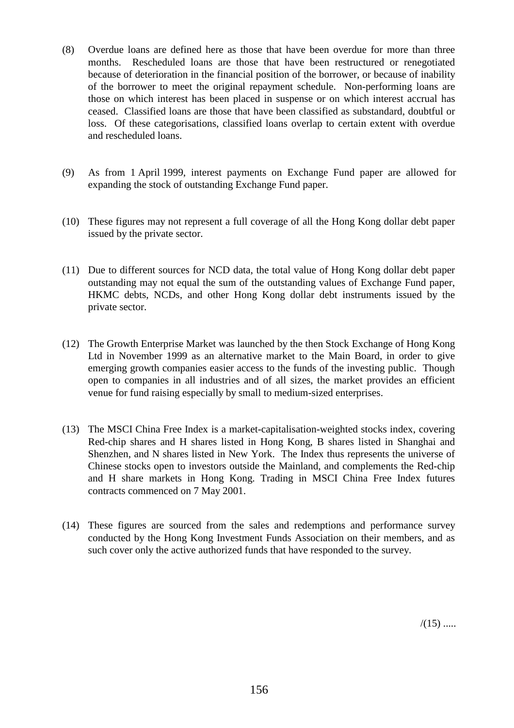(8) Overdue loans are defined here as those that have been overdue for more than three months. Rescheduled loans are those that have been restructured or renegotiated because of deterioration in the financial position of the borrower, or because of inability of the borrower to meet the original repayment schedule. Non-performing loans are those on which interest has been placed in suspense or on which interest accrual has ceased. Classified loans are those that have been classified as substandard, doubtful or loss. Of these categorisations, classified loans overlap to certain extent with overdue and rescheduled loans.

(9) As from 1 April 1999, interest payments on Exchange Fund paper are allowed for expanding the stock of outstanding Exchange Fund paper.

(10) These figures may not represent a full coverage of all the Hong Kong dollar debt paper issued by the private sector.

(11) Due to different sources for NCD data, the total value of Hong Kong dollar debt paper outstanding may not equal the sum of the outstanding values of Exchange Fund paper, HKMC debts, NCDs, and other Hong Kong dollar debt instruments issued by the private sector.

(12) The Growth Enterprise Market was launched by the then Stock Exchange of Hong Kong Ltd in November 1999 as an alternative market to the Main Board, in order to give emerging growth companies easier access to the funds of the investing public. Though open to companies in all industries and of all sizes, the market provides an efficient venue for fund raising especially by small to medium-sized enterprises.

(13) The MSCI China Free Index is a market-capitalisation-weighted stocks index, covering Red-chip shares and H shares listed in Hong Kong, B shares listed in Shanghai and Shenzhen, and N shares listed in New York. The Index thus represents the universe of Chinese stocks open to investors outside the Mainland, and complements the Red-chip and H share markets in Hong Kong. Trading in MSCI China Free Index futures contracts commenced on 7 May 2001.

(14) These figures are sourced from the sales and redemptions and performance survey conducted by the Hong Kong Investment Funds Association on their members, and as such cover only the active authorized funds that have responded to the survey.

/(15) .....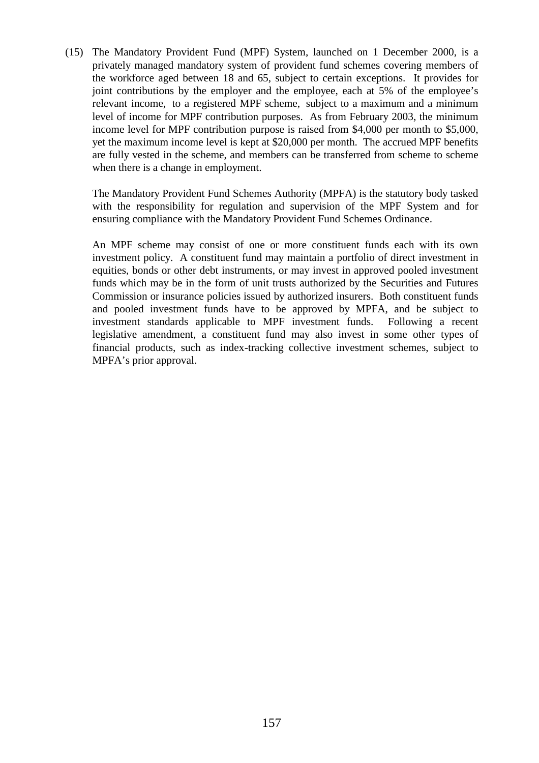(15) The Mandatory Provident Fund (MPF) System, launched on 1 December 2000, is a privately managed mandatory system of provident fund schemes covering members of the workforce aged between 18 and 65, subject to certain exceptions. It provides for joint contributions by the employer and the employee, each at 5% of the employee's relevant income, to a registered MPF scheme, subject to a maximum and a minimum level of income for MPF contribution purposes. As from February 2003, the minimum income level for MPF contribution purpose is raised from $4,000 per month to $5,000, yet the maximum income level is kept at $20,000 per month. The accrued MPF benefits are fully vested in the scheme, and members can be transferred from scheme to scheme when there is a change in employment.

The Mandatory Provident Fund Schemes Authority (MPFA) is the statutory body tasked with the responsibility for regulation and supervision of the MPF System and for ensuring compliance with the Mandatory Provident Fund Schemes Ordinance.

An MPF scheme may consist of one or more constituent funds each with its own investment policy. A constituent fund may maintain a portfolio of direct investment in equities, bonds or other debt instruments, or may invest in approved pooled investment funds which may be in the form of unit trusts authorized by the Securities and Futures Commission or insurance policies issued by authorized insurers. Both constituent funds and pooled investment funds have to be approved by MPFA, and be subject to investment standards applicable to MPF investment funds. Following a recent legislative amendment, a constituent fund may also invest in some other types of financial products, such as index-tracking collective investment schemes, subject to MPFA's prior approval.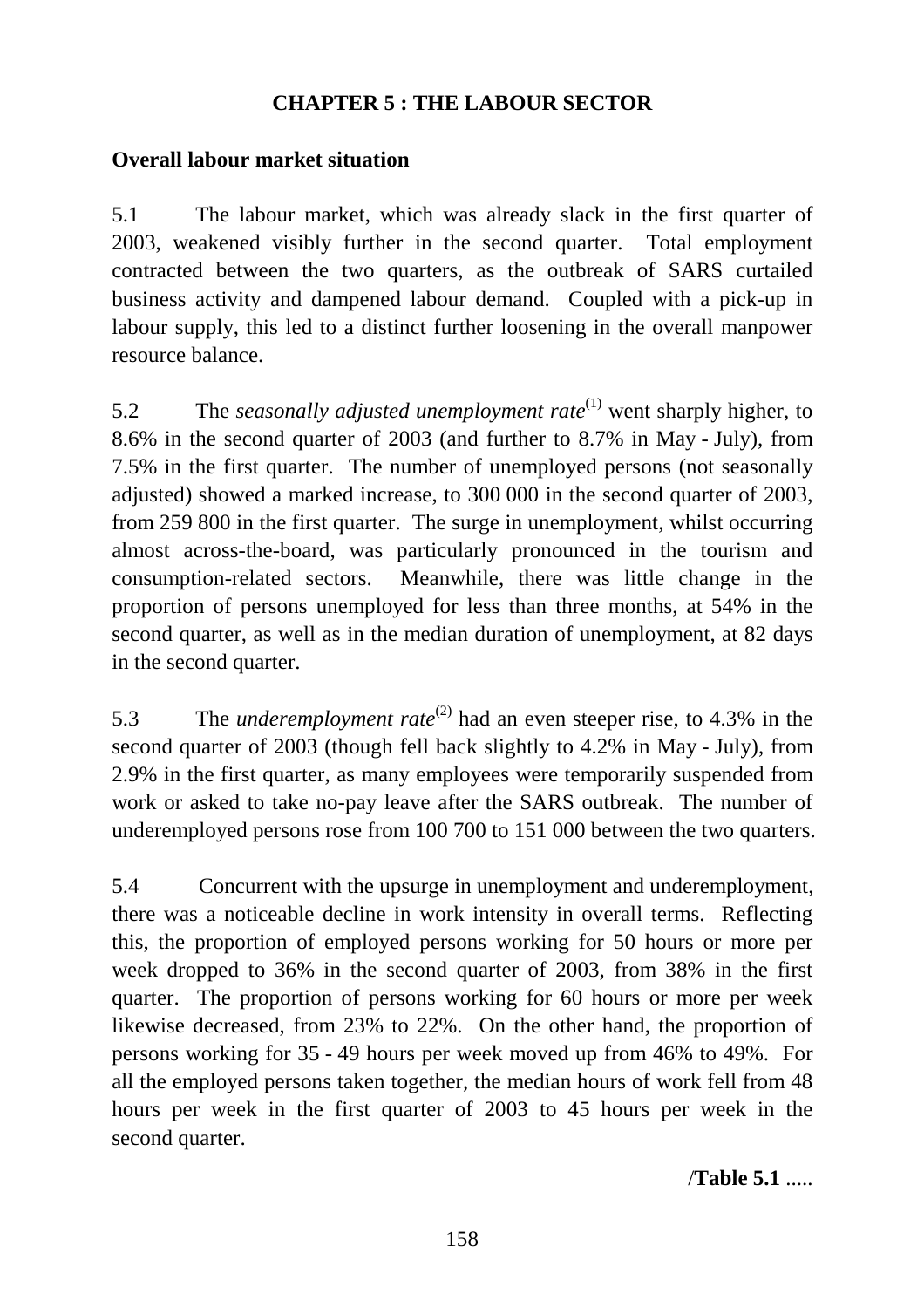# CHAPTER 5 : THE LABOUR SECTOR

## Overall labour market situation

5.1 The labour market, which was already slack in the first quarter of 2003, weakened visibly further in the second quarter. Total employment contracted between the two quarters, as the outbreak of SARS curtailed business activity and dampened labour demand. Coupled with a pick-up in labour supply, this led to a distinct further loosening in the overall manpower resource balance.

5.2 The *seasonally adjusted unemployment rate*(1) went sharply higher, to 8.6% in the second quarter of 2003 (and further to 8.7% in May - July), from 7.5% in the first quarter. The number of unemployed persons (not seasonally adjusted) showed a marked increase, to 300 000 in the second quarter of 2003, from 259 800 in the first quarter. The surge in unemployment, whilst occurring almost across-the-board, was particularly pronounced in the tourism and consumption-related sectors. Meanwhile, there was little change in the proportion of persons unemployed for less than three months, at 54% in the second quarter, as well as in the median duration of unemployment, at 82 days in the second quarter.

5.3 The *underemployment rate*(2) had an even steeper rise, to 4.3% in the second quarter of 2003 (though fell back slightly to 4.2% in May - July), from 2.9% in the first quarter, as many employees were temporarily suspended from work or asked to take no-pay leave after the SARS outbreak. The number of underemployed persons rose from 100 700 to 151 000 between the two quarters.

5.4 Concurrent with the upsurge in unemployment and underemployment, there was a noticeable decline in work intensity in overall terms. Reflecting this, the proportion of employed persons working for 50 hours or more per week dropped to 36% in the second quarter of 2003, from 38% in the first quarter. The proportion of persons working for 60 hours or more per week likewise decreased, from 23% to 22%. On the other hand, the proportion of persons working for 35 - 49 hours per week moved up from 46% to 49%. For all the employed persons taken together, the median hours of work fell from 48 hours per week in the first quarter of 2003 to 45 hours per week in the second quarter.

/**Table 5.1** .....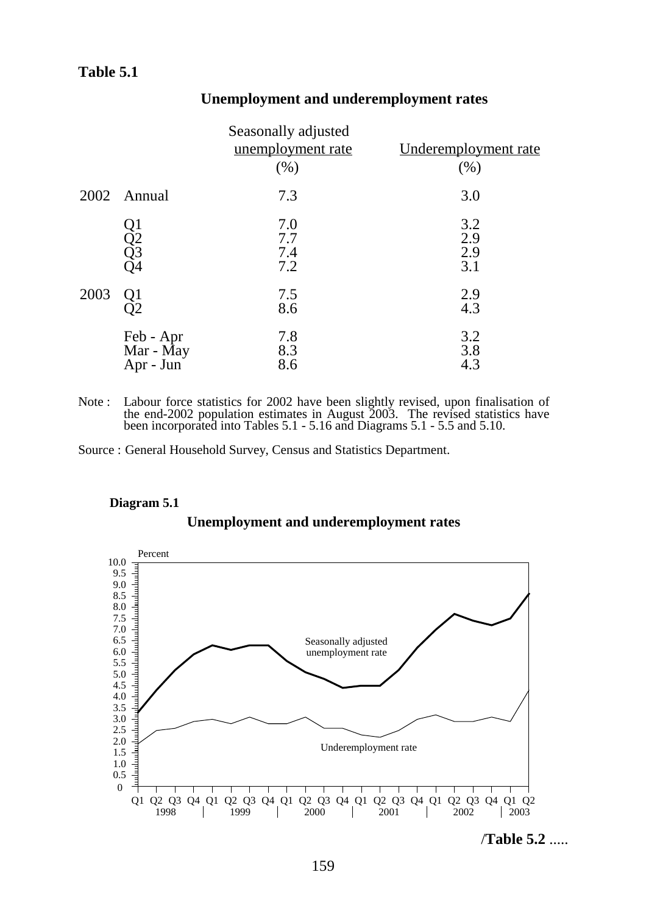**Table 5.1**

## Unemployment and underemployment rates

| | | Seasonally adjusted unemployment rate (%) | Underemployment rate (%) |
|---|---|---|---|
| 2002 | Annual | 7.3 | 3.0 |
| | Q1 | 7.0 | 3.2 |
| | Q2 | 7.7 | 2.9 |
| | Q3 | 7.4 | 2.9 |
| | Q4 | 7.2 | 3.1 |
| 2003 | Q1 | 7.5 | 2.9 |
| | Q2 | 8.6 | 4.3 |
| | Feb - Apr | 7.8 | 3.2 |
| | Mar - May | 8.3 | 3.8 |
| | Apr - Jun | 8.6 | 4.3 |

Note : Labour force statistics for 2002 have been slightly revised, upon finalisation of the end-2002 population estimates in August 2003. The revised statistics have been incorporated into Tables 5.1 - 5.16 and Diagrams 5.1 - 5.5 and 5.10.

Source : General Household Survey, Census and Statistics Department.

**Diagram 5.1**

## Unemployment and underemployment rates

/**Table 5.2** .....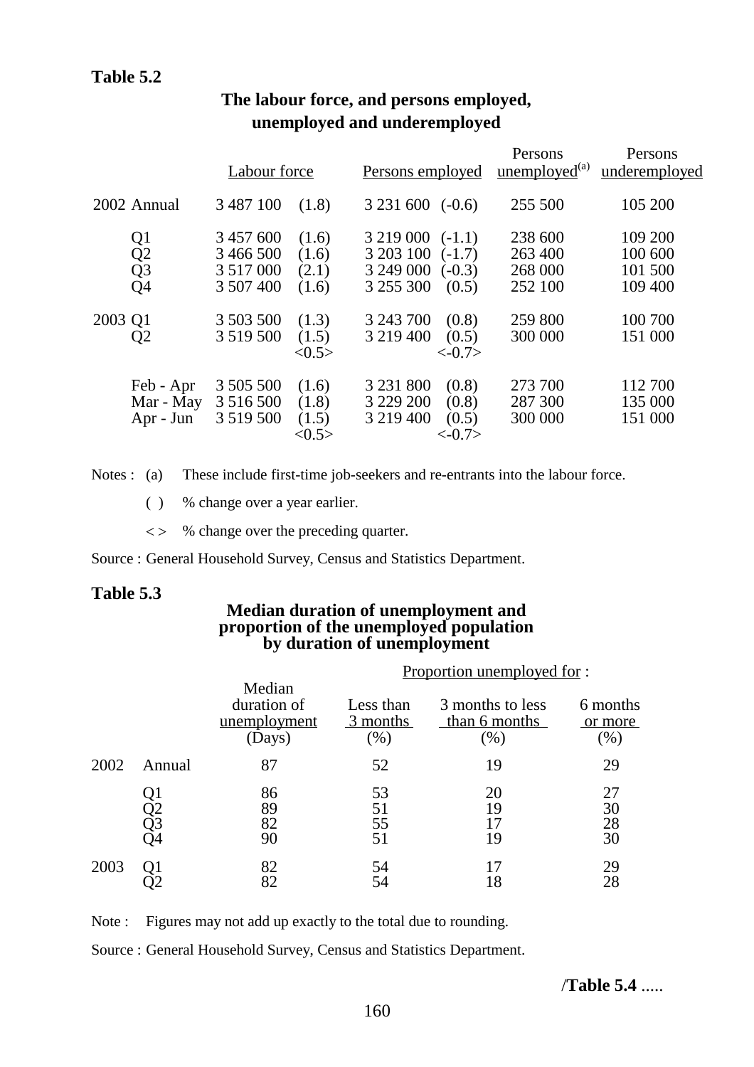**Table 5.2**

**The labour force, and persons employed, unemployed and underemployed**

| | | Labour force | | Persons employed | | Persons unemployed[(a)] | Persons underemployed |
|---|---|---|---|---|---|---|---|
| 2002 | Annual | 3 487 100 | (1.8) | 3 231 600 | (-0.6) | 255 500 | 105 200 |
| | Q1 | 3 457 600 | (1.6) | 3 219 000 | (-1.1) | 238 600 | 109 200 |
| | Q2 | 3 466 500 | (1.6) | 3 203 100 | (-1.7) | 263 400 | 100 600 |
| | Q3 | 3 517 000 | (2.1) | 3 249 000 | (-0.3) | 268 000 | 101 500 |
| | Q4 | 3 507 400 | (1.6) | 3 255 300 | (0.5) | 252 100 | 109 400 |
| 2003 | Q1 | 3 503 500 | (1.3) | 3 243 700 | (0.8) | 259 800 | 100 700 |
| | Q2 | 3 519 500 | (1.5) <0.5> | 3 219 400 | (0.5) <-0.7> | 300 000 | 151 000 |
| | Feb - Apr | 3 505 500 | (1.6) | 3 231 800 | (0.8) | 273 700 | 112 700 |
| | Mar - May | 3 516 500 | (1.8) | 3 229 200 | (0.8) | 287 300 | 135 000 |
| | Apr - Jun | 3 519 500 | (1.5) <0.5> | 3 219 400 | (0.5) <-0.7> | 300 000 | 151 000 |

Notes : (a) These include first-time job-seekers and re-entrants into the labour force.

( ) % change over a year earlier.

< > % change over the preceding quarter.

Source : General Household Survey, Census and Statistics Department.

**Table 5.3**

**Median duration of unemployment and proportion of the unemployed population by duration of unemployment**

| | | Median duration of unemployment (Days) | Proportion unemployed for : Less than 3 months (%) | 3 months to less than 6 months (%) | 6 months or more (%) |
|---|---|---|---|---|---|
| 2002 | Annual | 87 | 52 | 19 | 29 |
| | Q1 | 86 | 53 | 20 | 27 |
| | Q2 | 89 | 51 | 19 | 30 |
| | Q3 | 82 | 55 | 17 | 28 |
| | Q4 | 90 | 51 | 19 | 30 |
| 2003 | Q1 | 82 | 54 | 17 | 29 |
| | Q2 | 82 | 54 | 18 | 28 |

Note : Figures may not add up exactly to the total due to rounding.

Source : General Household Survey, Census and Statistics Department.

/**Table 5.4** .....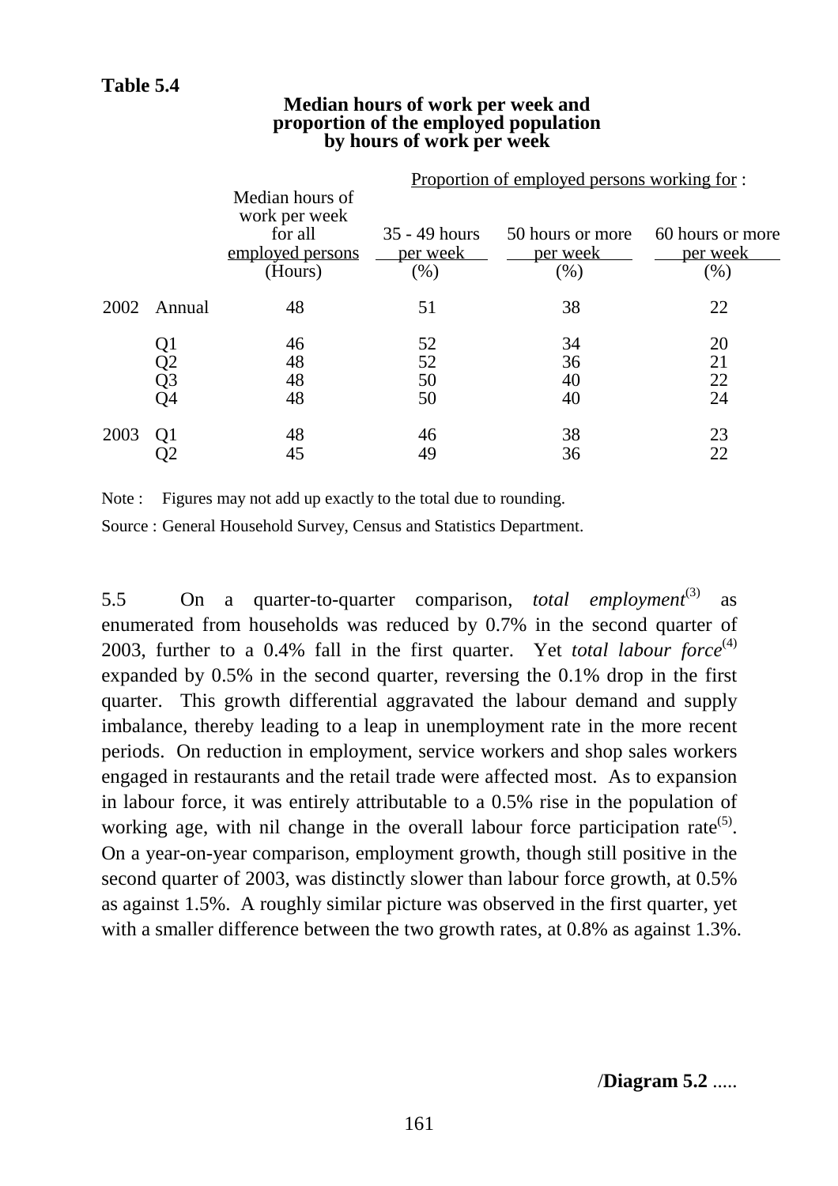**Table 5.4**

**Median hours of work per week and proportion of the employed population by hours of work per week**

| | | Median hours of work per week for all employed persons | Proportion of employed persons working for : | | |
|---|---|---|---|---|---|
| | | | 35 - 49 hours per week | 50 hours or more per week | 60 hours or more per week |
| | | (Hours) | (%) | (%) | (%) |
| 2002 | Annual | 48 | 51 | 38 | 22 |
| | Q1 | 46 | 52 | 34 | 20 |
| | Q2 | 48 | 52 | 36 | 21 |
| | Q3 | 48 | 50 | 40 | 22 |
| | Q4 | 48 | 50 | 40 | 24 |
| 2003 | Q1 | 48 | 46 | 38 | 23 |
| | Q2 | 45 | 49 | 36 | 22 |

Note : Figures may not add up exactly to the total due to rounding.

Source : General Household Survey, Census and Statistics Department.

5.5 On a quarter-to-quarter comparison, *total employment*[3] as enumerated from households was reduced by 0.7% in the second quarter of 2003, further to a 0.4% fall in the first quarter. Yet *total labour force*[4] expanded by 0.5% in the second quarter, reversing the 0.1% drop in the first quarter. This growth differential aggravated the labour demand and supply imbalance, thereby leading to a leap in unemployment rate in the more recent periods. On reduction in employment, service workers and shop sales workers engaged in restaurants and the retail trade were affected most. As to expansion in labour force, it was entirely attributable to a 0.5% rise in the population of working age, with nil change in the overall labour force participation rate[5]. On a year-on-year comparison, employment growth, though still positive in the second quarter of 2003, was distinctly slower than labour force growth, at 0.5% as against 1.5%. A roughly similar picture was observed in the first quarter, yet with a smaller difference between the two growth rates, at 0.8% as against 1.3%.

/**Diagram 5.2** .....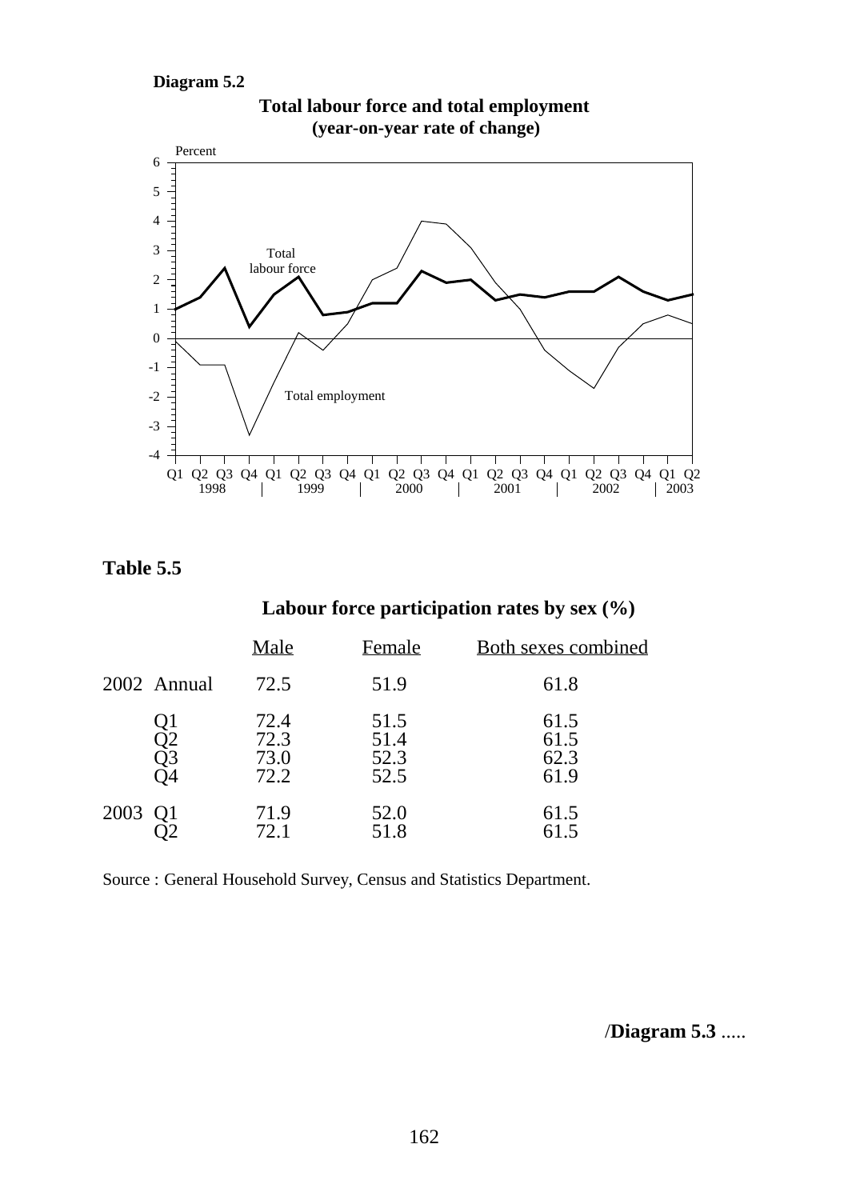**Diagram 5.2**

**Total labour force and total employment (year-on-year rate of change)**

**Table 5.5**

**Labour force participation rates by sex (%)**

| | Male | Female | Both sexes combined |
|---|---|---|---|
| 2002 Annual | 72.5 | 51.9 | 61.8 |
| Q1 | 72.4 | 51.5 | 61.5 |
| Q2 | 72.3 | 51.4 | 61.5 |
| Q3 | 73.0 | 52.3 | 62.3 |
| Q4 | 72.2 | 52.5 | 61.9 |
| 2003 Q1 | 71.9 | 52.0 | 61.5 |
| Q2 | 72.1 | 51.8 | 61.5 |

Source : General Household Survey, Census and Statistics Department.

/**Diagram 5.3** .....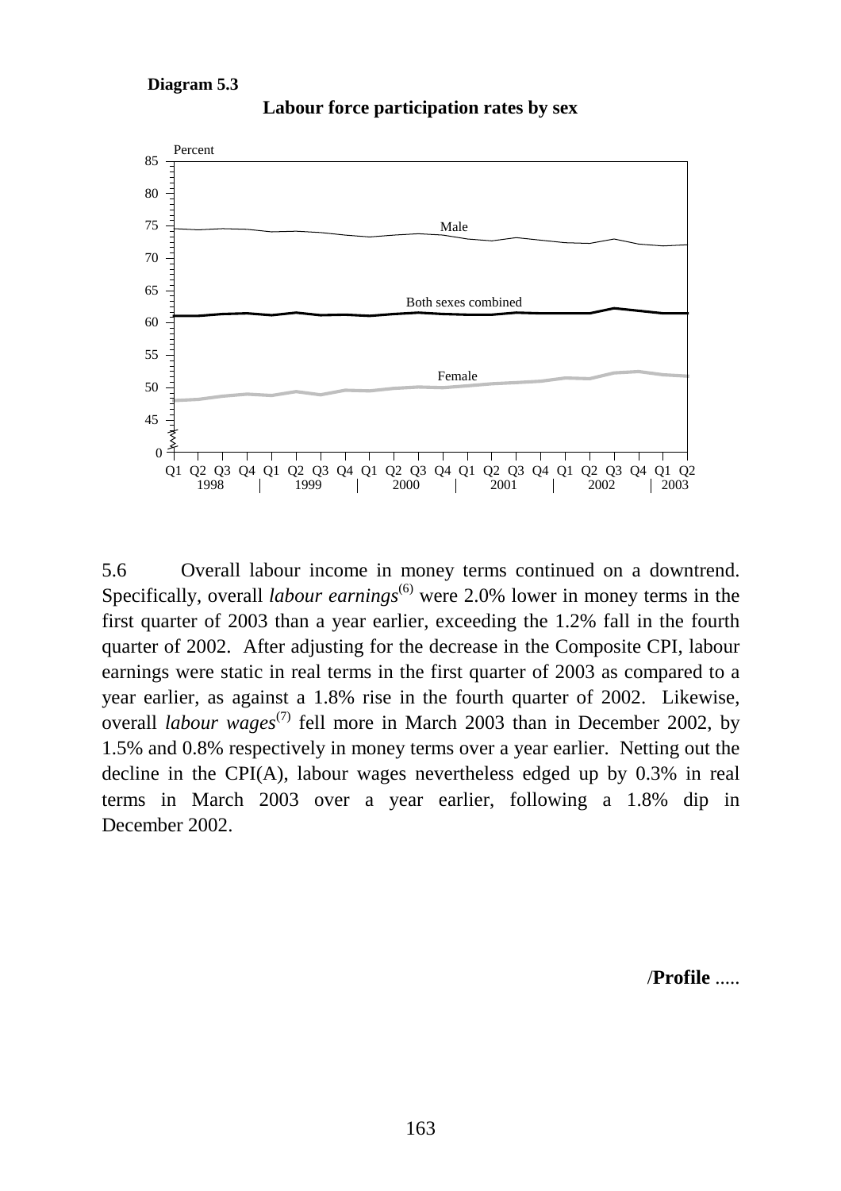**Diagram 5.3**

**Labour force participation rates by sex**

5.6 Overall labour income in money terms continued on a downtrend. Specifically, overall *labour earnings*(6) were 2.0% lower in money terms in the first quarter of 2003 than a year earlier, exceeding the 1.2% fall in the fourth quarter of 2002. After adjusting for the decrease in the Composite CPI, labour earnings were static in real terms in the first quarter of 2003 as compared to a year earlier, as against a 1.8% rise in the fourth quarter of 2002. Likewise, overall *labour wages*(7) fell more in March 2003 than in December 2002, by 1.5% and 0.8% respectively in money terms over a year earlier. Netting out the decline in the CPI(A), labour wages nevertheless edged up by 0.3% in real terms in March 2003 over a year earlier, following a 1.8% dip in December 2002.

/**Profile** .....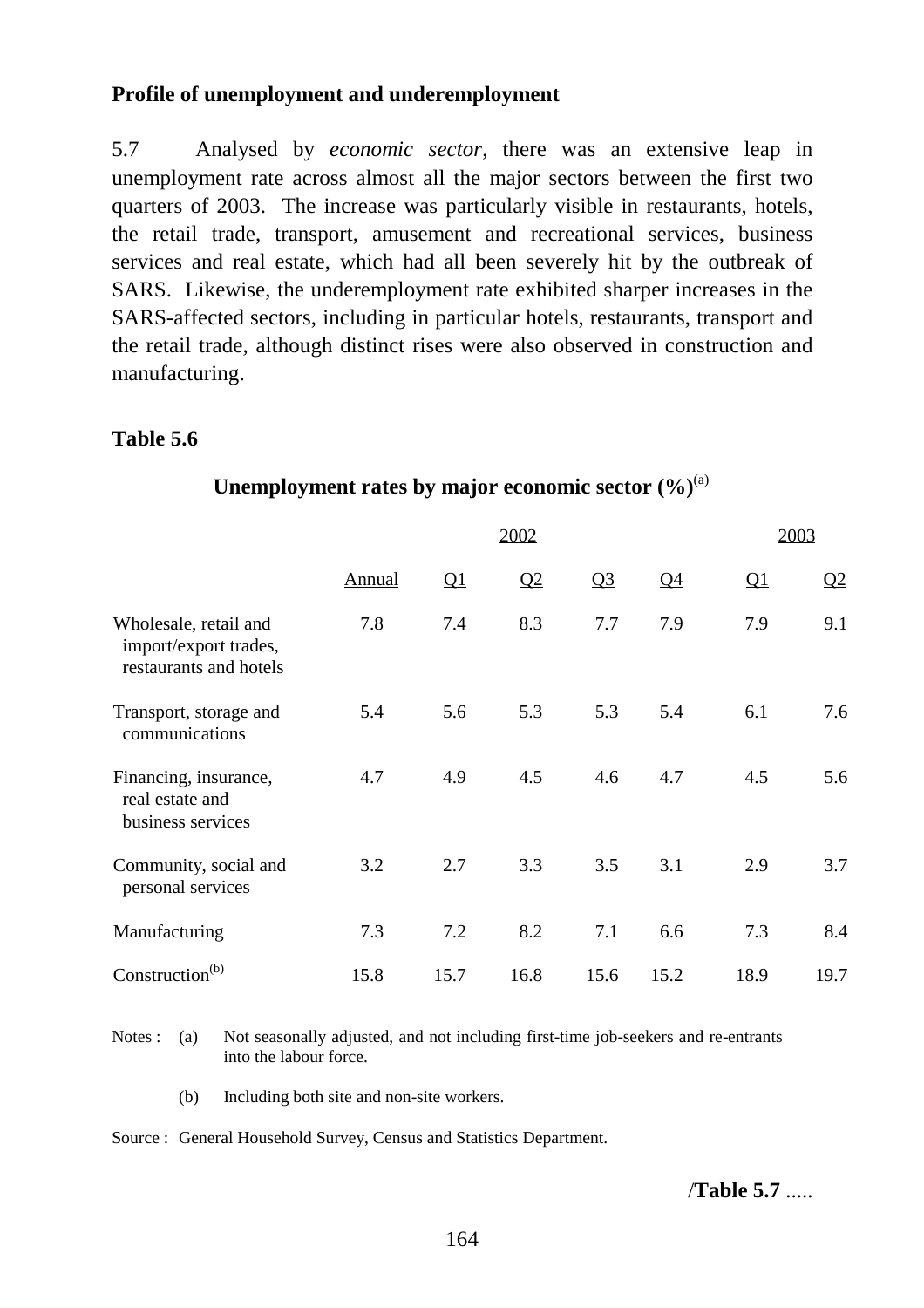**Profile of unemployment and underemployment**

5.7 Analysed by *economic sector*, there was an extensive leap in unemployment rate across almost all the major sectors between the first two quarters of 2003. The increase was particularly visible in restaurants, hotels, the retail trade, transport, amusement and recreational services, business services and real estate, which had all been severely hit by the outbreak of SARS. Likewise, the underemployment rate exhibited sharper increases in the SARS-affected sectors, including in particular hotels, restaurants, transport and the retail trade, although distinct rises were also observed in construction and manufacturing.

**Table 5.6**

**Unemployment rates by major economic sector (%)**[(a)]

| | 2002 | | | | | 2003 | |
|---|---|---|---|---|---|---|---|
| | Annual | Q1 | Q2 | Q3 | Q4 | Q1 | Q2 |
| Wholesale, retail and import/export trades, restaurants and hotels | 7.8 | 7.4 | 8.3 | 7.7 | 7.9 | 7.9 | 9.1 |
| Transport, storage and communications | 5.4 | 5.6 | 5.3 | 5.3 | 5.4 | 6.1 | 7.6 |
| Financing, insurance, real estate and business services | 4.7 | 4.9 | 4.5 | 4.6 | 4.7 | 4.5 | 5.6 |
| Community, social and personal services | 3.2 | 2.7 | 3.3 | 3.5 | 3.1 | 2.9 | 3.7 |
| Manufacturing | 7.3 | 7.2 | 8.2 | 7.1 | 6.6 | 7.3 | 8.4 |
| Construction[(b)] | 15.8 | 15.7 | 16.8 | 15.6 | 15.2 | 18.9 | 19.7 |

Notes : (a) Not seasonally adjusted, and not including first-time job-seekers and re-entrants into the labour force.

(b) Including both site and non-site workers.

Source : General Household Survey, Census and Statistics Department.

/**Table 5.7** .....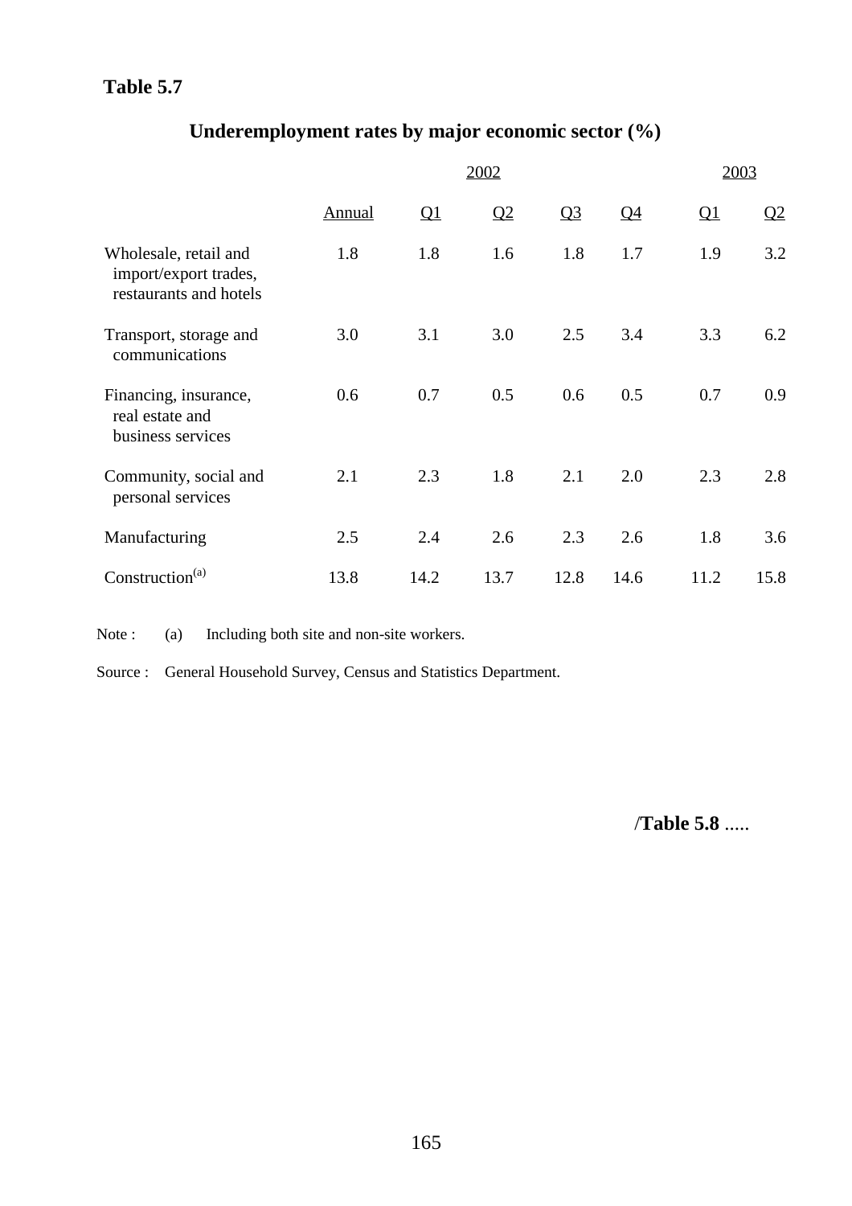**Table 5.7**

## Underemployment rates by major economic sector (%)

| | 2002 | | | | | 2003 | |
|---|---|---|---|---|---|---|---|
| | Annual | Q1 | Q2 | Q3 | Q4 | Q1 | Q2 |
| Wholesale, retail and import/export trades, restaurants and hotels | 1.8 | 1.8 | 1.6 | 1.8 | 1.7 | 1.9 | 3.2 |
| Transport, storage and communications | 3.0 | 3.1 | 3.0 | 2.5 | 3.4 | 3.3 | 6.2 |
| Financing, insurance, real estate and business services | 0.6 | 0.7 | 0.5 | 0.6 | 0.5 | 0.7 | 0.9 |
| Community, social and personal services | 2.1 | 2.3 | 1.8 | 2.1 | 2.0 | 2.3 | 2.8 |
| Manufacturing | 2.5 | 2.4 | 2.6 | 2.3 | 2.6 | 1.8 | 3.6 |
| Construction[(a)] | 13.8 | 14.2 | 13.7 | 12.8 | 14.6 | 11.2 | 15.8 |

Note : (a) Including both site and non-site workers.

Source : General Household Survey, Census and Statistics Department.

/**Table 5.8** .....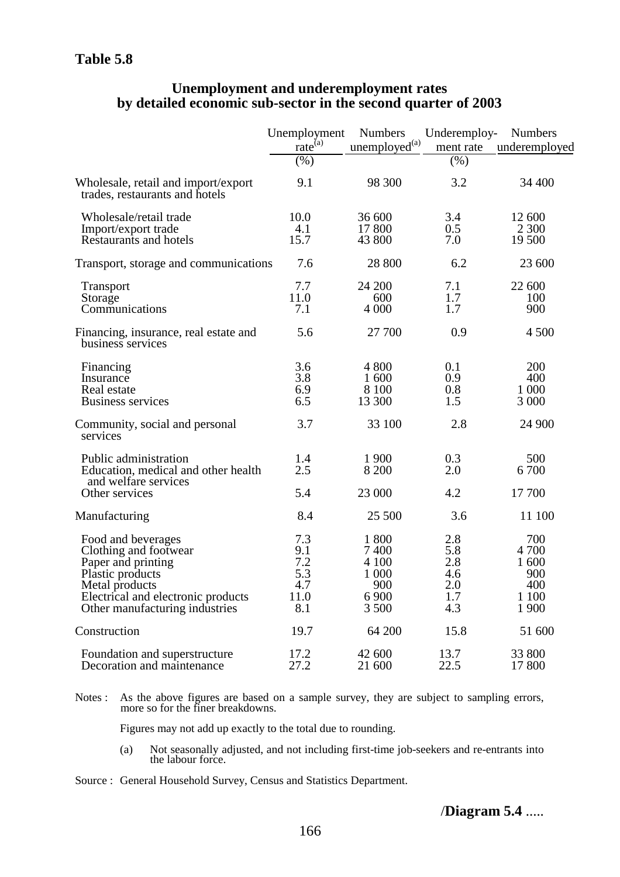**Table 5.8**

**Unemployment and underemployment rates by detailed economic sub-sector in the second quarter of 2003**

| | Unemployment rate[(a)] (%) | Numbers unemployed[(a)] | Underemployment rate (%) | Numbers underemployed |
|---|---|---|---|---|
| Wholesale, retail and import/export trades, restaurants and hotels | 9.1 | 98 300 | 3.2 | 34 400 |
| Wholesale/retail trade | 10.0 | 36 600 | 3.4 | 12 600 |
| Import/export trade | 4.1 | 17 800 | 0.5 | 2 300 |
| Restaurants and hotels | 15.7 | 43 800 | 7.0 | 19 500 |
| Transport, storage and communications | 7.6 | 28 800 | 6.2 | 23 600 |
| Transport | 7.7 | 24 200 | 7.1 | 22 600 |
| Storage | 11.0 | 600 | 1.7 | 100 |
| Communications | 7.1 | 4 000 | 1.7 | 900 |
| Financing, insurance, real estate and business services | 5.6 | 27 700 | 0.9 | 4 500 |
| Financing | 3.6 | 4 800 | 0.1 | 200 |
| Insurance | 3.8 | 1 600 | 0.9 | 400 |
| Real estate | 6.9 | 8 100 | 0.8 | 1 000 |
| Business services | 6.5 | 13 300 | 1.5 | 3 000 |
| Community, social and personal services | 3.7 | 33 100 | 2.8 | 24 900 |
| Public administration | 1.4 | 1 900 | 0.3 | 500 |
| Education, medical and other health and welfare services | 2.5 | 8 200 | 2.0 | 6 700 |
| Other services | 5.4 | 23 000 | 4.2 | 17 700 |
| Manufacturing | 8.4 | 25 500 | 3.6 | 11 100 |
| Food and beverages | 7.3 | 1 800 | 2.8 | 700 |
| Clothing and footwear | 9.1 | 7 400 | 5.8 | 4 700 |
| Paper and printing | 7.2 | 4 100 | 2.8 | 1 600 |
| Plastic products | 5.3 | 1 000 | 4.6 | 900 |
| Metal products | 4.7 | 900 | 2.0 | 400 |
| Electrical and electronic products | 11.0 | 6 900 | 1.7 | 1 100 |
| Other manufacturing industries | 8.1 | 3 500 | 4.3 | 1 900 |
| Construction | 19.7 | 64 200 | 15.8 | 51 600 |
| Foundation and superstructure | 17.2 | 42 600 | 13.7 | 33 800 |
| Decoration and maintenance | 27.2 | 21 600 | 22.5 | 17 800 |

Notes : As the above figures are based on a sample survey, they are subject to sampling errors, more so for the finer breakdowns.

Figures may not add up exactly to the total due to rounding.

(a) Not seasonally adjusted, and not including first-time job-seekers and re-entrants into the labour force.

Source : General Household Survey, Census and Statistics Department.

/**Diagram 5.4** .....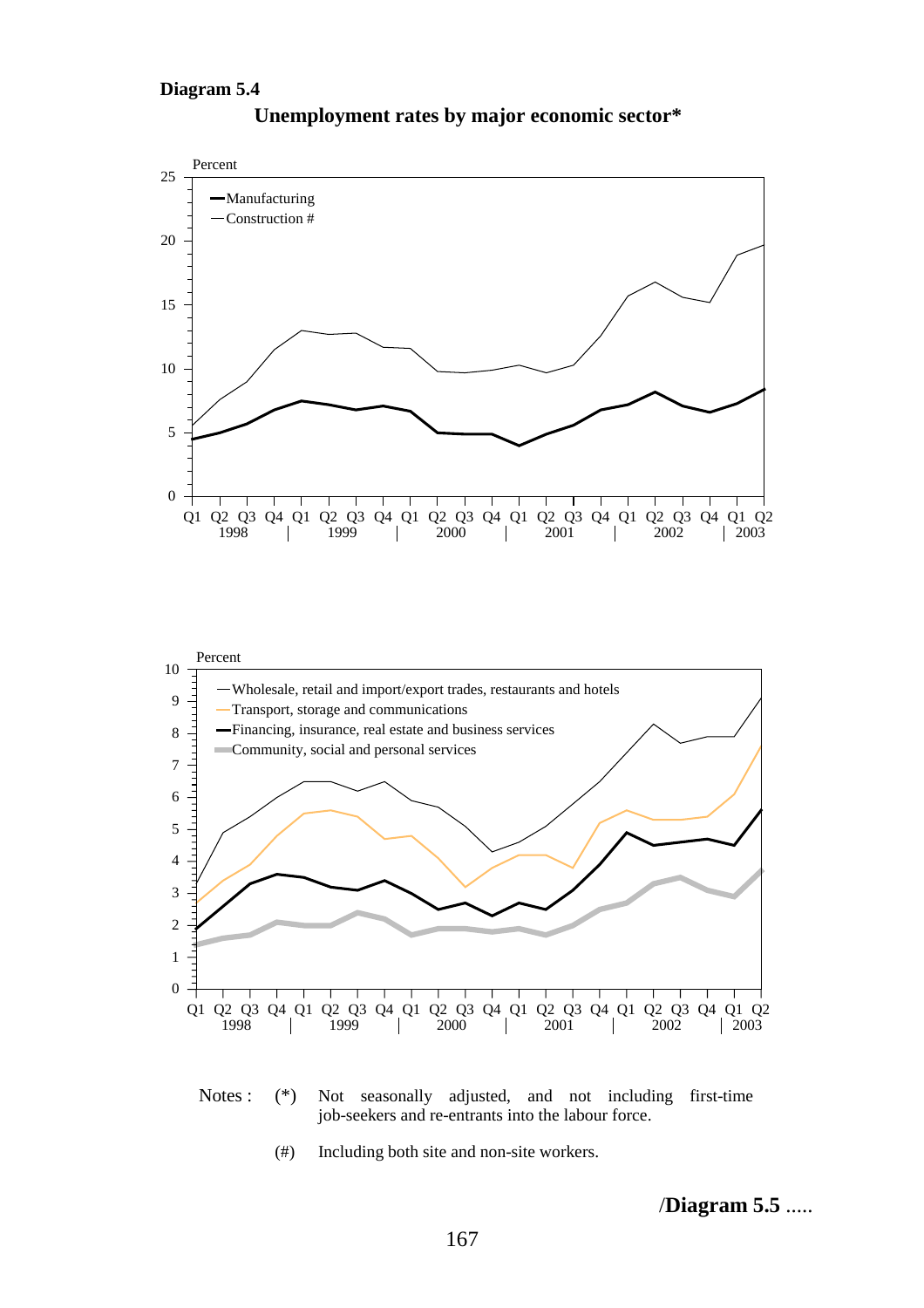**Diagram 5.4**

**Unemployment rates by major economic sector***

Percent

- Manufacturing
- Construction #

Q1 Q2 Q3 Q4 Q1 Q2 Q3 Q4 Q1 Q2 Q3 Q4 Q1 Q2 Q3 Q4 Q1 Q2 Q3 Q4 Q1 Q2
1998 | 1999 | 2000 | 2001 | 2002 | 2003

Percent

- Wholesale, retail and import/export trades, restaurants and hotels
- Transport, storage and communications
- Financing, insurance, real estate and business services
- Community, social and personal services

Q1 Q2 Q3 Q4 Q1 Q2 Q3 Q4 Q1 Q2 Q3 Q4 Q1 Q2 Q3 Q4 Q1 Q2 Q3 Q4 Q1 Q2
1998 | 1999 | 2000 | 2001 | 2002 | 2003

Notes : (*) Not seasonally adjusted, and not including first-time job-seekers and re-entrants into the labour force.

(#) Including both site and non-site workers.

/**Diagram 5.5** .....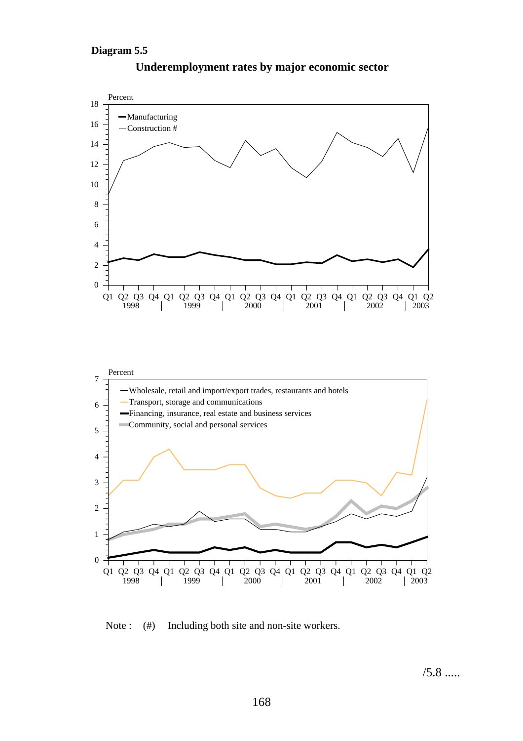**Diagram 5.5**

**Underemployment rates by major economic sector**

Note : (#) Including both site and non-site workers.

/5.8 .....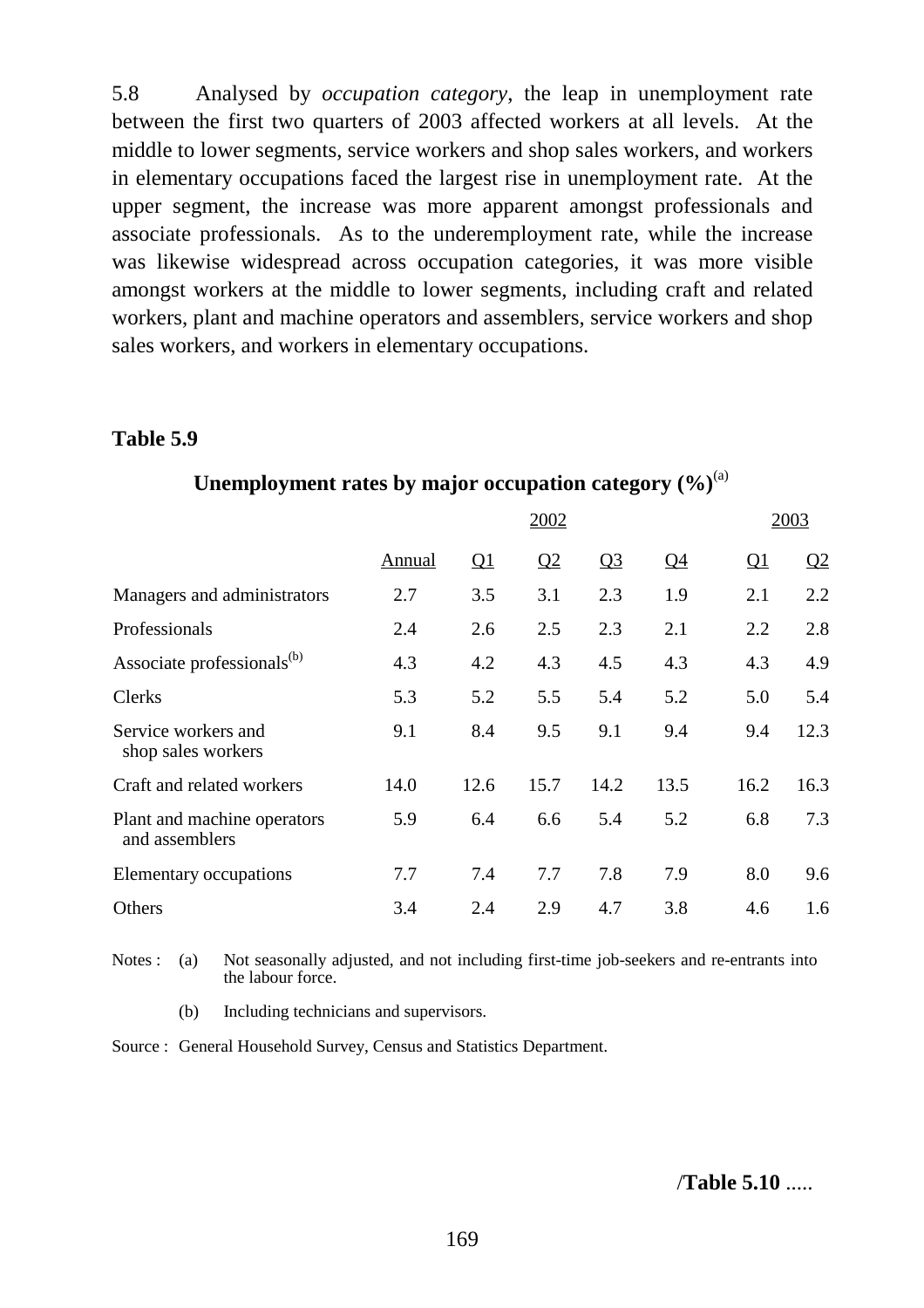5.8 Analysed by *occupation category*, the leap in unemployment rate between the first two quarters of 2003 affected workers at all levels. At the middle to lower segments, service workers and shop sales workers, and workers in elementary occupations faced the largest rise in unemployment rate. At the upper segment, the increase was more apparent amongst professionals and associate professionals. As to the underemployment rate, while the increase was likewise widespread across occupation categories, it was more visible amongst workers at the middle to lower segments, including craft and related workers, plant and machine operators and assemblers, service workers and shop sales workers, and workers in elementary occupations.

**Table 5.9**

**Unemployment rates by major occupation category (%)**[(a)]

| | 2002 | | | | | 2003 | |
|---|---|---|---|---|---|---|---|
| | Annual | Q1 | Q2 | Q3 | Q4 | Q1 | Q2 |
| Managers and administrators | 2.7 | 3.5 | 3.1 | 2.3 | 1.9 | 2.1 | 2.2 |
| Professionals | 2.4 | 2.6 | 2.5 | 2.3 | 2.1 | 2.2 | 2.8 |
| Associate professionals[(b)] | 4.3 | 4.2 | 4.3 | 4.5 | 4.3 | 4.3 | 4.9 |
| Clerks | 5.3 | 5.2 | 5.5 | 5.4 | 5.2 | 5.0 | 5.4 |
| Service workers and shop sales workers | 9.1 | 8.4 | 9.5 | 9.1 | 9.4 | 9.4 | 12.3 |
| Craft and related workers | 14.0 | 12.6 | 15.7 | 14.2 | 13.5 | 16.2 | 16.3 |
| Plant and machine operators and assemblers | 5.9 | 6.4 | 6.6 | 5.4 | 5.2 | 6.8 | 7.3 |
| Elementary occupations | 7.7 | 7.4 | 7.7 | 7.8 | 7.9 | 8.0 | 9.6 |
| Others | 3.4 | 2.4 | 2.9 | 4.7 | 3.8 | 4.6 | 1.6 |

Notes : (a) Not seasonally adjusted, and not including first-time job-seekers and re-entrants into the labour force.

(b) Including technicians and supervisors.

Source : General Household Survey, Census and Statistics Department.

/**Table 5.10** .....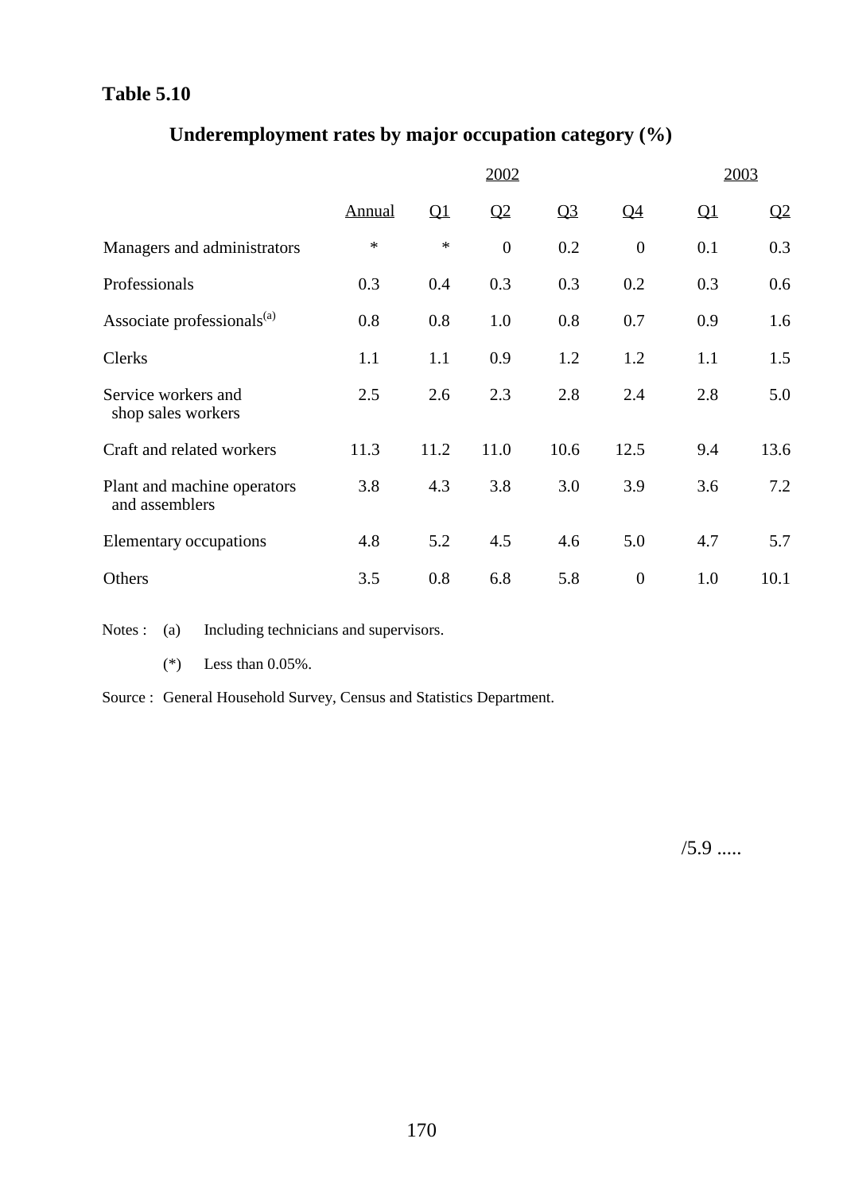**Table 5.10**

## Underemployment rates by major occupation category (%)

| | 2002 | | | | | 2003 | |
|---|---|---|---|---|---|---|---|
| | Annual | Q1 | Q2 | Q3 | Q4 | Q1 | Q2 |
| Managers and administrators | * | * | 0 | 0.2 | 0 | 0.1 | 0.3 |
| Professionals | 0.3 | 0.4 | 0.3 | 0.3 | 0.2 | 0.3 | 0.6 |
| Associate professionals[(a)] | 0.8 | 0.8 | 1.0 | 0.8 | 0.7 | 0.9 | 1.6 |
| Clerks | 1.1 | 1.1 | 0.9 | 1.2 | 1.2 | 1.1 | 1.5 |
| Service workers and shop sales workers | 2.5 | 2.6 | 2.3 | 2.8 | 2.4 | 2.8 | 5.0 |
| Craft and related workers | 11.3 | 11.2 | 11.0 | 10.6 | 12.5 | 9.4 | 13.6 |
| Plant and machine operators and assemblers | 3.8 | 4.3 | 3.8 | 3.0 | 3.9 | 3.6 | 7.2 |
| Elementary occupations | 4.8 | 5.2 | 4.5 | 4.6 | 5.0 | 4.7 | 5.7 |
| Others | 3.5 | 0.8 | 6.8 | 5.8 | 0 | 1.0 | 10.1 |

Notes : (a) Including technicians and supervisors.

(*) Less than 0.05%.

Source : General Household Survey, Census and Statistics Department.

/5.9 .....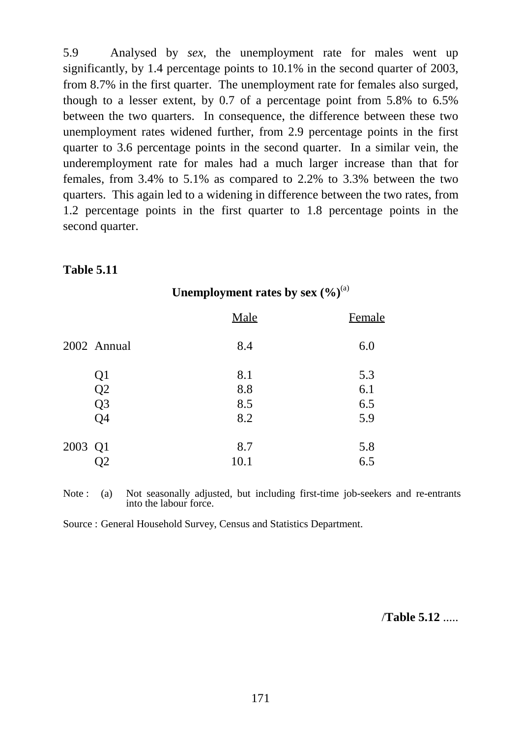5.9 Analysed by *sex*, the unemployment rate for males went up significantly, by 1.4 percentage points to 10.1% in the second quarter of 2003, from 8.7% in the first quarter. The unemployment rate for females also surged, though to a lesser extent, by 0.7 of a percentage point from 5.8% to 6.5% between the two quarters. In consequence, the difference between these two unemployment rates widened further, from 2.9 percentage points in the first quarter to 3.6 percentage points in the second quarter. In a similar vein, the underemployment rate for males had a much larger increase than that for females, from 3.4% to 5.1% as compared to 2.2% to 3.3% between the two quarters. This again led to a widening in difference between the two rates, from 1.2 percentage points in the first quarter to 1.8 percentage points in the second quarter.

**Table 5.11**

**Unemployment rates by sex (%)**[(a)]

| | | Male | Female |
|---|---|---|---|
| 2002 | Annual | 8.4 | 6.0 |
| | Q1 | 8.1 | 5.3 |
| | Q2 | 8.8 | 6.1 |
| | Q3 | 8.5 | 6.5 |
| | Q4 | 8.2 | 5.9 |
| 2003 | Q1 | 8.7 | 5.8 |
| | Q2 | 10.1 | 6.5 |

Note : (a) Not seasonally adjusted, but including first-time job-seekers and re-entrants into the labour force.

Source : General Household Survey, Census and Statistics Department.

/**Table 5.12** .....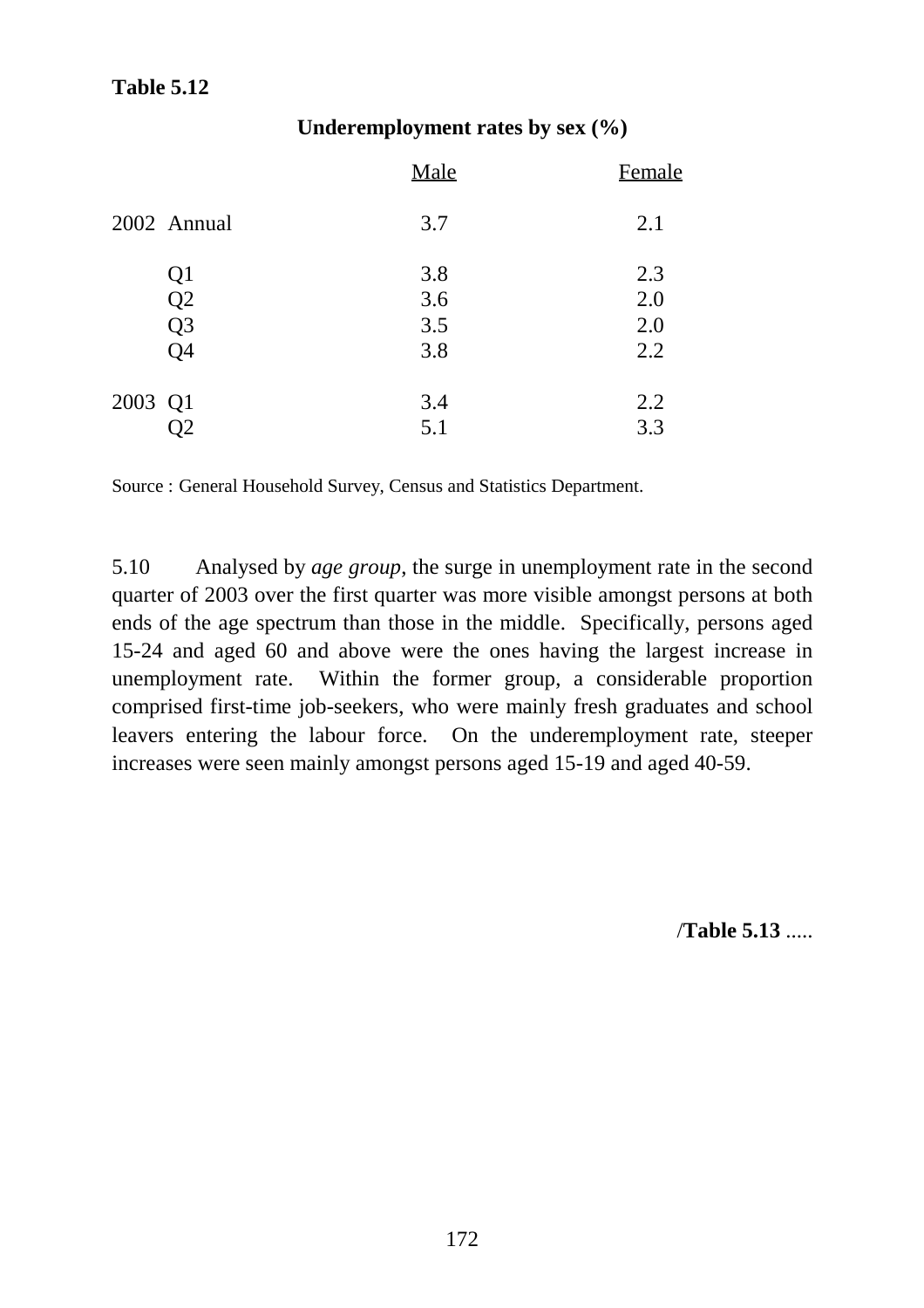**Table 5.12**

**Underemployment rates by sex (%)**

| | | Male | Female |
|---|---|---|---|
| 2002 | Annual | 3.7 | 2.1 |
| | Q1 | 3.8 | 2.3 |
| | Q2 | 3.6 | 2.0 |
| | Q3 | 3.5 | 2.0 |
| | Q4 | 3.8 | 2.2 |
| 2003 | Q1 | 3.4 | 2.2 |
| | Q2 | 5.1 | 3.3 |

Source : General Household Survey, Census and Statistics Department.

5.10 Analysed by *age group*, the surge in unemployment rate in the second quarter of 2003 over the first quarter was more visible amongst persons at both ends of the age spectrum than those in the middle. Specifically, persons aged 15-24 and aged 60 and above were the ones having the largest increase in unemployment rate. Within the former group, a considerable proportion comprised first-time job-seekers, who were mainly fresh graduates and school leavers entering the labour force. On the underemployment rate, steeper increases were seen mainly amongst persons aged 15-19 and aged 40-59.

/**Table 5.13** .....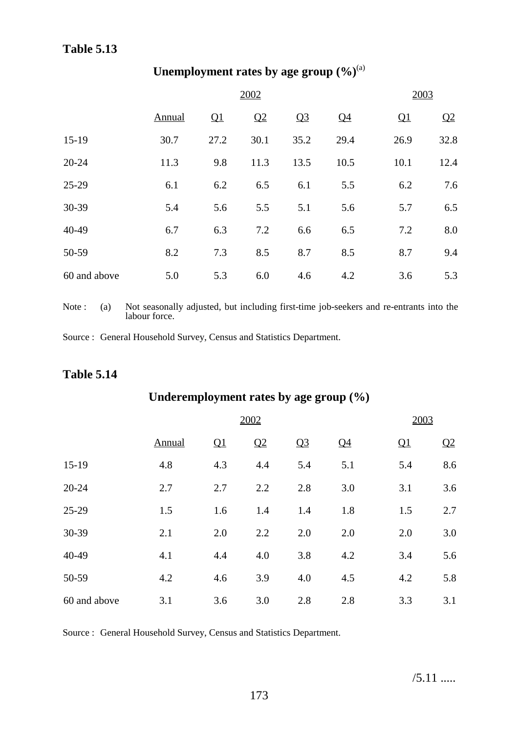**Table 5.13**

**Unemployment rates by age group (%)**[(a)]

| | 2002 | | | | | 2003 | |
|---|---|---|---|---|---|---|---|
| | Annual | Q1 | Q2 | Q3 | Q4 | Q1 | Q2 |
| 15-19 | 30.7 | 27.2 | 30.1 | 35.2 | 29.4 | 26.9 | 32.8 |
| 20-24 | 11.3 | 9.8 | 11.3 | 13.5 | 10.5 | 10.1 | 12.4 |
| 25-29 | 6.1 | 6.2 | 6.5 | 6.1 | 5.5 | 6.2 | 7.6 |
| 30-39 | 5.4 | 5.6 | 5.5 | 5.1 | 5.6 | 5.7 | 6.5 |
| 40-49 | 6.7 | 6.3 | 7.2 | 6.6 | 6.5 | 7.2 | 8.0 |
| 50-59 | 8.2 | 7.3 | 8.5 | 8.7 | 8.5 | 8.7 | 9.4 |
| 60 and above | 5.0 | 5.3 | 6.0 | 4.6 | 4.2 | 3.6 | 5.3 |

Note : (a) Not seasonally adjusted, but including first-time job-seekers and re-entrants into the labour force.

Source : General Household Survey, Census and Statistics Department.

**Table 5.14**

**Underemployment rates by age group (%)**

| | 2002 | | | | | 2003 | |
|---|---|---|---|---|---|---|---|
| | Annual | Q1 | Q2 | Q3 | Q4 | Q1 | Q2 |
| 15-19 | 4.8 | 4.3 | 4.4 | 5.4 | 5.1 | 5.4 | 8.6 |
| 20-24 | 2.7 | 2.7 | 2.2 | 2.8 | 3.0 | 3.1 | 3.6 |
| 25-29 | 1.5 | 1.6 | 1.4 | 1.4 | 1.8 | 1.5 | 2.7 |
| 30-39 | 2.1 | 2.0 | 2.2 | 2.0 | 2.0 | 2.0 | 3.0 |
| 40-49 | 4.1 | 4.4 | 4.0 | 3.8 | 4.2 | 3.4 | 5.6 |
| 50-59 | 4.2 | 4.6 | 3.9 | 4.0 | 4.5 | 4.2 | 5.8 |
| 60 and above | 3.1 | 3.6 | 3.0 | 2.8 | 2.8 | 3.3 | 3.1 |

Source : General Household Survey, Census and Statistics Department.

/5.11 .....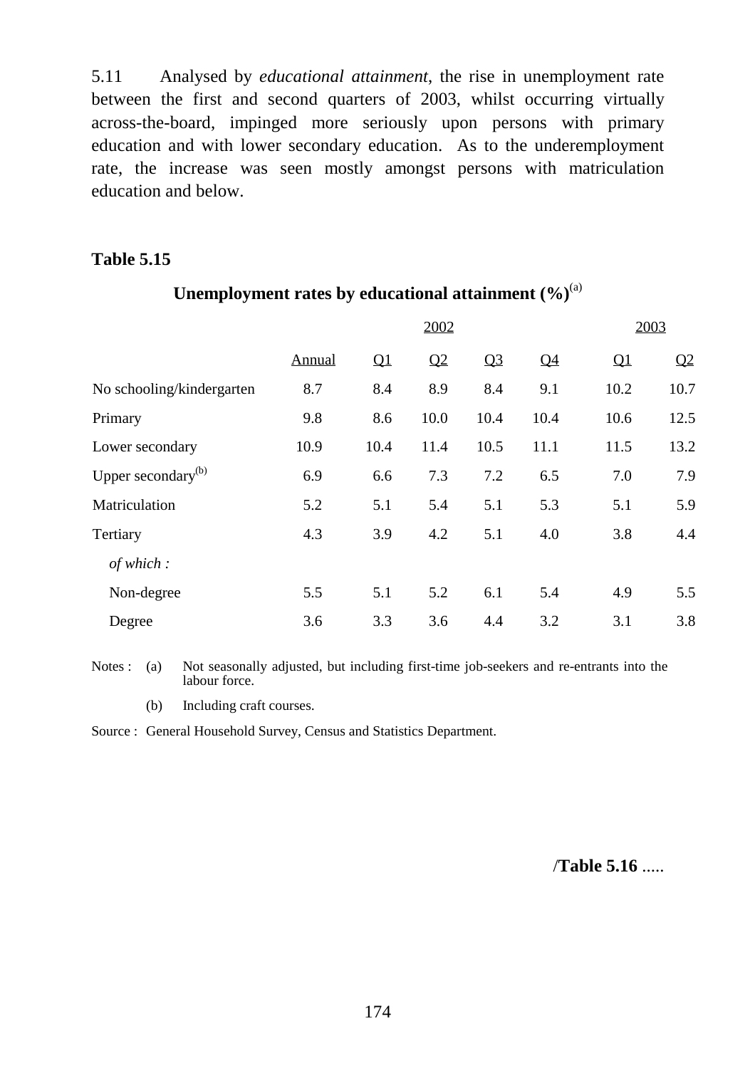5.11 Analysed by *educational attainment*, the rise in unemployment rate between the first and second quarters of 2003, whilst occurring virtually across-the-board, impinged more seriously upon persons with primary education and with lower secondary education. As to the underemployment rate, the increase was seen mostly amongst persons with matriculation education and below.

**Table 5.15**

**Unemployment rates by educational attainment (%)**[(a)]

| | 2002 | | | | | 2003 | |
|---|---|---|---|---|---|---|---|
| | Annual | Q1 | Q2 | Q3 | Q4 | Q1 | Q2 |
| No schooling/kindergarten | 8.7 | 8.4 | 8.9 | 8.4 | 9.1 | 10.2 | 10.7 |
| Primary | 9.8 | 8.6 | 10.0 | 10.4 | 10.4 | 10.6 | 12.5 |
| Lower secondary | 10.9 | 10.4 | 11.4 | 10.5 | 11.1 | 11.5 | 13.2 |
| Upper secondary[(b)] | 6.9 | 6.6 | 7.3 | 7.2 | 6.5 | 7.0 | 7.9 |
| Matriculation | 5.2 | 5.1 | 5.4 | 5.1 | 5.3 | 5.1 | 5.9 |
| Tertiary | 4.3 | 3.9 | 4.2 | 5.1 | 4.0 | 3.8 | 4.4 |
| *of which :* | | | | | | | |
| Non-degree | 5.5 | 5.1 | 5.2 | 6.1 | 5.4 | 4.9 | 5.5 |
| Degree | 3.6 | 3.3 | 3.6 | 4.4 | 3.2 | 3.1 | 3.8 |

Notes : (a) Not seasonally adjusted, but including first-time job-seekers and re-entrants into the labour force.

(b) Including craft courses.

Source : General Household Survey, Census and Statistics Department.

/**Table 5.16** .....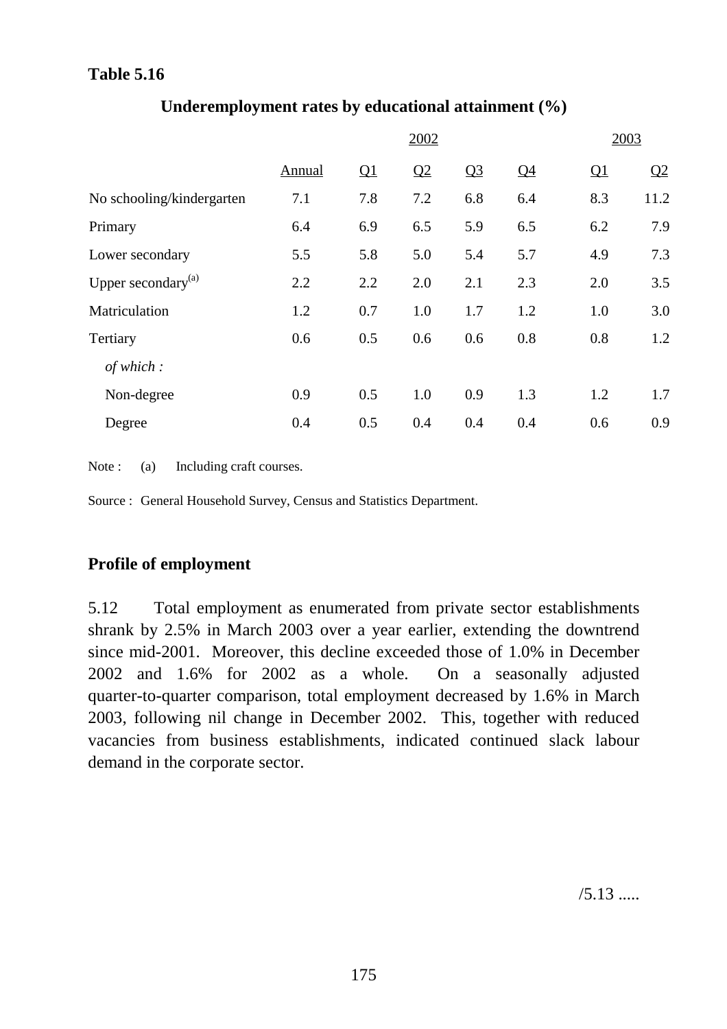**Table 5.16**

**Underemployment rates by educational attainment (%)**

| | 2002 | | | | | 2003 | |
|---|---|---|---|---|---|---|---|
| | Annual | Q1 | Q2 | Q3 | Q4 | Q1 | Q2 |
| No schooling/kindergarten | 7.1 | 7.8 | 7.2 | 6.8 | 6.4 | 8.3 | 11.2 |
| Primary | 6.4 | 6.9 | 6.5 | 5.9 | 6.5 | 6.2 | 7.9 |
| Lower secondary | 5.5 | 5.8 | 5.0 | 5.4 | 5.7 | 4.9 | 7.3 |
| Upper secondary[(a)] | 2.2 | 2.2 | 2.0 | 2.1 | 2.3 | 2.0 | 3.5 |
| Matriculation | 1.2 | 0.7 | 1.0 | 1.7 | 1.2 | 1.0 | 3.0 |
| Tertiary | 0.6 | 0.5 | 0.6 | 0.6 | 0.8 | 0.8 | 1.2 |
| *of which :* | | | | | | | |
| Non-degree | 0.9 | 0.5 | 1.0 | 0.9 | 1.3 | 1.2 | 1.7 |
| Degree | 0.4 | 0.5 | 0.4 | 0.4 | 0.4 | 0.6 | 0.9 |

Note : (a) Including craft courses.

Source : General Household Survey, Census and Statistics Department.

## Profile of employment

5.12 Total employment as enumerated from private sector establishments shrank by 2.5% in March 2003 over a year earlier, extending the downtrend since mid-2001. Moreover, this decline exceeded those of 1.0% in December 2002 and 1.6% for 2002 as a whole. On a seasonally adjusted quarter-to-quarter comparison, total employment decreased by 1.6% in March 2003, following nil change in December 2002. This, together with reduced vacancies from business establishments, indicated continued slack labour demand in the corporate sector.

/5.13 .....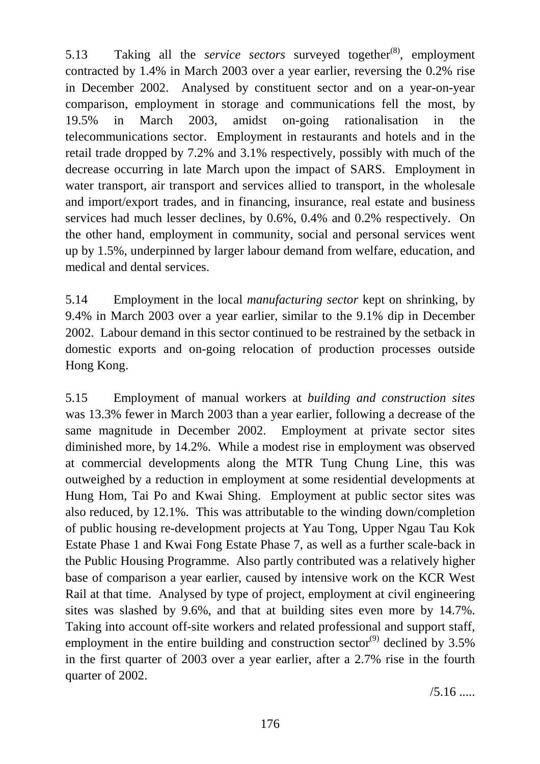5.13 Taking all the *service sectors* surveyed together[8], employment contracted by 1.4% in March 2003 over a year earlier, reversing the 0.2% rise in December 2002. Analysed by constituent sector and on a year-on-year comparison, employment in storage and communications fell the most, by 19.5% in March 2003, amidst on-going rationalisation in the telecommunications sector. Employment in restaurants and hotels and in the retail trade dropped by 7.2% and 3.1% respectively, possibly with much of the decrease occurring in late March upon the impact of SARS. Employment in water transport, air transport and services allied to transport, in the wholesale and import/export trades, and in financing, insurance, real estate and business services had much lesser declines, by 0.6%, 0.4% and 0.2% respectively. On the other hand, employment in community, social and personal services went up by 1.5%, underpinned by larger labour demand from welfare, education, and medical and dental services.

5.14 Employment in the local *manufacturing sector* kept on shrinking, by 9.4% in March 2003 over a year earlier, similar to the 9.1% dip in December 2002. Labour demand in this sector continued to be restrained by the setback in domestic exports and on-going relocation of production processes outside Hong Kong.

5.15 Employment of manual workers at *building and construction sites* was 13.3% fewer in March 2003 than a year earlier, following a decrease of the same magnitude in December 2002. Employment at private sector sites diminished more, by 14.2%. While a modest rise in employment was observed at commercial developments along the MTR Tung Chung Line, this was outweighed by a reduction in employment at some residential developments at Hung Hom, Tai Po and Kwai Shing. Employment at public sector sites was also reduced, by 12.1%. This was attributable to the winding down/completion of public housing re-development projects at Yau Tong, Upper Ngau Tau Kok Estate Phase 1 and Kwai Fong Estate Phase 7, as well as a further scale-back in the Public Housing Programme. Also partly contributed was a relatively higher base of comparison a year earlier, caused by intensive work on the KCR West Rail at that time. Analysed by type of project, employment at civil engineering sites was slashed by 9.6%, and that at building sites even more by 14.7%. Taking into account off-site workers and related professional and support staff, employment in the entire building and construction sector[9] declined by 3.5% in the first quarter of 2003 over a year earlier, after a 2.7% rise in the fourth quarter of 2002.

/5.16 .....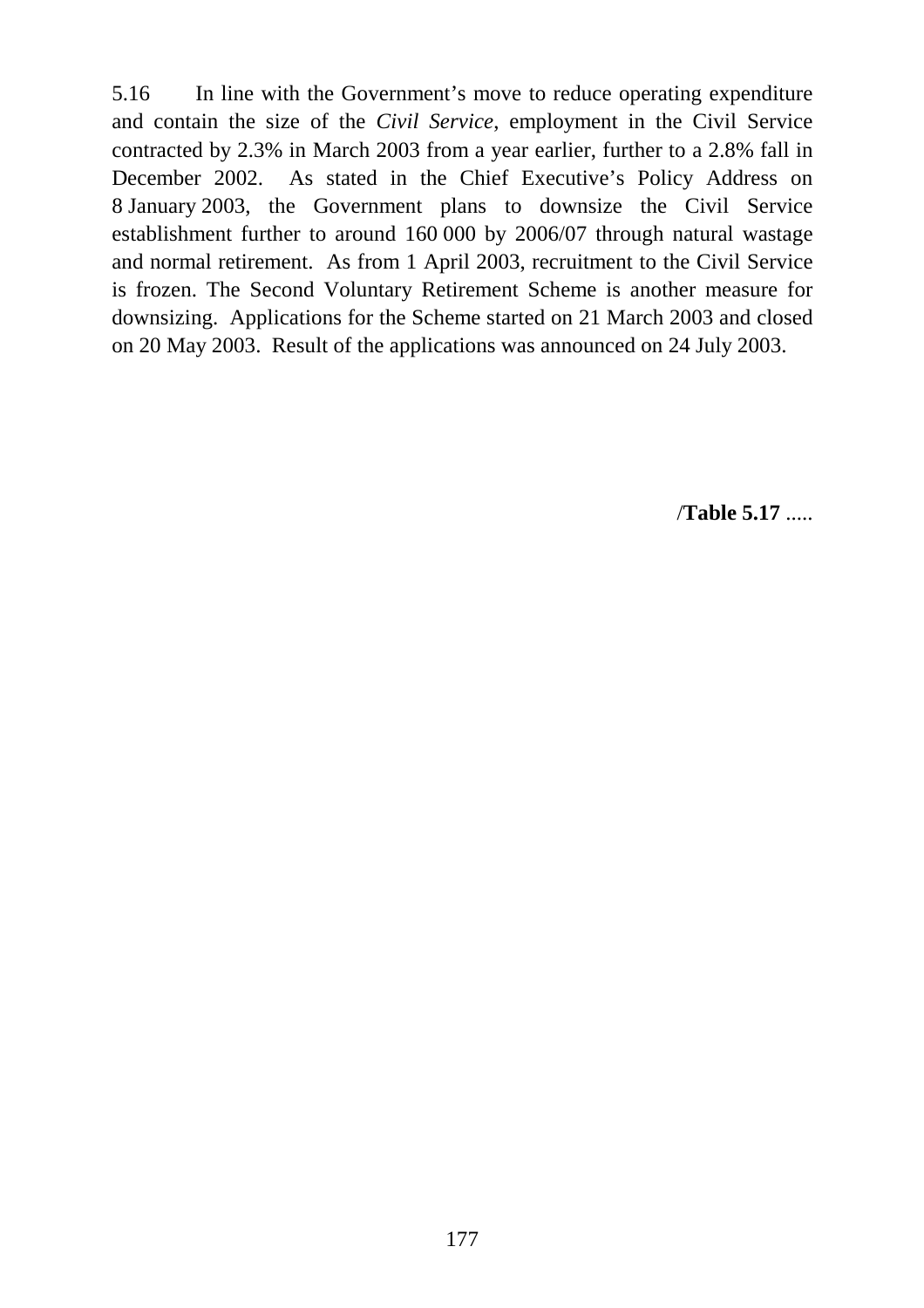5.16 In line with the Government's move to reduce operating expenditure and contain the size of the *Civil Service*, employment in the Civil Service contracted by 2.3% in March 2003 from a year earlier, further to a 2.8% fall in December 2002. As stated in the Chief Executive's Policy Address on 8 January 2003, the Government plans to downsize the Civil Service establishment further to around 160 000 by 2006/07 through natural wastage and normal retirement. As from 1 April 2003, recruitment to the Civil Service is frozen. The Second Voluntary Retirement Scheme is another measure for downsizing. Applications for the Scheme started on 21 March 2003 and closed on 20 May 2003. Result of the applications was announced on 24 July 2003.

/**Table 5.17** .....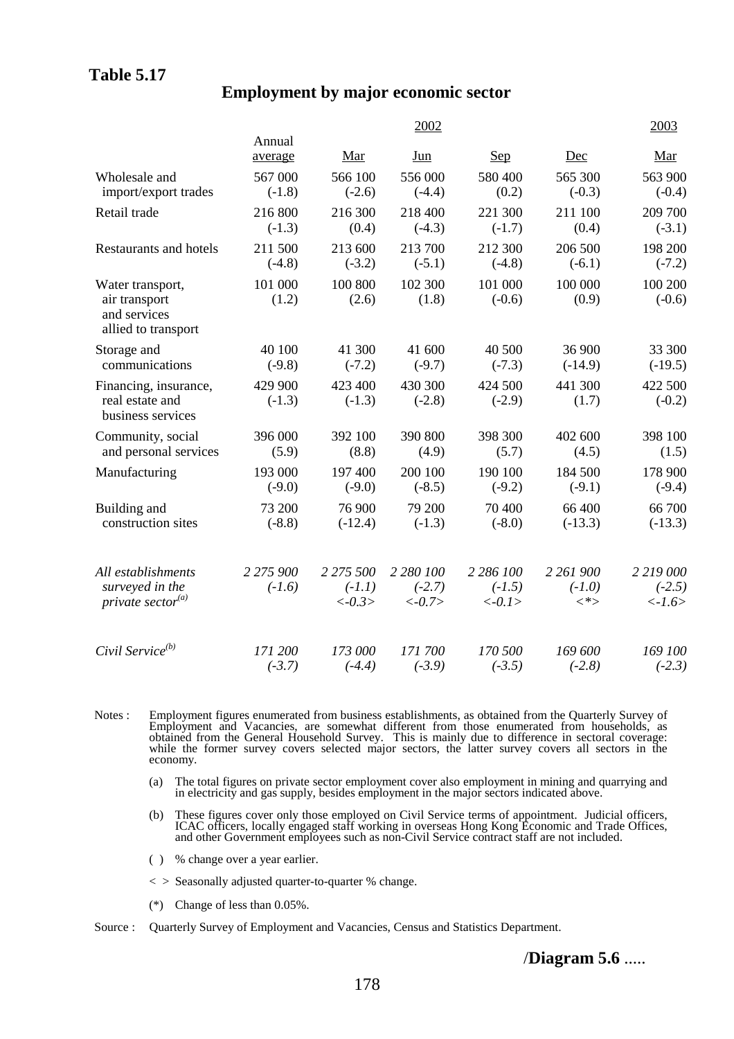**Table 5.17**

## Employment by major economic sector

| | 2002 | | | | | 2003 |
|---|---|---|---|---|---|---|
| | Annual average | Mar | Jun | Sep | Dec | Mar |
| Wholesale and import/export trades | 567 000 (-1.8) | 566 100 (-2.6) | 556 000 (-4.4) | 580 400 (0.2) | 565 300 (-0.3) | 563 900 (-0.4) |
| Retail trade | 216 800 (-1.3) | 216 300 (0.4) | 218 400 (-4.3) | 221 300 (-1.7) | 211 100 (0.4) | 209 700 (-3.1) |
| Restaurants and hotels | 211 500 (-4.8) | 213 600 (-3.2) | 213 700 (-5.1) | 212 300 (-4.8) | 206 500 (-6.1) | 198 200 (-7.2) |
| Water transport, air transport and services allied to transport | 101 000 (1.2) | 100 800 (2.6) | 102 300 (1.8) | 101 000 (-0.6) | 100 000 (0.9) | 100 200 (-0.6) |
| Storage and communications | 40 100 (-9.8) | 41 300 (-7.2) | 41 600 (-9.7) | 40 500 (-7.3) | 36 900 (-14.9) | 33 300 (-19.5) |
| Financing, insurance, real estate and business services | 429 900 (-1.3) | 423 400 (-1.3) | 430 300 (-2.8) | 424 500 (-2.9) | 441 300 (1.7) | 422 500 (-0.2) |
| Community, social and personal services | 396 000 (5.9) | 392 100 (8.8) | 390 800 (4.9) | 398 300 (5.7) | 402 600 (4.5) | 398 100 (1.5) |
| Manufacturing | 193 000 (-9.0) | 197 400 (-9.0) | 200 100 (-8.5) | 190 100 (-9.2) | 184 500 (-9.1) | 178 900 (-9.4) |
| Building and construction sites | 73 200 (-8.8) | 76 900 (-12.4) | 79 200 (-1.3) | 70 400 (-8.0) | 66 400 (-13.3) | 66 700 (-13.3) |
| *All establishments surveyed in the private sector[(a)]* | *2 275 900 (-1.6)* | *2 275 500 (-1.1) <-0.3>* | *2 280 100 (-2.7) <-0.7>* | *2 286 100 (-1.5) <-0.1>* | *2 261 900 (-1.0) <\*>* | *2 219 000 (-2.5) <-1.6>* |
| *Civil Service[(b)]* | *171 200 (-3.7)* | *173 000 (-4.4)* | *171 700 (-3.9)* | *170 500 (-3.5)* | *169 600 (-2.8)* | *169 100 (-2.3)* |

Notes : Employment figures enumerated from business establishments, as obtained from the Quarterly Survey of Employment and Vacancies, are somewhat different from those enumerated from households, as obtained from the General Household Survey. This is mainly due to difference in sectoral coverage: while the former survey covers selected major sectors, the latter survey covers all sectors in the economy.

(a) The total figures on private sector employment cover also employment in mining and quarrying and in electricity and gas supply, besides employment in the major sectors indicated above.

(b) These figures cover only those employed on Civil Service terms of appointment. Judicial officers, ICAC officers, locally engaged staff working in overseas Hong Kong Economic and Trade Offices, and other Government employees such as non-Civil Service contract staff are not included.

( ) % change over a year earlier.

< > Seasonally adjusted quarter-to-quarter % change.

(*) Change of less than 0.05%.

Source : Quarterly Survey of Employment and Vacancies, Census and Statistics Department.

/**Diagram 5.6** .....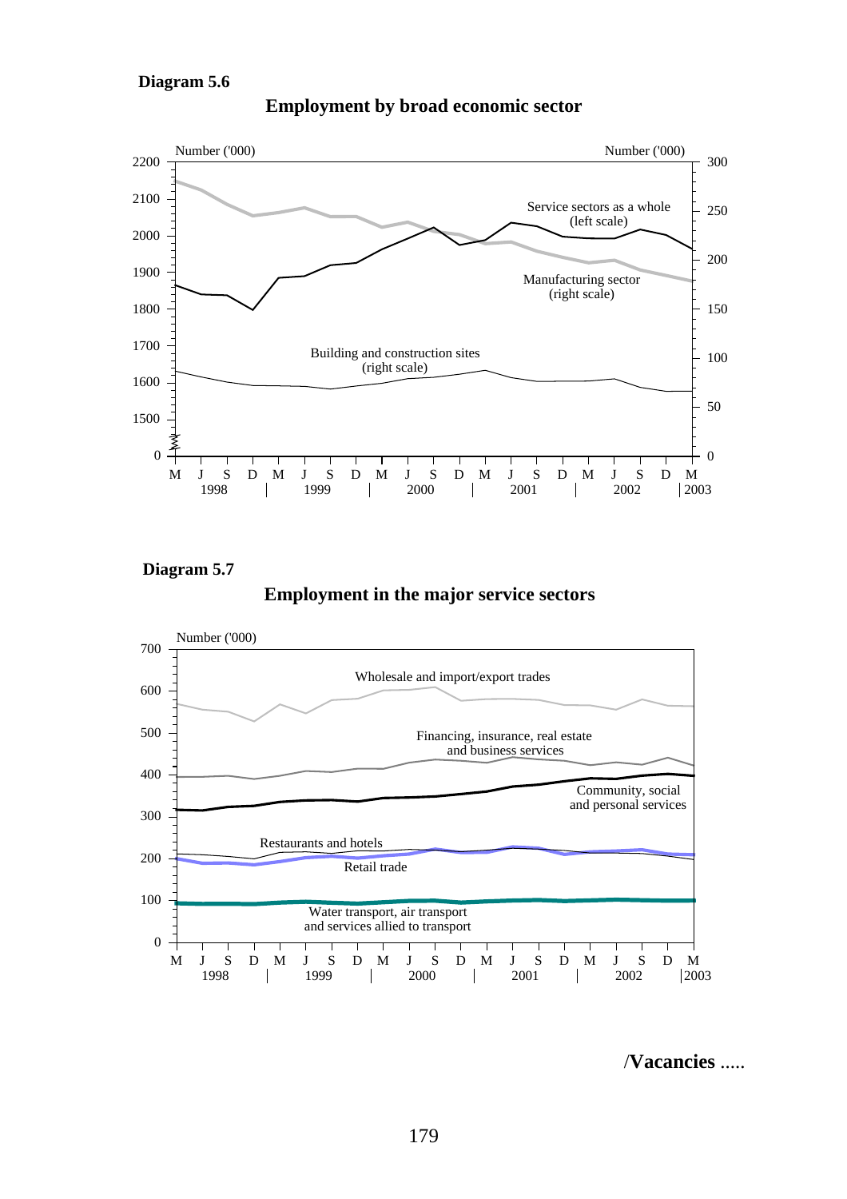**Diagram 5.6**

**Employment by broad economic sector**

Number ('000) | Number ('000)

Service sectors as a whole (left scale)

Manufacturing sector (right scale)

Building and construction sites (right scale)

M J S D M J S D M J S D M J S D M J S D M
1998 | 1999 | 2000 | 2001 | 2002 | 2003

**Diagram 5.7**

**Employment in the major service sectors**

Number ('000)

Wholesale and import/export trades

Financing, insurance, real estate and business services

Community, social and personal services

Restaurants and hotels

Retail trade

Water transport, air transport and services allied to transport

M J S D M J S D M J S D M J S D M J S D M
1998 | 1999 | 2000 | 2001 | 2002 | 2003

/**Vacancies** .....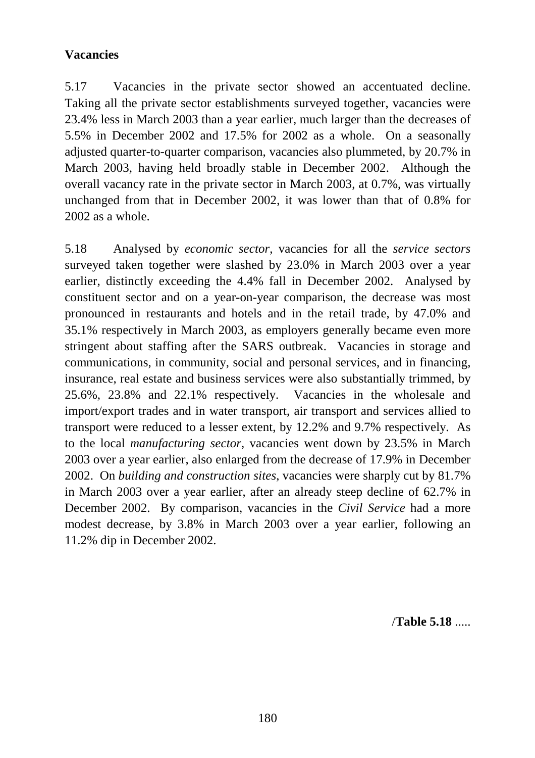**Vacancies**

5.17 Vacancies in the private sector showed an accentuated decline. Taking all the private sector establishments surveyed together, vacancies were 23.4% less in March 2003 than a year earlier, much larger than the decreases of 5.5% in December 2002 and 17.5% for 2002 as a whole. On a seasonally adjusted quarter-to-quarter comparison, vacancies also plummeted, by 20.7% in March 2003, having held broadly stable in December 2002. Although the overall vacancy rate in the private sector in March 2003, at 0.7%, was virtually unchanged from that in December 2002, it was lower than that of 0.8% for 2002 as a whole.

5.18 Analysed by *economic sector*, vacancies for all the *service sectors* surveyed taken together were slashed by 23.0% in March 2003 over a year earlier, distinctly exceeding the 4.4% fall in December 2002. Analysed by constituent sector and on a year-on-year comparison, the decrease was most pronounced in restaurants and hotels and in the retail trade, by 47.0% and 35.1% respectively in March 2003, as employers generally became even more stringent about staffing after the SARS outbreak. Vacancies in storage and communications, in community, social and personal services, and in financing, insurance, real estate and business services were also substantially trimmed, by 25.6%, 23.8% and 22.1% respectively. Vacancies in the wholesale and import/export trades and in water transport, air transport and services allied to transport were reduced to a lesser extent, by 12.2% and 9.7% respectively. As to the local *manufacturing sector*, vacancies went down by 23.5% in March 2003 over a year earlier, also enlarged from the decrease of 17.9% in December 2002. On *building and construction sites*, vacancies were sharply cut by 81.7% in March 2003 over a year earlier, after an already steep decline of 62.7% in December 2002. By comparison, vacancies in the *Civil Service* had a more modest decrease, by 3.8% in March 2003 over a year earlier, following an 11.2% dip in December 2002.

/**Table 5.18** .....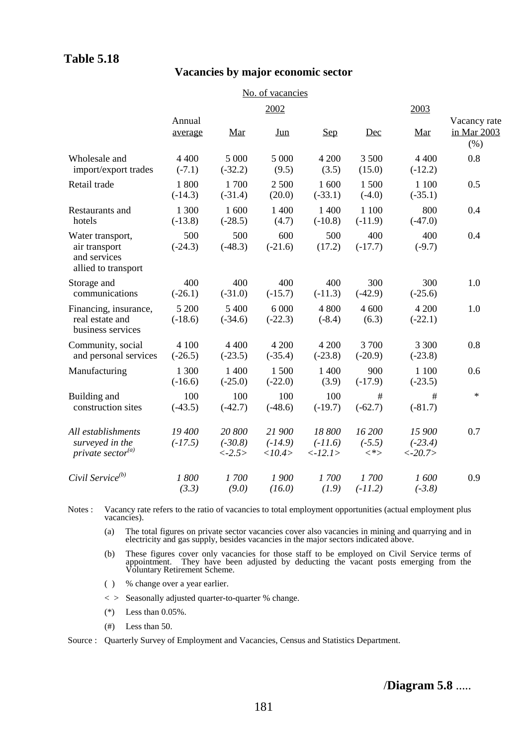**Table 5.18**

## Vacancies by major economic sector

| | No. of vacancies | | | | | | |
|---|---|---|---|---|---|---|---|
| | 2002 | | | | | 2003 | |
| | Annual average | Mar | Jun | Sep | Dec | Mar | Vacancy rate in Mar 2003 (%) |
| Wholesale and import/export trades | 4 400 (-7.1) | 5 000 (-32.2) | 5 000 (9.5) | 4 200 (3.5) | 3 500 (15.0) | 4 400 (-12.2) | 0.8 |
| Retail trade | 1 800 (-14.3) | 1 700 (-31.4) | 2 500 (20.0) | 1 600 (-33.1) | 1 500 (-4.0) | 1 100 (-35.1) | 0.5 |
| Restaurants and hotels | 1 300 (-13.8) | 1 600 (-28.5) | 1 400 (4.7) | 1 400 (-10.8) | 1 100 (-11.9) | 800 (-47.0) | 0.4 |
| Water transport, air transport and services allied to transport | 500 (-24.3) | 500 (-48.3) | 600 (-21.6) | 500 (17.2) | 400 (-17.7) | 400 (-9.7) | 0.4 |
| Storage and communications | 400 (-26.1) | 400 (-31.0) | 400 (-15.7) | 400 (-11.3) | 300 (-42.9) | 300 (-25.6) | 1.0 |
| Financing, insurance, real estate and business services | 5 200 (-18.6) | 5 400 (-34.6) | 6 000 (-22.3) | 4 800 (-8.4) | 4 600 (6.3) | 4 200 (-22.1) | 1.0 |
| Community, social and personal services | 4 100 (-26.5) | 4 400 (-23.5) | 4 200 (-35.4) | 4 200 (-23.8) | 3 700 (-20.9) | 3 300 (-23.8) | 0.8 |
| Manufacturing | 1 300 (-16.6) | 1 400 (-25.0) | 1 500 (-22.0) | 1 400 (3.9) | 900 (-17.9) | 1 100 (-23.5) | 0.6 |
| Building and construction sites | 100 (-43.5) | 100 (-42.7) | 100 (-48.6) | 100 (-19.7) | # (-62.7) | # (-81.7) | * |
| *All establishments surveyed in the private sector(a)* | *19 400 (-17.5)* | *20 800 (-30.8) <-2.5>* | *21 900 (-14.9) <10.4>* | *18 800 (-11.6) <-12.1>* | *16 200 (-5.5) <\*>* | *15 900 (-23.4) <-20.7>* | 0.7 |
| *Civil Service(b)* | *1 800 (3.3)* | *1 700 (9.0)* | *1 900 (16.0)* | *1 700 (1.9)* | *1 700 (-11.2)* | *1 600 (-3.8)* | 0.9 |

Notes : Vacancy rate refers to the ratio of vacancies to total employment opportunities (actual employment plus vacancies).

(a) The total figures on private sector vacancies cover also vacancies in mining and quarrying and in electricity and gas supply, besides vacancies in the major sectors indicated above.

(b) These figures cover only vacancies for those staff to be employed on Civil Service terms of appointment. They have been adjusted by deducting the vacant posts emerging from the Voluntary Retirement Scheme.

( ) % change over a year earlier.

< > Seasonally adjusted quarter-to-quarter % change.

(*) Less than 0.05%.

(#) Less than 50.

Source : Quarterly Survey of Employment and Vacancies, Census and Statistics Department.

/**Diagram 5.8** .....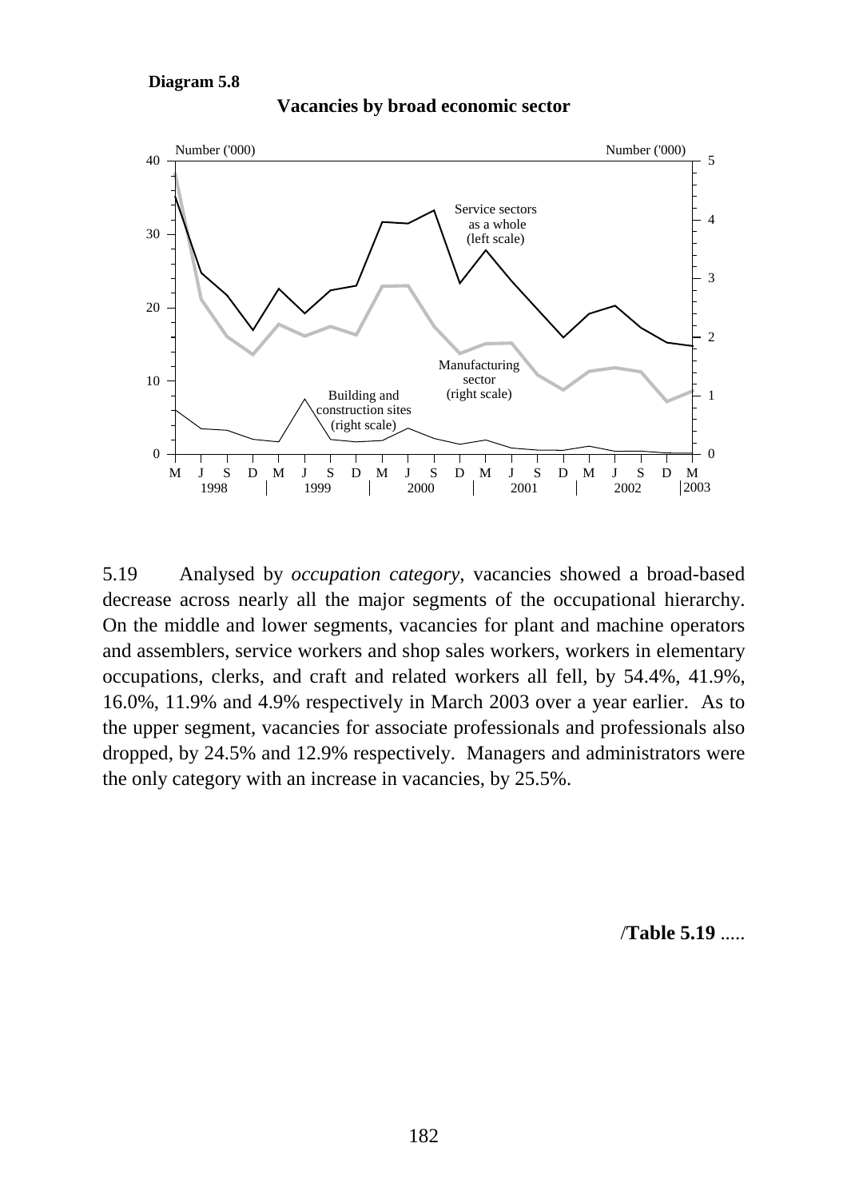**Diagram 5.8**

**Vacancies by broad economic sector**

5.19 Analysed by *occupation category*, vacancies showed a broad-based decrease across nearly all the major segments of the occupational hierarchy. On the middle and lower segments, vacancies for plant and machine operators and assemblers, service workers and shop sales workers, workers in elementary occupations, clerks, and craft and related workers all fell, by 54.4%, 41.9%, 16.0%, 11.9% and 4.9% respectively in March 2003 over a year earlier. As to the upper segment, vacancies for associate professionals and professionals also dropped, by 24.5% and 12.9% respectively. Managers and administrators were the only category with an increase in vacancies, by 25.5%.

/**Table 5.19** .....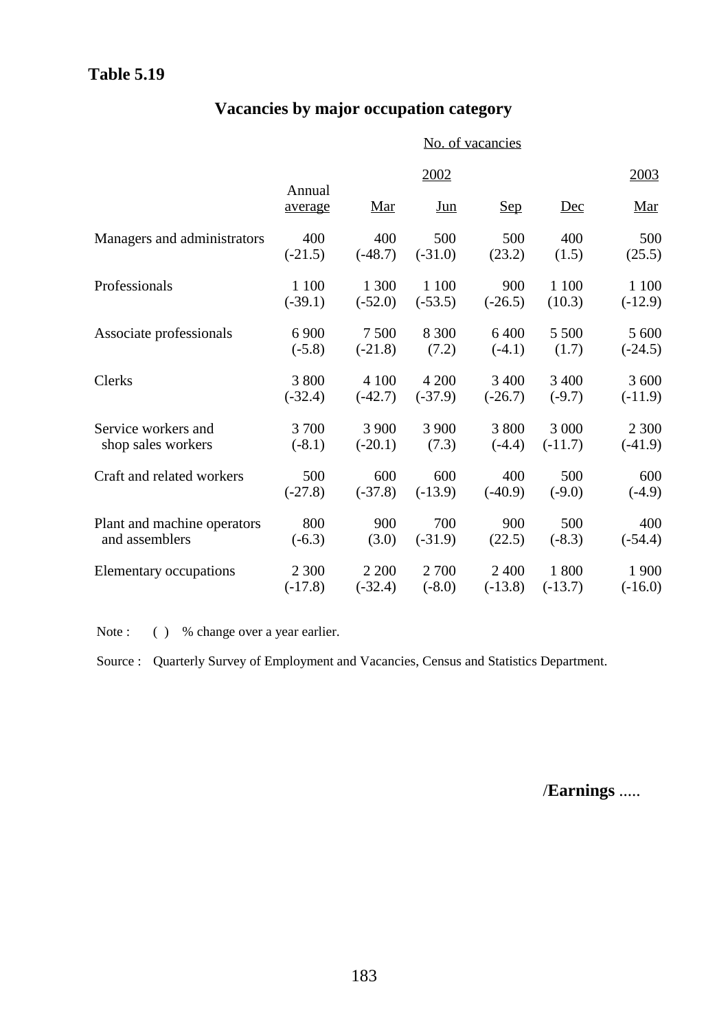**Table 5.19**

## Vacancies by major occupation category

No. of vacancies

| | | 2002 | | | | 2003 |
|---|---|---|---|---|---|---|
| | Annual average | Mar | Jun | Sep | Dec | Mar |
| Managers and administrators | 400 (-21.5) | 400 (-48.7) | 500 (-31.0) | 500 (23.2) | 400 (1.5) | 500 (25.5) |
| Professionals | 1 100 (-39.1) | 1 300 (-52.0) | 1 100 (-53.5) | 900 (-26.5) | 1 100 (10.3) | 1 100 (-12.9) |
| Associate professionals | 6 900 (-5.8) | 7 500 (-21.8) | 8 300 (7.2) | 6 400 (-4.1) | 5 500 (1.7) | 5 600 (-24.5) |
| Clerks | 3 800 (-32.4) | 4 100 (-42.7) | 4 200 (-37.9) | 3 400 (-26.7) | 3 400 (-9.7) | 3 600 (-11.9) |
| Service workers and shop sales workers | 3 700 (-8.1) | 3 900 (-20.1) | 3 900 (7.3) | 3 800 (-4.4) | 3 000 (-11.7) | 2 300 (-41.9) |
| Craft and related workers | 500 (-27.8) | 600 (-37.8) | 600 (-13.9) | 400 (-40.9) | 500 (-9.0) | 600 (-4.9) |
| Plant and machine operators and assemblers | 800 (-6.3) | 900 (3.0) | 700 (-31.9) | 900 (22.5) | 500 (-8.3) | 400 (-54.4) |
| Elementary occupations | 2 300 (-17.8) | 2 200 (-32.4) | 2 700 (-8.0) | 2 400 (-13.8) | 1 800 (-13.7) | 1 900 (-16.0) |

Note : ( ) % change over a year earlier.

Source : Quarterly Survey of Employment and Vacancies, Census and Statistics Department.

/**Earnings** .....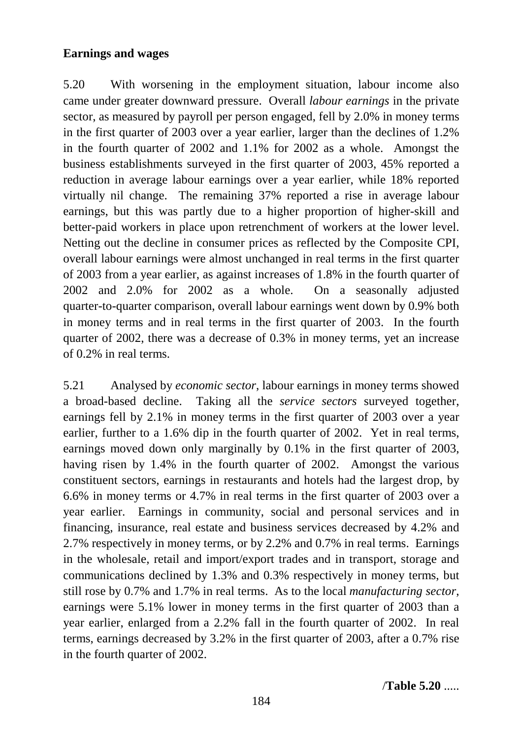**Earnings and wages**

5.20 With worsening in the employment situation, labour income also came under greater downward pressure. Overall *labour earnings* in the private sector, as measured by payroll per person engaged, fell by 2.0% in money terms in the first quarter of 2003 over a year earlier, larger than the declines of 1.2% in the fourth quarter of 2002 and 1.1% for 2002 as a whole. Amongst the business establishments surveyed in the first quarter of 2003, 45% reported a reduction in average labour earnings over a year earlier, while 18% reported virtually nil change. The remaining 37% reported a rise in average labour earnings, but this was partly due to a higher proportion of higher-skill and better-paid workers in place upon retrenchment of workers at the lower level. Netting out the decline in consumer prices as reflected by the Composite CPI, overall labour earnings were almost unchanged in real terms in the first quarter of 2003 from a year earlier, as against increases of 1.8% in the fourth quarter of 2002 and 2.0% for 2002 as a whole. On a seasonally adjusted quarter-to-quarter comparison, overall labour earnings went down by 0.9% both in money terms and in real terms in the first quarter of 2003. In the fourth quarter of 2002, there was a decrease of 0.3% in money terms, yet an increase of 0.2% in real terms.

5.21 Analysed by *economic sector*, labour earnings in money terms showed a broad-based decline. Taking all the *service sectors* surveyed together, earnings fell by 2.1% in money terms in the first quarter of 2003 over a year earlier, further to a 1.6% dip in the fourth quarter of 2002. Yet in real terms, earnings moved down only marginally by 0.1% in the first quarter of 2003, having risen by 1.4% in the fourth quarter of 2002. Amongst the various constituent sectors, earnings in restaurants and hotels had the largest drop, by 6.6% in money terms or 4.7% in real terms in the first quarter of 2003 over a year earlier. Earnings in community, social and personal services and in financing, insurance, real estate and business services decreased by 4.2% and 2.7% respectively in money terms, or by 2.2% and 0.7% in real terms. Earnings in the wholesale, retail and import/export trades and in transport, storage and communications declined by 1.3% and 0.3% respectively in money terms, but still rose by 0.7% and 1.7% in real terms. As to the local *manufacturing sector*, earnings were 5.1% lower in money terms in the first quarter of 2003 than a year earlier, enlarged from a 2.2% fall in the fourth quarter of 2002. In real terms, earnings decreased by 3.2% in the first quarter of 2003, after a 0.7% rise in the fourth quarter of 2002.

/**Table 5.20** .....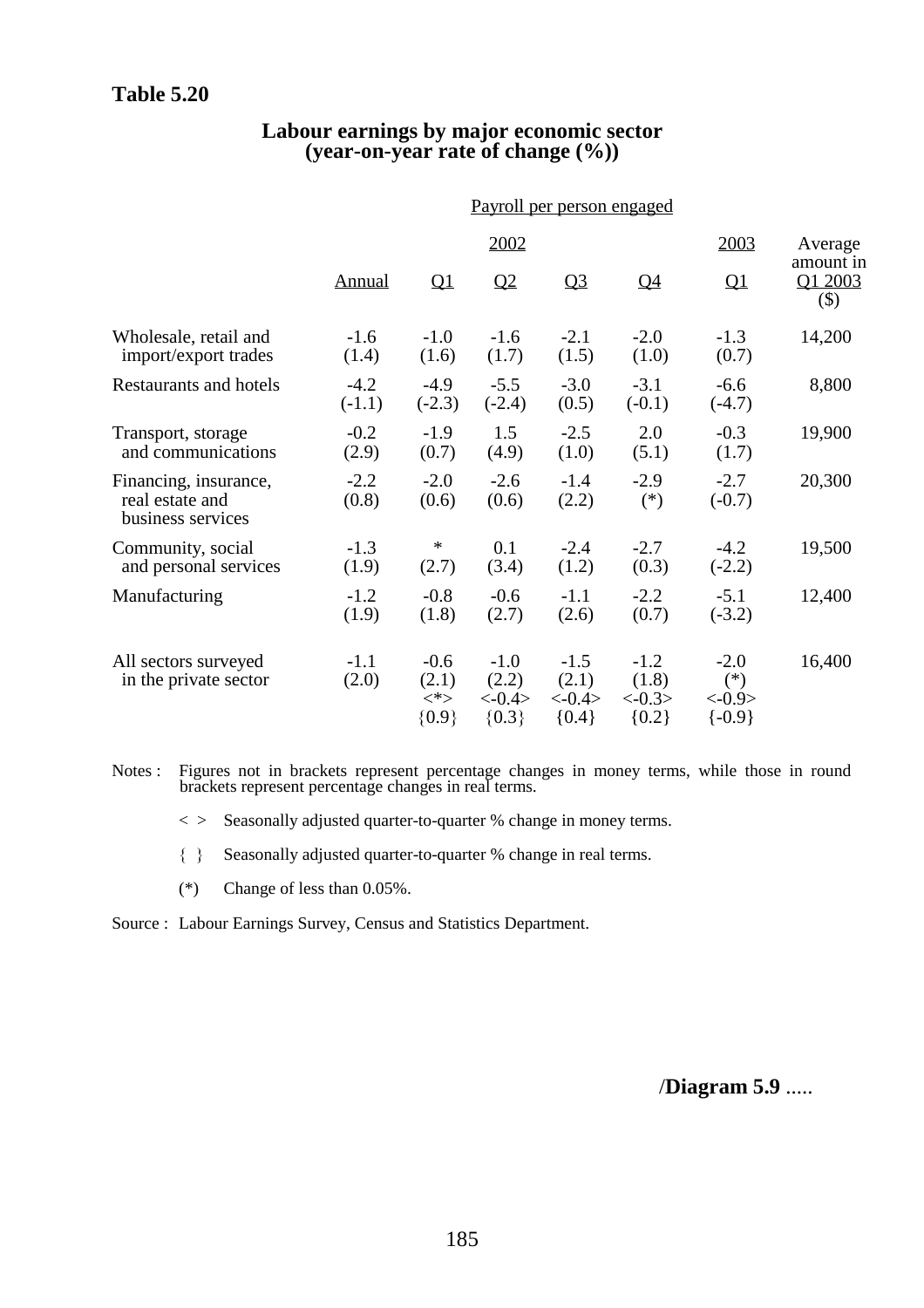**Table 5.20**

## Labour earnings by major economic sector (year-on-year rate of change (%))

| | Payroll per person engaged | | | | | | |
|---|---|---|---|---|---|---|---|
| | 2002 | | | | | 2003 | Average amount in Q1 2003 ($) |
| | Annual | Q1 | Q2 | Q3 | Q4 | Q1 | |
| Wholesale, retail and import/export trades | -1.6 (1.4) | -1.0 (1.6) | -1.6 (1.7) | -2.1 (1.5) | -2.0 (1.0) | -1.3 (0.7) | 14,200 |
| Restaurants and hotels | -4.2 (-1.1) | -4.9 (-2.3) | -5.5 (-2.4) | -3.0 (0.5) | -3.1 (-0.1) | -6.6 (-4.7) | 8,800 |
| Transport, storage and communications | -0.2 (2.9) | -1.9 (0.7) | 1.5 (4.9) | -2.5 (1.0) | 2.0 (5.1) | -0.3 (1.7) | 19,900 |
| Financing, insurance, real estate and business services | -2.2 (0.8) | -2.0 (0.6) | -2.6 (0.6) | -1.4 (2.2) | -2.9 (*) | -2.7 (-0.7) | 20,300 |
| Community, social and personal services | -1.3 (1.9) | * (2.7) | 0.1 (3.4) | -2.4 (1.2) | -2.7 (0.3) | -4.2 (-2.2) | 19,500 |
| Manufacturing | -1.2 (1.9) | -0.8 (1.8) | -0.6 (2.7) | -1.1 (2.6) | -2.2 (0.7) | -5.1 (-3.2) | 12,400 |
| All sectors surveyed in the private sector | -1.1 (2.0) | -0.6 (2.1) <*> {0.9} | -1.0 (2.2) <-0.4> {0.3} | -1.5 (2.1) <-0.4> {0.4} | -1.2 (1.8) <-0.3> {0.2} | -2.0 (*) <-0.9> {-0.9} | 16,400 |

Notes : Figures not in brackets represent percentage changes in money terms, while those in round brackets represent percentage changes in real terms.

< > Seasonally adjusted quarter-to-quarter % change in money terms.

{ } Seasonally adjusted quarter-to-quarter % change in real terms.

(*) Change of less than 0.05%.

Source : Labour Earnings Survey, Census and Statistics Department.

/**Diagram 5.9** .....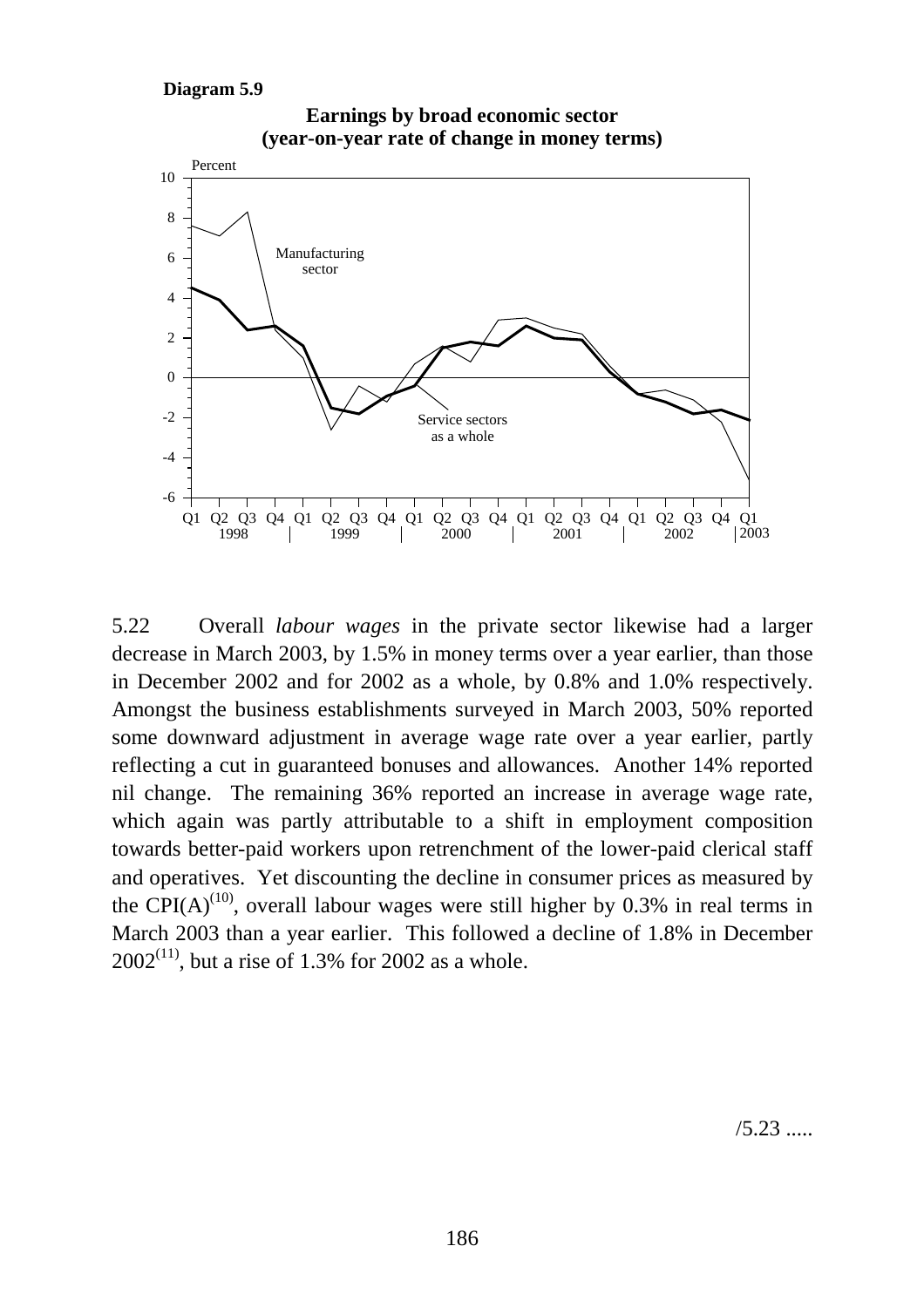**Diagram 5.9**

**Earnings by broad economic sector (year-on-year rate of change in money terms)**

5.22 Overall *labour wages* in the private sector likewise had a larger decrease in March 2003, by 1.5% in money terms over a year earlier, than those in December 2002 and for 2002 as a whole, by 0.8% and 1.0% respectively. Amongst the business establishments surveyed in March 2003, 50% reported some downward adjustment in average wage rate over a year earlier, partly reflecting a cut in guaranteed bonuses and allowances. Another 14% reported nil change. The remaining 36% reported an increase in average wage rate, which again was partly attributable to a shift in employment composition towards better-paid workers upon retrenchment of the lower-paid clerical staff and operatives. Yet discounting the decline in consumer prices as measured by the CPI(A)[10], overall labour wages were still higher by 0.3% in real terms in March 2003 than a year earlier. This followed a decline of 1.8% in December 2002[11], but a rise of 1.3% for 2002 as a whole.

/5.23 .....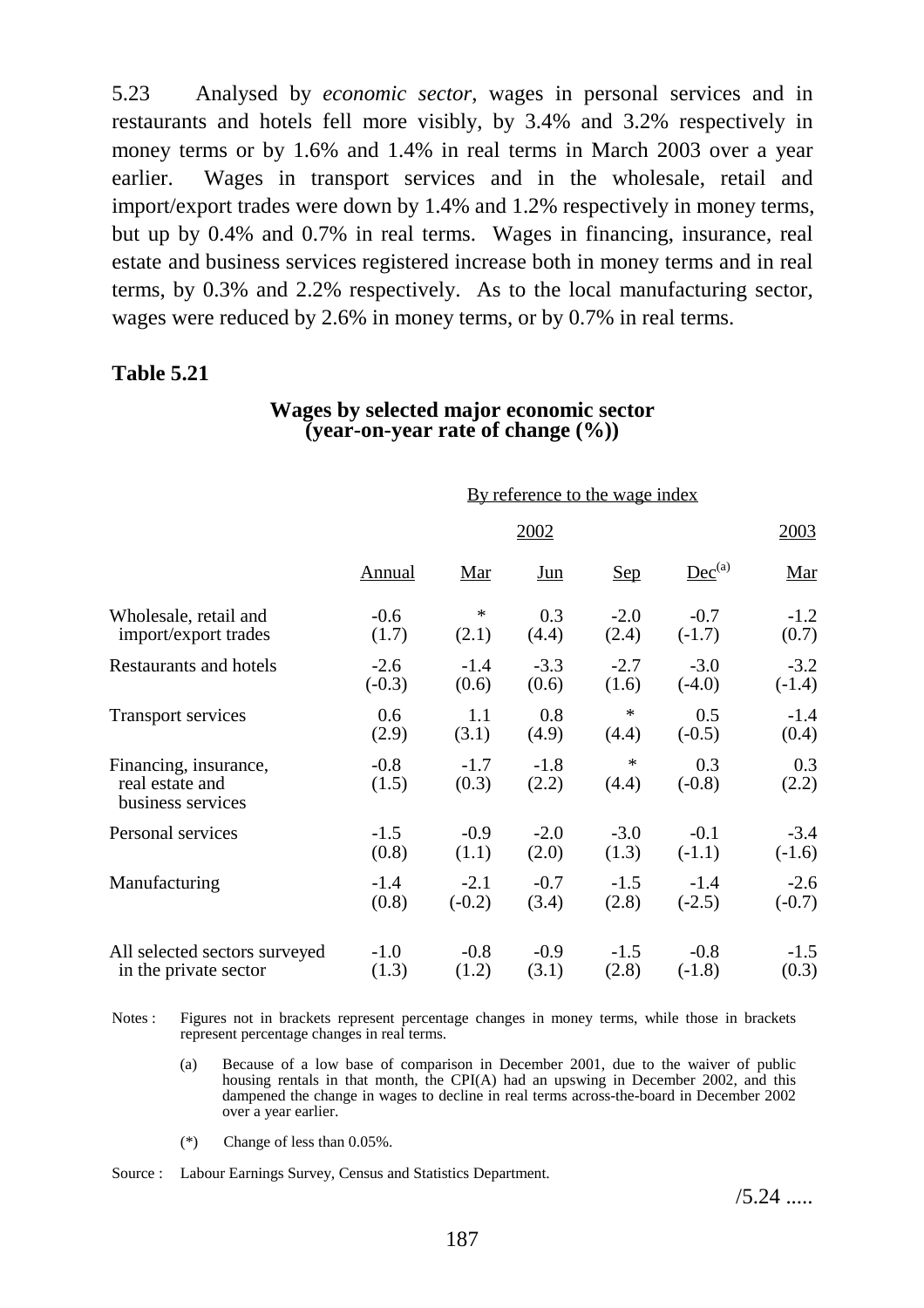5.23 Analysed by *economic sector*, wages in personal services and in restaurants and hotels fell more visibly, by 3.4% and 3.2% respectively in money terms or by 1.6% and 1.4% in real terms in March 2003 over a year earlier. Wages in transport services and in the wholesale, retail and import/export trades were down by 1.4% and 1.2% respectively in money terms, but up by 0.4% and 0.7% in real terms. Wages in financing, insurance, real estate and business services registered increase both in money terms and in real terms, by 0.3% and 2.2% respectively. As to the local manufacturing sector, wages were reduced by 2.6% in money terms, or by 0.7% in real terms.

**Table 5.21**

**Wages by selected major economic sector (year-on-year rate of change (%))**

| | By reference to the wage index | | | | | |
|---|---|---|---|---|---|---|
| | 2002 | | | | | 2003 |
| | Annual | Mar | Jun | Sep | Dec[(a)] | Mar |
| Wholesale, retail and import/export trades | -0.6 (1.7) | * (2.1) | 0.3 (4.4) | -2.0 (2.4) | -0.7 (-1.7) | -1.2 (0.7) |
| Restaurants and hotels | -2.6 (-0.3) | -1.4 (0.6) | -3.3 (0.6) | -2.7 (1.6) | -3.0 (-4.0) | -3.2 (-1.4) |
| Transport services | 0.6 (2.9) | 1.1 (3.1) | 0.8 (4.9) | * (4.4) | 0.5 (-0.5) | -1.4 (0.4) |
| Financing, insurance, real estate and business services | -0.8 (1.5) | -1.7 (0.3) | -1.8 (2.2) | * (4.4) | 0.3 (-0.8) | 0.3 (2.2) |
| Personal services | -1.5 (0.8) | -0.9 (1.1) | -2.0 (2.0) | -3.0 (1.3) | -0.1 (-1.1) | -3.4 (-1.6) |
| Manufacturing | -1.4 (0.8) | -2.1 (-0.2) | -0.7 (3.4) | -1.5 (2.8) | -1.4 (-2.5) | -2.6 (-0.7) |
| All selected sectors surveyed in the private sector | -1.0 (1.3) | -0.8 (1.2) | -0.9 (3.1) | -1.5 (2.8) | -0.8 (-1.8) | -1.5 (0.3) |

Notes : Figures not in brackets represent percentage changes in money terms, while those in brackets represent percentage changes in real terms.

(a) Because of a low base of comparison in December 2001, due to the waiver of public housing rentals in that month, the CPI(A) had an upswing in December 2002, and this dampened the change in wages to decline in real terms across-the-board in December 2002 over a year earlier.

(*) Change of less than 0.05%.

Source : Labour Earnings Survey, Census and Statistics Department.

/5.24 .....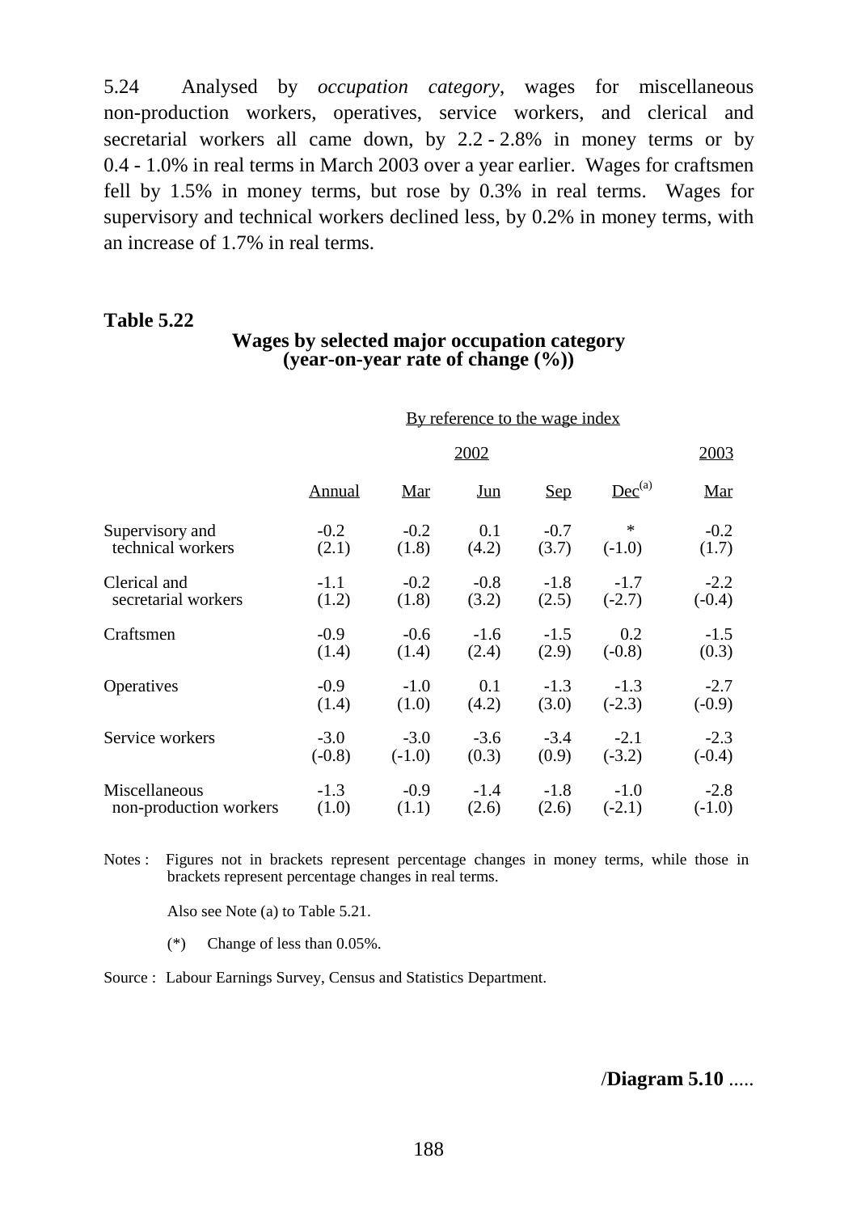5.24 Analysed by *occupation category*, wages for miscellaneous non-production workers, operatives, service workers, and clerical and secretarial workers all came down, by 2.2 - 2.8% in money terms or by 0.4 - 1.0% in real terms in March 2003 over a year earlier. Wages for craftsmen fell by 1.5% in money terms, but rose by 0.3% in real terms. Wages for supervisory and technical workers declined less, by 0.2% in money terms, with an increase of 1.7% in real terms.

**Table 5.22**

**Wages by selected major occupation category (year-on-year rate of change (%))**

| | By reference to the wage index | | | | | |
|---|---|---|---|---|---|---|
| | 2002 | | | | | 2003 |
| | Annual | Mar | Jun | Sep | Dec[(a)] | Mar |
| Supervisory and technical workers | -0.2 (2.1) | -0.2 (1.8) | 0.1 (4.2) | -0.7 (3.7) | * (-1.0) | -0.2 (1.7) |
| Clerical and secretarial workers | -1.1 (1.2) | -0.2 (1.8) | -0.8 (3.2) | -1.8 (2.5) | -1.7 (-2.7) | -2.2 (-0.4) |
| Craftsmen | -0.9 (1.4) | -0.6 (1.4) | -1.6 (2.4) | -1.5 (2.9) | 0.2 (-0.8) | -1.5 (0.3) |
| Operatives | -0.9 (1.4) | -1.0 (1.0) | 0.1 (4.2) | -1.3 (3.0) | -1.3 (-2.3) | -2.7 (-0.9) |
| Service workers | -3.0 (-0.8) | -3.0 (-1.0) | -3.6 (0.3) | -3.4 (0.9) | -2.1 (-3.2) | -2.3 (-0.4) |
| Miscellaneous non-production workers | -1.3 (1.0) | -0.9 (1.1) | -1.4 (2.6) | -1.8 (2.6) | -1.0 (-2.1) | -2.8 (-1.0) |

Notes : Figures not in brackets represent percentage changes in money terms, while those in brackets represent percentage changes in real terms.

Also see Note (a) to Table 5.21.

(*) Change of less than 0.05%.

Source : Labour Earnings Survey, Census and Statistics Department.

/**Diagram 5.10** .....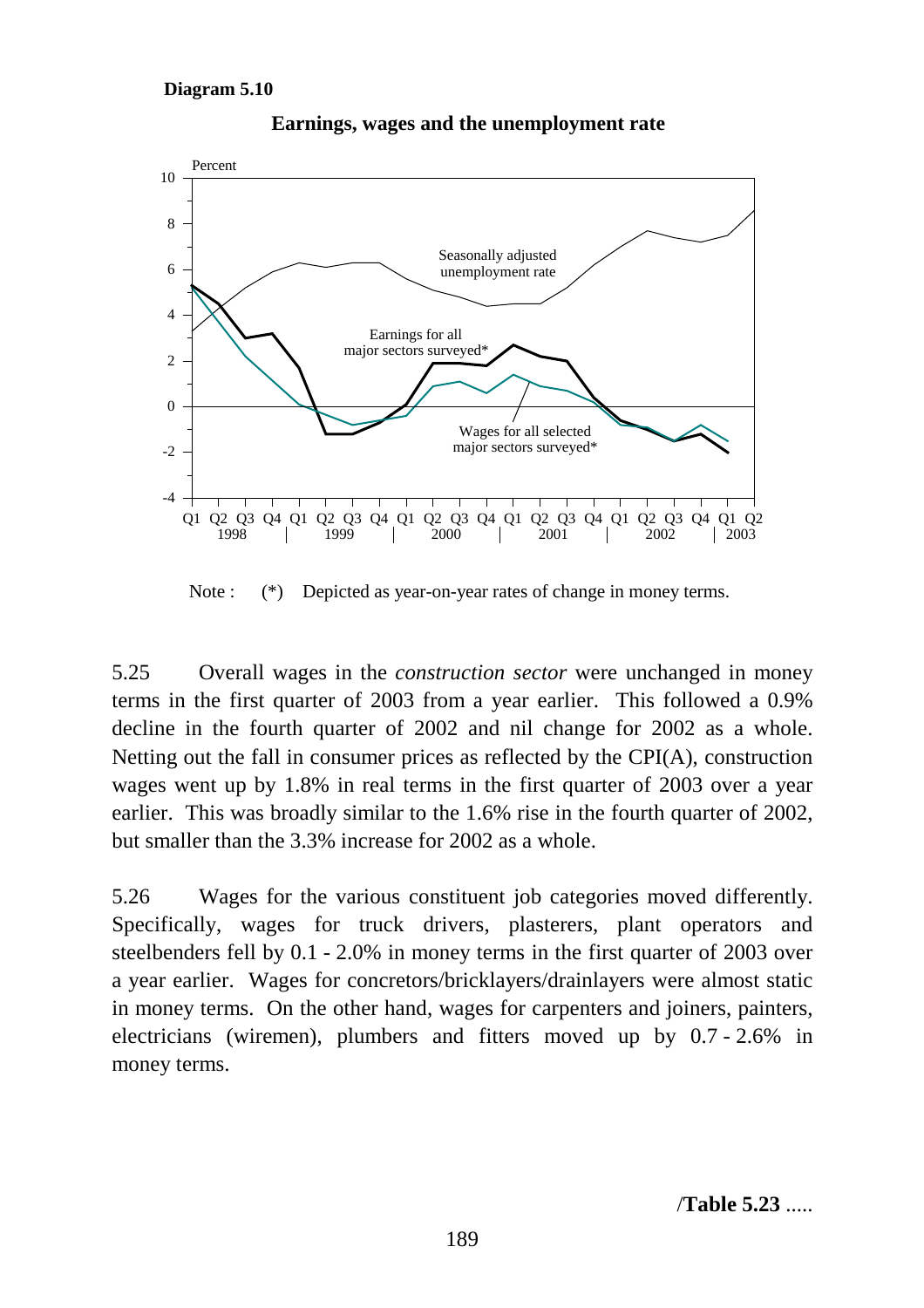**Diagram 5.10**

**Earnings, wages and the unemployment rate**

Note : (*) Depicted as year-on-year rates of change in money terms.

5.25 Overall wages in the *construction sector* were unchanged in money terms in the first quarter of 2003 from a year earlier. This followed a 0.9% decline in the fourth quarter of 2002 and nil change for 2002 as a whole. Netting out the fall in consumer prices as reflected by the CPI(A), construction wages went up by 1.8% in real terms in the first quarter of 2003 over a year earlier. This was broadly similar to the 1.6% rise in the fourth quarter of 2002, but smaller than the 3.3% increase for 2002 as a whole.

5.26 Wages for the various constituent job categories moved differently. Specifically, wages for truck drivers, plasterers, plant operators and steelbenders fell by 0.1 - 2.0% in money terms in the first quarter of 2003 over a year earlier. Wages for concretors/bricklayers/drainlayers were almost static in money terms. On the other hand, wages for carpenters and joiners, painters, electricians (wiremen), plumbers and fitters moved up by 0.7 - 2.6% in money terms.

/**Table 5.23** .....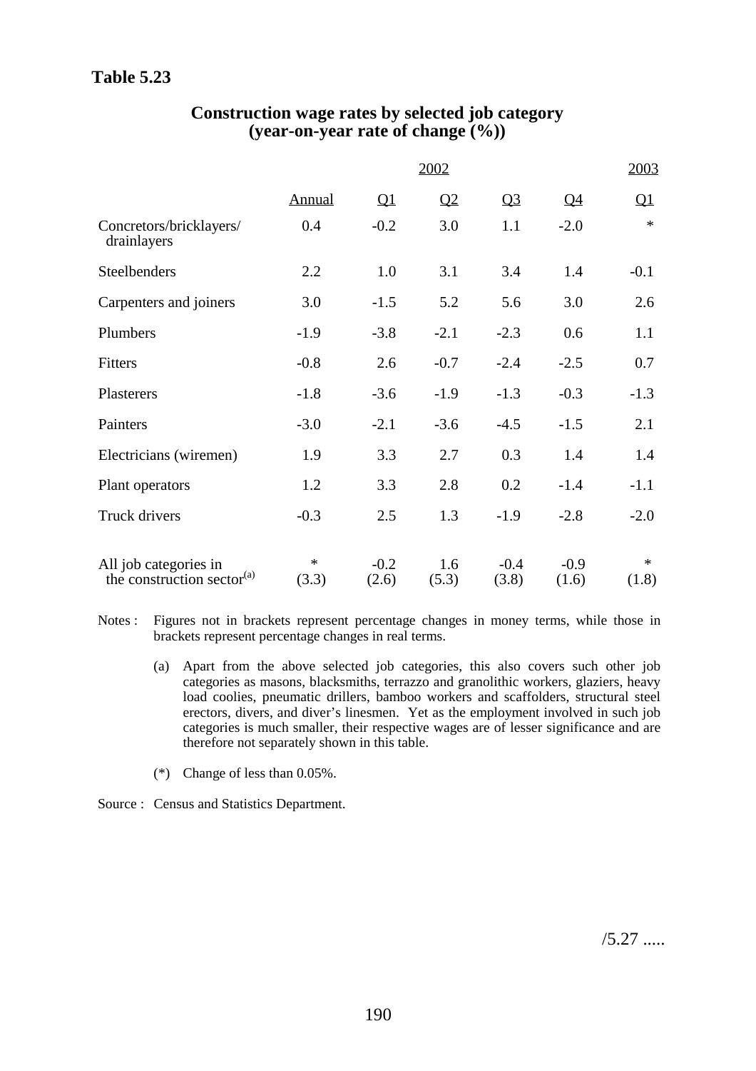**Table 5.23**

## Construction wage rates by selected job category (year-on-year rate of change (%))

| | 2002 | | | | | 2003 |
|---|---|---|---|---|---|---|
| | Annual | Q1 | Q2 | Q3 | Q4 | Q1 |
| Concretors/bricklayers/ drainlayers | 0.4 | -0.2 | 3.0 | 1.1 | -2.0 | * |
| Steelbenders | 2.2 | 1.0 | 3.1 | 3.4 | 1.4 | -0.1 |
| Carpenters and joiners | 3.0 | -1.5 | 5.2 | 5.6 | 3.0 | 2.6 |
| Plumbers | -1.9 | -3.8 | -2.1 | -2.3 | 0.6 | 1.1 |
| Fitters | -0.8 | 2.6 | -0.7 | -2.4 | -2.5 | 0.7 |
| Plasterers | -1.8 | -3.6 | -1.9 | -1.3 | -0.3 | -1.3 |
| Painters | -3.0 | -2.1 | -3.6 | -4.5 | -1.5 | 2.1 |
| Electricians (wiremen) | 1.9 | 3.3 | 2.7 | 0.3 | 1.4 | 1.4 |
| Plant operators | 1.2 | 3.3 | 2.8 | 0.2 | -1.4 | -1.1 |
| Truck drivers | -0.3 | 2.5 | 1.3 | -1.9 | -2.8 | -2.0 |
| All job categories in the construction sector[(a)] | * (3.3) | -0.2 (2.6) | 1.6 (5.3) | -0.4 (3.8) | -0.9 (1.6) | * (1.8) |

Notes : Figures not in brackets represent percentage changes in money terms, while those in brackets represent percentage changes in real terms.

(a) Apart from the above selected job categories, this also covers such other job categories as masons, blacksmiths, terrazzo and granolithic workers, glaziers, heavy load coolies, pneumatic drillers, bamboo workers and scaffolders, structural steel erectors, divers, and diver's linesmen. Yet as the employment involved in such job categories is much smaller, their respective wages are of lesser significance and are therefore not separately shown in this table.

(*) Change of less than 0.05%.

Source : Census and Statistics Department.

/5.27 .....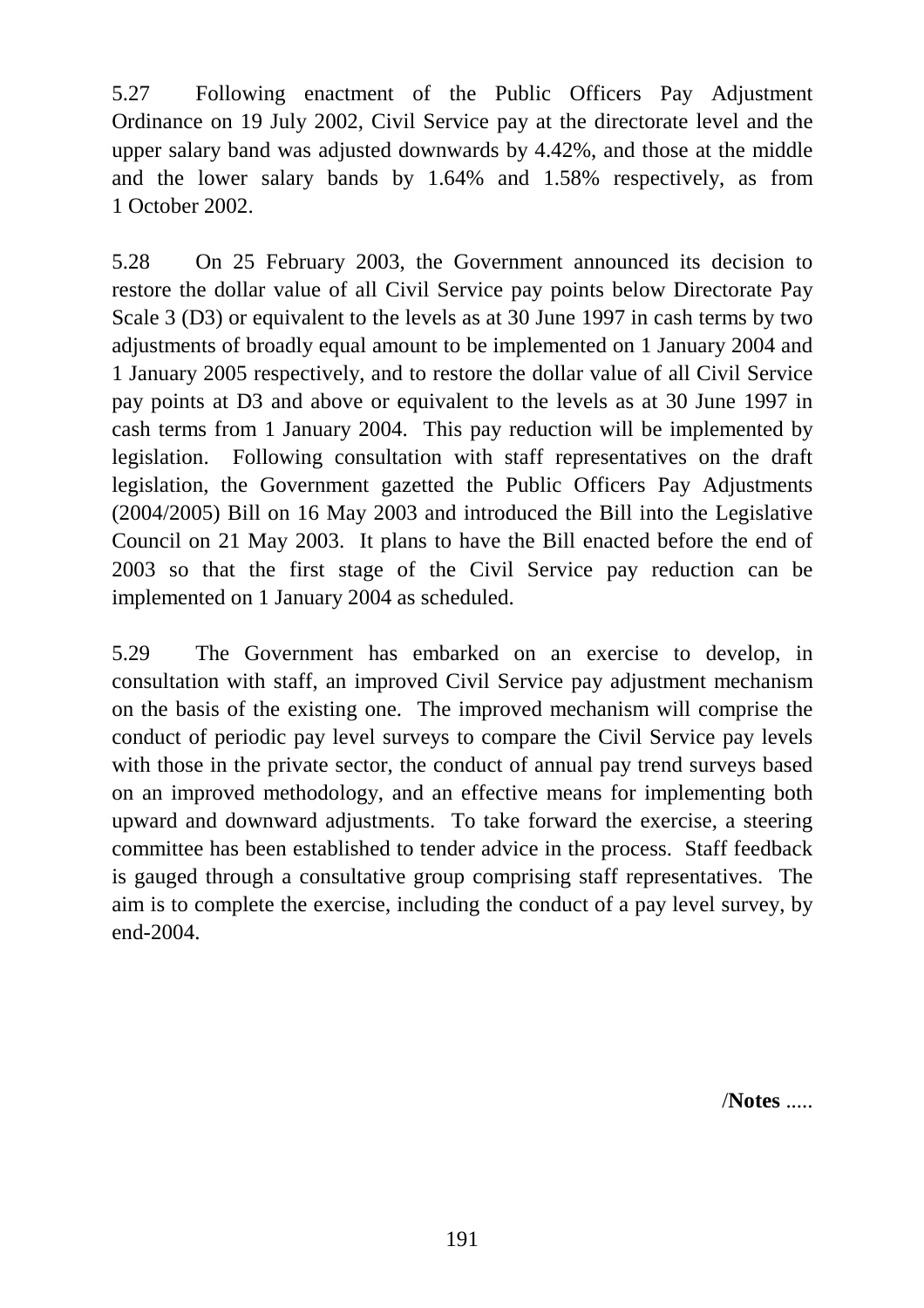5.27 Following enactment of the Public Officers Pay Adjustment Ordinance on 19 July 2002, Civil Service pay at the directorate level and the upper salary band was adjusted downwards by 4.42%, and those at the middle and the lower salary bands by 1.64% and 1.58% respectively, as from 1 October 2002.

5.28 On 25 February 2003, the Government announced its decision to restore the dollar value of all Civil Service pay points below Directorate Pay Scale 3 (D3) or equivalent to the levels as at 30 June 1997 in cash terms by two adjustments of broadly equal amount to be implemented on 1 January 2004 and 1 January 2005 respectively, and to restore the dollar value of all Civil Service pay points at D3 and above or equivalent to the levels as at 30 June 1997 in cash terms from 1 January 2004. This pay reduction will be implemented by legislation. Following consultation with staff representatives on the draft legislation, the Government gazetted the Public Officers Pay Adjustments (2004/2005) Bill on 16 May 2003 and introduced the Bill into the Legislative Council on 21 May 2003. It plans to have the Bill enacted before the end of 2003 so that the first stage of the Civil Service pay reduction can be implemented on 1 January 2004 as scheduled.

5.29 The Government has embarked on an exercise to develop, in consultation with staff, an improved Civil Service pay adjustment mechanism on the basis of the existing one. The improved mechanism will comprise the conduct of periodic pay level surveys to compare the Civil Service pay levels with those in the private sector, the conduct of annual pay trend surveys based on an improved methodology, and an effective means for implementing both upward and downward adjustments. To take forward the exercise, a steering committee has been established to tender advice in the process. Staff feedback is gauged through a consultative group comprising staff representatives. The aim is to complete the exercise, including the conduct of a pay level survey, by end-2004.

/**Notes** .....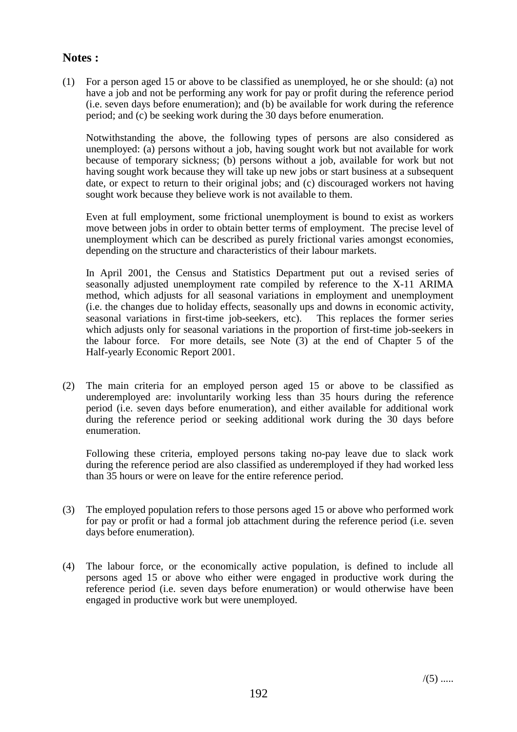## Notes :

(1) For a person aged 15 or above to be classified as unemployed, he or she should: (a) not have a job and not be performing any work for pay or profit during the reference period (i.e. seven days before enumeration); and (b) be available for work during the reference period; and (c) be seeking work during the 30 days before enumeration.

Notwithstanding the above, the following types of persons are also considered as unemployed: (a) persons without a job, having sought work but not available for work because of temporary sickness; (b) persons without a job, available for work but not having sought work because they will take up new jobs or start business at a subsequent date, or expect to return to their original jobs; and (c) discouraged workers not having sought work because they believe work is not available to them.

Even at full employment, some frictional unemployment is bound to exist as workers move between jobs in order to obtain better terms of employment. The precise level of unemployment which can be described as purely frictional varies amongst economies, depending on the structure and characteristics of their labour markets.

In April 2001, the Census and Statistics Department put out a revised series of seasonally adjusted unemployment rate compiled by reference to the X-11 ARIMA method, which adjusts for all seasonal variations in employment and unemployment (i.e. the changes due to holiday effects, seasonally ups and downs in economic activity, seasonal variations in first-time job-seekers, etc). This replaces the former series which adjusts only for seasonal variations in the proportion of first-time job-seekers in the labour force. For more details, see Note (3) at the end of Chapter 5 of the Half-yearly Economic Report 2001.

(2) The main criteria for an employed person aged 15 or above to be classified as underemployed are: involuntarily working less than 35 hours during the reference period (i.e. seven days before enumeration), and either available for additional work during the reference period or seeking additional work during the 30 days before enumeration.

Following these criteria, employed persons taking no-pay leave due to slack work during the reference period are also classified as underemployed if they had worked less than 35 hours or were on leave for the entire reference period.

(3) The employed population refers to those persons aged 15 or above who performed work for pay or profit or had a formal job attachment during the reference period (i.e. seven days before enumeration).

(4) The labour force, or the economically active population, is defined to include all persons aged 15 or above who either were engaged in productive work during the reference period (i.e. seven days before enumeration) or would otherwise have been engaged in productive work but were unemployed.

/(5) .....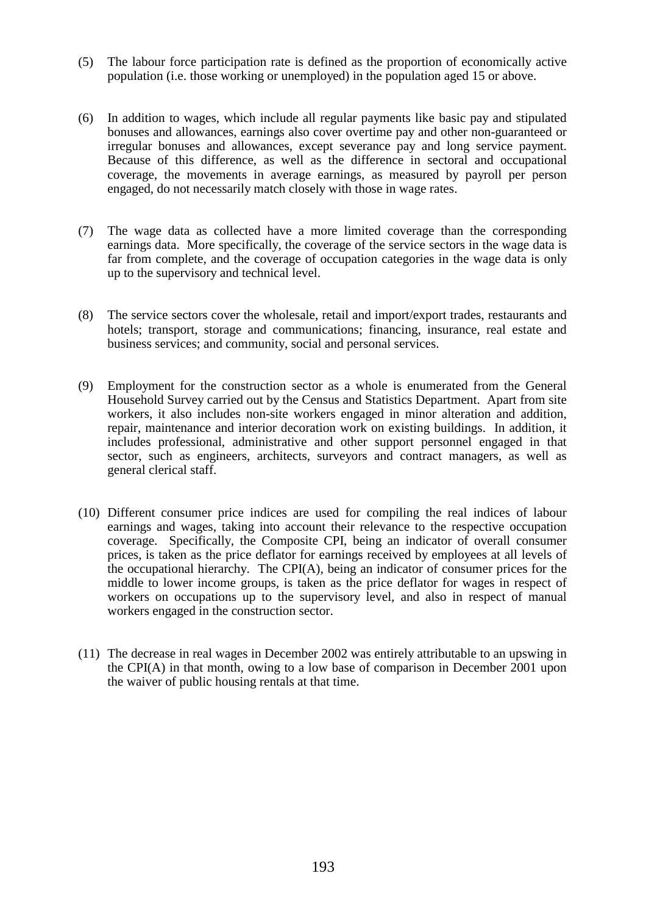(5) The labour force participation rate is defined as the proportion of economically active population (i.e. those working or unemployed) in the population aged 15 or above.

(6) In addition to wages, which include all regular payments like basic pay and stipulated bonuses and allowances, earnings also cover overtime pay and other non-guaranteed or irregular bonuses and allowances, except severance pay and long service payment. Because of this difference, as well as the difference in sectoral and occupational coverage, the movements in average earnings, as measured by payroll per person engaged, do not necessarily match closely with those in wage rates.

(7) The wage data as collected have a more limited coverage than the corresponding earnings data. More specifically, the coverage of the service sectors in the wage data is far from complete, and the coverage of occupation categories in the wage data is only up to the supervisory and technical level.

(8) The service sectors cover the wholesale, retail and import/export trades, restaurants and hotels; transport, storage and communications; financing, insurance, real estate and business services; and community, social and personal services.

(9) Employment for the construction sector as a whole is enumerated from the General Household Survey carried out by the Census and Statistics Department. Apart from site workers, it also includes non-site workers engaged in minor alteration and addition, repair, maintenance and interior decoration work on existing buildings. In addition, it includes professional, administrative and other support personnel engaged in that sector, such as engineers, architects, surveyors and contract managers, as well as general clerical staff.

(10) Different consumer price indices are used for compiling the real indices of labour earnings and wages, taking into account their relevance to the respective occupation coverage. Specifically, the Composite CPI, being an indicator of overall consumer prices, is taken as the price deflator for earnings received by employees at all levels of the occupational hierarchy. The CPI(A), being an indicator of consumer prices for the middle to lower income groups, is taken as the price deflator for wages in respect of workers on occupations up to the supervisory level, and also in respect of manual workers engaged in the construction sector.

(11) The decrease in real wages in December 2002 was entirely attributable to an upswing in the CPI(A) in that month, owing to a low base of comparison in December 2001 upon the waiver of public housing rentals at that time.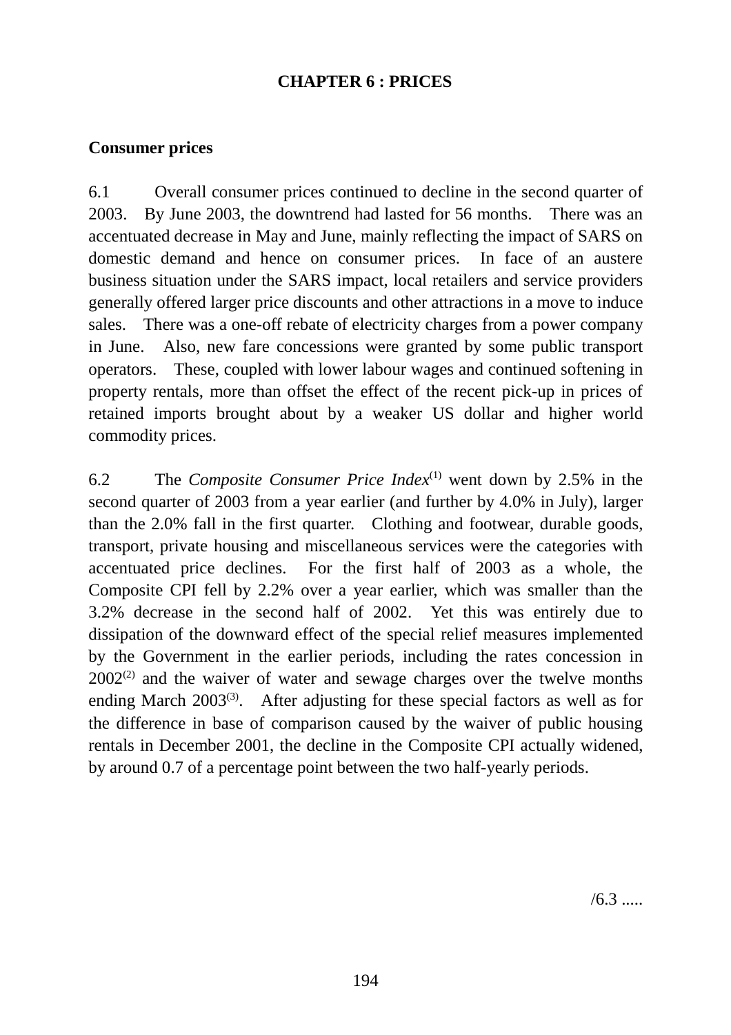# CHAPTER 6 : PRICES

## Consumer prices

6.1 Overall consumer prices continued to decline in the second quarter of 2003. By June 2003, the downtrend had lasted for 56 months. There was an accentuated decrease in May and June, mainly reflecting the impact of SARS on domestic demand and hence on consumer prices. In face of an austere business situation under the SARS impact, local retailers and service providers generally offered larger price discounts and other attractions in a move to induce sales. There was a one-off rebate of electricity charges from a power company in June. Also, new fare concessions were granted by some public transport operators. These, coupled with lower labour wages and continued softening in property rentals, more than offset the effect of the recent pick-up in prices of retained imports brought about by a weaker US dollar and higher world commodity prices.

6.2 The *Composite Consumer Price Index*[(1)] went down by 2.5% in the second quarter of 2003 from a year earlier (and further by 4.0% in July), larger than the 2.0% fall in the first quarter. Clothing and footwear, durable goods, transport, private housing and miscellaneous services were the categories with accentuated price declines. For the first half of 2003 as a whole, the Composite CPI fell by 2.2% over a year earlier, which was smaller than the 3.2% decrease in the second half of 2002. Yet this was entirely due to dissipation of the downward effect of the special relief measures implemented by the Government in the earlier periods, including the rates concession in 2002[(2)] and the waiver of water and sewage charges over the twelve months ending March 2003[(3)]. After adjusting for these special factors as well as for the difference in base of comparison caused by the waiver of public housing rentals in December 2001, the decline in the Composite CPI actually widened, by around 0.7 of a percentage point between the two half-yearly periods.

/6.3 .....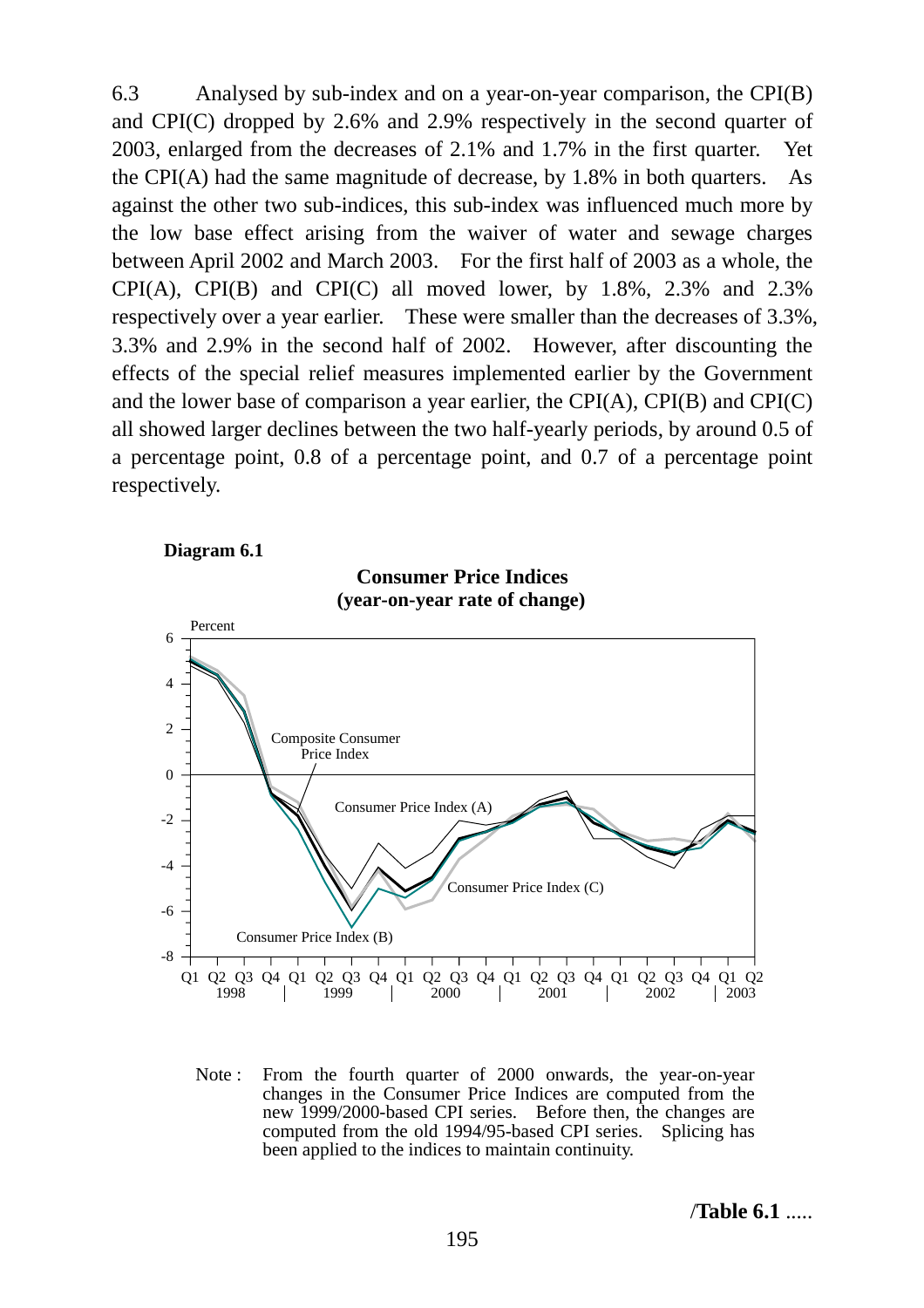6.3 Analysed by sub-index and on a year-on-year comparison, the CPI(B) and CPI(C) dropped by 2.6% and 2.9% respectively in the second quarter of 2003, enlarged from the decreases of 2.1% and 1.7% in the first quarter. Yet the CPI(A) had the same magnitude of decrease, by 1.8% in both quarters. As against the other two sub-indices, this sub-index was influenced much more by the low base effect arising from the waiver of water and sewage charges between April 2002 and March 2003. For the first half of 2003 as a whole, the CPI(A), CPI(B) and CPI(C) all moved lower, by 1.8%, 2.3% and 2.3% respectively over a year earlier. These were smaller than the decreases of 3.3%, 3.3% and 2.9% in the second half of 2002. However, after discounting the effects of the special relief measures implemented earlier by the Government and the lower base of comparison a year earlier, the CPI(A), CPI(B) and CPI(C) all showed larger declines between the two half-yearly periods, by around 0.5 of a percentage point, 0.8 of a percentage point, and 0.7 of a percentage point respectively.

**Diagram 6.1**

**Consumer Price Indices (year-on-year rate of change)**

Note : From the fourth quarter of 2000 onwards, the year-on-year changes in the Consumer Price Indices are computed from the new 1999/2000-based CPI series. Before then, the changes are computed from the old 1994/95-based CPI series. Splicing has been applied to the indices to maintain continuity.

/**Table 6.1** .....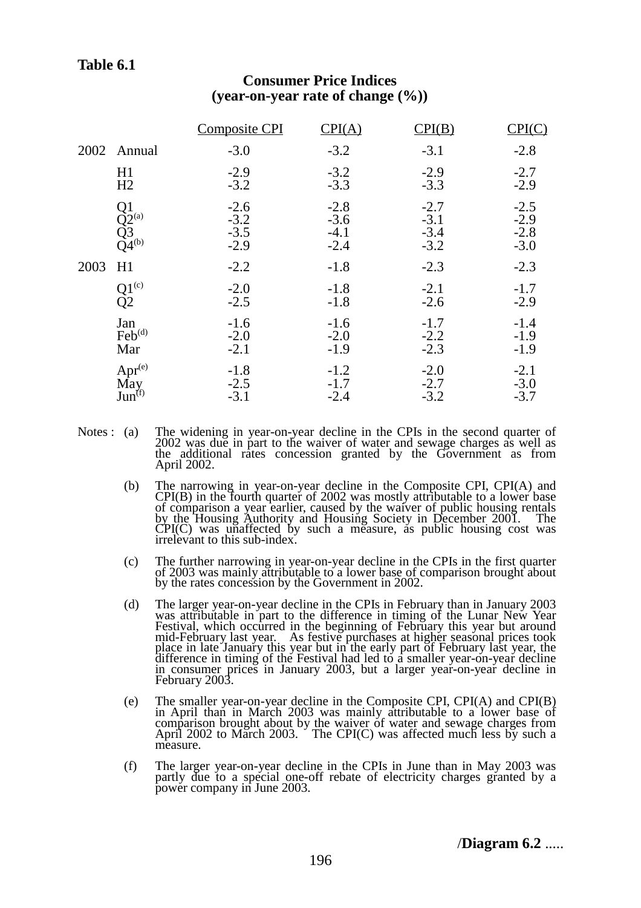**Table 6.1**

## Consumer Price Indices (year-on-year rate of change (%))

| | | Composite CPI | CPI(A) | CPI(B) | CPI(C) |
|---|---|---|---|---|---|
| 2002 | Annual | -3.0 | -3.2 | -3.1 | -2.8 |
| | H1 | -2.9 | -3.2 | -2.9 | -2.7 |
| | H2 | -3.2 | -3.3 | -3.3 | -2.9 |
| | Q1 | -2.6 | -2.8 | -2.7 | -2.5 |
| | Q2[(a)] | -3.2 | -3.6 | -3.1 | -2.9 |
| | Q3 | -3.5 | -4.1 | -3.4 | -2.8 |
| | Q4[(b)] | -2.9 | -2.4 | -3.2 | -3.0 |
| 2003 | H1 | -2.2 | -1.8 | -2.3 | -2.3 |
| | Q1[(c)] | -2.0 | -1.8 | -2.1 | -1.7 |
| | Q2 | -2.5 | -1.8 | -2.6 | -2.9 |
| | Jan | -1.6 | -1.6 | -1.7 | -1.4 |
| | Feb[(d)] | -2.0 | -2.0 | -2.2 | -1.9 |
| | Mar | -2.1 | -1.9 | -2.3 | -1.9 |
| | Apr[(e)] | -1.8 | -1.2 | -2.0 | -2.1 |
| | May | -2.5 | -1.7 | -2.7 | -3.0 |
| | Jun[(f)] | -3.1 | -2.4 | -3.2 | -3.7 |

Notes :

(a) The widening in year-on-year decline in the CPIs in the second quarter of 2002 was due in part to the waiver of water and sewage charges as well as the additional rates concession granted by the Government as from April 2002.

(b) The narrowing in year-on-year decline in the Composite CPI, CPI(A) and CPI(B) in the fourth quarter of 2002 was mostly attributable to a lower base of comparison a year earlier, caused by the waiver of public housing rentals by the Housing Authority and Housing Society in December 2001. The CPI(C) was unaffected by such a measure, as public housing cost was irrelevant to this sub-index.

(c) The further narrowing in year-on-year decline in the CPIs in the first quarter of 2003 was mainly attributable to a lower base of comparison brought about by the rates concession by the Government in 2002.

(d) The larger year-on-year decline in the CPIs in February than in January 2003 was attributable in part to the difference in timing of the Lunar New Year Festival, which occurred in the beginning of February this year but around mid-February last year. As festive purchases at higher seasonal prices took place in late January this year but in the early part of February last year, the difference in timing of the Festival had led to a smaller year-on-year decline in consumer prices in January 2003, but a larger year-on-year decline in February 2003.

(e) The smaller year-on-year decline in the Composite CPI, CPI(A) and CPI(B) in April than in March 2003 was mainly attributable to a lower base of comparison brought about by the waiver of water and sewage charges from April 2002 to March 2003. The CPI(C) was affected much less by such a measure.

(f) The larger year-on-year decline in the CPIs in June than in May 2003 was partly due to a special one-off rebate of electricity charges granted by a power company in June 2003.

/**Diagram 6.2** .....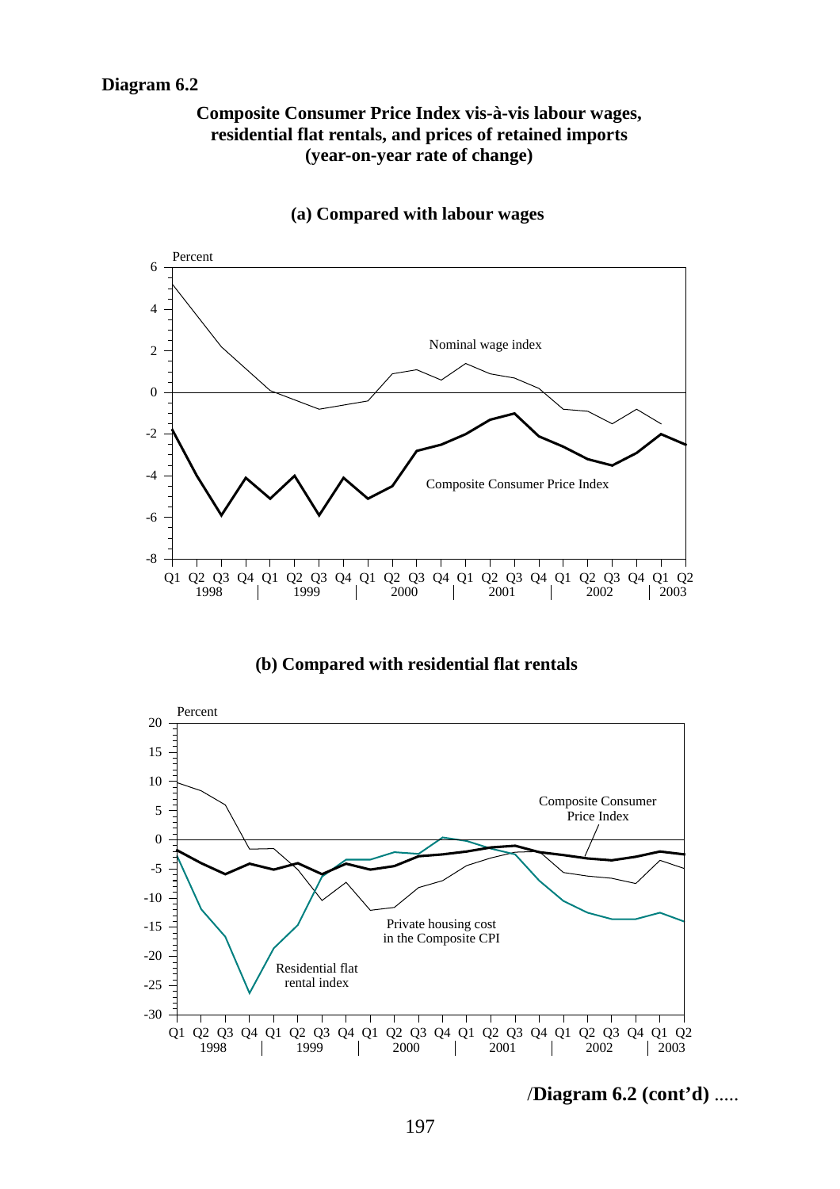**Diagram 6.2**

**Composite Consumer Price Index vis-à-vis labour wages, residential flat rentals, and prices of retained imports (year-on-year rate of change)**

**(a) Compared with labour wages**

**(b) Compared with residential flat rentals**

/**Diagram 6.2 (cont'd)** .....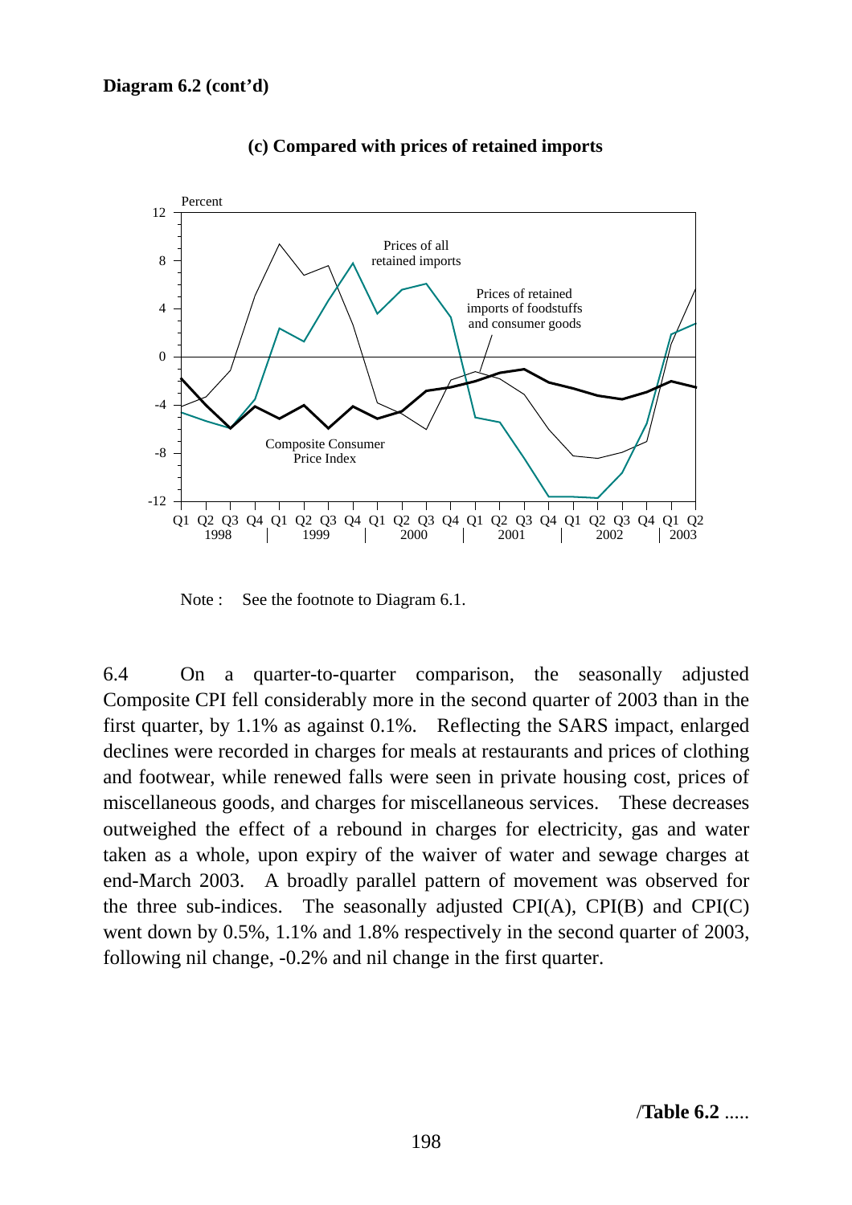**Diagram 6.2 (cont'd)**

**(c) Compared with prices of retained imports**

Note : See the footnote to Diagram 6.1.

6.4 On a quarter-to-quarter comparison, the seasonally adjusted Composite CPI fell considerably more in the second quarter of 2003 than in the first quarter, by 1.1% as against 0.1%. Reflecting the SARS impact, enlarged declines were recorded in charges for meals at restaurants and prices of clothing and footwear, while renewed falls were seen in private housing cost, prices of miscellaneous goods, and charges for miscellaneous services. These decreases outweighed the effect of a rebound in charges for electricity, gas and water taken as a whole, upon expiry of the waiver of water and sewage charges at end-March 2003. A broadly parallel pattern of movement was observed for the three sub-indices. The seasonally adjusted CPI(A), CPI(B) and CPI(C) went down by 0.5%, 1.1% and 1.8% respectively in the second quarter of 2003, following nil change, -0.2% and nil change in the first quarter.

/**Table 6.2** .....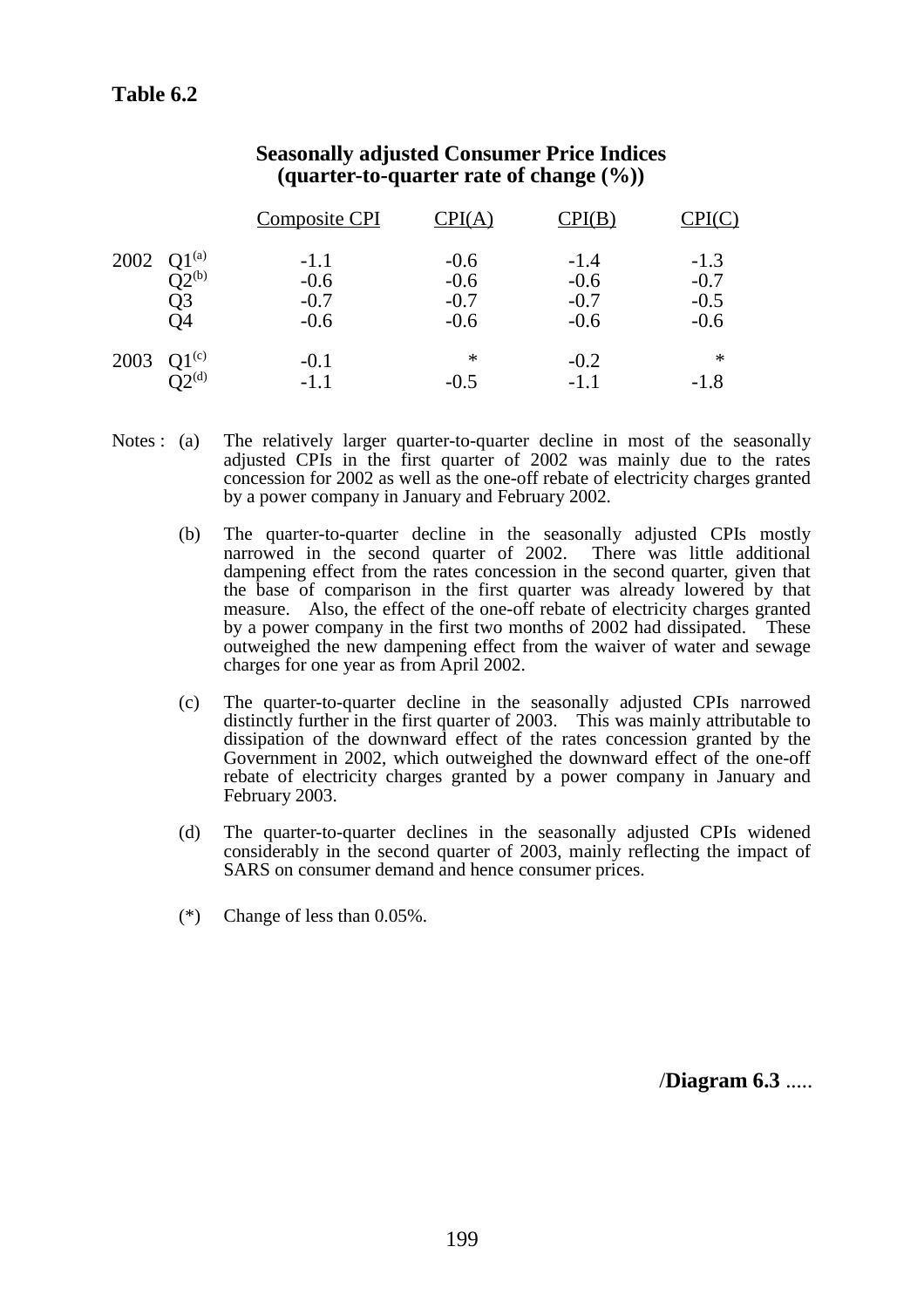**Table 6.2**

**Seasonally adjusted Consumer Price Indices (quarter-to-quarter rate of change (%))**

| | | Composite CPI | CPI(A) | CPI(B) | CPI(C) |
|---|---|---|---|---|---|
| 2002 | Q1[(a)] | -1.1 | -0.6 | -1.4 | -1.3 |
| | Q2[(b)] | -0.6 | -0.6 | -0.6 | -0.7 |
| | Q3 | -0.7 | -0.7 | -0.7 | -0.5 |
| | Q4 | -0.6 | -0.6 | -0.6 | -0.6 |
| 2003 | Q1[(c)] | -0.1 | * | -0.2 | * |
| | Q2[(d)] | -1.1 | -0.5 | -1.1 | -1.8 |

Notes :

(a) The relatively larger quarter-to-quarter decline in most of the seasonally adjusted CPIs in the first quarter of 2002 was mainly due to the rates concession for 2002 as well as the one-off rebate of electricity charges granted by a power company in January and February 2002.

(b) The quarter-to-quarter decline in the seasonally adjusted CPIs mostly narrowed in the second quarter of 2002. There was little additional dampening effect from the rates concession in the second quarter, given that the base of comparison in the first quarter was already lowered by that measure. Also, the effect of the one-off rebate of electricity charges granted by a power company in the first two months of 2002 had dissipated. These outweighed the new dampening effect from the waiver of water and sewage charges for one year as from April 2002.

(c) The quarter-to-quarter decline in the seasonally adjusted CPIs narrowed distinctly further in the first quarter of 2003. This was mainly attributable to dissipation of the downward effect of the rates concession granted by the Government in 2002, which outweighed the downward effect of the one-off rebate of electricity charges granted by a power company in January and February 2003.

(d) The quarter-to-quarter declines in the seasonally adjusted CPIs widened considerably in the second quarter of 2003, mainly reflecting the impact of SARS on consumer demand and hence consumer prices.

(*) Change of less than 0.05%.

/**Diagram 6.3** .....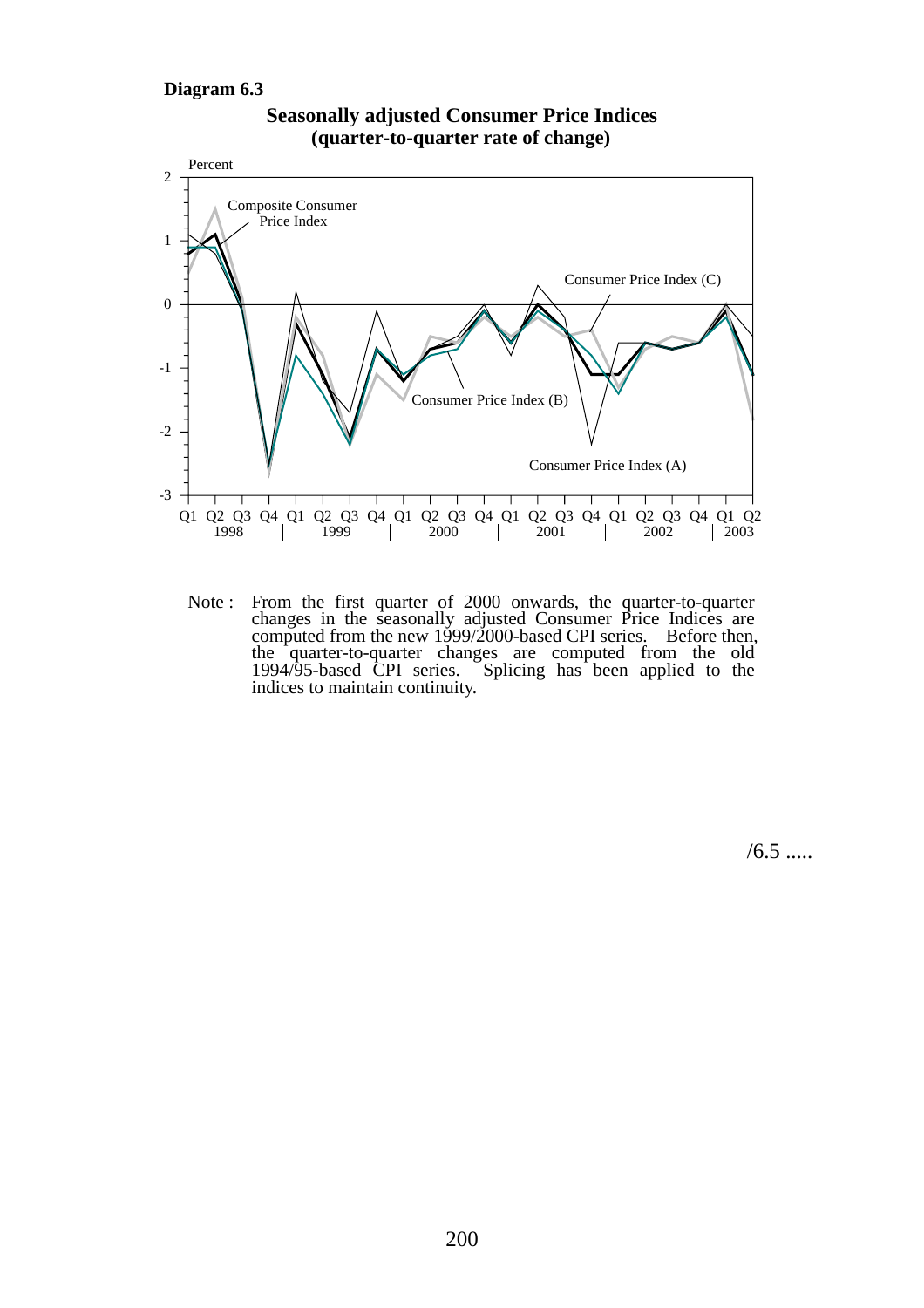**Diagram 6.3**

**Seasonally adjusted Consumer Price Indices (quarter-to-quarter rate of change)**

Percent

Composite Consumer Price Index

Consumer Price Index (C)

Consumer Price Index (B)

Consumer Price Index (A)

Q1 Q2 Q3 Q4 Q1 Q2 Q3 Q4 Q1 Q2 Q3 Q4 Q1 Q2 Q3 Q4 Q1 Q2 Q3 Q4 Q1 Q2

1998 | 1999 | 2000 | 2001 | 2002 | 2003

Note : From the first quarter of 2000 onwards, the quarter-to-quarter changes in the seasonally adjusted Consumer Price Indices are computed from the new 1999/2000-based CPI series. Before then, the quarter-to-quarter changes are computed from the old 1994/95-based CPI series. Splicing has been applied to the indices to maintain continuity.

/6.5 .....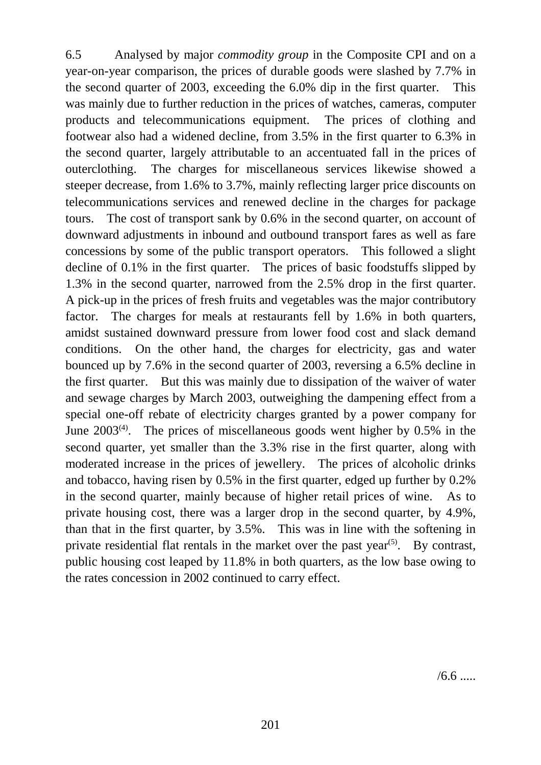6.5 Analysed by major *commodity group* in the Composite CPI and on a year-on-year comparison, the prices of durable goods were slashed by 7.7% in the second quarter of 2003, exceeding the 6.0% dip in the first quarter. This was mainly due to further reduction in the prices of watches, cameras, computer products and telecommunications equipment. The prices of clothing and footwear also had a widened decline, from 3.5% in the first quarter to 6.3% in the second quarter, largely attributable to an accentuated fall in the prices of outerclothing. The charges for miscellaneous services likewise showed a steeper decrease, from 1.6% to 3.7%, mainly reflecting larger price discounts on telecommunications services and renewed decline in the charges for package tours. The cost of transport sank by 0.6% in the second quarter, on account of downward adjustments in inbound and outbound transport fares as well as fare concessions by some of the public transport operators. This followed a slight decline of 0.1% in the first quarter. The prices of basic foodstuffs slipped by 1.3% in the second quarter, narrowed from the 2.5% drop in the first quarter. A pick-up in the prices of fresh fruits and vegetables was the major contributory factor. The charges for meals at restaurants fell by 1.6% in both quarters, amidst sustained downward pressure from lower food cost and slack demand conditions. On the other hand, the charges for electricity, gas and water bounced up by 7.6% in the second quarter of 2003, reversing a 6.5% decline in the first quarter. But this was mainly due to dissipation of the waiver of water and sewage charges by March 2003, outweighing the dampening effect from a special one-off rebate of electricity charges granted by a power company for June 2003(4). The prices of miscellaneous goods went higher by 0.5% in the second quarter, yet smaller than the 3.3% rise in the first quarter, along with moderated increase in the prices of jewellery. The prices of alcoholic drinks and tobacco, having risen by 0.5% in the first quarter, edged up further by 0.2% in the second quarter, mainly because of higher retail prices of wine. As to private housing cost, there was a larger drop in the second quarter, by 4.9%, than that in the first quarter, by 3.5%. This was in line with the softening in private residential flat rentals in the market over the past year(5). By contrast, public housing cost leaped by 11.8% in both quarters, as the low base owing to the rates concession in 2002 continued to carry effect.

/6.6 .....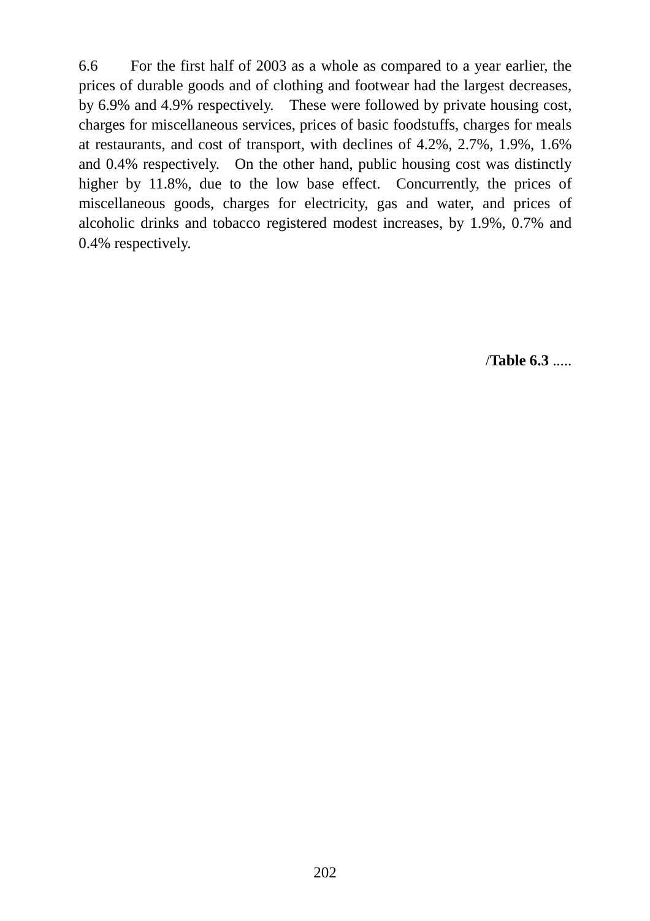6.6 For the first half of 2003 as a whole as compared to a year earlier, the prices of durable goods and of clothing and footwear had the largest decreases, by 6.9% and 4.9% respectively. These were followed by private housing cost, charges for miscellaneous services, prices of basic foodstuffs, charges for meals at restaurants, and cost of transport, with declines of 4.2%, 2.7%, 1.9%, 1.6% and 0.4% respectively. On the other hand, public housing cost was distinctly higher by 11.8%, due to the low base effect. Concurrently, the prices of miscellaneous goods, charges for electricity, gas and water, and prices of alcoholic drinks and tobacco registered modest increases, by 1.9%, 0.7% and 0.4% respectively.

/**Table 6.3** .....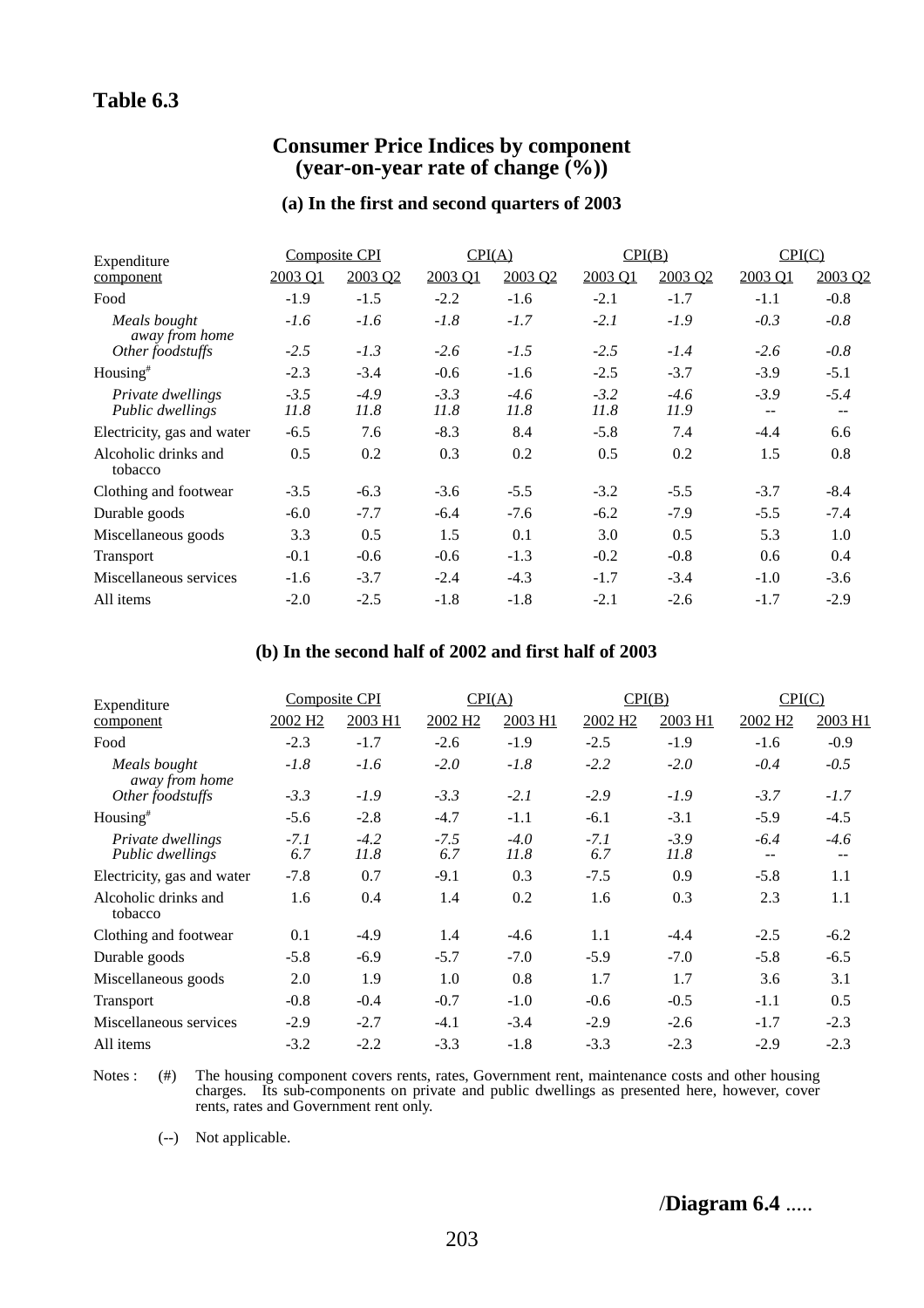## Table 6.3

### Consumer Price Indices by component
### (year-on-year rate of change (%))

#### (a) In the first and second quarters of 2003

| Expenditure component | Composite CPI | | CPI(A) | | CPI(B) | | CPI(C) | |
|---|---|---|---|---|---|---|---|---|
| | 2003 Q1 | 2003 Q2 | 2003 Q1 | 2003 Q2 | 2003 Q1 | 2003 Q2 | 2003 Q1 | 2003 Q2 |
| Food | -1.9 | -1.5 | -2.2 | -1.6 | -2.1 | -1.7 | -1.1 | -0.8 |
| *Meals bought away from home* | *-1.6* | *-1.6* | *-1.8* | *-1.7* | *-2.1* | *-1.9* | *-0.3* | *-0.8* |
| *Other foodstuffs* | *-2.5* | *-1.3* | *-2.6* | *-1.5* | *-2.5* | *-1.4* | *-2.6* | *-0.8* |
| Housing[#] | -2.3 | -3.4 | -0.6 | -1.6 | -2.5 | -3.7 | -3.9 | -5.1 |
| *Private dwellings* | *-3.5* | *-4.9* | *-3.3* | *-4.6* | *-3.2* | *-4.6* | *-3.9* | *-5.4* |
| *Public dwellings* | *11.8* | *11.8* | *11.8* | *11.8* | *11.8* | *11.9* | -- | -- |
| Electricity, gas and water | -6.5 | 7.6 | -8.3 | 8.4 | -5.8 | 7.4 | -4.4 | 6.6 |
| Alcoholic drinks and tobacco | 0.5 | 0.2 | 0.3 | 0.2 | 0.5 | 0.2 | 1.5 | 0.8 |
| Clothing and footwear | -3.5 | -6.3 | -3.6 | -5.5 | -3.2 | -5.5 | -3.7 | -8.4 |
| Durable goods | -6.0 | -7.7 | -6.4 | -7.6 | -6.2 | -7.9 | -5.5 | -7.4 |
| Miscellaneous goods | 3.3 | 0.5 | 1.5 | 0.1 | 3.0 | 0.5 | 5.3 | 1.0 |
| Transport | -0.1 | -0.6 | -0.6 | -1.3 | -0.2 | -0.8 | 0.6 | 0.4 |
| Miscellaneous services | -1.6 | -3.7 | -2.4 | -4.3 | -1.7 | -3.4 | -1.0 | -3.6 |
| All items | -2.0 | -2.5 | -1.8 | -1.8 | -2.1 | -2.6 | -1.7 | -2.9 |

#### (b) In the second half of 2002 and first half of 2003

| Expenditure component | Composite CPI | | CPI(A) | | CPI(B) | | CPI(C) | |
|---|---|---|---|---|---|---|---|---|
| | 2002 H2 | 2003 H1 | 2002 H2 | 2003 H1 | 2002 H2 | 2003 H1 | 2002 H2 | 2003 H1 |
| Food | -2.3 | -1.7 | -2.6 | -1.9 | -2.5 | -1.9 | -1.6 | -0.9 |
| *Meals bought away from home* | *-1.8* | *-1.6* | *-2.0* | *-1.8* | *-2.2* | *-2.0* | *-0.4* | *-0.5* |
| *Other foodstuffs* | *-3.3* | *-1.9* | *-3.3* | *-2.1* | *-2.9* | *-1.9* | *-3.7* | *-1.7* |
| Housing[#] | -5.6 | -2.8 | -4.7 | -1.1 | -6.1 | -3.1 | -5.9 | -4.5 |
| *Private dwellings* | *-7.1* | *-4.2* | *-7.5* | *-4.0* | *-7.1* | *-3.9* | *-6.4* | *-4.6* |
| *Public dwellings* | *6.7* | *11.8* | *6.7* | *11.8* | *6.7* | *11.8* | -- | -- |
| Electricity, gas and water | -7.8 | 0.7 | -9.1 | 0.3 | -7.5 | 0.9 | -5.8 | 1.1 |
| Alcoholic drinks and tobacco | 1.6 | 0.4 | 1.4 | 0.2 | 1.6 | 0.3 | 2.3 | 1.1 |
| Clothing and footwear | 0.1 | -4.9 | 1.4 | -4.6 | 1.1 | -4.4 | -2.5 | -6.2 |
| Durable goods | -5.8 | -6.9 | -5.7 | -7.0 | -5.9 | -7.0 | -5.8 | -6.5 |
| Miscellaneous goods | 2.0 | 1.9 | 1.0 | 0.8 | 1.7 | 1.7 | 3.6 | 3.1 |
| Transport | -0.8 | -0.4 | -0.7 | -1.0 | -0.6 | -0.5 | -1.1 | 0.5 |
| Miscellaneous services | -2.9 | -2.7 | -4.1 | -3.4 | -2.9 | -2.6 | -1.7 | -2.3 |
| All items | -3.2 | -2.2 | -3.3 | -1.8 | -3.3 | -2.3 | -2.9 | -2.3 |

Notes : (#) The housing component covers rents, rates, Government rent, maintenance costs and other housing charges. Its sub-components on private and public dwellings as presented here, however, cover rents, rates and Government rent only.

(--) Not applicable.

/**Diagram 6.4** .....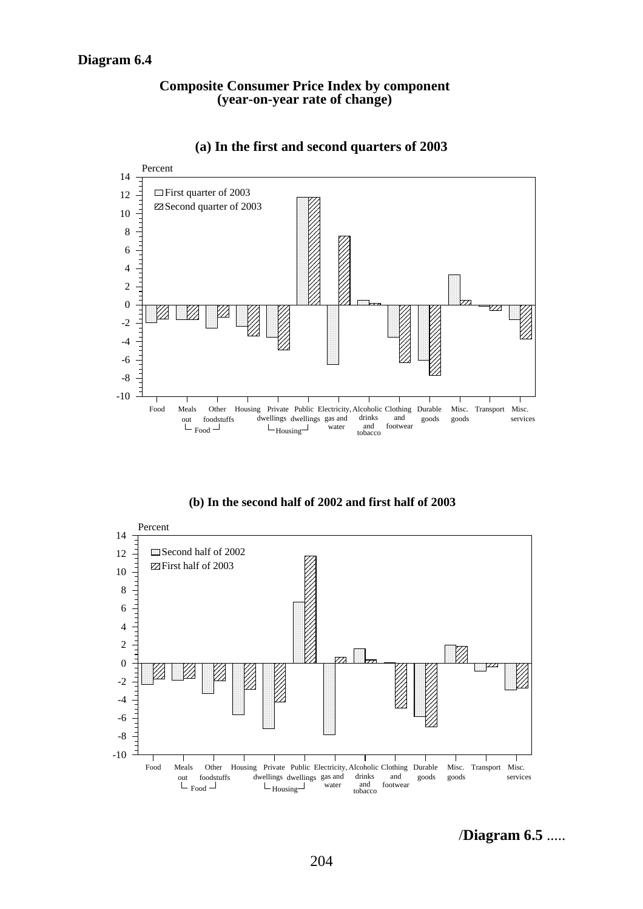**Diagram 6.4**

**Composite Consumer Price Index by component**
**(year-on-year rate of change)**

**(a) In the first and second quarters of 2003**

Percent

□ First quarter of 2003
▨ Second quarter of 2003

Food | Meals out | Other foodstuffs (Food) | Housing | Private dwellings | Public dwellings (Housing) | Electricity, gas and water | Alcoholic drinks and tobacco | Clothing and footwear | Durable goods | Misc. goods | Transport | Misc. services

**(b) In the second half of 2002 and first half of 2003**

Percent

□ Second half of 2002
▨ First half of 2003

Food | Meals out | Other foodstuffs (Food) | Housing | Private dwellings | Public dwellings (Housing) | Electricity, gas and water | Alcoholic drinks and tobacco | Clothing and footwear | Durable goods | Misc. goods | Transport | Misc. services

/**Diagram 6.5** .....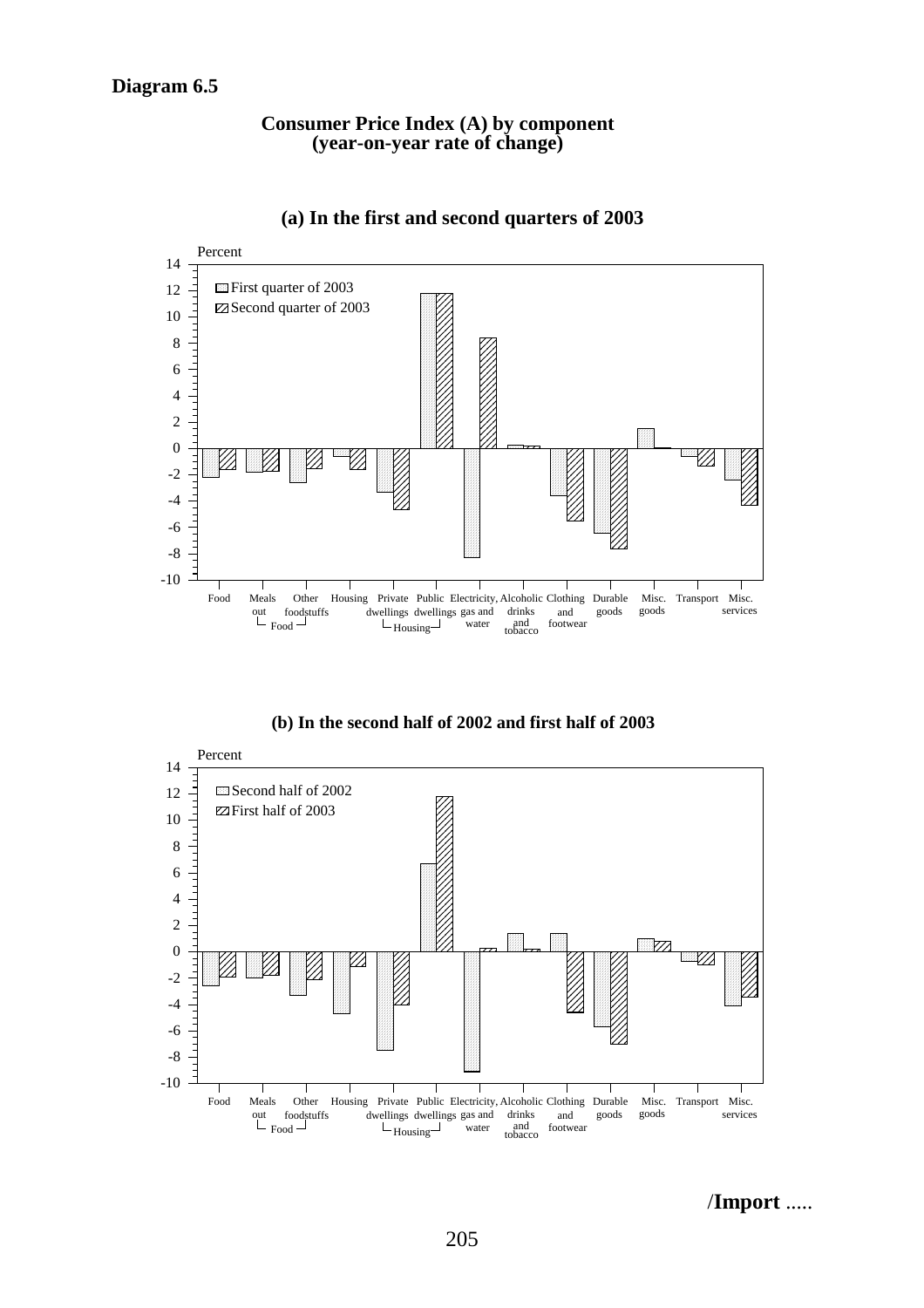**Diagram 6.5**

**Consumer Price Index (A) by component (year-on-year rate of change)**

**(a) In the first and second quarters of 2003**

**(b) In the second half of 2002 and first half of 2003**

/**Import** .....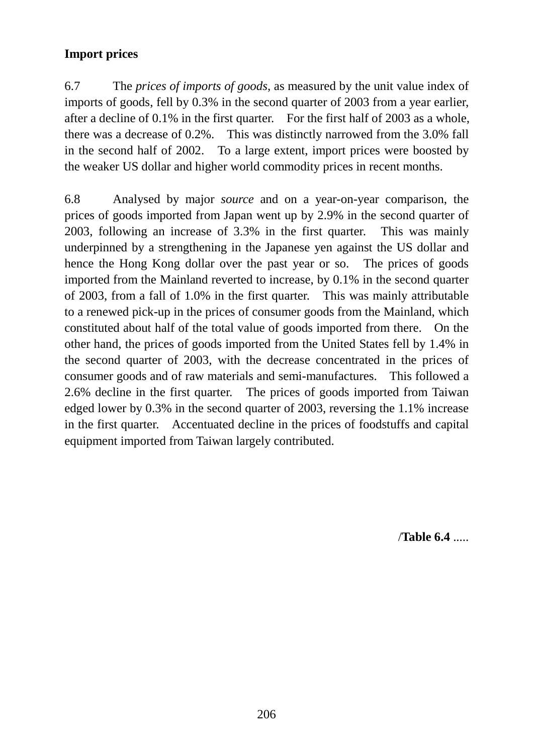**Import prices**

6.7 The *prices of imports of goods*, as measured by the unit value index of imports of goods, fell by 0.3% in the second quarter of 2003 from a year earlier, after a decline of 0.1% in the first quarter. For the first half of 2003 as a whole, there was a decrease of 0.2%. This was distinctly narrowed from the 3.0% fall in the second half of 2002. To a large extent, import prices were boosted by the weaker US dollar and higher world commodity prices in recent months.

6.8 Analysed by major *source* and on a year-on-year comparison, the prices of goods imported from Japan went up by 2.9% in the second quarter of 2003, following an increase of 3.3% in the first quarter. This was mainly underpinned by a strengthening in the Japanese yen against the US dollar and hence the Hong Kong dollar over the past year or so. The prices of goods imported from the Mainland reverted to increase, by 0.1% in the second quarter of 2003, from a fall of 1.0% in the first quarter. This was mainly attributable to a renewed pick-up in the prices of consumer goods from the Mainland, which constituted about half of the total value of goods imported from there. On the other hand, the prices of goods imported from the United States fell by 1.4% in the second quarter of 2003, with the decrease concentrated in the prices of consumer goods and of raw materials and semi-manufactures. This followed a 2.6% decline in the first quarter. The prices of goods imported from Taiwan edged lower by 0.3% in the second quarter of 2003, reversing the 1.1% increase in the first quarter. Accentuated decline in the prices of foodstuffs and capital equipment imported from Taiwan largely contributed.

/**Table 6.4** .....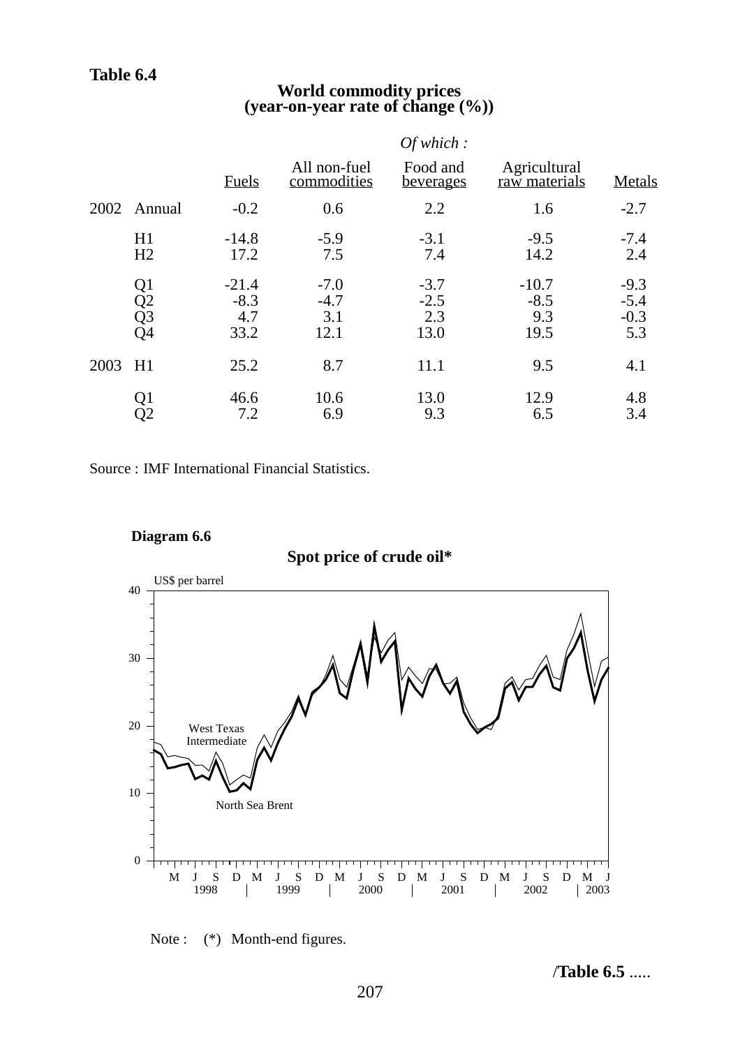**Table 6.4**

**World commodity prices**
**(year-on-year rate of change (%))**

| | | Fuels | All non-fuel commodities | *Of which :* Food and beverages | Agricultural raw materials | Metals |
|---|---|---|---|---|---|---|
| 2002 | Annual | -0.2 | 0.6 | 2.2 | 1.6 | -2.7 |
| | H1 | -14.8 | -5.9 | -3.1 | -9.5 | -7.4 |
| | H2 | 17.2 | 7.5 | 7.4 | 14.2 | 2.4 |
| | Q1 | -21.4 | -7.0 | -3.7 | -10.7 | -9.3 |
| | Q2 | -8.3 | -4.7 | -2.5 | -8.5 | -5.4 |
| | Q3 | 4.7 | 3.1 | 2.3 | 9.3 | -0.3 |
| | Q4 | 33.2 | 12.1 | 13.0 | 19.5 | 5.3 |
| 2003 | H1 | 25.2 | 8.7 | 11.1 | 9.5 | 4.1 |
| | Q1 | 46.6 | 10.6 | 13.0 | 12.9 | 4.8 |
| | Q2 | 7.2 | 6.9 | 9.3 | 6.5 | 3.4 |

Source : IMF International Financial Statistics.

**Diagram 6.6**

**Spot price of crude oil***

Note : (*) Month-end figures.

/**Table 6.5** .....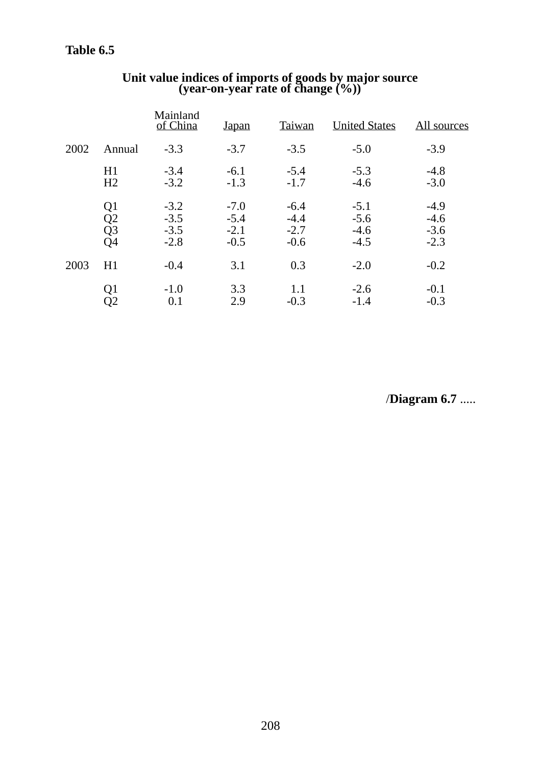**Table 6.5**

**Unit value indices of imports of goods by major source**
**(year-on-year rate of change (%))**

| | | Mainland of China | Japan | Taiwan | United States | All sources |
|---|---|---|---|---|---|---|
| 2002 | Annual | -3.3 | -3.7 | -3.5 | -5.0 | -3.9 |
| | H1 | -3.4 | -6.1 | -5.4 | -5.3 | -4.8 |
| | H2 | -3.2 | -1.3 | -1.7 | -4.6 | -3.0 |
| | Q1 | -3.2 | -7.0 | -6.4 | -5.1 | -4.9 |
| | Q2 | -3.5 | -5.4 | -4.4 | -5.6 | -4.6 |
| | Q3 | -3.5 | -2.1 | -2.7 | -4.6 | -3.6 |
| | Q4 | -2.8 | -0.5 | -0.6 | -4.5 | -2.3 |
| 2003 | H1 | -0.4 | 3.1 | 0.3 | -2.0 | -0.2 |
| | Q1 | -1.0 | 3.3 | 1.1 | -2.6 | -0.1 |
| | Q2 | 0.1 | 2.9 | -0.3 | -1.4 | -0.3 |

/**Diagram 6.7** .....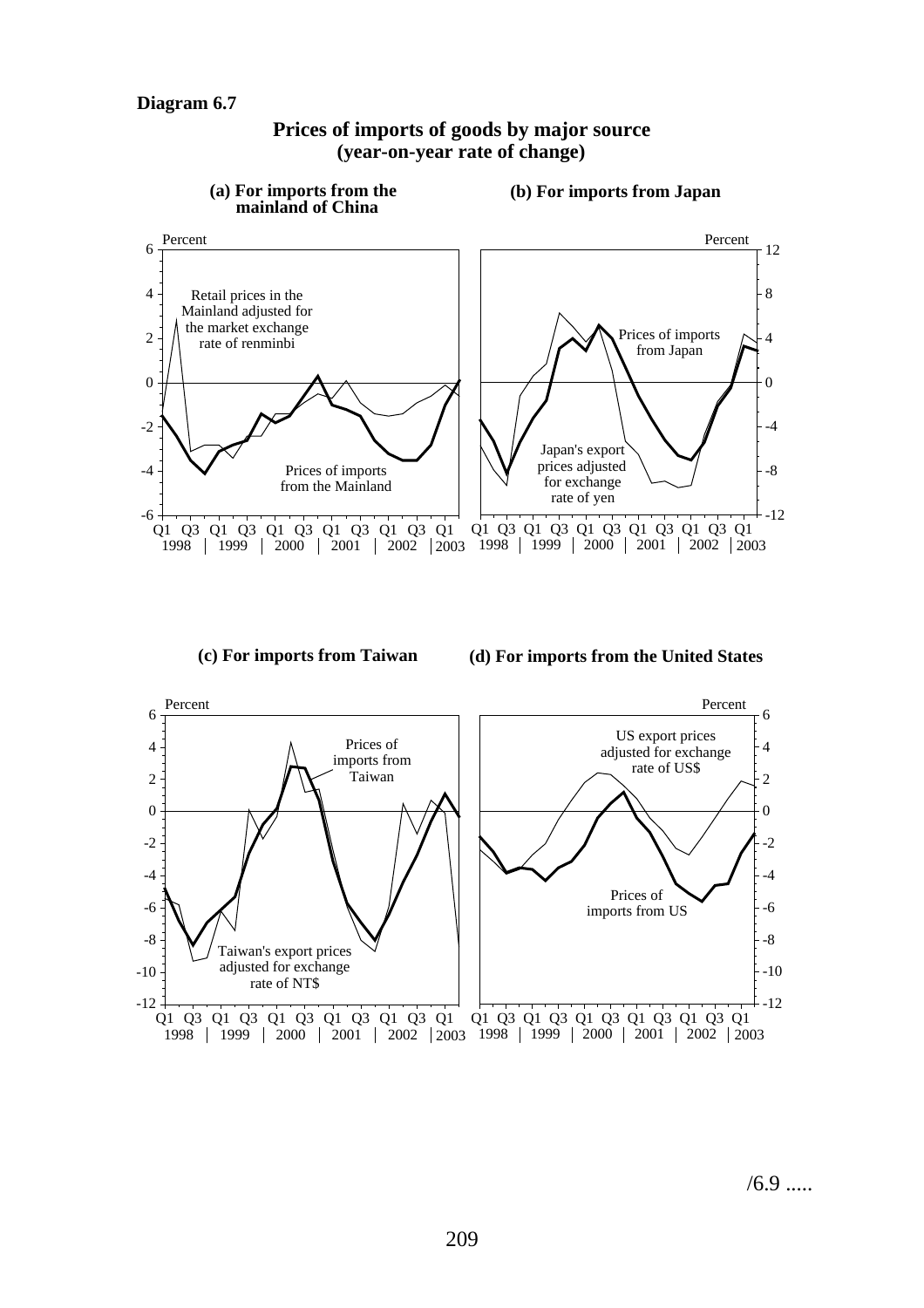**Diagram 6.7**

## Prices of imports of goods by major source (year-on-year rate of change)

**(a) For imports from the mainland of China**

**(b) For imports from Japan**

**(c) For imports from Taiwan**

**(d) For imports from the United States**

/6.9 .....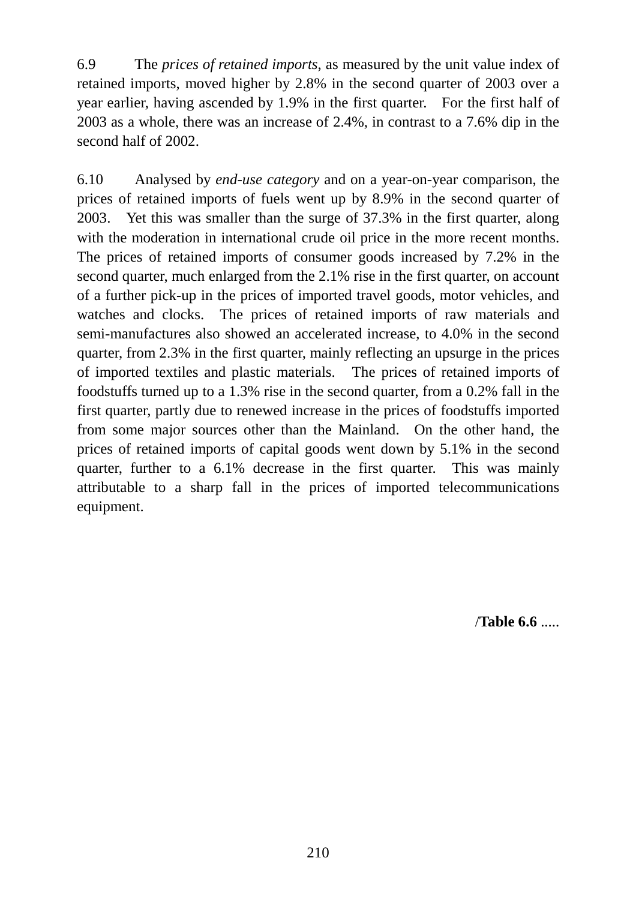6.9 The *prices of retained imports*, as measured by the unit value index of retained imports, moved higher by 2.8% in the second quarter of 2003 over a year earlier, having ascended by 1.9% in the first quarter. For the first half of 2003 as a whole, there was an increase of 2.4%, in contrast to a 7.6% dip in the second half of 2002.

6.10 Analysed by *end-use category* and on a year-on-year comparison, the prices of retained imports of fuels went up by 8.9% in the second quarter of 2003. Yet this was smaller than the surge of 37.3% in the first quarter, along with the moderation in international crude oil price in the more recent months. The prices of retained imports of consumer goods increased by 7.2% in the second quarter, much enlarged from the 2.1% rise in the first quarter, on account of a further pick-up in the prices of imported travel goods, motor vehicles, and watches and clocks. The prices of retained imports of raw materials and semi-manufactures also showed an accelerated increase, to 4.0% in the second quarter, from 2.3% in the first quarter, mainly reflecting an upsurge in the prices of imported textiles and plastic materials. The prices of retained imports of foodstuffs turned up to a 1.3% rise in the second quarter, from a 0.2% fall in the first quarter, partly due to renewed increase in the prices of foodstuffs imported from some major sources other than the Mainland. On the other hand, the prices of retained imports of capital goods went down by 5.1% in the second quarter, further to a 6.1% decrease in the first quarter. This was mainly attributable to a sharp fall in the prices of imported telecommunications equipment.

/**Table 6.6** .....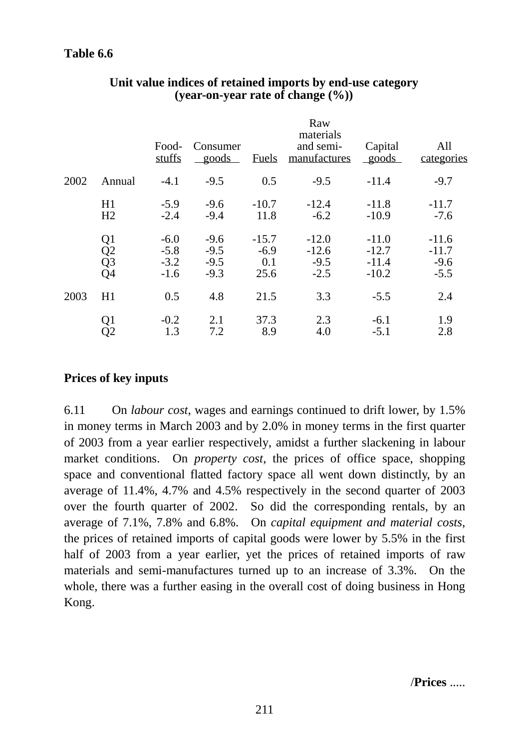**Table 6.6**

**Unit value indices of retained imports by end-use category (year-on-year rate of change (%))**

| | | Food-stuffs | Consumer goods | Fuels | Raw materials and semi-manufactures | Capital goods | All categories |
|---|---|---|---|---|---|---|---|
| 2002 | Annual | -4.1 | -9.5 | 0.5 | -9.5 | -11.4 | -9.7 |
| | H1 | -5.9 | -9.6 | -10.7 | -12.4 | -11.8 | -11.7 |
| | H2 | -2.4 | -9.4 | 11.8 | -6.2 | -10.9 | -7.6 |
| | Q1 | -6.0 | -9.6 | -15.7 | -12.0 | -11.0 | -11.6 |
| | Q2 | -5.8 | -9.5 | -6.9 | -12.6 | -12.7 | -11.7 |
| | Q3 | -3.2 | -9.5 | 0.1 | -9.5 | -11.4 | -9.6 |
| | Q4 | -1.6 | -9.3 | 25.6 | -2.5 | -10.2 | -5.5 |
| 2003 | H1 | 0.5 | 4.8 | 21.5 | 3.3 | -5.5 | 2.4 |
| | Q1 | -0.2 | 2.1 | 37.3 | 2.3 | -6.1 | 1.9 |
| | Q2 | 1.3 | 7.2 | 8.9 | 4.0 | -5.1 | 2.8 |

**Prices of key inputs**

6.11 On *labour cost*, wages and earnings continued to drift lower, by 1.5% in money terms in March 2003 and by 2.0% in money terms in the first quarter of 2003 from a year earlier respectively, amidst a further slackening in labour market conditions. On *property cost*, the prices of office space, shopping space and conventional flatted factory space all went down distinctly, by an average of 11.4%, 4.7% and 4.5% respectively in the second quarter of 2003 over the fourth quarter of 2002. So did the corresponding rentals, by an average of 7.1%, 7.8% and 6.8%. On *capital equipment and material costs*, the prices of retained imports of capital goods were lower by 5.5% in the first half of 2003 from a year earlier, yet the prices of retained imports of raw materials and semi-manufactures turned up to an increase of 3.3%. On the whole, there was a further easing in the overall cost of doing business in Hong Kong.

/**Prices** .....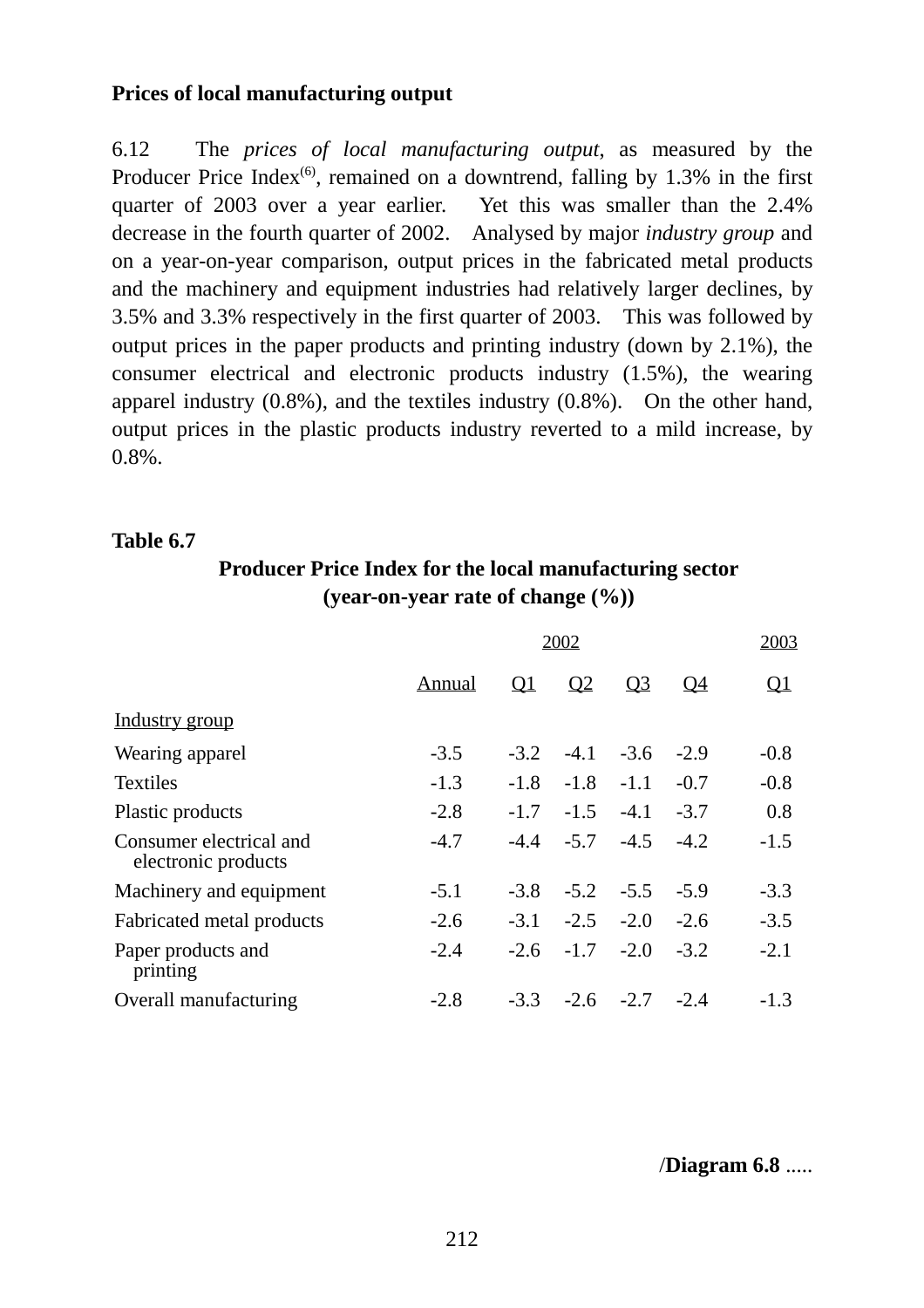**Prices of local manufacturing output**

6.12 The *prices of local manufacturing output*, as measured by the Producer Price Index[(6)], remained on a downtrend, falling by 1.3% in the first quarter of 2003 over a year earlier. Yet this was smaller than the 2.4% decrease in the fourth quarter of 2002. Analysed by major *industry group* and on a year-on-year comparison, output prices in the fabricated metal products and the machinery and equipment industries had relatively larger declines, by 3.5% and 3.3% respectively in the first quarter of 2003. This was followed by output prices in the paper products and printing industry (down by 2.1%), the consumer electrical and electronic products industry (1.5%), the wearing apparel industry (0.8%), and the textiles industry (0.8%). On the other hand, output prices in the plastic products industry reverted to a mild increase, by 0.8%.

**Table 6.7**

**Producer Price Index for the local manufacturing sector (year-on-year rate of change (%))**

| | 2002 | | | | | 2003 |
|---|---|---|---|---|---|---|
| | Annual | Q1 | Q2 | Q3 | Q4 | Q1 |
| Industry group | | | | | | |
| Wearing apparel | -3.5 | -3.2 | -4.1 | -3.6 | -2.9 | -0.8 |
| Textiles | -1.3 | -1.8 | -1.8 | -1.1 | -0.7 | -0.8 |
| Plastic products | -2.8 | -1.7 | -1.5 | -4.1 | -3.7 | 0.8 |
| Consumer electrical and electronic products | -4.7 | -4.4 | -5.7 | -4.5 | -4.2 | -1.5 |
| Machinery and equipment | -5.1 | -3.8 | -5.2 | -5.5 | -5.9 | -3.3 |
| Fabricated metal products | -2.6 | -3.1 | -2.5 | -2.0 | -2.6 | -3.5 |
| Paper products and printing | -2.4 | -2.6 | -1.7 | -2.0 | -3.2 | -2.1 |
| Overall manufacturing | -2.8 | -3.3 | -2.6 | -2.7 | -2.4 | -1.3 |

/**Diagram 6.8** .....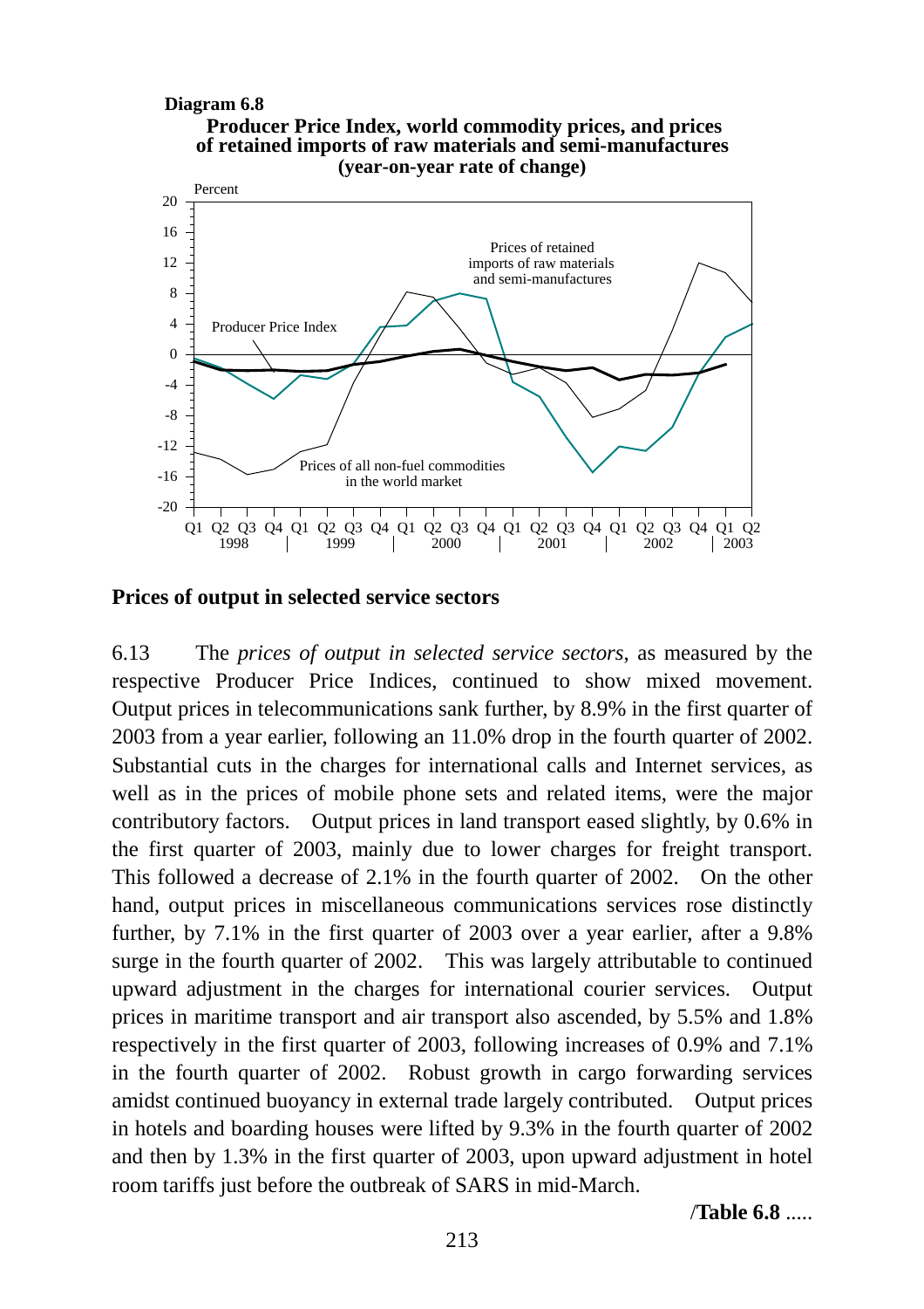**Diagram 6.8**

**Producer Price Index, world commodity prices, and prices of retained imports of raw materials and semi-manufactures (year-on-year rate of change)**

## Prices of output in selected service sectors

6.13 The *prices of output in selected service sectors*, as measured by the respective Producer Price Indices, continued to show mixed movement. Output prices in telecommunications sank further, by 8.9% in the first quarter of 2003 from a year earlier, following an 11.0% drop in the fourth quarter of 2002. Substantial cuts in the charges for international calls and Internet services, as well as in the prices of mobile phone sets and related items, were the major contributory factors. Output prices in land transport eased slightly, by 0.6% in the first quarter of 2003, mainly due to lower charges for freight transport. This followed a decrease of 2.1% in the fourth quarter of 2002. On the other hand, output prices in miscellaneous communications services rose distinctly further, by 7.1% in the first quarter of 2003 over a year earlier, after a 9.8% surge in the fourth quarter of 2002. This was largely attributable to continued upward adjustment in the charges for international courier services. Output prices in maritime transport and air transport also ascended, by 5.5% and 1.8% respectively in the first quarter of 2003, following increases of 0.9% and 7.1% in the fourth quarter of 2002. Robust growth in cargo forwarding services amidst continued buoyancy in external trade largely contributed. Output prices in hotels and boarding houses were lifted by 9.3% in the fourth quarter of 2002 and then by 1.3% in the first quarter of 2003, upon upward adjustment in hotel room tariffs just before the outbreak of SARS in mid-March.

/**Table 6.8** .....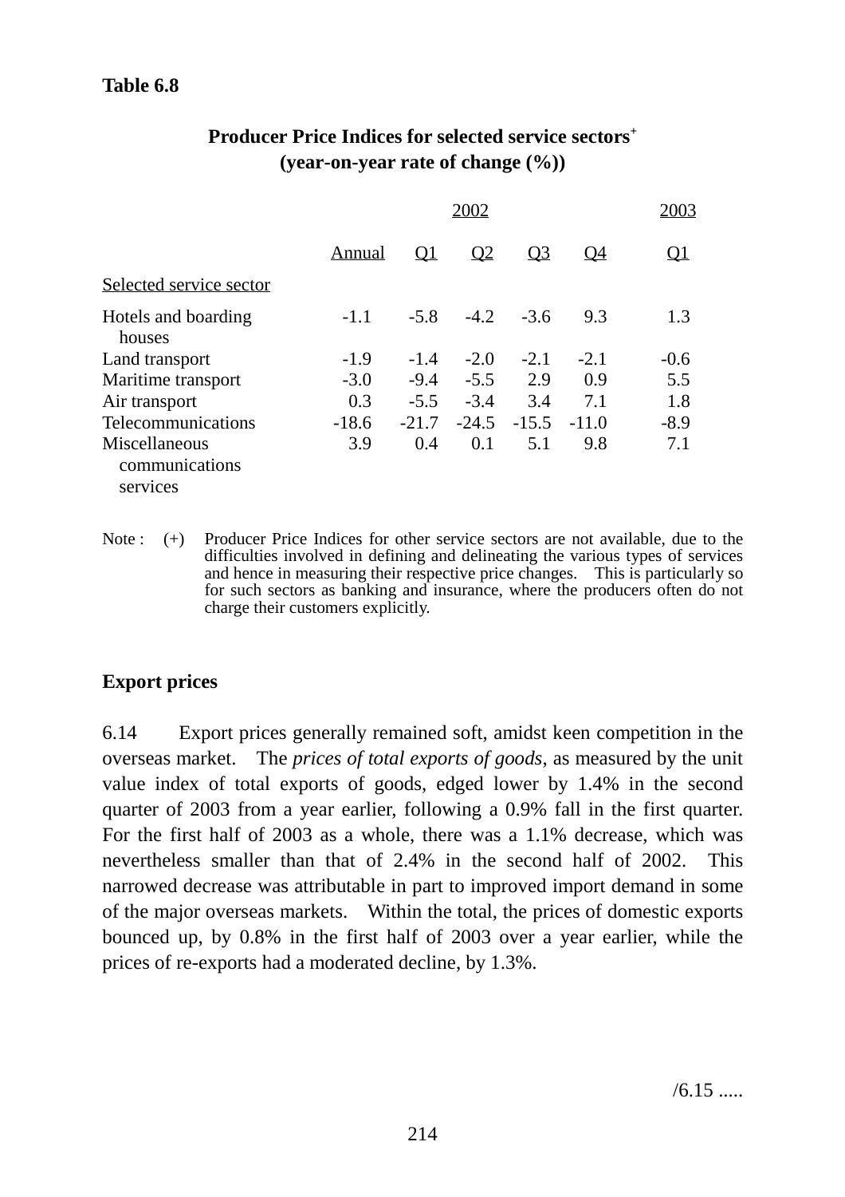**Table 6.8**

**Producer Price Indices for selected service sectors[+]**
**(year-on-year rate of change (%))**

| | 2002 | | | | | 2003 |
|---|---|---|---|---|---|---|
| | Annual | Q1 | Q2 | Q3 | Q4 | Q1 |
| Selected service sector | | | | | | |
| Hotels and boarding houses | -1.1 | -5.8 | -4.2 | -3.6 | 9.3 | 1.3 |
| Land transport | -1.9 | -1.4 | -2.0 | -2.1 | -2.1 | -0.6 |
| Maritime transport | -3.0 | -9.4 | -5.5 | 2.9 | 0.9 | 5.5 |
| Air transport | 0.3 | -5.5 | -3.4 | 3.4 | 7.1 | 1.8 |
| Telecommunications | -18.6 | -21.7 | -24.5 | -15.5 | -11.0 | -8.9 |
| Miscellaneous communications services | 3.9 | 0.4 | 0.1 | 5.1 | 9.8 | 7.1 |

Note : (+) Producer Price Indices for other service sectors are not available, due to the difficulties involved in defining and delineating the various types of services and hence in measuring their respective price changes. This is particularly so for such sectors as banking and insurance, where the producers often do not charge their customers explicitly.

**Export prices**

6.14 Export prices generally remained soft, amidst keen competition in the overseas market. The *prices of total exports of goods*, as measured by the unit value index of total exports of goods, edged lower by 1.4% in the second quarter of 2003 from a year earlier, following a 0.9% fall in the first quarter. For the first half of 2003 as a whole, there was a 1.1% decrease, which was nevertheless smaller than that of 2.4% in the second half of 2002. This narrowed decrease was attributable in part to improved import demand in some of the major overseas markets. Within the total, the prices of domestic exports bounced up, by 0.8% in the first half of 2003 over a year earlier, while the prices of re-exports had a moderated decline, by 1.3%.

/6.15 .....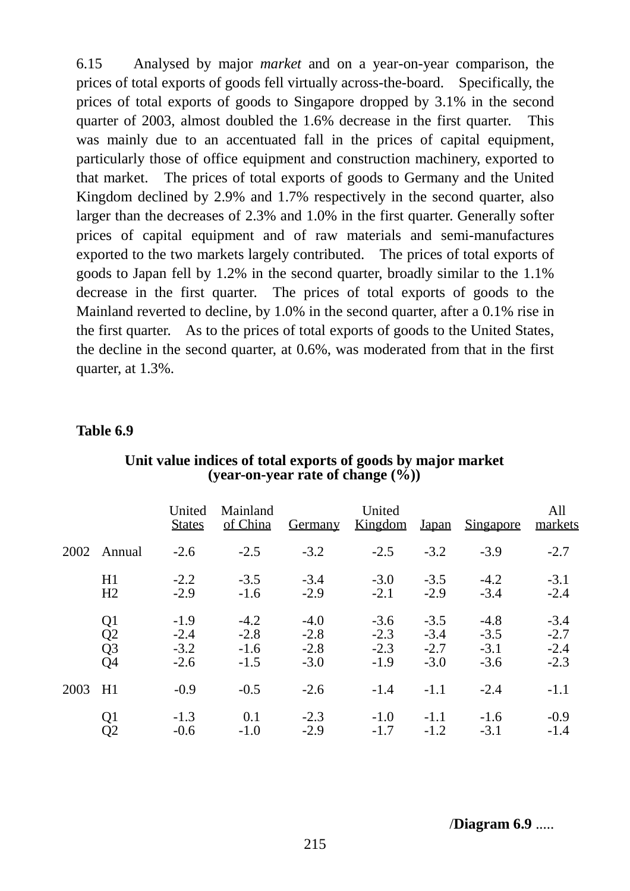6.15 Analysed by major *market* and on a year-on-year comparison, the prices of total exports of goods fell virtually across-the-board. Specifically, the prices of total exports of goods to Singapore dropped by 3.1% in the second quarter of 2003, almost doubled the 1.6% decrease in the first quarter. This was mainly due to an accentuated fall in the prices of capital equipment, particularly those of office equipment and construction machinery, exported to that market. The prices of total exports of goods to Germany and the United Kingdom declined by 2.9% and 1.7% respectively in the second quarter, also larger than the decreases of 2.3% and 1.0% in the first quarter. Generally softer prices of capital equipment and of raw materials and semi-manufactures exported to the two markets largely contributed. The prices of total exports of goods to Japan fell by 1.2% in the second quarter, broadly similar to the 1.1% decrease in the first quarter. The prices of total exports of goods to the Mainland reverted to decline, by 1.0% in the second quarter, after a 0.1% rise in the first quarter. As to the prices of total exports of goods to the United States, the decline in the second quarter, at 0.6%, was moderated from that in the first quarter, at 1.3%.

**Table 6.9**

**Unit value indices of total exports of goods by major market (year-on-year rate of change (%))**

| | | United States | Mainland of China | Germany | United Kingdom | Japan | Singapore | All markets |
|---|---|---|---|---|---|---|---|---|
| 2002 | Annual | -2.6 | -2.5 | -3.2 | -2.5 | -3.2 | -3.9 | -2.7 |
| | H1 | -2.2 | -3.5 | -3.4 | -3.0 | -3.5 | -4.2 | -3.1 |
| | H2 | -2.9 | -1.6 | -2.9 | -2.1 | -2.9 | -3.4 | -2.4 |
| | Q1 | -1.9 | -4.2 | -4.0 | -3.6 | -3.5 | -4.8 | -3.4 |
| | Q2 | -2.4 | -2.8 | -2.8 | -2.3 | -3.4 | -3.5 | -2.7 |
| | Q3 | -3.2 | -1.6 | -2.8 | -2.3 | -2.7 | -3.1 | -2.4 |
| | Q4 | -2.6 | -1.5 | -3.0 | -1.9 | -3.0 | -3.6 | -2.3 |
| 2003 | H1 | -0.9 | -0.5 | -2.6 | -1.4 | -1.1 | -2.4 | -1.1 |
| | Q1 | -1.3 | 0.1 | -2.3 | -1.0 | -1.1 | -1.6 | -0.9 |
| | Q2 | -0.6 | -1.0 | -2.9 | -1.7 | -1.2 | -3.1 | -1.4 |

/**Diagram 6.9** .....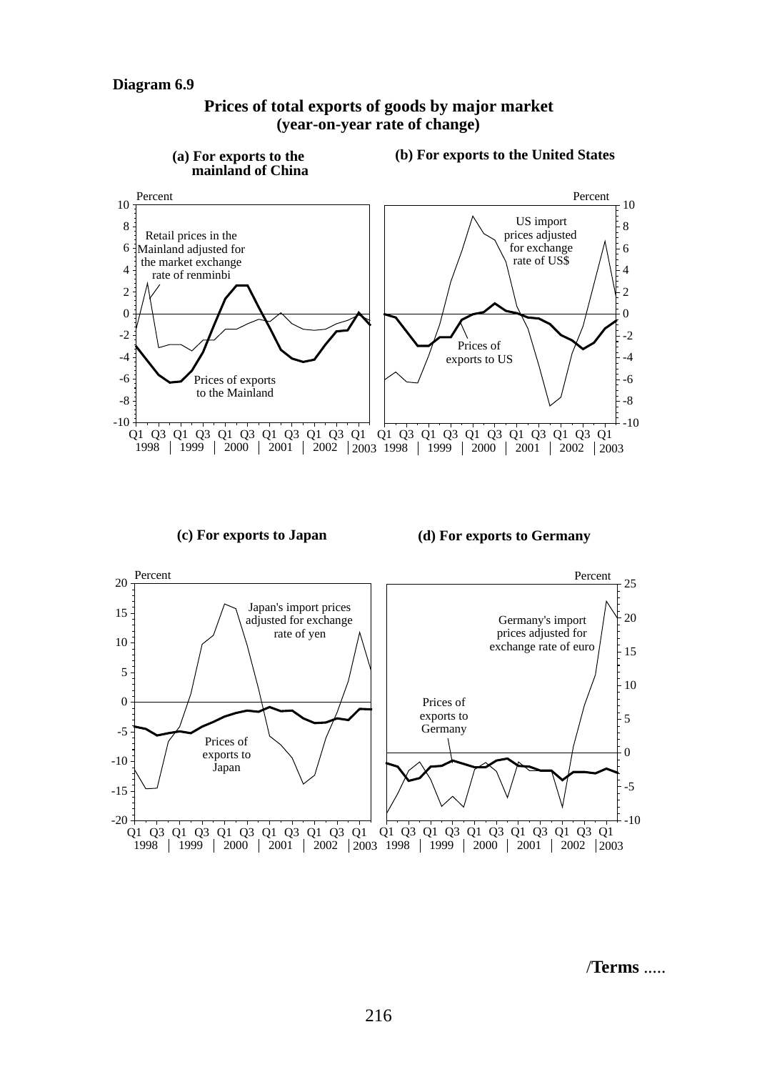**Diagram 6.9**

**Prices of total exports of goods by major market**
**(year-on-year rate of change)**

**(a) For exports to the mainland of China**

Percent

Retail prices in the Mainland adjusted for the market exchange rate of renminbi

Prices of exports to the Mainland

Q1 Q3 Q1 Q3 Q1 Q3 Q1 Q3 Q1 Q3 Q1
1998 | 1999 | 2000 | 2001 | 2002 | 2003

**(b) For exports to the United States**

Percent

US import prices adjusted for exchange rate of US$

Prices of exports to US

Q1 Q3 Q1 Q3 Q1 Q3 Q1 Q3 Q1 Q3 Q1
1998 | 1999 | 2000 | 2001 | 2002 | 2003

**(c) For exports to Japan**

Percent

Japan's import prices adjusted for exchange rate of yen

Prices of exports to Japan

Q1 Q3 Q1 Q3 Q1 Q3 Q1 Q3 Q1 Q3 Q1
1998 | 1999 | 2000 | 2001 | 2002 | 2003

**(d) For exports to Germany**

Percent

Germany's import prices adjusted for exchange rate of euro

Prices of exports to Germany

Q1 Q3 Q1 Q3 Q1 Q3 Q1 Q3 Q1 Q3 Q1
1998 | 1999 | 2000 | 2001 | 2002 | 2003

**/Terms** .....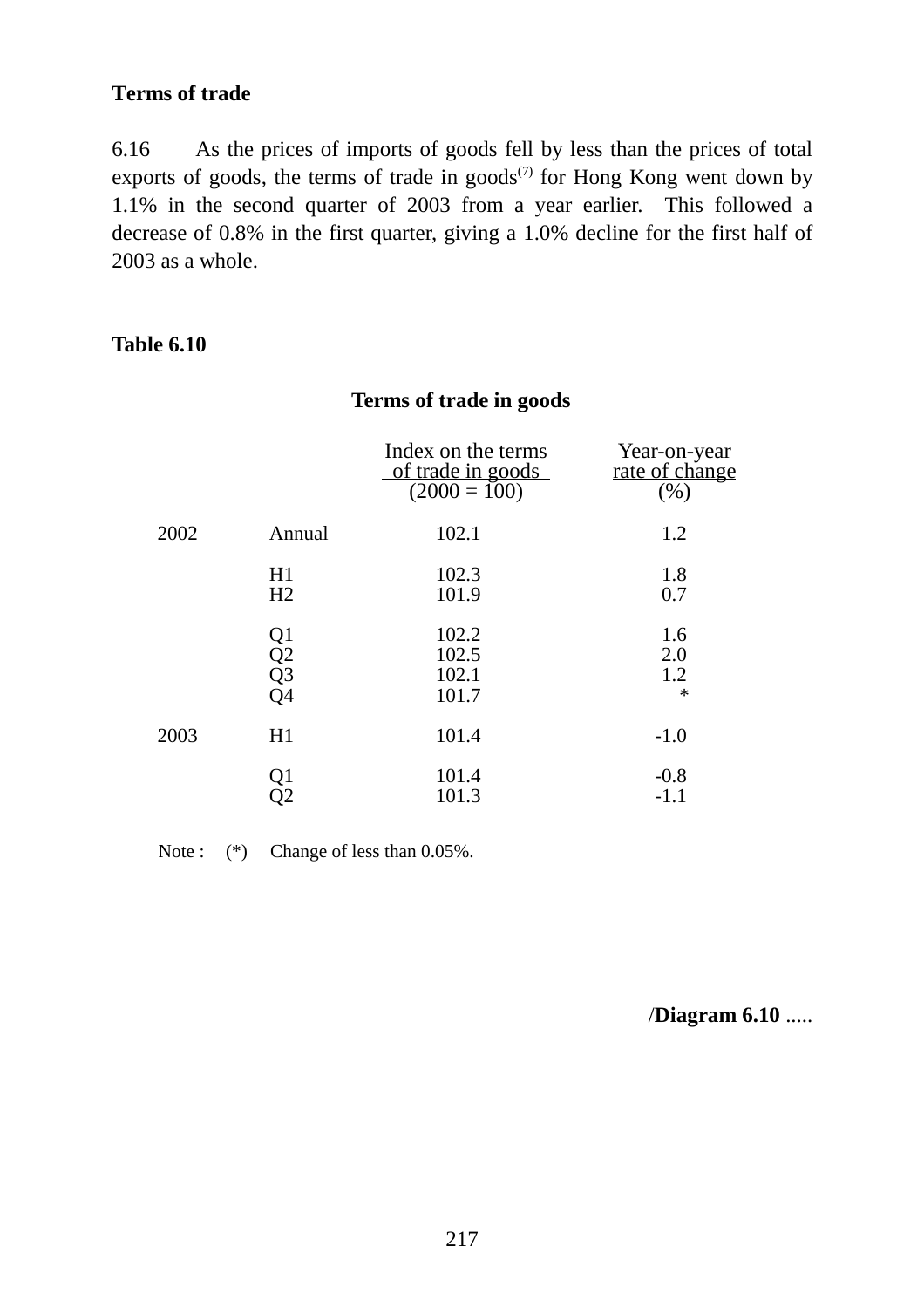**Terms of trade**

6.16 As the prices of imports of goods fell by less than the prices of total exports of goods, the terms of trade in goods[7] for Hong Kong went down by 1.1% in the second quarter of 2003 from a year earlier. This followed a decrease of 0.8% in the first quarter, giving a 1.0% decline for the first half of 2003 as a whole.

**Table 6.10**

**Terms of trade in goods**

| | | Index on the terms of trade in goods (2000 = 100) | Year-on-year rate of change (%) |
|---|---|---|---|
| 2002 | Annual | 102.1 | 1.2 |
| | H1 | 102.3 | 1.8 |
| | H2 | 101.9 | 0.7 |
| | Q1 | 102.2 | 1.6 |
| | Q2 | 102.5 | 2.0 |
| | Q3 | 102.1 | 1.2 |
| | Q4 | 101.7 | * |
| 2003 | H1 | 101.4 | -1.0 |
| | Q1 | 101.4 | -0.8 |
| | Q2 | 101.3 | -1.1 |

Note : (*) Change of less than 0.05%.

/**Diagram 6.10** .....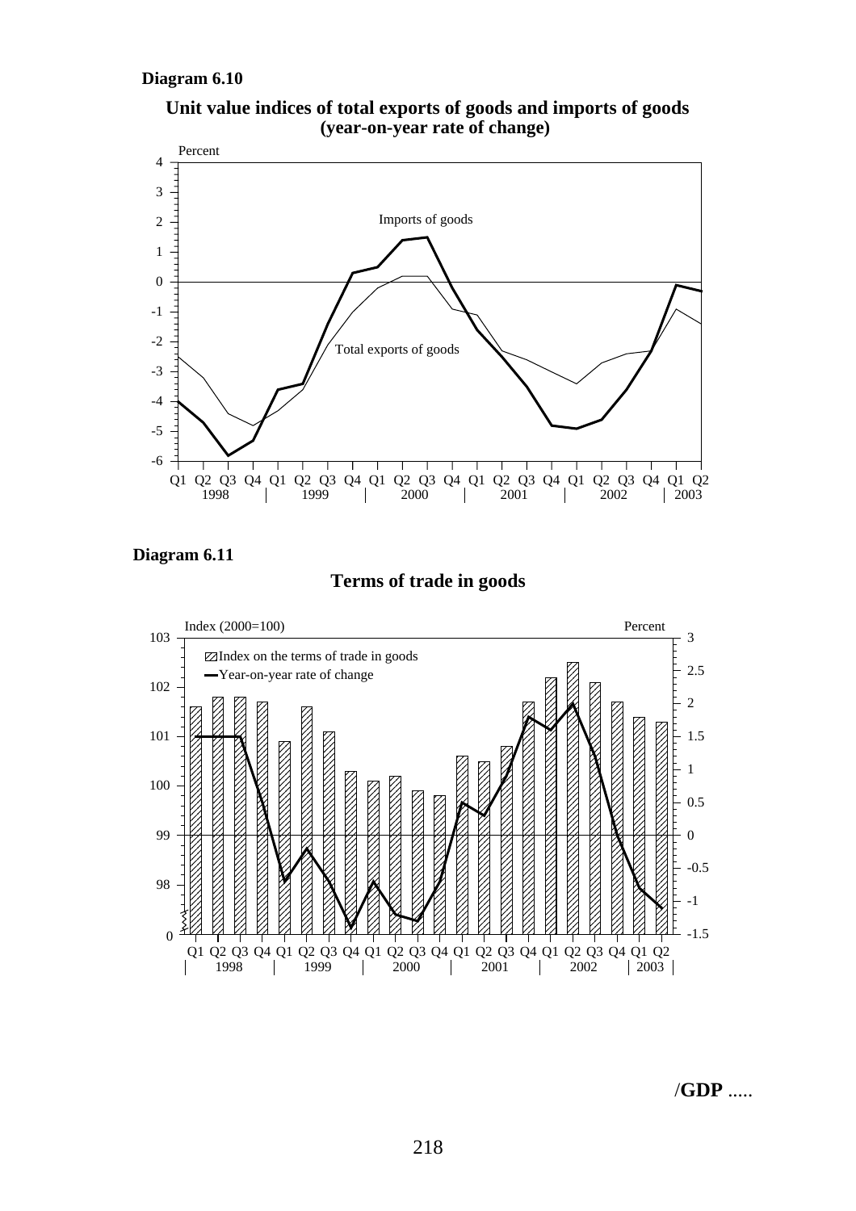**Diagram 6.10**

**Unit value indices of total exports of goods and imports of goods (year-on-year rate of change)**

Percent

Imports of goods

Total exports of goods

Q1 Q2 Q3 Q4 Q1 Q2 Q3 Q4 Q1 Q2 Q3 Q4 Q1 Q2 Q3 Q4 Q1 Q2 Q3 Q4 Q1 Q2
1998 | 1999 | 2000 | 2001 | 2002 | 2003

**Diagram 6.11**

**Terms of trade in goods**

Index (2000=100) — Percent

Index on the terms of trade in goods

Year-on-year rate of change

Q1 Q2 Q3 Q4 Q1 Q2 Q3 Q4 Q1 Q2 Q3 Q4 Q1 Q2 Q3 Q4 Q1 Q2 Q3 Q4 Q1 Q2
1998 | 1999 | 2000 | 2001 | 2002 | 2003

/**GDP** .....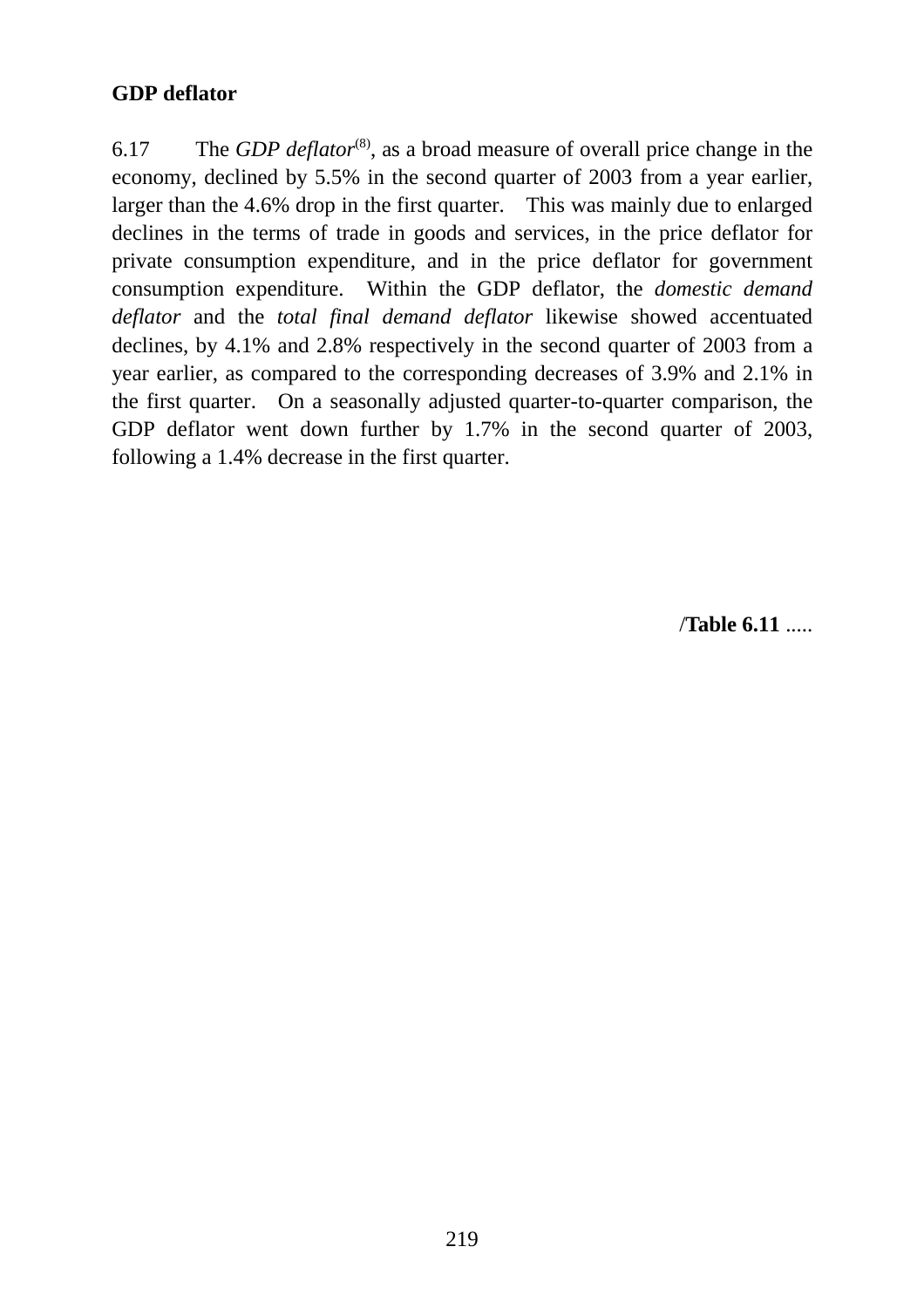**GDP deflator**

6.17 The *GDP deflator*[8], as a broad measure of overall price change in the economy, declined by 5.5% in the second quarter of 2003 from a year earlier, larger than the 4.6% drop in the first quarter. This was mainly due to enlarged declines in the terms of trade in goods and services, in the price deflator for private consumption expenditure, and in the price deflator for government consumption expenditure. Within the GDP deflator, the *domestic demand deflator* and the *total final demand deflator* likewise showed accentuated declines, by 4.1% and 2.8% respectively in the second quarter of 2003 from a year earlier, as compared to the corresponding decreases of 3.9% and 2.1% in the first quarter. On a seasonally adjusted quarter-to-quarter comparison, the GDP deflator went down further by 1.7% in the second quarter of 2003, following a 1.4% decrease in the first quarter.

/**Table 6.11** .....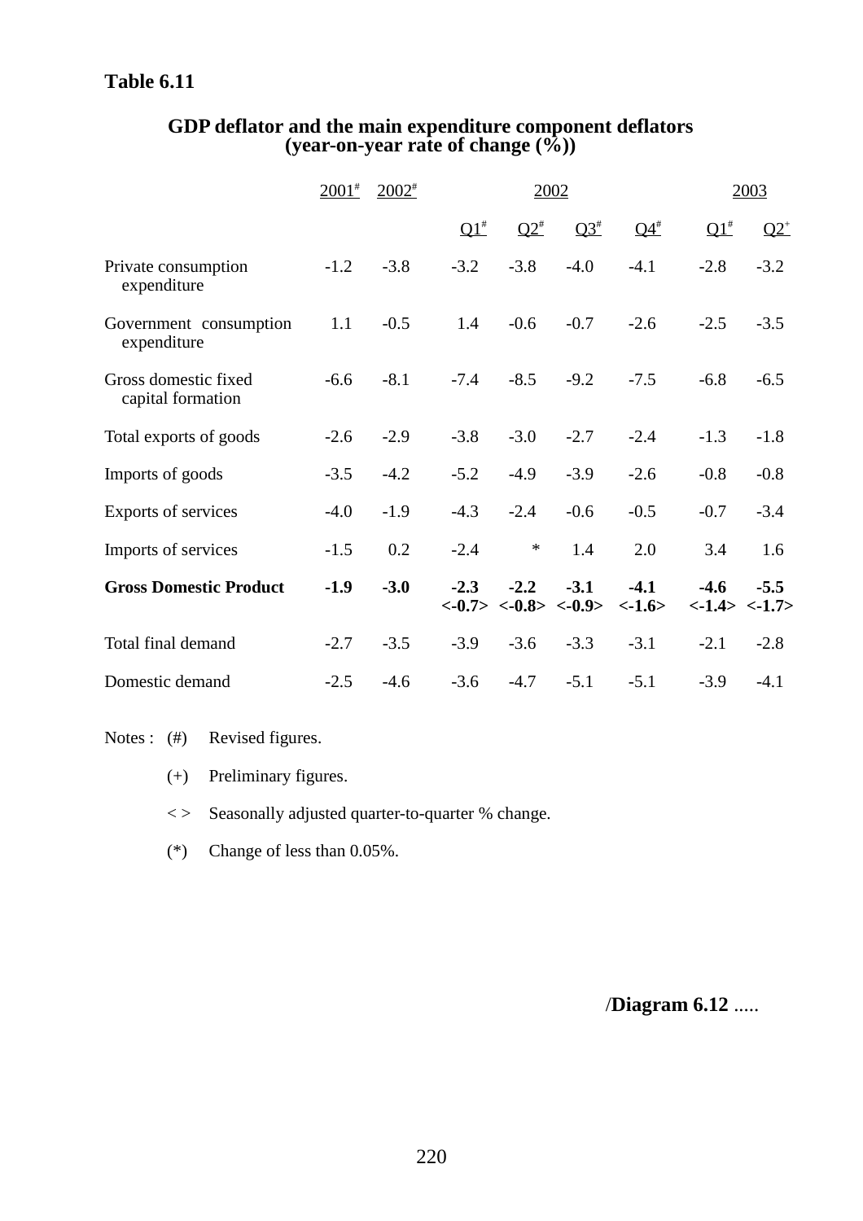**Table 6.11**

**GDP deflator and the main expenditure component deflators**
**(year-on-year rate of change (%))**

| | 2001# | 2002# | 2002 | | | | 2003 | |
|---|---|---|---|---|---|---|---|---|
| | | | Q1# | Q2# | Q3# | Q4# | Q1# | Q2+ |
| Private consumption expenditure | -1.2 | -3.8 | -3.2 | -3.8 | -4.0 | -4.1 | -2.8 | -3.2 |
| Government consumption expenditure | 1.1 | -0.5 | 1.4 | -0.6 | -0.7 | -2.6 | -2.5 | -3.5 |
| Gross domestic fixed capital formation | -6.6 | -8.1 | -7.4 | -8.5 | -9.2 | -7.5 | -6.8 | -6.5 |
| Total exports of goods | -2.6 | -2.9 | -3.8 | -3.0 | -2.7 | -2.4 | -1.3 | -1.8 |
| Imports of goods | -3.5 | -4.2 | -5.2 | -4.9 | -3.9 | -2.6 | -0.8 | -0.8 |
| Exports of services | -4.0 | -1.9 | -4.3 | -2.4 | -0.6 | -0.5 | -0.7 | -3.4 |
| Imports of services | -1.5 | 0.2 | -2.4 | * | 1.4 | 2.0 | 3.4 | 1.6 |
| **Gross Domestic Product** | **-1.9** | **-3.0** | **-2.3** **<-0.7>** | **-2.2** **<-0.8>** | **-3.1** **<-0.9>** | **-4.1** **<-1.6>** | **-4.6** **<-1.4>** | **-5.5** **<-1.7>** |
| Total final demand | -2.7 | -3.5 | -3.9 | -3.6 | -3.3 | -3.1 | -2.1 | -2.8 |
| Domestic demand | -2.5 | -4.6 | -3.6 | -4.7 | -5.1 | -5.1 | -3.9 | -4.1 |

Notes :
- (#) Revised figures.
- (+) Preliminary figures.
- < > Seasonally adjusted quarter-to-quarter % change.
- (*) Change of less than 0.05%.

/**Diagram 6.12** .....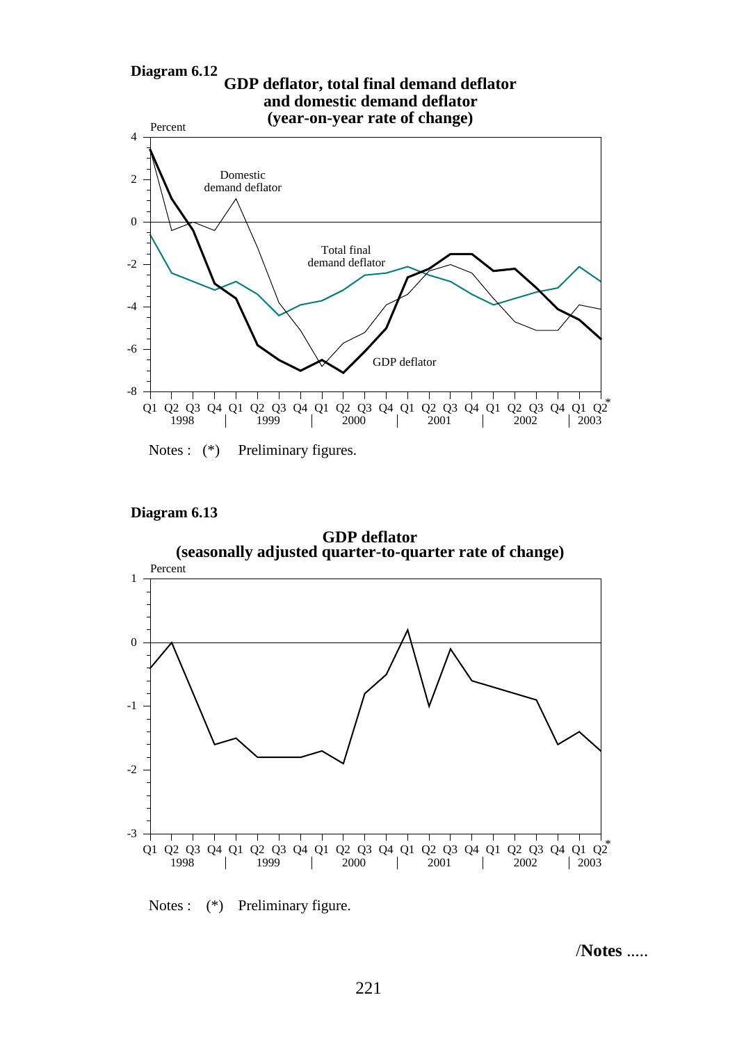**Diagram 6.12**

**GDP deflator, total final demand deflator and domestic demand deflator (year-on-year rate of change)**

Notes : (*) Preliminary figures.

**Diagram 6.13**

**GDP deflator (seasonally adjusted quarter-to-quarter rate of change)**

Notes : (*) Preliminary figure.

/**Notes** .....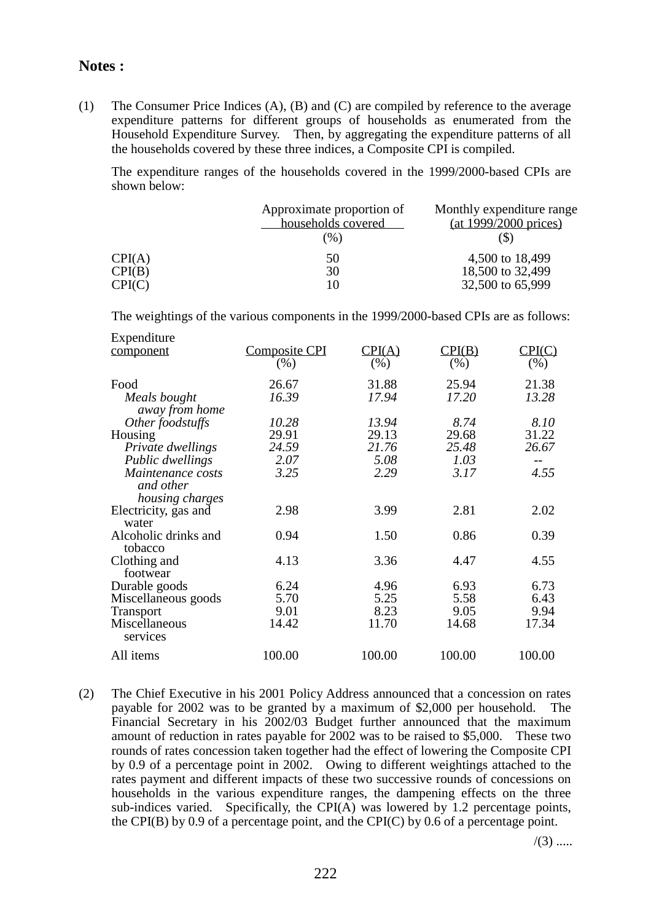**Notes :**

(1) The Consumer Price Indices (A), (B) and (C) are compiled by reference to the average expenditure patterns for different groups of households as enumerated from the Household Expenditure Survey. Then, by aggregating the expenditure patterns of all the households covered by these three indices, a Composite CPI is compiled.

The expenditure ranges of the households covered in the 1999/2000-based CPIs are shown below:

| | Approximate proportion of households covered (%) | Monthly expenditure range (at 1999/2000 prices) ($) |
|---|---|---|
| CPI(A) | 50 | 4,500 to 18,499 |
| CPI(B) | 30 | 18,500 to 32,499 |
| CPI(C) | 10 | 32,500 to 65,999 |

The weightings of the various components in the 1999/2000-based CPIs are as follows:

| Expenditure component | Composite CPI (%) | CPI(A) (%) | CPI(B) (%) | CPI(C) (%) |
|---|---|---|---|---|
| Food | 26.67 | 31.88 | 25.94 | 21.38 |
| *Meals bought away from home* | *16.39* | *17.94* | *17.20* | *13.28* |
| *Other foodstuffs* | *10.28* | *13.94* | *8.74* | *8.10* |
| Housing | 29.91 | 29.13 | 29.68 | 31.22 |
| *Private dwellings* | *24.59* | *21.76* | *25.48* | *26.67* |
| *Public dwellings* | *2.07* | *5.08* | *1.03* | -- |
| *Maintenance costs and other housing charges* | *3.25* | *2.29* | *3.17* | *4.55* |
| Electricity, gas and water | 2.98 | 3.99 | 2.81 | 2.02 |
| Alcoholic drinks and tobacco | 0.94 | 1.50 | 0.86 | 0.39 |
| Clothing and footwear | 4.13 | 3.36 | 4.47 | 4.55 |
| Durable goods | 6.24 | 4.96 | 6.93 | 6.73 |
| Miscellaneous goods | 5.70 | 5.25 | 5.58 | 6.43 |
| Transport | 9.01 | 8.23 | 9.05 | 9.94 |
| Miscellaneous services | 14.42 | 11.70 | 14.68 | 17.34 |
| All items | 100.00 | 100.00 | 100.00 | 100.00 |

(2) The Chief Executive in his 2001 Policy Address announced that a concession on rates payable for 2002 was to be granted by a maximum of $2,000 per household. The Financial Secretary in his 2002/03 Budget further announced that the maximum amount of reduction in rates payable for 2002 was to be raised to $5,000. These two rounds of rates concession taken together had the effect of lowering the Composite CPI by 0.9 of a percentage point in 2002. Owing to different weightings attached to the rates payment and different impacts of these two successive rounds of concessions on households in the various expenditure ranges, the dampening effects on the three sub-indices varied. Specifically, the CPI(A) was lowered by 1.2 percentage points, the CPI(B) by 0.9 of a percentage point, and the CPI(C) by 0.6 of a percentage point.

/(3) .....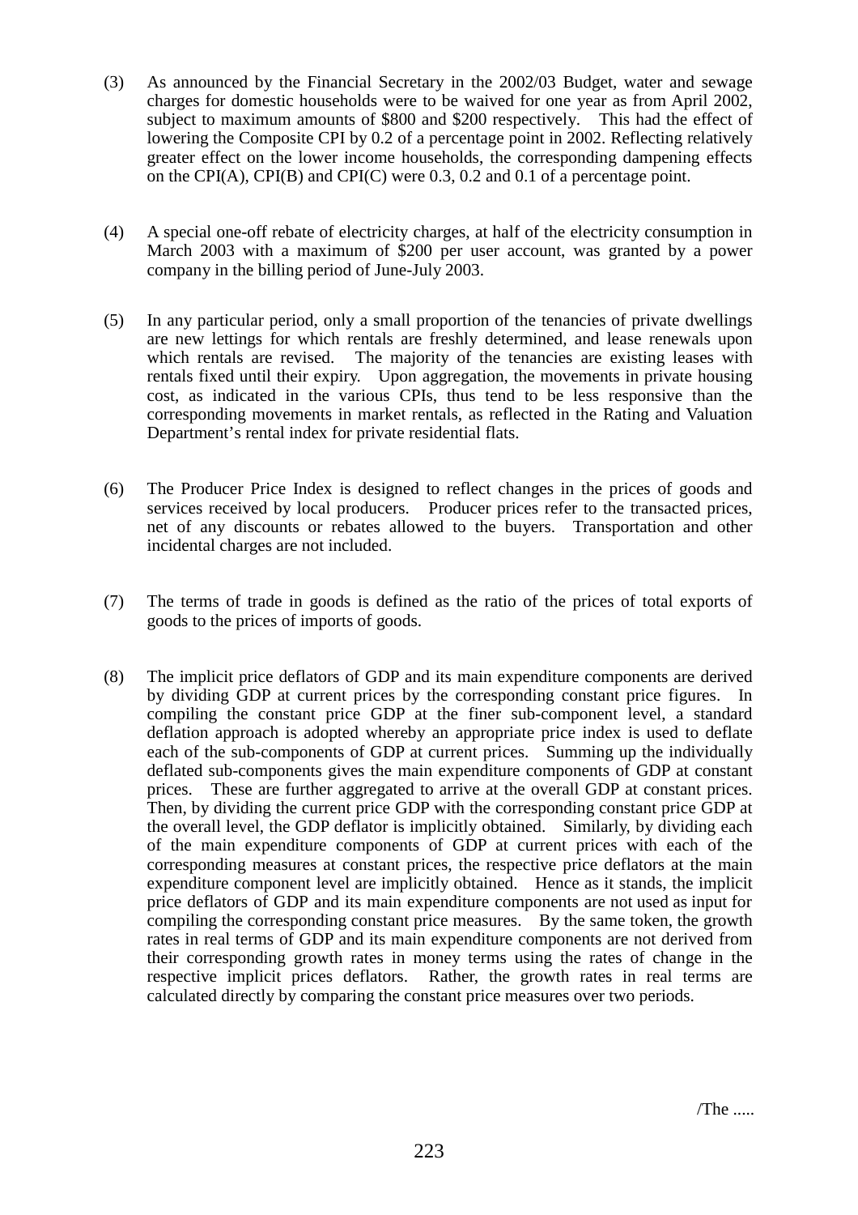(3) As announced by the Financial Secretary in the 2002/03 Budget, water and sewage charges for domestic households were to be waived for one year as from April 2002, subject to maximum amounts of $800 and $200 respectively. This had the effect of lowering the Composite CPI by 0.2 of a percentage point in 2002. Reflecting relatively greater effect on the lower income households, the corresponding dampening effects on the CPI(A), CPI(B) and CPI(C) were 0.3, 0.2 and 0.1 of a percentage point.

(4) A special one-off rebate of electricity charges, at half of the electricity consumption in March 2003 with a maximum of $200 per user account, was granted by a power company in the billing period of June-July 2003.

(5) In any particular period, only a small proportion of the tenancies of private dwellings are new lettings for which rentals are freshly determined, and lease renewals upon which rentals are revised. The majority of the tenancies are existing leases with rentals fixed until their expiry. Upon aggregation, the movements in private housing cost, as indicated in the various CPIs, thus tend to be less responsive than the corresponding movements in market rentals, as reflected in the Rating and Valuation Department's rental index for private residential flats.

(6) The Producer Price Index is designed to reflect changes in the prices of goods and services received by local producers. Producer prices refer to the transacted prices, net of any discounts or rebates allowed to the buyers. Transportation and other incidental charges are not included.

(7) The terms of trade in goods is defined as the ratio of the prices of total exports of goods to the prices of imports of goods.

(8) The implicit price deflators of GDP and its main expenditure components are derived by dividing GDP at current prices by the corresponding constant price figures. In compiling the constant price GDP at the finer sub-component level, a standard deflation approach is adopted whereby an appropriate price index is used to deflate each of the sub-components of GDP at current prices. Summing up the individually deflated sub-components gives the main expenditure components of GDP at constant prices. These are further aggregated to arrive at the overall GDP at constant prices. Then, by dividing the current price GDP with the corresponding constant price GDP at the overall level, the GDP deflator is implicitly obtained. Similarly, by dividing each of the main expenditure components of GDP at current prices with each of the corresponding measures at constant prices, the respective price deflators at the main expenditure component level are implicitly obtained. Hence as it stands, the implicit price deflators of GDP and its main expenditure components are not used as input for compiling the corresponding constant price measures. By the same token, the growth rates in real terms of GDP and its main expenditure components are not derived from their corresponding growth rates in money terms using the rates of change in the respective implicit prices deflators. Rather, the growth rates in real terms are calculated directly by comparing the constant price measures over two periods.

/The .....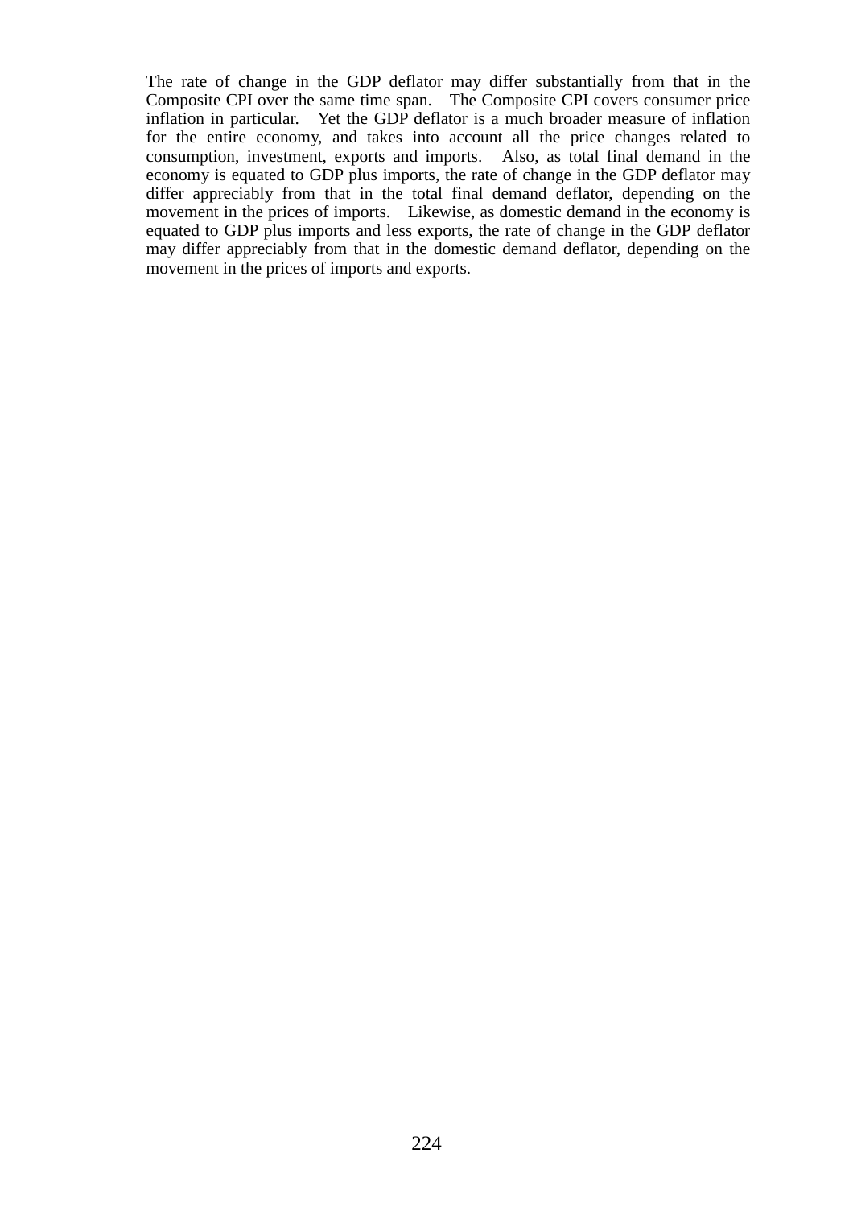The rate of change in the GDP deflator may differ substantially from that in the Composite CPI over the same time span. The Composite CPI covers consumer price inflation in particular. Yet the GDP deflator is a much broader measure of inflation for the entire economy, and takes into account all the price changes related to consumption, investment, exports and imports. Also, as total final demand in the economy is equated to GDP plus imports, the rate of change in the GDP deflator may differ appreciably from that in the total final demand deflator, depending on the movement in the prices of imports. Likewise, as domestic demand in the economy is equated to GDP plus imports and less exports, the rate of change in the GDP deflator may differ appreciably from that in the domestic demand deflator, depending on the movement in the prices of imports and exports.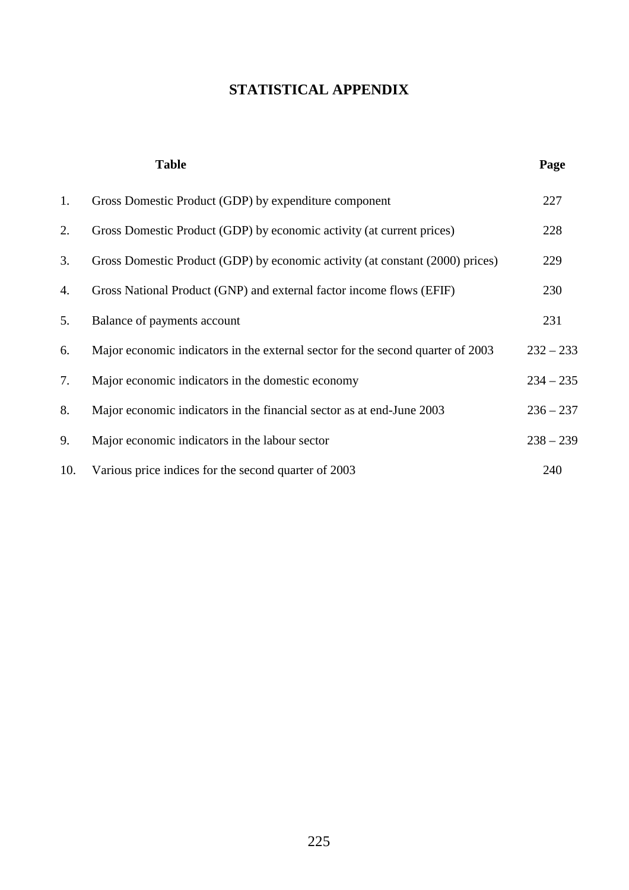# STATISTICAL APPENDIX

| | Table | Page |
|---|---|---|
| 1. | Gross Domestic Product (GDP) by expenditure component | 227 |
| 2. | Gross Domestic Product (GDP) by economic activity (at current prices) | 228 |
| 3. | Gross Domestic Product (GDP) by economic activity (at constant (2000) prices) | 229 |
| 4. | Gross National Product (GNP) and external factor income flows (EFIF) | 230 |
| 5. | Balance of payments account | 231 |
| 6. | Major economic indicators in the external sector for the second quarter of 2003 | 232 – 233 |
| 7. | Major economic indicators in the domestic economy | 234 – 235 |
| 8. | Major economic indicators in the financial sector as at end-June 2003 | 236 – 237 |
| 9. | Major economic indicators in the labour sector | 238 – 239 |
| 10. | Various price indices for the second quarter of 2003 | 240 |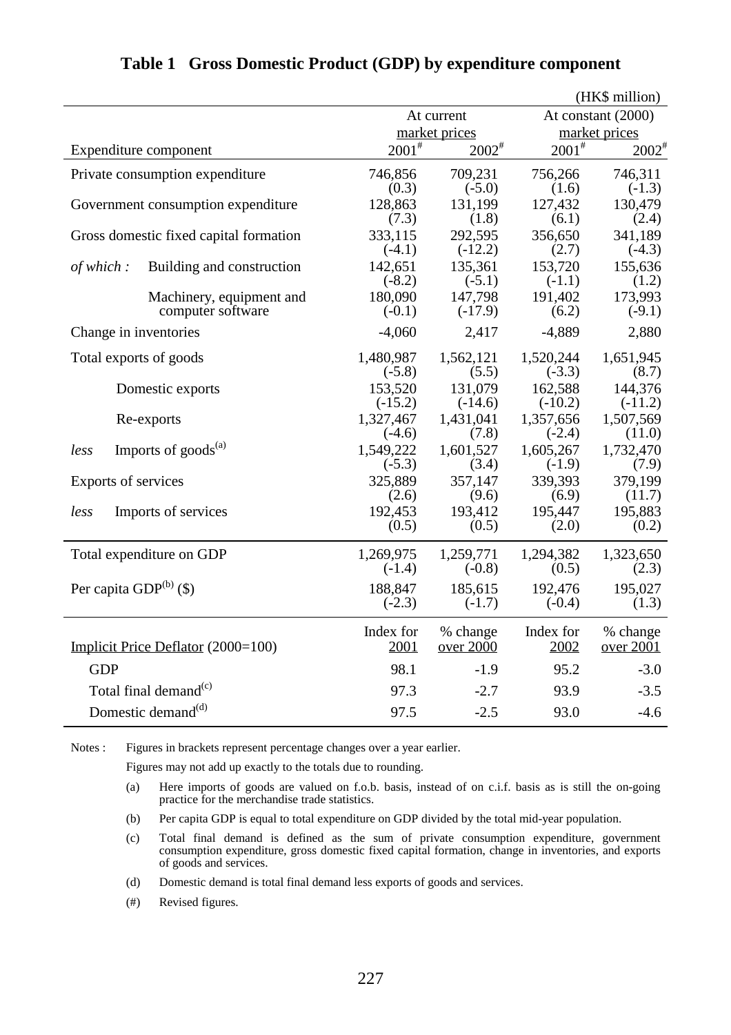# Table 1 Gross Domestic Product (GDP) by expenditure component

(HK$ million)

| | At current market prices | | At constant (2000) market prices | |
|---|---|---|---|---|
| Expenditure component | 2001# | 2002# | 2001# | 2002# |
| Private consumption expenditure | 746,856 (0.3) | 709,231 (-5.0) | 756,266 (1.6) | 746,311 (-1.3) |
| Government consumption expenditure | 128,863 (7.3) | 131,199 (1.8) | 127,432 (6.1) | 130,479 (2.4) |
| Gross domestic fixed capital formation | 333,115 (-4.1) | 292,595 (-12.2) | 356,650 (2.7) | 341,189 (-4.3) |
| *of which :* Building and construction | 142,651 (-8.2) | 135,361 (-5.1) | 153,720 (-1.1) | 155,636 (1.2) |
| Machinery, equipment and computer software | 180,090 (-0.1) | 147,798 (-17.9) | 191,402 (6.2) | 173,993 (-9.1) |
| Change in inventories | -4,060 | 2,417 | -4,889 | 2,880 |
| Total exports of goods | 1,480,987 (-5.8) | 1,562,121 (5.5) | 1,520,244 (-3.3) | 1,651,945 (8.7) |
| Domestic exports | 153,520 (-15.2) | 131,079 (-14.6) | 162,588 (-10.2) | 144,376 (-11.2) |
| Re-exports | 1,327,467 (-4.6) | 1,431,041 (7.8) | 1,357,656 (-2.4) | 1,507,569 (11.0) |
| *less* Imports of goods(a) | 1,549,222 (-5.3) | 1,601,527 (3.4) | 1,605,267 (-1.9) | 1,732,470 (7.9) |
| Exports of services | 325,889 (2.6) | 357,147 (9.6) | 339,393 (6.9) | 379,199 (11.7) |
| *less* Imports of services | 192,453 (0.5) | 193,412 (0.5) | 195,447 (2.0) | 195,883 (0.2) |
| Total expenditure on GDP | 1,269,975 (-1.4) | 1,259,771 (-0.8) | 1,294,382 (0.5) | 1,323,650 (2.3) |
| Per capita GDP(b) ($) | 188,847 (-2.3) | 185,615 (-1.7) | 192,476 (-0.4) | 195,027 (1.3) |

| Implicit Price Deflator (2000=100) | Index for 2001 | % change over 2000 | Index for 2002 | % change over 2001 |
|---|---|---|---|---|
| GDP | 98.1 | -1.9 | 95.2 | -3.0 |
| Total final demand(c) | 97.3 | -2.7 | 93.9 | -3.5 |
| Domestic demand(d) | 97.5 | -2.5 | 93.0 | -4.6 |

Notes : Figures in brackets represent percentage changes over a year earlier.

Figures may not add up exactly to the totals due to rounding.

(a) Here imports of goods are valued on f.o.b. basis, instead of on c.i.f. basis as is still the on-going practice for the merchandise trade statistics.

(b) Per capita GDP is equal to total expenditure on GDP divided by the total mid-year population.

(c) Total final demand is defined as the sum of private consumption expenditure, government consumption expenditure, gross domestic fixed capital formation, change in inventories, and exports of goods and services.

(d) Domestic demand is total final demand less exports of goods and services.

(#) Revised figures.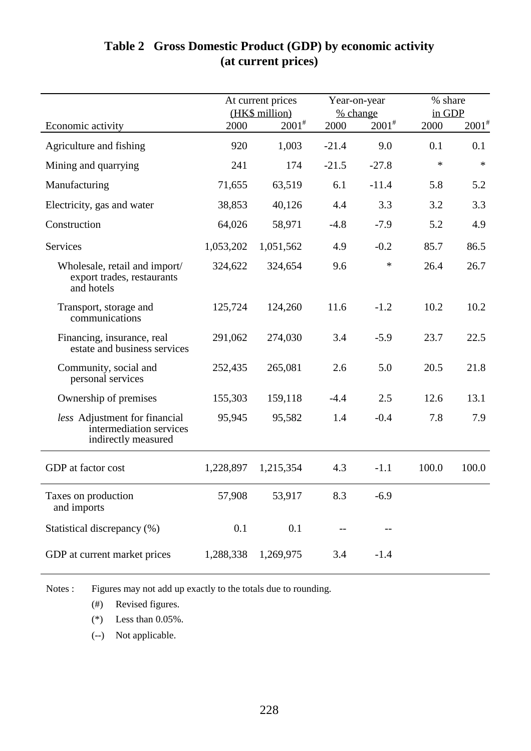## Table 2 Gross Domestic Product (GDP) by economic activity (at current prices)

| Economic activity | At current prices (HK$ million) | | Year-on-year % change | | % share in GDP | |
|---|---|---|---|---|---|---|
| | 2000 | 2001[#] | 2000 | 2001[#] | 2000 | 2001[#] |
| Agriculture and fishing | 920 | 1,003 | -21.4 | 9.0 | 0.1 | 0.1 |
| Mining and quarrying | 241 | 174 | -21.5 | -27.8 | * | * |
| Manufacturing | 71,655 | 63,519 | 6.1 | -11.4 | 5.8 | 5.2 |
| Electricity, gas and water | 38,853 | 40,126 | 4.4 | 3.3 | 3.2 | 3.3 |
| Construction | 64,026 | 58,971 | -4.8 | -7.9 | 5.2 | 4.9 |
| Services | 1,053,202 | 1,051,562 | 4.9 | -0.2 | 85.7 | 86.5 |
| Wholesale, retail and import/ export trades, restaurants and hotels | 324,622 | 324,654 | 9.6 | * | 26.4 | 26.7 |
| Transport, storage and communications | 125,724 | 124,260 | 11.6 | -1.2 | 10.2 | 10.2 |
| Financing, insurance, real estate and business services | 291,062 | 274,030 | 3.4 | -5.9 | 23.7 | 22.5 |
| Community, social and personal services | 252,435 | 265,081 | 2.6 | 5.0 | 20.5 | 21.8 |
| Ownership of premises | 155,303 | 159,118 | -4.4 | 2.5 | 12.6 | 13.1 |
| *less* Adjustment for financial intermediation services indirectly measured | 95,945 | 95,582 | 1.4 | -0.4 | 7.8 | 7.9 |
| GDP at factor cost | 1,228,897 | 1,215,354 | 4.3 | -1.1 | 100.0 | 100.0 |
| Taxes on production and imports | 57,908 | 53,917 | 8.3 | -6.9 | | |
| Statistical discrepancy (%) | 0.1 | 0.1 | -- | -- | | |
| GDP at current market prices | 1,288,338 | 1,269,975 | 3.4 | -1.4 | | |

Notes : Figures may not add up exactly to the totals due to rounding.

(#) Revised figures.

(*) Less than 0.05%.

(--) Not applicable.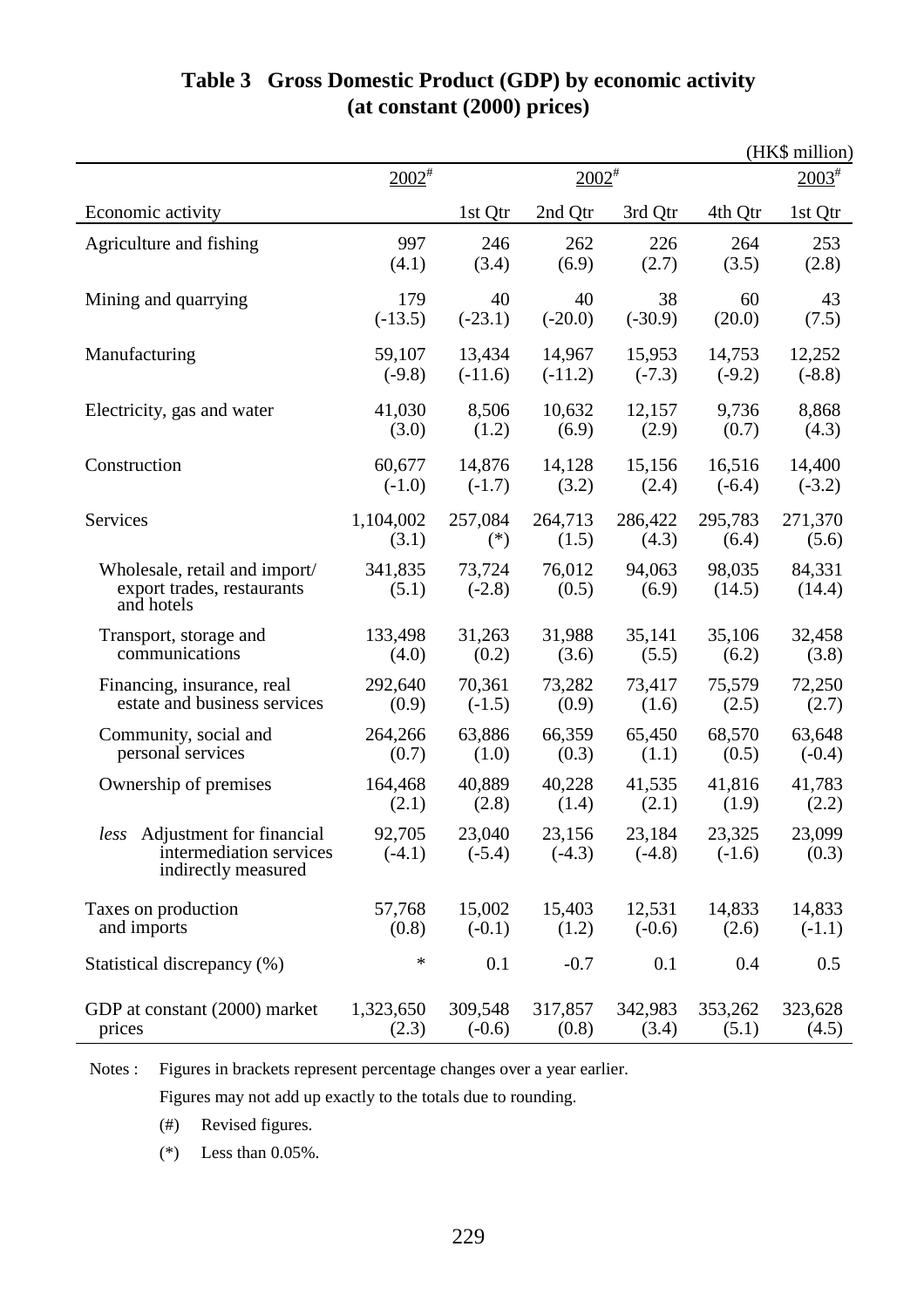## Table 3 Gross Domestic Product (GDP) by economic activity (at constant (2000) prices)

(HK$ million)

| Economic activity | 2002# | 2002# 1st Qtr | 2002# 2nd Qtr | 2002# 3rd Qtr | 2002# 4th Qtr | 2003# 1st Qtr |
|---|---|---|---|---|---|---|
| Agriculture and fishing | 997 (4.1) | 246 (3.4) | 262 (6.9) | 226 (2.7) | 264 (3.5) | 253 (2.8) |
| Mining and quarrying | 179 (-13.5) | 40 (-23.1) | 40 (-20.0) | 38 (-30.9) | 60 (20.0) | 43 (7.5) |
| Manufacturing | 59,107 (-9.8) | 13,434 (-11.6) | 14,967 (-11.2) | 15,953 (-7.3) | 14,753 (-9.2) | 12,252 (-8.8) |
| Electricity, gas and water | 41,030 (3.0) | 8,506 (1.2) | 10,632 (6.9) | 12,157 (2.9) | 9,736 (0.7) | 8,868 (4.3) |
| Construction | 60,677 (-1.0) | 14,876 (-1.7) | 14,128 (3.2) | 15,156 (2.4) | 16,516 (-6.4) | 14,400 (-3.2) |
| Services | 1,104,002 (3.1) | 257,084 (*) | 264,713 (1.5) | 286,422 (4.3) | 295,783 (6.4) | 271,370 (5.6) |
| Wholesale, retail and import/ export trades, restaurants and hotels | 341,835 (5.1) | 73,724 (-2.8) | 76,012 (0.5) | 94,063 (6.9) | 98,035 (14.5) | 84,331 (14.4) |
| Transport, storage and communications | 133,498 (4.0) | 31,263 (0.2) | 31,988 (3.6) | 35,141 (5.5) | 35,106 (6.2) | 32,458 (3.8) |
| Financing, insurance, real estate and business services | 292,640 (0.9) | 70,361 (-1.5) | 73,282 (0.9) | 73,417 (1.6) | 75,579 (2.5) | 72,250 (2.7) |
| Community, social and personal services | 264,266 (0.7) | 63,886 (1.0) | 66,359 (0.3) | 65,450 (1.1) | 68,570 (0.5) | 63,648 (-0.4) |
| Ownership of premises | 164,468 (2.1) | 40,889 (2.8) | 40,228 (1.4) | 41,535 (2.1) | 41,816 (1.9) | 41,783 (2.2) |
| *less* Adjustment for financial intermediation services indirectly measured | 92,705 (-4.1) | 23,040 (-5.4) | 23,156 (-4.3) | 23,184 (-4.8) | 23,325 (-1.6) | 23,099 (0.3) |
| Taxes on production and imports | 57,768 (0.8) | 15,002 (-0.1) | 15,403 (1.2) | 12,531 (-0.6) | 14,833 (2.6) | 14,833 (-1.1) |
| Statistical discrepancy (%) | * | 0.1 | -0.7 | 0.1 | 0.4 | 0.5 |
| GDP at constant (2000) market prices | 1,323,650 (2.3) | 309,548 (-0.6) | 317,857 (0.8) | 342,983 (3.4) | 353,262 (5.1) | 323,628 (4.5) |

Notes : Figures in brackets represent percentage changes over a year earlier.

Figures may not add up exactly to the totals due to rounding.

(#) Revised figures.

(*) Less than 0.05%.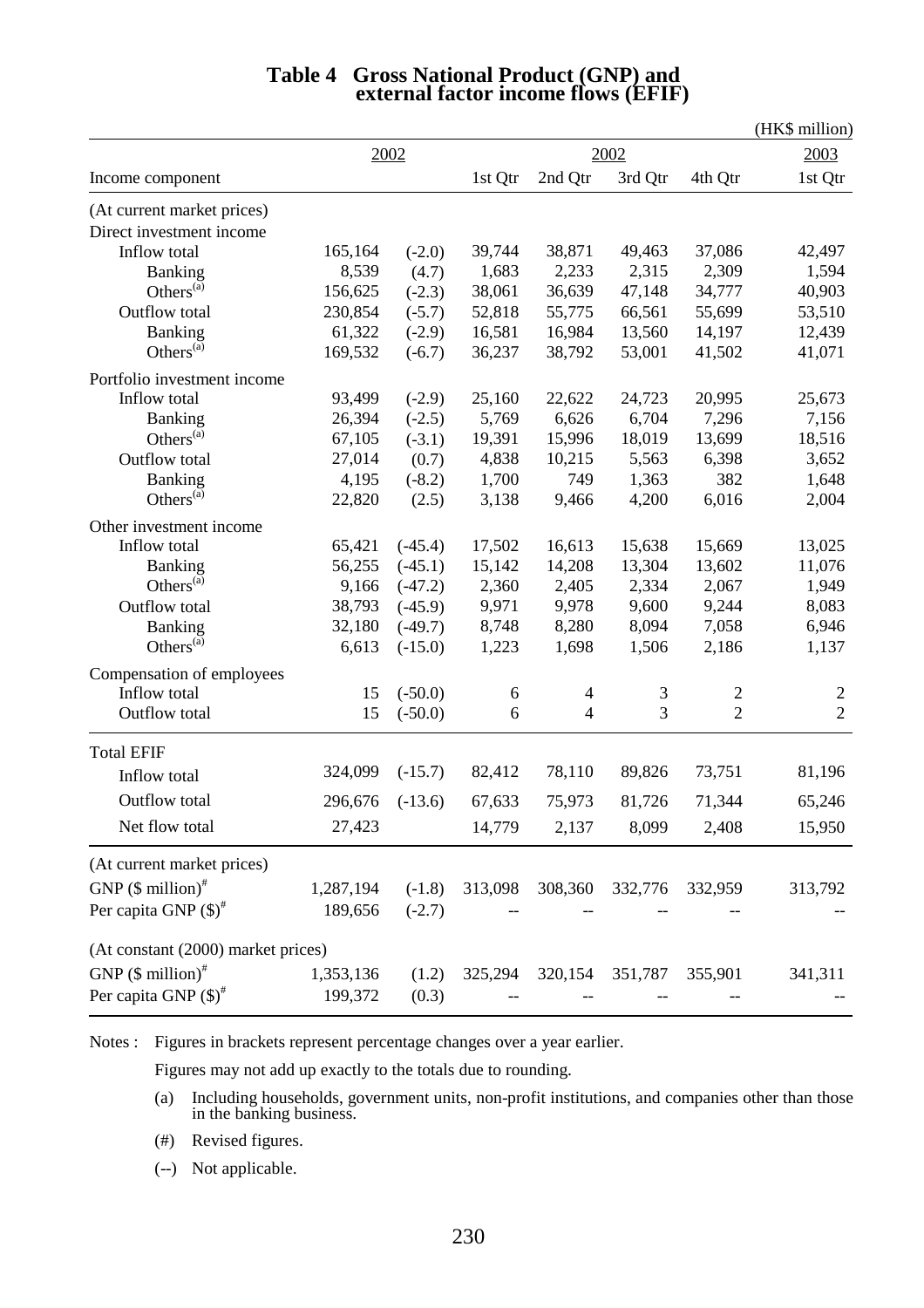# Table 4 Gross National Product (GNP) and external factor income flows (EFIF)

(HK$ million)

| Income component | 2002 | | 2002 1st Qtr | 2002 2nd Qtr | 2002 3rd Qtr | 2002 4th Qtr | 2003 1st Qtr |
|---|---|---|---|---|---|---|---|
| (At current market prices) | | | | | | | |
| Direct investment income | | | | | | | |
| Inflow total | 165,164 | (-2.0) | 39,744 | 38,871 | 49,463 | 37,086 | 42,497 |
| Banking | 8,539 | (4.7) | 1,683 | 2,233 | 2,315 | 2,309 | 1,594 |
| Others[(a)] | 156,625 | (-2.3) | 38,061 | 36,639 | 47,148 | 34,777 | 40,903 |
| Outflow total | 230,854 | (-5.7) | 52,818 | 55,775 | 66,561 | 55,699 | 53,510 |
| Banking | 61,322 | (-2.9) | 16,581 | 16,984 | 13,560 | 14,197 | 12,439 |
| Others[(a)] | 169,532 | (-6.7) | 36,237 | 38,792 | 53,001 | 41,502 | 41,071 |
| Portfolio investment income | | | | | | | |
| Inflow total | 93,499 | (-2.9) | 25,160 | 22,622 | 24,723 | 20,995 | 25,673 |
| Banking | 26,394 | (-2.5) | 5,769 | 6,626 | 6,704 | 7,296 | 7,156 |
| Others[(a)] | 67,105 | (-3.1) | 19,391 | 15,996 | 18,019 | 13,699 | 18,516 |
| Outflow total | 27,014 | (0.7) | 4,838 | 10,215 | 5,563 | 6,398 | 3,652 |
| Banking | 4,195 | (-8.2) | 1,700 | 749 | 1,363 | 382 | 1,648 |
| Others[(a)] | 22,820 | (2.5) | 3,138 | 9,466 | 4,200 | 6,016 | 2,004 |
| Other investment income | | | | | | | |
| Inflow total | 65,421 | (-45.4) | 17,502 | 16,613 | 15,638 | 15,669 | 13,025 |
| Banking | 56,255 | (-45.1) | 15,142 | 14,208 | 13,304 | 13,602 | 11,076 |
| Others[(a)] | 9,166 | (-47.2) | 2,360 | 2,405 | 2,334 | 2,067 | 1,949 |
| Outflow total | 38,793 | (-45.9) | 9,971 | 9,978 | 9,600 | 9,244 | 8,083 |
| Banking | 32,180 | (-49.7) | 8,748 | 8,280 | 8,094 | 7,058 | 6,946 |
| Others[(a)] | 6,613 | (-15.0) | 1,223 | 1,698 | 1,506 | 2,186 | 1,137 |
| Compensation of employees | | | | | | | |
| Inflow total | 15 | (-50.0) | 6 | 4 | 3 | 2 | 2 |
| Outflow total | 15 | (-50.0) | 6 | 4 | 3 | 2 | 2 |
| Total EFIF | | | | | | | |
| Inflow total | 324,099 | (-15.7) | 82,412 | 78,110 | 89,826 | 73,751 | 81,196 |
| Outflow total | 296,676 | (-13.6) | 67,633 | 75,973 | 81,726 | 71,344 | 65,246 |
| Net flow total | 27,423 | | 14,779 | 2,137 | 8,099 | 2,408 | 15,950 |
| (At current market prices) | | | | | | | |
| GNP ($ million)[#] | 1,287,194 | (-1.8) | 313,098 | 308,360 | 332,776 | 332,959 | 313,792 |
| Per capita GNP ($)[#] | 189,656 | (-2.7) | -- | -- | -- | -- | -- |
| (At constant (2000) market prices) | | | | | | | |
| GNP ($ million)[#] | 1,353,136 | (1.2) | 325,294 | 320,154 | 351,787 | 355,901 | 341,311 |
| Per capita GNP ($)[#] | 199,372 | (0.3) | -- | -- | -- | -- | -- |

Notes : Figures in brackets represent percentage changes over a year earlier.

Figures may not add up exactly to the totals due to rounding.

(a) Including households, government units, non-profit institutions, and companies other than those in the banking business.

(#) Revised figures.

(--) Not applicable.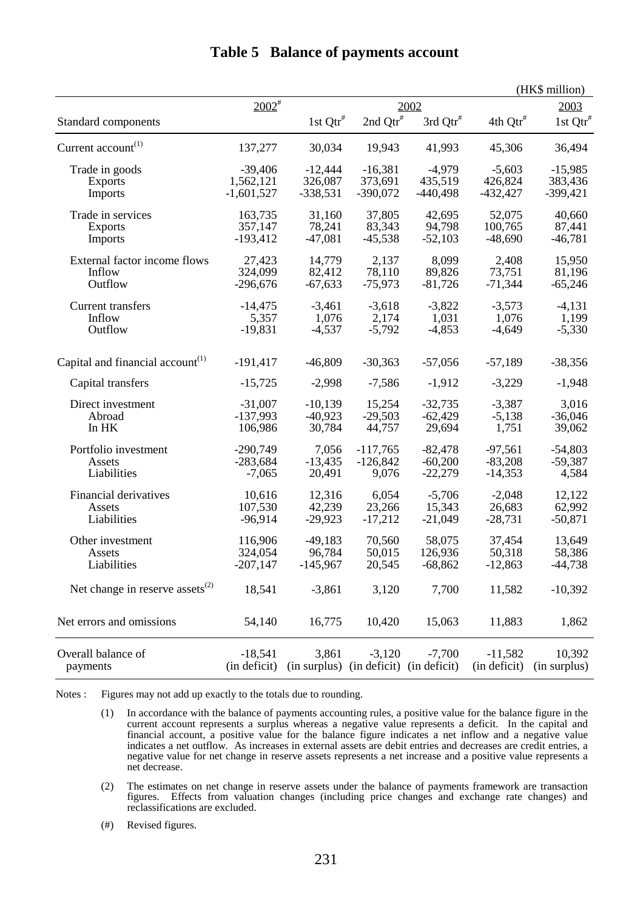# Table 5 Balance of payments account

(HK$ million)

| Standard components | 2002[#] | 2002 1st Qtr[#] | 2002 2nd Qtr[#] | 2002 3rd Qtr[#] | 2002 4th Qtr[#] | 2003 1st Qtr[#] |
|---|---|---|---|---|---|---|
| Current account[(1)] | 137,277 | 30,034 | 19,943 | 41,993 | 45,306 | 36,494 |
| Trade in goods | -39,406 | -12,444 | -16,381 | -4,979 | -5,603 | -15,985 |
| Exports | 1,562,121 | 326,087 | 373,691 | 435,519 | 426,824 | 383,436 |
| Imports | -1,601,527 | -338,531 | -390,072 | -440,498 | -432,427 | -399,421 |
| Trade in services | 163,735 | 31,160 | 37,805 | 42,695 | 52,075 | 40,660 |
| Exports | 357,147 | 78,241 | 83,343 | 94,798 | 100,765 | 87,441 |
| Imports | -193,412 | -47,081 | -45,538 | -52,103 | -48,690 | -46,781 |
| External factor income flows | 27,423 | 14,779 | 2,137 | 8,099 | 2,408 | 15,950 |
| Inflow | 324,099 | 82,412 | 78,110 | 89,826 | 73,751 | 81,196 |
| Outflow | -296,676 | -67,633 | -75,973 | -81,726 | -71,344 | -65,246 |
| Current transfers | -14,475 | -3,461 | -3,618 | -3,822 | -3,573 | -4,131 |
| Inflow | 5,357 | 1,076 | 2,174 | 1,031 | 1,076 | 1,199 |
| Outflow | -19,831 | -4,537 | -5,792 | -4,853 | -4,649 | -5,330 |
| Capital and financial account[(1)] | -191,417 | -46,809 | -30,363 | -57,056 | -57,189 | -38,356 |
| Capital transfers | -15,725 | -2,998 | -7,586 | -1,912 | -3,229 | -1,948 |
| Direct investment | -31,007 | -10,139 | 15,254 | -32,735 | -3,387 | 3,016 |
| Abroad | -137,993 | -40,923 | -29,503 | -62,429 | -5,138 | -36,046 |
| In HK | 106,986 | 30,784 | 44,757 | 29,694 | 1,751 | 39,062 |
| Portfolio investment | -290,749 | 7,056 | -117,765 | -82,478 | -97,561 | -54,803 |
| Assets | -283,684 | -13,435 | -126,842 | -60,200 | -83,208 | -59,387 |
| Liabilities | -7,065 | 20,491 | 9,076 | -22,279 | -14,353 | 4,584 |
| Financial derivatives | 10,616 | 12,316 | 6,054 | -5,706 | -2,048 | 12,122 |
| Assets | 107,530 | 42,239 | 23,266 | 15,343 | 26,683 | 62,992 |
| Liabilities | -96,914 | -29,923 | -17,212 | -21,049 | -28,731 | -50,871 |
| Other investment | 116,906 | -49,183 | 70,560 | 58,075 | 37,454 | 13,649 |
| Assets | 324,054 | 96,784 | 50,015 | 126,936 | 50,318 | 58,386 |
| Liabilities | -207,147 | -145,967 | 20,545 | -68,862 | -12,863 | -44,738 |
| Net change in reserve assets[(2)] | 18,541 | -3,861 | 3,120 | 7,700 | 11,582 | -10,392 |
| Net errors and omissions | 54,140 | 16,775 | 10,420 | 15,063 | 11,883 | 1,862 |
| Overall balance of payments | -18,541 (in deficit) | 3,861 (in surplus) | -3,120 (in deficit) | -7,700 (in deficit) | -11,582 (in deficit) | 10,392 (in surplus) |

Notes : Figures may not add up exactly to the totals due to rounding.

(1) In accordance with the balance of payments accounting rules, a positive value for the balance figure in the current account represents a surplus whereas a negative value represents a deficit. In the capital and financial account, a positive value for the balance figure indicates a net inflow and a negative value indicates a net outflow. As increases in external assets are debit entries and decreases are credit entries, a negative value for net change in reserve assets represents a net increase and a positive value represents a net decrease.

(2) The estimates on net change in reserve assets under the balance of payments framework are transaction figures. Effects from valuation changes (including price changes and exchange rate changes) and reclassifications are excluded.

(#) Revised figures.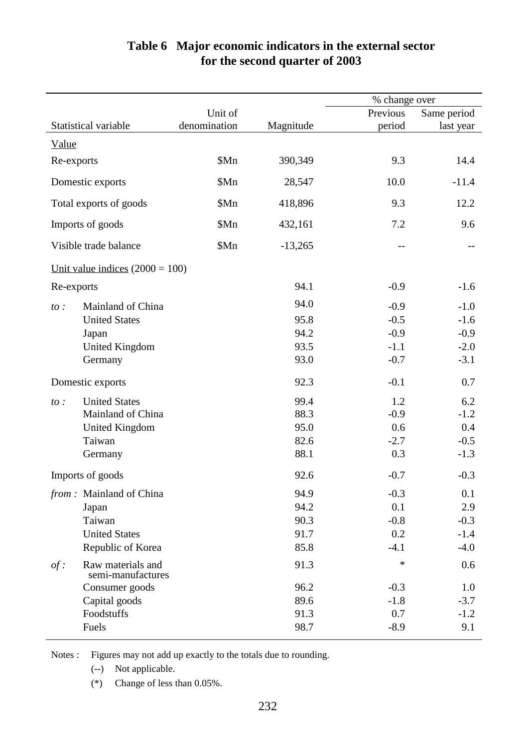**Table 6 Major economic indicators in the external sector for the second quarter of 2003**

| Statistical variable | | Unit of denomination | Magnitude | % change over Previous period | % change over Same period last year |
|---|---|---|---|---|---|
| Value | | | | | |
| Re-exports | | $Mn | 390,349 | 9.3 | 14.4 |
| Domestic exports | | $Mn | 28,547 | 10.0 | -11.4 |
| Total exports of goods | | $Mn | 418,896 | 9.3 | 12.2 |
| Imports of goods | | $Mn | 432,161 | 7.2 | 9.6 |
| Visible trade balance | | $Mn | -13,265 | -- | -- |
| Unit value indices (2000 = 100) | | | | | |
| Re-exports | | | 94.1 | -0.9 | -1.6 |
| *to :* | Mainland of China | | 94.0 | -0.9 | -1.0 |
| | United States | | 95.8 | -0.5 | -1.6 |
| | Japan | | 94.2 | -0.9 | -0.9 |
| | United Kingdom | | 93.5 | -1.1 | -2.0 |
| | Germany | | 93.0 | -0.7 | -3.1 |
| Domestic exports | | | 92.3 | -0.1 | 0.7 |
| *to :* | United States | | 99.4 | 1.2 | 6.2 |
| | Mainland of China | | 88.3 | -0.9 | -1.2 |
| | United Kingdom | | 95.0 | 0.6 | 0.4 |
| | Taiwan | | 82.6 | -2.7 | -0.5 |
| | Germany | | 88.1 | 0.3 | -1.3 |
| Imports of goods | | | 92.6 | -0.7 | -0.3 |
| *from :* | Mainland of China | | 94.9 | -0.3 | 0.1 |
| | Japan | | 94.2 | 0.1 | 2.9 |
| | Taiwan | | 90.3 | -0.8 | -0.3 |
| | United States | | 91.7 | 0.2 | -1.4 |
| | Republic of Korea | | 85.8 | -4.1 | -4.0 |
| *of :* | Raw materials and semi-manufactures | | 91.3 | * | 0.6 |
| | Consumer goods | | 96.2 | -0.3 | 1.0 |
| | Capital goods | | 89.6 | -1.8 | -3.7 |
| | Foodstuffs | | 91.3 | 0.7 | -1.2 |
| | Fuels | | 98.7 | -8.9 | 9.1 |

Notes : Figures may not add up exactly to the totals due to rounding.

(--) Not applicable.

(*) Change of less than 0.05%.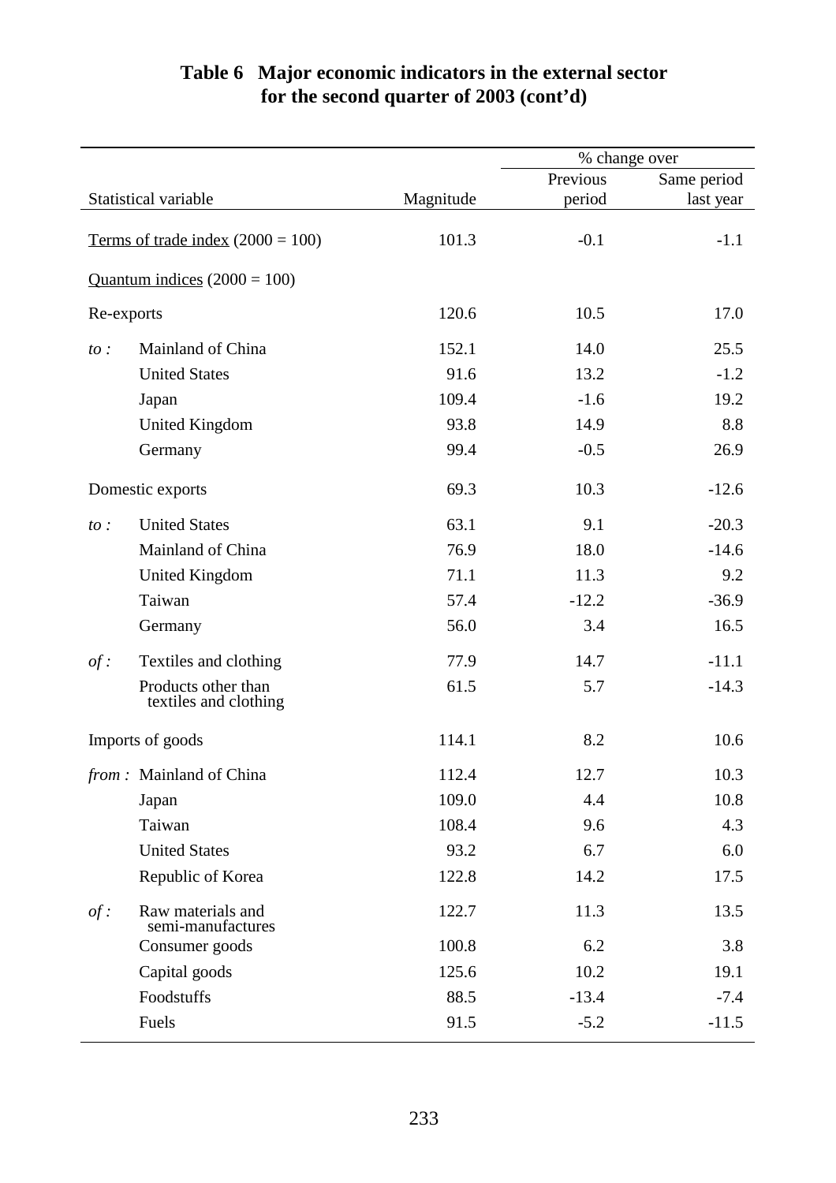## Table 6 Major economic indicators in the external sector for the second quarter of 2003 (cont'd)

| Statistical variable | | Magnitude | % change over Previous period | % change over Same period last year |
|---|---|---|---|---|
| Terms of trade index (2000 = 100) | | 101.3 | -0.1 | -1.1 |
| Quantum indices (2000 = 100) | | | | |
| Re-exports | | 120.6 | 10.5 | 17.0 |
| *to :* | Mainland of China | 152.1 | 14.0 | 25.5 |
| | United States | 91.6 | 13.2 | -1.2 |
| | Japan | 109.4 | -1.6 | 19.2 |
| | United Kingdom | 93.8 | 14.9 | 8.8 |
| | Germany | 99.4 | -0.5 | 26.9 |
| Domestic exports | | 69.3 | 10.3 | -12.6 |
| *to :* | United States | 63.1 | 9.1 | -20.3 |
| | Mainland of China | 76.9 | 18.0 | -14.6 |
| | United Kingdom | 71.1 | 11.3 | 9.2 |
| | Taiwan | 57.4 | -12.2 | -36.9 |
| | Germany | 56.0 | 3.4 | 16.5 |
| *of :* | Textiles and clothing | 77.9 | 14.7 | -11.1 |
| | Products other than textiles and clothing | 61.5 | 5.7 | -14.3 |
| Imports of goods | | 114.1 | 8.2 | 10.6 |
| *from :* | Mainland of China | 112.4 | 12.7 | 10.3 |
| | Japan | 109.0 | 4.4 | 10.8 |
| | Taiwan | 108.4 | 9.6 | 4.3 |
| | United States | 93.2 | 6.7 | 6.0 |
| | Republic of Korea | 122.8 | 14.2 | 17.5 |
| *of :* | Raw materials and semi-manufactures | 122.7 | 11.3 | 13.5 |
| | Consumer goods | 100.8 | 6.2 | 3.8 |
| | Capital goods | 125.6 | 10.2 | 19.1 |
| | Foodstuffs | 88.5 | -13.4 | -7.4 |
| | Fuels | 91.5 | -5.2 | -11.5 |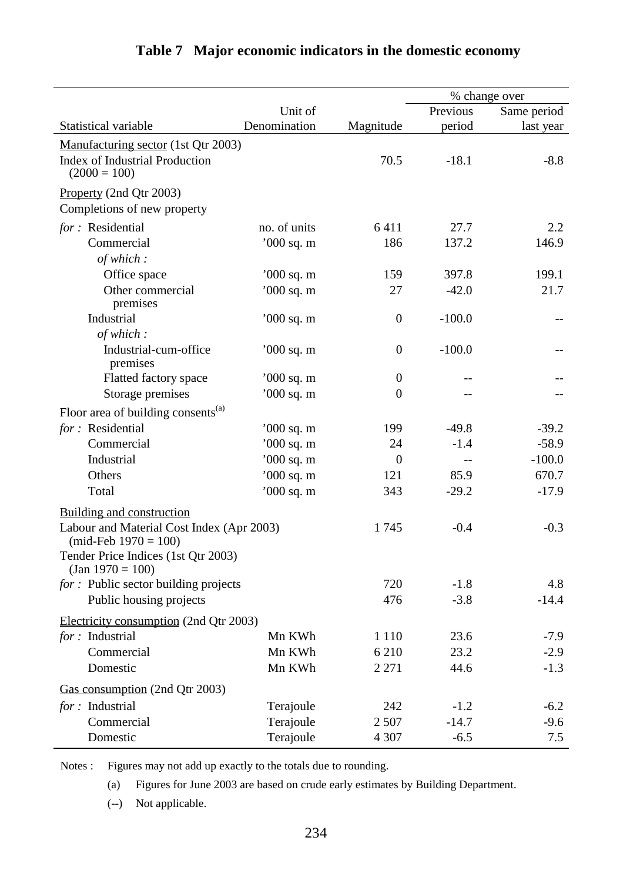# Table 7 Major economic indicators in the domestic economy

| Statistical variable | Unit of Denomination | Magnitude | % change over Previous period | % change over Same period last year |
|---|---|---|---|---|
| Manufacturing sector (1st Qtr 2003) | | | | |
| Index of Industrial Production (2000 = 100) | | 70.5 | -18.1 | -8.8 |
| Property (2nd Qtr 2003) | | | | |
| Completions of new property | | | | |
| *for :* Residential | no. of units | 6 411 | 27.7 | 2.2 |
| Commercial | '000 sq. m | 186 | 137.2 | 146.9 |
| *of which :* | | | | |
| Office space | '000 sq. m | 159 | 397.8 | 199.1 |
| Other commercial premises | '000 sq. m | 27 | -42.0 | 21.7 |
| Industrial | '000 sq. m | 0 | -100.0 | -- |
| *of which :* | | | | |
| Industrial-cum-office premises | '000 sq. m | 0 | -100.0 | -- |
| Flatted factory space | '000 sq. m | 0 | -- | -- |
| Storage premises | '000 sq. m | 0 | -- | -- |
| Floor area of building consents[(a)] | | | | |
| *for :* Residential | '000 sq. m | 199 | -49.8 | -39.2 |
| Commercial | '000 sq. m | 24 | -1.4 | -58.9 |
| Industrial | '000 sq. m | 0 | -- | -100.0 |
| Others | '000 sq. m | 121 | 85.9 | 670.7 |
| Total | '000 sq. m | 343 | -29.2 | -17.9 |
| Building and construction | | | | |
| Labour and Material Cost Index (Apr 2003) (mid-Feb 1970 = 100) | | 1 745 | -0.4 | -0.3 |
| Tender Price Indices (1st Qtr 2003) (Jan 1970 = 100) | | | | |
| *for :* Public sector building projects | | 720 | -1.8 | 4.8 |
| Public housing projects | | 476 | -3.8 | -14.4 |
| Electricity consumption (2nd Qtr 2003) | | | | |
| *for :* Industrial | Mn KWh | 1 110 | 23.6 | -7.9 |
| Commercial | Mn KWh | 6 210 | 23.2 | -2.9 |
| Domestic | Mn KWh | 2 271 | 44.6 | -1.3 |
| Gas consumption (2nd Qtr 2003) | | | | |
| *for :* Industrial | Terajoule | 242 | -1.2 | -6.2 |
| Commercial | Terajoule | 2 507 | -14.7 | -9.6 |
| Domestic | Terajoule | 4 307 | -6.5 | 7.5 |

Notes : Figures may not add up exactly to the totals due to rounding.

(a) Figures for June 2003 are based on crude early estimates by Building Department.

(--) Not applicable.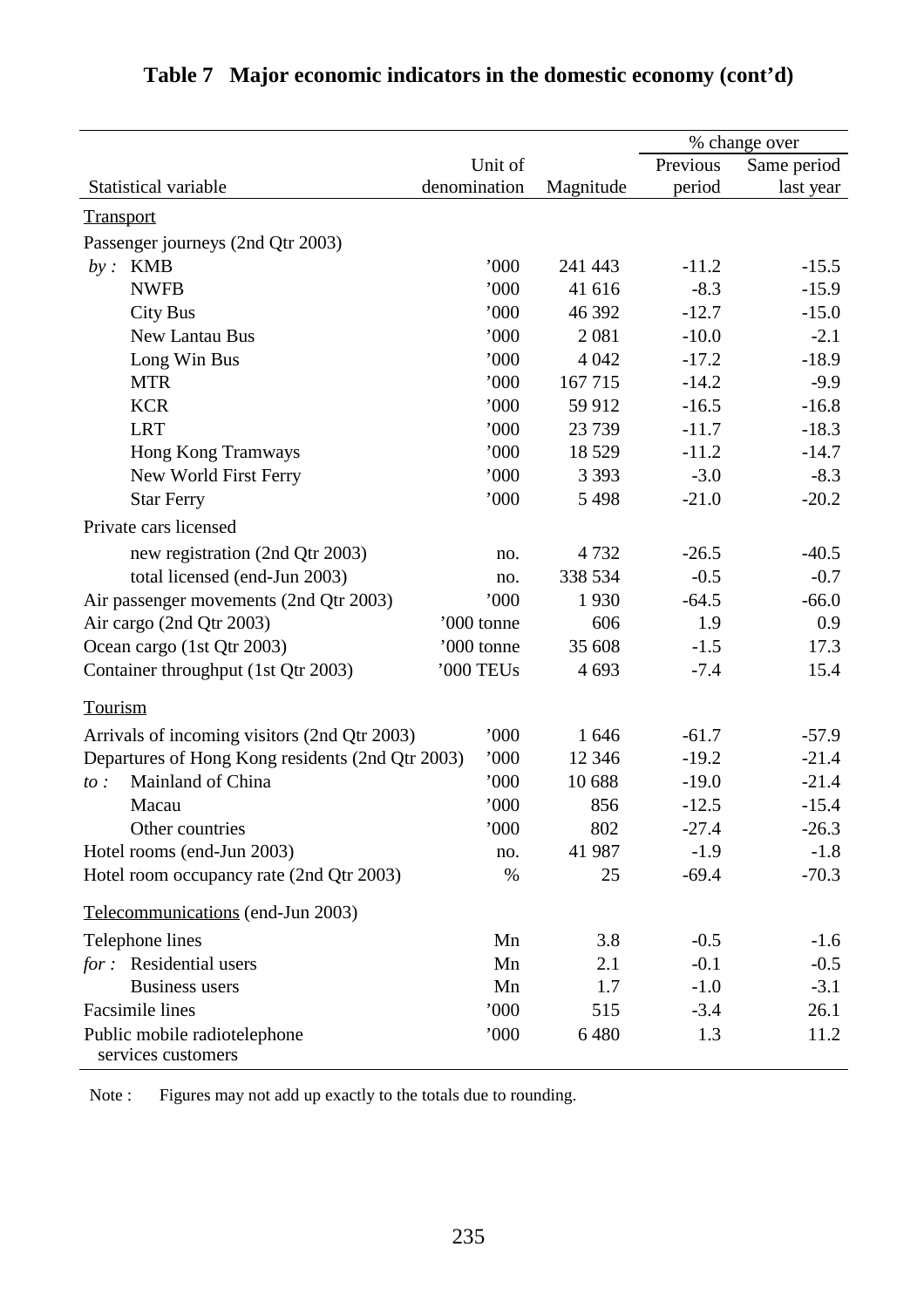# Table 7 Major economic indicators in the domestic economy (cont'd)

| Statistical variable | Unit of denomination | Magnitude | % change over Previous period | % change over Same period last year |
|---|---|---|---|---|
| Transport | | | | |
| Passenger journeys (2nd Qtr 2003) | | | | |
| *by :* KMB | '000 | 241 443 | -11.2 | -15.5 |
| NWFB | '000 | 41 616 | -8.3 | -15.9 |
| City Bus | '000 | 46 392 | -12.7 | -15.0 |
| New Lantau Bus | '000 | 2 081 | -10.0 | -2.1 |
| Long Win Bus | '000 | 4 042 | -17.2 | -18.9 |
| MTR | '000 | 167 715 | -14.2 | -9.9 |
| KCR | '000 | 59 912 | -16.5 | -16.8 |
| LRT | '000 | 23 739 | -11.7 | -18.3 |
| Hong Kong Tramways | '000 | 18 529 | -11.2 | -14.7 |
| New World First Ferry | '000 | 3 393 | -3.0 | -8.3 |
| Star Ferry | '000 | 5 498 | -21.0 | -20.2 |
| Private cars licensed | | | | |
| new registration (2nd Qtr 2003) | no. | 4 732 | -26.5 | -40.5 |
| total licensed (end-Jun 2003) | no. | 338 534 | -0.5 | -0.7 |
| Air passenger movements (2nd Qtr 2003) | '000 | 1 930 | -64.5 | -66.0 |
| Air cargo (2nd Qtr 2003) | '000 tonne | 606 | 1.9 | 0.9 |
| Ocean cargo (1st Qtr 2003) | '000 tonne | 35 608 | -1.5 | 17.3 |
| Container throughput (1st Qtr 2003) | '000 TEUs | 4 693 | -7.4 | 15.4 |
| Tourism | | | | |
| Arrivals of incoming visitors (2nd Qtr 2003) | '000 | 1 646 | -61.7 | -57.9 |
| Departures of Hong Kong residents (2nd Qtr 2003) | '000 | 12 346 | -19.2 | -21.4 |
| *to :* Mainland of China | '000 | 10 688 | -19.0 | -21.4 |
| Macau | '000 | 856 | -12.5 | -15.4 |
| Other countries | '000 | 802 | -27.4 | -26.3 |
| Hotel rooms (end-Jun 2003) | no. | 41 987 | -1.9 | -1.8 |
| Hotel room occupancy rate (2nd Qtr 2003) | % | 25 | -69.4 | -70.3 |
| Telecommunications (end-Jun 2003) | | | | |
| Telephone lines | Mn | 3.8 | -0.5 | -1.6 |
| *for :* Residential users | Mn | 2.1 | -0.1 | -0.5 |
| Business users | Mn | 1.7 | -1.0 | -3.1 |
| Facsimile lines | '000 | 515 | -3.4 | 26.1 |
| Public mobile radiotelephone services customers | '000 | 6 480 | 1.3 | 11.2 |

Note : Figures may not add up exactly to the totals due to rounding.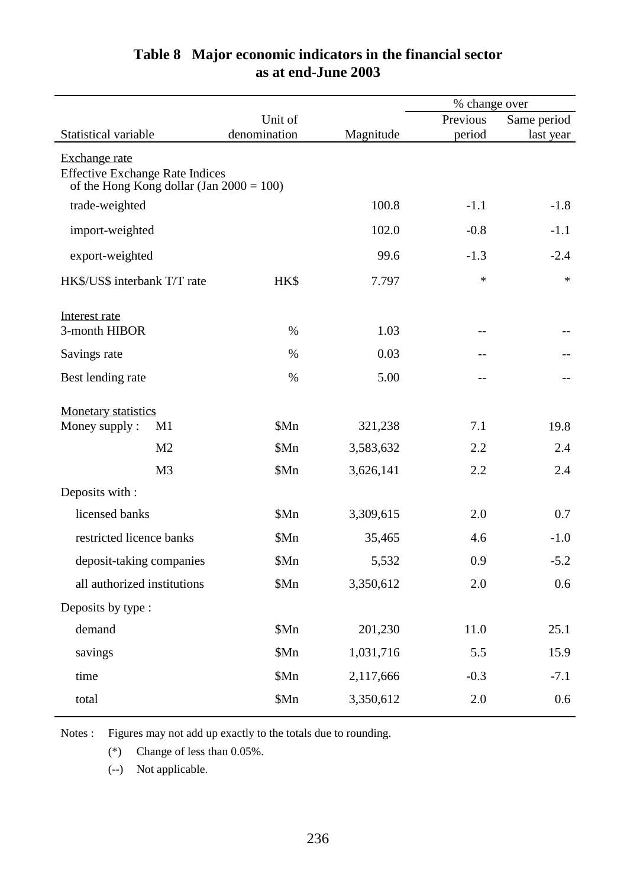## Table 8 Major economic indicators in the financial sector as at end-June 2003

| Statistical variable | Unit of denomination | Magnitude | % change over | |
|---|---|---|---|---|
| | | | Previous period | Same period last year |
| Exchange rate | | | | |
| Effective Exchange Rate Indices of the Hong Kong dollar (Jan 2000 = 100) | | | | |
| trade-weighted | | 100.8 | -1.1 | -1.8 |
| import-weighted | | 102.0 | -0.8 | -1.1 |
| export-weighted | | 99.6 | -1.3 | -2.4 |
| HK$/US$ interbank T/T rate | HK$ | 7.797 | * | * |
| Interest rate | | | | |
| 3-month HIBOR | % | 1.03 | -- | -- |
| Savings rate | % | 0.03 | -- | -- |
| Best lending rate | % | 5.00 | -- | -- |
| Monetary statistics | | | | |
| Money supply : M1 | $Mn | 321,238 | 7.1 | 19.8 |
| M2 | $Mn | 3,583,632 | 2.2 | 2.4 |
| M3 | $Mn | 3,626,141 | 2.2 | 2.4 |
| Deposits with : | | | | |
| licensed banks | $Mn | 3,309,615 | 2.0 | 0.7 |
| restricted licence banks | $Mn | 35,465 | 4.6 | -1.0 |
| deposit-taking companies | $Mn | 5,532 | 0.9 | -5.2 |
| all authorized institutions | $Mn | 3,350,612 | 2.0 | 0.6 |
| Deposits by type : | | | | |
| demand | $Mn | 201,230 | 11.0 | 25.1 |
| savings | $Mn | 1,031,716 | 5.5 | 15.9 |
| time | $Mn | 2,117,666 | -0.3 | -7.1 |
| total | $Mn | 3,350,612 | 2.0 | 0.6 |

Notes : Figures may not add up exactly to the totals due to rounding.

(*) Change of less than 0.05%.

(--) Not applicable.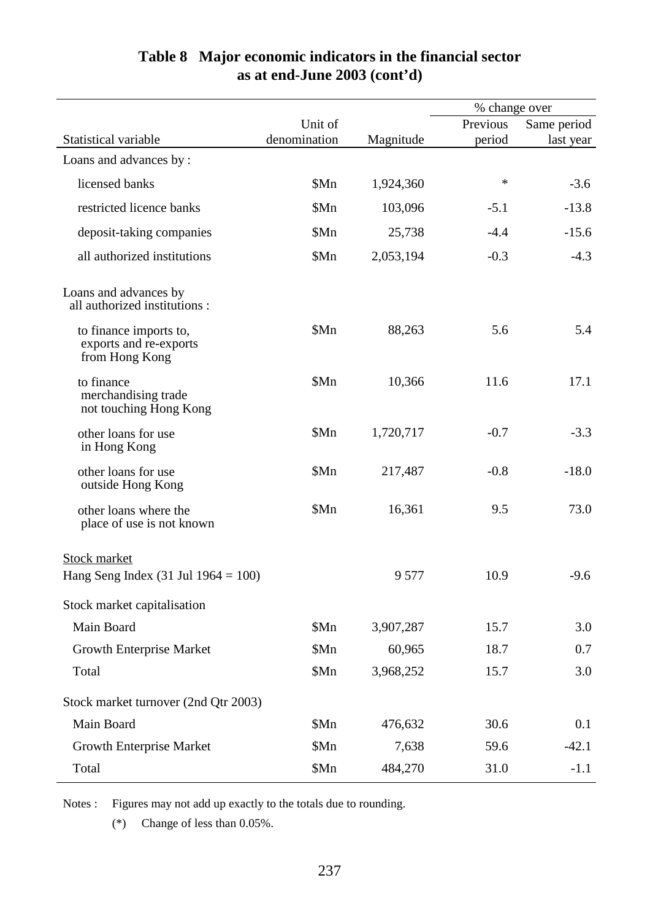## Table 8 Major economic indicators in the financial sector as at end-June 2003 (cont'd)

| Statistical variable | Unit of denomination | Magnitude | % change over Previous period | % change over Same period last year |
|---|---|---|---|---|
| Loans and advances by : | | | | |
| licensed banks | $Mn | 1,924,360 | * | -3.6 |
| restricted licence banks | $Mn | 103,096 | -5.1 | -13.8 |
| deposit-taking companies | $Mn | 25,738 | -4.4 | -15.6 |
| all authorized institutions | $Mn | 2,053,194 | -0.3 | -4.3 |
| Loans and advances by all authorized institutions : | | | | |
| to finance imports to, exports and re-exports from Hong Kong | $Mn | 88,263 | 5.6 | 5.4 |
| to finance merchandising trade not touching Hong Kong | $Mn | 10,366 | 11.6 | 17.1 |
| other loans for use in Hong Kong | $Mn | 1,720,717 | -0.7 | -3.3 |
| other loans for use outside Hong Kong | $Mn | 217,487 | -0.8 | -18.0 |
| other loans where the place of use is not known | $Mn | 16,361 | 9.5 | 73.0 |
| Stock market | | | | |
| Hang Seng Index (31 Jul 1964 = 100) | | 9 577 | 10.9 | -9.6 |
| Stock market capitalisation | | | | |
| Main Board | $Mn | 3,907,287 | 15.7 | 3.0 |
| Growth Enterprise Market | $Mn | 60,965 | 18.7 | 0.7 |
| Total | $Mn | 3,968,252 | 15.7 | 3.0 |
| Stock market turnover (2nd Qtr 2003) | | | | |
| Main Board | $Mn | 476,632 | 30.6 | 0.1 |
| Growth Enterprise Market | $Mn | 7,638 | 59.6 | -42.1 |
| Total | $Mn | 484,270 | 31.0 | -1.1 |

Notes : Figures may not add up exactly to the totals due to rounding.

(*) Change of less than 0.05%.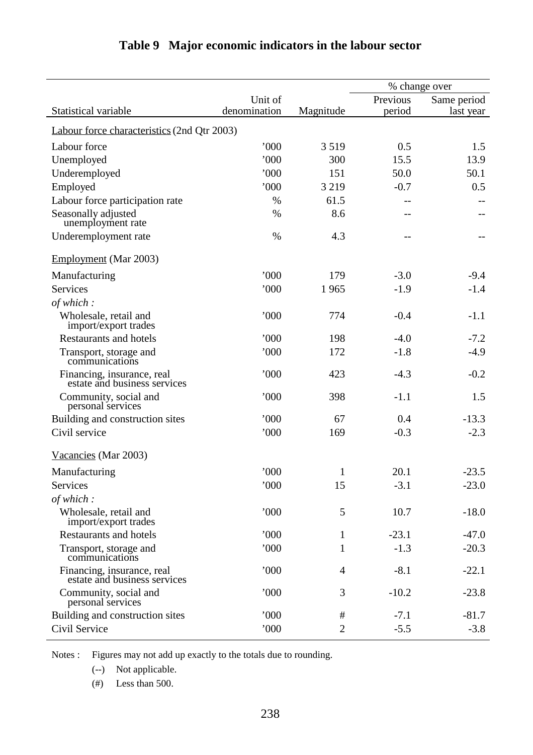# Table 9 Major economic indicators in the labour sector

| Statistical variable | Unit of denomination | Magnitude | % change over Previous period | Same period last year |
|---|---|---|---|---|
| Labour force characteristics (2nd Qtr 2003) | | | | |
| Labour force | '000 | 3 519 | 0.5 | 1.5 |
| Unemployed | '000 | 300 | 15.5 | 13.9 |
| Underemployed | '000 | 151 | 50.0 | 50.1 |
| Employed | '000 | 3 219 | -0.7 | 0.5 |
| Labour force participation rate | % | 61.5 | -- | -- |
| Seasonally adjusted unemployment rate | % | 8.6 | -- | -- |
| Underemployment rate | % | 4.3 | -- | -- |
| Employment (Mar 2003) | | | | |
| Manufacturing | '000 | 179 | -3.0 | -9.4 |
| Services | '000 | 1 965 | -1.9 | -1.4 |
| *of which :* | | | | |
| Wholesale, retail and import/export trades | '000 | 774 | -0.4 | -1.1 |
| Restaurants and hotels | '000 | 198 | -4.0 | -7.2 |
| Transport, storage and communications | '000 | 172 | -1.8 | -4.9 |
| Financing, insurance, real estate and business services | '000 | 423 | -4.3 | -0.2 |
| Community, social and personal services | '000 | 398 | -1.1 | 1.5 |
| Building and construction sites | '000 | 67 | 0.4 | -13.3 |
| Civil service | '000 | 169 | -0.3 | -2.3 |
| Vacancies (Mar 2003) | | | | |
| Manufacturing | '000 | 1 | 20.1 | -23.5 |
| Services | '000 | 15 | -3.1 | -23.0 |
| *of which :* | | | | |
| Wholesale, retail and import/export trades | '000 | 5 | 10.7 | -18.0 |
| Restaurants and hotels | '000 | 1 | -23.1 | -47.0 |
| Transport, storage and communications | '000 | 1 | -1.3 | -20.3 |
| Financing, insurance, real estate and business services | '000 | 4 | -8.1 | -22.1 |
| Community, social and personal services | '000 | 3 | -10.2 | -23.8 |
| Building and construction sites | '000 | # | -7.1 | -81.7 |
| Civil Service | '000 | 2 | -5.5 | -3.8 |

Notes : Figures may not add up exactly to the totals due to rounding.

(--) Not applicable.

(#) Less than 500.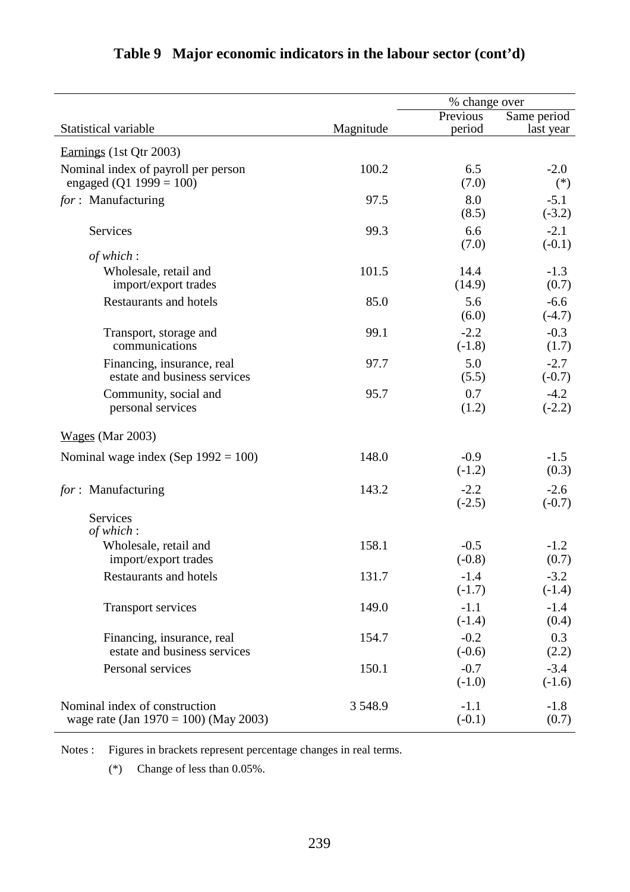## Table 9 Major economic indicators in the labour sector (cont'd)

| Statistical variable | Magnitude | % change over Previous period | Same period last year |
|---|---|---|---|
| Earnings (1st Qtr 2003) | | | |
| Nominal index of payroll per person engaged (Q1 1999 = 100) | 100.2 | 6.5 (7.0) | -2.0 (*) |
| *for* : Manufacturing | 97.5 | 8.0 (8.5) | -5.1 (-3.2) |
| Services | 99.3 | 6.6 (7.0) | -2.1 (-0.1) |
| *of which* : | | | |
| Wholesale, retail and import/export trades | 101.5 | 14.4 (14.9) | -1.3 (0.7) |
| Restaurants and hotels | 85.0 | 5.6 (6.0) | -6.6 (-4.7) |
| Transport, storage and communications | 99.1 | -2.2 (-1.8) | -0.3 (1.7) |
| Financing, insurance, real estate and business services | 97.7 | 5.0 (5.5) | -2.7 (-0.7) |
| Community, social and personal services | 95.7 | 0.7 (1.2) | -4.2 (-2.2) |
| Wages (Mar 2003) | | | |
| Nominal wage index (Sep 1992 = 100) | 148.0 | -0.9 (-1.2) | -1.5 (0.3) |
| *for* : Manufacturing | 143.2 | -2.2 (-2.5) | -2.6 (-0.7) |
| Services *of which* : | | | |
| Wholesale, retail and import/export trades | 158.1 | -0.5 (-0.8) | -1.2 (0.7) |
| Restaurants and hotels | 131.7 | -1.4 (-1.7) | -3.2 (-1.4) |
| Transport services | 149.0 | -1.1 (-1.4) | -1.4 (0.4) |
| Financing, insurance, real estate and business services | 154.7 | -0.2 (-0.6) | 0.3 (2.2) |
| Personal services | 150.1 | -0.7 (-1.0) | -3.4 (-1.6) |
| Nominal index of construction wage rate (Jan 1970 = 100) (May 2003) | 3 548.9 | -1.1 (-0.1) | -1.8 (0.7) |

Notes : Figures in brackets represent percentage changes in real terms.

(*) Change of less than 0.05%.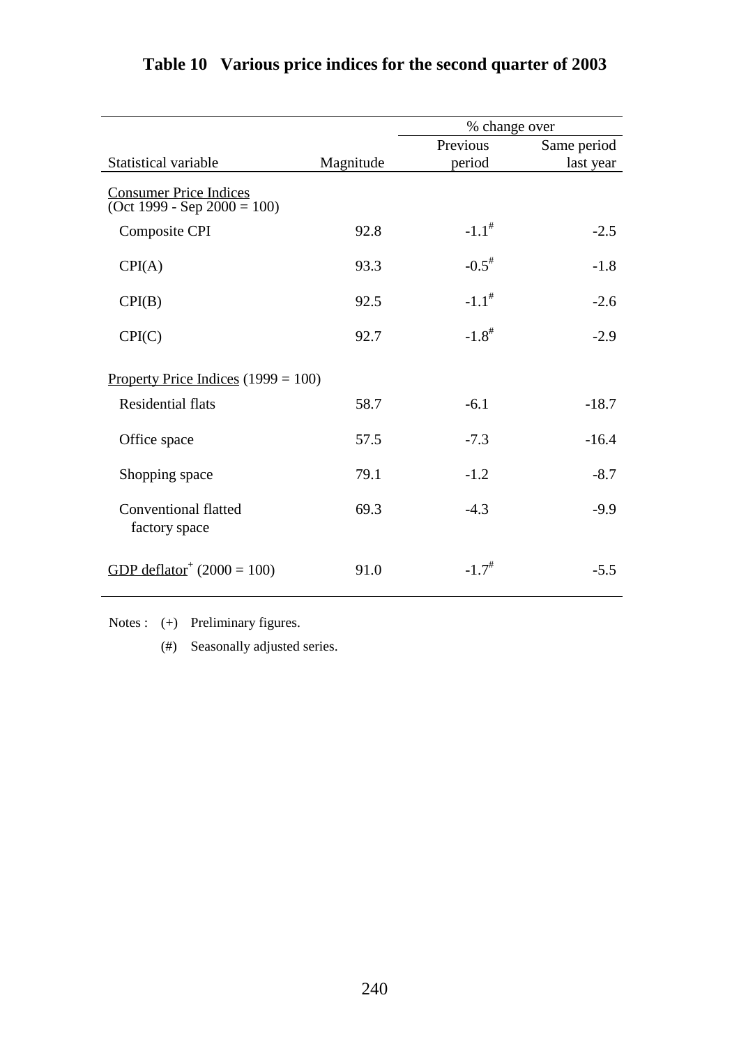# Table 10 Various price indices for the second quarter of 2003

| Statistical variable | Magnitude | % change over Previous period | % change over Same period last year |
|---|---|---|---|
| Consumer Price Indices (Oct 1999 - Sep 2000 = 100) | | | |
| Composite CPI | 92.8 | -1.1# | -2.5 |
| CPI(A) | 93.3 | -0.5# | -1.8 |
| CPI(B) | 92.5 | -1.1# | -2.6 |
| CPI(C) | 92.7 | -1.8# | -2.9 |
| Property Price Indices (1999 = 100) | | | |
| Residential flats | 58.7 | -6.1 | -18.7 |
| Office space | 57.5 | -7.3 | -16.4 |
| Shopping space | 79.1 | -1.2 | -8.7 |
| Conventional flatted factory space | 69.3 | -4.3 | -9.9 |
| GDP deflator+ (2000 = 100) | 91.0 | -1.7# | -5.5 |

Notes : (+) Preliminary figures.

(#) Seasonally adjusted series.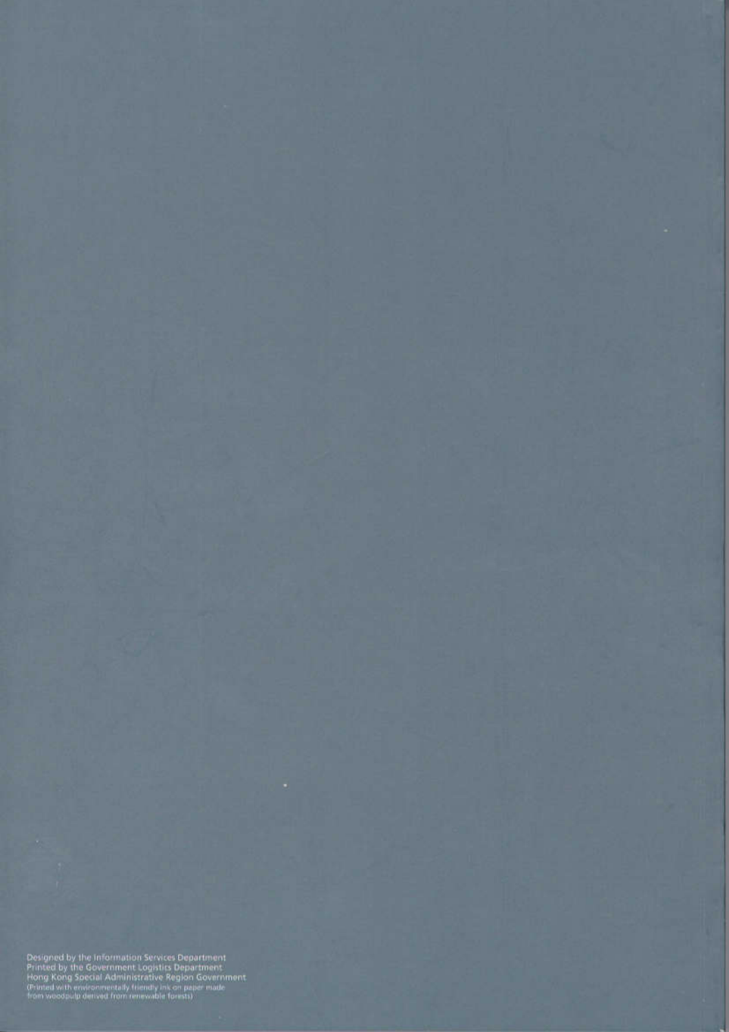Designed by the Information Services Department
Printed by the Government Logistics Department
Hong Kong Special Administrative Region Government
(Printed with environmentally friendly ink on paper made from woodpulp derived from renewable forests)